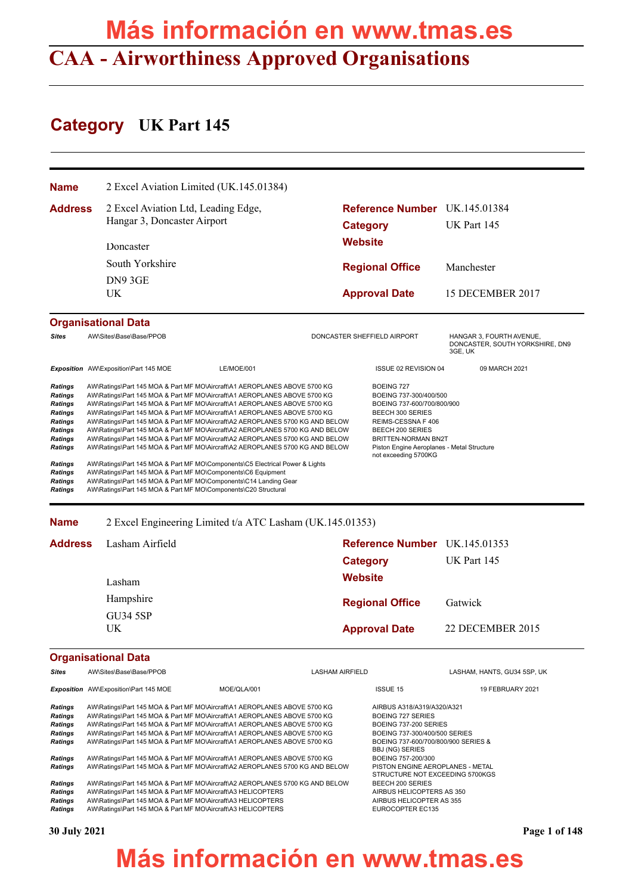# CAA - Airworthiness Approved Organisations

## Category UK Part 145

**Name** 2 Excel Aviation Limited (UK.145.01384)

**Address** 2 Excel Aviation Ltd, Leading Edge,
Hangar 3, Doncaster Airport

Doncaster

South Yorkshire

DN9 3GE

UK

**Reference Number** UK.145.01384

**Category** UK Part 145

**Website**

**Regional Office** Manchester

**Approval Date** 15 DECEMBER 2017

### Organisational Data

| | | | | |
|---|---|---|---|---|
| *Sites* | AW\Sites\Base\Base/PPOB | | DONCASTER SHEFFIELD AIRPORT | HANGAR 3, FOURTH AVENUE, DONCASTER, SOUTH YORKSHIRE, DN9 3GE, UK |
| *Exposition* | AW\Exposition\Part 145 MOE | LE/MOE/001 | ISSUE 02 REVISION 04 | 09 MARCH 2021 |

| | | |
|---|---|---|
| *Ratings* | AW\Ratings\Part 145 MOA & Part MF MO\Aircraft\A1 AEROPLANES ABOVE 5700 KG | BOEING 727 |
| *Ratings* | AW\Ratings\Part 145 MOA & Part MF MO\Aircraft\A1 AEROPLANES ABOVE 5700 KG | BOEING 737-300/400/500 |
| *Ratings* | AW\Ratings\Part 145 MOA & Part MF MO\Aircraft\A1 AEROPLANES ABOVE 5700 KG | BOEING 737-600/700/800/900 |
| *Ratings* | AW\Ratings\Part 145 MOA & Part MF MO\Aircraft\A1 AEROPLANES ABOVE 5700 KG | BEECH 300 SERIES |
| *Ratings* | AW\Ratings\Part 145 MOA & Part MF MO\Aircraft\A2 AEROPLANES 5700 KG AND BELOW | REIMS-CESSNA F 406 |
| *Ratings* | AW\Ratings\Part 145 MOA & Part MF MO\Aircraft\A2 AEROPLANES 5700 KG AND BELOW | BEECH 200 SERIES |
| *Ratings* | AW\Ratings\Part 145 MOA & Part MF MO\Aircraft\A2 AEROPLANES 5700 KG AND BELOW | BRITTEN-NORMAN BN2T |
| *Ratings* | AW\Ratings\Part 145 MOA & Part MF MO\Aircraft\A2 AEROPLANES 5700 KG AND BELOW | Piston Engine Aeroplanes - Metal Structure not exceeding 5700KG |
| *Ratings* | AW\Ratings\Part 145 MOA & Part MF MO\Components\C5 Electrical Power & Lights | |
| *Ratings* | AW\Ratings\Part 145 MOA & Part MF MO\Components\C6 Equipment | |
| *Ratings* | AW\Ratings\Part 145 MOA & Part MF MO\Components\C14 Landing Gear | |
| *Ratings* | AW\Ratings\Part 145 MOA & Part MF MO\Components\C20 Structural | |

**Name** 2 Excel Engineering Limited t/a ATC Lasham (UK.145.01353)

**Address** Lasham Airfield

Lasham

Hampshire

GU34 5SP

UK

**Reference Number** UK.145.01353

**Category** UK Part 145

**Website**

**Regional Office** Gatwick

**Approval Date** 22 DECEMBER 2015

### Organisational Data

| | | | | |
|---|---|---|---|---|
| *Sites* | AW\Sites\Base\Base/PPOB | | LASHAM AIRFIELD | LASHAM, HANTS, GU34 5SP, UK |
| *Exposition* | AW\Exposition\Part 145 MOE | MOE/QLA/001 | ISSUE 15 | 19 FEBRUARY 2021 |

| | | |
|---|---|---|
| *Ratings* | AW\Ratings\Part 145 MOA & Part MF MO\Aircraft\A1 AEROPLANES ABOVE 5700 KG | AIRBUS A318/A319/A320/A321 |
| *Ratings* | AW\Ratings\Part 145 MOA & Part MF MO\Aircraft\A1 AEROPLANES ABOVE 5700 KG | BOEING 727 SERIES |
| *Ratings* | AW\Ratings\Part 145 MOA & Part MF MO\Aircraft\A1 AEROPLANES ABOVE 5700 KG | BOEING 737-200 SERIES |
| *Ratings* | AW\Ratings\Part 145 MOA & Part MF MO\Aircraft\A1 AEROPLANES ABOVE 5700 KG | BOEING 737-300/400/500 SERIES |
| *Ratings* | AW\Ratings\Part 145 MOA & Part MF MO\Aircraft\A1 AEROPLANES ABOVE 5700 KG | BOEING 737-600/700/800/900 SERIES & BBJ (NG) SERIES |
| *Ratings* | AW\Ratings\Part 145 MOA & Part MF MO\Aircraft\A1 AEROPLANES ABOVE 5700 KG | BOEING 757-200/300 |
| *Ratings* | AW\Ratings\Part 145 MOA & Part MF MO\Aircraft\A2 AEROPLANES 5700 KG AND BELOW | PISTON ENGINE AEROPLANES - METAL STRUCTURE NOT EXCEEDING 5700KGS |
| *Ratings* | AW\Ratings\Part 145 MOA & Part MF MO\Aircraft\A2 AEROPLANES 5700 KG AND BELOW | BEECH 200 SERIES |
| *Ratings* | AW\Ratings\Part 145 MOA & Part MF MO\Aircraft\A3 HELICOPTERS | AIRBUS HELICOPTERS AS 350 |
| *Ratings* | AW\Ratings\Part 145 MOA & Part MF MO\Aircraft\A3 HELICOPTERS | AIRBUS HELICOPTER AS 355 |
| *Ratings* | AW\Ratings\Part 145 MOA & Part MF MO\Aircraft\A3 HELICOPTERS | EUROCOPTER EC135 |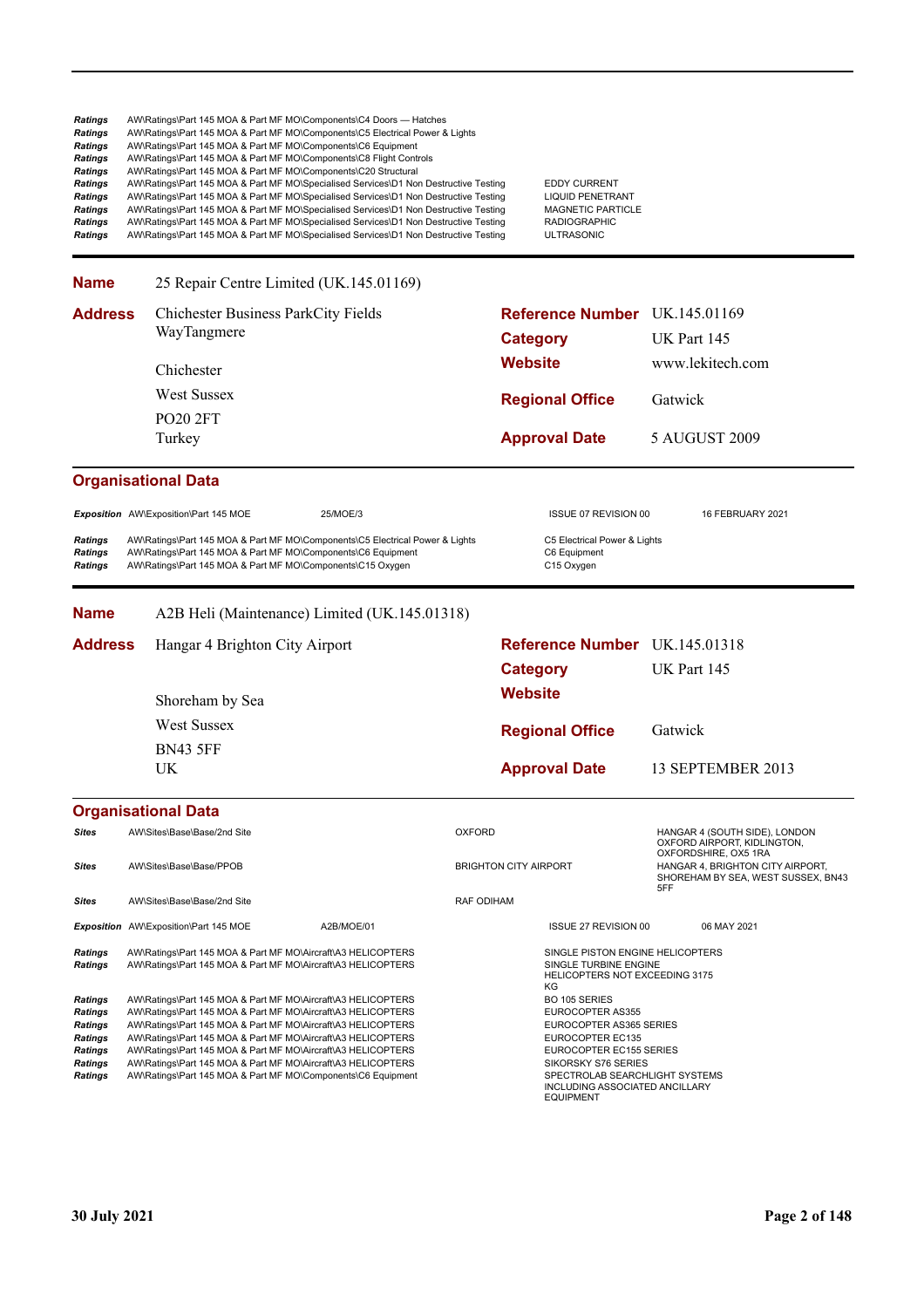| | | |
|---|---|---|
| *Ratings* | AW\Ratings\Part 145 MOA & Part MF MO\Components\C4 Doors — Hatches | |
| *Ratings* | AW\Ratings\Part 145 MOA & Part MF MO\Components\C5 Electrical Power & Lights | |
| *Ratings* | AW\Ratings\Part 145 MOA & Part MF MO\Components\C6 Equipment | |
| *Ratings* | AW\Ratings\Part 145 MOA & Part MF MO\Components\C8 Flight Controls | |
| *Ratings* | AW\Ratings\Part 145 MOA & Part MF MO\Components\C20 Structural | |
| *Ratings* | AW\Ratings\Part 145 MOA & Part MF MO\Specialised Services\D1 Non Destructive Testing | EDDY CURRENT |
| *Ratings* | AW\Ratings\Part 145 MOA & Part MF MO\Specialised Services\D1 Non Destructive Testing | LIQUID PENETRANT |
| *Ratings* | AW\Ratings\Part 145 MOA & Part MF MO\Specialised Services\D1 Non Destructive Testing | MAGNETIC PARTICLE |
| *Ratings* | AW\Ratings\Part 145 MOA & Part MF MO\Specialised Services\D1 Non Destructive Testing | RADIOGRAPHIC |
| *Ratings* | AW\Ratings\Part 145 MOA & Part MF MO\Specialised Services\D1 Non Destructive Testing | ULTRASONIC |

**Name** 25 Repair Centre Limited (UK.145.01169)

**Address**
Chichester Business ParkCity Fields WayTangmere
Chichester
West Sussex
PO20 2FT
Turkey

**Reference Number** UK.145.01169
**Category** UK Part 145
**Website** www.lekitech.com
**Regional Office** Gatwick
**Approval Date** 5 AUGUST 2009

## Organisational Data

| | | | | |
|---|---|---|---|---|
| *Exposition* | AW\Exposition\Part 145 MOE | 25/MOE/3 | ISSUE 07 REVISION 00 | 16 FEBRUARY 2021 |

| | | |
|---|---|---|
| *Ratings* | AW\Ratings\Part 145 MOA & Part MF MO\Components\C5 Electrical Power & Lights | C5 Electrical Power & Lights |
| *Ratings* | AW\Ratings\Part 145 MOA & Part MF MO\Components\C6 Equipment | C6 Equipment |
| *Ratings* | AW\Ratings\Part 145 MOA & Part MF MO\Components\C15 Oxygen | C15 Oxygen |

**Name** A2B Heli (Maintenance) Limited (UK.145.01318)

**Address**
Hangar 4 Brighton City Airport
Shoreham by Sea
West Sussex
BN43 5FF
UK

**Reference Number** UK.145.01318
**Category** UK Part 145
**Website**
**Regional Office** Gatwick
**Approval Date** 13 SEPTEMBER 2013

## Organisational Data

| | | | |
|---|---|---|---|
| *Sites* | AW\Sites\Base\Base\2nd Site | OXFORD | HANGAR 4 (SOUTH SIDE), LONDON OXFORD AIRPORT, KIDLINGTON, OXFORDSHIRE, OX5 1RA |
| *Sites* | AW\Sites\Base\Base\PPOB | BRIGHTON CITY AIRPORT | HANGAR 4, BRIGHTON CITY AIRPORT, SHOREHAM BY SEA, WEST SUSSEX, BN43 5FF |
| *Sites* | AW\Sites\Base\Base\2nd Site | RAF ODIHAM | |

| | | | | |
|---|---|---|---|---|
| *Exposition* | AW\Exposition\Part 145 MOE | A2B/MOE/01 | ISSUE 27 REVISION 00 | 06 MAY 2021 |

| | | |
|---|---|---|
| *Ratings* | AW\Ratings\Part 145 MOA & Part MF MO\Aircraft\A3 HELICOPTERS | SINGLE PISTON ENGINE HELICOPTERS |
| *Ratings* | AW\Ratings\Part 145 MOA & Part MF MO\Aircraft\A3 HELICOPTERS | SINGLE TURBINE ENGINE HELICOPTERS NOT EXCEEDING 3175 KG |
| *Ratings* | AW\Ratings\Part 145 MOA & Part MF MO\Aircraft\A3 HELICOPTERS | BO 105 SERIES |
| *Ratings* | AW\Ratings\Part 145 MOA & Part MF MO\Aircraft\A3 HELICOPTERS | EUROCOPTER AS355 |
| *Ratings* | AW\Ratings\Part 145 MOA & Part MF MO\Aircraft\A3 HELICOPTERS | EUROCOPTER AS365 SERIES |
| *Ratings* | AW\Ratings\Part 145 MOA & Part MF MO\Aircraft\A3 HELICOPTERS | EUROCOPTER EC135 |
| *Ratings* | AW\Ratings\Part 145 MOA & Part MF MO\Aircraft\A3 HELICOPTERS | EUROCOPTER EC155 SERIES |
| *Ratings* | AW\Ratings\Part 145 MOA & Part MF MO\Aircraft\A3 HELICOPTERS | SIKORSKY S76 SERIES |
| *Ratings* | AW\Ratings\Part 145 MOA & Part MF MO\Components\C6 Equipment | SPECTROLAB SEARCHLIGHT SYSTEMS INCLUDING ASSOCIATED ANCILLARY EQUIPMENT |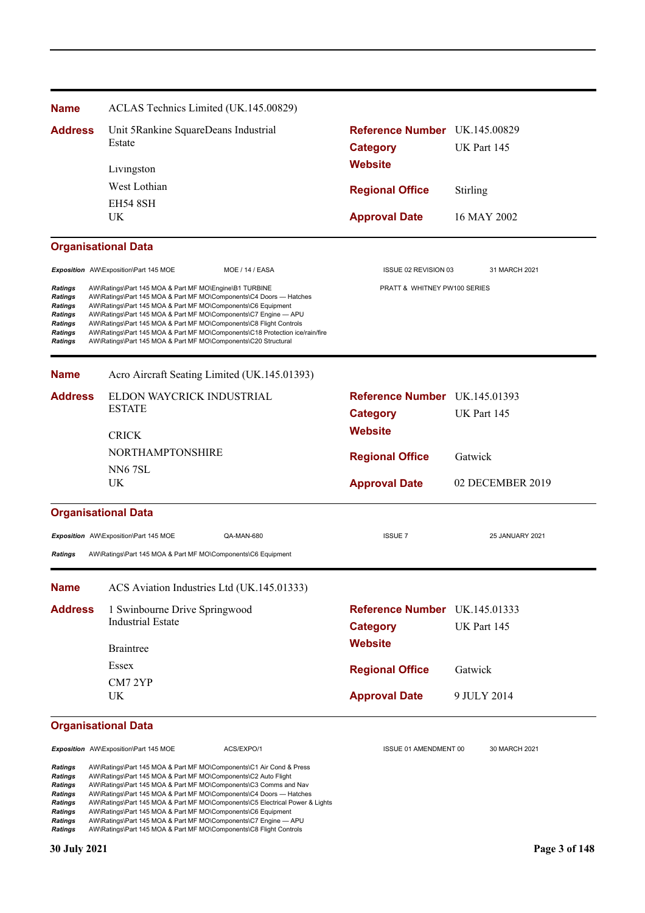**Name** ACLAS Technics Limited (UK.145.00829)

**Address** Unit 5Rankine SquareDeans Industrial Estate
Livingston
West Lothian
EH54 8SH
UK

**Reference Number** UK.145.00829
**Category** UK Part 145
**Website**
**Regional Office** Stirling
**Approval Date** 16 MAY 2002

### Organisational Data

| | | | | |
|---|---|---|---|---|
| *Exposition* | AW\Exposition\Part 145 MOE | MOE / 14 / EASA | ISSUE 02 REVISION 03 | 31 MARCH 2021 |
| *Ratings* | AW\Ratings\Part 145 MOA & Part MF MO\Engine\B1 TURBINE | | PRATT & WHITNEY PW100 SERIES | |
| *Ratings* | AW\Ratings\Part 145 MOA & Part MF MO\Components\C4 Doors — Hatches | | | |
| *Ratings* | AW\Ratings\Part 145 MOA & Part MF MO\Components\C6 Equipment | | | |
| *Ratings* | AW\Ratings\Part 145 MOA & Part MF MO\Components\C7 Engine — APU | | | |
| *Ratings* | AW\Ratings\Part 145 MOA & Part MF MO\Components\C8 Flight Controls | | | |
| *Ratings* | AW\Ratings\Part 145 MOA & Part MF MO\Components\C18 Protection ice/rain/fire | | | |
| *Ratings* | AW\Ratings\Part 145 MOA & Part MF MO\Components\C20 Structural | | | |

---

**Name** Acro Aircraft Seating Limited (UK.145.01393)

**Address** ELDON WAYCRICK INDUSTRIAL ESTATE
CRICK
NORTHAMPTONSHIRE
NN6 7SL
UK

**Reference Number** UK.145.01393
**Category** UK Part 145
**Website**
**Regional Office** Gatwick
**Approval Date** 02 DECEMBER 2019

### Organisational Data

| | | | | |
|---|---|---|---|---|
| *Exposition* | AW\Exposition\Part 145 MOE | QA-MAN-680 | ISSUE 7 | 25 JANUARY 2021 |
| *Ratings* | AW\Ratings\Part 145 MOA & Part MF MO\Components\C6 Equipment | | | |

---

**Name** ACS Aviation Industries Ltd (UK.145.01333)

**Address** 1 Swinbourne Drive Springwood Industrial Estate
Braintree
Essex
CM7 2YP
UK

**Reference Number** UK.145.01333
**Category** UK Part 145
**Website**
**Regional Office** Gatwick
**Approval Date** 9 JULY 2014

### Organisational Data

| | | | | |
|---|---|---|---|---|
| *Exposition* | AW\Exposition\Part 145 MOE | ACS/EXPO/1 | ISSUE 01 AMENDMENT 00 | 30 MARCH 2021 |
| *Ratings* | AW\Ratings\Part 145 MOA & Part MF MO\Components\C1 Air Cond & Press | | | |
| *Ratings* | AW\Ratings\Part 145 MOA & Part MF MO\Components\C2 Auto Flight | | | |
| *Ratings* | AW\Ratings\Part 145 MOA & Part MF MO\Components\C3 Comms and Nav | | | |
| *Ratings* | AW\Ratings\Part 145 MOA & Part MF MO\Components\C4 Doors — Hatches | | | |
| *Ratings* | AW\Ratings\Part 145 MOA & Part MF MO\Components\C5 Electrical Power & Lights | | | |
| *Ratings* | AW\Ratings\Part 145 MOA & Part MF MO\Components\C6 Equipment | | | |
| *Ratings* | AW\Ratings\Part 145 MOA & Part MF MO\Components\C7 Engine — APU | | | |
| *Ratings* | AW\Ratings\Part 145 MOA & Part MF MO\Components\C8 Flight Controls | | | |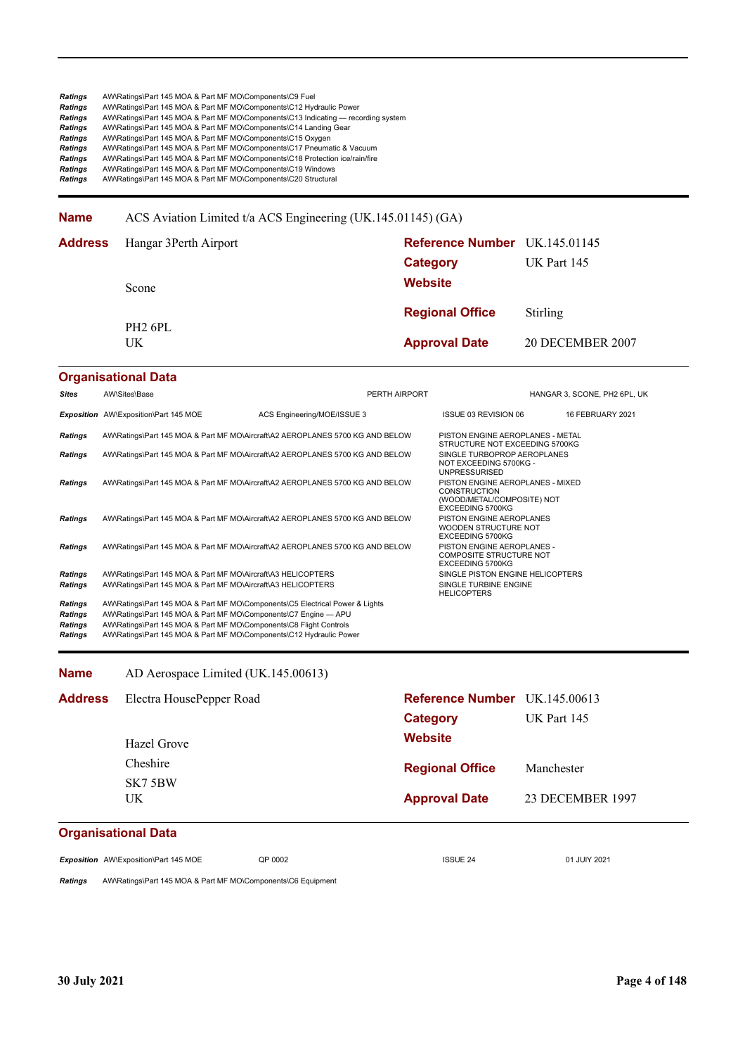| | |
|---|---|
| ***Ratings*** | AW\Ratings\Part 145 MOA & Part MF MO\Components\C9 Fuel |
| ***Ratings*** | AW\Ratings\Part 145 MOA & Part MF MO\Components\C12 Hydraulic Power |
| ***Ratings*** | AW\Ratings\Part 145 MOA & Part MF MO\Components\C13 Indicating — recording system |
| ***Ratings*** | AW\Ratings\Part 145 MOA & Part MF MO\Components\C14 Landing Gear |
| ***Ratings*** | AW\Ratings\Part 145 MOA & Part MF MO\Components\C15 Oxygen |
| ***Ratings*** | AW\Ratings\Part 145 MOA & Part MF MO\Components\C17 Pneumatic & Vacuum |
| ***Ratings*** | AW\Ratings\Part 145 MOA & Part MF MO\Components\C18 Protection ice/rain/fire |
| ***Ratings*** | AW\Ratings\Part 145 MOA & Part MF MO\Components\C19 Windows |
| ***Ratings*** | AW\Ratings\Part 145 MOA & Part MF MO\Components\C20 Structural |

---

**Name** ACS Aviation Limited t/a ACS Engineering (UK.145.01145) (GA)

| | | | |
|---|---|---|---|
| **Address** | Hangar 3Perth Airport | **Reference Number** | UK.145.01145 |
| | | **Category** | UK Part 145 |
| | Scone | **Website** | |
| | | **Regional Office** | Stirling |
| | PH2 6PL | | |
| | UK | **Approval Date** | 20 DECEMBER 2007 |

### Organisational Data

| | | | | |
|---|---|---|---|---|
| ***Sites*** | AW\Sites\Base | PERTH AIRPORT | | HANGAR 3, SCONE, PH2 6PL, UK |
| ***Exposition*** | AW\Exposition\Part 145 MOE | ACS Engineering/MOE/ISSUE 3 | ISSUE 03 REVISION 06 | 16 FEBRUARY 2021 |

| | | |
|---|---|---|
| ***Ratings*** | AW\Ratings\Part 145 MOA & Part MF MO\Aircraft\A2 AEROPLANES 5700 KG AND BELOW | PISTON ENGINE AEROPLANES - METAL STRUCTURE NOT EXCEEDING 5700KG |
| ***Ratings*** | AW\Ratings\Part 145 MOA & Part MF MO\Aircraft\A2 AEROPLANES 5700 KG AND BELOW | SINGLE TURBOPROP AEROPLANES NOT EXCEEDING 5700KG - UNPRESSURISED |
| ***Ratings*** | AW\Ratings\Part 145 MOA & Part MF MO\Aircraft\A2 AEROPLANES 5700 KG AND BELOW | PISTON ENGINE AEROPLANES - MIXED CONSTRUCTION (WOOD/METAL/COMPOSITE) NOT EXCEEDING 5700KG |
| ***Ratings*** | AW\Ratings\Part 145 MOA & Part MF MO\Aircraft\A2 AEROPLANES 5700 KG AND BELOW | PISTON ENGINE AEROPLANES WOODEN STRUCTURE NOT EXCEEDING 5700KG |
| ***Ratings*** | AW\Ratings\Part 145 MOA & Part MF MO\Aircraft\A2 AEROPLANES 5700 KG AND BELOW | PISTON ENGINE AEROPLANES - COMPOSITE STRUCTURE NOT EXCEEDING 5700KG |
| ***Ratings*** | AW\Ratings\Part 145 MOA & Part MF MO\Aircraft\A3 HELICOPTERS | SINGLE PISTON ENGINE HELICOPTERS |
| ***Ratings*** | AW\Ratings\Part 145 MOA & Part MF MO\Aircraft\A3 HELICOPTERS | SINGLE TURBINE ENGINE HELICOPTERS |
| ***Ratings*** | AW\Ratings\Part 145 MOA & Part MF MO\Components\C5 Electrical Power & Lights | |
| ***Ratings*** | AW\Ratings\Part 145 MOA & Part MF MO\Components\C7 Engine — APU | |
| ***Ratings*** | AW\Ratings\Part 145 MOA & Part MF MO\Components\C8 Flight Controls | |
| ***Ratings*** | AW\Ratings\Part 145 MOA & Part MF MO\Components\C12 Hydraulic Power | |

---

**Name** AD Aerospace Limited (UK.145.00613)

| | | | |
|---|---|---|---|
| **Address** | Electra HousePepper Road | **Reference Number** | UK.145.00613 |
| | | **Category** | UK Part 145 |
| | Hazel Grove | **Website** | |
| | Cheshire | **Regional Office** | Manchester |
| | SK7 5BW | | |
| | UK | **Approval Date** | 23 DECEMBER 1997 |

### Organisational Data

| | | | | |
|---|---|---|---|---|
| ***Exposition*** | AW\Exposition\Part 145 MOE | QP 0002 | ISSUE 24 | 01 JUlY 2021 |

| | |
|---|---|
| ***Ratings*** | AW\Ratings\Part 145 MOA & Part MF MO\Components\C6 Equipment |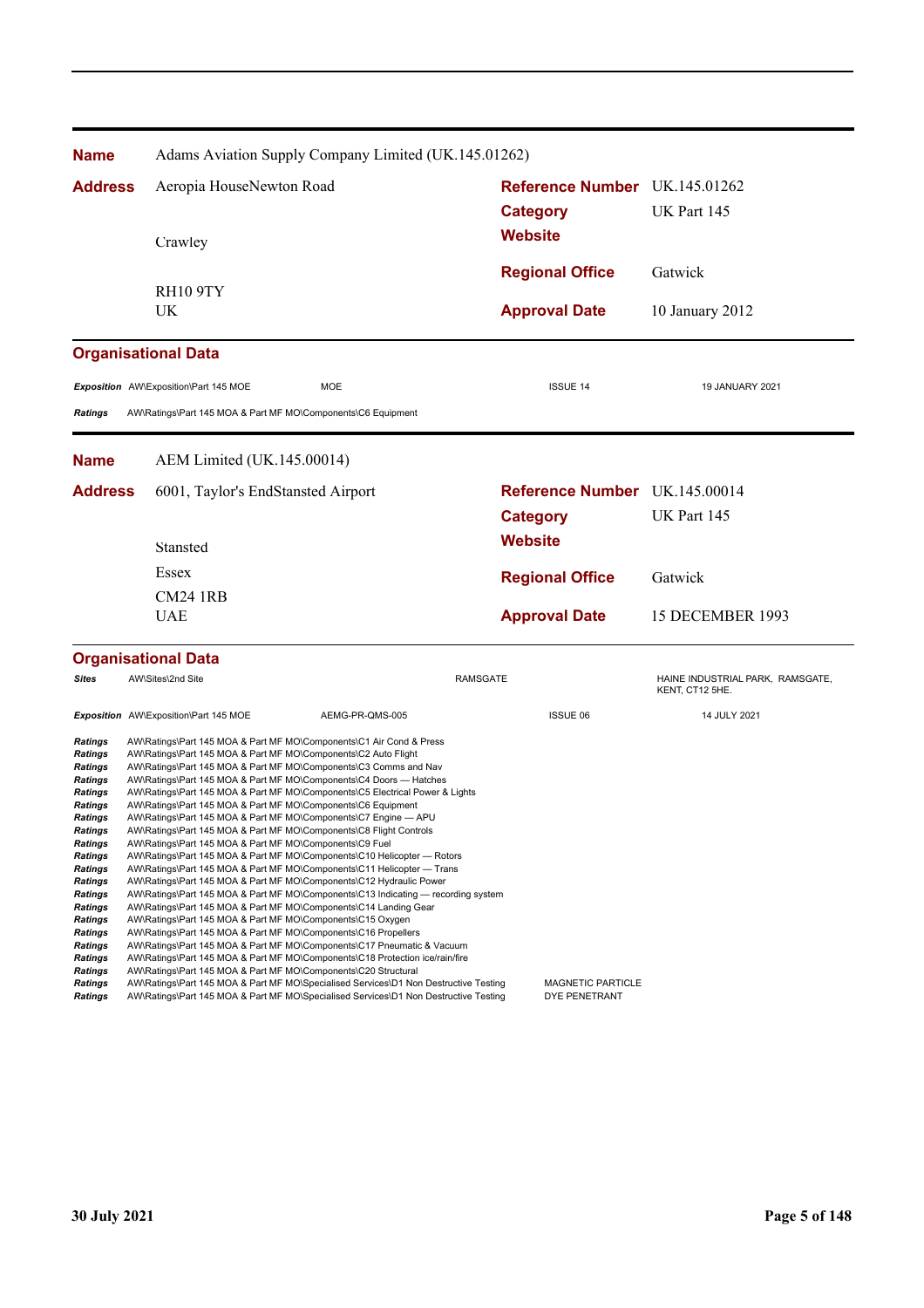| | | | |
|---|---|---|---|
| **Name** | Adams Aviation Supply Company Limited (UK.145.01262) | | |
| **Address** | Aeropia HouseNewton Road | **Reference Number** | UK.145.01262 |
| | | **Category** | UK Part 145 |
| | Crawley | **Website** | |
| | | **Regional Office** | Gatwick |
| | RH10 9TY | | |
| | UK | **Approval Date** | 10 January 2012 |

**Organisational Data**

| | | | | |
|---|---|---|---|---|
| *Exposition* | AW\Exposition\Part 145 MOE | MOE | ISSUE 14 | 19 JANUARY 2021 |
| *Ratings* | AW\Ratings\Part 145 MOA & Part MF MO\Components\C6 Equipment | | | |

| | | | |
|---|---|---|---|
| **Name** | AEM Limited (UK.145.00014) | | |
| **Address** | 6001, Taylor's EndStansted Airport | **Reference Number** | UK.145.00014 |
| | | **Category** | UK Part 145 |
| | Stansted | **Website** | |
| | Essex | **Regional Office** | Gatwick |
| | CM24 1RB | | |
| | UAE | **Approval Date** | 15 DECEMBER 1993 |

**Organisational Data**

| | | | | |
|---|---|---|---|---|
| *Sites* | AW\Sites\2nd Site | | RAMSGATE | HAINE INDUSTRIAL PARK, RAMSGATE, KENT, CT12 5HE. |
| *Exposition* | AW\Exposition\Part 145 MOE | AEMG-PR-QMS-005 | ISSUE 06 | 14 JULY 2021 |
| *Ratings* | AW\Ratings\Part 145 MOA & Part MF MO\Components\C1 Air Cond & Press | | | |
| *Ratings* | AW\Ratings\Part 145 MOA & Part MF MO\Components\C2 Auto Flight | | | |
| *Ratings* | AW\Ratings\Part 145 MOA & Part MF MO\Components\C3 Comms and Nav | | | |
| *Ratings* | AW\Ratings\Part 145 MOA & Part MF MO\Components\C4 Doors — Hatches | | | |
| *Ratings* | AW\Ratings\Part 145 MOA & Part MF MO\Components\C5 Electrical Power & Lights | | | |
| *Ratings* | AW\Ratings\Part 145 MOA & Part MF MO\Components\C6 Equipment | | | |
| *Ratings* | AW\Ratings\Part 145 MOA & Part MF MO\Components\C7 Engine — APU | | | |
| *Ratings* | AW\Ratings\Part 145 MOA & Part MF MO\Components\C8 Flight Controls | | | |
| *Ratings* | AW\Ratings\Part 145 MOA & Part MF MO\Components\C9 Fuel | | | |
| *Ratings* | AW\Ratings\Part 145 MOA & Part MF MO\Components\C10 Helicopter — Rotors | | | |
| *Ratings* | AW\Ratings\Part 145 MOA & Part MF MO\Components\C11 Helicopter — Trans | | | |
| *Ratings* | AW\Ratings\Part 145 MOA & Part MF MO\Components\C12 Hydraulic Power | | | |
| *Ratings* | AW\Ratings\Part 145 MOA & Part MF MO\Components\C13 Indicating — recording system | | | |
| *Ratings* | AW\Ratings\Part 145 MOA & Part MF MO\Components\C14 Landing Gear | | | |
| *Ratings* | AW\Ratings\Part 145 MOA & Part MF MO\Components\C15 Oxygen | | | |
| *Ratings* | AW\Ratings\Part 145 MOA & Part MF MO\Components\C16 Propellers | | | |
| *Ratings* | AW\Ratings\Part 145 MOA & Part MF MO\Components\C17 Pneumatic & Vacuum | | | |
| *Ratings* | AW\Ratings\Part 145 MOA & Part MF MO\Components\C18 Protection ice/rain/fire | | | |
| *Ratings* | AW\Ratings\Part 145 MOA & Part MF MO\Components\C20 Structural | | | |
| *Ratings* | AW\Ratings\Part 145 MOA & Part MF MO\Specialised Services\D1 Non Destructive Testing | | MAGNETIC PARTICLE | |
| *Ratings* | AW\Ratings\Part 145 MOA & Part MF MO\Specialised Services\D1 Non Destructive Testing | | DYE PENETRANT | |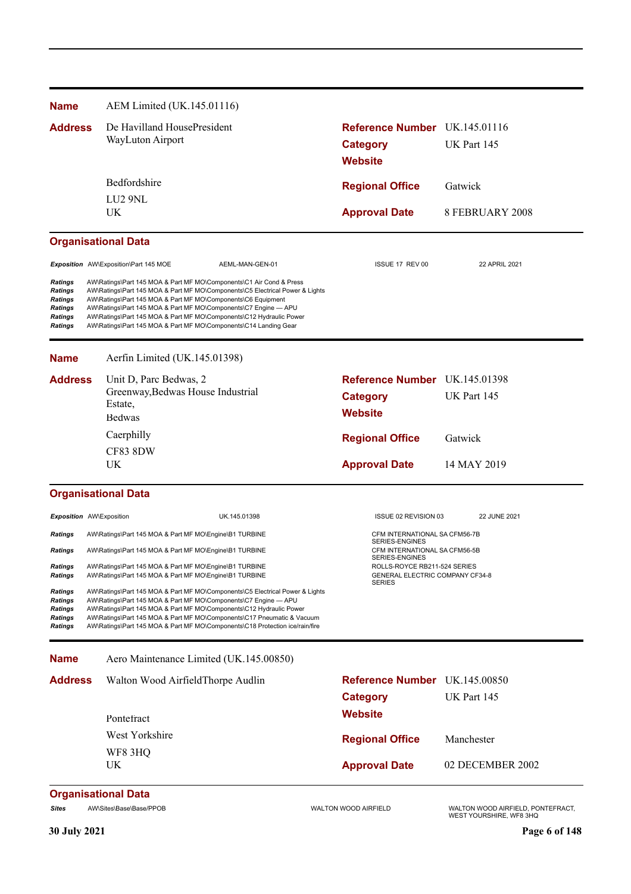**Name** AEM Limited (UK.145.01116)

| | | | |
|---|---|---|---|
| **Address** | De Havilland HousePresident WayLuton Airport | **Reference Number** | UK.145.01116 |
| | | **Category** | UK Part 145 |
| | | **Website** | |
| | Bedfordshire | **Regional Office** | Gatwick |
| | LU2 9NL UK | **Approval Date** | 8 FEBRUARY 2008 |

**Organisational Data**

| | | | | |
|---|---|---|---|---|
| *Exposition* | AW\Exposition\Part 145 MOE | AEML-MAN-GEN-01 | ISSUE 17 REV 00 | 22 APRIL 2021 |
| *Ratings* | AW\Ratings\Part 145 MOA & Part MF MO\Components\C1 Air Cond & Press | | | |
| *Ratings* | AW\Ratings\Part 145 MOA & Part MF MO\Components\C5 Electrical Power & Lights | | | |
| *Ratings* | AW\Ratings\Part 145 MOA & Part MF MO\Components\C6 Equipment | | | |
| *Ratings* | AW\Ratings\Part 145 MOA & Part MF MO\Components\C7 Engine — APU | | | |
| *Ratings* | AW\Ratings\Part 145 MOA & Part MF MO\Components\C12 Hydraulic Power | | | |
| *Ratings* | AW\Ratings\Part 145 MOA & Part MF MO\Components\C14 Landing Gear | | | |

**Name** Aerfin Limited (UK.145.01398)

| | | | |
|---|---|---|---|
| **Address** | Unit D, Parc Bedwas, 2 Greenway,Bedwas House Industrial Estate, Bedwas | **Reference Number** | UK.145.01398 |
| | | **Category** | UK Part 145 |
| | | **Website** | |
| | Caerphilly | **Regional Office** | Gatwick |
| | CF83 8DW UK | **Approval Date** | 14 MAY 2019 |

**Organisational Data**

| | | | | |
|---|---|---|---|---|
| *Exposition* | AW\Exposition | UK.145.01398 | ISSUE 02 REVISION 03 | 22 JUNE 2021 |
| *Ratings* | AW\Ratings\Part 145 MOA & Part MF MO\Engine\B1 TURBINE | | CFM INTERNATIONAL SA CFM56-7B SERIES-ENGINES | |
| *Ratings* | AW\Ratings\Part 145 MOA & Part MF MO\Engine\B1 TURBINE | | CFM INTERNATIONAL SA CFM56-5B SERIES-ENGINES | |
| *Ratings* | AW\Ratings\Part 145 MOA & Part MF MO\Engine\B1 TURBINE | | ROLLS-ROYCE RB211-524 SERIES | |
| *Ratings* | AW\Ratings\Part 145 MOA & Part MF MO\Engine\B1 TURBINE | | GENERAL ELECTRIC COMPANY CF34-8 SERIES | |
| *Ratings* | AW\Ratings\Part 145 MOA & Part MF MO\Components\C5 Electrical Power & Lights | | | |
| *Ratings* | AW\Ratings\Part 145 MOA & Part MF MO\Components\C7 Engine — APU | | | |
| *Ratings* | AW\Ratings\Part 145 MOA & Part MF MO\Components\C12 Hydraulic Power | | | |
| *Ratings* | AW\Ratings\Part 145 MOA & Part MF MO\Components\C17 Pneumatic & Vacuum | | | |
| *Ratings* | AW\Ratings\Part 145 MOA & Part MF MO\Components\C18 Protection ice/rain/fire | | | |

**Name** Aero Maintenance Limited (UK.145.00850)

| | | | |
|---|---|---|---|
| **Address** | Walton Wood AirfieldThorpe Audlin | **Reference Number** | UK.145.00850 |
| | | **Category** | UK Part 145 |
| | Pontefract | **Website** | |
| | West Yorkshire | **Regional Office** | Manchester |
| | WF8 3HQ UK | **Approval Date** | 02 DECEMBER 2002 |

**Organisational Data**

| | | | |
|---|---|---|---|
| *Sites* | AW\Sites\Base\Base/PPOB | WALTON WOOD AIRFIELD | WALTON WOOD AIRFIELD, PONTEFRACT, WEST YOURSHIRE, WF8 3HQ |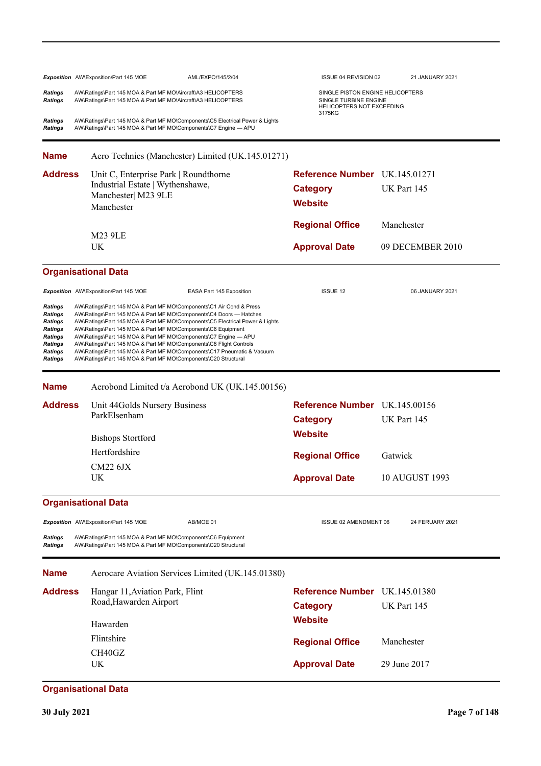| | | | | |
|---|---|---|---|---|
| ***Exposition*** | AW\Exposition\Part 145 MOE | AML/EXPO/145/2/04 | ISSUE 04 REVISION 02 | 21 JANUARY 2021 |
| ***Ratings*** | AW\Ratings\Part 145 MOA & Part MF MO\Aircraft\A3 HELICOPTERS | | SINGLE PISTON ENGINE HELICOPTERS | |
| ***Ratings*** | AW\Ratings\Part 145 MOA & Part MF MO\Aircraft\A3 HELICOPTERS | | SINGLE TURBINE ENGINE HELICOPTERS NOT EXCEEDING 3175KG | |
| ***Ratings*** | AW\Ratings\Part 145 MOA & Part MF MO\Components\C5 Electrical Power & Lights | | | |
| ***Ratings*** | AW\Ratings\Part 145 MOA & Part MF MO\Components\C7 Engine — APU | | | |

**Name** Aero Technics (Manchester) Limited (UK.145.01271)

**Address**
Unit C, Enterprise Park | Roundthorne Industrial Estate | Wythenshawe, Manchester| M23 9LE
Manchester

M23 9LE
UK

**Reference Number** UK.145.01271
**Category** UK Part 145
**Website**
**Regional Office** Manchester
**Approval Date** 09 DECEMBER 2010

**Organisational Data**

| | | | | |
|---|---|---|---|---|
| ***Exposition*** | AW\Exposition\Part 145 MOE | EASA Part 145 Exposition | ISSUE 12 | 06 JANUARY 2021 |
| ***Ratings*** | AW\Ratings\Part 145 MOA & Part MF MO\Components\C1 Air Cond & Press | | | |
| ***Ratings*** | AW\Ratings\Part 145 MOA & Part MF MO\Components\C4 Doors — Hatches | | | |
| ***Ratings*** | AW\Ratings\Part 145 MOA & Part MF MO\Components\C5 Electrical Power & Lights | | | |
| ***Ratings*** | AW\Ratings\Part 145 MOA & Part MF MO\Components\C6 Equipment | | | |
| ***Ratings*** | AW\Ratings\Part 145 MOA & Part MF MO\Components\C7 Engine — APU | | | |
| ***Ratings*** | AW\Ratings\Part 145 MOA & Part MF MO\Components\C8 Flight Controls | | | |
| ***Ratings*** | AW\Ratings\Part 145 MOA & Part MF MO\Components\C17 Pneumatic & Vacuum | | | |
| ***Ratings*** | AW\Ratings\Part 145 MOA & Part MF MO\Components\C20 Structural | | | |

**Name** Aerobond Limited t/a Aerobond UK (UK.145.00156)

**Address**
Unit 44Golds Nursery Business ParkElsenham

Bishops Stortford
Hertfordshire
CM22 6JX
UK

**Reference Number** UK.145.00156
**Category** UK Part 145
**Website**
**Regional Office** Gatwick
**Approval Date** 10 AUGUST 1993

**Organisational Data**

| | | | | |
|---|---|---|---|---|
| ***Exposition*** | AW\Exposition\Part 145 MOE | AB/MOE 01 | ISSUE 02 AMENDMENT 06 | 24 FERUARY 2021 |
| ***Ratings*** | AW\Ratings\Part 145 MOA & Part MF MO\Components\C6 Equipment | | | |
| ***Ratings*** | AW\Ratings\Part 145 MOA & Part MF MO\Components\C20 Structural | | | |

**Name** Aerocare Aviation Services Limited (UK.145.01380)

**Address**
Hangar 11,Aviation Park, Flint Road,Hawarden Airport

Hawarden
Flintshire
CH40GZ
UK

**Reference Number** UK.145.01380
**Category** UK Part 145
**Website**
**Regional Office** Manchester
**Approval Date** 29 June 2017

**Organisational Data**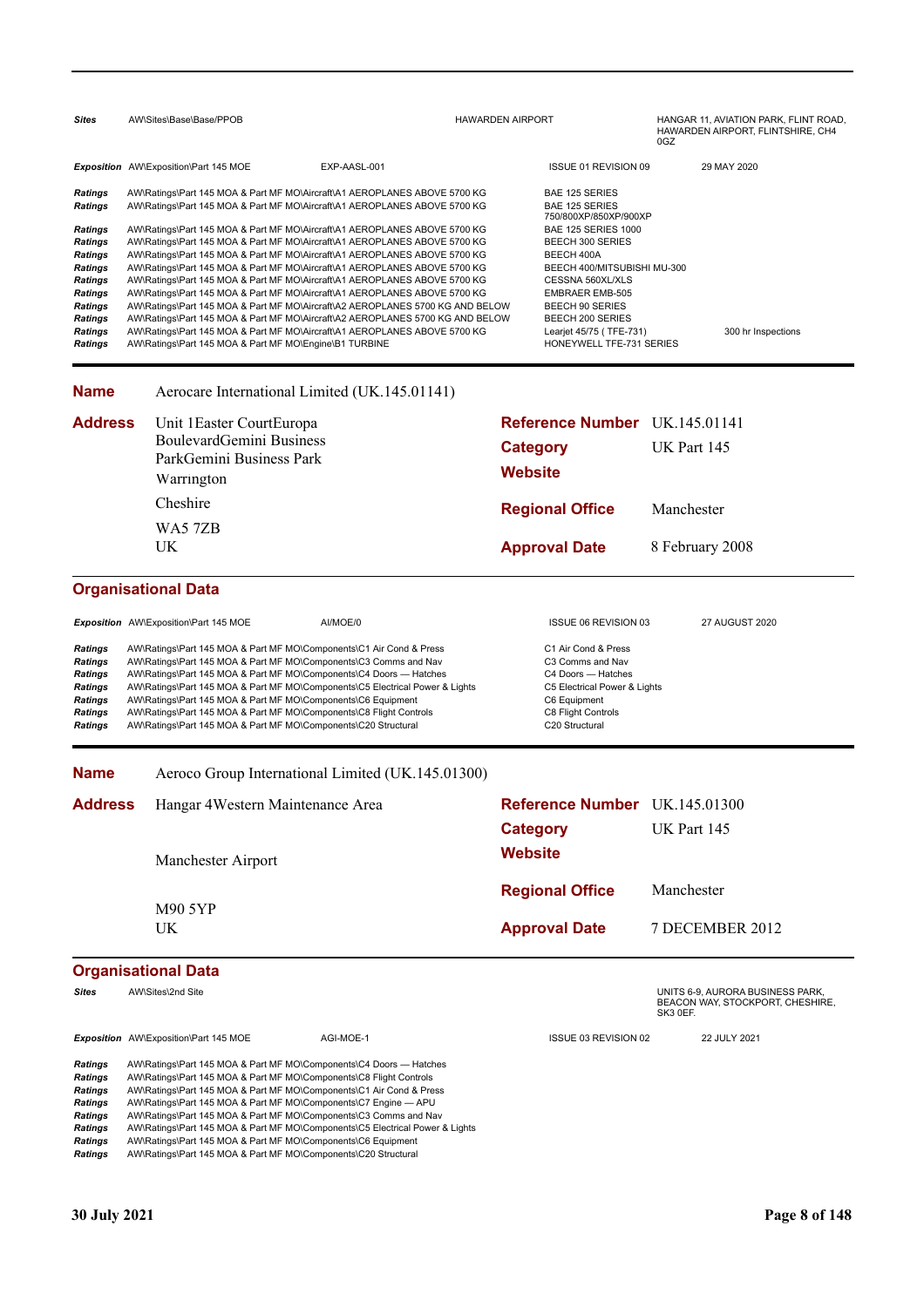| | | | | |
|---|---|---|---|---|
| ***Sites*** | AW\Sites\Base\Base/PPOB | HAWARDEN AIRPORT | HANGAR 11, AVIATION PARK, FLINT ROAD, HAWARDEN AIRPORT, FLINTSHIRE, CH4 0GZ | |
| ***Exposition*** | AW\Exposition\Part 145 MOE | EXP-AASL-001 | ISSUE 01 REVISION 09 | 29 MAY 2020 |
| ***Ratings*** | AW\Ratings\Part 145 MOA & Part MF MO\Aircraft\A1 AEROPLANES ABOVE 5700 KG | | BAE 125 SERIES | |
| ***Ratings*** | AW\Ratings\Part 145 MOA & Part MF MO\Aircraft\A1 AEROPLANES ABOVE 5700 KG | | BAE 125 SERIES 750/800XP/850XP/900XP | |
| ***Ratings*** | AW\Ratings\Part 145 MOA & Part MF MO\Aircraft\A1 AEROPLANES ABOVE 5700 KG | | BAE 125 SERIES 1000 | |
| ***Ratings*** | AW\Ratings\Part 145 MOA & Part MF MO\Aircraft\A1 AEROPLANES ABOVE 5700 KG | | BEECH 300 SERIES | |
| ***Ratings*** | AW\Ratings\Part 145 MOA & Part MF MO\Aircraft\A1 AEROPLANES ABOVE 5700 KG | | BEECH 400A | |
| ***Ratings*** | AW\Ratings\Part 145 MOA & Part MF MO\Aircraft\A1 AEROPLANES ABOVE 5700 KG | | BEECH 400/MITSUBISHI MU-300 | |
| ***Ratings*** | AW\Ratings\Part 145 MOA & Part MF MO\Aircraft\A1 AEROPLANES ABOVE 5700 KG | | CESSNA 560XL/XLS | |
| ***Ratings*** | AW\Ratings\Part 145 MOA & Part MF MO\Aircraft\A1 AEROPLANES ABOVE 5700 KG | | EMBRAER EMB-505 | |
| ***Ratings*** | AW\Ratings\Part 145 MOA & Part MF MO\Aircraft\A2 AEROPLANES 5700 KG AND BELOW | | BEECH 90 SERIES | |
| ***Ratings*** | AW\Ratings\Part 145 MOA & Part MF MO\Aircraft\A2 AEROPLANES 5700 KG AND BELOW | | BEECH 200 SERIES | |
| ***Ratings*** | AW\Ratings\Part 145 MOA & Part MF MO\Aircraft\A1 AEROPLANES ABOVE 5700 KG | | Learjet 45/75 ( TFE-731) | 300 hr Inspections |
| ***Ratings*** | AW\Ratings\Part 145 MOA & Part MF MO\Engine\B1 TURBINE | | HONEYWELL TFE-731 SERIES | |

## Name Aerocare International Limited (UK.145.01141)

| | | | |
|---|---|---|---|
| **Address** | Unit 1Easter CourtEuropa BoulevardGemini Business ParkGemini Business Park Warrington Cheshire WA5 7ZB UK | **Reference Number** | UK.145.01141 |
| | | **Category** | UK Part 145 |
| | | **Website** | |
| | | **Regional Office** | Manchester |
| | | **Approval Date** | 8 February 2008 |

### Organisational Data

| | | | | |
|---|---|---|---|---|
| ***Exposition*** | AW\Exposition\Part 145 MOE | AI/MOE/0 | ISSUE 06 REVISION 03 | 27 AUGUST 2020 |
| ***Ratings*** | AW\Ratings\Part 145 MOA & Part MF MO\Components\C1 Air Cond & Press | | C1 Air Cond & Press | |
| ***Ratings*** | AW\Ratings\Part 145 MOA & Part MF MO\Components\C3 Comms and Nav | | C3 Comms and Nav | |
| ***Ratings*** | AW\Ratings\Part 145 MOA & Part MF MO\Components\C4 Doors — Hatches | | C4 Doors — Hatches | |
| ***Ratings*** | AW\Ratings\Part 145 MOA & Part MF MO\Components\C5 Electrical Power & Lights | | C5 Electrical Power & Lights | |
| ***Ratings*** | AW\Ratings\Part 145 MOA & Part MF MO\Components\C6 Equipment | | C6 Equipment | |
| ***Ratings*** | AW\Ratings\Part 145 MOA & Part MF MO\Components\C8 Flight Controls | | C8 Flight Controls | |
| ***Ratings*** | AW\Ratings\Part 145 MOA & Part MF MO\Components\C20 Structural | | C20 Structural | |

## Name Aeroco Group International Limited (UK.145.01300)

| | | | |
|---|---|---|---|
| **Address** | Hangar 4Western Maintenance Area Manchester Airport M90 5YP UK | **Reference Number** | UK.145.01300 |
| | | **Category** | UK Part 145 |
| | | **Website** | |
| | | **Regional Office** | Manchester |
| | | **Approval Date** | 7 DECEMBER 2012 |

### Organisational Data

| | | | | |
|---|---|---|---|---|
| ***Sites*** | AW\Sites\2nd Site | | | UNITS 6-9, AURORA BUSINESS PARK, BEACON WAY, STOCKPORT, CHESHIRE, SK3 0EF. |
| ***Exposition*** | AW\Exposition\Part 145 MOE | AGI-MOE-1 | ISSUE 03 REVISION 02 | 22 JULY 2021 |
| ***Ratings*** | AW\Ratings\Part 145 MOA & Part MF MO\Components\C4 Doors — Hatches | | | |
| ***Ratings*** | AW\Ratings\Part 145 MOA & Part MF MO\Components\C8 Flight Controls | | | |
| ***Ratings*** | AW\Ratings\Part 145 MOA & Part MF MO\Components\C1 Air Cond & Press | | | |
| ***Ratings*** | AW\Ratings\Part 145 MOA & Part MF MO\Components\C7 Engine — APU | | | |
| ***Ratings*** | AW\Ratings\Part 145 MOA & Part MF MO\Components\C3 Comms and Nav | | | |
| ***Ratings*** | AW\Ratings\Part 145 MOA & Part MF MO\Components\C5 Electrical Power & Lights | | | |
| ***Ratings*** | AW\Ratings\Part 145 MOA & Part MF MO\Components\C6 Equipment | | | |
| ***Ratings*** | AW\Ratings\Part 145 MOA & Part MF MO\Components\C20 Structural | | | |

30 July 2021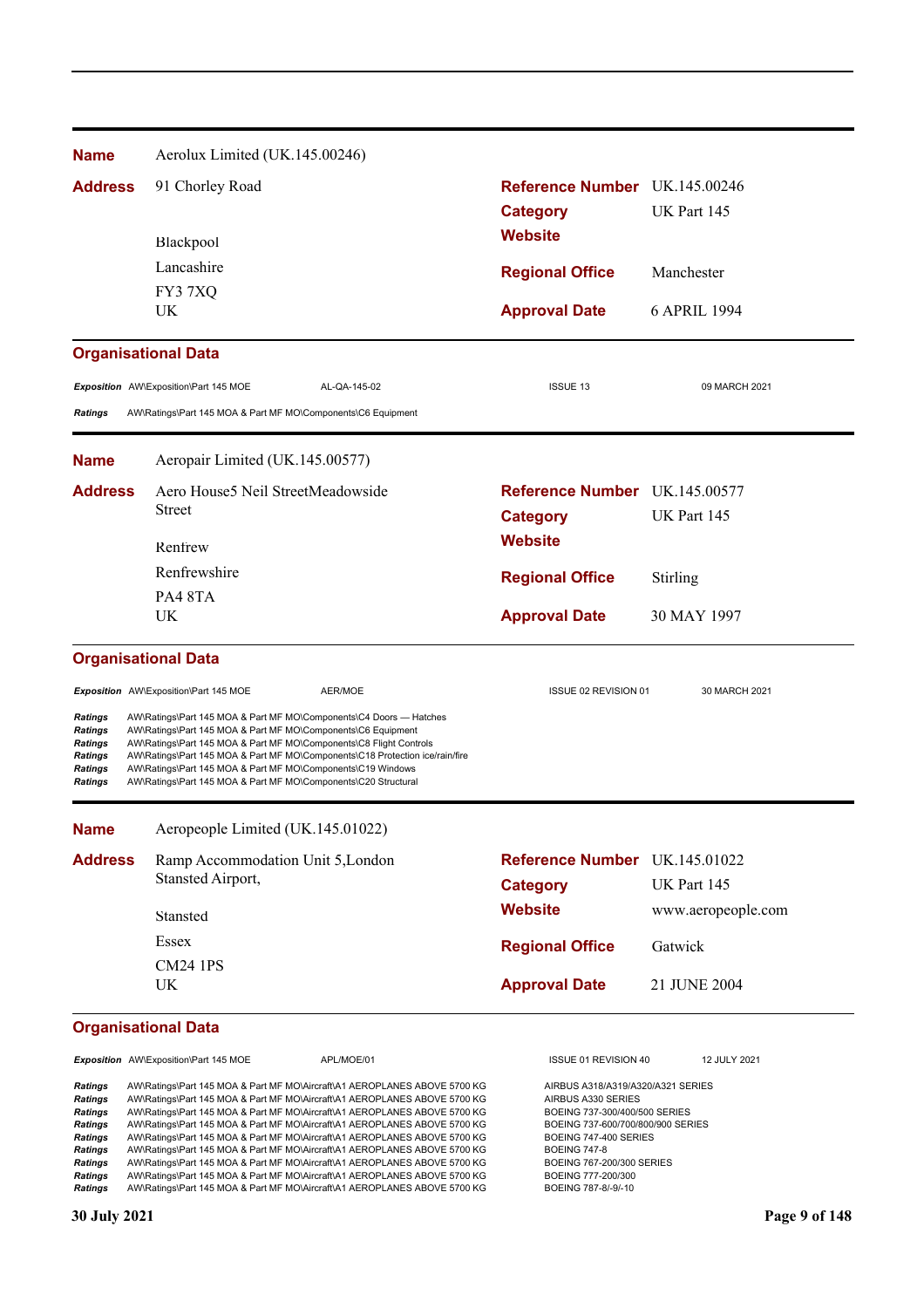| | | | |
|---|---|---|---|
| **Name** | Aerolux Limited (UK.145.00246) | | |
| **Address** | 91 Chorley Road | **Reference Number** | UK.145.00246 |
| | | **Category** | UK Part 145 |
| | Blackpool | **Website** | |
| | Lancashire | **Regional Office** | Manchester |
| | FY3 7XQ | | |
| | UK | **Approval Date** | 6 APRIL 1994 |

**Organisational Data**

| | | | | |
|---|---|---|---|---|
| ***Exposition*** | AW\Exposition\Part 145 MOE | AL-QA-145-02 | ISSUE 13 | 09 MARCH 2021 |
| ***Ratings*** | AW\Ratings\Part 145 MOA & Part MF MO\Components\C6 Equipment | | | |

| | | | |
|---|---|---|---|
| **Name** | Aeropair Limited (UK.145.00577) | | |
| **Address** | Aero House5 Neil StreetMeadowside Street | **Reference Number** | UK.145.00577 |
| | | **Category** | UK Part 145 |
| | Renfrew | **Website** | |
| | Renfrewshire | **Regional Office** | Stirling |
| | PA4 8TA | | |
| | UK | **Approval Date** | 30 MAY 1997 |

**Organisational Data**

| | | | | |
|---|---|---|---|---|
| ***Exposition*** | AW\Exposition\Part 145 MOE | AER/MOE | ISSUE 02 REVISION 01 | 30 MARCH 2021 |
| ***Ratings*** | AW\Ratings\Part 145 MOA & Part MF MO\Components\C4 Doors — Hatches | | | |
| ***Ratings*** | AW\Ratings\Part 145 MOA & Part MF MO\Components\C6 Equipment | | | |
| ***Ratings*** | AW\Ratings\Part 145 MOA & Part MF MO\Components\C8 Flight Controls | | | |
| ***Ratings*** | AW\Ratings\Part 145 MOA & Part MF MO\Components\C18 Protection ice/rain/fire | | | |
| ***Ratings*** | AW\Ratings\Part 145 MOA & Part MF MO\Components\C19 Windows | | | |
| ***Ratings*** | AW\Ratings\Part 145 MOA & Part MF MO\Components\C20 Structural | | | |

| | | | |
|---|---|---|---|
| **Name** | Aeropeople Limited (UK.145.01022) | | |
| **Address** | Ramp Accommodation Unit 5,London Stansted Airport, | **Reference Number** | UK.145.01022 |
| | | **Category** | UK Part 145 |
| | Stansted | **Website** | www.aeropeople.com |
| | Essex | **Regional Office** | Gatwick |
| | CM24 1PS | | |
| | UK | **Approval Date** | 21 JUNE 2004 |

**Organisational Data**

| | | | | |
|---|---|---|---|---|
| ***Exposition*** | AW\Exposition\Part 145 MOE | APL/MOE/01 | ISSUE 01 REVISION 40 | 12 JULY 2021 |
| ***Ratings*** | AW\Ratings\Part 145 MOA & Part MF MO\Aircraft\A1 AEROPLANES ABOVE 5700 KG | | AIRBUS A318/A319/A320/A321 SERIES | |
| ***Ratings*** | AW\Ratings\Part 145 MOA & Part MF MO\Aircraft\A1 AEROPLANES ABOVE 5700 KG | | AIRBUS A330 SERIES | |
| ***Ratings*** | AW\Ratings\Part 145 MOA & Part MF MO\Aircraft\A1 AEROPLANES ABOVE 5700 KG | | BOEING 737-300/400/500 SERIES | |
| ***Ratings*** | AW\Ratings\Part 145 MOA & Part MF MO\Aircraft\A1 AEROPLANES ABOVE 5700 KG | | BOEING 737-600/700/800/900 SERIES | |
| ***Ratings*** | AW\Ratings\Part 145 MOA & Part MF MO\Aircraft\A1 AEROPLANES ABOVE 5700 KG | | BOEING 747-400 SERIES | |
| ***Ratings*** | AW\Ratings\Part 145 MOA & Part MF MO\Aircraft\A1 AEROPLANES ABOVE 5700 KG | | BOEING 747-8 | |
| ***Ratings*** | AW\Ratings\Part 145 MOA & Part MF MO\Aircraft\A1 AEROPLANES ABOVE 5700 KG | | BOEING 767-200/300 SERIES | |
| ***Ratings*** | AW\Ratings\Part 145 MOA & Part MF MO\Aircraft\A1 AEROPLANES ABOVE 5700 KG | | BOEING 777-200/300 | |
| ***Ratings*** | AW\Ratings\Part 145 MOA & Part MF MO\Aircraft\A1 AEROPLANES ABOVE 5700 KG | | BOEING 787-8/-9/-10 | |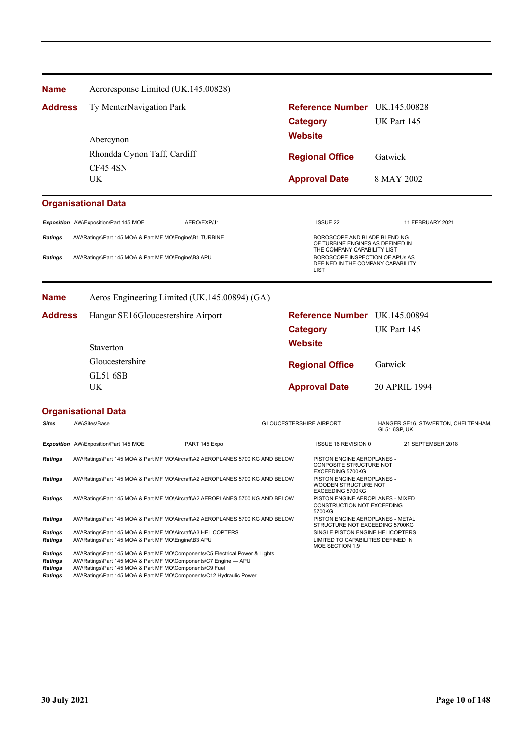**Name** Aeroresponse Limited (UK.145.00828)

**Address** Ty MenterNavigation Park

Abercynon

Rhondda Cynon Taff, Cardiff

CF45 4SN

UK

**Reference Number** UK.145.00828

**Category** UK Part 145

**Website**

**Regional Office** Gatwick

**Approval Date** 8 MAY 2002

### Organisational Data

| | | | | |
|---|---|---|---|---|
| *Exposition* | AW\Exposition\Part 145 MOE | AERO/EXP/J1 | ISSUE 22 | 11 FEBRUARY 2021 |
| *Ratings* | AW\Ratings\Part 145 MOA & Part MF MO\Engine\B1 TURBINE | | BOROSCOPE AND BLADE BLENDING OF TURBINE ENGINES AS DEFINED IN THE COMPANY CAPABILITY LIST | |
| *Ratings* | AW\Ratings\Part 145 MOA & Part MF MO\Engine\B3 APU | | BOROSCOPE INSPECTION OF APUs AS DEFINED IN THE COMPANY CAPABILITY LIST | |

---

**Name** Aeros Engineering Limited (UK.145.00894) (GA)

**Address** Hangar SE16Gloucestershire Airport

Staverton

Gloucestershire

GL51 6SB

UK

**Reference Number** UK.145.00894

**Category** UK Part 145

**Website**

**Regional Office** Gatwick

**Approval Date** 20 APRIL 1994

### Organisational Data

| | | | | |
|---|---|---|---|---|
| *Sites* | AW\Sites\Base | | GLOUCESTERSHIRE AIRPORT | HANGER SE16, STAVERTON, CHELTENHAM, GL51 6SP, UK |
| *Exposition* | AW\Exposition\Part 145 MOE | PART 145 Expo | ISSUE 16 REVISION 0 | 21 SEPTEMBER 2018 |
| *Ratings* | AW\Ratings\Part 145 MOA & Part MF MO\Aircraft\A2 AEROPLANES 5700 KG AND BELOW | | PISTON ENGINE AEROPLANES - CONPOSITE STRUCTURE NOT EXCEEDING 5700KG | |
| *Ratings* | AW\Ratings\Part 145 MOA & Part MF MO\Aircraft\A2 AEROPLANES 5700 KG AND BELOW | | PISTON ENGINE AEROPLANES - WOODEN STRUCTURE NOT EXCEEDING 5700KG | |
| *Ratings* | AW\Ratings\Part 145 MOA & Part MF MO\Aircraft\A2 AEROPLANES 5700 KG AND BELOW | | PISTON ENGINE AEROPLANES - MIXED CONSTRUCTION NOT EXCEEDING 5700KG | |
| *Ratings* | AW\Ratings\Part 145 MOA & Part MF MO\Aircraft\A2 AEROPLANES 5700 KG AND BELOW | | PISTON ENGINE AEROPLANES - METAL STRUCTURE NOT EXCEEDING 5700KG | |
| *Ratings* | AW\Ratings\Part 145 MOA & Part MF MO\Aircraft\A3 HELICOPTERS | | SINGLE PISTON ENGINE HELICOPTERS | |
| *Ratings* | AW\Ratings\Part 145 MOA & Part MF MO\Engine\B3 APU | | LIMITED TO CAPABILITIES DEFINED IN MOE SECTION 1.9 | |
| *Ratings* | AW\Ratings\Part 145 MOA & Part MF MO\Components\C5 Electrical Power & Lights | | | |
| *Ratings* | AW\Ratings\Part 145 MOA & Part MF MO\Components\C7 Engine — APU | | | |
| *Ratings* | AW\Ratings\Part 145 MOA & Part MF MO\Components\C9 Fuel | | | |
| *Ratings* | AW\Ratings\Part 145 MOA & Part MF MO\Components\C12 Hydraulic Power | | | |

**30 July 2021**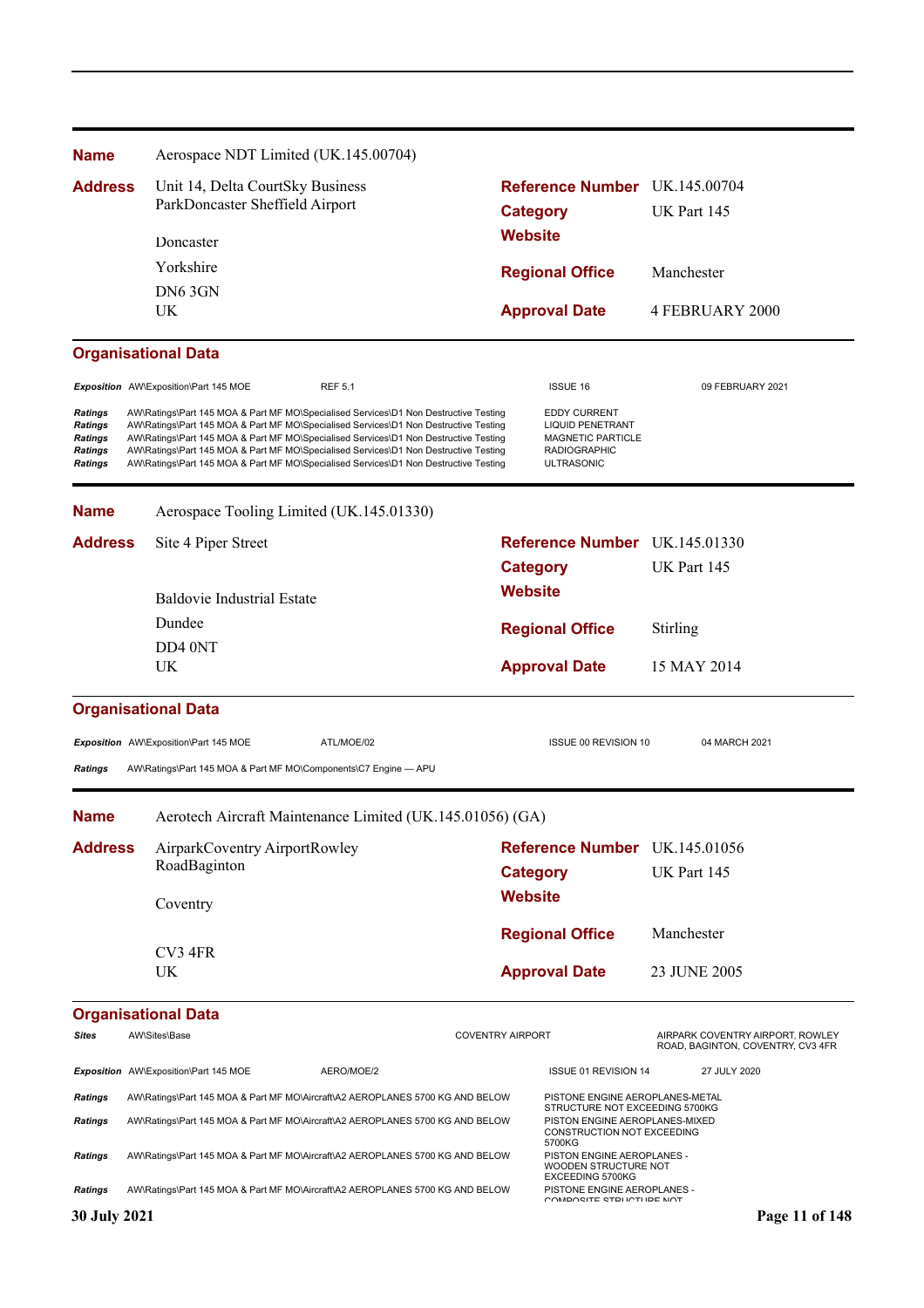**Name** Aerospace NDT Limited (UK.145.00704)

| | | | |
|---|---|---|---|
| **Address** | Unit 14, Delta CourtSky Business ParkDoncaster Sheffield Airport | **Reference Number** | UK.145.00704 |
| | | **Category** | UK Part 145 |
| | Doncaster | **Website** | |
| | Yorkshire | **Regional Office** | Manchester |
| | DN6 3GN | | |
| | UK | **Approval Date** | 4 FEBRUARY 2000 |

**Organisational Data**

| | | | | |
|---|---|---|---|---|
| *Exposition* | AW\Exposition\Part 145 MOE | REF 5.1 | ISSUE 16 | 09 FEBRUARY 2021 |
| *Ratings* | AW\Ratings\Part 145 MOA & Part MF MO\Specialised Services\D1 Non Destructive Testing | | EDDY CURRENT | |
| *Ratings* | AW\Ratings\Part 145 MOA & Part MF MO\Specialised Services\D1 Non Destructive Testing | | LIQUID PENETRANT | |
| *Ratings* | AW\Ratings\Part 145 MOA & Part MF MO\Specialised Services\D1 Non Destructive Testing | | MAGNETIC PARTICLE | |
| *Ratings* | AW\Ratings\Part 145 MOA & Part MF MO\Specialised Services\D1 Non Destructive Testing | | RADIOGRAPHIC | |
| *Ratings* | AW\Ratings\Part 145 MOA & Part MF MO\Specialised Services\D1 Non Destructive Testing | | ULTRASONIC | |

**Name** Aerospace Tooling Limited (UK.145.01330)

| | | | |
|---|---|---|---|
| **Address** | Site 4 Piper Street | **Reference Number** | UK.145.01330 |
| | | **Category** | UK Part 145 |
| | Baldovie Industrial Estate | **Website** | |
| | Dundee | **Regional Office** | Stirling |
| | DD4 0NT | | |
| | UK | **Approval Date** | 15 MAY 2014 |

**Organisational Data**

| | | | | |
|---|---|---|---|---|
| *Exposition* | AW\Exposition\Part 145 MOE | ATL/MOE/02 | ISSUE 00 REVISION 10 | 04 MARCH 2021 |
| *Ratings* | AW\Ratings\Part 145 MOA & Part MF MO\Components\C7 Engine — APU | | | |

**Name** Aerotech Aircraft Maintenance Limited (UK.145.01056) (GA)

| | | | |
|---|---|---|---|
| **Address** | AirparkCoventry AirportRowley RoadBaginton | **Reference Number** | UK.145.01056 |
| | | **Category** | UK Part 145 |
| | Coventry | **Website** | |
| | | **Regional Office** | Manchester |
| | CV3 4FR | | |
| | UK | **Approval Date** | 23 JUNE 2005 |

**Organisational Data**

| | | | | |
|---|---|---|---|---|
| *Sites* | AW\Sites\Base | | COVENTRY AIRPORT | AIRPARK COVENTRY AIRPORT, ROWLEY ROAD, BAGINTON, COVENTRY, CV3 4FR |
| *Exposition* | AW\Exposition\Part 145 MOE | AERO/MOE/2 | ISSUE 01 REVISION 14 | 27 JULY 2020 |
| *Ratings* | AW\Ratings\Part 145 MOA & Part MF MO\Aircraft\A2 AEROPLANES 5700 KG AND BELOW | | PISTONE ENGINE AEROPLANES-METAL STRUCTURE NOT EXCEEDING 5700KG | |
| *Ratings* | AW\Ratings\Part 145 MOA & Part MF MO\Aircraft\A2 AEROPLANES 5700 KG AND BELOW | | PISTON ENGINE AEROPLANES-MIXED CONSTRUCTION NOT EXCEEDING 5700KG | |
| *Ratings* | AW\Ratings\Part 145 MOA & Part MF MO\Aircraft\A2 AEROPLANES 5700 KG AND BELOW | | PISTON ENGINE AEROPLANES - WOODEN STRUCTURE NOT EXCEEDING 5700KG | |
| *Ratings* | AW\Ratings\Part 145 MOA & Part MF MO\Aircraft\A2 AEROPLANES 5700 KG AND BELOW | | PISTONE ENGINE AEROPLANES - COMPOSITE STRUCTURE NOT | |

30 July 2021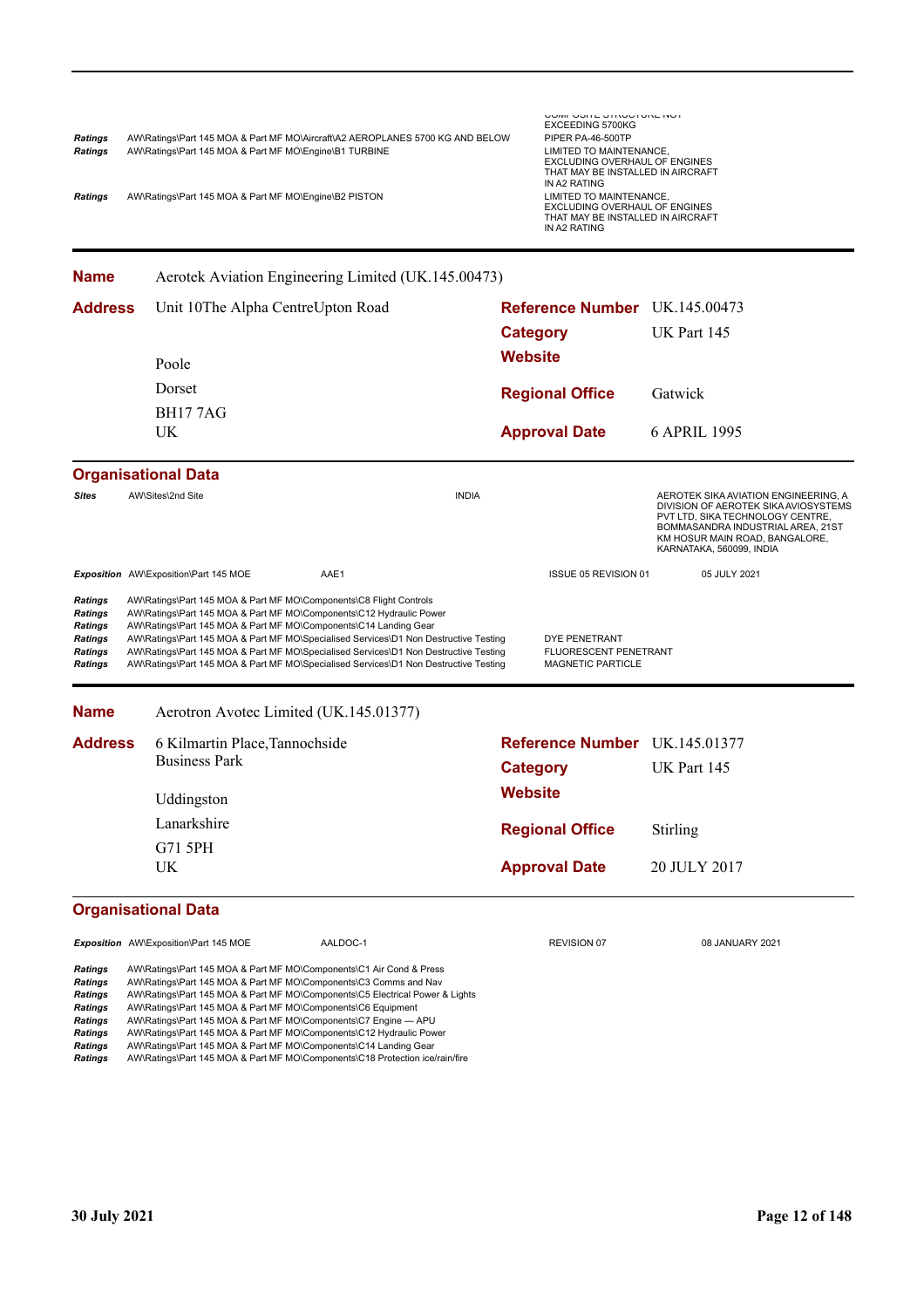| | | |
|---|---|---|
| | | COMPOSITE STRUCTURE NOT EXCEEDING 5700KG |
| *Ratings* | AW\Ratings\Part 145 MOA & Part MF MO\Aircraft\A2 AEROPLANES 5700 KG AND BELOW | PIPER PA-46-500TP |
| *Ratings* | AW\Ratings\Part 145 MOA & Part MF MO\Engine\B1 TURBINE | LIMITED TO MAINTENANCE, EXCLUDING OVERHAUL OF ENGINES THAT MAY BE INSTALLED IN AIRCRAFT IN A2 RATING |
| *Ratings* | AW\Ratings\Part 145 MOA & Part MF MO\Engine\B2 PISTON | LIMITED TO MAINTENANCE, EXCLUDING OVERHAUL OF ENGINES THAT MAY BE INSTALLED IN AIRCRAFT IN A2 RATING |

---

**Name** Aerotek Aviation Engineering Limited (UK.145.00473)

| | | | |
|---|---|---|---|
| **Address** | Unit 10The Alpha CentreUpton Road | **Reference Number** | UK.145.00473 |
| | | **Category** | UK Part 145 |
| | Poole | **Website** | |
| | Dorset | **Regional Office** | Gatwick |
| | BH17 7AG | | |
| | UK | **Approval Date** | 6 APRIL 1995 |

### Organisational Data

| | | | |
|---|---|---|---|
| *Sites* | AW\Sites\2nd Site | INDIA | AEROTEK SIKA AVIATION ENGINEERING, A DIVISION OF AEROTEK SIKA AVIOSYSTEMS PVT LTD, SIKA TECHNOLOGY CENTRE, BOMMASANDRA INDUSTRIAL AREA, 21ST KM HOSUR MAIN ROAD, BANGALORE, KARNATAKA, 560099, INDIA |

| | | | | |
|---|---|---|---|---|
| *Exposition* | AW\Exposition\Part 145 MOE | AAE1 | ISSUE 05 REVISION 01 | 05 JULY 2021 |

| | | |
|---|---|---|
| *Ratings* | AW\Ratings\Part 145 MOA & Part MF MO\Components\C8 Flight Controls | |
| *Ratings* | AW\Ratings\Part 145 MOA & Part MF MO\Components\C12 Hydraulic Power | |
| *Ratings* | AW\Ratings\Part 145 MOA & Part MF MO\Components\C14 Landing Gear | |
| *Ratings* | AW\Ratings\Part 145 MOA & Part MF MO\Specialised Services\D1 Non Destructive Testing | DYE PENETRANT |
| *Ratings* | AW\Ratings\Part 145 MOA & Part MF MO\Specialised Services\D1 Non Destructive Testing | FLUORESCENT PENETRANT |
| *Ratings* | AW\Ratings\Part 145 MOA & Part MF MO\Specialised Services\D1 Non Destructive Testing | MAGNETIC PARTICLE |

---

**Name** Aerotron Avotec Limited (UK.145.01377)

| | | | |
|---|---|---|---|
| **Address** | 6 Kilmartin Place,Tannochside Business Park | **Reference Number** | UK.145.01377 |
| | | **Category** | UK Part 145 |
| | Uddingston | **Website** | |
| | Lanarkshire | **Regional Office** | Stirling |
| | G71 5PH | | |
| | UK | **Approval Date** | 20 JULY 2017 |

### Organisational Data

| | | | | |
|---|---|---|---|---|
| *Exposition* | AW\Exposition\Part 145 MOE | AALDOC-1 | REVISION 07 | 08 JANUARY 2021 |

| | |
|---|---|
| *Ratings* | AW\Ratings\Part 145 MOA & Part MF MO\Components\C1 Air Cond & Press |
| *Ratings* | AW\Ratings\Part 145 MOA & Part MF MO\Components\C3 Comms and Nav |
| *Ratings* | AW\Ratings\Part 145 MOA & Part MF MO\Components\C5 Electrical Power & Lights |
| *Ratings* | AW\Ratings\Part 145 MOA & Part MF MO\Components\C6 Equipment |
| *Ratings* | AW\Ratings\Part 145 MOA & Part MF MO\Components\C7 Engine — APU |
| *Ratings* | AW\Ratings\Part 145 MOA & Part MF MO\Components\C12 Hydraulic Power |
| *Ratings* | AW\Ratings\Part 145 MOA & Part MF MO\Components\C14 Landing Gear |
| *Ratings* | AW\Ratings\Part 145 MOA & Part MF MO\Components\C18 Protection ice/rain/fire |

**30 July 2021**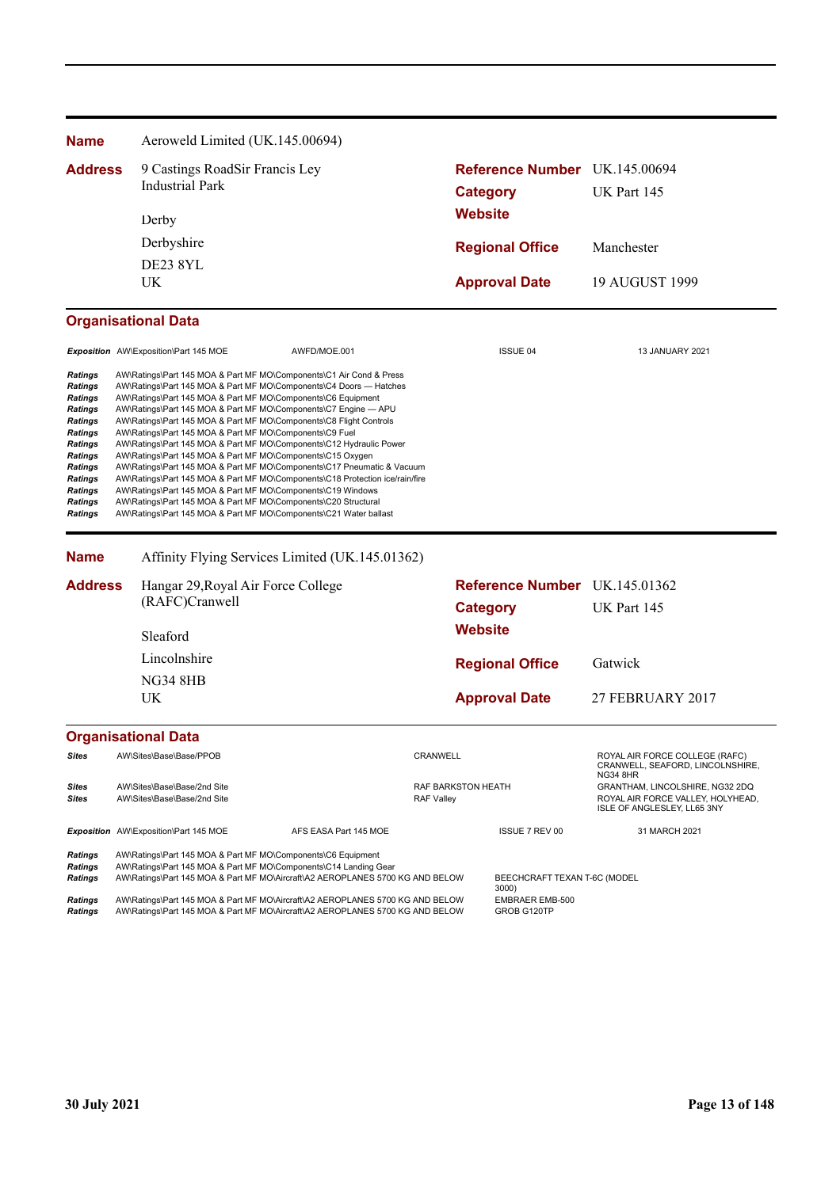**Name** Aeroweld Limited (UK.145.00694)

| | | | |
|---|---|---|---|
| **Address** | 9 Castings RoadSir Francis Ley Industrial Park | **Reference Number** | UK.145.00694 |
| | | **Category** | UK Part 145 |
| | Derby | **Website** | |
| | Derbyshire | **Regional Office** | Manchester |
| | DE23 8YL | | |
| | UK | **Approval Date** | 19 AUGUST 1999 |

### Organisational Data

| | | | | |
|---|---|---|---|---|
| *Exposition* | AW\Exposition\Part 145 MOE | AWFD/MOE.001 | ISSUE 04 | 13 JANUARY 2021 |

| | |
|---|---|
| *Ratings* | AW\Ratings\Part 145 MOA & Part MF MO\Components\C1 Air Cond & Press |
| *Ratings* | AW\Ratings\Part 145 MOA & Part MF MO\Components\C4 Doors — Hatches |
| *Ratings* | AW\Ratings\Part 145 MOA & Part MF MO\Components\C6 Equipment |
| *Ratings* | AW\Ratings\Part 145 MOA & Part MF MO\Components\C7 Engine — APU |
| *Ratings* | AW\Ratings\Part 145 MOA & Part MF MO\Components\C8 Flight Controls |
| *Ratings* | AW\Ratings\Part 145 MOA & Part MF MO\Components\C9 Fuel |
| *Ratings* | AW\Ratings\Part 145 MOA & Part MF MO\Components\C12 Hydraulic Power |
| *Ratings* | AW\Ratings\Part 145 MOA & Part MF MO\Components\C15 Oxygen |
| *Ratings* | AW\Ratings\Part 145 MOA & Part MF MO\Components\C17 Pneumatic & Vacuum |
| *Ratings* | AW\Ratings\Part 145 MOA & Part MF MO\Components\C18 Protection ice/rain/fire |
| *Ratings* | AW\Ratings\Part 145 MOA & Part MF MO\Components\C19 Windows |
| *Ratings* | AW\Ratings\Part 145 MOA & Part MF MO\Components\C20 Structural |
| *Ratings* | AW\Ratings\Part 145 MOA & Part MF MO\Components\C21 Water ballast |

**Name** Affinity Flying Services Limited (UK.145.01362)

| | | | |
|---|---|---|---|
| **Address** | Hangar 29,Royal Air Force College (RAFC)Cranwell | **Reference Number** | UK.145.01362 |
| | | **Category** | UK Part 145 |
| | Sleaford | **Website** | |
| | Lincolnshire | **Regional Office** | Gatwick |
| | NG34 8HB | | |
| | UK | **Approval Date** | 27 FEBRUARY 2017 |

### Organisational Data

| | | | |
|---|---|---|---|
| *Sites* | AW\Sites\Base\Base/PPOB | CRANWELL | ROYAL AIR FORCE COLLEGE (RAFC) CRANWELL, SEAFORD, LINCOLNSHIRE, NG34 8HR |
| *Sites* | AW\Sites\Base\Base/2nd Site | RAF BARKSTON HEATH | GRANTHAM, LINCOLNSHIRE, NG32 2DQ |
| *Sites* | AW\Sites\Base\Base/2nd Site | RAF Valley | ROYAL AIR FORCE VALLEY, HOLYHEAD, ISLE OF ANGLESLEY, LL65 3NY |

| | | | | |
|---|---|---|---|---|
| *Exposition* | AW\Exposition\Part 145 MOE | AFS EASA Part 145 MOE | ISSUE 7 REV 00 | 31 MARCH 2021 |

| | | |
|---|---|---|
| *Ratings* | AW\Ratings\Part 145 MOA & Part MF MO\Components\C6 Equipment | |
| *Ratings* | AW\Ratings\Part 145 MOA & Part MF MO\Components\C14 Landing Gear | |
| *Ratings* | AW\Ratings\Part 145 MOA & Part MF MO\Aircraft\A2 AEROPLANES 5700 KG AND BELOW | BEECHCRAFT TEXAN T-6C (MODEL 3000) |
| *Ratings* | AW\Ratings\Part 145 MOA & Part MF MO\Aircraft\A2 AEROPLANES 5700 KG AND BELOW | EMBRAER EMB-500 |
| *Ratings* | AW\Ratings\Part 145 MOA & Part MF MO\Aircraft\A2 AEROPLANES 5700 KG AND BELOW | GROB G120TP |

30 July 2021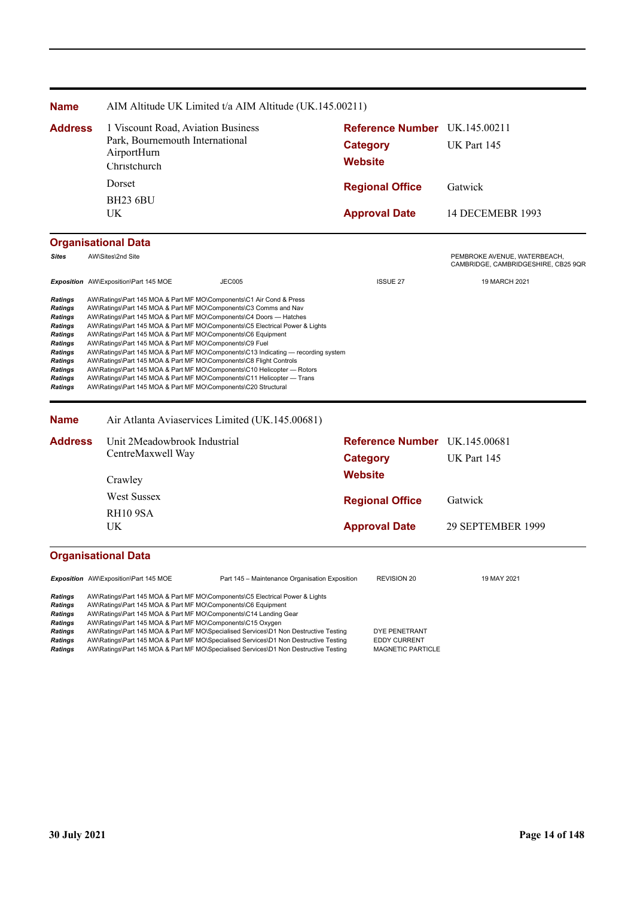| **Name** | AIM Altitude UK Limited t/a AIM Altitude (UK.145.00211) | | |
|---|---|---|---|
| **Address** | 1 Viscount Road, Aviation Business Park, Bournemouth International AirportHurn<br>Christchurch<br>Dorset<br>BH23 6BU<br>UK | **Reference Number** | UK.145.00211 |
| | | **Category** | UK Part 145 |
| | | **Website** | |
| | | **Regional Office** | Gatwick |
| | | **Approval Date** | 14 DECEMEBR 1993 |

**Organisational Data**

| | | | | |
|---|---|---|---|---|
| ***Sites*** | AW\Sites\2nd Site | | | PEMBROKE AVENUE, WATERBEACH, CAMBRIDGE, CAMBRIDGESHIRE, CB25 9QR |
| ***Exposition*** | AW\Exposition\Part 145 MOE | JEC005 | ISSUE 27 | 19 MARCH 2021 |
| ***Ratings*** | AW\Ratings\Part 145 MOA & Part MF MO\Components\C1 Air Cond & Press | | | |
| ***Ratings*** | AW\Ratings\Part 145 MOA & Part MF MO\Components\C3 Comms and Nav | | | |
| ***Ratings*** | AW\Ratings\Part 145 MOA & Part MF MO\Components\C4 Doors — Hatches | | | |
| ***Ratings*** | AW\Ratings\Part 145 MOA & Part MF MO\Components\C5 Electrical Power & Lights | | | |
| ***Ratings*** | AW\Ratings\Part 145 MOA & Part MF MO\Components\C6 Equipment | | | |
| ***Ratings*** | AW\Ratings\Part 145 MOA & Part MF MO\Components\C9 Fuel | | | |
| ***Ratings*** | AW\Ratings\Part 145 MOA & Part MF MO\Components\C13 Indicating — recording system | | | |
| ***Ratings*** | AW\Ratings\Part 145 MOA & Part MF MO\Components\C8 Flight Controls | | | |
| ***Ratings*** | AW\Ratings\Part 145 MOA & Part MF MO\Components\C10 Helicopter — Rotors | | | |
| ***Ratings*** | AW\Ratings\Part 145 MOA & Part MF MO\Components\C11 Helicopter — Trans | | | |
| ***Ratings*** | AW\Ratings\Part 145 MOA & Part MF MO\Components\C20 Structural | | | |

| **Name** | Air Atlanta Aviaservices Limited (UK.145.00681) | | |
|---|---|---|---|
| **Address** | Unit 2Meadowbrook Industrial CentreMaxwell Way<br>Crawley<br>West Sussex<br>RH10 9SA<br>UK | **Reference Number** | UK.145.00681 |
| | | **Category** | UK Part 145 |
| | | **Website** | |
| | | **Regional Office** | Gatwick |
| | | **Approval Date** | 29 SEPTEMBER 1999 |

**Organisational Data**

| | | | | |
|---|---|---|---|---|
| ***Exposition*** | AW\Exposition\Part 145 MOE | Part 145 – Maintenance Organisation Exposition | REVISION 20 | 19 MAY 2021 |
| ***Ratings*** | AW\Ratings\Part 145 MOA & Part MF MO\Components\C5 Electrical Power & Lights | | | |
| ***Ratings*** | AW\Ratings\Part 145 MOA & Part MF MO\Components\C6 Equipment | | | |
| ***Ratings*** | AW\Ratings\Part 145 MOA & Part MF MO\Components\C14 Landing Gear | | | |
| ***Ratings*** | AW\Ratings\Part 145 MOA & Part MF MO\Components\C15 Oxygen | | | |
| ***Ratings*** | AW\Ratings\Part 145 MOA & Part MF MO\Specialised Services\D1 Non Destructive Testing | | DYE PENETRANT | |
| ***Ratings*** | AW\Ratings\Part 145 MOA & Part MF MO\Specialised Services\D1 Non Destructive Testing | | EDDY CURRENT | |
| ***Ratings*** | AW\Ratings\Part 145 MOA & Part MF MO\Specialised Services\D1 Non Destructive Testing | | MAGNETIC PARTICLE | |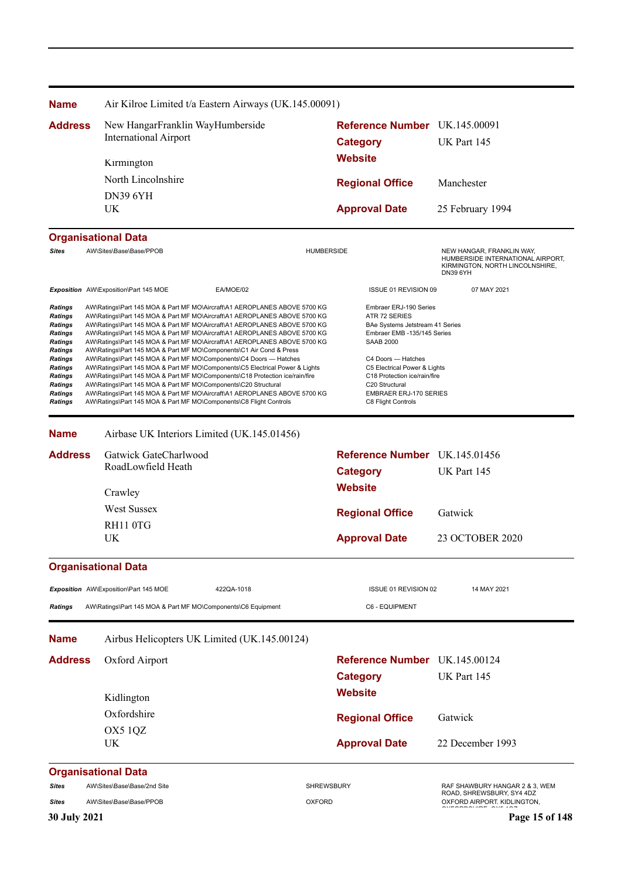| | |
|---|---|
| **Name** | Air Kilroe Limited t/a Eastern Airways (UK.145.00091) |

| **Address** | | | |
|---|---|---|---|
| | New HangarFranklin WayHumberside International Airport | **Reference Number** | UK.145.00091 |
| | | **Category** | UK Part 145 |
| | Kirmington | **Website** | |
| | North Lincolnshire | **Regional Office** | Manchester |
| | DN39 6YH | | |
| | UK | **Approval Date** | 25 February 1994 |

**Organisational Data**

| | | | | |
|---|---|---|---|---|
| *Sites* | AW\Sites\Base\Base/PPOB | | HUMBERSIDE | NEW HANGAR, FRANKLIN WAY, HUMBERSIDE INTERNATIONAL AIRPORT, KIRMINGTON, NORTH LINCOLNSHIRE, DN39 6YH |
| *Exposition* | AW\Exposition\Part 145 MOE | EA/MOE/02 | ISSUE 01 REVISION 09 | 07 MAY 2021 |

| | | |
|---|---|---|
| *Ratings* | AW\Ratings\Part 145 MOA & Part MF MO\Aircraft\A1 AEROPLANES ABOVE 5700 KG | Embraer ERJ-190 Series |
| *Ratings* | AW\Ratings\Part 145 MOA & Part MF MO\Aircraft\A1 AEROPLANES ABOVE 5700 KG | ATR 72 SERIES |
| *Ratings* | AW\Ratings\Part 145 MOA & Part MF MO\Aircraft\A1 AEROPLANES ABOVE 5700 KG | BAe Systems Jetstream 41 Series |
| *Ratings* | AW\Ratings\Part 145 MOA & Part MF MO\Aircraft\A1 AEROPLANES ABOVE 5700 KG | Embraer EMB -135/145 Series |
| *Ratings* | AW\Ratings\Part 145 MOA & Part MF MO\Aircraft\A1 AEROPLANES ABOVE 5700 KG | SAAB 2000 |
| *Ratings* | AW\Ratings\Part 145 MOA & Part MF MO\Components\C1 Air Cond & Press | |
| *Ratings* | AW\Ratings\Part 145 MOA & Part MF MO\Components\C4 Doors — Hatches | C4 Doors — Hatches |
| *Ratings* | AW\Ratings\Part 145 MOA & Part MF MO\Components\C5 Electrical Power & Lights | C5 Electrical Power & Lights |
| *Ratings* | AW\Ratings\Part 145 MOA & Part MF MO\Components\C18 Protection ice/rain/fire | C18 Protection ice/rain/fire |
| *Ratings* | AW\Ratings\Part 145 MOA & Part MF MO\Components\C20 Structural | C20 Structural |
| *Ratings* | AW\Ratings\Part 145 MOA & Part MF MO\Aircraft\A1 AEROPLANES ABOVE 5700 KG | EMBRAER ERJ-170 SERIES |
| *Ratings* | AW\Ratings\Part 145 MOA & Part MF MO\Components\C8 Flight Controls | C8 Flight Controls |

| | |
|---|---|
| **Name** | Airbase UK Interiors Limited (UK.145.01456) |

| **Address** | | | |
|---|---|---|---|
| | Gatwick GateCharlwood RoadLowfield Heath | **Reference Number** | UK.145.01456 |
| | | **Category** | UK Part 145 |
| | Crawley | **Website** | |
| | West Sussex | **Regional Office** | Gatwick |
| | RH11 0TG | | |
| | UK | **Approval Date** | 23 OCTOBER 2020 |

**Organisational Data**

| | | | | |
|---|---|---|---|---|
| *Exposition* | AW\Exposition\Part 145 MOE | 422QA-1018 | ISSUE 01 REVISION 02 | 14 MAY 2021 |
| *Ratings* | AW\Ratings\Part 145 MOA & Part MF MO\Components\C6 Equipment | | C6 - EQUIPMENT | |

| | |
|---|---|
| **Name** | Airbus Helicopters UK Limited (UK.145.00124) |

| **Address** | | | |
|---|---|---|---|
| | Oxford Airport | **Reference Number** | UK.145.00124 |
| | | **Category** | UK Part 145 |
| | Kidlington | **Website** | |
| | Oxfordshire | **Regional Office** | Gatwick |
| | OX5 1QZ | | |
| | UK | **Approval Date** | 22 December 1993 |

**Organisational Data**

| | | | |
|---|---|---|---|
| *Sites* | AW\Sites\Base\Base/2nd Site | SHREWSBURY | RAF SHAWBURY HANGAR 2 & 3, WEM ROAD, SHREWSBURY, SY4 4DZ |
| *Sites* | AW\Sites\Base\Base/PPOB | OXFORD | OXFORD AIRPORT, KIDLINGTON, |

30 July 2021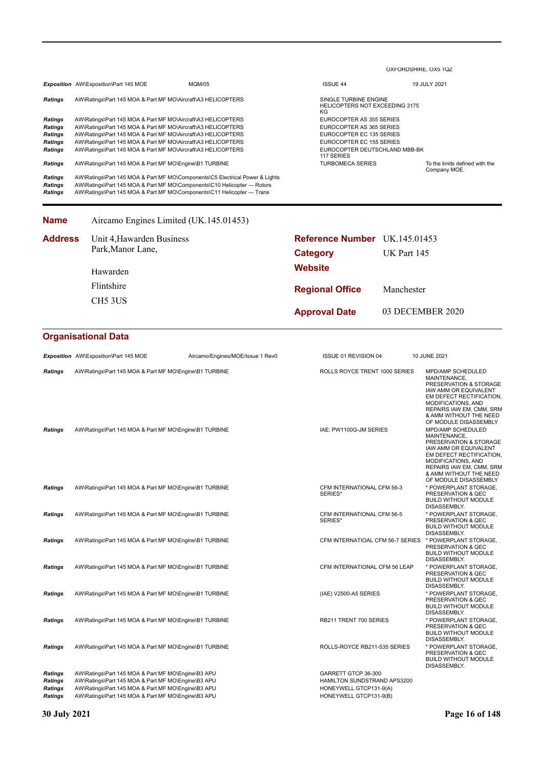OXFORDSHIRE, OX5 1QZ

| | | | | |
|---|---|---|---|---|
| ***Exposition*** | AW\Exposition\Part 145 MOE | MQM/05 | ISSUE 44 | 19 JULY 2021 |
| ***Ratings*** | AW\Ratings\Part 145 MOA & Part MF MO\Aircraft\A3 HELICOPTERS | | SINGLE TURBINE ENGINE HELICOPTERS NOT EXCEEDING 3175 KG | |
| ***Ratings*** | AW\Ratings\Part 145 MOA & Part MF MO\Aircraft\A3 HELICOPTERS | | EUROCOPTER AS 355 SERIES | |
| ***Ratings*** | AW\Ratings\Part 145 MOA & Part MF MO\Aircraft\A3 HELICOPTERS | | EUROCOPTER AS 365 SERIES | |
| ***Ratings*** | AW\Ratings\Part 145 MOA & Part MF MO\Aircraft\A3 HELICOPTERS | | EUROCOPTER EC 135 SERIES | |
| ***Ratings*** | AW\Ratings\Part 145 MOA & Part MF MO\Aircraft\A3 HELICOPTERS | | EUROCOPTER EC 155 SERIES | |
| ***Ratings*** | AW\Ratings\Part 145 MOA & Part MF MO\Aircraft\A3 HELICOPTERS | | EUROCOPTER DEUTSCHLAND MBB-BK 117 SERIES | |
| ***Ratings*** | AW\Ratings\Part 145 MOA & Part MF MO\Engine\B1 TURBINE | | TURBOMECA SERIES | To the limits defined with the Company MOE. |
| ***Ratings*** | AW\Ratings\Part 145 MOA & Part MF MO\Components\C5 Electrical Power & Lights | | | |
| ***Ratings*** | AW\Ratings\Part 145 MOA & Part MF MO\Components\C10 Helicopter — Rotors | | | |
| ***Ratings*** | AW\Ratings\Part 145 MOA & Part MF MO\Components\C11 Helicopter — Trans | | | |

**Name** Aircamo Engines Limited (UK.145.01453)

**Address** Unit 4,Hawarden Business Park,Manor Lane, Hawarden, Flintshire, CH5 3US

**Reference Number** UK.145.01453

**Category** UK Part 145

**Website**

**Regional Office** Manchester

**Approval Date** 03 DECEMBER 2020

## Organisational Data

| | | | | |
|---|---|---|---|---|
| ***Exposition*** | AW\Exposition\Part 145 MOE | Aircamo/Engines/MOE/Issue 1 Rev0 | ISSUE 01 REVISION 04 | 10 JUNE 2021 |
| ***Ratings*** | AW\Ratings\Part 145 MOA & Part MF MO\Engine\B1 TURBINE | | ROLLS ROYCE TRENT 1000 SERIES | MPD/AMP SCHEDULED MAINTENANCE, PRESERVATION & STORAGE IAW AMM OR EQUIVALENT EM DEFECT RECTIFICATION, MODIFICATIONS, AND REPAIRS IAW EM, CMM, SRM & AMM WITHOUT THE NEED OF MODULE DISASSEMBLY |
| ***Ratings*** | AW\Ratings\Part 145 MOA & Part MF MO\Engine\B1 TURBINE | | IAE: PW1100G-JM SERIES | MPD/AMP SCHEDULED MAINTENANCE, PRESERVATION & STORAGE IAW AMM OR EQUIVALENT EM DEFECT RECTIFICATION, MODIFICATIONS, AND REPAIRS IAW EM, CMM, SRM & AMM WITHOUT THE NEED OF MODULE DISASSEMBLY |
| ***Ratings*** | AW\Ratings\Part 145 MOA & Part MF MO\Engine\B1 TURBINE | | CFM INTERNATIONAL CFM 56-3 SERIES* | * POWERPLANT STORAGE, PRESERVATION & QEC BUILD WITHOUT MODULE DISASSEMBLY. |
| ***Ratings*** | AW\Ratings\Part 145 MOA & Part MF MO\Engine\B1 TURBINE | | CFM INTERNATIONAL CFM 56-5 SERIES* | * POWERPLANT STORAGE, PRESERVATION & QEC BUILD WITHOUT MODULE DISASSEMBLY. |
| ***Ratings*** | AW\Ratings\Part 145 MOA & Part MF MO\Engine\B1 TURBINE | | CFM INTERNATIOAL CFM 56-7 SERIES | * POWERPLANT STORAGE, PRESERVATION & QEC BUILD WITHOUT MODULE DISASSEMBLY. |
| ***Ratings*** | AW\Ratings\Part 145 MOA & Part MF MO\Engine\B1 TURBINE | | CFM INTERNATIONAL CFM 56 LEAP | * POWERPLANT STORAGE, PRESERVATION & QEC BUILD WITHOUT MODULE DISASSEMBLY. |
| ***Ratings*** | AW\Ratings\Part 145 MOA & Part MF MO\Engine\B1 TURBINE | | (IAE) V2500-A5 SERIES | * POWERPLANT STORAGE, PRESERVATION & QEC BUILD WITHOUT MODULE DISASSEMBLY. |
| ***Ratings*** | AW\Ratings\Part 145 MOA & Part MF MO\Engine\B1 TURBINE | | RB211 TRENT 700 SERIES | * POWERPLANT STORAGE, PRESERVATION & QEC BUILD WITHOUT MODULE DISASSEMBLY. |
| ***Ratings*** | AW\Ratings\Part 145 MOA & Part MF MO\Engine\B1 TURBINE | | ROLLS-ROYCE RB211-535 SERIES | * POWERPLANT STORAGE, PRESERVATION & QEC BUILD WITHOUT MODULE DISASSEMBLY. |
| ***Ratings*** | AW\Ratings\Part 145 MOA & Part MF MO\Engine\B3 APU | | GARRETT GTCP 36-300 | |
| ***Ratings*** | AW\Ratings\Part 145 MOA & Part MF MO\Engine\B3 APU | | HAMILTON SUNDSTRAND APS3200 | |
| ***Ratings*** | AW\Ratings\Part 145 MOA & Part MF MO\Engine\B3 APU | | HONEYWELL GTCP131-9(A) | |
| ***Ratings*** | AW\Ratings\Part 145 MOA & Part MF MO\Engine\B3 APU | | HONEYWELL GTCP131-9(B) | |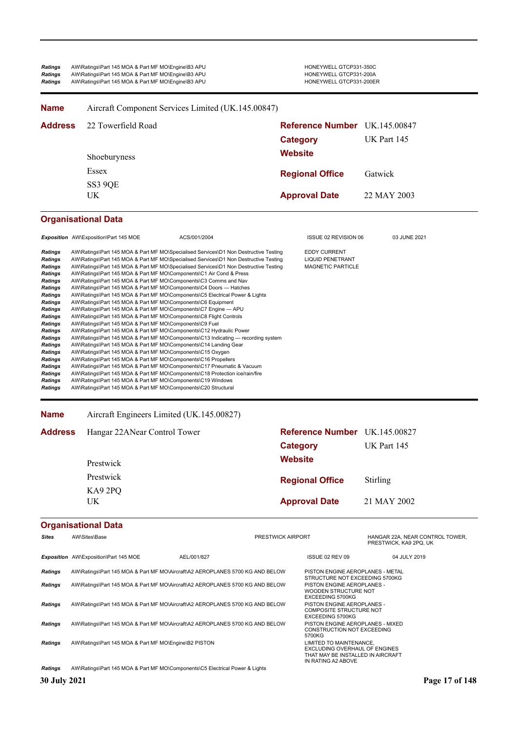| | | |
|---|---|---|
| *Ratings* | AW\Ratings\Part 145 MOA & Part MF MO\Engine\B3 APU | HONEYWELL GTCP331-350C |
| *Ratings* | AW\Ratings\Part 145 MOA & Part MF MO\Engine\B3 APU | HONEYWELL GTCP331-200A |
| *Ratings* | AW\Ratings\Part 145 MOA & Part MF MO\Engine\B3 APU | HONEYWELL GTCP331-200ER |

---

**Name** Aircraft Component Services Limited (UK.145.00847)

**Address**
22 Towerfield Road
Shoeburyness
Essex
SS3 9QE
UK

**Reference Number** UK.145.00847
**Category** UK Part 145
**Website**
**Regional Office** Gatwick
**Approval Date** 22 MAY 2003

## Organisational Data

| | | | | |
|---|---|---|---|---|
| *Exposition* | AW\Exposition\Part 145 MOE | ACS/001/2004 | ISSUE 02 REVISION 06 | 03 JUNE 2021 |

| | | |
|---|---|---|
| *Ratings* | AW\Ratings\Part 145 MOA & Part MF MO\Specialised Services\D1 Non Destructive Testing | EDDY CURRENT |
| *Ratings* | AW\Ratings\Part 145 MOA & Part MF MO\Specialised Services\D1 Non Destructive Testing | LIQUID PENETRANT |
| *Ratings* | AW\Ratings\Part 145 MOA & Part MF MO\Specialised Services\D1 Non Destructive Testing | MAGNETIC PARTICLE |
| *Ratings* | AW\Ratings\Part 145 MOA & Part MF MO\Components\C1 Air Cond & Press | |
| *Ratings* | AW\Ratings\Part 145 MOA & Part MF MO\Components\C3 Comms and Nav | |
| *Ratings* | AW\Ratings\Part 145 MOA & Part MF MO\Components\C4 Doors — Hatches | |
| *Ratings* | AW\Ratings\Part 145 MOA & Part MF MO\Components\C5 Electrical Power & Lights | |
| *Ratings* | AW\Ratings\Part 145 MOA & Part MF MO\Components\C6 Equipment | |
| *Ratings* | AW\Ratings\Part 145 MOA & Part MF MO\Components\C7 Engine — APU | |
| *Ratings* | AW\Ratings\Part 145 MOA & Part MF MO\Components\C8 Flight Controls | |
| *Ratings* | AW\Ratings\Part 145 MOA & Part MF MO\Components\C9 Fuel | |
| *Ratings* | AW\Ratings\Part 145 MOA & Part MF MO\Components\C12 Hydraulic Power | |
| *Ratings* | AW\Ratings\Part 145 MOA & Part MF MO\Components\C13 Indicating — recording system | |
| *Ratings* | AW\Ratings\Part 145 MOA & Part MF MO\Components\C14 Landing Gear | |
| *Ratings* | AW\Ratings\Part 145 MOA & Part MF MO\Components\C15 Oxygen | |
| *Ratings* | AW\Ratings\Part 145 MOA & Part MF MO\Components\C16 Propellers | |
| *Ratings* | AW\Ratings\Part 145 MOA & Part MF MO\Components\C17 Pneumatic & Vacuum | |
| *Ratings* | AW\Ratings\Part 145 MOA & Part MF MO\Components\C18 Protection ice/rain/fire | |
| *Ratings* | AW\Ratings\Part 145 MOA & Part MF MO\Components\C19 Windows | |
| *Ratings* | AW\Ratings\Part 145 MOA & Part MF MO\Components\C20 Structural | |

---

**Name** Aircraft Engineers Limited (UK.145.00827)

**Address**
Hangar 22ANear Control Tower
Prestwick
Prestwick
KA9 2PQ
UK

**Reference Number** UK.145.00827
**Category** UK Part 145
**Website**
**Regional Office** Stirling
**Approval Date** 21 MAY 2002

## Organisational Data

| | | | |
|---|---|---|---|
| *Sites* | AW\Sites\Base | PRESTWICK AIRPORT | HANGAR 22A, NEAR CONTROL TOWER, PRESTWICK, KA9 2PQ, UK |

| | | | | |
|---|---|---|---|---|
| *Exposition* | AW\Exposition\Part 145 MOE | AEL/001/827 | ISSUE 02 REV 09 | 04 JULY 2019 |

| | | |
|---|---|---|
| *Ratings* | AW\Ratings\Part 145 MOA & Part MF MO\Aircraft\A2 AEROPLANES 5700 KG AND BELOW | PISTON ENGINE AEROPLANES - METAL STRUCTURE NOT EXCEEDING 5700KG |
| *Ratings* | AW\Ratings\Part 145 MOA & Part MF MO\Aircraft\A2 AEROPLANES 5700 KG AND BELOW | PISTON ENGINE AEROPLANES - WOODEN STRUCTURE NOT EXCEEDING 5700KG |
| *Ratings* | AW\Ratings\Part 145 MOA & Part MF MO\Aircraft\A2 AEROPLANES 5700 KG AND BELOW | PISTON ENGINE AEROPLANES - COMPOSITE STRUCTURE NOT EXCEEDING 5700KG |
| *Ratings* | AW\Ratings\Part 145 MOA & Part MF MO\Aircraft\A2 AEROPLANES 5700 KG AND BELOW | PISTON ENGINE AEROPLANES - MIXED CONSTRUCTION NOT EXCEEDING 5700KG |
| *Ratings* | AW\Ratings\Part 145 MOA & Part MF MO\Engine\B2 PISTON | LIMITED TO MAINTENANCE, EXCLUDING OVERHAUL OF ENGINES THAT MAY BE INSTALLED IN AIRCRAFT IN RATING A2 ABOVE |
| *Ratings* | AW\Ratings\Part 145 MOA & Part MF MO\Components\C5 Electrical Power & Lights | |

30 July 2021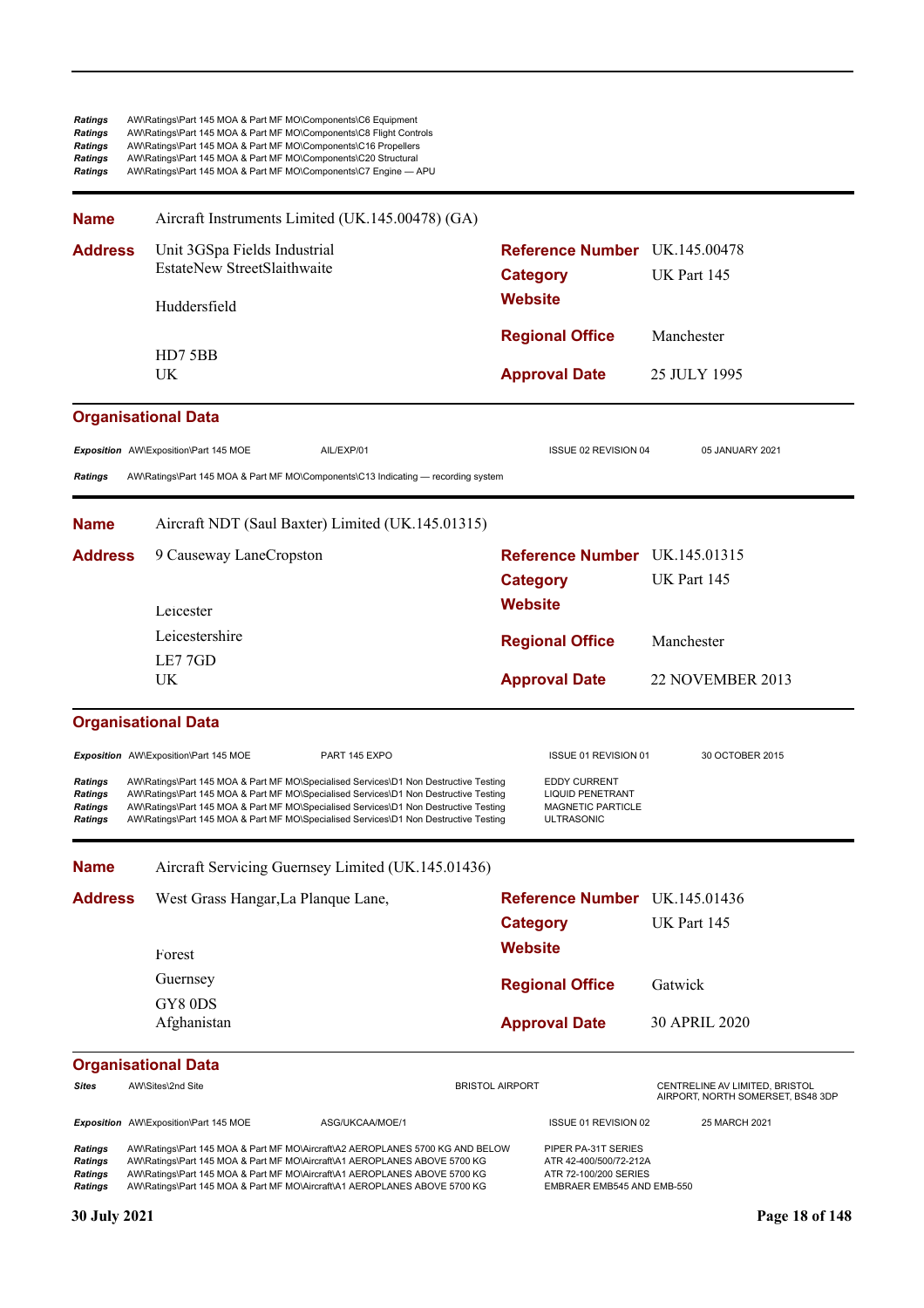| | |
|---|---|
| *Ratings* | AW\Ratings\Part 145 MOA & Part MF MO\Components\C6 Equipment |
| *Ratings* | AW\Ratings\Part 145 MOA & Part MF MO\Components\C8 Flight Controls |
| *Ratings* | AW\Ratings\Part 145 MOA & Part MF MO\Components\C16 Propellers |
| *Ratings* | AW\Ratings\Part 145 MOA & Part MF MO\Components\C20 Structural |
| *Ratings* | AW\Ratings\Part 145 MOA & Part MF MO\Components\C7 Engine — APU |

---

**Name** Aircraft Instruments Limited (UK.145.00478) (GA)

**Address**
Unit 3GSpa Fields Industrial EstateNew StreetSlaithwaite
Huddersfield
HD7 5BB
UK

**Reference Number** UK.145.00478
**Category** UK Part 145
**Website**
**Regional Office** Manchester
**Approval Date** 25 JULY 1995

### Organisational Data

| | | | | |
|---|---|---|---|---|
| *Exposition* | AW\Exposition\Part 145 MOE | AIL/EXP/01 | ISSUE 02 REVISION 04 | 05 JANUARY 2021 |
| *Ratings* | AW\Ratings\Part 145 MOA & Part MF MO\Components\C13 Indicating — recording system | | | |

---

**Name** Aircraft NDT (Saul Baxter) Limited (UK.145.01315)

**Address**
9 Causeway LaneCropston
Leicester
Leicestershire
LE7 7GD
UK

**Reference Number** UK.145.01315
**Category** UK Part 145
**Website**
**Regional Office** Manchester
**Approval Date** 22 NOVEMBER 2013

### Organisational Data

| | | | | |
|---|---|---|---|---|
| *Exposition* | AW\Exposition\Part 145 MOE | PART 145 EXPO | ISSUE 01 REVISION 01 | 30 OCTOBER 2015 |
| *Ratings* | AW\Ratings\Part 145 MOA & Part MF MO\Specialised Services\D1 Non Destructive Testing | | EDDY CURRENT | |
| *Ratings* | AW\Ratings\Part 145 MOA & Part MF MO\Specialised Services\D1 Non Destructive Testing | | LIQUID PENETRANT | |
| *Ratings* | AW\Ratings\Part 145 MOA & Part MF MO\Specialised Services\D1 Non Destructive Testing | | MAGNETIC PARTICLE | |
| *Ratings* | AW\Ratings\Part 145 MOA & Part MF MO\Specialised Services\D1 Non Destructive Testing | | ULTRASONIC | |

---

**Name** Aircraft Servicing Guernsey Limited (UK.145.01436)

**Address**
West Grass Hangar,La Planque Lane,
Forest
Guernsey
GY8 0DS
Afghanistan

**Reference Number** UK.145.01436
**Category** UK Part 145
**Website**
**Regional Office** Gatwick
**Approval Date** 30 APRIL 2020

### Organisational Data

| | | | | |
|---|---|---|---|---|
| *Sites* | AW\Sites\2nd Site | | BRISTOL AIRPORT | CENTRELINE AV LIMITED, BRISTOL AIRPORT, NORTH SOMERSET, BS48 3DP |
| *Exposition* | AW\Exposition\Part 145 MOE | ASG/UKCAA/MOE/1 | ISSUE 01 REVISION 02 | 25 MARCH 2021 |
| *Ratings* | AW\Ratings\Part 145 MOA & Part MF MO\Aircraft\A2 AEROPLANES 5700 KG AND BELOW | | PIPER PA-31T SERIES | |
| *Ratings* | AW\Ratings\Part 145 MOA & Part MF MO\Aircraft\A1 AEROPLANES ABOVE 5700 KG | | ATR 42-400/500/72-212A | |
| *Ratings* | AW\Ratings\Part 145 MOA & Part MF MO\Aircraft\A1 AEROPLANES ABOVE 5700 KG | | ATR 72-100/200 SERIES | |
| *Ratings* | AW\Ratings\Part 145 MOA & Part MF MO\Aircraft\A1 AEROPLANES ABOVE 5700 KG | | EMBRAER EMB545 AND EMB-550 | |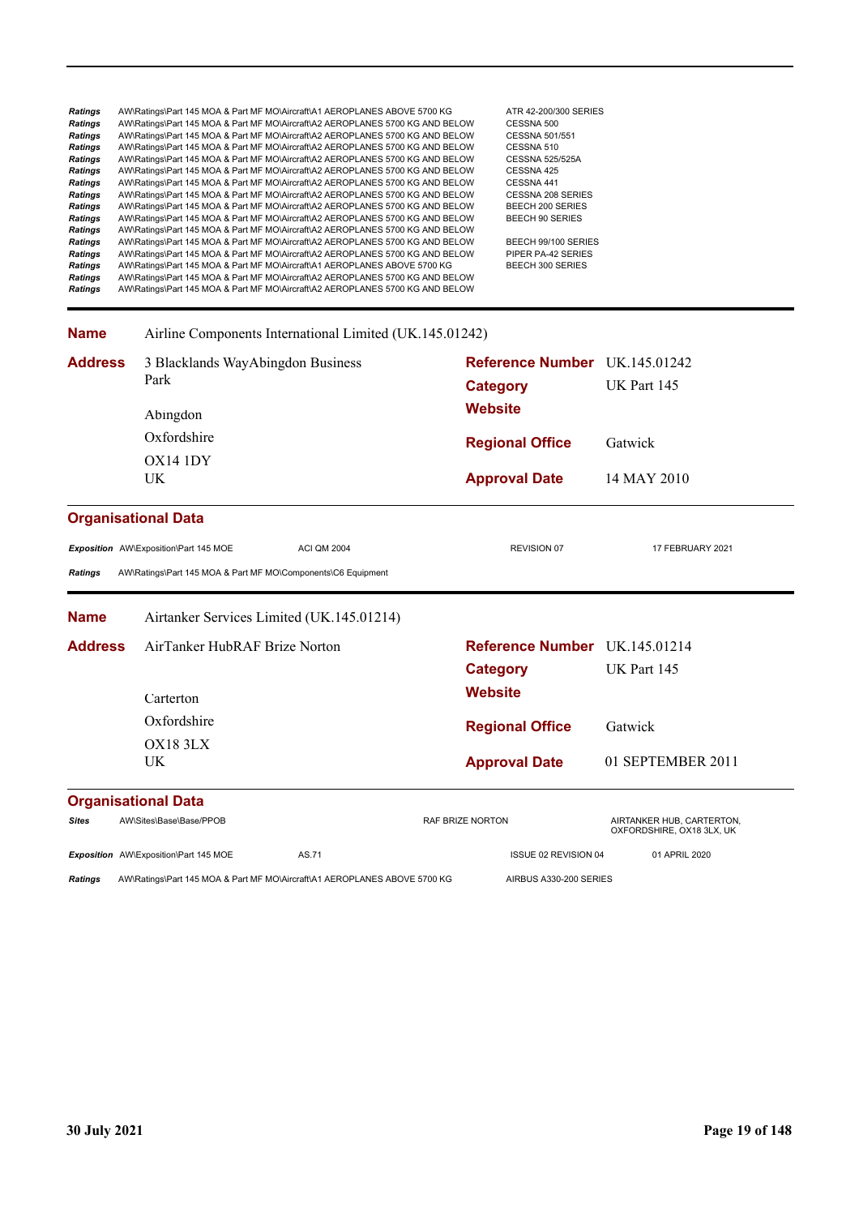| | | |
|---|---|---|
| ***Ratings*** | AW\Ratings\Part 145 MOA & Part MF MO\Aircraft\A1 AEROPLANES ABOVE 5700 KG | ATR 42-200/300 SERIES |
| ***Ratings*** | AW\Ratings\Part 145 MOA & Part MF MO\Aircraft\A2 AEROPLANES 5700 KG AND BELOW | CESSNA 500 |
| ***Ratings*** | AW\Ratings\Part 145 MOA & Part MF MO\Aircraft\A2 AEROPLANES 5700 KG AND BELOW | CESSNA 501/551 |
| ***Ratings*** | AW\Ratings\Part 145 MOA & Part MF MO\Aircraft\A2 AEROPLANES 5700 KG AND BELOW | CESSNA 510 |
| ***Ratings*** | AW\Ratings\Part 145 MOA & Part MF MO\Aircraft\A2 AEROPLANES 5700 KG AND BELOW | CESSNA 525/525A |
| ***Ratings*** | AW\Ratings\Part 145 MOA & Part MF MO\Aircraft\A2 AEROPLANES 5700 KG AND BELOW | CESSNA 425 |
| ***Ratings*** | AW\Ratings\Part 145 MOA & Part MF MO\Aircraft\A2 AEROPLANES 5700 KG AND BELOW | CESSNA 441 |
| ***Ratings*** | AW\Ratings\Part 145 MOA & Part MF MO\Aircraft\A2 AEROPLANES 5700 KG AND BELOW | CESSNA 208 SERIES |
| ***Ratings*** | AW\Ratings\Part 145 MOA & Part MF MO\Aircraft\A2 AEROPLANES 5700 KG AND BELOW | BEECH 200 SERIES |
| ***Ratings*** | AW\Ratings\Part 145 MOA & Part MF MO\Aircraft\A2 AEROPLANES 5700 KG AND BELOW | BEECH 90 SERIES |
| ***Ratings*** | AW\Ratings\Part 145 MOA & Part MF MO\Aircraft\A2 AEROPLANES 5700 KG AND BELOW | |
| ***Ratings*** | AW\Ratings\Part 145 MOA & Part MF MO\Aircraft\A2 AEROPLANES 5700 KG AND BELOW | BEECH 99/100 SERIES |
| ***Ratings*** | AW\Ratings\Part 145 MOA & Part MF MO\Aircraft\A2 AEROPLANES 5700 KG AND BELOW | PIPER PA-42 SERIES |
| ***Ratings*** | AW\Ratings\Part 145 MOA & Part MF MO\Aircraft\A1 AEROPLANES ABOVE 5700 KG | BEECH 300 SERIES |
| ***Ratings*** | AW\Ratings\Part 145 MOA & Part MF MO\Aircraft\A2 AEROPLANES 5700 KG AND BELOW | |
| ***Ratings*** | AW\Ratings\Part 145 MOA & Part MF MO\Aircraft\A2 AEROPLANES 5700 KG AND BELOW | |

---

**Name** Airline Components International Limited (UK.145.01242)

| | | | |
|---|---|---|---|
| **Address** | 3 Blacklands WayAbingdon Business Park | **Reference Number** | UK.145.01242 |
| | | **Category** | UK Part 145 |
| | Abingdon | **Website** | |
| | Oxfordshire | **Regional Office** | Gatwick |
| | OX14 1DY | | |
| | UK | **Approval Date** | 14 MAY 2010 |

**Organisational Data**

| | | | | |
|---|---|---|---|---|
| ***Exposition*** | AW\Exposition\Part 145 MOE | ACI QM 2004 | REVISION 07 | 17 FEBRUARY 2021 |
| ***Ratings*** | AW\Ratings\Part 145 MOA & Part MF MO\Components\C6 Equipment | | | |

---

**Name** Airtanker Services Limited (UK.145.01214)

| | | | |
|---|---|---|---|
| **Address** | AirTanker HubRAF Brize Norton | **Reference Number** | UK.145.01214 |
| | | **Category** | UK Part 145 |
| | Carterton | **Website** | |
| | Oxfordshire | **Regional Office** | Gatwick |
| | OX18 3LX | | |
| | UK | **Approval Date** | 01 SEPTEMBER 2011 |

**Organisational Data**

| | | | | |
|---|---|---|---|---|
| ***Sites*** | AW\Sites\Base\Base/PPOB | | RAF BRIZE NORTON | AIRTANKER HUB, CARTERTON, OXFORDSHIRE, OX18 3LX, UK |
| ***Exposition*** | AW\Exposition\Part 145 MOE | AS.71 | ISSUE 02 REVISION 04 | 01 APRIL 2020 |
| ***Ratings*** | AW\Ratings\Part 145 MOA & Part MF MO\Aircraft\A1 AEROPLANES ABOVE 5700 KG | | AIRBUS A330-200 SERIES | |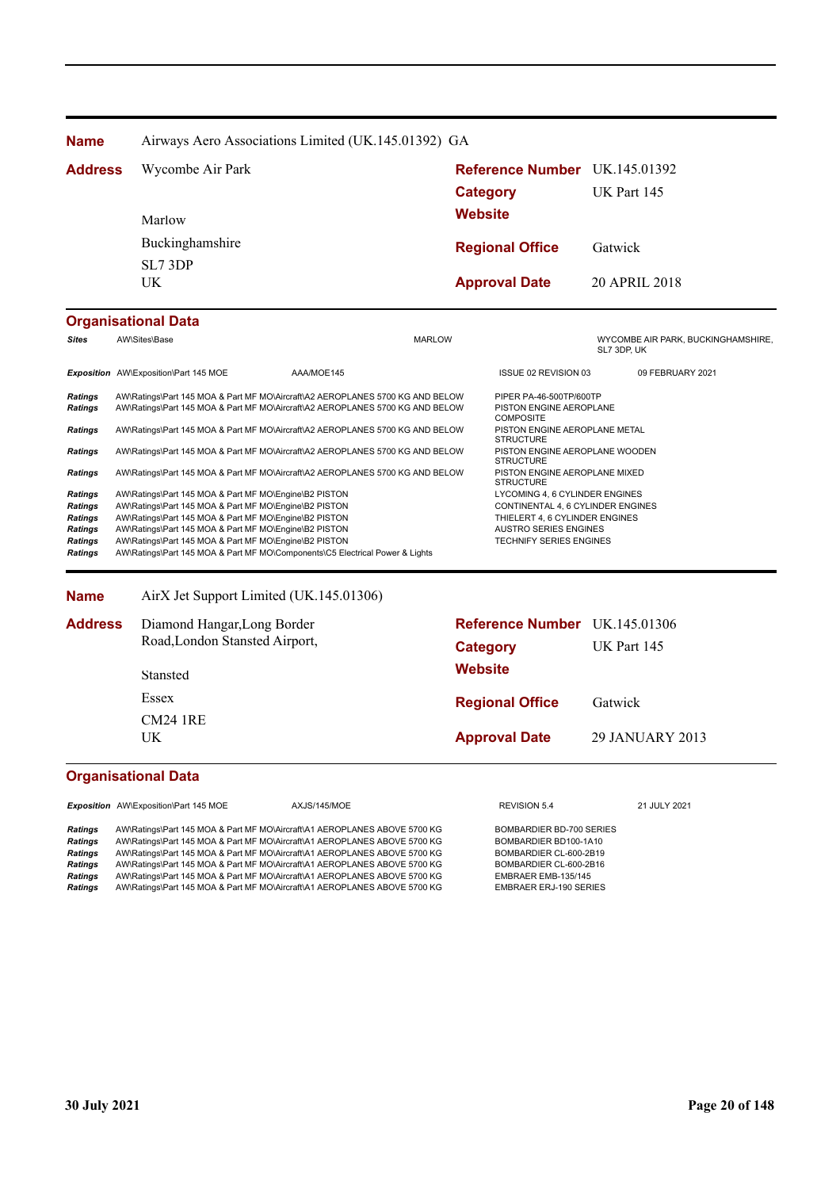**Name** Airways Aero Associations Limited (UK.145.01392) GA

**Address** Wycombe Air Park

Marlow

Buckinghamshire

SL7 3DP

UK

**Reference Number** UK.145.01392

**Category** UK Part 145

**Website**

**Regional Office** Gatwick

**Approval Date** 20 APRIL 2018

**Organisational Data**

| | | | | |
|---|---|---|---|---|
| *Sites* | AW\Sites\Base | MARLOW | | WYCOMBE AIR PARK, BUCKINGHAMSHIRE, SL7 3DP, UK |
| *Exposition* | AW\Exposition\Part 145 MOE | AAA/MOE145 | ISSUE 02 REVISION 03 | 09 FEBRUARY 2021 |
| *Ratings* | AW\Ratings\Part 145 MOA & Part MF MO\Aircraft\A2 AEROPLANES 5700 KG AND BELOW | | PIPER PA-46-500TP/600TP | |
| *Ratings* | AW\Ratings\Part 145 MOA & Part MF MO\Aircraft\A2 AEROPLANES 5700 KG AND BELOW | | PISTON ENGINE AEROPLANE COMPOSITE | |
| *Ratings* | AW\Ratings\Part 145 MOA & Part MF MO\Aircraft\A2 AEROPLANES 5700 KG AND BELOW | | PISTON ENGINE AEROPLANE METAL STRUCTURE | |
| *Ratings* | AW\Ratings\Part 145 MOA & Part MF MO\Aircraft\A2 AEROPLANES 5700 KG AND BELOW | | PISTON ENGINE AEROPLANE WOODEN STRUCTURE | |
| *Ratings* | AW\Ratings\Part 145 MOA & Part MF MO\Aircraft\A2 AEROPLANES 5700 KG AND BELOW | | PISTON ENGINE AEROPLANE MIXED STRUCTURE | |
| *Ratings* | AW\Ratings\Part 145 MOA & Part MF MO\Engine\B2 PISTON | | LYCOMING 4, 6 CYLINDER ENGINES | |
| *Ratings* | AW\Ratings\Part 145 MOA & Part MF MO\Engine\B2 PISTON | | CONTINENTAL 4, 6 CYLINDER ENGINES | |
| *Ratings* | AW\Ratings\Part 145 MOA & Part MF MO\Engine\B2 PISTON | | THIELERT 4, 6 CYLINDER ENGINES | |
| *Ratings* | AW\Ratings\Part 145 MOA & Part MF MO\Engine\B2 PISTON | | AUSTRO SERIES ENGINES | |
| *Ratings* | AW\Ratings\Part 145 MOA & Part MF MO\Engine\B2 PISTON | | TECHNIFY SERIES ENGINES | |
| *Ratings* | AW\Ratings\Part 145 MOA & Part MF MO\Components\C5 Electrical Power & Lights | | | |

**Name** AirX Jet Support Limited (UK.145.01306)

**Address** Diamond Hangar,Long Border Road,London Stansted Airport,

Stansted

Essex

CM24 1RE

UK

**Reference Number** UK.145.01306

**Category** UK Part 145

**Website**

**Regional Office** Gatwick

**Approval Date** 29 JANUARY 2013

**Organisational Data**

| | | | | |
|---|---|---|---|---|
| *Exposition* | AW\Exposition\Part 145 MOE | AXJS/145/MOE | REVISION 5.4 | 21 JULY 2021 |
| *Ratings* | AW\Ratings\Part 145 MOA & Part MF MO\Aircraft\A1 AEROPLANES ABOVE 5700 KG | | BOMBARDIER BD-700 SERIES | |
| *Ratings* | AW\Ratings\Part 145 MOA & Part MF MO\Aircraft\A1 AEROPLANES ABOVE 5700 KG | | BOMBARDIER BD100-1A10 | |
| *Ratings* | AW\Ratings\Part 145 MOA & Part MF MO\Aircraft\A1 AEROPLANES ABOVE 5700 KG | | BOMBARDIER CL-600-2B19 | |
| *Ratings* | AW\Ratings\Part 145 MOA & Part MF MO\Aircraft\A1 AEROPLANES ABOVE 5700 KG | | BOMBARDIER CL-600-2B16 | |
| *Ratings* | AW\Ratings\Part 145 MOA & Part MF MO\Aircraft\A1 AEROPLANES ABOVE 5700 KG | | EMBRAER EMB-135/145 | |
| *Ratings* | AW\Ratings\Part 145 MOA & Part MF MO\Aircraft\A1 AEROPLANES ABOVE 5700 KG | | EMBRAER ERJ-190 SERIES | |

**30 July 2021**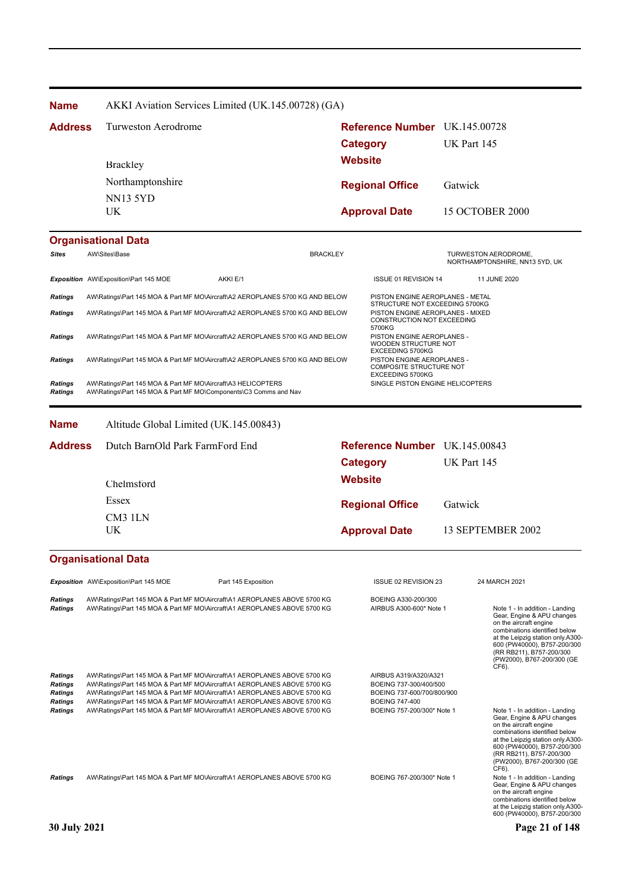**Name** AKKI Aviation Services Limited (UK.145.00728) (GA)

| | | | |
|---|---|---|---|
| **Address** | Turweston Aerodrome | **Reference Number** | UK.145.00728 |
| | | **Category** | UK Part 145 |
| | Brackley | **Website** | |
| | Northamptonshire | **Regional Office** | Gatwick |
| | NN13 5YD | | |
| | UK | **Approval Date** | 15 OCTOBER 2000 |

### Organisational Data

| | | | | |
|---|---|---|---|---|
| ***Sites*** | AW\Sites\Base | BRACKLEY | | TURWESTON AERODROME, NORTHAMPTONSHIRE, NN13 5YD, UK |
| ***Exposition*** | AW\Exposition\Part 145 MOE | AKKI E/1 | ISSUE 01 REVISION 14 | 11 JUNE 2020 |
| ***Ratings*** | AW\Ratings\Part 145 MOA & Part MF MO\Aircraft\A2 AEROPLANES 5700 KG AND BELOW | | PISTON ENGINE AEROPLANES - METAL STRUCTURE NOT EXCEEDING 5700KG | |
| ***Ratings*** | AW\Ratings\Part 145 MOA & Part MF MO\Aircraft\A2 AEROPLANES 5700 KG AND BELOW | | PISTON ENGINE AEROPLANES - MIXED CONSTRUCTION NOT EXCEEDING 5700KG | |
| ***Ratings*** | AW\Ratings\Part 145 MOA & Part MF MO\Aircraft\A2 AEROPLANES 5700 KG AND BELOW | | PISTON ENGINE AEROPLANES - WOODEN STRUCTURE NOT EXCEEDING 5700KG | |
| ***Ratings*** | AW\Ratings\Part 145 MOA & Part MF MO\Aircraft\A2 AEROPLANES 5700 KG AND BELOW | | PISTON ENGINE AEROPLANES - COMPOSITE STRUCTURE NOT EXCEEDING 5700KG | |
| ***Ratings*** | AW\Ratings\Part 145 MOA & Part MF MO\Aircraft\A3 HELICOPTERS | | SINGLE PISTON ENGINE HELICOPTERS | |
| ***Ratings*** | AW\Ratings\Part 145 MOA & Part MF MO\Components\C3 Comms and Nav | | | |

**Name** Altitude Global Limited (UK.145.00843)

| | | | |
|---|---|---|---|
| **Address** | Dutch BarnOld Park FarmFord End | **Reference Number** | UK.145.00843 |
| | | **Category** | UK Part 145 |
| | Chelmsford | **Website** | |
| | Essex | **Regional Office** | Gatwick |
| | CM3 1LN | | |
| | UK | **Approval Date** | 13 SEPTEMBER 2002 |

### Organisational Data

| | | | | |
|---|---|---|---|---|
| ***Exposition*** | AW\Exposition\Part 145 MOE | Part 145 Exposition | ISSUE 02 REVISION 23 | 24 MARCH 2021 |
| ***Ratings*** | AW\Ratings\Part 145 MOA & Part MF MO\Aircraft\A1 AEROPLANES ABOVE 5700 KG | | BOEING A330-200/300 | |
| ***Ratings*** | AW\Ratings\Part 145 MOA & Part MF MO\Aircraft\A1 AEROPLANES ABOVE 5700 KG | | AIRBUS A300-600* Note 1 | Note 1 - In addition - Landing Gear, Engine & APU changes on the aircraft engine combinations identified below at the Leipzig station only.A300-600 (PW40000), B757-200/300 (RR RB211), B757-200/300 (PW2000), B767-200/300 (GE CF6). |
| ***Ratings*** | AW\Ratings\Part 145 MOA & Part MF MO\Aircraft\A1 AEROPLANES ABOVE 5700 KG | | AIRBUS A319/A320/A321 | |
| ***Ratings*** | AW\Ratings\Part 145 MOA & Part MF MO\Aircraft\A1 AEROPLANES ABOVE 5700 KG | | BOEING 737-300/400/500 | |
| ***Ratings*** | AW\Ratings\Part 145 MOA & Part MF MO\Aircraft\A1 AEROPLANES ABOVE 5700 KG | | BOEING 737-600/700/800/900 | |
| ***Ratings*** | AW\Ratings\Part 145 MOA & Part MF MO\Aircraft\A1 AEROPLANES ABOVE 5700 KG | | BOEING 747-400 | |
| ***Ratings*** | AW\Ratings\Part 145 MOA & Part MF MO\Aircraft\A1 AEROPLANES ABOVE 5700 KG | | BOEING 757-200/300* Note 1 | Note 1 - In addition - Landing Gear, Engine & APU changes on the aircraft engine combinations identified below at the Leipzig station only.A300-600 (PW40000), B757-200/300 (RR RB211), B757-200/300 (PW2000), B767-200/300 (GE CF6). |
| ***Ratings*** | AW\Ratings\Part 145 MOA & Part MF MO\Aircraft\A1 AEROPLANES ABOVE 5700 KG | | BOEING 767-200/300* Note 1 | Note 1 - In addition - Landing Gear, Engine & APU changes on the aircraft engine combinations identified below at the Leipzig station only.A300-600 (PW40000), B757-200/300 |

30 July 2021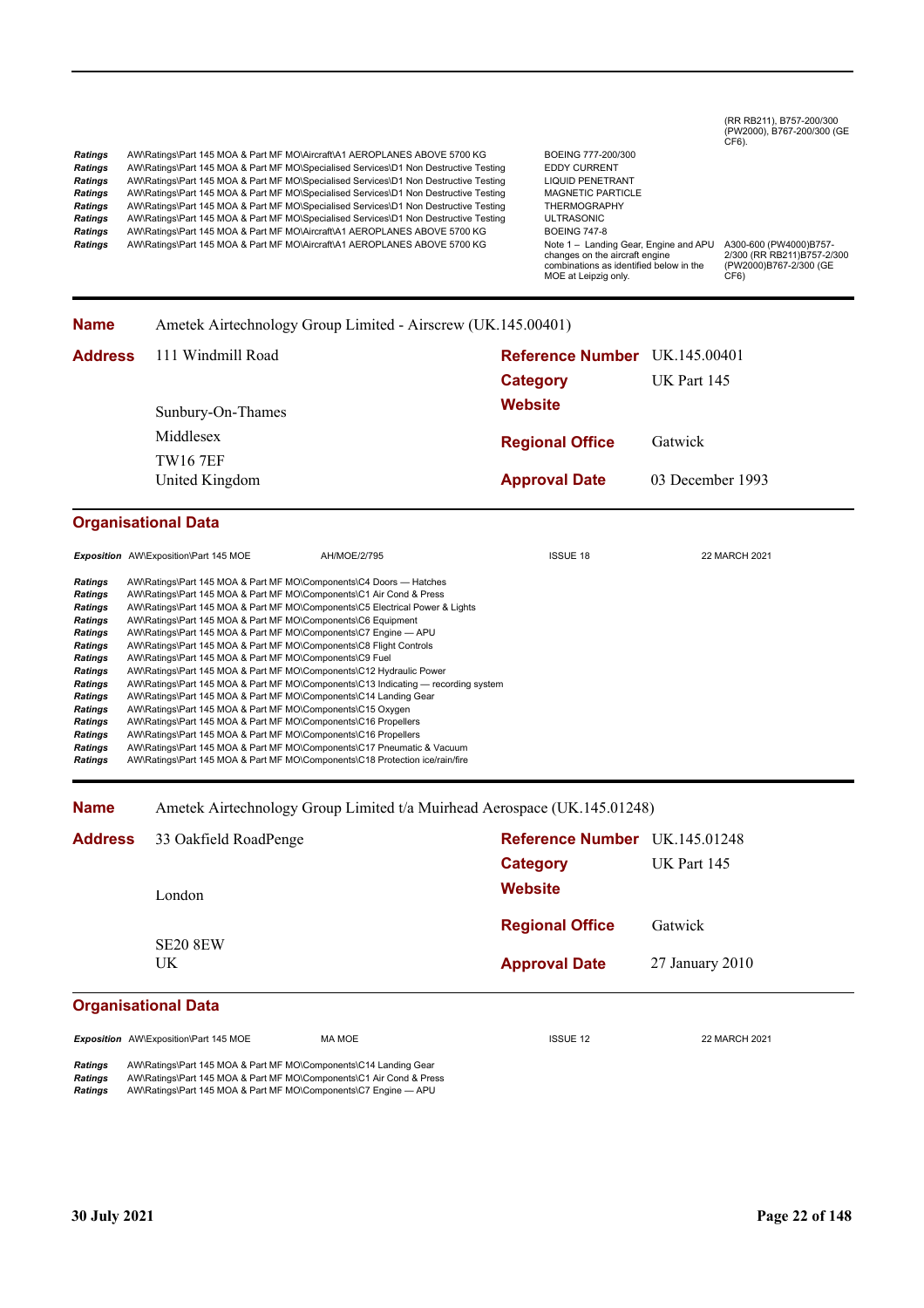| | | | |
|---|---|---|---|
| | | | (RR RB211), B757-200/300 (PW2000), B767-200/300 (GE CF6). |
| *Ratings* | AW\Ratings\Part 145 MOA & Part MF MO\Aircraft\A1 AEROPLANES ABOVE 5700 KG | BOEING 777-200/300 | |
| *Ratings* | AW\Ratings\Part 145 MOA & Part MF MO\Specialised Services\D1 Non Destructive Testing | EDDY CURRENT | |
| *Ratings* | AW\Ratings\Part 145 MOA & Part MF MO\Specialised Services\D1 Non Destructive Testing | LIQUID PENETRANT | |
| *Ratings* | AW\Ratings\Part 145 MOA & Part MF MO\Specialised Services\D1 Non Destructive Testing | MAGNETIC PARTICLE | |
| *Ratings* | AW\Ratings\Part 145 MOA & Part MF MO\Specialised Services\D1 Non Destructive Testing | THERMOGRAPHY | |
| *Ratings* | AW\Ratings\Part 145 MOA & Part MF MO\Specialised Services\D1 Non Destructive Testing | ULTRASONIC | |
| *Ratings* | AW\Ratings\Part 145 MOA & Part MF MO\Aircraft\A1 AEROPLANES ABOVE 5700 KG | BOEING 747-8 | |
| *Ratings* | AW\Ratings\Part 145 MOA & Part MF MO\Aircraft\A1 AEROPLANES ABOVE 5700 KG | Note 1 – Landing Gear, Engine and APU changes on the aircraft engine combinations as identified below in the MOE at Leipzig only. | A300-600 (PW4000)B757-2/300 (RR RB211)B757-2/300 (PW2000)B767-2/300 (GE CF6) |

## Name: Ametek Airtechnology Group Limited - Airscrew (UK.145.00401)

**Address**
111 Windmill Road
Sunbury-On-Thames
Middlesex
TW16 7EF
United Kingdom

**Reference Number:** UK.145.00401
**Category:** UK Part 145
**Website:**
**Regional Office:** Gatwick
**Approval Date:** 03 December 1993

### Organisational Data

| | | | | |
|---|---|---|---|---|
| *Exposition* | AW\Exposition\Part 145 MOE | AH/MOE/2/795 | ISSUE 18 | 22 MARCH 2021 |

| | |
|---|---|
| *Ratings* | AW\Ratings\Part 145 MOA & Part MF MO\Components\C4 Doors — Hatches |
| *Ratings* | AW\Ratings\Part 145 MOA & Part MF MO\Components\C1 Air Cond & Press |
| *Ratings* | AW\Ratings\Part 145 MOA & Part MF MO\Components\C5 Electrical Power & Lights |
| *Ratings* | AW\Ratings\Part 145 MOA & Part MF MO\Components\C6 Equipment |
| *Ratings* | AW\Ratings\Part 145 MOA & Part MF MO\Components\C7 Engine — APU |
| *Ratings* | AW\Ratings\Part 145 MOA & Part MF MO\Components\C8 Flight Controls |
| *Ratings* | AW\Ratings\Part 145 MOA & Part MF MO\Components\C9 Fuel |
| *Ratings* | AW\Ratings\Part 145 MOA & Part MF MO\Components\C12 Hydraulic Power |
| *Ratings* | AW\Ratings\Part 145 MOA & Part MF MO\Components\C13 Indicating — recording system |
| *Ratings* | AW\Ratings\Part 145 MOA & Part MF MO\Components\C14 Landing Gear |
| *Ratings* | AW\Ratings\Part 145 MOA & Part MF MO\Components\C15 Oxygen |
| *Ratings* | AW\Ratings\Part 145 MOA & Part MF MO\Components\C16 Propellers |
| *Ratings* | AW\Ratings\Part 145 MOA & Part MF MO\Components\C16 Propellers |
| *Ratings* | AW\Ratings\Part 145 MOA & Part MF MO\Components\C17 Pneumatic & Vacuum |
| *Ratings* | AW\Ratings\Part 145 MOA & Part MF MO\Components\C18 Protection ice/rain/fire |

## Name: Ametek Airtechnology Group Limited t/a Muirhead Aerospace (UK.145.01248)

**Address**
33 Oakfield RoadPenge
London
SE20 8EW
UK

**Reference Number:** UK.145.01248
**Category:** UK Part 145
**Website:**
**Regional Office:** Gatwick
**Approval Date:** 27 January 2010

### Organisational Data

| | | | | |
|---|---|---|---|---|
| *Exposition* | AW\Exposition\Part 145 MOE | MA MOE | ISSUE 12 | 22 MARCH 2021 |

| | |
|---|---|
| *Ratings* | AW\Ratings\Part 145 MOA & Part MF MO\Components\C14 Landing Gear |
| *Ratings* | AW\Ratings\Part 145 MOA & Part MF MO\Components\C1 Air Cond & Press |
| *Ratings* | AW\Ratings\Part 145 MOA & Part MF MO\Components\C7 Engine — APU |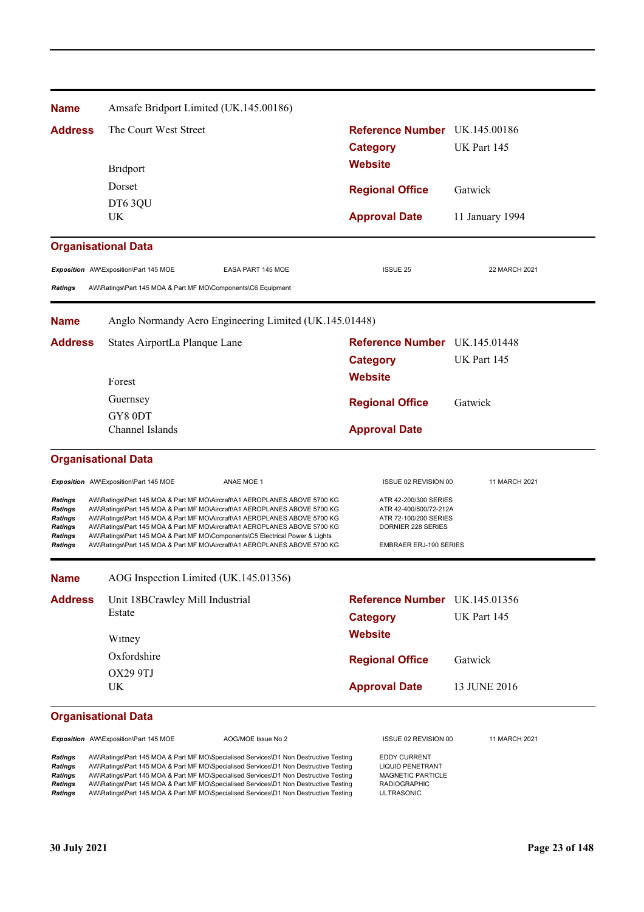**Name** Amsafe Bridport Limited (UK.145.00186)

| | | | |
|---|---|---|---|
| **Address** | The Court West Street | **Reference Number** | UK.145.00186 |
| | | **Category** | UK Part 145 |
| | Bridport | **Website** | |
| | Dorset | **Regional Office** | Gatwick |
| | DT6 3QU | | |
| | UK | **Approval Date** | 11 January 1994 |

**Organisational Data**

| | | | | |
|---|---|---|---|---|
| ***Exposition*** | AW\Exposition\Part 145 MOE | EASA PART 145 MOE | ISSUE 25 | 22 MARCH 2021 |
| ***Ratings*** | AW\Ratings\Part 145 MOA & Part MF MO\Components\C6 Equipment | | | |

**Name** Anglo Normandy Aero Engineering Limited (UK.145.01448)

| | | | |
|---|---|---|---|
| **Address** | States AirportLa Planque Lane | **Reference Number** | UK.145.01448 |
| | | **Category** | UK Part 145 |
| | Forest | **Website** | |
| | Guernsey | **Regional Office** | Gatwick |
| | GY8 0DT | | |
| | Channel Islands | **Approval Date** | |

**Organisational Data**

| | | | | |
|---|---|---|---|---|
| ***Exposition*** | AW\Exposition\Part 145 MOE | ANAE MOE 1 | ISSUE 02 REVISION 00 | 11 MARCH 2021 |
| ***Ratings*** | AW\Ratings\Part 145 MOA & Part MF MO\Aircraft\A1 AEROPLANES ABOVE 5700 KG | | ATR 42-200/300 SERIES | |
| ***Ratings*** | AW\Ratings\Part 145 MOA & Part MF MO\Aircraft\A1 AEROPLANES ABOVE 5700 KG | | ATR 42-400/500/72-212A | |
| ***Ratings*** | AW\Ratings\Part 145 MOA & Part MF MO\Aircraft\A1 AEROPLANES ABOVE 5700 KG | | ATR 72-100/200 SERIES | |
| ***Ratings*** | AW\Ratings\Part 145 MOA & Part MF MO\Aircraft\A1 AEROPLANES ABOVE 5700 KG | | DORNIER 228 SERIES | |
| ***Ratings*** | AW\Ratings\Part 145 MOA & Part MF MO\Components\C5 Electrical Power & Lights | | | |
| ***Ratings*** | AW\Ratings\Part 145 MOA & Part MF MO\Aircraft\A1 AEROPLANES ABOVE 5700 KG | | EMBRAER ERJ-190 SERIES | |

**Name** AOG Inspection Limited (UK.145.01356)

| | | | |
|---|---|---|---|
| **Address** | Unit 18BCrawley Mill Industrial Estate | **Reference Number** | UK.145.01356 |
| | | **Category** | UK Part 145 |
| | Witney | **Website** | |
| | Oxfordshire | **Regional Office** | Gatwick |
| | OX29 9TJ | | |
| | UK | **Approval Date** | 13 JUNE 2016 |

**Organisational Data**

| | | | | |
|---|---|---|---|---|
| ***Exposition*** | AW\Exposition\Part 145 MOE | AOG/MOE Issue No 2 | ISSUE 02 REVISION 00 | 11 MARCH 2021 |
| ***Ratings*** | AW\Ratings\Part 145 MOA & Part MF MO\Specialised Services\D1 Non Destructive Testing | | EDDY CURRENT | |
| ***Ratings*** | AW\Ratings\Part 145 MOA & Part MF MO\Specialised Services\D1 Non Destructive Testing | | LIQUID PENETRANT | |
| ***Ratings*** | AW\Ratings\Part 145 MOA & Part MF MO\Specialised Services\D1 Non Destructive Testing | | MAGNETIC PARTICLE | |
| ***Ratings*** | AW\Ratings\Part 145 MOA & Part MF MO\Specialised Services\D1 Non Destructive Testing | | RADIOGRAPHIC | |
| ***Ratings*** | AW\Ratings\Part 145 MOA & Part MF MO\Specialised Services\D1 Non Destructive Testing | | ULTRASONIC | |

**30 July 2021**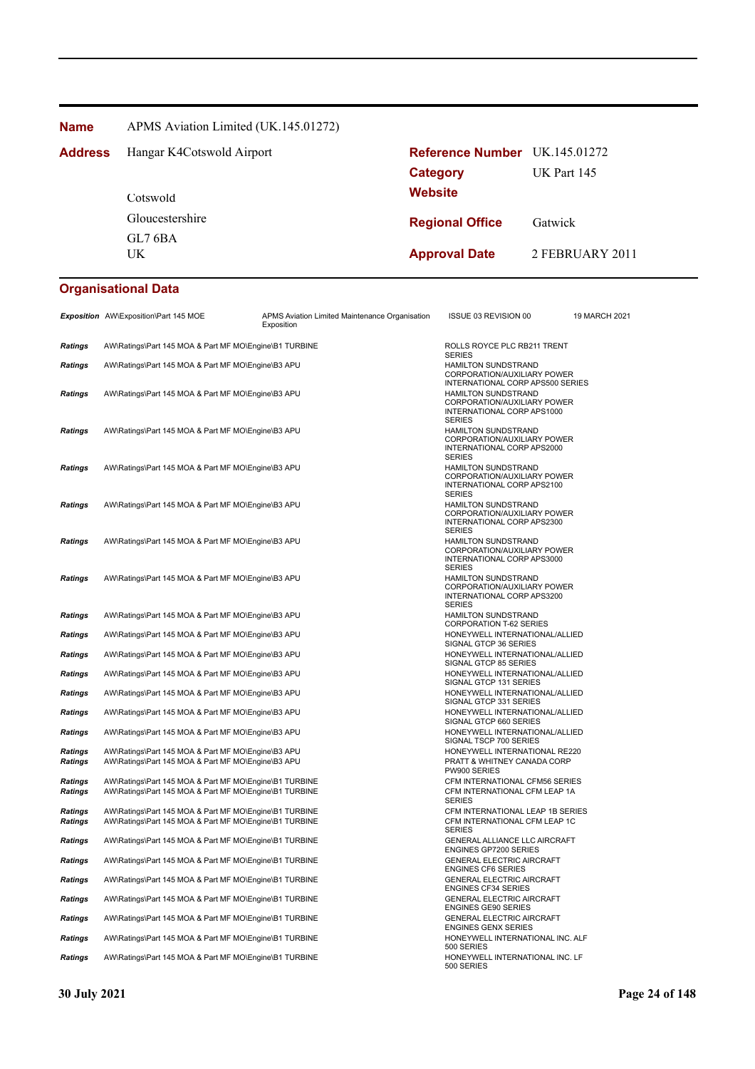**Name** APMS Aviation Limited (UK.145.01272)

**Address** Hangar K4Cotswold Airport

Cotswold
Gloucestershire
GL7 6BA
UK

**Reference Number** UK.145.01272
**Category** UK Part 145
**Website**
**Regional Office** Gatwick
**Approval Date** 2 FEBRUARY 2011

## Organisational Data

| | | | | |
|---|---|---|---|---|
| ***Exposition*** | AW\Exposition\Part 145 MOE | APMS Aviation Limited Maintenance Organisation Exposition | ISSUE 03 REVISION 00 | 19 MARCH 2021 |
| ***Ratings*** | AW\Ratings\Part 145 MOA & Part MF MO\Engine\B1 TURBINE | | ROLLS ROYCE PLC RB211 TRENT SERIES | |
| ***Ratings*** | AW\Ratings\Part 145 MOA & Part MF MO\Engine\B3 APU | | HAMILTON SUNDSTRAND CORPORATION/AUXILIARY POWER INTERNATIONAL CORP APS500 SERIES | |
| ***Ratings*** | AW\Ratings\Part 145 MOA & Part MF MO\Engine\B3 APU | | HAMILTON SUNDSTRAND CORPORATION/AUXILIARY POWER INTERNATIONAL CORP APS1000 SERIES | |
| ***Ratings*** | AW\Ratings\Part 145 MOA & Part MF MO\Engine\B3 APU | | HAMILTON SUNDSTRAND CORPORATION/AUXILIARY POWER INTERNATIONAL CORP APS2000 SERIES | |
| ***Ratings*** | AW\Ratings\Part 145 MOA & Part MF MO\Engine\B3 APU | | HAMILTON SUNDSTRAND CORPORATION/AUXILIARY POWER INTERNATIONAL CORP APS2100 SERIES | |
| ***Ratings*** | AW\Ratings\Part 145 MOA & Part MF MO\Engine\B3 APU | | HAMILTON SUNDSTRAND CORPORATION/AUXILIARY POWER INTERNATIONAL CORP APS2300 SERIES | |
| ***Ratings*** | AW\Ratings\Part 145 MOA & Part MF MO\Engine\B3 APU | | HAMILTON SUNDSTRAND CORPORATION/AUXILIARY POWER INTERNATIONAL CORP APS3000 SERIES | |
| ***Ratings*** | AW\Ratings\Part 145 MOA & Part MF MO\Engine\B3 APU | | HAMILTON SUNDSTRAND CORPORATION/AUXILIARY POWER INTERNATIONAL CORP APS3200 SERIES | |
| ***Ratings*** | AW\Ratings\Part 145 MOA & Part MF MO\Engine\B3 APU | | HAMILTON SUNDSTRAND CORPORATION T-62 SERIES | |
| ***Ratings*** | AW\Ratings\Part 145 MOA & Part MF MO\Engine\B3 APU | | HONEYWELL INTERNATIONAL/ALLIED SIGNAL GTCP 36 SERIES | |
| ***Ratings*** | AW\Ratings\Part 145 MOA & Part MF MO\Engine\B3 APU | | HONEYWELL INTERNATIONAL/ALLIED SIGNAL GTCP 85 SERIES | |
| ***Ratings*** | AW\Ratings\Part 145 MOA & Part MF MO\Engine\B3 APU | | HONEYWELL INTERNATIONAL/ALLIED SIGNAL GTCP 131 SERIES | |
| ***Ratings*** | AW\Ratings\Part 145 MOA & Part MF MO\Engine\B3 APU | | HONEYWELL INTERNATIONAL/ALLIED SIGNAL GTCP 331 SERIES | |
| ***Ratings*** | AW\Ratings\Part 145 MOA & Part MF MO\Engine\B3 APU | | HONEYWELL INTERNATIONAL/ALLIED SIGNAL GTCP 660 SERIES | |
| ***Ratings*** | AW\Ratings\Part 145 MOA & Part MF MO\Engine\B3 APU | | HONEYWELL INTERNATIONAL/ALLIED SIGNAL TSCP 700 SERIES | |
| ***Ratings*** | AW\Ratings\Part 145 MOA & Part MF MO\Engine\B3 APU | | HONEYWELL INTERNATIONAL RE220 | |
| ***Ratings*** | AW\Ratings\Part 145 MOA & Part MF MO\Engine\B3 APU | | PRATT & WHITNEY CANADA CORP PW900 SERIES | |
| ***Ratings*** | AW\Ratings\Part 145 MOA & Part MF MO\Engine\B1 TURBINE | | CFM INTERNATIONAL CFM56 SERIES | |
| ***Ratings*** | AW\Ratings\Part 145 MOA & Part MF MO\Engine\B1 TURBINE | | CFM INTERNATIONAL CFM LEAP 1A SERIES | |
| ***Ratings*** | AW\Ratings\Part 145 MOA & Part MF MO\Engine\B1 TURBINE | | CFM INTERNATIONAL LEAP 1B SERIES | |
| ***Ratings*** | AW\Ratings\Part 145 MOA & Part MF MO\Engine\B1 TURBINE | | CFM INTERNATIONAL CFM LEAP 1C SERIES | |
| ***Ratings*** | AW\Ratings\Part 145 MOA & Part MF MO\Engine\B1 TURBINE | | GENERAL ALLIANCE LLC AIRCRAFT ENGINES GP7200 SERIES | |
| ***Ratings*** | AW\Ratings\Part 145 MOA & Part MF MO\Engine\B1 TURBINE | | GENERAL ELECTRIC AIRCRAFT ENGINES CF6 SERIES | |
| ***Ratings*** | AW\Ratings\Part 145 MOA & Part MF MO\Engine\B1 TURBINE | | GENERAL ELECTRIC AIRCRAFT ENGINES CF34 SERIES | |
| ***Ratings*** | AW\Ratings\Part 145 MOA & Part MF MO\Engine\B1 TURBINE | | GENERAL ELECTRIC AIRCRAFT ENGINES GE90 SERIES | |
| ***Ratings*** | AW\Ratings\Part 145 MOA & Part MF MO\Engine\B1 TURBINE | | GENERAL ELECTRIC AIRCRAFT ENGINES GENX SERIES | |
| ***Ratings*** | AW\Ratings\Part 145 MOA & Part MF MO\Engine\B1 TURBINE | | HONEYWELL INTERNATIONAL INC. ALF 500 SERIES | |
| ***Ratings*** | AW\Ratings\Part 145 MOA & Part MF MO\Engine\B1 TURBINE | | HONEYWELL INTERNATIONAL INC. LF 500 SERIES | |

**30 July 2021**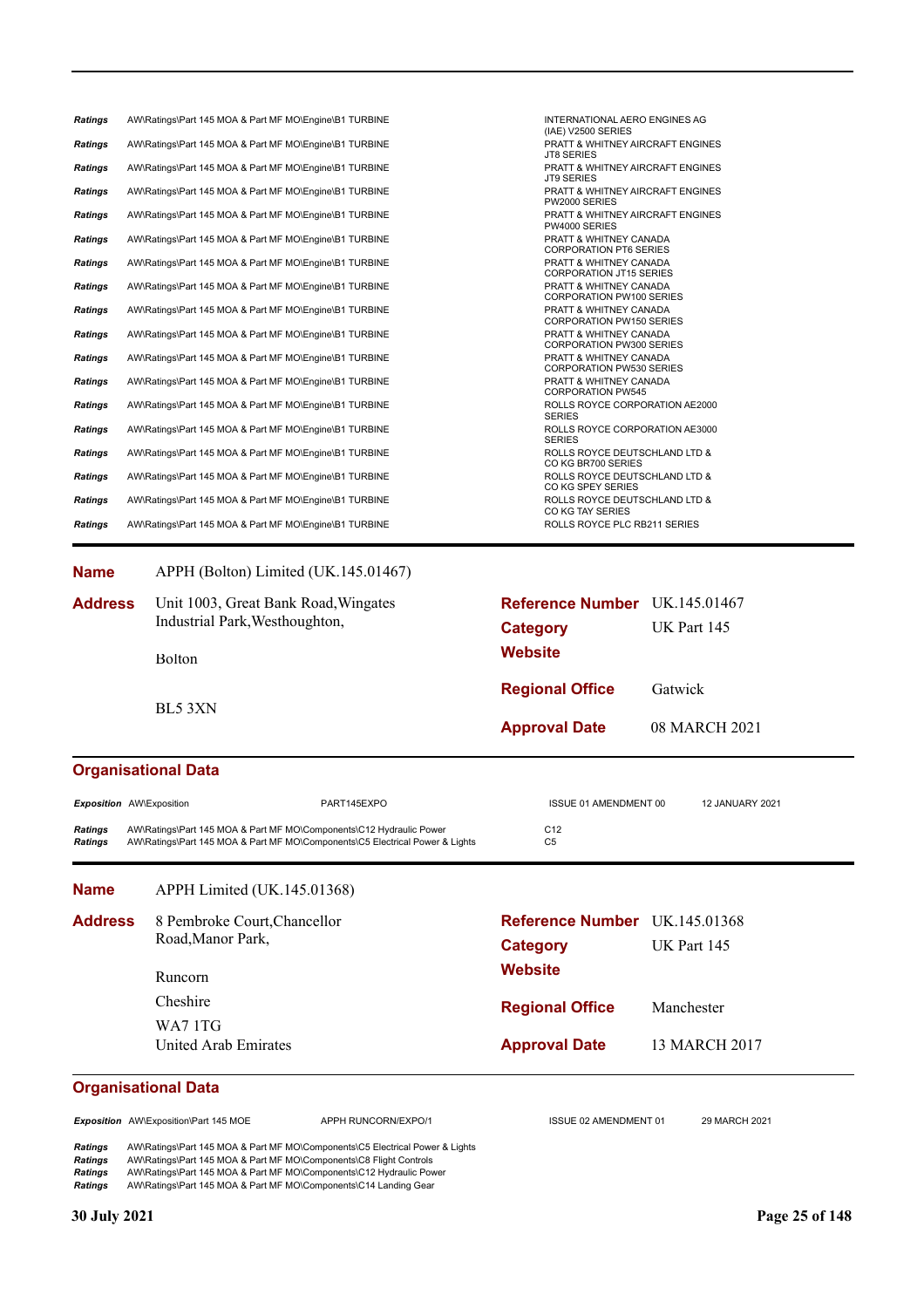| | | |
|---|---|---|
| *Ratings* | AW\Ratings\Part 145 MOA & Part MF MO\Engine\B1 TURBINE | INTERNATIONAL AERO ENGINES AG (IAE) V2500 SERIES |
| *Ratings* | AW\Ratings\Part 145 MOA & Part MF MO\Engine\B1 TURBINE | PRATT & WHITNEY AIRCRAFT ENGINES JT8 SERIES |
| *Ratings* | AW\Ratings\Part 145 MOA & Part MF MO\Engine\B1 TURBINE | PRATT & WHITNEY AIRCRAFT ENGINES JT9 SERIES |
| *Ratings* | AW\Ratings\Part 145 MOA & Part MF MO\Engine\B1 TURBINE | PRATT & WHITNEY AIRCRAFT ENGINES PW2000 SERIES |
| *Ratings* | AW\Ratings\Part 145 MOA & Part MF MO\Engine\B1 TURBINE | PRATT & WHITNEY AIRCRAFT ENGINES PW4000 SERIES |
| *Ratings* | AW\Ratings\Part 145 MOA & Part MF MO\Engine\B1 TURBINE | PRATT & WHITNEY CANADA CORPORATION PT6 SERIES |
| *Ratings* | AW\Ratings\Part 145 MOA & Part MF MO\Engine\B1 TURBINE | PRATT & WHITNEY CANADA CORPORATION JT15 SERIES |
| *Ratings* | AW\Ratings\Part 145 MOA & Part MF MO\Engine\B1 TURBINE | PRATT & WHITNEY CANADA CORPORATION PW100 SERIES |
| *Ratings* | AW\Ratings\Part 145 MOA & Part MF MO\Engine\B1 TURBINE | PRATT & WHITNEY CANADA CORPORATION PW150 SERIES |
| *Ratings* | AW\Ratings\Part 145 MOA & Part MF MO\Engine\B1 TURBINE | PRATT & WHITNEY CANADA CORPORATION PW300 SERIES |
| *Ratings* | AW\Ratings\Part 145 MOA & Part MF MO\Engine\B1 TURBINE | PRATT & WHITNEY CANADA CORPORATION PW530 SERIES |
| *Ratings* | AW\Ratings\Part 145 MOA & Part MF MO\Engine\B1 TURBINE | PRATT & WHITNEY CANADA CORPORATION PW545 |
| *Ratings* | AW\Ratings\Part 145 MOA & Part MF MO\Engine\B1 TURBINE | ROLLS ROYCE CORPORATION AE2000 SERIES |
| *Ratings* | AW\Ratings\Part 145 MOA & Part MF MO\Engine\B1 TURBINE | ROLLS ROYCE CORPORATION AE3000 SERIES |
| *Ratings* | AW\Ratings\Part 145 MOA & Part MF MO\Engine\B1 TURBINE | ROLLS ROYCE DEUTSCHLAND LTD & CO KG BR700 SERIES |
| *Ratings* | AW\Ratings\Part 145 MOA & Part MF MO\Engine\B1 TURBINE | ROLLS ROYCE DEUTSCHLAND LTD & CO KG SPEY SERIES |
| *Ratings* | AW\Ratings\Part 145 MOA & Part MF MO\Engine\B1 TURBINE | ROLLS ROYCE DEUTSCHLAND LTD & CO KG TAY SERIES |
| *Ratings* | AW\Ratings\Part 145 MOA & Part MF MO\Engine\B1 TURBINE | ROLLS ROYCE PLC RB211 SERIES |

**Name** APPH (Bolton) Limited (UK.145.01467)

**Address**
Unit 1003, Great Bank Road,Wingates Industrial Park,Westhoughton,
Bolton
BL5 3XN

**Reference Number** UK.145.01467
**Category** UK Part 145
**Website**
**Regional Office** Gatwick
**Approval Date** 08 MARCH 2021

## Organisational Data

| | | | | |
|---|---|---|---|---|
| *Exposition* | AW\Exposition | PART145EXPO | ISSUE 01 AMENDMENT 00 | 12 JANUARY 2021 |
| *Ratings* | AW\Ratings\Part 145 MOA & Part MF MO\Components\C12 Hydraulic Power | | C12 | |
| *Ratings* | AW\Ratings\Part 145 MOA & Part MF MO\Components\C5 Electrical Power & Lights | | C5 | |

**Name** APPH Limited (UK.145.01368)

**Address**
8 Pembroke Court,Chancellor Road,Manor Park,
Runcorn
Cheshire
WA7 1TG
United Arab Emirates

**Reference Number** UK.145.01368
**Category** UK Part 145
**Website**
**Regional Office** Manchester
**Approval Date** 13 MARCH 2017

## Organisational Data

| | | | | |
|---|---|---|---|---|
| *Exposition* | AW\Exposition\Part 145 MOE | APPH RUNCORN/EXPO/1 | ISSUE 02 AMENDMENT 01 | 29 MARCH 2021 |
| *Ratings* | AW\Ratings\Part 145 MOA & Part MF MO\Components\C5 Electrical Power & Lights | | | |
| *Ratings* | AW\Ratings\Part 145 MOA & Part MF MO\Components\C8 Flight Controls | | | |
| *Ratings* | AW\Ratings\Part 145 MOA & Part MF MO\Components\C12 Hydraulic Power | | | |
| *Ratings* | AW\Ratings\Part 145 MOA & Part MF MO\Components\C14 Landing Gear | | | |

**30 July 2021**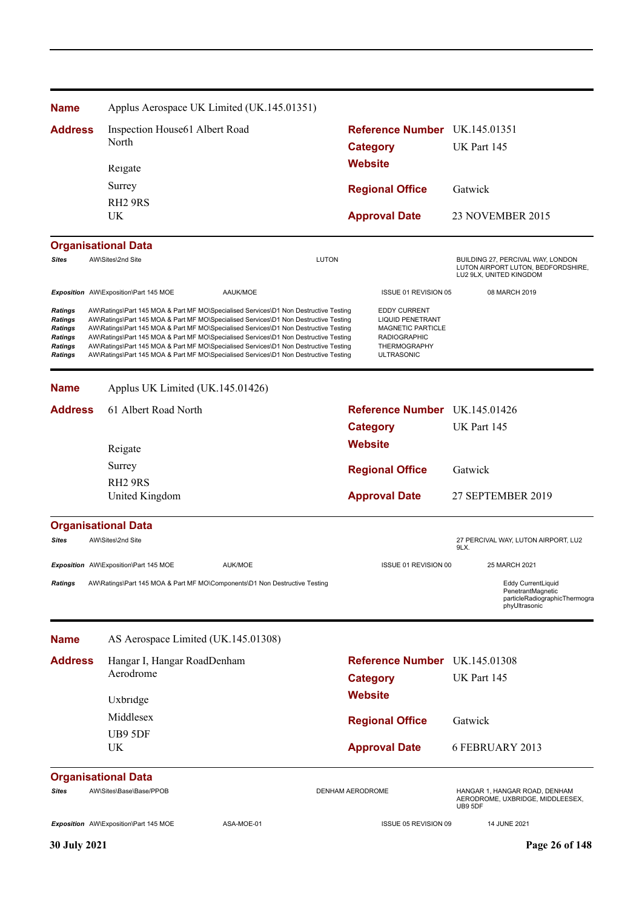**Name** Applus Aerospace UK Limited (UK.145.01351)

**Address** Inspection House61 Albert Road North
Reigate
Surrey
RH2 9RS
UK

**Reference Number** UK.145.01351
**Category** UK Part 145
**Website**
**Regional Office** Gatwick
**Approval Date** 23 NOVEMBER 2015

**Organisational Data**

| | | | | |
|---|---|---|---|---|
| *Sites* | AW\Sites\2nd Site | LUTON | | BUILDING 27, PERCIVAL WAY, LONDON LUTON AIRPORT LUTON, BEDFORDSHIRE, LU2 9LX, UNITED KINGDOM |
| *Exposition* | AW\Exposition\Part 145 MOE | AAUK/MOE | ISSUE 01 REVISION 05 | 08 MARCH 2019 |
| *Ratings* | AW\Ratings\Part 145 MOA & Part MF MO\Specialised Services\D1 Non Destructive Testing | | EDDY CURRENT | |
| *Ratings* | AW\Ratings\Part 145 MOA & Part MF MO\Specialised Services\D1 Non Destructive Testing | | LIQUID PENETRANT | |
| *Ratings* | AW\Ratings\Part 145 MOA & Part MF MO\Specialised Services\D1 Non Destructive Testing | | MAGNETIC PARTICLE | |
| *Ratings* | AW\Ratings\Part 145 MOA & Part MF MO\Specialised Services\D1 Non Destructive Testing | | RADIOGRAPHIC | |
| *Ratings* | AW\Ratings\Part 145 MOA & Part MF MO\Specialised Services\D1 Non Destructive Testing | | THERMOGRAPHY | |
| *Ratings* | AW\Ratings\Part 145 MOA & Part MF MO\Specialised Services\D1 Non Destructive Testing | | ULTRASONIC | |

**Name** Applus UK Limited (UK.145.01426)

**Address** 61 Albert Road North
Reigate
Surrey
RH2 9RS
United Kingdom

**Reference Number** UK.145.01426
**Category** UK Part 145
**Website**
**Regional Office** Gatwick
**Approval Date** 27 SEPTEMBER 2019

**Organisational Data**

| | | | | |
|---|---|---|---|---|
| *Sites* | AW\Sites\2nd Site | | | 27 PERCIVAL WAY, LUTON AIRPORT, LU2 9LX. |
| *Exposition* | AW\Exposition\Part 145 MOE | AUK/MOE | ISSUE 01 REVISION 00 | 25 MARCH 2021 |
| *Ratings* | AW\Ratings\Part 145 MOA & Part MF MO\Components\D1 Non Destructive Testing | | | Eddy CurrentLiquid PenetrantMagnetic particleRadiographicThermographyUltrasonic |

**Name** AS Aerospace Limited (UK.145.01308)

**Address** Hangar I, Hangar RoadDenham Aerodrome
Uxbridge
Middlesex
UB9 5DF
UK

**Reference Number** UK.145.01308
**Category** UK Part 145
**Website**
**Regional Office** Gatwick
**Approval Date** 6 FEBRUARY 2013

**Organisational Data**

| | | | | |
|---|---|---|---|---|
| *Sites* | AW\Sites\Base\Base/PPOB | DENHAM AERODROME | | HANGAR 1, HANGAR ROAD, DENHAM AERODROME, UXBRIDGE, MIDDLEESEX, UB9 5DF |
| *Exposition* | AW\Exposition\Part 145 MOE | ASA-MOE-01 | ISSUE 05 REVISION 09 | 14 JUNE 2021 |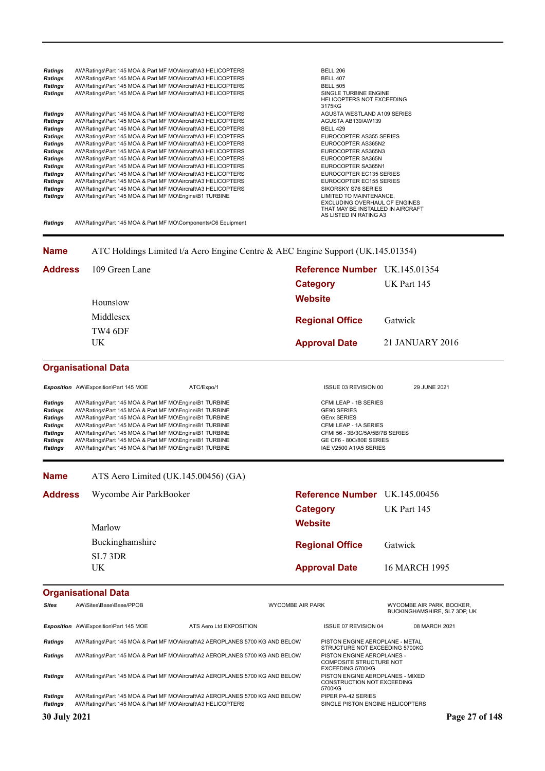| | | |
|---|---|---|
| *Ratings* | AW\Ratings\Part 145 MOA & Part MF MO\Aircraft\A3 HELICOPTERS | BELL 206 |
| *Ratings* | AW\Ratings\Part 145 MOA & Part MF MO\Aircraft\A3 HELICOPTERS | BELL 407 |
| *Ratings* | AW\Ratings\Part 145 MOA & Part MF MO\Aircraft\A3 HELICOPTERS | BELL 505 |
| *Ratings* | AW\Ratings\Part 145 MOA & Part MF MO\Aircraft\A3 HELICOPTERS | SINGLE TURBINE ENGINE HELICOPTERS NOT EXCEEDING 3175KG |
| *Ratings* | AW\Ratings\Part 145 MOA & Part MF MO\Aircraft\A3 HELICOPTERS | AGUSTA WESTLAND A109 SERIES |
| *Ratings* | AW\Ratings\Part 145 MOA & Part MF MO\Aircraft\A3 HELICOPTERS | AGUSTA AB139/AW139 |
| *Ratings* | AW\Ratings\Part 145 MOA & Part MF MO\Aircraft\A3 HELICOPTERS | BELL 429 |
| *Ratings* | AW\Ratings\Part 145 MOA & Part MF MO\Aircraft\A3 HELICOPTERS | EUROCOPTER AS355 SERIES |
| *Ratings* | AW\Ratings\Part 145 MOA & Part MF MO\Aircraft\A3 HELICOPTERS | EUROCOPTER AS365N2 |
| *Ratings* | AW\Ratings\Part 145 MOA & Part MF MO\Aircraft\A3 HELICOPTERS | EUROCOPTER AS365N3 |
| *Ratings* | AW\Ratings\Part 145 MOA & Part MF MO\Aircraft\A3 HELICOPTERS | EUROCOPTER SA365N |
| *Ratings* | AW\Ratings\Part 145 MOA & Part MF MO\Aircraft\A3 HELICOPTERS | EUROCOPTER SA365N1 |
| *Ratings* | AW\Ratings\Part 145 MOA & Part MF MO\Aircraft\A3 HELICOPTERS | EUROCOPTER EC135 SERIES |
| *Ratings* | AW\Ratings\Part 145 MOA & Part MF MO\Aircraft\A3 HELICOPTERS | EUROCOPTER EC155 SERIES |
| *Ratings* | AW\Ratings\Part 145 MOA & Part MF MO\Aircraft\A3 HELICOPTERS | SIKORSKY S76 SERIES |
| *Ratings* | AW\Ratings\Part 145 MOA & Part MF MO\Engine\B1 TURBINE | LIMITED TO MAINTENANCE, EXCLUDING OVERHAUL OF ENGINES THAT MAY BE INSTALLED IN AIRCRAFT AS LISTED IN RATING A3 |
| *Ratings* | AW\Ratings\Part 145 MOA & Part MF MO\Components\C6 Equipment | |

---

**Name** ATC Holdings Limited t/a Aero Engine Centre & AEC Engine Support (UK.145.01354)

**Address** 109 Green Lane
Hounslow
Middlesex
TW4 6DF
UK

**Reference Number** UK.145.01354
**Category** UK Part 145
**Website**
**Regional Office** Gatwick
**Approval Date** 21 JANUARY 2016

### Organisational Data

| | | | | |
|---|---|---|---|---|
| *Exposition* | AW\Exposition\Part 145 MOE | ATC/Expo/1 | ISSUE 03 REVISION 00 | 29 JUNE 2021 |

| | | |
|---|---|---|
| *Ratings* | AW\Ratings\Part 145 MOA & Part MF MO\Engine\B1 TURBINE | CFMI LEAP - 1B SERIES |
| *Ratings* | AW\Ratings\Part 145 MOA & Part MF MO\Engine\B1 TURBINE | GE90 SERIES |
| *Ratings* | AW\Ratings\Part 145 MOA & Part MF MO\Engine\B1 TURBINE | GEnx SERIES |
| *Ratings* | AW\Ratings\Part 145 MOA & Part MF MO\Engine\B1 TURBINE | CFMI LEAP - 1A SERIES |
| *Ratings* | AW\Ratings\Part 145 MOA & Part MF MO\Engine\B1 TURBINE | CFMI 56 - 3B/3C/5A/5B/7B SERIES |
| *Ratings* | AW\Ratings\Part 145 MOA & Part MF MO\Engine\B1 TURBINE | GE CF6 - 80C/80E SERIES |
| *Ratings* | AW\Ratings\Part 145 MOA & Part MF MO\Engine\B1 TURBINE | IAE V2500 A1/A5 SERIES |

---

**Name** ATS Aero Limited (UK.145.00456) (GA)

**Address** Wycombe Air ParkBooker
Marlow
Buckinghamshire
SL7 3DR
UK

**Reference Number** UK.145.00456
**Category** UK Part 145
**Website**
**Regional Office** Gatwick
**Approval Date** 16 MARCH 1995

### Organisational Data

| | | | | |
|---|---|---|---|---|
| *Sites* | AW\Sites\Base\Base/PPOB | WYCOMBE AIR PARK | | WYCOMBE AIR PARK, BOOKER, BUCKINGHAMSHIRE, SL7 3DP, UK |
| *Exposition* | AW\Exposition\Part 145 MOE | ATS Aero Ltd EXPOSITION | ISSUE 07 REVISION 04 | 08 MARCH 2021 |

| | | |
|---|---|---|
| *Ratings* | AW\Ratings\Part 145 MOA & Part MF MO\Aircraft\A2 AEROPLANES 5700 KG AND BELOW | PISTON ENGINE AEROPLANE - METAL STRUCTURE NOT EXCEEDING 5700KG |
| *Ratings* | AW\Ratings\Part 145 MOA & Part MF MO\Aircraft\A2 AEROPLANES 5700 KG AND BELOW | PISTON ENGINE AEROPLANES - COMPOSITE STRUCTURE NOT EXCEEDING 5700KG |
| *Ratings* | AW\Ratings\Part 145 MOA & Part MF MO\Aircraft\A2 AEROPLANES 5700 KG AND BELOW | PISTON ENGINE AEROPLANES - MIXED CONSTRUCTION NOT EXCEEDING 5700KG |
| *Ratings* | AW\Ratings\Part 145 MOA & Part MF MO\Aircraft\A2 AEROPLANES 5700 KG AND BELOW | PIPER PA-42 SERIES |
| *Ratings* | AW\Ratings\Part 145 MOA & Part MF MO\Aircraft\A3 HELICOPTERS | SINGLE PISTON ENGINE HELICOPTERS |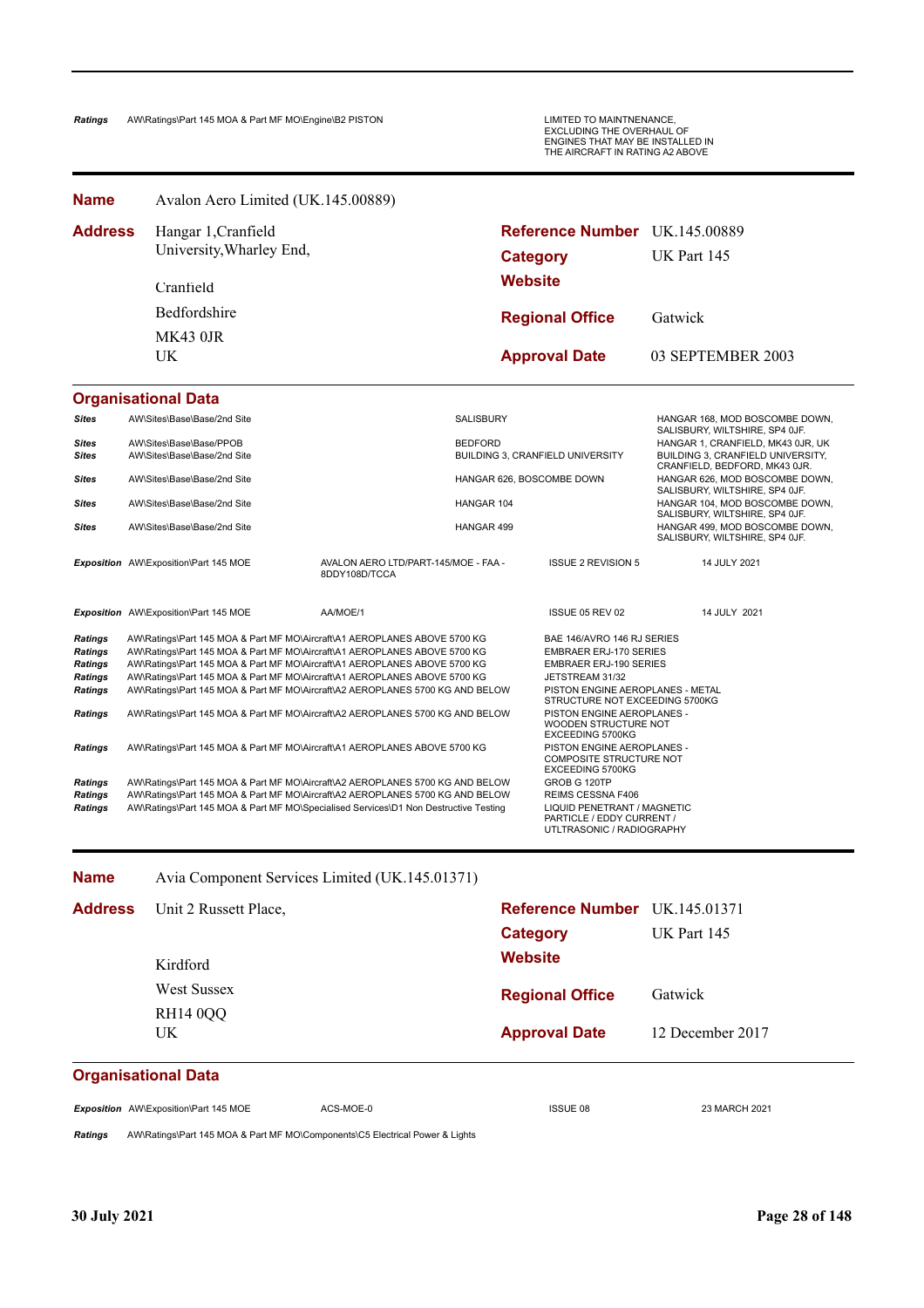| | | |
|---|---|---|
| *Ratings* | AW\Ratings\Part 145 MOA & Part MF MO\Engine\B2 PISTON | LIMITED TO MAINTNENANCE, EXCLUDING THE OVERHAUL OF ENGINES THAT MAY BE INSTALLED IN THE AIRCRAFT IN RATING A2 ABOVE |

---

**Name** Avalon Aero Limited (UK.145.00889)

**Address**
Hangar 1,Cranfield University,Wharley End,
Cranfield
Bedfordshire
MK43 0JR
UK

**Reference Number** UK.145.00889
**Category** UK Part 145
**Website**
**Regional Office** Gatwick
**Approval Date** 03 SEPTEMBER 2003

## Organisational Data

| | | | |
|---|---|---|---|
| *Sites* | AW\Sites\Base\Base\2nd Site | SALISBURY | HANGAR 168, MOD BOSCOMBE DOWN, SALISBURY, WILTSHIRE, SP4 0JF. |
| *Sites* | AW\Sites\Base\Base\PPOB | BEDFORD | HANGAR 1, CRANFIELD, MK43 0JR, UK |
| *Sites* | AW\Sites\Base\Base\2nd Site | BUILDING 3, CRANFIELD UNIVERSITY | BUILDING 3, CRANFIELD UNIVERSITY, CRANFIELD, BEDFORD, MK43 0JR. |
| *Sites* | AW\Sites\Base\Base\2nd Site | HANGAR 626, BOSCOMBE DOWN | HANGAR 626, MOD BOSCOMBE DOWN, SALISBURY, WILTSHIRE, SP4 0JF. |
| *Sites* | AW\Sites\Base\Base\2nd Site | HANGAR 104 | HANGAR 104, MOD BOSCOMBE DOWN, SALISBURY, WILTSHIRE, SP4 0JF. |
| *Sites* | AW\Sites\Base\Base\2nd Site | HANGAR 499 | HANGAR 499, MOD BOSCOMBE DOWN, SALISBURY, WILTSHIRE, SP4 0JF. |

| | | | | |
|---|---|---|---|---|
| *Exposition* | AW\Exposition\Part 145 MOE | AVALON AERO LTD/PART-145/MOE - FAA - 8DDY108D/TCCA | ISSUE 2 REVISION 5 | 14 JULY 2021 |
| *Exposition* | AW\Exposition\Part 145 MOE | AA/MOE/1 | ISSUE 05 REV 02 | 14 JULY 2021 |

| | | |
|---|---|---|
| *Ratings* | AW\Ratings\Part 145 MOA & Part MF MO\Aircraft\A1 AEROPLANES ABOVE 5700 KG | BAE 146/AVRO 146 RJ SERIES |
| *Ratings* | AW\Ratings\Part 145 MOA & Part MF MO\Aircraft\A1 AEROPLANES ABOVE 5700 KG | EMBRAER ERJ-170 SERIES |
| *Ratings* | AW\Ratings\Part 145 MOA & Part MF MO\Aircraft\A1 AEROPLANES ABOVE 5700 KG | EMBRAER ERJ-190 SERIES |
| *Ratings* | AW\Ratings\Part 145 MOA & Part MF MO\Aircraft\A1 AEROPLANES ABOVE 5700 KG | JETSTREAM 31/32 |
| *Ratings* | AW\Ratings\Part 145 MOA & Part MF MO\Aircraft\A2 AEROPLANES 5700 KG AND BELOW | PISTON ENGINE AEROPLANES - METAL STRUCTURE NOT EXCEEDING 5700KG |
| *Ratings* | AW\Ratings\Part 145 MOA & Part MF MO\Aircraft\A2 AEROPLANES 5700 KG AND BELOW | PISTON ENGINE AEROPLANES - WOODEN STRUCTURE NOT EXCEEDING 5700KG |
| *Ratings* | AW\Ratings\Part 145 MOA & Part MF MO\Aircraft\A1 AEROPLANES ABOVE 5700 KG | PISTON ENGINE AEROPLANES - COMPOSITE STRUCTURE NOT EXCEEDING 5700KG |
| *Ratings* | AW\Ratings\Part 145 MOA & Part MF MO\Aircraft\A2 AEROPLANES 5700 KG AND BELOW | GROB G 120TP |
| *Ratings* | AW\Ratings\Part 145 MOA & Part MF MO\Aircraft\A2 AEROPLANES 5700 KG AND BELOW | REIMS CESSNA F406 |
| *Ratings* | AW\Ratings\Part 145 MOA & Part MF MO\Specialised Services\D1 Non Destructive Testing | LIQUID PENETRANT / MAGNETIC PARTICLE / EDDY CURRENT / UTLTRASONIC / RADIOGRAPHY |

---

**Name** Avia Component Services Limited (UK.145.01371)

**Address**
Unit 2 Russett Place,
Kirdford
West Sussex
RH14 0QQ
UK

**Reference Number** UK.145.01371
**Category** UK Part 145
**Website**
**Regional Office** Gatwick
**Approval Date** 12 December 2017

## Organisational Data

| | | | | |
|---|---|---|---|---|
| *Exposition* | AW\Exposition\Part 145 MOE | ACS-MOE-0 | ISSUE 08 | 23 MARCH 2021 |

| | |
|---|---|
| *Ratings* | AW\Ratings\Part 145 MOA & Part MF MO\Components\C5 Electrical Power & Lights |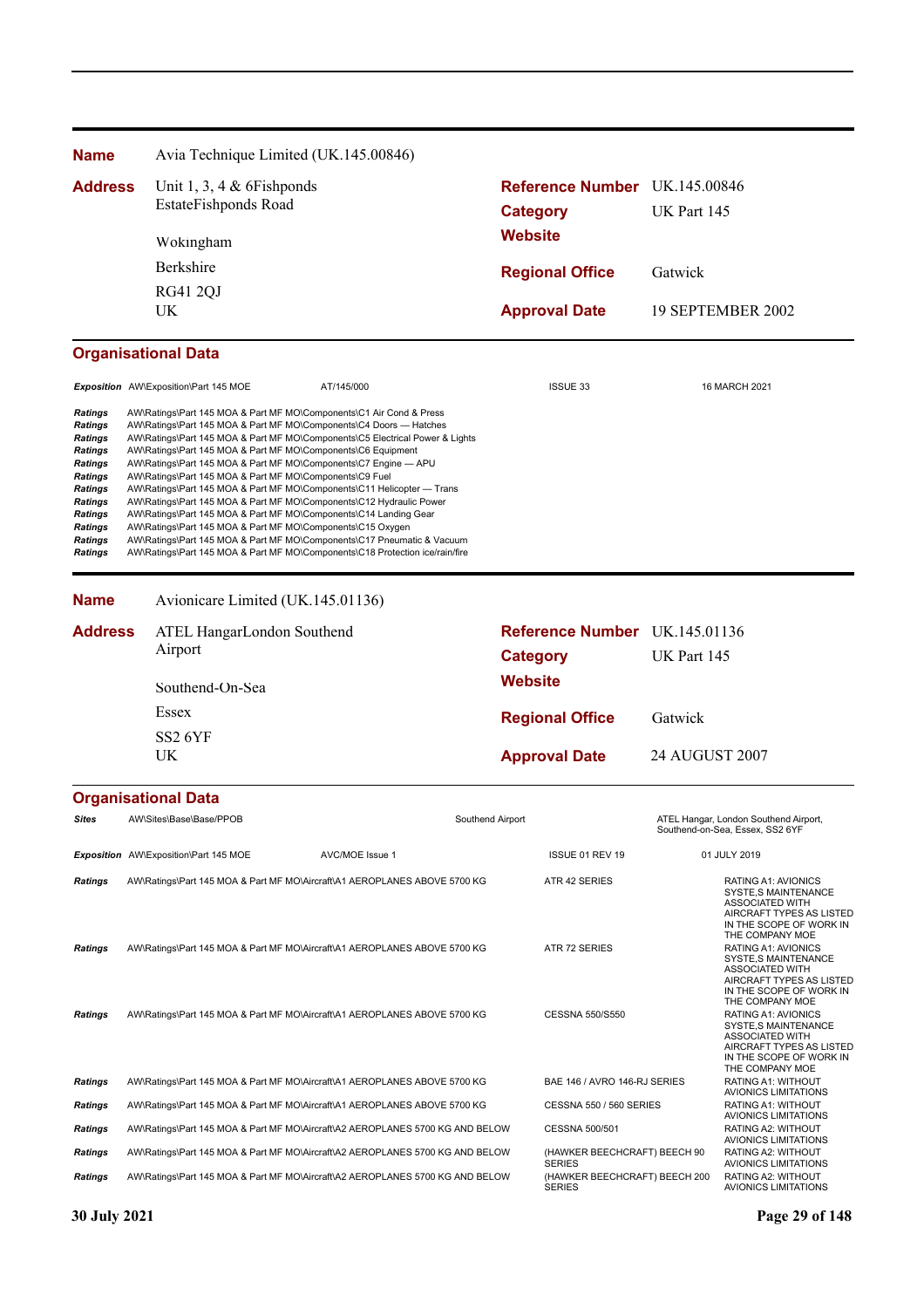| **Name** | Avia Technique Limited (UK.145.00846) | | |
|---|---|---|---|
| **Address** | Unit 1, 3, 4 & 6Fishponds EstateFishponds Road | **Reference Number** | UK.145.00846 |
| | | **Category** | UK Part 145 |
| | Wokingham | **Website** | |
| | Berkshire | **Regional Office** | Gatwick |
| | RG41 2QJ | | |
| | UK | **Approval Date** | 19 SEPTEMBER 2002 |

### Organisational Data

| | | | | |
|---|---|---|---|---|
| ***Exposition*** | AW\Exposition\Part 145 MOE | AT/145/000 | ISSUE 33 | 16 MARCH 2021 |

| | |
|---|---|
| ***Ratings*** | AW\Ratings\Part 145 MOA & Part MF MO\Components\C1 Air Cond & Press |
| ***Ratings*** | AW\Ratings\Part 145 MOA & Part MF MO\Components\C4 Doors — Hatches |
| ***Ratings*** | AW\Ratings\Part 145 MOA & Part MF MO\Components\C5 Electrical Power & Lights |
| ***Ratings*** | AW\Ratings\Part 145 MOA & Part MF MO\Components\C6 Equipment |
| ***Ratings*** | AW\Ratings\Part 145 MOA & Part MF MO\Components\C7 Engine — APU |
| ***Ratings*** | AW\Ratings\Part 145 MOA & Part MF MO\Components\C9 Fuel |
| ***Ratings*** | AW\Ratings\Part 145 MOA & Part MF MO\Components\C11 Helicopter — Trans |
| ***Ratings*** | AW\Ratings\Part 145 MOA & Part MF MO\Components\C12 Hydraulic Power |
| ***Ratings*** | AW\Ratings\Part 145 MOA & Part MF MO\Components\C14 Landing Gear |
| ***Ratings*** | AW\Ratings\Part 145 MOA & Part MF MO\Components\C15 Oxygen |
| ***Ratings*** | AW\Ratings\Part 145 MOA & Part MF MO\Components\C17 Pneumatic & Vacuum |
| ***Ratings*** | AW\Ratings\Part 145 MOA & Part MF MO\Components\C18 Protection ice/rain/fire |

| **Name** | Avionicare Limited (UK.145.01136) | | |
|---|---|---|---|
| **Address** | ATEL HangarLondon Southend Airport | **Reference Number** | UK.145.01136 |
| | | **Category** | UK Part 145 |
| | Southend-On-Sea | **Website** | |
| | Essex | **Regional Office** | Gatwick |
| | SS2 6YF | | |
| | UK | **Approval Date** | 24 AUGUST 2007 |

### Organisational Data

| | | | | |
|---|---|---|---|---|
| ***Sites*** | AW\Sites\Base\Base/PPOB | | Southend Airport | ATEL Hangar, London Southend Airport, Southend-on-Sea, Essex, SS2 6YF |
| ***Exposition*** | AW\Exposition\Part 145 MOE | AVC/MOE Issue 1 | ISSUE 01 REV 19 | 01 JULY 2019 |

| | | | |
|---|---|---|---|
| ***Ratings*** | AW\Ratings\Part 145 MOA & Part MF MO\Aircraft\A1 AEROPLANES ABOVE 5700 KG | ATR 42 SERIES | RATING A1: AVIONICS SYSTE,S MAINTENANCE ASSOCIATED WITH AIRCRAFT TYPES AS LISTED IN THE SCOPE OF WORK IN THE COMPANY MOE |
| ***Ratings*** | AW\Ratings\Part 145 MOA & Part MF MO\Aircraft\A1 AEROPLANES ABOVE 5700 KG | ATR 72 SERIES | RATING A1: AVIONICS SYSTE,S MAINTENANCE ASSOCIATED WITH AIRCRAFT TYPES AS LISTED IN THE SCOPE OF WORK IN THE COMPANY MOE |
| ***Ratings*** | AW\Ratings\Part 145 MOA & Part MF MO\Aircraft\A1 AEROPLANES ABOVE 5700 KG | CESSNA 550/S550 | RATING A1: AVIONICS SYSTE,S MAINTENANCE ASSOCIATED WITH AIRCRAFT TYPES AS LISTED IN THE SCOPE OF WORK IN THE COMPANY MOE |
| ***Ratings*** | AW\Ratings\Part 145 MOA & Part MF MO\Aircraft\A1 AEROPLANES ABOVE 5700 KG | BAE 146 / AVRO 146-RJ SERIES | RATING A1: WITHOUT AVIONICS LIMITATIONS |
| ***Ratings*** | AW\Ratings\Part 145 MOA & Part MF MO\Aircraft\A1 AEROPLANES ABOVE 5700 KG | CESSNA 550 / 560 SERIES | RATING A1: WITHOUT AVIONICS LIMITATIONS |
| ***Ratings*** | AW\Ratings\Part 145 MOA & Part MF MO\Aircraft\A2 AEROPLANES 5700 KG AND BELOW | CESSNA 500/501 | RATING A2: WITHOUT AVIONICS LIMITATIONS |
| ***Ratings*** | AW\Ratings\Part 145 MOA & Part MF MO\Aircraft\A2 AEROPLANES 5700 KG AND BELOW | (HAWKER BEECHCRAFT) BEECH 90 SERIES | RATING A2: WITHOUT AVIONICS LIMITATIONS |
| ***Ratings*** | AW\Ratings\Part 145 MOA & Part MF MO\Aircraft\A2 AEROPLANES 5700 KG AND BELOW | (HAWKER BEECHCRAFT) BEECH 200 SERIES | RATING A2: WITHOUT AVIONICS LIMITATIONS |

**30 July 2021**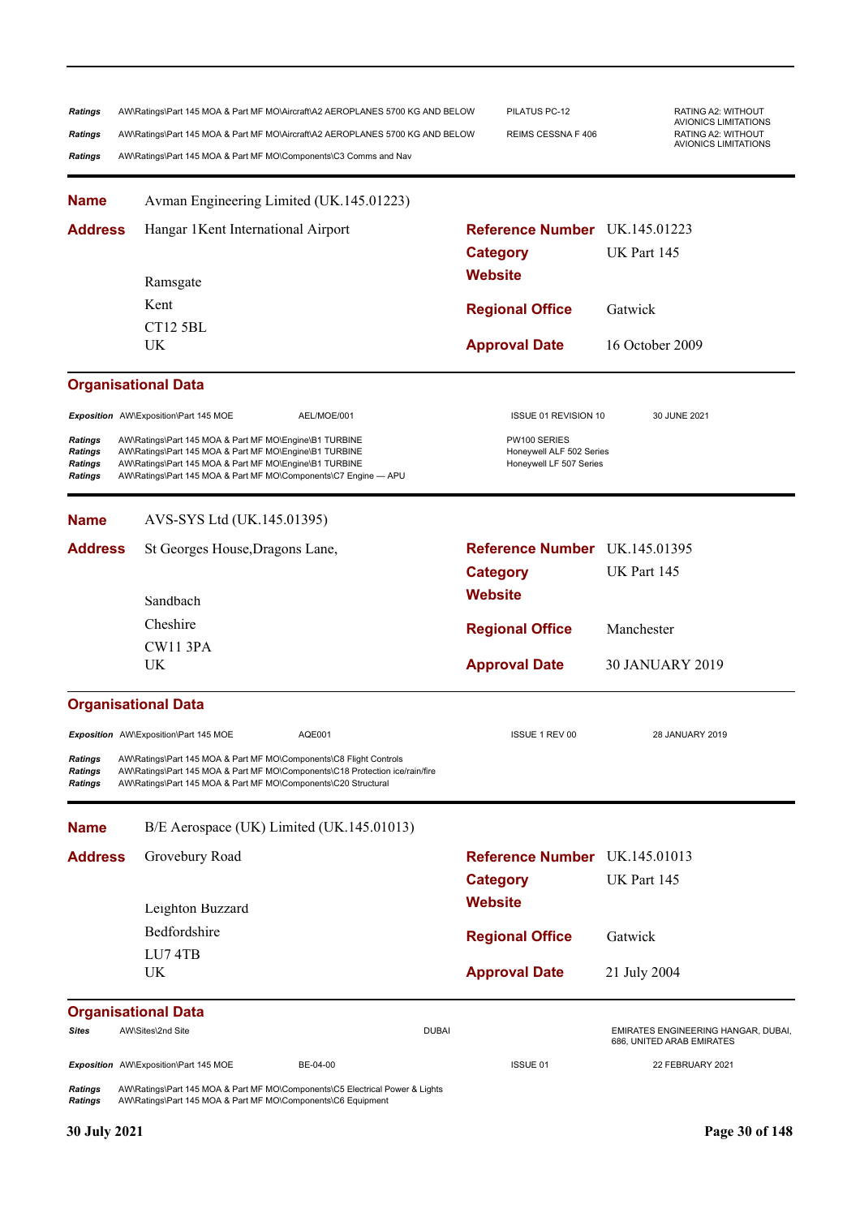| | | | |
|---|---|---|---|
| *Ratings* | AW\Ratings\Part 145 MOA & Part MF MO\Aircraft\A2 AEROPLANES 5700 KG AND BELOW | PILATUS PC-12 | RATING A2: WITHOUT AVIONICS LIMITATIONS |
| *Ratings* | AW\Ratings\Part 145 MOA & Part MF MO\Aircraft\A2 AEROPLANES 5700 KG AND BELOW | REIMS CESSNA F 406 | RATING A2: WITHOUT AVIONICS LIMITATIONS |
| *Ratings* | AW\Ratings\Part 145 MOA & Part MF MO\Components\C3 Comms and Nav | | |

---

**Name** Avman Engineering Limited (UK.145.01223)

| | | | |
|---|---|---|---|
| **Address** | Hangar 1Kent International Airport | **Reference Number** | UK.145.01223 |
| | | **Category** | UK Part 145 |
| | Ramsgate | **Website** | |
| | Kent | **Regional Office** | Gatwick |
| | CT12 5BL | | |
| | UK | **Approval Date** | 16 October 2009 |

### Organisational Data

| | | | | |
|---|---|---|---|---|
| *Exposition* | AW\Exposition\Part 145 MOE | AEL/MOE/001 | ISSUE 01 REVISION 10 | 30 JUNE 2021 |
| *Ratings* | AW\Ratings\Part 145 MOA & Part MF MO\Engine\B1 TURBINE | | PW100 SERIES | |
| *Ratings* | AW\Ratings\Part 145 MOA & Part MF MO\Engine\B1 TURBINE | | Honeywell ALF 502 Series | |
| *Ratings* | AW\Ratings\Part 145 MOA & Part MF MO\Engine\B1 TURBINE | | Honeywell LF 507 Series | |
| *Ratings* | AW\Ratings\Part 145 MOA & Part MF MO\Components\C7 Engine — APU | | | |

---

**Name** AVS-SYS Ltd (UK.145.01395)

| | | | |
|---|---|---|---|
| **Address** | St Georges House,Dragons Lane, | **Reference Number** | UK.145.01395 |
| | | **Category** | UK Part 145 |
| | Sandbach | **Website** | |
| | Cheshire | **Regional Office** | Manchester |
| | CW11 3PA | | |
| | UK | **Approval Date** | 30 JANUARY 2019 |

### Organisational Data

| | | | | |
|---|---|---|---|---|
| *Exposition* | AW\Exposition\Part 145 MOE | AQE001 | ISSUE 1 REV 00 | 28 JANUARY 2019 |
| *Ratings* | AW\Ratings\Part 145 MOA & Part MF MO\Components\C8 Flight Controls | | | |
| *Ratings* | AW\Ratings\Part 145 MOA & Part MF MO\Components\C18 Protection ice/rain/fire | | | |
| *Ratings* | AW\Ratings\Part 145 MOA & Part MF MO\Components\C20 Structural | | | |

---

**Name** B/E Aerospace (UK) Limited (UK.145.01013)

| | | | |
|---|---|---|---|
| **Address** | Grovebury Road | **Reference Number** | UK.145.01013 |
| | | **Category** | UK Part 145 |
| | Leighton Buzzard | **Website** | |
| | Bedfordshire | **Regional Office** | Gatwick |
| | LU7 4TB | | |
| | UK | **Approval Date** | 21 July 2004 |

### Organisational Data

| | | | | |
|---|---|---|---|---|
| *Sites* | AW\Sites\2nd Site | DUBAI | | EMIRATES ENGINEERING HANGAR, DUBAI, 686, UNITED ARAB EMIRATES |
| *Exposition* | AW\Exposition\Part 145 MOE | BE-04-00 | ISSUE 01 | 22 FEBRUARY 2021 |
| *Ratings* | AW\Ratings\Part 145 MOA & Part MF MO\Components\C5 Electrical Power & Lights | | | |
| *Ratings* | AW\Ratings\Part 145 MOA & Part MF MO\Components\C6 Equipment | | | |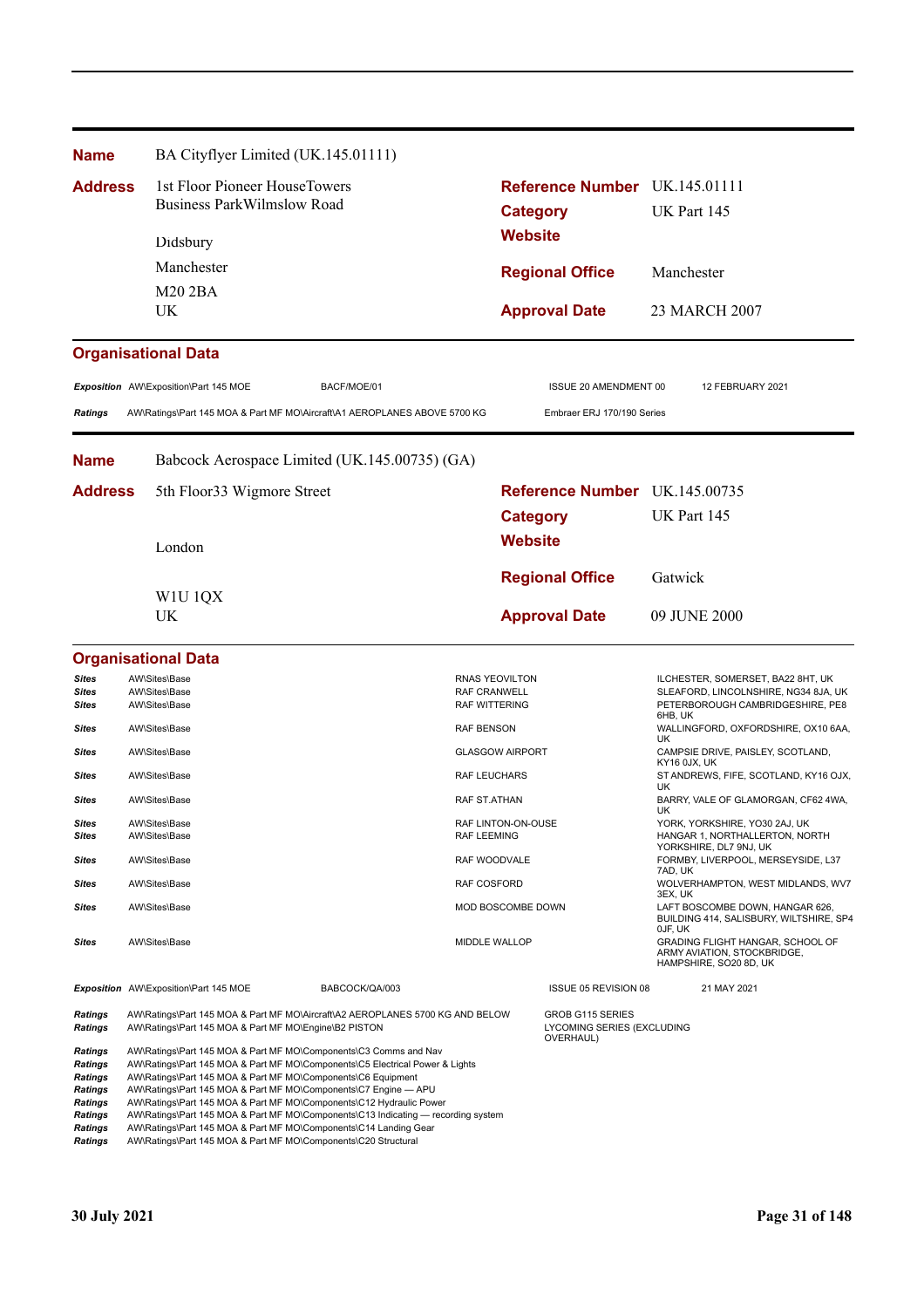**Name** BA Cityflyer Limited (UK.145.01111)

**Address** 1st Floor Pioneer HouseTowers Business ParkWilmslow Road

Didsbury

Manchester

M20 2BA

UK

**Reference Number** UK.145.01111

**Category** UK Part 145

**Website**

**Regional Office** Manchester

**Approval Date** 23 MARCH 2007

## Organisational Data

| | | | | |
|---|---|---|---|---|
| ***Exposition*** | AW\Exposition\Part 145 MOE | BACF/MOE/01 | ISSUE 20 AMENDMENT 00 | 12 FEBRUARY 2021 |
| ***Ratings*** | AW\Ratings\Part 145 MOA & Part MF MO\Aircraft\A1 AEROPLANES ABOVE 5700 KG | | Embraer ERJ 170/190 Series | |

**Name** Babcock Aerospace Limited (UK.145.00735) (GA)

**Address** 5th Floor33 Wigmore Street

London

W1U 1QX

UK

**Reference Number** UK.145.00735

**Category** UK Part 145

**Website**

**Regional Office** Gatwick

**Approval Date** 09 JUNE 2000

## Organisational Data

| | | | |
|---|---|---|---|
| ***Sites*** | AW\Sites\Base | RNAS YEOVILTON | ILCHESTER, SOMERSET, BA22 8HT, UK |
| ***Sites*** | AW\Sites\Base | RAF CRANWELL | SLEAFORD, LINCOLNSHIRE, NG34 8JA, UK |
| ***Sites*** | AW\Sites\Base | RAF WITTERING | PETERBOROUGH CAMBRIDGESHIRE, PE8 6HB, UK |
| ***Sites*** | AW\Sites\Base | RAF BENSON | WALLINGFORD, OXFORDSHIRE, OX10 6AA, UK |
| ***Sites*** | AW\Sites\Base | GLASGOW AIRPORT | CAMPSIE DRIVE, PAISLEY, SCOTLAND, KY16 0JX, UK |
| ***Sites*** | AW\Sites\Base | RAF LEUCHARS | ST ANDREWS, FIFE, SCOTLAND, KY16 OJX, UK |
| ***Sites*** | AW\Sites\Base | RAF ST.ATHAN | BARRY, VALE OF GLAMORGAN, CF62 4WA, UK |
| ***Sites*** | AW\Sites\Base | RAF LINTON-ON-OUSE | YORK, YORKSHIRE, YO30 2AJ, UK |
| ***Sites*** | AW\Sites\Base | RAF LEEMING | HANGAR 1, NORTHALLERTON, NORTH YORKSHIRE, DL7 9NJ, UK |
| ***Sites*** | AW\Sites\Base | RAF WOODVALE | FORMBY, LIVERPOOL, MERSEYSIDE, L37 7AD, UK |
| ***Sites*** | AW\Sites\Base | RAF COSFORD | WOLVERHAMPTON, WEST MIDLANDS, WV7 3EX, UK |
| ***Sites*** | AW\Sites\Base | MOD BOSCOMBE DOWN | LAFT BOSCOMBE DOWN, HANGAR 626, BUILDING 414, SALISBURY, WILTSHIRE, SP4 0JF, UK |
| ***Sites*** | AW\Sites\Base | MIDDLE WALLOP | GRADING FLIGHT HANGAR, SCHOOL OF ARMY AVIATION, STOCKBRIDGE, HAMPSHIRE, SO20 8D, UK |

| | | | | |
|---|---|---|---|---|
| ***Exposition*** | AW\Exposition\Part 145 MOE | BABCOCK/QA/003 | ISSUE 05 REVISION 08 | 21 MAY 2021 |

| | | |
|---|---|---|
| ***Ratings*** | AW\Ratings\Part 145 MOA & Part MF MO\Aircraft\A2 AEROPLANES 5700 KG AND BELOW | GROB G115 SERIES |
| ***Ratings*** | AW\Ratings\Part 145 MOA & Part MF MO\Engine\B2 PISTON | LYCOMING SERIES (EXCLUDING OVERHAUL) |
| ***Ratings*** | AW\Ratings\Part 145 MOA & Part MF MO\Components\C3 Comms and Nav | |
| ***Ratings*** | AW\Ratings\Part 145 MOA & Part MF MO\Components\C5 Electrical Power & Lights | |
| ***Ratings*** | AW\Ratings\Part 145 MOA & Part MF MO\Components\C6 Equipment | |
| ***Ratings*** | AW\Ratings\Part 145 MOA & Part MF MO\Components\C7 Engine — APU | |
| ***Ratings*** | AW\Ratings\Part 145 MOA & Part MF MO\Components\C12 Hydraulic Power | |
| ***Ratings*** | AW\Ratings\Part 145 MOA & Part MF MO\Components\C13 Indicating — recording system | |
| ***Ratings*** | AW\Ratings\Part 145 MOA & Part MF MO\Components\C14 Landing Gear | |
| ***Ratings*** | AW\Ratings\Part 145 MOA & Part MF MO\Components\C20 Structural | |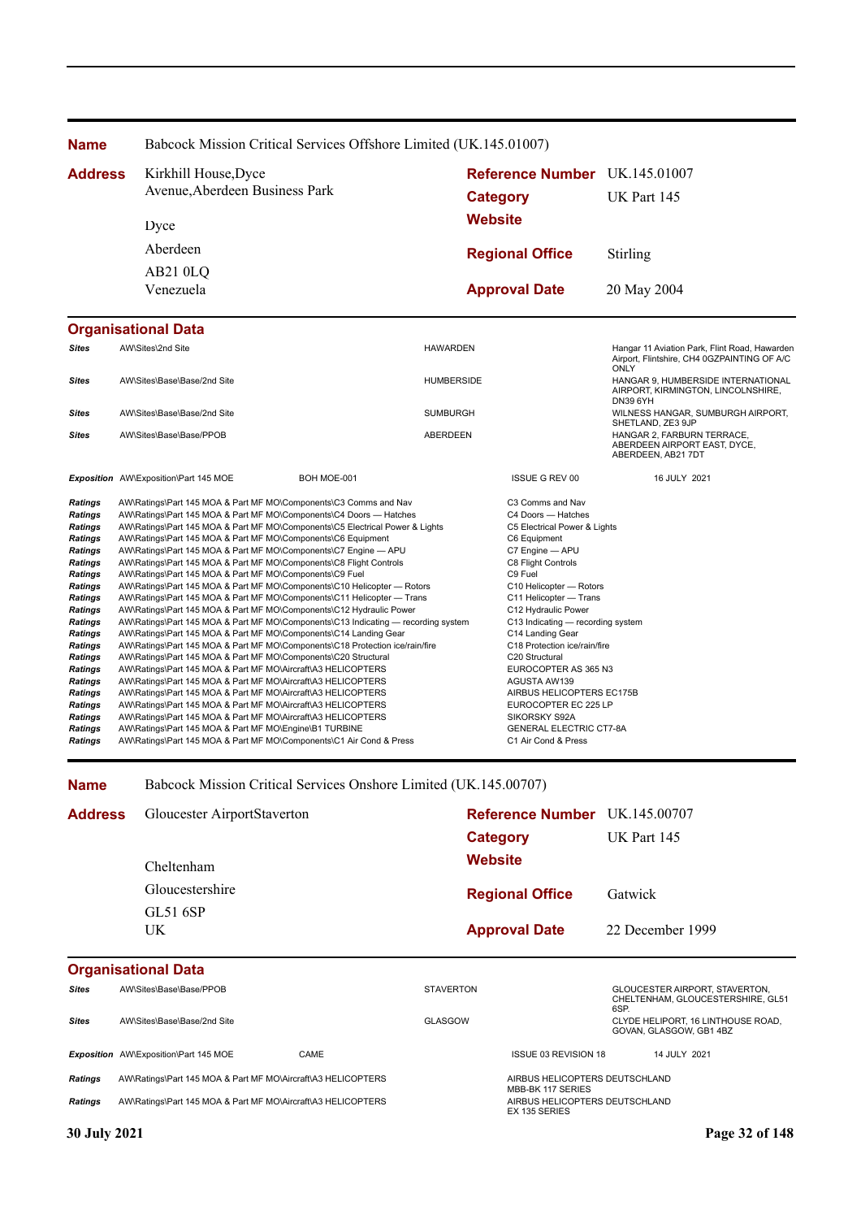**Name** Babcock Mission Critical Services Offshore Limited (UK.145.01007)

**Address**
Kirkhill House,Dyce
Avenue,Aberdeen Business Park
Dyce
Aberdeen
AB21 0LQ
Venezuela

**Reference Number** UK.145.01007
**Category** UK Part 145
**Website**
**Regional Office** Stirling
**Approval Date** 20 May 2004

## Organisational Data

| | | | |
|---|---|---|---|
| **Sites** | AW\Sites\2nd Site | HAWARDEN | Hangar 11 Aviation Park, Flint Road, Hawarden Airport, Flintshire, CH4 0GZPAINTING OF A/C ONLY |
| **Sites** | AW\Sites\Base\Base/2nd Site | HUMBERSIDE | HANGAR 9, HUMBERSIDE INTERNATIONAL AIRPORT, KIRMINGTON, LINCOLNSHIRE, DN39 6YH |
| **Sites** | AW\Sites\Base\Base/2nd Site | SUMBURGH | WILNESS HANGAR, SUMBURGH AIRPORT, SHETLAND, ZE3 9JP |
| **Sites** | AW\Sites\Base\Base/PPOB | ABERDEEN | HANGAR 2, FARBURN TERRACE, ABERDEEN AIRPORT EAST, DYCE, ABERDEEN, AB21 7DT |

| | | | | |
|---|---|---|---|---|
| **Exposition** | AW\Exposition\Part 145 MOE | BOH MOE-001 | ISSUE G REV 00 | 16 JULY 2021 |

| | | |
|---|---|---|
| **Ratings** | AW\Ratings\Part 145 MOA & Part MF MO\Components\C3 Comms and Nav | C3 Comms and Nav |
| **Ratings** | AW\Ratings\Part 145 MOA & Part MF MO\Components\C4 Doors — Hatches | C4 Doors — Hatches |
| **Ratings** | AW\Ratings\Part 145 MOA & Part MF MO\Components\C5 Electrical Power & Lights | C5 Electrical Power & Lights |
| **Ratings** | AW\Ratings\Part 145 MOA & Part MF MO\Components\C6 Equipment | C6 Equipment |
| **Ratings** | AW\Ratings\Part 145 MOA & Part MF MO\Components\C7 Engine — APU | C7 Engine — APU |
| **Ratings** | AW\Ratings\Part 145 MOA & Part MF MO\Components\C8 Flight Controls | C8 Flight Controls |
| **Ratings** | AW\Ratings\Part 145 MOA & Part MF MO\Components\C9 Fuel | C9 Fuel |
| **Ratings** | AW\Ratings\Part 145 MOA & Part MF MO\Components\C10 Helicopter — Rotors | C10 Helicopter — Rotors |
| **Ratings** | AW\Ratings\Part 145 MOA & Part MF MO\Components\C11 Helicopter — Trans | C11 Helicopter — Trans |
| **Ratings** | AW\Ratings\Part 145 MOA & Part MF MO\Components\C12 Hydraulic Power | C12 Hydraulic Power |
| **Ratings** | AW\Ratings\Part 145 MOA & Part MF MO\Components\C13 Indicating — recording system | C13 Indicating — recording system |
| **Ratings** | AW\Ratings\Part 145 MOA & Part MF MO\Components\C14 Landing Gear | C14 Landing Gear |
| **Ratings** | AW\Ratings\Part 145 MOA & Part MF MO\Components\C18 Protection ice/rain/fire | C18 Protection ice/rain/fire |
| **Ratings** | AW\Ratings\Part 145 MOA & Part MF MO\Components\C20 Structural | C20 Structural |
| **Ratings** | AW\Ratings\Part 145 MOA & Part MF MO\Aircraft\A3 HELICOPTERS | EUROCOPTER AS 365 N3 |
| **Ratings** | AW\Ratings\Part 145 MOA & Part MF MO\Aircraft\A3 HELICOPTERS | AGUSTA AW139 |
| **Ratings** | AW\Ratings\Part 145 MOA & Part MF MO\Aircraft\A3 HELICOPTERS | AIRBUS HELICOPTERS EC175B |
| **Ratings** | AW\Ratings\Part 145 MOA & Part MF MO\Aircraft\A3 HELICOPTERS | EUROCOPTER EC 225 LP |
| **Ratings** | AW\Ratings\Part 145 MOA & Part MF MO\Aircraft\A3 HELICOPTERS | SIKORSKY S92A |
| **Ratings** | AW\Ratings\Part 145 MOA & Part MF MO\Engine\B1 TURBINE | GENERAL ELECTRIC CT7-8A |
| **Ratings** | AW\Ratings\Part 145 MOA & Part MF MO\Components\C1 Air Cond & Press | C1 Air Cond & Press |

---

**Name** Babcock Mission Critical Services Onshore Limited (UK.145.00707)

**Address**
Gloucester AirportStaverton
Cheltenham
Gloucestershire
GL51 6SP
UK

**Reference Number** UK.145.00707
**Category** UK Part 145
**Website**
**Regional Office** Gatwick
**Approval Date** 22 December 1999

## Organisational Data

| | | | |
|---|---|---|---|
| **Sites** | AW\Sites\Base\Base/PPOB | STAVERTON | GLOUCESTER AIRPORT, STAVERTON, CHELTENHAM, GLOUCESTERSHIRE, GL51 6SP. |
| **Sites** | AW\Sites\Base\Base/2nd Site | GLASGOW | CLYDE HELIPORT, 16 LINTHOUSE ROAD, GOVAN, GLASGOW, GB1 4BZ |

| | | | | |
|---|---|---|---|---|
| **Exposition** | AW\Exposition\Part 145 MOE | CAME | ISSUE 03 REVISION 18 | 14 JULY 2021 |

| | | |
|---|---|---|
| **Ratings** | AW\Ratings\Part 145 MOA & Part MF MO\Aircraft\A3 HELICOPTERS | AIRBUS HELICOPTERS DEUTSCHLAND MBB-BK 117 SERIES |
| **Ratings** | AW\Ratings\Part 145 MOA & Part MF MO\Aircraft\A3 HELICOPTERS | AIRBUS HELICOPTERS DEUTSCHLAND EX 135 SERIES |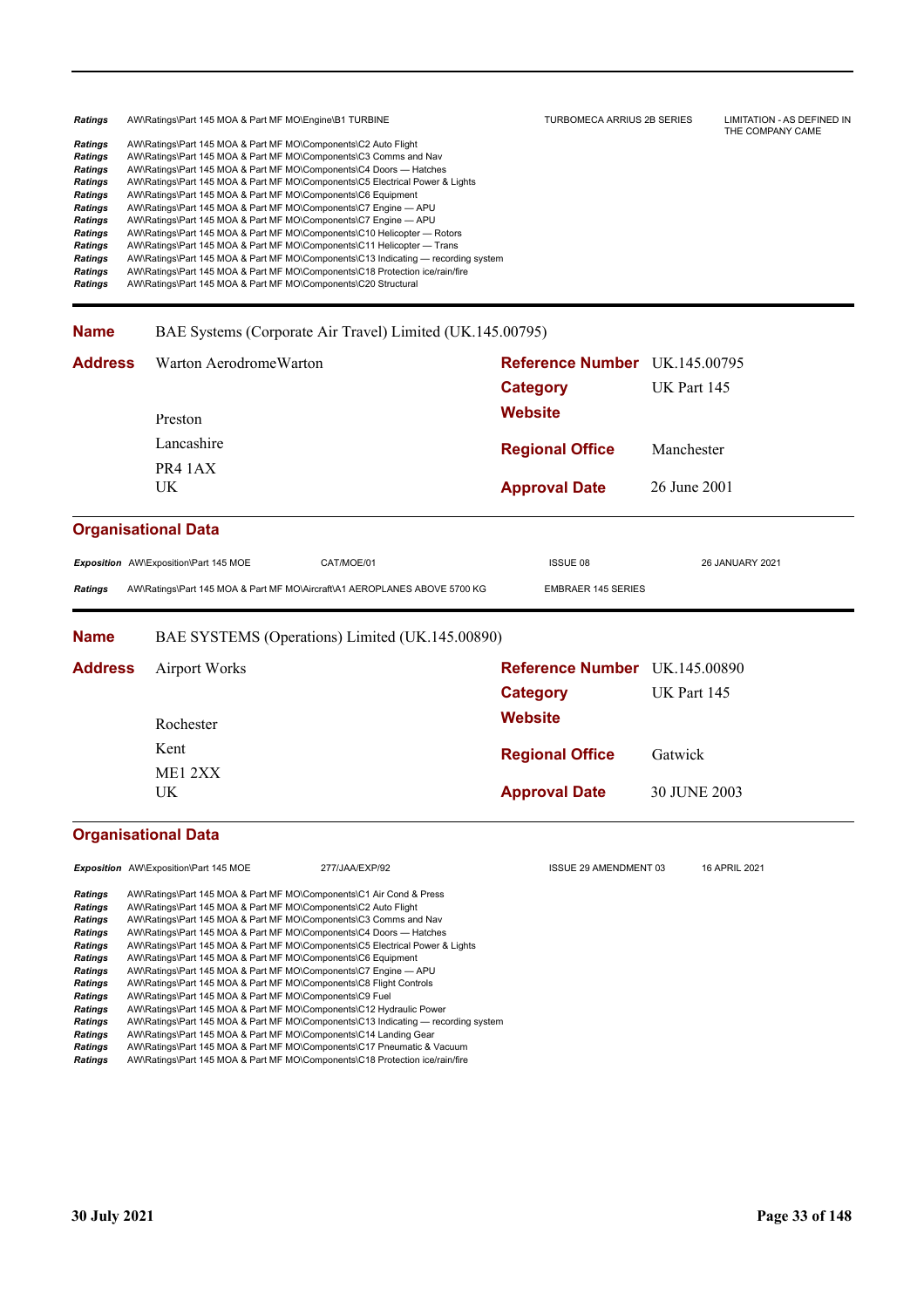| | | | |
|---|---|---|---|
| *Ratings* | AW\Ratings\Part 145 MOA & Part MF MO\Engine\B1 TURBINE | TURBOMECA ARRIUS 2B SERIES | LIMITATION - AS DEFINED IN THE COMPANY CAME |
| *Ratings* | AW\Ratings\Part 145 MOA & Part MF MO\Components\C2 Auto Flight | | |
| *Ratings* | AW\Ratings\Part 145 MOA & Part MF MO\Components\C3 Comms and Nav | | |
| *Ratings* | AW\Ratings\Part 145 MOA & Part MF MO\Components\C4 Doors — Hatches | | |
| *Ratings* | AW\Ratings\Part 145 MOA & Part MF MO\Components\C5 Electrical Power & Lights | | |
| *Ratings* | AW\Ratings\Part 145 MOA & Part MF MO\Components\C6 Equipment | | |
| *Ratings* | AW\Ratings\Part 145 MOA & Part MF MO\Components\C7 Engine — APU | | |
| *Ratings* | AW\Ratings\Part 145 MOA & Part MF MO\Components\C7 Engine — APU | | |
| *Ratings* | AW\Ratings\Part 145 MOA & Part MF MO\Components\C10 Helicopter — Rotors | | |
| *Ratings* | AW\Ratings\Part 145 MOA & Part MF MO\Components\C11 Helicopter — Trans | | |
| *Ratings* | AW\Ratings\Part 145 MOA & Part MF MO\Components\C13 Indicating — recording system | | |
| *Ratings* | AW\Ratings\Part 145 MOA & Part MF MO\Components\C18 Protection ice/rain/fire | | |
| *Ratings* | AW\Ratings\Part 145 MOA & Part MF MO\Components\C20 Structural | | |

## Name BAE Systems (Corporate Air Travel) Limited (UK.145.00795)

**Address** Warton AerodromeWarton
Preston
Lancashire
PR4 1AX
UK

**Reference Number** UK.145.00795
**Category** UK Part 145
**Website**
**Regional Office** Manchester
**Approval Date** 26 June 2001

### Organisational Data

| | | | | |
|---|---|---|---|---|
| ***Exposition*** | AW\Exposition\Part 145 MOE | CAT/MOE/01 | ISSUE 08 | 26 JANUARY 2021 |
| *Ratings* | AW\Ratings\Part 145 MOA & Part MF MO\Aircraft\A1 AEROPLANES ABOVE 5700 KG | | EMBRAER 145 SERIES | |

## Name BAE SYSTEMS (Operations) Limited (UK.145.00890)

**Address** Airport Works
Rochester
Kent
ME1 2XX
UK

**Reference Number** UK.145.00890
**Category** UK Part 145
**Website**
**Regional Office** Gatwick
**Approval Date** 30 JUNE 2003

### Organisational Data

| | | | | |
|---|---|---|---|---|
| ***Exposition*** | AW\Exposition\Part 145 MOE | 277/JAA/EXP/92 | ISSUE 29 AMENDMENT 03 | 16 APRIL 2021 |
| *Ratings* | AW\Ratings\Part 145 MOA & Part MF MO\Components\C1 Air Cond & Press | | | |
| *Ratings* | AW\Ratings\Part 145 MOA & Part MF MO\Components\C2 Auto Flight | | | |
| *Ratings* | AW\Ratings\Part 145 MOA & Part MF MO\Components\C3 Comms and Nav | | | |
| *Ratings* | AW\Ratings\Part 145 MOA & Part MF MO\Components\C4 Doors — Hatches | | | |
| *Ratings* | AW\Ratings\Part 145 MOA & Part MF MO\Components\C5 Electrical Power & Lights | | | |
| *Ratings* | AW\Ratings\Part 145 MOA & Part MF MO\Components\C6 Equipment | | | |
| *Ratings* | AW\Ratings\Part 145 MOA & Part MF MO\Components\C7 Engine — APU | | | |
| *Ratings* | AW\Ratings\Part 145 MOA & Part MF MO\Components\C8 Flight Controls | | | |
| *Ratings* | AW\Ratings\Part 145 MOA & Part MF MO\Components\C9 Fuel | | | |
| *Ratings* | AW\Ratings\Part 145 MOA & Part MF MO\Components\C12 Hydraulic Power | | | |
| *Ratings* | AW\Ratings\Part 145 MOA & Part MF MO\Components\C13 Indicating — recording system | | | |
| *Ratings* | AW\Ratings\Part 145 MOA & Part MF MO\Components\C14 Landing Gear | | | |
| *Ratings* | AW\Ratings\Part 145 MOA & Part MF MO\Components\C17 Pneumatic & Vacuum | | | |
| *Ratings* | AW\Ratings\Part 145 MOA & Part MF MO\Components\C18 Protection ice/rain/fire | | | |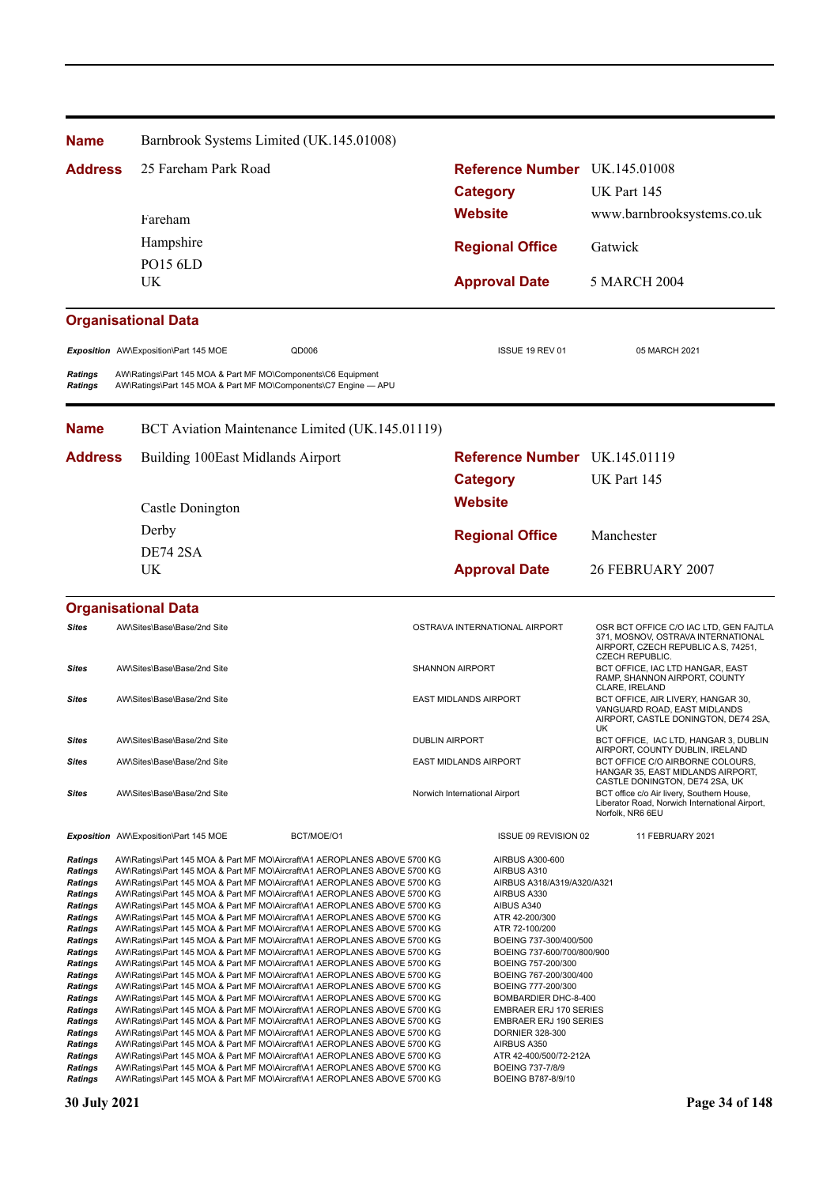**Name** Barnbrook Systems Limited (UK.145.01008)

**Address** 25 Fareham Park Road

Fareham

Hampshire

PO15 6LD

UK

**Reference Number** UK.145.01008

**Category** UK Part 145

**Website** www.barnbrooksystems.co.uk

**Regional Office** Gatwick

**Approval Date** 5 MARCH 2004

### Organisational Data

| | | | | |
|---|---|---|---|---|
| ***Exposition*** | AW\Exposition\Part 145 MOE | QD006 | ISSUE 19 REV 01 | 05 MARCH 2021 |
| ***Ratings*** | AW\Ratings\Part 145 MOA & Part MF MO\Components\C6 Equipment | | | |
| ***Ratings*** | AW\Ratings\Part 145 MOA & Part MF MO\Components\C7 Engine — APU | | | |

---

**Name** BCT Aviation Maintenance Limited (UK.145.01119)

**Address** Building 100East Midlands Airport

Castle Donington

Derby

DE74 2SA

UK

**Reference Number** UK.145.01119

**Category** UK Part 145

**Website**

**Regional Office** Manchester

**Approval Date** 26 FEBRUARY 2007

### Organisational Data

| | | | |
|---|---|---|---|
| ***Sites*** | AW\Sites\Base\Base/2nd Site | OSTRAVA INTERNATIONAL AIRPORT | OSR BCT OFFICE C/O IAC LTD, GEN FAJTLA 371, MOSNOV, OSTRAVA INTERNATIONAL AIRPORT, CZECH REPUBLIC A.S, 74251, CZECH REPUBLIC. |
| ***Sites*** | AW\Sites\Base\Base/2nd Site | SHANNON AIRPORT | BCT OFFICE, IAC LTD HANGAR, EAST RAMP, SHANNON AIRPORT, COUNTY CLARE, IRELAND |
| ***Sites*** | AW\Sites\Base\Base/2nd Site | EAST MIDLANDS AIRPORT | BCT OFFICE, AIR LIVERY, HANGAR 30, VANGUARD ROAD, EAST MIDLANDS AIRPORT, CASTLE DONINGTON, DE74 2SA, UK |
| ***Sites*** | AW\Sites\Base\Base/2nd Site | DUBLIN AIRPORT | BCT OFFICE, IAC LTD, HANGAR 3, DUBLIN AIRPORT, COUNTY DUBLIN, IRELAND |
| ***Sites*** | AW\Sites\Base\Base/2nd Site | EAST MIDLANDS AIRPORT | BCT OFFICE C/O AIRBORNE COLOURS, HANGAR 35, EAST MIDLANDS AIRPORT, CASTLE DONINGTON, DE74 2SA, UK |
| ***Sites*** | AW\Sites\Base\Base/2nd Site | Norwich International Airport | BCT office c/o Air livery, Southern House, Liberator Road, Norwich International Airport, Norfolk, NR6 6EU |

| | | | | |
|---|---|---|---|---|
| ***Exposition*** | AW\Exposition\Part 145 MOE | BCT/MOE/O1 | ISSUE 09 REVISION 02 | 11 FEBRUARY 2021 |

| | | |
|---|---|---|
| ***Ratings*** | AW\Ratings\Part 145 MOA & Part MF MO\Aircraft\A1 AEROPLANES ABOVE 5700 KG | AIRBUS A300-600 |
| ***Ratings*** | AW\Ratings\Part 145 MOA & Part MF MO\Aircraft\A1 AEROPLANES ABOVE 5700 KG | AIRBUS A310 |
| ***Ratings*** | AW\Ratings\Part 145 MOA & Part MF MO\Aircraft\A1 AEROPLANES ABOVE 5700 KG | AIRBUS A318/A319/A320/A321 |
| ***Ratings*** | AW\Ratings\Part 145 MOA & Part MF MO\Aircraft\A1 AEROPLANES ABOVE 5700 KG | AIRBUS A330 |
| ***Ratings*** | AW\Ratings\Part 145 MOA & Part MF MO\Aircraft\A1 AEROPLANES ABOVE 5700 KG | AIBUS A340 |
| ***Ratings*** | AW\Ratings\Part 145 MOA & Part MF MO\Aircraft\A1 AEROPLANES ABOVE 5700 KG | ATR 42-200/300 |
| ***Ratings*** | AW\Ratings\Part 145 MOA & Part MF MO\Aircraft\A1 AEROPLANES ABOVE 5700 KG | ATR 72-100/200 |
| ***Ratings*** | AW\Ratings\Part 145 MOA & Part MF MO\Aircraft\A1 AEROPLANES ABOVE 5700 KG | BOEING 737-300/400/500 |
| ***Ratings*** | AW\Ratings\Part 145 MOA & Part MF MO\Aircraft\A1 AEROPLANES ABOVE 5700 KG | BOEING 737-600/700/800/900 |
| ***Ratings*** | AW\Ratings\Part 145 MOA & Part MF MO\Aircraft\A1 AEROPLANES ABOVE 5700 KG | BOEING 757-200/300 |
| ***Ratings*** | AW\Ratings\Part 145 MOA & Part MF MO\Aircraft\A1 AEROPLANES ABOVE 5700 KG | BOEING 767-200/300/400 |
| ***Ratings*** | AW\Ratings\Part 145 MOA & Part MF MO\Aircraft\A1 AEROPLANES ABOVE 5700 KG | BOEING 777-200/300 |
| ***Ratings*** | AW\Ratings\Part 145 MOA & Part MF MO\Aircraft\A1 AEROPLANES ABOVE 5700 KG | BOMBARDIER DHC-8-400 |
| ***Ratings*** | AW\Ratings\Part 145 MOA & Part MF MO\Aircraft\A1 AEROPLANES ABOVE 5700 KG | EMBRAER ERJ 170 SERIES |
| ***Ratings*** | AW\Ratings\Part 145 MOA & Part MF MO\Aircraft\A1 AEROPLANES ABOVE 5700 KG | EMBRAER ERJ 190 SERIES |
| ***Ratings*** | AW\Ratings\Part 145 MOA & Part MF MO\Aircraft\A1 AEROPLANES ABOVE 5700 KG | DORNIER 328-300 |
| ***Ratings*** | AW\Ratings\Part 145 MOA & Part MF MO\Aircraft\A1 AEROPLANES ABOVE 5700 KG | AIRBUS A350 |
| ***Ratings*** | AW\Ratings\Part 145 MOA & Part MF MO\Aircraft\A1 AEROPLANES ABOVE 5700 KG | ATR 42-400/500/72-212A |
| ***Ratings*** | AW\Ratings\Part 145 MOA & Part MF MO\Aircraft\A1 AEROPLANES ABOVE 5700 KG | BOEING 737-7/8/9 |
| ***Ratings*** | AW\Ratings\Part 145 MOA & Part MF MO\Aircraft\A1 AEROPLANES ABOVE 5700 KG | BOEING B787-8/9/10 |

**30 July 2021**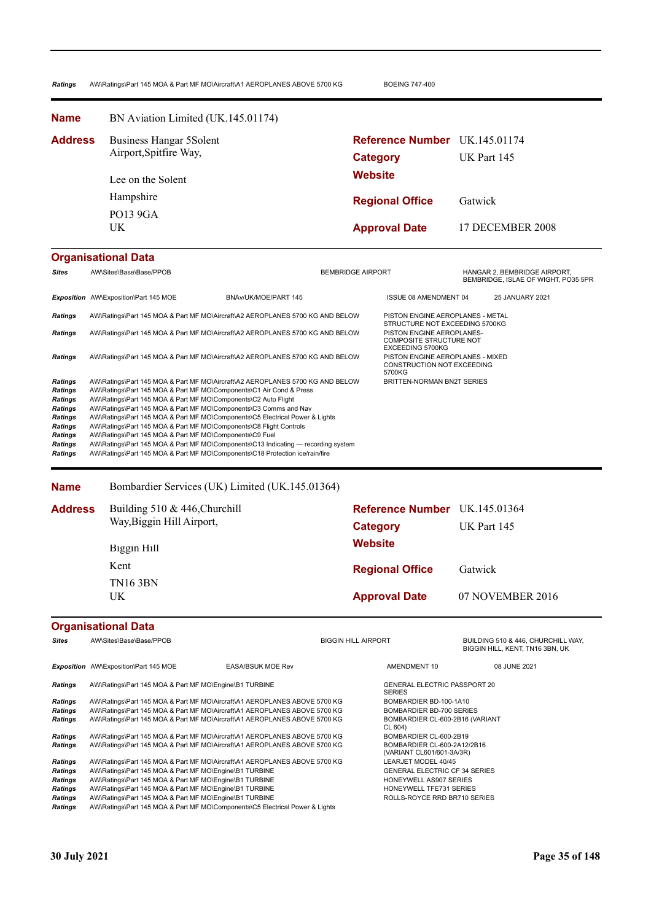| Ratings | AW\Ratings\Part 145 MOA & Part MF MO\Aircraft\A1 AEROPLANES ABOVE 5700 KG | BOEING 747-400 |
|---|---|---|

**Name** BN Aviation Limited (UK.145.01174)

| | | | |
|---|---|---|---|
| **Address** | Business Hangar 5Solent Airport,Spitfire Way, | **Reference Number** | UK.145.01174 |
| | | **Category** | UK Part 145 |
| | Lee on the Solent | **Website** | |
| | Hampshire | **Regional Office** | Gatwick |
| | PO13 9GA | | |
| | UK | **Approval Date** | 17 DECEMBER 2008 |

### Organisational Data

| | | | | |
|---|---|---|---|---|
| **Sites** | AW\Sites\Base\Base/PPOB | | BEMBRIDGE AIRPORT | HANGAR 2, BEMBRIDGE AIRPORT, BEMBRIDGE, ISLE OF WIGHT, PO35 5PR |
| **Exposition** | AW\Exposition\Part 145 MOE | BNAv/UK/MOE/PART 145 | ISSUE 08 AMENDMENT 04 | 25 JANUARY 2021 |

| | | |
|---|---|---|
| **Ratings** | AW\Ratings\Part 145 MOA & Part MF MO\Aircraft\A2 AEROPLANES 5700 KG AND BELOW | PISTON ENGINE AEROPLANES - METAL STRUCTURE NOT EXCEEDING 5700KG |
| **Ratings** | AW\Ratings\Part 145 MOA & Part MF MO\Aircraft\A2 AEROPLANES 5700 KG AND BELOW | PISTON ENGINE AEROPLANES- COMPOSITE STRUCTURE NOT EXCEEDING 5700KG |
| **Ratings** | AW\Ratings\Part 145 MOA & Part MF MO\Aircraft\A2 AEROPLANES 5700 KG AND BELOW | PISTON ENGINE AEROPLANES - MIXED CONSTRUCTION NOT EXCEEDING 5700KG |
| **Ratings** | AW\Ratings\Part 145 MOA & Part MF MO\Aircraft\A2 AEROPLANES 5700 KG AND BELOW | BRITTEN-NORMAN BN2T SERIES |
| **Ratings** | AW\Ratings\Part 145 MOA & Part MF MO\Components\C1 Air Cond & Press | |
| **Ratings** | AW\Ratings\Part 145 MOA & Part MF MO\Components\C2 Auto Flight | |
| **Ratings** | AW\Ratings\Part 145 MOA & Part MF MO\Components\C3 Comms and Nav | |
| **Ratings** | AW\Ratings\Part 145 MOA & Part MF MO\Components\C5 Electrical Power & Lights | |
| **Ratings** | AW\Ratings\Part 145 MOA & Part MF MO\Components\C8 Flight Controls | |
| **Ratings** | AW\Ratings\Part 145 MOA & Part MF MO\Components\C9 Fuel | |
| **Ratings** | AW\Ratings\Part 145 MOA & Part MF MO\Components\C13 Indicating — recording system | |
| **Ratings** | AW\Ratings\Part 145 MOA & Part MF MO\Components\C18 Protection ice/rain/fire | |

**Name** Bombardier Services (UK) Limited (UK.145.01364)

| | | | |
|---|---|---|---|
| **Address** | Building 510 & 446,Churchill Way,Biggin Hill Airport, | **Reference Number** | UK.145.01364 |
| | | **Category** | UK Part 145 |
| | Biggin Hill | **Website** | |
| | Kent | **Regional Office** | Gatwick |
| | TN16 3BN | | |
| | UK | **Approval Date** | 07 NOVEMBER 2016 |

### Organisational Data

| | | | | |
|---|---|---|---|---|
| **Sites** | AW\Sites\Base\Base/PPOB | | BIGGIN HILL AIRPORT | BUILDING 510 & 446, CHURCHILL WAY, BIGGIN HILL, KENT, TN16 3BN, UK |
| **Exposition** | AW\Exposition\Part 145 MOE | EASA/BSUK MOE Rev | AMENDMENT 10 | 08 JUNE 2021 |

| | | |
|---|---|---|
| **Ratings** | AW\Ratings\Part 145 MOA & Part MF MO\Engine\B1 TURBINE | GENERAL ELECTRIC PASSPORT 20 SERIES |
| **Ratings** | AW\Ratings\Part 145 MOA & Part MF MO\Aircraft\A1 AEROPLANES ABOVE 5700 KG | BOMBARDIER BD-100-1A10 |
| **Ratings** | AW\Ratings\Part 145 MOA & Part MF MO\Aircraft\A1 AEROPLANES ABOVE 5700 KG | BOMBARDIER BD-700 SERIES |
| **Ratings** | AW\Ratings\Part 145 MOA & Part MF MO\Aircraft\A1 AEROPLANES ABOVE 5700 KG | BOMBARDIER CL-600-2B16 (VARIANT CL 604) |
| **Ratings** | AW\Ratings\Part 145 MOA & Part MF MO\Aircraft\A1 AEROPLANES ABOVE 5700 KG | BOMBARDIER CL-600-2B19 |
| **Ratings** | AW\Ratings\Part 145 MOA & Part MF MO\Aircraft\A1 AEROPLANES ABOVE 5700 KG | BOMBARDIER CL-600-2A12/2B16 (VARIANT CL601/601-3A/3R) |
| **Ratings** | AW\Ratings\Part 145 MOA & Part MF MO\Aircraft\A1 AEROPLANES ABOVE 5700 KG | LEARJET MODEL 40/45 |
| **Ratings** | AW\Ratings\Part 145 MOA & Part MF MO\Engine\B1 TURBINE | GENERAL ELECTRIC CF 34 SERIES |
| **Ratings** | AW\Ratings\Part 145 MOA & Part MF MO\Engine\B1 TURBINE | HONEYWELL AS907 SERIES |
| **Ratings** | AW\Ratings\Part 145 MOA & Part MF MO\Engine\B1 TURBINE | HONEYWELL TFE731 SERIES |
| **Ratings** | AW\Ratings\Part 145 MOA & Part MF MO\Engine\B1 TURBINE | ROLLS-ROYCE RRD BR710 SERIES |
| **Ratings** | AW\Ratings\Part 145 MOA & Part MF MO\Components\C5 Electrical Power & Lights | |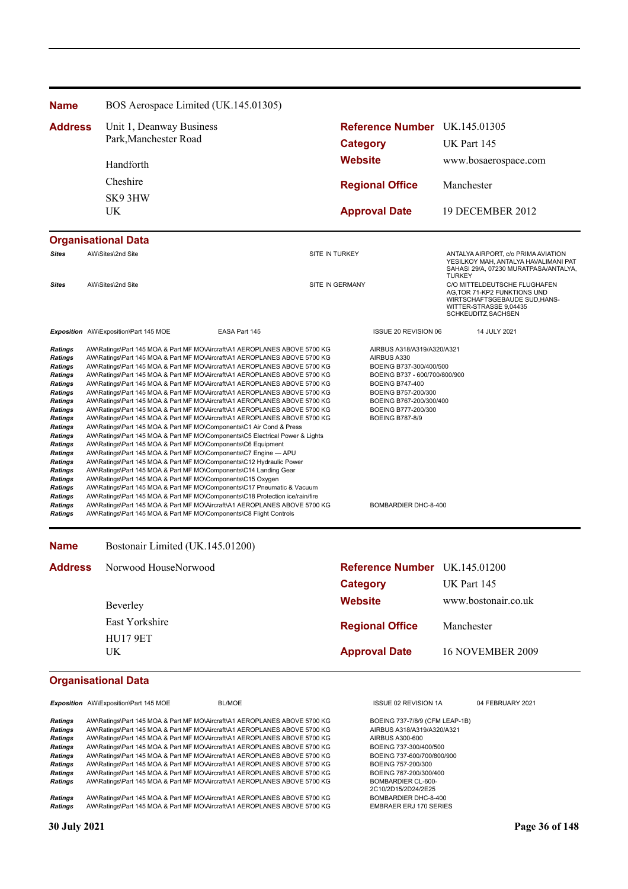**Name** BOS Aerospace Limited (UK.145.01305)

**Address** Unit 1, Deanway Business Park,Manchester Road

Handforth

Cheshire

SK9 3HW

UK

**Reference Number** UK.145.01305

**Category** UK Part 145

**Website** www.bosaerospace.com

**Regional Office** Manchester

**Approval Date** 19 DECEMBER 2012

## Organisational Data

| | | | |
|---|---|---|---|
| *Sites* | AW\Sites\2nd Site | SITE IN TURKEY | ANTALYA AIRPORT, c/o PRIMA AVIATION YESILKOY MAH, ANTALYA HAVALIMANI PAT SAHASI 29/A, 07230 MURATPASA/ANTALYA, TURKEY |
| *Sites* | AW\Sites\2nd Site | SITE IN GERMANY | C/O MITTELDEUTSCHE FLUGHAFEN AG,TOR 71-KP2 FUNKTIONS UND WIRTSCHAFTSGEBAUDE SUD,HANS-WITTER-STRASSE 9,04435 SCHKEUDITZ,SACHSEN |

| | | | | |
|---|---|---|---|---|
| *Exposition* | AW\Exposition\Part 145 MOE | EASA Part 145 | ISSUE 20 REVISION 06 | 14 JULY 2021 |

| | | |
|---|---|---|
| *Ratings* | AW\Ratings\Part 145 MOA & Part MF MO\Aircraft\A1 AEROPLANES ABOVE 5700 KG | AIRBUS A318/A319/A320/A321 |
| *Ratings* | AW\Ratings\Part 145 MOA & Part MF MO\Aircraft\A1 AEROPLANES ABOVE 5700 KG | AIRBUS A330 |
| *Ratings* | AW\Ratings\Part 145 MOA & Part MF MO\Aircraft\A1 AEROPLANES ABOVE 5700 KG | BOEING B737-300/400/500 |
| *Ratings* | AW\Ratings\Part 145 MOA & Part MF MO\Aircraft\A1 AEROPLANES ABOVE 5700 KG | BOEING B737 - 600/700/800/900 |
| *Ratings* | AW\Ratings\Part 145 MOA & Part MF MO\Aircraft\A1 AEROPLANES ABOVE 5700 KG | BOEING B747-400 |
| *Ratings* | AW\Ratings\Part 145 MOA & Part MF MO\Aircraft\A1 AEROPLANES ABOVE 5700 KG | BOEING B757-200/300 |
| *Ratings* | AW\Ratings\Part 145 MOA & Part MF MO\Aircraft\A1 AEROPLANES ABOVE 5700 KG | BOEING B767-200/300/400 |
| *Ratings* | AW\Ratings\Part 145 MOA & Part MF MO\Aircraft\A1 AEROPLANES ABOVE 5700 KG | BOEING B777-200/300 |
| *Ratings* | AW\Ratings\Part 145 MOA & Part MF MO\Aircraft\A1 AEROPLANES ABOVE 5700 KG | BOEING B787-8/9 |
| *Ratings* | AW\Ratings\Part 145 MOA & Part MF MO\Components\C1 Air Cond & Press | |
| *Ratings* | AW\Ratings\Part 145 MOA & Part MF MO\Components\C5 Electrical Power & Lights | |
| *Ratings* | AW\Ratings\Part 145 MOA & Part MF MO\Components\C6 Equipment | |
| *Ratings* | AW\Ratings\Part 145 MOA & Part MF MO\Components\C7 Engine — APU | |
| *Ratings* | AW\Ratings\Part 145 MOA & Part MF MO\Components\C12 Hydraulic Power | |
| *Ratings* | AW\Ratings\Part 145 MOA & Part MF MO\Components\C14 Landing Gear | |
| *Ratings* | AW\Ratings\Part 145 MOA & Part MF MO\Components\C15 Oxygen | |
| *Ratings* | AW\Ratings\Part 145 MOA & Part MF MO\Components\C17 Pneumatic & Vacuum | |
| *Ratings* | AW\Ratings\Part 145 MOA & Part MF MO\Components\C18 Protection ice/rain/fire | |
| *Ratings* | AW\Ratings\Part 145 MOA & Part MF MO\Aircraft\A1 AEROPLANES ABOVE 5700 KG | BOMBARDIER DHC-8-400 |
| *Ratings* | AW\Ratings\Part 145 MOA & Part MF MO\Components\C8 Flight Controls | |

**Name** Bostonair Limited (UK.145.01200)

**Address** Norwood HouseNorwood

Beverley

East Yorkshire

HU17 9ET

UK

**Reference Number** UK.145.01200

**Category** UK Part 145

**Website** www.bostonair.co.uk

**Regional Office** Manchester

**Approval Date** 16 NOVEMBER 2009

## Organisational Data

| | | | | |
|---|---|---|---|---|
| *Exposition* | AW\Exposition\Part 145 MOE | BL/MOE | ISSUE 02 REVISION 1A | 04 FEBRUARY 2021 |

| | | |
|---|---|---|
| *Ratings* | AW\Ratings\Part 145 MOA & Part MF MO\Aircraft\A1 AEROPLANES ABOVE 5700 KG | BOEING 737-7/8/9 (CFM LEAP-1B) |
| *Ratings* | AW\Ratings\Part 145 MOA & Part MF MO\Aircraft\A1 AEROPLANES ABOVE 5700 KG | AIRBUS A318/A319/A320/A321 |
| *Ratings* | AW\Ratings\Part 145 MOA & Part MF MO\Aircraft\A1 AEROPLANES ABOVE 5700 KG | AIRBUS A300-600 |
| *Ratings* | AW\Ratings\Part 145 MOA & Part MF MO\Aircraft\A1 AEROPLANES ABOVE 5700 KG | BOEING 737-300/400/500 |
| *Ratings* | AW\Ratings\Part 145 MOA & Part MF MO\Aircraft\A1 AEROPLANES ABOVE 5700 KG | BOEING 737-600/700/800/900 |
| *Ratings* | AW\Ratings\Part 145 MOA & Part MF MO\Aircraft\A1 AEROPLANES ABOVE 5700 KG | BOEING 757-200/300 |
| *Ratings* | AW\Ratings\Part 145 MOA & Part MF MO\Aircraft\A1 AEROPLANES ABOVE 5700 KG | BOEING 767-200/300/400 |
| *Ratings* | AW\Ratings\Part 145 MOA & Part MF MO\Aircraft\A1 AEROPLANES ABOVE 5700 KG | BOMBARDIER CL-600-2C10/2D15/2D24/2E25 |
| *Ratings* | AW\Ratings\Part 145 MOA & Part MF MO\Aircraft\A1 AEROPLANES ABOVE 5700 KG | BOMBARDIER DHC-8-400 |
| *Ratings* | AW\Ratings\Part 145 MOA & Part MF MO\Aircraft\A1 AEROPLANES ABOVE 5700 KG | EMBRAER ERJ 170 SERIES |

30 July 2021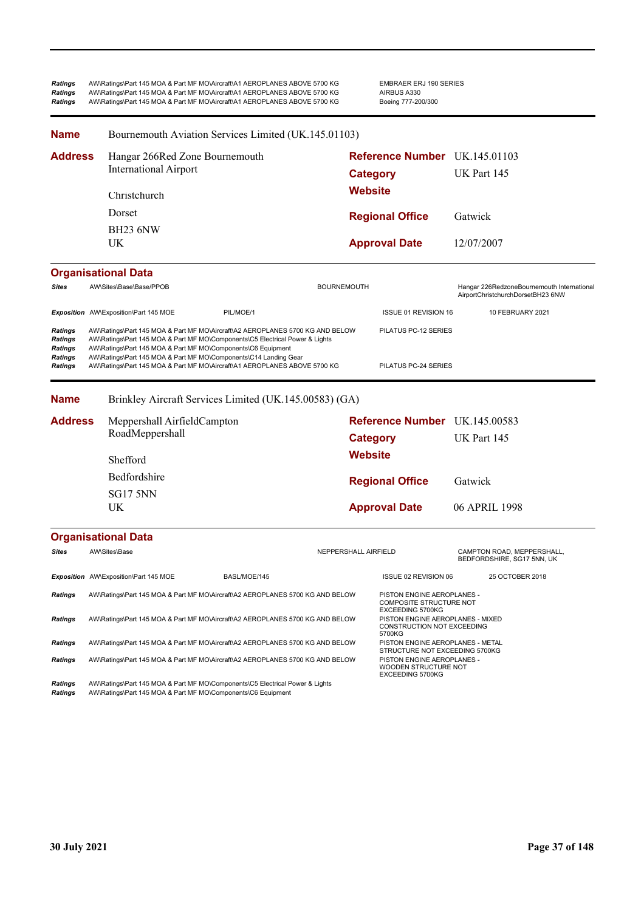| | | |
|---|---|---|
| *Ratings* | AW\Ratings\Part 145 MOA & Part MF MO\Aircraft\A1 AEROPLANES ABOVE 5700 KG | EMBRAER ERJ 190 SERIES |
| *Ratings* | AW\Ratings\Part 145 MOA & Part MF MO\Aircraft\A1 AEROPLANES ABOVE 5700 KG | AIRBUS A330 |
| *Ratings* | AW\Ratings\Part 145 MOA & Part MF MO\Aircraft\A1 AEROPLANES ABOVE 5700 KG | Boeing 777-200/300 |

**Name** Bournemouth Aviation Services Limited (UK.145.01103)

**Address**
Hangar 266Red Zone Bournemouth International Airport
Christchurch
Dorset
BH23 6NW
UK

**Reference Number** UK.145.01103
**Category** UK Part 145
**Website**
**Regional Office** Gatwick
**Approval Date** 12/07/2007

## Organisational Data

| | | | | |
|---|---|---|---|---|
| *Sites* | AW\Sites\Base\Base/PPOB | BOURNEMOUTH | | Hangar 226RedzoneBournemouth International AirportChristchurchDorsetBH23 6NW |
| *Exposition* | AW\Exposition\Part 145 MOE | PIL/MOE/1 | ISSUE 01 REVISION 16 | 10 FEBRUARY 2021 |
| *Ratings* | AW\Ratings\Part 145 MOA & Part MF MO\Aircraft\A2 AEROPLANES 5700 KG AND BELOW | | PILATUS PC-12 SERIES | |
| *Ratings* | AW\Ratings\Part 145 MOA & Part MF MO\Components\C5 Electrical Power & Lights | | | |
| *Ratings* | AW\Ratings\Part 145 MOA & Part MF MO\Components\C6 Equipment | | | |
| *Ratings* | AW\Ratings\Part 145 MOA & Part MF MO\Components\C14 Landing Gear | | | |
| *Ratings* | AW\Ratings\Part 145 MOA & Part MF MO\Aircraft\A1 AEROPLANES ABOVE 5700 KG | | PILATUS PC-24 SERIES | |

**Name** Brinkley Aircraft Services Limited (UK.145.00583) (GA)

**Address**
Meppershall AirfieldCampton RoadMeppershall
Shefford
Bedfordshire
SG17 5NN
UK

**Reference Number** UK.145.00583
**Category** UK Part 145
**Website**
**Regional Office** Gatwick
**Approval Date** 06 APRIL 1998

## Organisational Data

| | | | | |
|---|---|---|---|---|
| *Sites* | AW\Sites\Base | NEPPERSHALL AIRFIELD | | CAMPTON ROAD, MEPPERSHALL, BEDFORDSHIRE, SG17 5NN, UK |
| *Exposition* | AW\Exposition\Part 145 MOE | BASL/MOE/145 | ISSUE 02 REVISION 06 | 25 OCTOBER 2018 |
| *Ratings* | AW\Ratings\Part 145 MOA & Part MF MO\Aircraft\A2 AEROPLANES 5700 KG AND BELOW | | PISTON ENGINE AEROPLANES - COMPOSITE STRUCTURE NOT EXCEEDING 5700KG | |
| *Ratings* | AW\Ratings\Part 145 MOA & Part MF MO\Aircraft\A2 AEROPLANES 5700 KG AND BELOW | | PISTON ENGINE AEROPLANES - MIXED CONSTRUCTION NOT EXCEEDING 5700KG | |
| *Ratings* | AW\Ratings\Part 145 MOA & Part MF MO\Aircraft\A2 AEROPLANES 5700 KG AND BELOW | | PISTON ENGINE AEROPLANES - METAL STRUCTURE NOT EXCEEDING 5700KG | |
| *Ratings* | AW\Ratings\Part 145 MOA & Part MF MO\Aircraft\A2 AEROPLANES 5700 KG AND BELOW | | PISTON ENGINE AEROPLANES - WOODEN STRUCTURE NOT EXCEEDING 5700KG | |
| *Ratings* | AW\Ratings\Part 145 MOA & Part MF MO\Components\C5 Electrical Power & Lights | | | |
| *Ratings* | AW\Ratings\Part 145 MOA & Part MF MO\Components\C6 Equipment | | | |

30 July 2021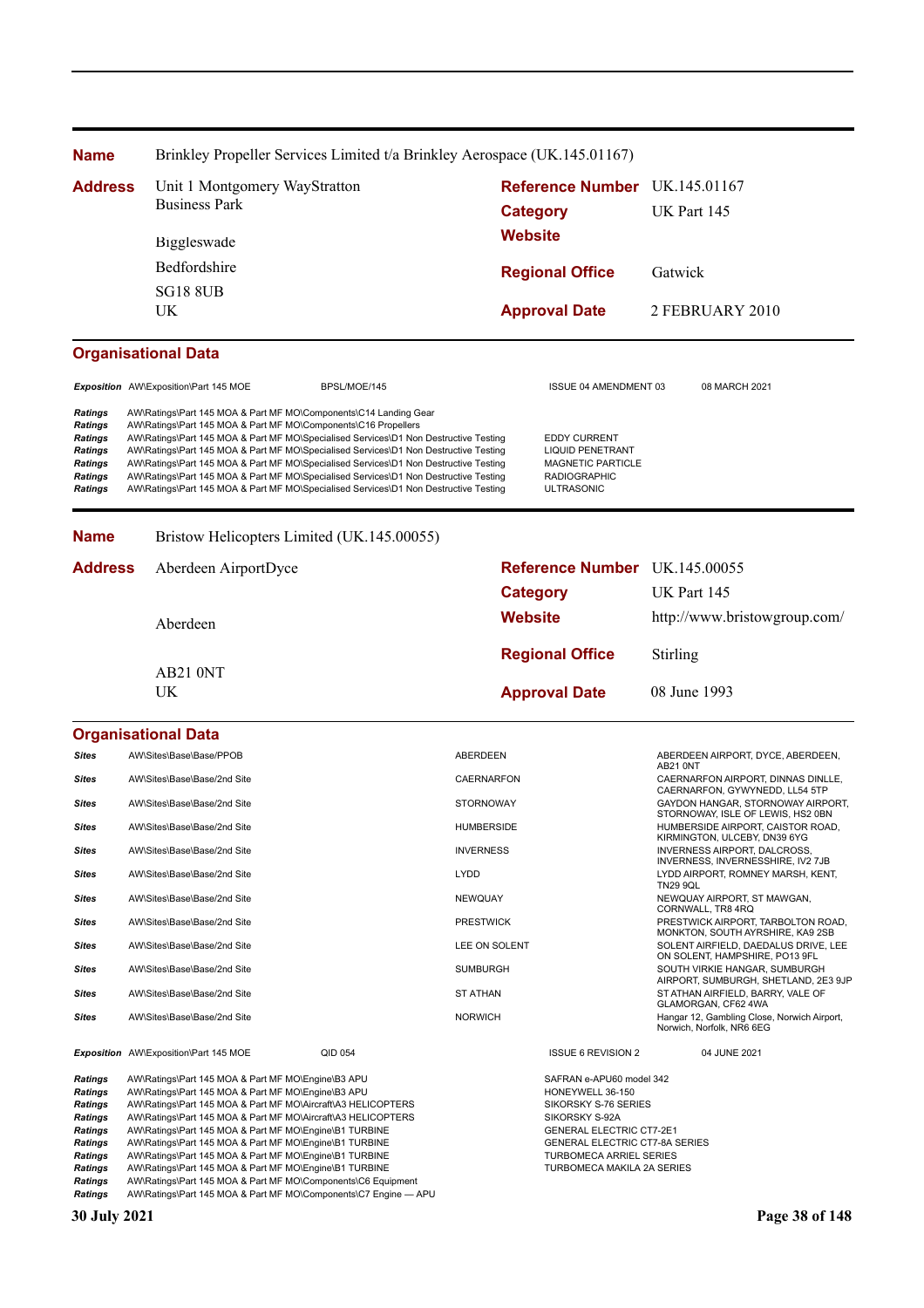**Name** Brinkley Propeller Services Limited t/a Brinkley Aerospace (UK.145.01167)

**Address** Unit 1 Montgomery WayStratton Business Park

Biggleswade

Bedfordshire

SG18 8UB

UK

**Reference Number** UK.145.01167

**Category** UK Part 145

**Website**

**Regional Office** Gatwick

**Approval Date** 2 FEBRUARY 2010

## Organisational Data

| | | | | |
|---|---|---|---|---|
| ***Exposition*** | AW\Exposition\Part 145 MOE | BPSL/MOE/145 | ISSUE 04 AMENDMENT 03 | 08 MARCH 2021 |

| | | |
|---|---|---|
| ***Ratings*** | AW\Ratings\Part 145 MOA & Part MF MO\Components\C14 Landing Gear | |
| ***Ratings*** | AW\Ratings\Part 145 MOA & Part MF MO\Components\C16 Propellers | |
| ***Ratings*** | AW\Ratings\Part 145 MOA & Part MF MO\Specialised Services\D1 Non Destructive Testing | EDDY CURRENT |
| ***Ratings*** | AW\Ratings\Part 145 MOA & Part MF MO\Specialised Services\D1 Non Destructive Testing | LIQUID PENETRANT |
| ***Ratings*** | AW\Ratings\Part 145 MOA & Part MF MO\Specialised Services\D1 Non Destructive Testing | MAGNETIC PARTICLE |
| ***Ratings*** | AW\Ratings\Part 145 MOA & Part MF MO\Specialised Services\D1 Non Destructive Testing | RADIOGRAPHIC |
| ***Ratings*** | AW\Ratings\Part 145 MOA & Part MF MO\Specialised Services\D1 Non Destructive Testing | ULTRASONIC |

---

**Name** Bristow Helicopters Limited (UK.145.00055)

**Address** Aberdeen AirportDyce

Aberdeen

AB21 0NT

UK

**Reference Number** UK.145.00055

**Category** UK Part 145

**Website** http://www.bristowgroup.com/

**Regional Office** Stirling

**Approval Date** 08 June 1993

## Organisational Data

| | | | |
|---|---|---|---|
| ***Sites*** | AW\Sites\Base\Base/PPOB | ABERDEEN | ABERDEEN AIRPORT, DYCE, ABERDEEN, AB21 0NT |
| ***Sites*** | AW\Sites\Base\Base/2nd Site | CAERNARFON | CAERNARFON AIRPORT, DINNAS DINLLE, CAERNARFON, GWYNEDD, LL54 5TP |
| ***Sites*** | AW\Sites\Base\Base/2nd Site | STORNOWAY | GAYDON HANGAR, STORNOWAY AIRPORT, STORNOWAY, ISLE OF LEWIS, HS2 0BN |
| ***Sites*** | AW\Sites\Base\Base/2nd Site | HUMBERSIDE | HUMBERSIDE AIRPORT, CAISTOR ROAD, KIRMINGTON, ULCEBY, DN39 6YG |
| ***Sites*** | AW\Sites\Base\Base/2nd Site | INVERNESS | INVERNESS AIRPORT, DALCROSS, INVERNESS, INVERNESSHIRE, IV2 7JB |
| ***Sites*** | AW\Sites\Base\Base/2nd Site | LYDD | LYDD AIRPORT, ROMNEY MARSH, KENT, TN29 9QL |
| ***Sites*** | AW\Sites\Base\Base/2nd Site | NEWQUAY | NEWQUAY AIRPORT, ST MAWGAN, CORNWALL, TR8 4RQ |
| ***Sites*** | AW\Sites\Base\Base/2nd Site | PRESTWICK | PRESTWICK AIRPORT, TARBOLTON ROAD, MONKTON, SOUTH AYRSHIRE, KA9 2SB |
| ***Sites*** | AW\Sites\Base\Base/2nd Site | LEE ON SOLENT | SOLENT AIRFIELD, DAEDALUS DRIVE, LEE ON SOLENT, HAMPSHIRE, PO13 9FL |
| ***Sites*** | AW\Sites\Base\Base/2nd Site | SUMBURGH | SOUTH VIRKIE HANGAR, SUMBURGH AIRPORT, SUMBURGH, SHETLAND, 2E3 9JP |
| ***Sites*** | AW\Sites\Base\Base/2nd Site | ST ATHAN | ST ATHAN AIRFIELD, BARRY, VALE OF GLAMORGAN, CF62 4WA |
| ***Sites*** | AW\Sites\Base\Base/2nd Site | NORWICH | Hangar 12, Gambling Close, Norwich Airport, Norwich, Norfolk, NR6 6EG |

| | | | | |
|---|---|---|---|---|
| ***Exposition*** | AW\Exposition\Part 145 MOE | QID 054 | ISSUE 6 REVISION 2 | 04 JUNE 2021 |

| | | |
|---|---|---|
| ***Ratings*** | AW\Ratings\Part 145 MOA & Part MF MO\Engine\B3 APU | SAFRAN e-APU60 model 342 |
| ***Ratings*** | AW\Ratings\Part 145 MOA & Part MF MO\Engine\B3 APU | HONEYWELL 36-150 |
| ***Ratings*** | AW\Ratings\Part 145 MOA & Part MF MO\Aircraft\A3 HELICOPTERS | SIKORSKY S-76 SERIES |
| ***Ratings*** | AW\Ratings\Part 145 MOA & Part MF MO\Aircraft\A3 HELICOPTERS | SIKORSKY S-92A |
| ***Ratings*** | AW\Ratings\Part 145 MOA & Part MF MO\Engine\B1 TURBINE | GENERAL ELECTRIC CT7-2E1 |
| ***Ratings*** | AW\Ratings\Part 145 MOA & Part MF MO\Engine\B1 TURBINE | GENERAL ELECTRIC CT7-8A SERIES |
| ***Ratings*** | AW\Ratings\Part 145 MOA & Part MF MO\Engine\B1 TURBINE | TURBOMECA ARRIEL SERIES |
| ***Ratings*** | AW\Ratings\Part 145 MOA & Part MF MO\Engine\B1 TURBINE | TURBOMECA MAKILA 2A SERIES |
| ***Ratings*** | AW\Ratings\Part 145 MOA & Part MF MO\Components\C6 Equipment | |
| ***Ratings*** | AW\Ratings\Part 145 MOA & Part MF MO\Components\C7 Engine — APU | |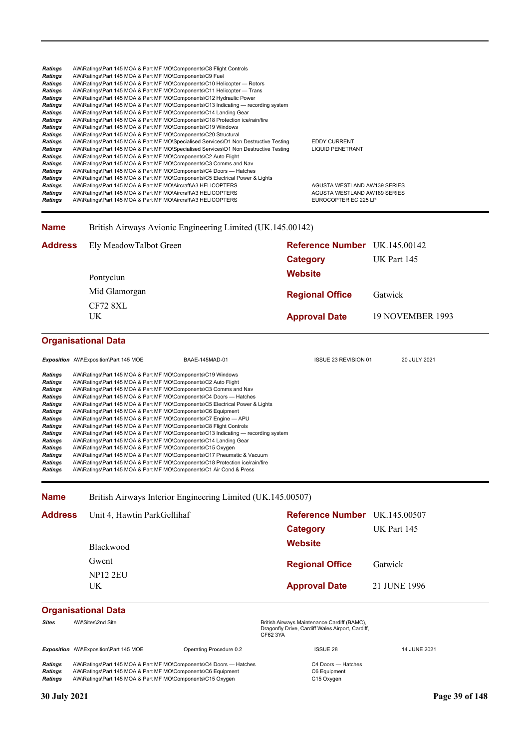| | | |
|---|---|---|
| ***Ratings*** | AW\Ratings\Part 145 MOA & Part MF MO\Components\C8 Flight Controls | |
| ***Ratings*** | AW\Ratings\Part 145 MOA & Part MF MO\Components\C9 Fuel | |
| ***Ratings*** | AW\Ratings\Part 145 MOA & Part MF MO\Components\C10 Helicopter — Rotors | |
| ***Ratings*** | AW\Ratings\Part 145 MOA & Part MF MO\Components\C11 Helicopter — Trans | |
| ***Ratings*** | AW\Ratings\Part 145 MOA & Part MF MO\Components\C12 Hydraulic Power | |
| ***Ratings*** | AW\Ratings\Part 145 MOA & Part MF MO\Components\C13 Indicating — recording system | |
| ***Ratings*** | AW\Ratings\Part 145 MOA & Part MF MO\Components\C14 Landing Gear | |
| ***Ratings*** | AW\Ratings\Part 145 MOA & Part MF MO\Components\C18 Protection ice/rain/fire | |
| ***Ratings*** | AW\Ratings\Part 145 MOA & Part MF MO\Components\C19 Windows | |
| ***Ratings*** | AW\Ratings\Part 145 MOA & Part MF MO\Components\C20 Structural | |
| ***Ratings*** | AW\Ratings\Part 145 MOA & Part MF MO\Specialised Services\D1 Non Destructive Testing | EDDY CURRENT |
| ***Ratings*** | AW\Ratings\Part 145 MOA & Part MF MO\Specialised Services\D1 Non Destructive Testing | LIQUID PENETRANT |
| ***Ratings*** | AW\Ratings\Part 145 MOA & Part MF MO\Components\C2 Auto Flight | |
| ***Ratings*** | AW\Ratings\Part 145 MOA & Part MF MO\Components\C3 Comms and Nav | |
| ***Ratings*** | AW\Ratings\Part 145 MOA & Part MF MO\Components\C4 Doors — Hatches | |
| ***Ratings*** | AW\Ratings\Part 145 MOA & Part MF MO\Components\C5 Electrical Power & Lights | |
| ***Ratings*** | AW\Ratings\Part 145 MOA & Part MF MO\Aircraft\A3 HELICOPTERS | AGUSTA WESTLAND AW139 SERIES |
| ***Ratings*** | AW\Ratings\Part 145 MOA & Part MF MO\Aircraft\A3 HELICOPTERS | AGUSTA WESTLAND AW189 SERIES |
| ***Ratings*** | AW\Ratings\Part 145 MOA & Part MF MO\Aircraft\A3 HELICOPTERS | EUROCOPTER EC 225 LP |

**Name** British Airways Avionic Engineering Limited (UK.145.00142)

**Address**
Ely MeadowTalbot Green
Pontyclun
Mid Glamorgan
CF72 8XL
UK

**Reference Number** UK.145.00142
**Category** UK Part 145
**Website**
**Regional Office** Gatwick
**Approval Date** 19 NOVEMBER 1993

## Organisational Data

| | | | | |
|---|---|---|---|---|
| ***Exposition*** | AW\Exposition\Part 145 MOE | BAAE-145MAD-01 | ISSUE 23 REVISION 01 | 20 JULY 2021 |

| | |
|---|---|
| ***Ratings*** | AW\Ratings\Part 145 MOA & Part MF MO\Components\C19 Windows |
| ***Ratings*** | AW\Ratings\Part 145 MOA & Part MF MO\Components\C2 Auto Flight |
| ***Ratings*** | AW\Ratings\Part 145 MOA & Part MF MO\Components\C3 Comms and Nav |
| ***Ratings*** | AW\Ratings\Part 145 MOA & Part MF MO\Components\C4 Doors — Hatches |
| ***Ratings*** | AW\Ratings\Part 145 MOA & Part MF MO\Components\C5 Electrical Power & Lights |
| ***Ratings*** | AW\Ratings\Part 145 MOA & Part MF MO\Components\C6 Equipment |
| ***Ratings*** | AW\Ratings\Part 145 MOA & Part MF MO\Components\C7 Engine — APU |
| ***Ratings*** | AW\Ratings\Part 145 MOA & Part MF MO\Components\C8 Flight Controls |
| ***Ratings*** | AW\Ratings\Part 145 MOA & Part MF MO\Components\C13 Indicating — recording system |
| ***Ratings*** | AW\Ratings\Part 145 MOA & Part MF MO\Components\C14 Landing Gear |
| ***Ratings*** | AW\Ratings\Part 145 MOA & Part MF MO\Components\C15 Oxygen |
| ***Ratings*** | AW\Ratings\Part 145 MOA & Part MF MO\Components\C17 Pneumatic & Vacuum |
| ***Ratings*** | AW\Ratings\Part 145 MOA & Part MF MO\Components\C18 Protection ice/rain/fire |
| ***Ratings*** | AW\Ratings\Part 145 MOA & Part MF MO\Components\C1 Air Cond & Press |

**Name** British Airways Interior Engineering Limited (UK.145.00507)

**Address**
Unit 4, Hawtin ParkGellihaf
Blackwood
Gwent
NP12 2EU
UK

**Reference Number** UK.145.00507
**Category** UK Part 145
**Website**
**Regional Office** Gatwick
**Approval Date** 21 JUNE 1996

## Organisational Data

| | | | | |
|---|---|---|---|---|
| ***Sites*** | AW\Sites\2nd Site | | British Airways Maintenance Cardiff (BAMC), Dragonfly Drive, Cardiff Wales Airport, Cardiff, CF62 3YA | |
| ***Exposition*** | AW\Exposition\Part 145 MOE | Operating Procedure 0.2 | ISSUE 28 | 14 JUNE 2021 |

| | | |
|---|---|---|
| ***Ratings*** | AW\Ratings\Part 145 MOA & Part MF MO\Components\C4 Doors — Hatches | C4 Doors — Hatches |
| ***Ratings*** | AW\Ratings\Part 145 MOA & Part MF MO\Components\C6 Equipment | C6 Equipment |
| ***Ratings*** | AW\Ratings\Part 145 MOA & Part MF MO\Components\C15 Oxygen | C15 Oxygen |

30 July 2021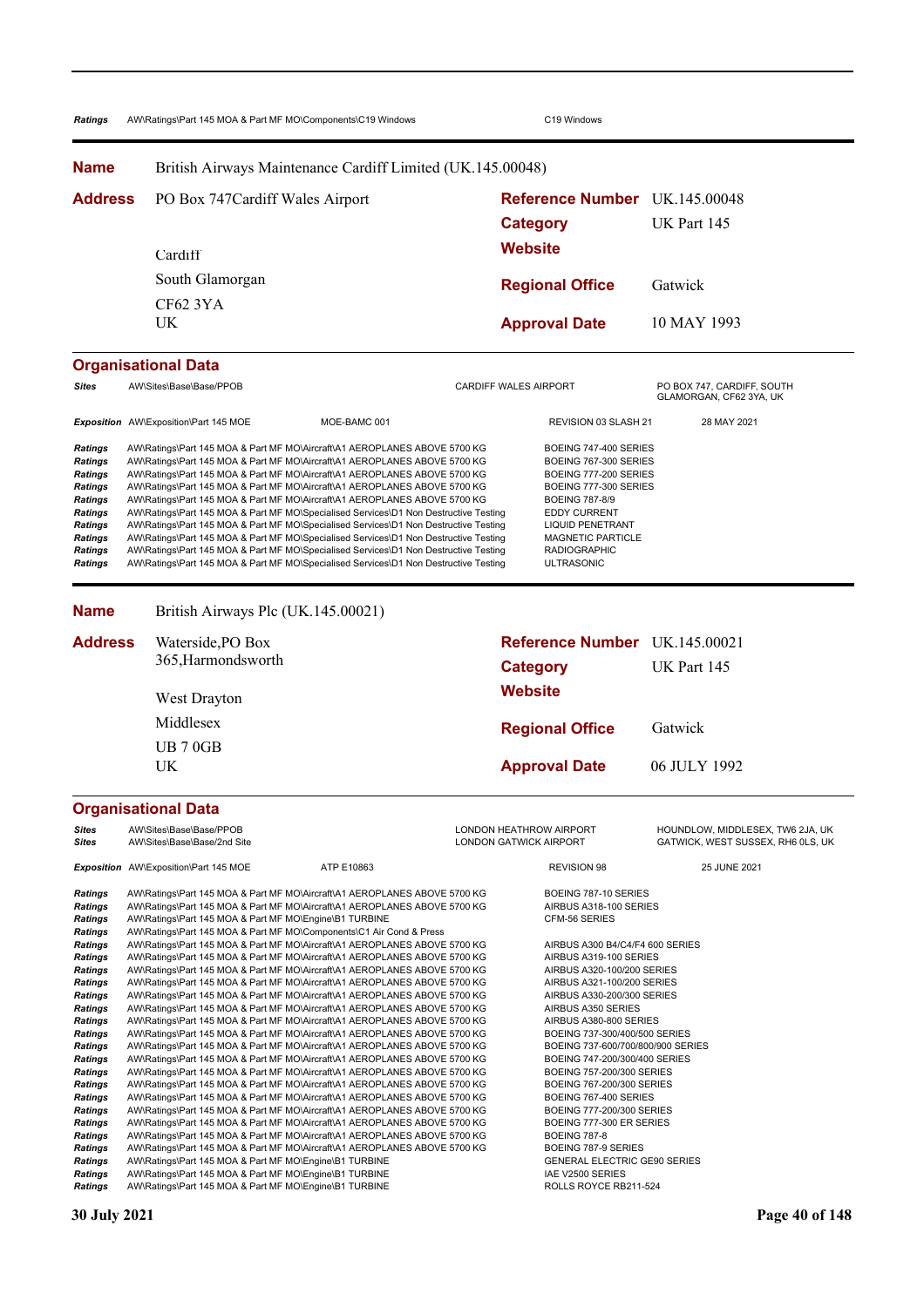| Ratings | AW\Ratings\Part 145 MOA & Part MF MO\Components\C19 Windows | C19 Windows |
|---|---|---|

**Name** British Airways Maintenance Cardiff Limited (UK.145.00048)

**Address** PO Box 747Cardiff Wales Airport

Cardiff
South Glamorgan
CF62 3YA
UK

**Reference Number** UK.145.00048
**Category** UK Part 145
**Website**
**Regional Office** Gatwick
**Approval Date** 10 MAY 1993

## Organisational Data

| | | | |
|---|---|---|---|
| **Sites** | AW\Sites\Base\Base/PPOB | CARDIFF WALES AIRPORT | PO BOX 747, CARDIFF, SOUTH GLAMORGAN, CF62 3YA, UK |

| | | | | |
|---|---|---|---|---|
| **Exposition** | AW\Exposition\Part 145 MOE | MOE-BAMC 001 | REVISION 03 SLASH 21 | 28 MAY 2021 |

| | | |
|---|---|---|
| **Ratings** | AW\Ratings\Part 145 MOA & Part MF MO\Aircraft\A1 AEROPLANES ABOVE 5700 KG | BOEING 747-400 SERIES |
| **Ratings** | AW\Ratings\Part 145 MOA & Part MF MO\Aircraft\A1 AEROPLANES ABOVE 5700 KG | BOEING 767-300 SERIES |
| **Ratings** | AW\Ratings\Part 145 MOA & Part MF MO\Aircraft\A1 AEROPLANES ABOVE 5700 KG | BOEING 777-200 SERIES |
| **Ratings** | AW\Ratings\Part 145 MOA & Part MF MO\Aircraft\A1 AEROPLANES ABOVE 5700 KG | BOEING 777-300 SERIES |
| **Ratings** | AW\Ratings\Part 145 MOA & Part MF MO\Aircraft\A1 AEROPLANES ABOVE 5700 KG | BOEING 787-8/9 |
| **Ratings** | AW\Ratings\Part 145 MOA & Part MF MO\Specialised Services\D1 Non Destructive Testing | EDDY CURRENT |
| **Ratings** | AW\Ratings\Part 145 MOA & Part MF MO\Specialised Services\D1 Non Destructive Testing | LIQUID PENETRANT |
| **Ratings** | AW\Ratings\Part 145 MOA & Part MF MO\Specialised Services\D1 Non Destructive Testing | MAGNETIC PARTICLE |
| **Ratings** | AW\Ratings\Part 145 MOA & Part MF MO\Specialised Services\D1 Non Destructive Testing | RADIOGRAPHIC |
| **Ratings** | AW\Ratings\Part 145 MOA & Part MF MO\Specialised Services\D1 Non Destructive Testing | ULTRASONIC |

**Name** British Airways Plc (UK.145.00021)

**Address** Waterside,PO Box 365,Harmondsworth

West Drayton
Middlesex
UB 7 0GB
UK

**Reference Number** UK.145.00021
**Category** UK Part 145
**Website**
**Regional Office** Gatwick
**Approval Date** 06 JULY 1992

## Organisational Data

| | | | |
|---|---|---|---|
| **Sites** | AW\Sites\Base\Base/PPOB | LONDON HEATHROW AIRPORT | HOUNDLOW, MIDDLESEX, TW6 2JA, UK |
| **Sites** | AW\Sites\Base\Base/2nd Site | LONDON GATWICK AIRPORT | GATWICK, WEST SUSSEX, RH6 0LS, UK |

| | | | | |
|---|---|---|---|---|
| **Exposition** | AW\Exposition\Part 145 MOE | ATP E10863 | REVISION 98 | 25 JUNE 2021 |

| | | |
|---|---|---|
| **Ratings** | AW\Ratings\Part 145 MOA & Part MF MO\Aircraft\A1 AEROPLANES ABOVE 5700 KG | BOEING 787-10 SERIES |
| **Ratings** | AW\Ratings\Part 145 MOA & Part MF MO\Aircraft\A1 AEROPLANES ABOVE 5700 KG | AIRBUS A318-100 SERIES |
| **Ratings** | AW\Ratings\Part 145 MOA & Part MF MO\Engine\B1 TURBINE | CFM-56 SERIES |
| **Ratings** | AW\Ratings\Part 145 MOA & Part MF MO\Components\C1 Air Cond & Press | |
| **Ratings** | AW\Ratings\Part 145 MOA & Part MF MO\Aircraft\A1 AEROPLANES ABOVE 5700 KG | AIRBUS A300 B4/C4/F4 600 SERIES |
| **Ratings** | AW\Ratings\Part 145 MOA & Part MF MO\Aircraft\A1 AEROPLANES ABOVE 5700 KG | AIRBUS A319-100 SERIES |
| **Ratings** | AW\Ratings\Part 145 MOA & Part MF MO\Aircraft\A1 AEROPLANES ABOVE 5700 KG | AIRBUS A320-100/200 SERIES |
| **Ratings** | AW\Ratings\Part 145 MOA & Part MF MO\Aircraft\A1 AEROPLANES ABOVE 5700 KG | AIRBUS A321-100/200 SERIES |
| **Ratings** | AW\Ratings\Part 145 MOA & Part MF MO\Aircraft\A1 AEROPLANES ABOVE 5700 KG | AIRBUS A330-200/300 SERIES |
| **Ratings** | AW\Ratings\Part 145 MOA & Part MF MO\Aircraft\A1 AEROPLANES ABOVE 5700 KG | AIRBUS A350 SERIES |
| **Ratings** | AW\Ratings\Part 145 MOA & Part MF MO\Aircraft\A1 AEROPLANES ABOVE 5700 KG | AIRBUS A380-800 SERIES |
| **Ratings** | AW\Ratings\Part 145 MOA & Part MF MO\Aircraft\A1 AEROPLANES ABOVE 5700 KG | BOEING 737-300/400/500 SERIES |
| **Ratings** | AW\Ratings\Part 145 MOA & Part MF MO\Aircraft\A1 AEROPLANES ABOVE 5700 KG | BOEING 737-600/700/800/900 SERIES |
| **Ratings** | AW\Ratings\Part 145 MOA & Part MF MO\Aircraft\A1 AEROPLANES ABOVE 5700 KG | BOEING 747-200/300/400 SERIES |
| **Ratings** | AW\Ratings\Part 145 MOA & Part MF MO\Aircraft\A1 AEROPLANES ABOVE 5700 KG | BOEING 757-200/300 SERIES |
| **Ratings** | AW\Ratings\Part 145 MOA & Part MF MO\Aircraft\A1 AEROPLANES ABOVE 5700 KG | BOEING 767-200/300 SERIES |
| **Ratings** | AW\Ratings\Part 145 MOA & Part MF MO\Aircraft\A1 AEROPLANES ABOVE 5700 KG | BOEING 767-400 SERIES |
| **Ratings** | AW\Ratings\Part 145 MOA & Part MF MO\Aircraft\A1 AEROPLANES ABOVE 5700 KG | BOEING 777-200/300 SERIES |
| **Ratings** | AW\Ratings\Part 145 MOA & Part MF MO\Aircraft\A1 AEROPLANES ABOVE 5700 KG | BOEING 777-300 ER SERIES |
| **Ratings** | AW\Ratings\Part 145 MOA & Part MF MO\Aircraft\A1 AEROPLANES ABOVE 5700 KG | BOEING 787-8 |
| **Ratings** | AW\Ratings\Part 145 MOA & Part MF MO\Aircraft\A1 AEROPLANES ABOVE 5700 KG | BOEING 787-9 SERIES |
| **Ratings** | AW\Ratings\Part 145 MOA & Part MF MO\Engine\B1 TURBINE | GENERAL ELECTRIC GE90 SERIES |
| **Ratings** | AW\Ratings\Part 145 MOA & Part MF MO\Engine\B1 TURBINE | IAE V2500 SERIES |
| **Ratings** | AW\Ratings\Part 145 MOA & Part MF MO\Engine\B1 TURBINE | ROLLS ROYCE RB211-524 |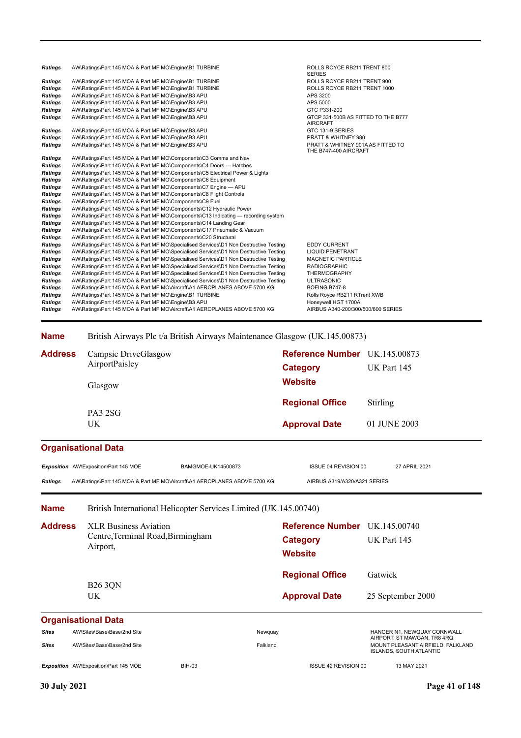| | | |
|---|---|---|
| ***Ratings*** | AW\Ratings\Part 145 MOA & Part MF MO\Engine\B1 TURBINE | ROLLS ROYCE RB211 TRENT 800 SERIES |
| ***Ratings*** | AW\Ratings\Part 145 MOA & Part MF MO\Engine\B1 TURBINE | ROLLS ROYCE RB211 TRENT 900 |
| ***Ratings*** | AW\Ratings\Part 145 MOA & Part MF MO\Engine\B1 TURBINE | ROLLS ROYCE RB211 TRENT 1000 |
| ***Ratings*** | AW\Ratings\Part 145 MOA & Part MF MO\Engine\B3 APU | APS 3200 |
| ***Ratings*** | AW\Ratings\Part 145 MOA & Part MF MO\Engine\B3 APU | APS 5000 |
| ***Ratings*** | AW\Ratings\Part 145 MOA & Part MF MO\Engine\B3 APU | GTC P331-200 |
| ***Ratings*** | AW\Ratings\Part 145 MOA & Part MF MO\Engine\B3 APU | GTCP 331-500B AS FITTED TO THE B777 AIRCRAFT |
| ***Ratings*** | AW\Ratings\Part 145 MOA & Part MF MO\Engine\B3 APU | GTC 131-9 SERIES |
| ***Ratings*** | AW\Ratings\Part 145 MOA & Part MF MO\Engine\B3 APU | PRATT & WHITNEY 980 |
| ***Ratings*** | AW\Ratings\Part 145 MOA & Part MF MO\Engine\B3 APU | PRATT & WHITNEY 901A AS FITTED TO THE B747-400 AIRCRAFT |
| ***Ratings*** | AW\Ratings\Part 145 MOA & Part MF MO\Components\C3 Comms and Nav | |
| ***Ratings*** | AW\Ratings\Part 145 MOA & Part MF MO\Components\C4 Doors — Hatches | |
| ***Ratings*** | AW\Ratings\Part 145 MOA & Part MF MO\Components\C5 Electrical Power & Lights | |
| ***Ratings*** | AW\Ratings\Part 145 MOA & Part MF MO\Components\C6 Equipment | |
| ***Ratings*** | AW\Ratings\Part 145 MOA & Part MF MO\Components\C7 Engine — APU | |
| ***Ratings*** | AW\Ratings\Part 145 MOA & Part MF MO\Components\C8 Flight Controls | |
| ***Ratings*** | AW\Ratings\Part 145 MOA & Part MF MO\Components\C9 Fuel | |
| ***Ratings*** | AW\Ratings\Part 145 MOA & Part MF MO\Components\C12 Hydraulic Power | |
| ***Ratings*** | AW\Ratings\Part 145 MOA & Part MF MO\Components\C13 Indicating — recording system | |
| ***Ratings*** | AW\Ratings\Part 145 MOA & Part MF MO\Components\C14 Landing Gear | |
| ***Ratings*** | AW\Ratings\Part 145 MOA & Part MF MO\Components\C17 Pneumatic & Vacuum | |
| ***Ratings*** | AW\Ratings\Part 145 MOA & Part MF MO\Components\C20 Structural | |
| ***Ratings*** | AW\Ratings\Part 145 MOA & Part MF MO\Specialised Services\D1 Non Destructive Testing | EDDY CURRENT |
| ***Ratings*** | AW\Ratings\Part 145 MOA & Part MF MO\Specialised Services\D1 Non Destructive Testing | LIQUID PENETRANT |
| ***Ratings*** | AW\Ratings\Part 145 MOA & Part MF MO\Specialised Services\D1 Non Destructive Testing | MAGNETIC PARTICLE |
| ***Ratings*** | AW\Ratings\Part 145 MOA & Part MF MO\Specialised Services\D1 Non Destructive Testing | RADIOGRAPHIC |
| ***Ratings*** | AW\Ratings\Part 145 MOA & Part MF MO\Specialised Services\D1 Non Destructive Testing | THERMOGRAPHY |
| ***Ratings*** | AW\Ratings\Part 145 MOA & Part MF MO\Specialised Services\D1 Non Destructive Testing | ULTRASONIC |
| ***Ratings*** | AW\Ratings\Part 145 MOA & Part MF MO\Aircraft\A1 AEROPLANES ABOVE 5700 KG | BOEING B747-8 |
| ***Ratings*** | AW\Ratings\Part 145 MOA & Part MF MO\Engine\B1 TURBINE | Rolls Royce RB211 RTrent XWB |
| ***Ratings*** | AW\Ratings\Part 145 MOA & Part MF MO\Engine\B3 APU | Honeywell HGT 1700A |
| ***Ratings*** | AW\Ratings\Part 145 MOA & Part MF MO\Aircraft\A1 AEROPLANES ABOVE 5700 KG | AIRBUS A340-200/300/500/600 SERIES |

---

**Name** British Airways Plc t/a British Airways Maintenance Glasgow (UK.145.00873)

**Address** Campsie DriveGlasgow AirportPaisley
Glasgow
PA3 2SG
UK

**Reference Number** UK.145.00873
**Category** UK Part 145
**Website**
**Regional Office** Stirling
**Approval Date** 01 JUNE 2003

### Organisational Data

| | | | | |
|---|---|---|---|---|
| ***Exposition*** | AW\Exposition\Part 145 MOE | BAMGMOE-UK14500873 | ISSUE 04 REVISION 00 | 27 APRIL 2021 |
| ***Ratings*** | AW\Ratings\Part 145 MOA & Part MF MO\Aircraft\A1 AEROPLANES ABOVE 5700 KG | | AIRBUS A319/A320/A321 SERIES | |

---

**Name** British International Helicopter Services Limited (UK.145.00740)

**Address** XLR Business Aviation Centre,Terminal Road,Birmingham Airport,
B26 3QN
UK

**Reference Number** UK.145.00740
**Category** UK Part 145
**Website**
**Regional Office** Gatwick
**Approval Date** 25 September 2000

### Organisational Data

| | | | | |
|---|---|---|---|---|
| ***Sites*** | AW\Sites\Base\Base/2nd Site | Newquay | HANGER N1, NEWQUAY CORNWALL AIRPORT, ST MAWGAN, TR8 4RQ. | |
| ***Sites*** | AW\Sites\Base\Base/2nd Site | Falkland | MOUNT PLEASANT AIRFIELD, FALKLAND ISLANDS, SOUTH ATLANTIC | |
| ***Exposition*** | AW\Exposition\Part 145 MOE | BIH-03 | ISSUE 42 REVISION 00 | 13 MAY 2021 |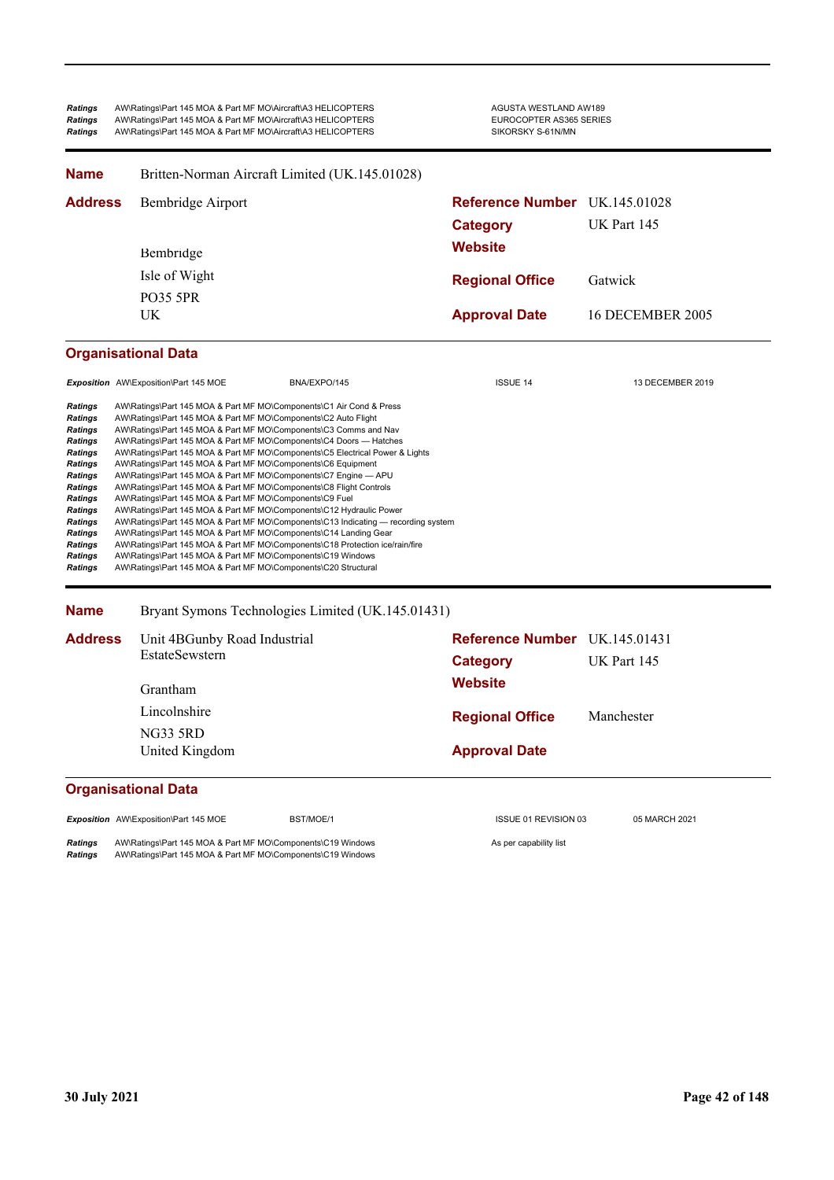| | | |
|---|---|---|
| *Ratings* | AW\Ratings\Part 145 MOA & Part MF MO\Aircraft\A3 HELICOPTERS | AGUSTA WESTLAND AW189 |
| *Ratings* | AW\Ratings\Part 145 MOA & Part MF MO\Aircraft\A3 HELICOPTERS | EUROCOPTER AS365 SERIES |
| *Ratings* | AW\Ratings\Part 145 MOA & Part MF MO\Aircraft\A3 HELICOPTERS | SIKORSKY S-61N/MN |

**Name** Britten-Norman Aircraft Limited (UK.145.01028)

| **Address** | | | |
|---|---|---|---|
| | Bembridge Airport | **Reference Number** | UK.145.01028 |
| | | **Category** | UK Part 145 |
| | Bembridge | **Website** | |
| | Isle of Wight | **Regional Office** | Gatwick |
| | PO35 5PR | | |
| | UK | **Approval Date** | 16 DECEMBER 2005 |

## Organisational Data

| | | | | |
|---|---|---|---|---|
| *Exposition* | AW\Exposition\Part 145 MOE | BNA/EXPO/145 | ISSUE 14 | 13 DECEMBER 2019 |

| | |
|---|---|
| *Ratings* | AW\Ratings\Part 145 MOA & Part MF MO\Components\C1 Air Cond & Press |
| *Ratings* | AW\Ratings\Part 145 MOA & Part MF MO\Components\C2 Auto Flight |
| *Ratings* | AW\Ratings\Part 145 MOA & Part MF MO\Components\C3 Comms and Nav |
| *Ratings* | AW\Ratings\Part 145 MOA & Part MF MO\Components\C4 Doors — Hatches |
| *Ratings* | AW\Ratings\Part 145 MOA & Part MF MO\Components\C5 Electrical Power & Lights |
| *Ratings* | AW\Ratings\Part 145 MOA & Part MF MO\Components\C6 Equipment |
| *Ratings* | AW\Ratings\Part 145 MOA & Part MF MO\Components\C7 Engine — APU |
| *Ratings* | AW\Ratings\Part 145 MOA & Part MF MO\Components\C8 Flight Controls |
| *Ratings* | AW\Ratings\Part 145 MOA & Part MF MO\Components\C9 Fuel |
| *Ratings* | AW\Ratings\Part 145 MOA & Part MF MO\Components\C12 Hydraulic Power |
| *Ratings* | AW\Ratings\Part 145 MOA & Part MF MO\Components\C13 Indicating — recording system |
| *Ratings* | AW\Ratings\Part 145 MOA & Part MF MO\Components\C14 Landing Gear |
| *Ratings* | AW\Ratings\Part 145 MOA & Part MF MO\Components\C18 Protection ice/rain/fire |
| *Ratings* | AW\Ratings\Part 145 MOA & Part MF MO\Components\C19 Windows |
| *Ratings* | AW\Ratings\Part 145 MOA & Part MF MO\Components\C20 Structural |

**Name** Bryant Symons Technologies Limited (UK.145.01431)

| **Address** | | | |
|---|---|---|---|
| | Unit 4BGunby Road Industrial EstateSewstern | **Reference Number** | UK.145.01431 |
| | | **Category** | UK Part 145 |
| | Grantham | **Website** | |
| | Lincolnshire | **Regional Office** | Manchester |
| | NG33 5RD | | |
| | United Kingdom | **Approval Date** | |

## Organisational Data

| | | | | |
|---|---|---|---|---|
| *Exposition* | AW\Exposition\Part 145 MOE | BST/MOE/1 | ISSUE 01 REVISION 03 | 05 MARCH 2021 |

| | | |
|---|---|---|
| *Ratings* | AW\Ratings\Part 145 MOA & Part MF MO\Components\C19 Windows | As per capability list |
| *Ratings* | AW\Ratings\Part 145 MOA & Part MF MO\Components\C19 Windows | |

30 July 2021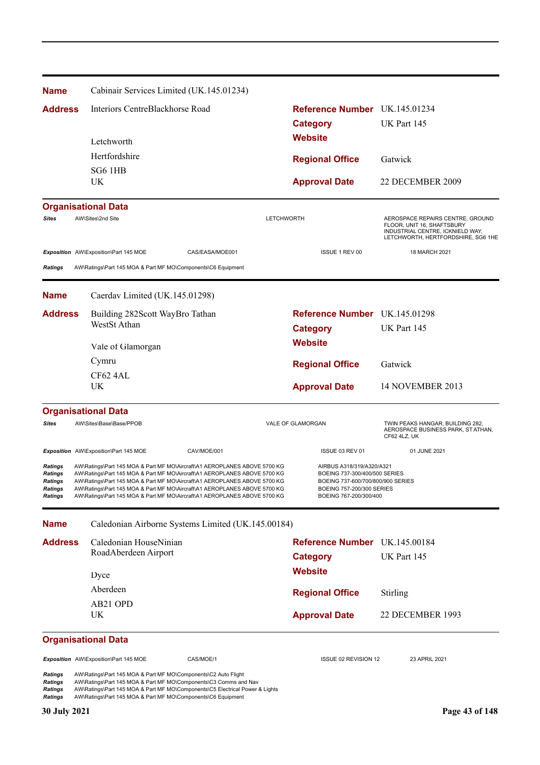**Name** Cabinair Services Limited (UK.145.01234)

**Address** Interiors CentreBlackhorse Road
Letchworth
Hertfordshire
SG6 1HB
UK

**Reference Number** UK.145.01234
**Category** UK Part 145
**Website**
**Regional Office** Gatwick
**Approval Date** 22 DECEMBER 2009

**Organisational Data**

| | | | |
|---|---|---|---|
| *Sites* | AW\Sites\2nd Site | LETCHWORTH | AEROSPACE REPAIRS CENTRE, GROUND FLOOR, UNIT 16, SHAFTSBURY INDUSTRIAL CENTRE, ICKNIELD WAY, LETCHWORTH, HERTFORDSHIRE, SG6 1HE |

| | | | | |
|---|---|---|---|---|
| *Exposition* | AW\Exposition\Part 145 MOE | CAS/EASA/MOE001 | ISSUE 1 REV 00 | 18 MARCH 2021 |

| | |
|---|---|
| *Ratings* | AW\Ratings\Part 145 MOA & Part MF MO\Components\C6 Equipment |

---

**Name** Caerdav Limited (UK.145.01298)

**Address** Building 282Scott WayBro Tathan WestSt Athan
Vale of Glamorgan
Cymru
CF62 4AL
UK

**Reference Number** UK.145.01298
**Category** UK Part 145
**Website**
**Regional Office** Gatwick
**Approval Date** 14 NOVEMBER 2013

**Organisational Data**

| | | | |
|---|---|---|---|
| *Sites* | AW\Sites\Base\Base/PPOB | VALE OF GLAMORGAN | TWIN PEAKS HANGAR, BUILDING 282, AEROSPACE BUSINESS PARK, ST ATHAN, CF62 4LZ, UK |

| | | | | |
|---|---|---|---|---|
| *Exposition* | AW\Exposition\Part 145 MOE | CAV/MOE/001 | ISSUE 03 REV 01 | 01 JUNE 2021 |

| | | |
|---|---|---|
| *Ratings* | AW\Ratings\Part 145 MOA & Part MF MO\Aircraft\A1 AEROPLANES ABOVE 5700 KG | AIRBUS A318/319/A320/A321 |
| *Ratings* | AW\Ratings\Part 145 MOA & Part MF MO\Aircraft\A1 AEROPLANES ABOVE 5700 KG | BOEING 737-300/400/500 SERIES |
| *Ratings* | AW\Ratings\Part 145 MOA & Part MF MO\Aircraft\A1 AEROPLANES ABOVE 5700 KG | BOEING 737-600/700/800/900 SERIES |
| *Ratings* | AW\Ratings\Part 145 MOA & Part MF MO\Aircraft\A1 AEROPLANES ABOVE 5700 KG | BOEING 757-200/300 SERIES |
| *Ratings* | AW\Ratings\Part 145 MOA & Part MF MO\Aircraft\A1 AEROPLANES ABOVE 5700 KG | BOEING 767-200/300/400 |

---

**Name** Caledonian Airborne Systems Limited (UK.145.00184)

**Address** Caledonian HouseNinian RoadAberdeen Airport
Dyce
Aberdeen
AB21 OPD
UK

**Reference Number** UK.145.00184
**Category** UK Part 145
**Website**
**Regional Office** Stirling
**Approval Date** 22 DECEMBER 1993

**Organisational Data**

| | | | | |
|---|---|---|---|---|
| *Exposition* | AW\Exposition\Part 145 MOE | CAS/MOE/1 | ISSUE 02 REVISION 12 | 23 APRIL 2021 |

| | |
|---|---|
| *Ratings* | AW\Ratings\Part 145 MOA & Part MF MO\Components\C2 Auto Flight |
| *Ratings* | AW\Ratings\Part 145 MOA & Part MF MO\Components\C3 Comms and Nav |
| *Ratings* | AW\Ratings\Part 145 MOA & Part MF MO\Components\C5 Electrical Power & Lights |
| *Ratings* | AW\Ratings\Part 145 MOA & Part MF MO\Components\C6 Equipment |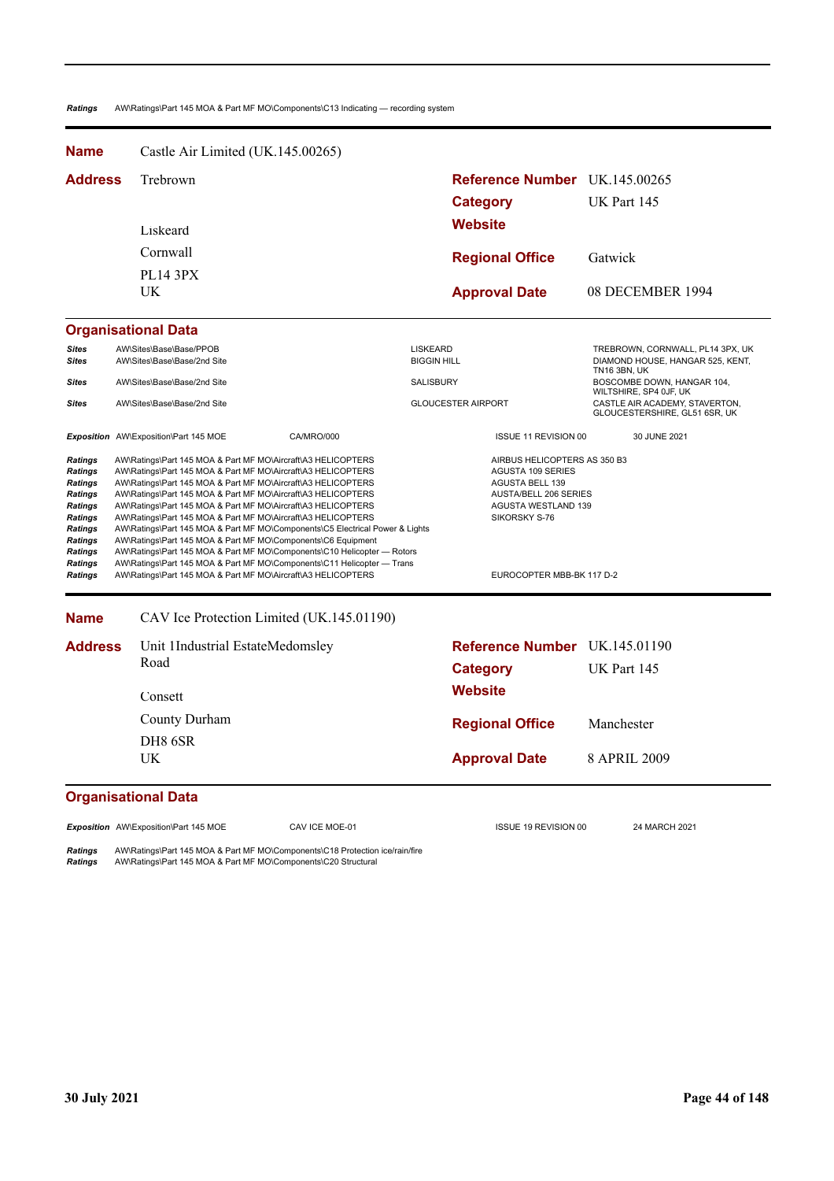| | | | |
|---|---|---|---|
| *Ratings* | AW\Ratings\Part 145 MOA & Part MF MO\Components\C13 Indicating — recording system | | |

**Name** Castle Air Limited (UK.145.00265)

| | | | |
|---|---|---|---|
| **Address** | Trebrown | **Reference Number** | UK.145.00265 |
| | | **Category** | UK Part 145 |
| | Liskeard | **Website** | |
| | Cornwall | **Regional Office** | Gatwick |
| | PL14 3PX<br>UK | **Approval Date** | 08 DECEMBER 1994 |

**Organisational Data**

| | | | |
|---|---|---|---|
| *Sites* | AW\Sites\Base\Base\PPOB | LISKEARD | TREBROWN, CORNWALL, PL14 3PX, UK |
| *Sites* | AW\Sites\Base\Base\2nd Site | BIGGIN HILL | DIAMOND HOUSE, HANGAR 525, KENT, TN16 3BN, UK |
| *Sites* | AW\Sites\Base\Base\2nd Site | SALISBURY | BOSCOMBE DOWN, HANGAR 104, WILTSHIRE, SP4 0JF, UK |
| *Sites* | AW\Sites\Base\Base\2nd Site | GLOUCESTER AIRPORT | CASTLE AIR ACADEMY, STAVERTON, GLOUCESTERSHIRE, GL51 6SR, UK |

| | | | | |
|---|---|---|---|---|
| *Exposition* | AW\Exposition\Part 145 MOE | CA/MRO/000 | ISSUE 11 REVISION 00 | 30 JUNE 2021 |

| | | |
|---|---|---|
| *Ratings* | AW\Ratings\Part 145 MOA & Part MF MO\Aircraft\A3 HELICOPTERS | AIRBUS HELICOPTERS AS 350 B3 |
| *Ratings* | AW\Ratings\Part 145 MOA & Part MF MO\Aircraft\A3 HELICOPTERS | AGUSTA 109 SERIES |
| *Ratings* | AW\Ratings\Part 145 MOA & Part MF MO\Aircraft\A3 HELICOPTERS | AGUSTA BELL 139 |
| *Ratings* | AW\Ratings\Part 145 MOA & Part MF MO\Aircraft\A3 HELICOPTERS | AUSTA/BELL 206 SERIES |
| *Ratings* | AW\Ratings\Part 145 MOA & Part MF MO\Aircraft\A3 HELICOPTERS | AGUSTA WESTLAND 139 |
| *Ratings* | AW\Ratings\Part 145 MOA & Part MF MO\Aircraft\A3 HELICOPTERS | SIKORSKY S-76 |
| *Ratings* | AW\Ratings\Part 145 MOA & Part MF MO\Components\C5 Electrical Power & Lights | |
| *Ratings* | AW\Ratings\Part 145 MOA & Part MF MO\Components\C6 Equipment | |
| *Ratings* | AW\Ratings\Part 145 MOA & Part MF MO\Components\C10 Helicopter — Rotors | |
| *Ratings* | AW\Ratings\Part 145 MOA & Part MF MO\Components\C11 Helicopter — Trans | |
| *Ratings* | AW\Ratings\Part 145 MOA & Part MF MO\Aircraft\A3 HELICOPTERS | EUROCOPTER MBB-BK 117 D-2 |

**Name** CAV Ice Protection Limited (UK.145.01190)

| | | | |
|---|---|---|---|
| **Address** | Unit 1Industrial EstateMedomsley Road | **Reference Number** | UK.145.01190 |
| | | **Category** | UK Part 145 |
| | Consett | **Website** | |
| | County Durham | **Regional Office** | Manchester |
| | DH8 6SR<br>UK | **Approval Date** | 8 APRIL 2009 |

**Organisational Data**

| | | | | |
|---|---|---|---|---|
| *Exposition* | AW\Exposition\Part 145 MOE | CAV ICE MOE-01 | ISSUE 19 REVISION 00 | 24 MARCH 2021 |

| | |
|---|---|
| *Ratings* | AW\Ratings\Part 145 MOA & Part MF MO\Components\C18 Protection ice/rain/fire |
| *Ratings* | AW\Ratings\Part 145 MOA & Part MF MO\Components\C20 Structural |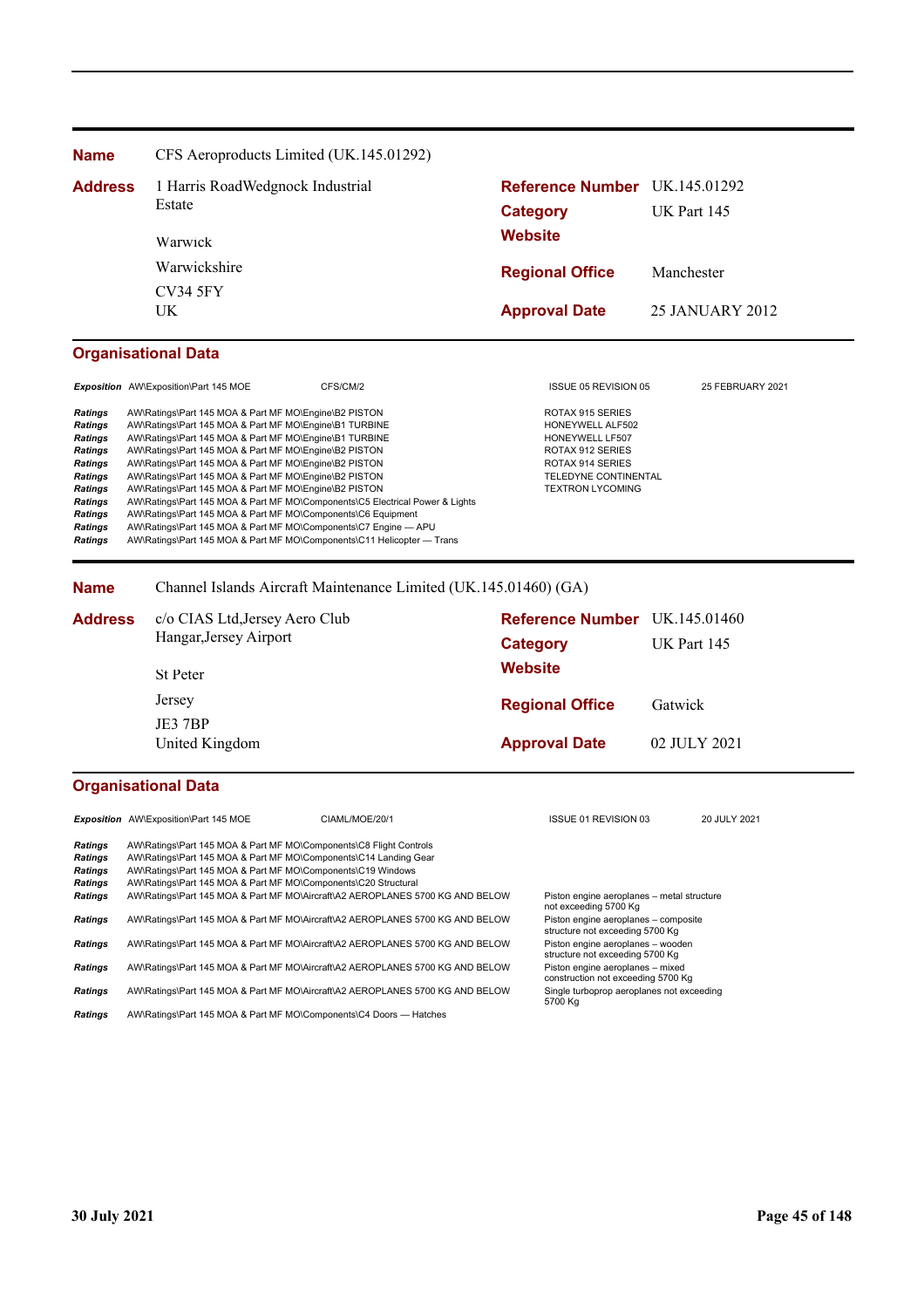**Name** CFS Aeroproducts Limited (UK.145.01292)

**Address** 1 Harris RoadWedgnock Industrial Estate
Warwick
Warwickshire
CV34 5FY
UK

**Reference Number** UK.145.01292
**Category** UK Part 145
**Website**
**Regional Office** Manchester
**Approval Date** 25 JANUARY 2012

## Organisational Data

| | | | | |
|---|---|---|---|---|
| *Exposition* | AW\Exposition\Part 145 MOE | CFS/CM/2 | ISSUE 05 REVISION 05 | 25 FEBRUARY 2021 |

| | | |
|---|---|---|
| *Ratings* | AW\Ratings\Part 145 MOA & Part MF MO\Engine\B2 PISTON | ROTAX 915 SERIES |
| *Ratings* | AW\Ratings\Part 145 MOA & Part MF MO\Engine\B1 TURBINE | HONEYWELL ALF502 |
| *Ratings* | AW\Ratings\Part 145 MOA & Part MF MO\Engine\B1 TURBINE | HONEYWELL LF507 |
| *Ratings* | AW\Ratings\Part 145 MOA & Part MF MO\Engine\B2 PISTON | ROTAX 912 SERIES |
| *Ratings* | AW\Ratings\Part 145 MOA & Part MF MO\Engine\B2 PISTON | ROTAX 914 SERIES |
| *Ratings* | AW\Ratings\Part 145 MOA & Part MF MO\Engine\B2 PISTON | TELEDYNE CONTINENTAL |
| *Ratings* | AW\Ratings\Part 145 MOA & Part MF MO\Engine\B2 PISTON | TEXTRON LYCOMING |
| *Ratings* | AW\Ratings\Part 145 MOA & Part MF MO\Components\C5 Electrical Power & Lights | |
| *Ratings* | AW\Ratings\Part 145 MOA & Part MF MO\Components\C6 Equipment | |
| *Ratings* | AW\Ratings\Part 145 MOA & Part MF MO\Components\C7 Engine — APU | |
| *Ratings* | AW\Ratings\Part 145 MOA & Part MF MO\Components\C11 Helicopter — Trans | |

**Name** Channel Islands Aircraft Maintenance Limited (UK.145.01460) (GA)

**Address** c/o CIAS Ltd,Jersey Aero Club Hangar,Jersey Airport
St Peter
Jersey
JE3 7BP
United Kingdom

**Reference Number** UK.145.01460
**Category** UK Part 145
**Website**
**Regional Office** Gatwick
**Approval Date** 02 JULY 2021

## Organisational Data

| | | | | |
|---|---|---|---|---|
| *Exposition* | AW\Exposition\Part 145 MOE | CIAML/MOE/20/1 | ISSUE 01 REVISION 03 | 20 JULY 2021 |

| | | |
|---|---|---|
| *Ratings* | AW\Ratings\Part 145 MOA & Part MF MO\Components\C8 Flight Controls | |
| *Ratings* | AW\Ratings\Part 145 MOA & Part MF MO\Components\C14 Landing Gear | |
| *Ratings* | AW\Ratings\Part 145 MOA & Part MF MO\Components\C19 Windows | |
| *Ratings* | AW\Ratings\Part 145 MOA & Part MF MO\Components\C20 Structural | |
| *Ratings* | AW\Ratings\Part 145 MOA & Part MF MO\Aircraft\A2 AEROPLANES 5700 KG AND BELOW | Piston engine aeroplanes – metal structure not exceeding 5700 Kg |
| *Ratings* | AW\Ratings\Part 145 MOA & Part MF MO\Aircraft\A2 AEROPLANES 5700 KG AND BELOW | Piston engine aeroplanes – composite structure not exceeding 5700 Kg |
| *Ratings* | AW\Ratings\Part 145 MOA & Part MF MO\Aircraft\A2 AEROPLANES 5700 KG AND BELOW | Piston engine aeroplanes – wooden structure not exceeding 5700 Kg |
| *Ratings* | AW\Ratings\Part 145 MOA & Part MF MO\Aircraft\A2 AEROPLANES 5700 KG AND BELOW | Piston engine aeroplanes – mixed construction not exceeding 5700 Kg |
| *Ratings* | AW\Ratings\Part 145 MOA & Part MF MO\Aircraft\A2 AEROPLANES 5700 KG AND BELOW | Single turboprop aeroplanes not exceeding 5700 Kg |
| *Ratings* | AW\Ratings\Part 145 MOA & Part MF MO\Components\C4 Doors — Hatches | |

30 July 2021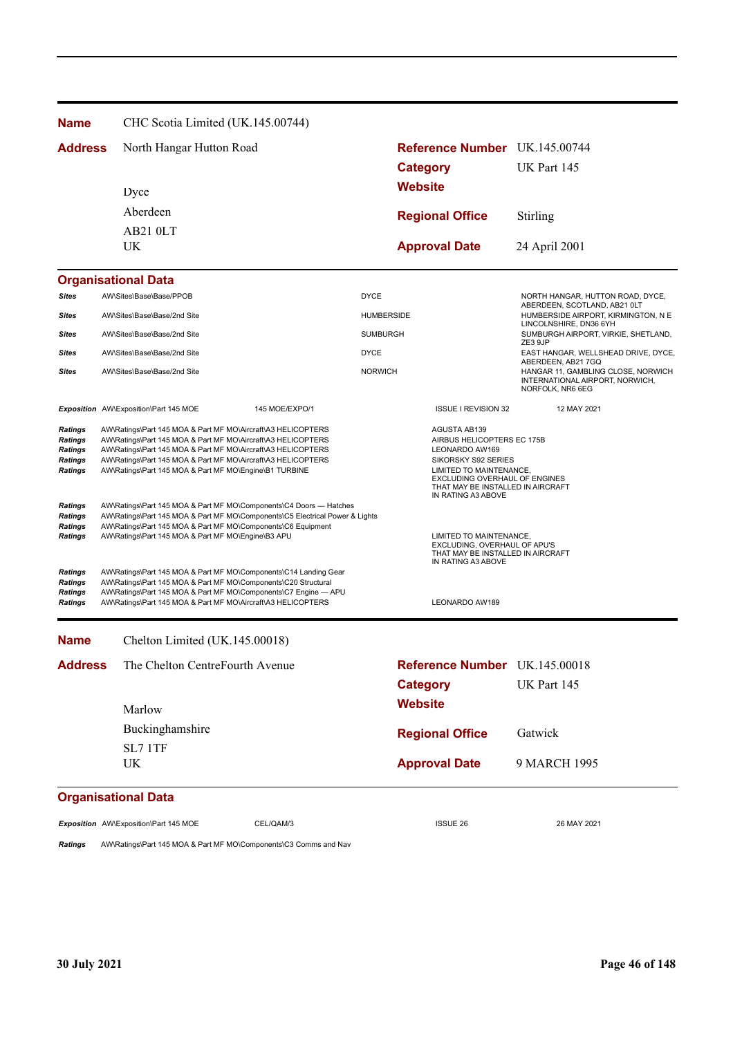**Name** CHC Scotia Limited (UK.145.00744)

**Address** North Hangar Hutton Road

Dyce

Aberdeen

AB21 0LT

UK

**Reference Number** UK.145.00744

**Category** UK Part 145

**Website**

**Regional Office** Stirling

**Approval Date** 24 April 2001

## Organisational Data

| | | | |
|---|---|---|---|
| *Sites* | AW\Sites\Base\Base/PPOB | DYCE | NORTH HANGAR, HUTTON ROAD, DYCE, ABERDEEN, SCOTLAND, AB21 0LT |
| *Sites* | AW\Sites\Base\Base/2nd Site | HUMBERSIDE | HUMBERSIDE AIRPORT, KIRMINGTON, N E LINCOLNSHIRE, DN36 6YH |
| *Sites* | AW\Sites\Base\Base/2nd Site | SUMBURGH | SUMBURGH AIRPORT, VIRKIE, SHETLAND, ZE3 9JP |
| *Sites* | AW\Sites\Base\Base/2nd Site | DYCE | EAST HANGAR, WELLSHEAD DRIVE, DYCE, ABERDEEN, AB21 7GQ |
| *Sites* | AW\Sites\Base\Base/2nd Site | NORWICH | HANGAR 11, GAMBLING CLOSE, NORWICH INTERNATIONAL AIRPORT, NORWICH, NORFOLK, NR6 6EG |

| | | | | |
|---|---|---|---|---|
| *Exposition* | AW\Exposition\Part 145 MOE | 145 MOE/EXPO/1 | ISSUE I REVISION 32 | 12 MAY 2021 |

| | | |
|---|---|---|
| *Ratings* | AW\Ratings\Part 145 MOA & Part MF MO\Aircraft\A3 HELICOPTERS | AGUSTA AB139 |
| *Ratings* | AW\Ratings\Part 145 MOA & Part MF MO\Aircraft\A3 HELICOPTERS | AIRBUS HELICOPTERS EC 175B |
| *Ratings* | AW\Ratings\Part 145 MOA & Part MF MO\Aircraft\A3 HELICOPTERS | LEONARDO AW169 |
| *Ratings* | AW\Ratings\Part 145 MOA & Part MF MO\Aircraft\A3 HELICOPTERS | SIKORSKY S92 SERIES |
| *Ratings* | AW\Ratings\Part 145 MOA & Part MF MO\Engine\B1 TURBINE | LIMITED TO MAINTENANCE, EXCLUDING OVERHAUL OF ENGINES THAT MAY BE INSTALLED IN AIRCRAFT IN RATING A3 ABOVE |
| *Ratings* | AW\Ratings\Part 145 MOA & Part MF MO\Components\C4 Doors — Hatches | |
| *Ratings* | AW\Ratings\Part 145 MOA & Part MF MO\Components\C5 Electrical Power & Lights | |
| *Ratings* | AW\Ratings\Part 145 MOA & Part MF MO\Components\C6 Equipment | |
| *Ratings* | AW\Ratings\Part 145 MOA & Part MF MO\Engine\B3 APU | LIMITED TO MAINTENANCE, EXCLUDING, OVERHAUL OF APU'S THAT MAY BE INSTALLED IN AIRCRAFT IN RATING A3 ABOVE |
| *Ratings* | AW\Ratings\Part 145 MOA & Part MF MO\Components\C14 Landing Gear | |
| *Ratings* | AW\Ratings\Part 145 MOA & Part MF MO\Components\C20 Structural | |
| *Ratings* | AW\Ratings\Part 145 MOA & Part MF MO\Components\C7 Engine — APU | |
| *Ratings* | AW\Ratings\Part 145 MOA & Part MF MO\Aircraft\A3 HELICOPTERS | LEONARDO AW189 |

---

**Name** Chelton Limited (UK.145.00018)

**Address** The Chelton CentreFourth Avenue

Marlow

Buckinghamshire

SL7 1TF

UK

**Reference Number** UK.145.00018

**Category** UK Part 145

**Website**

**Regional Office** Gatwick

**Approval Date** 9 MARCH 1995

## Organisational Data

| | | | | |
|---|---|---|---|---|
| *Exposition* | AW\Exposition\Part 145 MOE | CEL/QAM/3 | ISSUE 26 | 26 MAY 2021 |

| | |
|---|---|
| *Ratings* | AW\Ratings\Part 145 MOA & Part MF MO\Components\C3 Comms and Nav |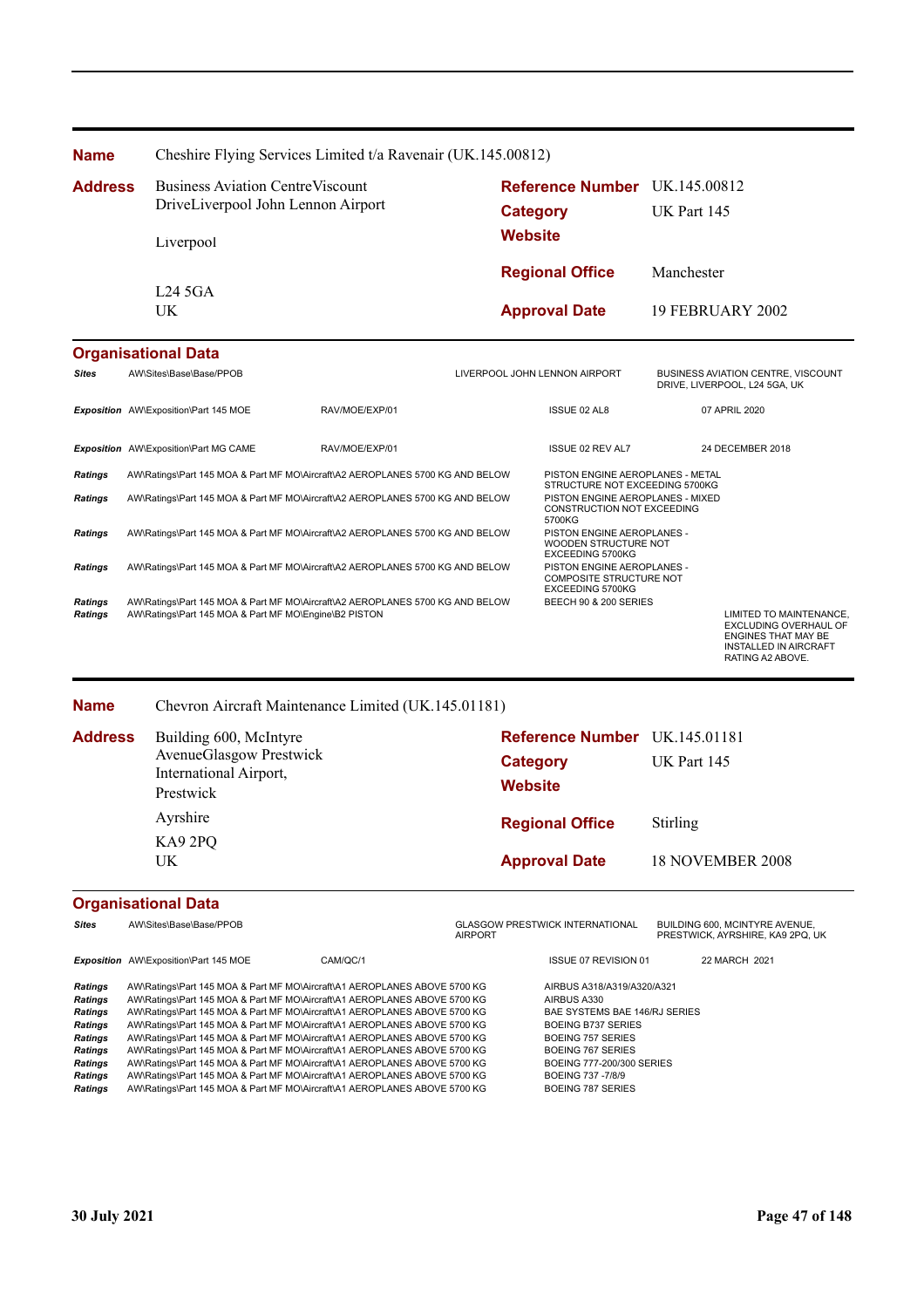**Name** Cheshire Flying Services Limited t/a Ravenair (UK.145.00812)

**Address** Business Aviation CentreViscount DriveLiverpool John Lennon Airport

Liverpool

L24 5GA
UK

**Reference Number** UK.145.00812
**Category** UK Part 145
**Website**
**Regional Office** Manchester
**Approval Date** 19 FEBRUARY 2002

### Organisational Data

| | | | | |
|---|---|---|---|---|
| **Sites** | AW\Sites\Base\Base/PPOB | | LIVERPOOL JOHN LENNON AIRPORT | BUSINESS AVIATION CENTRE, VISCOUNT DRIVE, LIVERPOOL, L24 5GA, UK |
| **Exposition** | AW\Exposition\Part 145 MOE | RAV/MOE/EXP/01 | ISSUE 02 AL8 | 07 APRIL 2020 |
| **Exposition** | AW\Exposition\Part MG CAME | RAV/MOE/EXP/01 | ISSUE 02 REV AL7 | 24 DECEMBER 2018 |
| **Ratings** | AW\Ratings\Part 145 MOA & Part MF MO\Aircraft\A2 AEROPLANES 5700 KG AND BELOW | | PISTON ENGINE AEROPLANES - METAL STRUCTURE NOT EXCEEDING 5700KG | |
| **Ratings** | AW\Ratings\Part 145 MOA & Part MF MO\Aircraft\A2 AEROPLANES 5700 KG AND BELOW | | PISTON ENGINE AEROPLANES - MIXED CONSTRUCTION NOT EXCEEDING 5700KG | |
| **Ratings** | AW\Ratings\Part 145 MOA & Part MF MO\Aircraft\A2 AEROPLANES 5700 KG AND BELOW | | PISTON ENGINE AEROPLANES - WOODEN STRUCTURE NOT EXCEEDING 5700KG | |
| **Ratings** | AW\Ratings\Part 145 MOA & Part MF MO\Aircraft\A2 AEROPLANES 5700 KG AND BELOW | | PISTON ENGINE AEROPLANES - COMPOSITE STRUCTURE NOT EXCEEDING 5700KG | |
| **Ratings** | AW\Ratings\Part 145 MOA & Part MF MO\Aircraft\A2 AEROPLANES 5700 KG AND BELOW | | BEECH 90 & 200 SERIES | |
| **Ratings** | AW\Ratings\Part 145 MOA & Part MF MO\Engine\B2 PISTON | | | LIMITED TO MAINTENANCE, EXCLUDING OVERHAUL OF ENGINES THAT MAY BE INSTALLED IN AIRCRAFT RATING A2 ABOVE. |

---

**Name** Chevron Aircraft Maintenance Limited (UK.145.01181)

**Address** Building 600, McIntyre AvenueGlasgow Prestwick International Airport, Prestwick

Ayrshire

KA9 2PQ
UK

**Reference Number** UK.145.01181
**Category** UK Part 145
**Website**
**Regional Office** Stirling
**Approval Date** 18 NOVEMBER 2008

### Organisational Data

| | | | | |
|---|---|---|---|---|
| **Sites** | AW\Sites\Base\Base/PPOB | | GLASGOW PRESTWICK INTERNATIONAL AIRPORT | BUILDING 600, MCINTYRE AVENUE, PRESTWICK, AYRSHIRE, KA9 2PQ, UK |
| **Exposition** | AW\Exposition\Part 145 MOE | CAM/QC/1 | ISSUE 07 REVISION 01 | 22 MARCH 2021 |
| **Ratings** | AW\Ratings\Part 145 MOA & Part MF MO\Aircraft\A1 AEROPLANES ABOVE 5700 KG | | AIRBUS A318/A319/A320/A321 | |
| **Ratings** | AW\Ratings\Part 145 MOA & Part MF MO\Aircraft\A1 AEROPLANES ABOVE 5700 KG | | AIRBUS A330 | |
| **Ratings** | AW\Ratings\Part 145 MOA & Part MF MO\Aircraft\A1 AEROPLANES ABOVE 5700 KG | | BAE SYSTEMS BAE 146/RJ SERIES | |
| **Ratings** | AW\Ratings\Part 145 MOA & Part MF MO\Aircraft\A1 AEROPLANES ABOVE 5700 KG | | BOEING B737 SERIES | |
| **Ratings** | AW\Ratings\Part 145 MOA & Part MF MO\Aircraft\A1 AEROPLANES ABOVE 5700 KG | | BOEING 757 SERIES | |
| **Ratings** | AW\Ratings\Part 145 MOA & Part MF MO\Aircraft\A1 AEROPLANES ABOVE 5700 KG | | BOEING 767 SERIES | |
| **Ratings** | AW\Ratings\Part 145 MOA & Part MF MO\Aircraft\A1 AEROPLANES ABOVE 5700 KG | | BOEING 777-200/300 SERIES | |
| **Ratings** | AW\Ratings\Part 145 MOA & Part MF MO\Aircraft\A1 AEROPLANES ABOVE 5700 KG | | BOEING 737 -7/8/9 | |
| **Ratings** | AW\Ratings\Part 145 MOA & Part MF MO\Aircraft\A1 AEROPLANES ABOVE 5700 KG | | BOEING 787 SERIES | |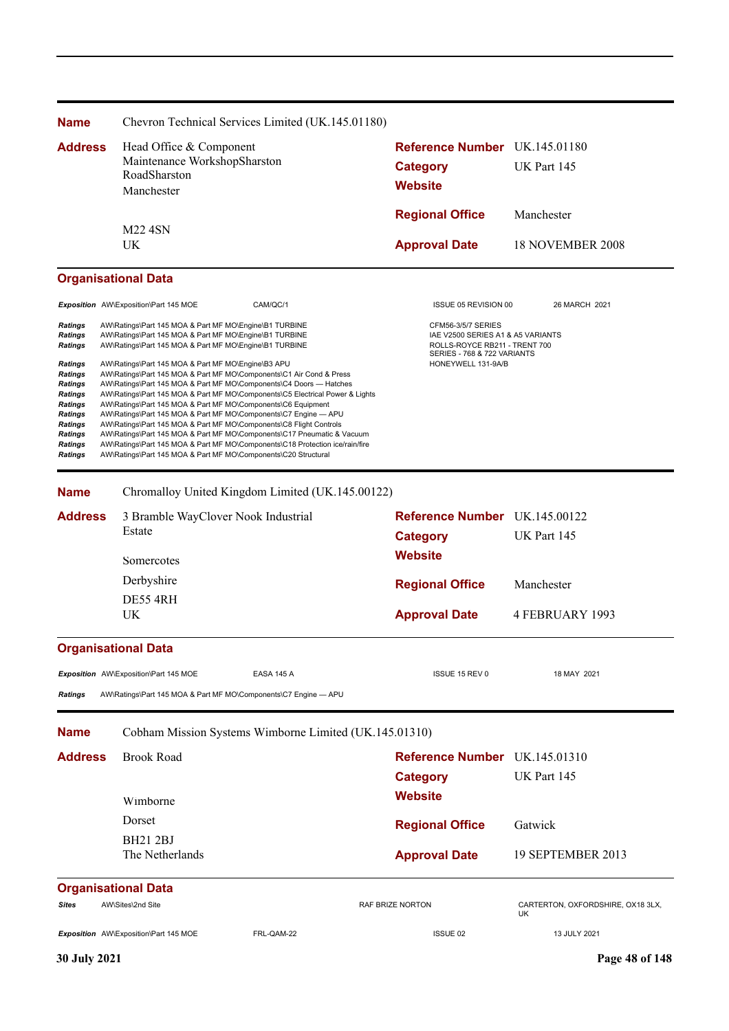**Name** Chevron Technical Services Limited (UK.145.01180)

**Address**
Head Office & Component Maintenance WorkshopSharston RoadSharston
Manchester

M22 4SN
UK

| | |
|---|---|
| **Reference Number** | UK.145.01180 |
| **Category** | UK Part 145 |
| **Website** | |
| **Regional Office** | Manchester |
| **Approval Date** | 18 NOVEMBER 2008 |

### Organisational Data

| | | | | |
|---|---|---|---|---|
| *Exposition* | AW\Exposition\Part 145 MOE | CAM/QC/1 | ISSUE 05 REVISION 00 | 26 MARCH 2021 |
| *Ratings* | AW\Ratings\Part 145 MOA & Part MF MO\Engine\B1 TURBINE | | CFM56-3/5/7 SERIES | |
| *Ratings* | AW\Ratings\Part 145 MOA & Part MF MO\Engine\B1 TURBINE | | IAE V2500 SERIES A1 & A5 VARIANTS | |
| *Ratings* | AW\Ratings\Part 145 MOA & Part MF MO\Engine\B1 TURBINE | | ROLLS-ROYCE RB211 - TRENT 700 SERIES - 768 & 722 VARIANTS | |
| *Ratings* | AW\Ratings\Part 145 MOA & Part MF MO\Engine\B3 APU | | HONEYWELL 131-9A/B | |
| *Ratings* | AW\Ratings\Part 145 MOA & Part MF MO\Components\C1 Air Cond & Press | | | |
| *Ratings* | AW\Ratings\Part 145 MOA & Part MF MO\Components\C4 Doors — Hatches | | | |
| *Ratings* | AW\Ratings\Part 145 MOA & Part MF MO\Components\C5 Electrical Power & Lights | | | |
| *Ratings* | AW\Ratings\Part 145 MOA & Part MF MO\Components\C6 Equipment | | | |
| *Ratings* | AW\Ratings\Part 145 MOA & Part MF MO\Components\C7 Engine — APU | | | |
| *Ratings* | AW\Ratings\Part 145 MOA & Part MF MO\Components\C8 Flight Controls | | | |
| *Ratings* | AW\Ratings\Part 145 MOA & Part MF MO\Components\C17 Pneumatic & Vacuum | | | |
| *Ratings* | AW\Ratings\Part 145 MOA & Part MF MO\Components\C18 Protection ice/rain/fire | | | |
| *Ratings* | AW\Ratings\Part 145 MOA & Part MF MO\Components\C20 Structural | | | |

---

**Name** Chromalloy United Kingdom Limited (UK.145.00122)

**Address**
3 Bramble WayClover Nook Industrial Estate

Somercotes

Derbyshire

DE55 4RH
UK

| | |
|---|---|
| **Reference Number** | UK.145.00122 |
| **Category** | UK Part 145 |
| **Website** | |
| **Regional Office** | Manchester |
| **Approval Date** | 4 FEBRUARY 1993 |

### Organisational Data

| | | | | |
|---|---|---|---|---|
| *Exposition* | AW\Exposition\Part 145 MOE | EASA 145 A | ISSUE 15 REV 0 | 18 MAY 2021 |
| *Ratings* | AW\Ratings\Part 145 MOA & Part MF MO\Components\C7 Engine — APU | | | |

---

**Name** Cobham Mission Systems Wimborne Limited (UK.145.01310)

**Address**
Brook Road

Wimborne

Dorset

BH21 2BJ
The Netherlands

| | |
|---|---|
| **Reference Number** | UK.145.01310 |
| **Category** | UK Part 145 |
| **Website** | |
| **Regional Office** | Gatwick |
| **Approval Date** | 19 SEPTEMBER 2013 |

### Organisational Data

| | | | | |
|---|---|---|---|---|
| *Sites* | AW\Sites\2nd Site | | RAF BRIZE NORTON | CARTERTON, OXFORDSHIRE, OX18 3LX, UK |
| *Exposition* | AW\Exposition\Part 145 MOE | FRL-QAM-22 | ISSUE 02 | 13 JULY 2021 |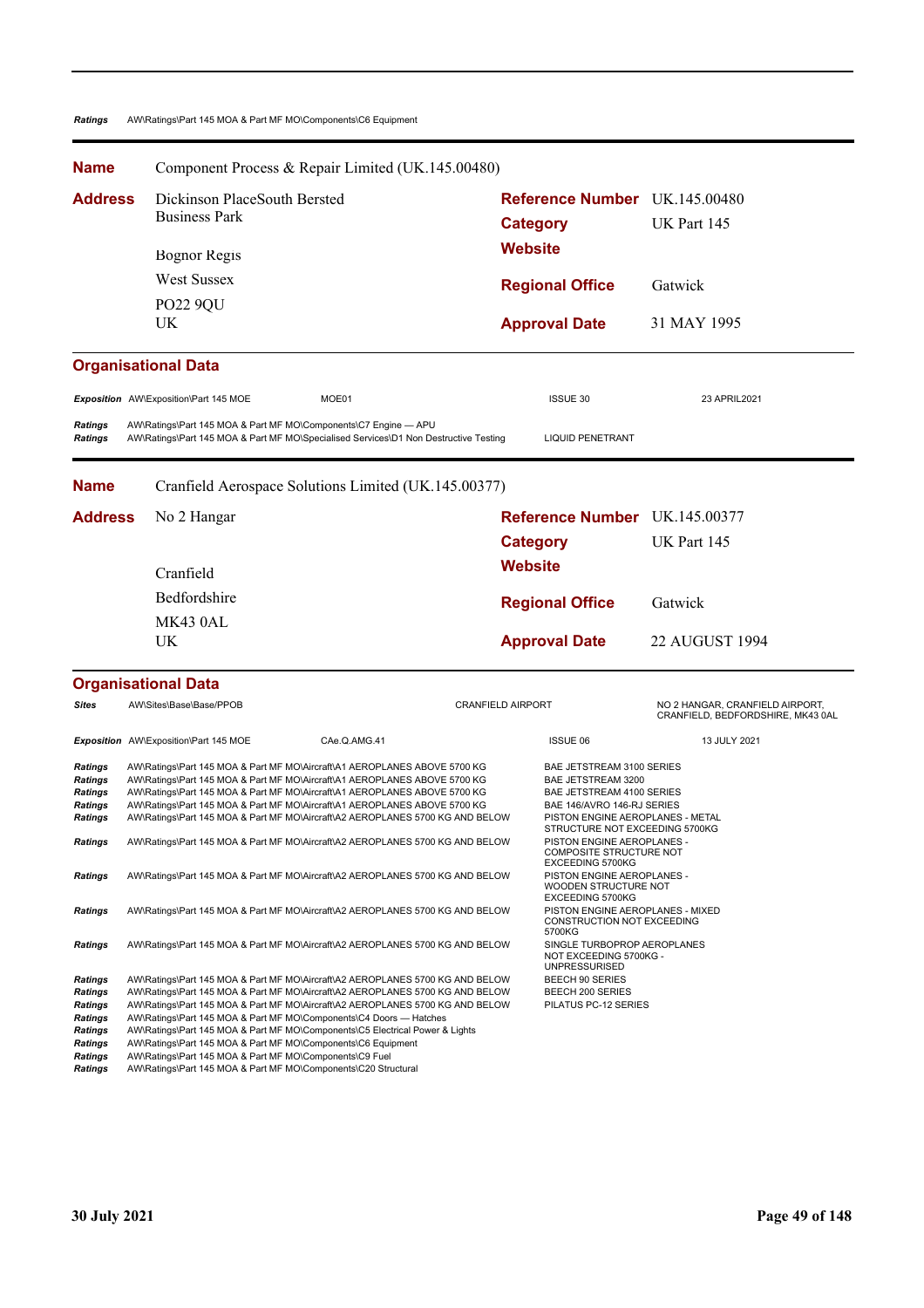| | | |
|---|---|---|
| *Ratings* | AW\Ratings\Part 145 MOA & Part MF MO\Components\C6 Equipment | |

## Name: Component Process & Repair Limited (UK.145.00480)

**Address**
Dickinson PlaceSouth Bersted
Business Park

Bognor Regis
West Sussex
PO22 9QU
UK

**Reference Number** UK.145.00480
**Category** UK Part 145
**Website**
**Regional Office** Gatwick
**Approval Date** 31 MAY 1995

### Organisational Data

| | | | | |
|---|---|---|---|---|
| *Exposition* | AW\Exposition\Part 145 MOE | MOE01 | ISSUE 30 | 23 APRIL2021 |
| *Ratings* | AW\Ratings\Part 145 MOA & Part MF MO\Components\C7 Engine — APU | | | |
| *Ratings* | AW\Ratings\Part 145 MOA & Part MF MO\Specialised Services\D1 Non Destructive Testing | | LIQUID PENETRANT | |

## Name: Cranfield Aerospace Solutions Limited (UK.145.00377)

**Address**
No 2 Hangar

Cranfield
Bedfordshire
MK43 0AL
UK

**Reference Number** UK.145.00377
**Category** UK Part 145
**Website**
**Regional Office** Gatwick
**Approval Date** 22 AUGUST 1994

### Organisational Data

| | | | | |
|---|---|---|---|---|
| *Sites* | AW\Sites\Base\Base/PPOB | | CRANFIELD AIRPORT | NO 2 HANGAR, CRANFIELD AIRPORT, CRANFIELD, BEDFORDSHIRE, MK43 0AL |
| *Exposition* | AW\Exposition\Part 145 MOE | CAe.Q.AMG.41 | ISSUE 06 | 13 JULY 2021 |
| *Ratings* | AW\Ratings\Part 145 MOA & Part MF MO\Aircraft\A1 AEROPLANES ABOVE 5700 KG | | BAE JETSTREAM 3100 SERIES | |
| *Ratings* | AW\Ratings\Part 145 MOA & Part MF MO\Aircraft\A1 AEROPLANES ABOVE 5700 KG | | BAE JETSTREAM 3200 | |
| *Ratings* | AW\Ratings\Part 145 MOA & Part MF MO\Aircraft\A1 AEROPLANES ABOVE 5700 KG | | BAE JETSTREAM 4100 SERIES | |
| *Ratings* | AW\Ratings\Part 145 MOA & Part MF MO\Aircraft\A1 AEROPLANES ABOVE 5700 KG | | BAE 146/AVRO 146-RJ SERIES | |
| *Ratings* | AW\Ratings\Part 145 MOA & Part MF MO\Aircraft\A2 AEROPLANES 5700 KG AND BELOW | | PISTON ENGINE AEROPLANES - METAL STRUCTURE NOT EXCEEDING 5700KG | |
| *Ratings* | AW\Ratings\Part 145 MOA & Part MF MO\Aircraft\A2 AEROPLANES 5700 KG AND BELOW | | PISTON ENGINE AEROPLANES - COMPOSITE STRUCTURE NOT EXCEEDING 5700KG | |
| *Ratings* | AW\Ratings\Part 145 MOA & Part MF MO\Aircraft\A2 AEROPLANES 5700 KG AND BELOW | | PISTON ENGINE AEROPLANES - WOODEN STRUCTURE NOT EXCEEDING 5700KG | |
| *Ratings* | AW\Ratings\Part 145 MOA & Part MF MO\Aircraft\A2 AEROPLANES 5700 KG AND BELOW | | PISTON ENGINE AEROPLANES - MIXED CONSTRUCTION NOT EXCEEDING 5700KG | |
| *Ratings* | AW\Ratings\Part 145 MOA & Part MF MO\Aircraft\A2 AEROPLANES 5700 KG AND BELOW | | SINGLE TURBOPROP AEROPLANES NOT EXCEEDING 5700KG - UNPRESSURISED | |
| *Ratings* | AW\Ratings\Part 145 MOA & Part MF MO\Aircraft\A2 AEROPLANES 5700 KG AND BELOW | | BEECH 90 SERIES | |
| *Ratings* | AW\Ratings\Part 145 MOA & Part MF MO\Aircraft\A2 AEROPLANES 5700 KG AND BELOW | | BEECH 200 SERIES | |
| *Ratings* | AW\Ratings\Part 145 MOA & Part MF MO\Aircraft\A2 AEROPLANES 5700 KG AND BELOW | | PILATUS PC-12 SERIES | |
| *Ratings* | AW\Ratings\Part 145 MOA & Part MF MO\Components\C4 Doors — Hatches | | | |
| *Ratings* | AW\Ratings\Part 145 MOA & Part MF MO\Components\C5 Electrical Power & Lights | | | |
| *Ratings* | AW\Ratings\Part 145 MOA & Part MF MO\Components\C6 Equipment | | | |
| *Ratings* | AW\Ratings\Part 145 MOA & Part MF MO\Components\C9 Fuel | | | |
| *Ratings* | AW\Ratings\Part 145 MOA & Part MF MO\Components\C20 Structural | | | |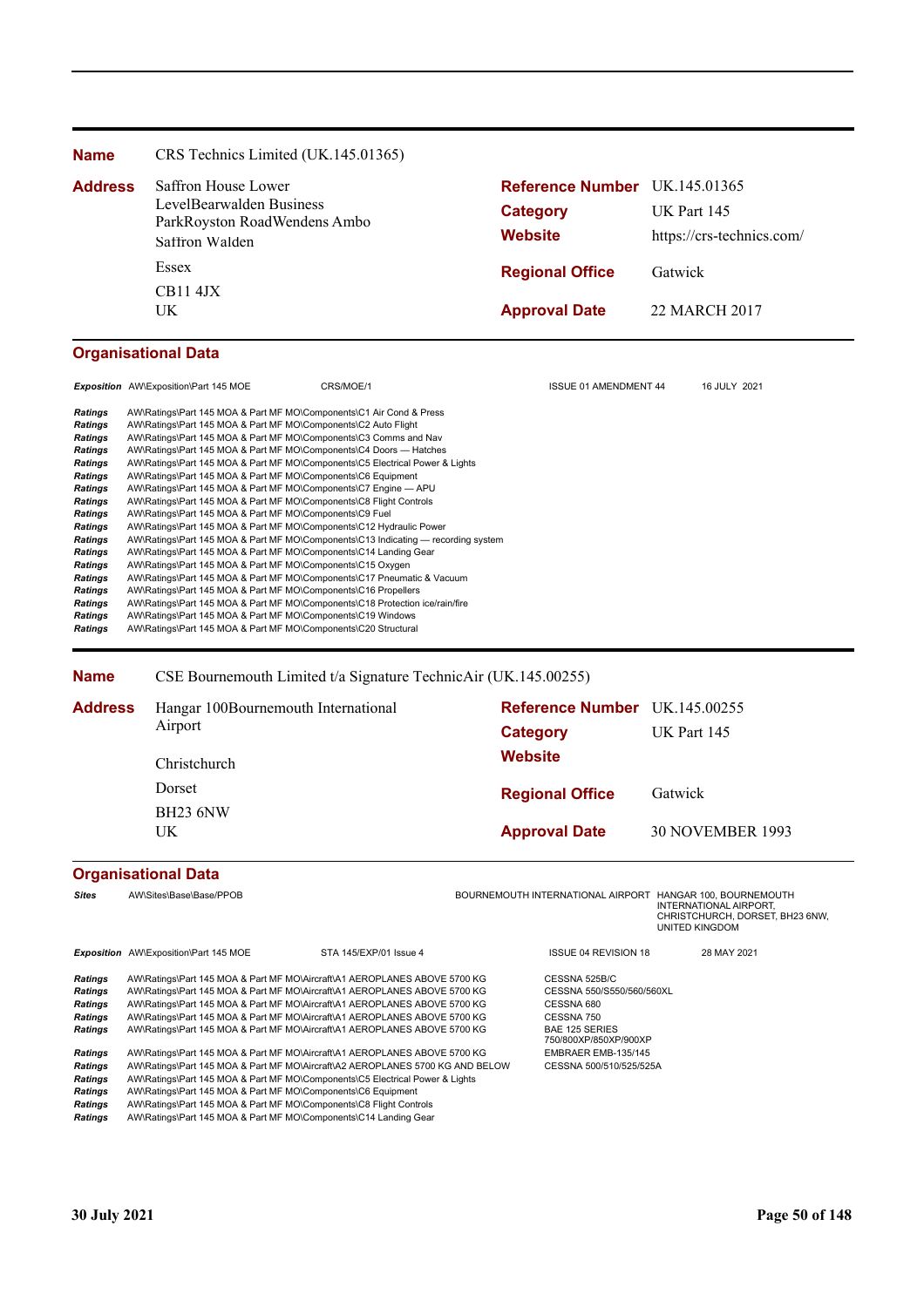**Name** CRS Technics Limited (UK.145.01365)

**Address**
Saffron House Lower
LevelBearwalden Business
ParkRoyston RoadWendens Ambo
Saffron Walden
Essex
CB11 4JX
UK

**Reference Number** UK.145.01365
**Category** UK Part 145
**Website** https://crs-technics.com/
**Regional Office** Gatwick
**Approval Date** 22 MARCH 2017

### Organisational Data

| | | | | |
|---|---|---|---|---|
| ***Exposition*** | AW\Exposition\Part 145 MOE | CRS/MOE/1 | ISSUE 01 AMENDMENT 44 | 16 JULY 2021 |

| | |
|---|---|
| ***Ratings*** | AW\Ratings\Part 145 MOA & Part MF MO\Components\C1 Air Cond & Press |
| ***Ratings*** | AW\Ratings\Part 145 MOA & Part MF MO\Components\C2 Auto Flight |
| ***Ratings*** | AW\Ratings\Part 145 MOA & Part MF MO\Components\C3 Comms and Nav |
| ***Ratings*** | AW\Ratings\Part 145 MOA & Part MF MO\Components\C4 Doors — Hatches |
| ***Ratings*** | AW\Ratings\Part 145 MOA & Part MF MO\Components\C5 Electrical Power & Lights |
| ***Ratings*** | AW\Ratings\Part 145 MOA & Part MF MO\Components\C6 Equipment |
| ***Ratings*** | AW\Ratings\Part 145 MOA & Part MF MO\Components\C7 Engine — APU |
| ***Ratings*** | AW\Ratings\Part 145 MOA & Part MF MO\Components\C8 Flight Controls |
| ***Ratings*** | AW\Ratings\Part 145 MOA & Part MF MO\Components\C9 Fuel |
| ***Ratings*** | AW\Ratings\Part 145 MOA & Part MF MO\Components\C12 Hydraulic Power |
| ***Ratings*** | AW\Ratings\Part 145 MOA & Part MF MO\Components\C13 Indicating — recording system |
| ***Ratings*** | AW\Ratings\Part 145 MOA & Part MF MO\Components\C14 Landing Gear |
| ***Ratings*** | AW\Ratings\Part 145 MOA & Part MF MO\Components\C15 Oxygen |
| ***Ratings*** | AW\Ratings\Part 145 MOA & Part MF MO\Components\C17 Pneumatic & Vacuum |
| ***Ratings*** | AW\Ratings\Part 145 MOA & Part MF MO\Components\C16 Propellers |
| ***Ratings*** | AW\Ratings\Part 145 MOA & Part MF MO\Components\C18 Protection ice/rain/fire |
| ***Ratings*** | AW\Ratings\Part 145 MOA & Part MF MO\Components\C19 Windows |
| ***Ratings*** | AW\Ratings\Part 145 MOA & Part MF MO\Components\C20 Structural |

---

**Name** CSE Bournemouth Limited t/a Signature TechnicAir (UK.145.00255)

**Address**
Hangar 100Bournemouth International Airport
Christchurch
Dorset
BH23 6NW
UK

**Reference Number** UK.145.00255
**Category** UK Part 145
**Website**
**Regional Office** Gatwick
**Approval Date** 30 NOVEMBER 1993

### Organisational Data

| | | | |
|---|---|---|---|
| ***Sites*** | AW\Sites\Base\Base/PPOB | BOURNEMOUTH INTERNATIONAL AIRPORT | HANGAR 100, BOURNEMOUTH INTERNATIONAL AIRPORT, CHRISTCHURCH, DORSET, BH23 6NW, UNITED KINGDOM |

| | | | | |
|---|---|---|---|---|
| ***Exposition*** | AW\Exposition\Part 145 MOE | STA 145/EXP/01 Issue 4 | ISSUE 04 REVISION 18 | 28 MAY 2021 |

| | | |
|---|---|---|
| ***Ratings*** | AW\Ratings\Part 145 MOA & Part MF MO\Aircraft\A1 AEROPLANES ABOVE 5700 KG | CESSNA 525B/C |
| ***Ratings*** | AW\Ratings\Part 145 MOA & Part MF MO\Aircraft\A1 AEROPLANES ABOVE 5700 KG | CESSNA 550/S550/560/560XL |
| ***Ratings*** | AW\Ratings\Part 145 MOA & Part MF MO\Aircraft\A1 AEROPLANES ABOVE 5700 KG | CESSNA 680 |
| ***Ratings*** | AW\Ratings\Part 145 MOA & Part MF MO\Aircraft\A1 AEROPLANES ABOVE 5700 KG | CESSNA 750 |
| ***Ratings*** | AW\Ratings\Part 145 MOA & Part MF MO\Aircraft\A1 AEROPLANES ABOVE 5700 KG | BAE 125 SERIES 750/800XP/850XP/900XP |
| ***Ratings*** | AW\Ratings\Part 145 MOA & Part MF MO\Aircraft\A1 AEROPLANES ABOVE 5700 KG | EMBRAER EMB-135/145 |
| ***Ratings*** | AW\Ratings\Part 145 MOA & Part MF MO\Aircraft\A2 AEROPLANES 5700 KG AND BELOW | CESSNA 500/510/525/525A |
| ***Ratings*** | AW\Ratings\Part 145 MOA & Part MF MO\Components\C5 Electrical Power & Lights | |
| ***Ratings*** | AW\Ratings\Part 145 MOA & Part MF MO\Components\C6 Equipment | |
| ***Ratings*** | AW\Ratings\Part 145 MOA & Part MF MO\Components\C8 Flight Controls | |
| ***Ratings*** | AW\Ratings\Part 145 MOA & Part MF MO\Components\C14 Landing Gear | |

30 July 2021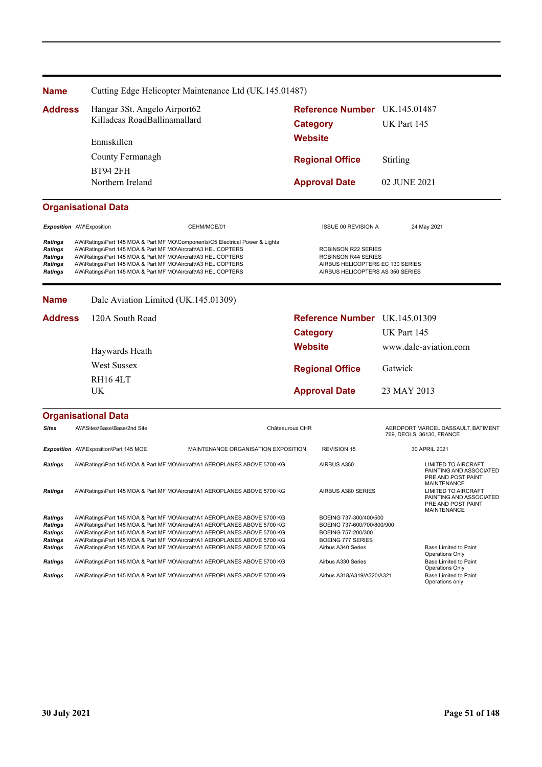| | |
|---|---|
| **Name** | Cutting Edge Helicopter Maintenance Ltd (UK.145.01487) |

| | | | |
|---|---|---|---|
| **Address** | Hangar 3St. Angelo Airport62<br>Killadeas RoadBallinamallard | **Reference Number** | UK.145.01487 |
| | | **Category** | UK Part 145 |
| | Enniskillen | **Website** | |
| | County Fermanagh | **Regional Office** | Stirling |
| | BT94 2FH<br>Northern Ireland | **Approval Date** | 02 JUNE 2021 |

### Organisational Data

| | | | | |
|---|---|---|---|---|
| ***Exposition*** | AW\Exposition | CEHM/MOE/01 | ISSUE 00 REVISION A | 24 May 2021 |
| ***Ratings*** | AW\Ratings\Part 145 MOA & Part MF MO\Components\C5 Electrical Power & Lights | | | |
| ***Ratings*** | AW\Ratings\Part 145 MOA & Part MF MO\Aircraft\A3 HELICOPTERS | | ROBINSON R22 SERIES | |
| ***Ratings*** | AW\Ratings\Part 145 MOA & Part MF MO\Aircraft\A3 HELICOPTERS | | ROBINSON R44 SERIES | |
| ***Ratings*** | AW\Ratings\Part 145 MOA & Part MF MO\Aircraft\A3 HELICOPTERS | | AIRBUS HELICOPTERS EC 130 SERIES | |
| ***Ratings*** | AW\Ratings\Part 145 MOA & Part MF MO\Aircraft\A3 HELICOPTERS | | AIRBUS HELICOPTERS AS 350 SERIES | |

| | |
|---|---|
| **Name** | Dale Aviation Limited (UK.145.01309) |

| | | | |
|---|---|---|---|
| **Address** | 120A South Road | **Reference Number** | UK.145.01309 |
| | | **Category** | UK Part 145 |
| | Haywards Heath | **Website** | www.dale-aviation.com |
| | West Sussex | **Regional Office** | Gatwick |
| | RH16 4LT<br>UK | **Approval Date** | 23 MAY 2013 |

### Organisational Data

| | | | | |
|---|---|---|---|---|
| ***Sites*** | AW\Sites\Base\Base/2nd Site | Châteauroux CHR | | AEROPORT MARCEL DASSAULT, BATIMENT 769, DEOLS, 36130, FRANCE |
| ***Exposition*** | AW\Exposition\Part 145 MOE | MAINTENANCE ORGANISATION EXPOSITION | REVISION 15 | 30 APRIL 2021 |
| ***Ratings*** | AW\Ratings\Part 145 MOA & Part MF MO\Aircraft\A1 AEROPLANES ABOVE 5700 KG | | AIRBUS A350 | LIMITED TO AIRCRAFT PAINTING AND ASSOCIATED PRE AND POST PAINT MAINTENANCE |
| ***Ratings*** | AW\Ratings\Part 145 MOA & Part MF MO\Aircraft\A1 AEROPLANES ABOVE 5700 KG | | AIRBUS A380 SERIES | LIMITED TO AIRCRAFT PAINTING AND ASSOCIATED PRE AND POST PAINT MAINTENANCE |
| ***Ratings*** | AW\Ratings\Part 145 MOA & Part MF MO\Aircraft\A1 AEROPLANES ABOVE 5700 KG | | BOEING 737-300/400/500 | |
| ***Ratings*** | AW\Ratings\Part 145 MOA & Part MF MO\Aircraft\A1 AEROPLANES ABOVE 5700 KG | | BOEING 737-600/700/800/900 | |
| ***Ratings*** | AW\Ratings\Part 145 MOA & Part MF MO\Aircraft\A1 AEROPLANES ABOVE 5700 KG | | BOEING 757-200/300 | |
| ***Ratings*** | AW\Ratings\Part 145 MOA & Part MF MO\Aircraft\A1 AEROPLANES ABOVE 5700 KG | | BOEING 777 SERIES | |
| ***Ratings*** | AW\Ratings\Part 145 MOA & Part MF MO\Aircraft\A1 AEROPLANES ABOVE 5700 KG | | Airbus A340 Series | Base Limited to Paint Operations Only |
| ***Ratings*** | AW\Ratings\Part 145 MOA & Part MF MO\Aircraft\A1 AEROPLANES ABOVE 5700 KG | | Airbus A330 Series | Base Limited to Paint Operations Only |
| ***Ratings*** | AW\Ratings\Part 145 MOA & Part MF MO\Aircraft\A1 AEROPLANES ABOVE 5700 KG | | Airbus A318/A319/A320/A321 | Base Limited to Paint Operations only |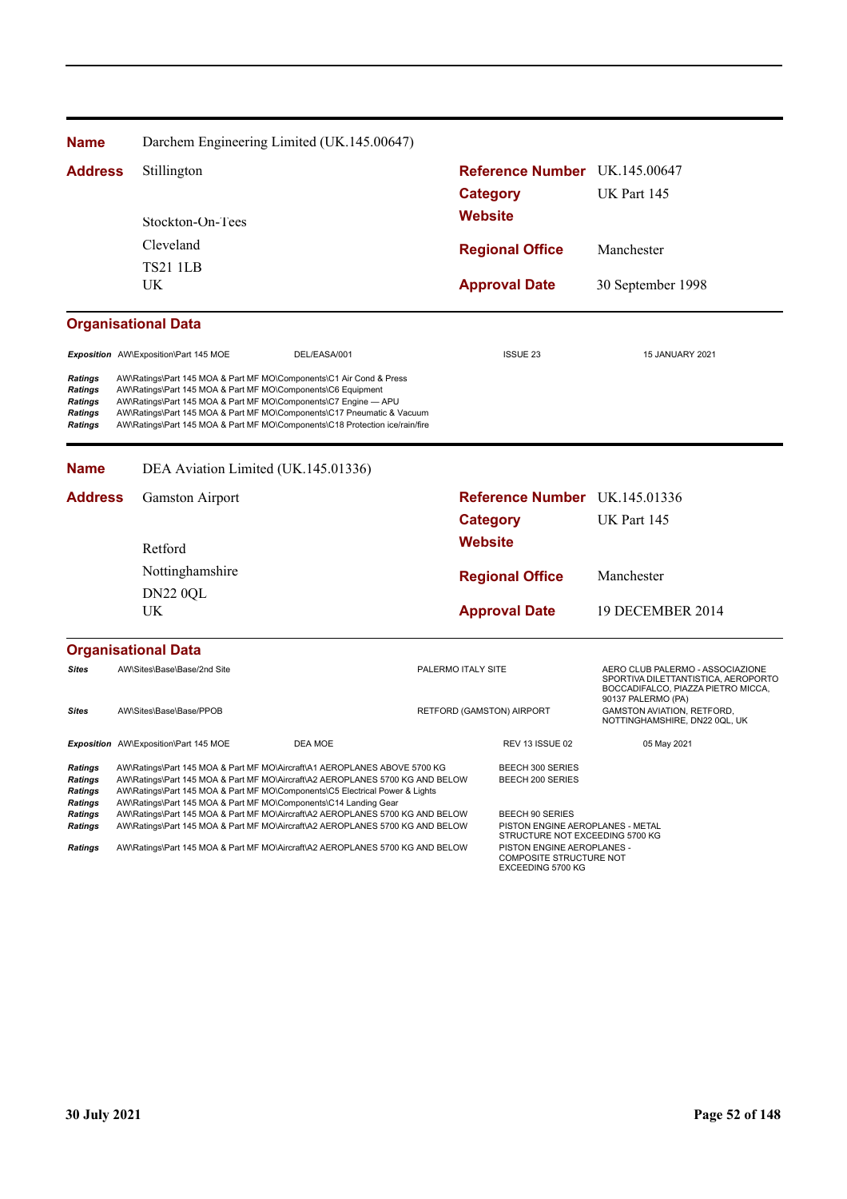**Name** Darchem Engineering Limited (UK.145.00647)

**Address** Stillington

Stockton-On-Tees

Cleveland

TS21 1LB

UK

**Reference Number** UK.145.00647

**Category** UK Part 145

**Website**

**Regional Office** Manchester

**Approval Date** 30 September 1998

### Organisational Data

| | | | | |
|---|---|---|---|---|
| *Exposition* | AW\Exposition\Part 145 MOE | DEL/EASA/001 | ISSUE 23 | 15 JANUARY 2021 |

| | |
|---|---|
| *Ratings* | AW\Ratings\Part 145 MOA & Part MF MO\Components\C1 Air Cond & Press |
| *Ratings* | AW\Ratings\Part 145 MOA & Part MF MO\Components\C6 Equipment |
| *Ratings* | AW\Ratings\Part 145 MOA & Part MF MO\Components\C7 Engine — APU |
| *Ratings* | AW\Ratings\Part 145 MOA & Part MF MO\Components\C17 Pneumatic & Vacuum |
| *Ratings* | AW\Ratings\Part 145 MOA & Part MF MO\Components\C18 Protection ice/rain/fire |

---

**Name** DEA Aviation Limited (UK.145.01336)

**Address** Gamston Airport

Retford

Nottinghamshire

DN22 0QL

UK

**Reference Number** UK.145.01336

**Category** UK Part 145

**Website**

**Regional Office** Manchester

**Approval Date** 19 DECEMBER 2014

### Organisational Data

| | | | |
|---|---|---|---|
| *Sites* | AW\Sites\Base\Base/2nd Site | PALERMO ITALY SITE | AERO CLUB PALERMO - ASSOCIAZIONE SPORTIVA DILETTANTISTICA, AEROPORTO BOCCADIFALCO, PIAZZA PIETRO MICCA, 90137 PALERMO (PA) |
| *Sites* | AW\Sites\Base\Base/PPOB | RETFORD (GAMSTON) AIRPORT | GAMSTON AVIATION, RETFORD, NOTTINGHAMSHIRE, DN22 0QL, UK |

| | | | | |
|---|---|---|---|---|
| *Exposition* | AW\Exposition\Part 145 MOE | DEA MOE | REV 13 ISSUE 02 | 05 May 2021 |

| | | |
|---|---|---|
| *Ratings* | AW\Ratings\Part 145 MOA & Part MF MO\Aircraft\A1 AEROPLANES ABOVE 5700 KG | BEECH 300 SERIES |
| *Ratings* | AW\Ratings\Part 145 MOA & Part MF MO\Aircraft\A2 AEROPLANES 5700 KG AND BELOW | BEECH 200 SERIES |
| *Ratings* | AW\Ratings\Part 145 MOA & Part MF MO\Components\C5 Electrical Power & Lights | |
| *Ratings* | AW\Ratings\Part 145 MOA & Part MF MO\Components\C14 Landing Gear | |
| *Ratings* | AW\Ratings\Part 145 MOA & Part MF MO\Aircraft\A2 AEROPLANES 5700 KG AND BELOW | BEECH 90 SERIES |
| *Ratings* | AW\Ratings\Part 145 MOA & Part MF MO\Aircraft\A2 AEROPLANES 5700 KG AND BELOW | PISTON ENGINE AEROPLANES - METAL STRUCTURE NOT EXCEEDING 5700 KG |
| *Ratings* | AW\Ratings\Part 145 MOA & Part MF MO\Aircraft\A2 AEROPLANES 5700 KG AND BELOW | PISTON ENGINE AEROPLANES - COMPOSITE STRUCTURE NOT EXCEEDING 5700 KG |

30 July 2021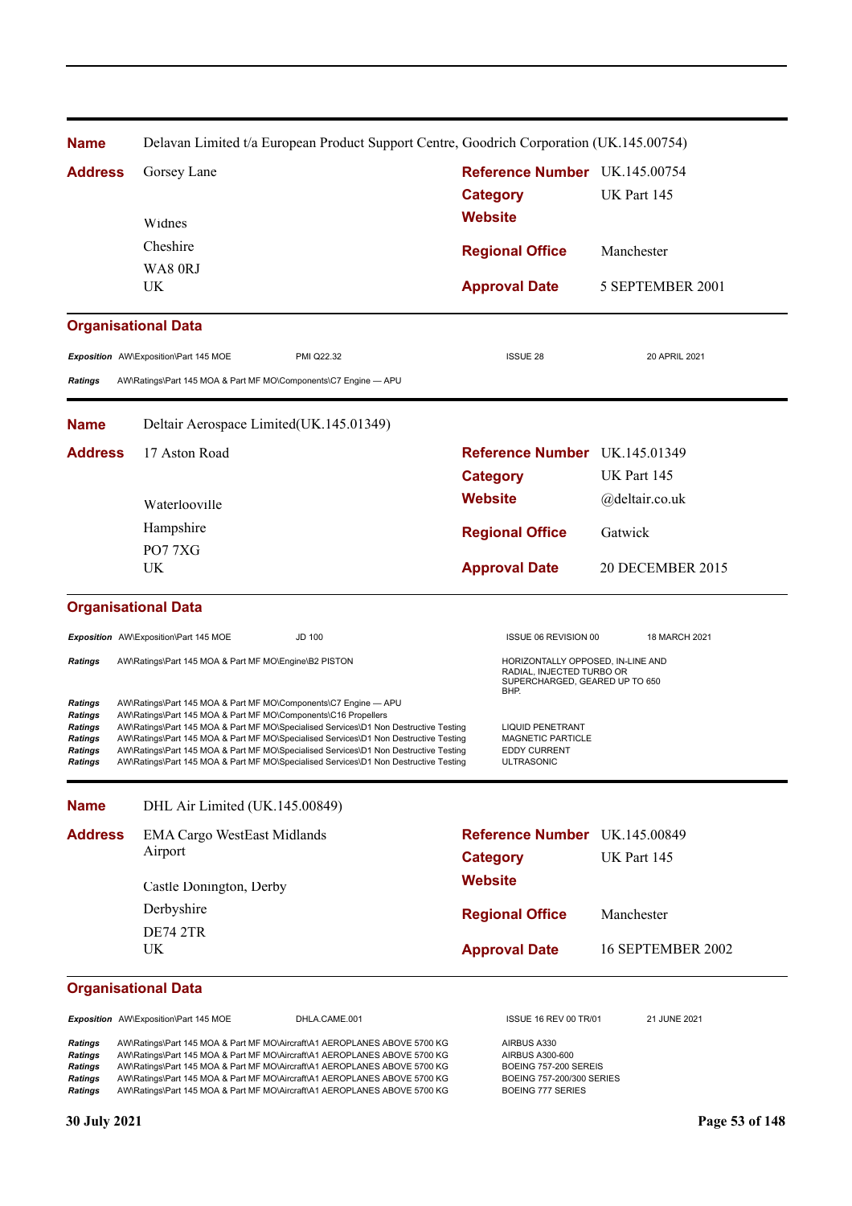**Name** Delavan Limited t/a European Product Support Centre, Goodrich Corporation (UK.145.00754)

| | | | |
|---|---|---|---|
| **Address** | Gorsey Lane | **Reference Number** | UK.145.00754 |
| | | **Category** | UK Part 145 |
| | Widnes | **Website** | |
| | Cheshire | **Regional Office** | Manchester |
| | WA8 0RJ | | |
| | UK | **Approval Date** | 5 SEPTEMBER 2001 |

### Organisational Data

| | | | | |
|---|---|---|---|---|
| *Exposition* | AW\Exposition\Part 145 MOE | PMI Q22.32 | ISSUE 28 | 20 APRIL 2021 |
| *Ratings* | AW\Ratings\Part 145 MOA & Part MF MO\Components\C7 Engine — APU | | | |

**Name** Deltair Aerospace Limited(UK.145.01349)

| | | | |
|---|---|---|---|
| **Address** | 17 Aston Road | **Reference Number** | UK.145.01349 |
| | | **Category** | UK Part 145 |
| | Waterlooville | **Website** | @deltair.co.uk |
| | Hampshire | **Regional Office** | Gatwick |
| | PO7 7XG | | |
| | UK | **Approval Date** | 20 DECEMBER 2015 |

### Organisational Data

| | | | | |
|---|---|---|---|---|
| *Exposition* | AW\Exposition\Part 145 MOE | JD 100 | ISSUE 06 REVISION 00 | 18 MARCH 2021 |
| *Ratings* | AW\Ratings\Part 145 MOA & Part MF MO\Engine\B2 PISTON | | HORIZONTALLY OPPOSED, IN-LINE AND RADIAL, INJECTED TURBO OR SUPERCHARGED, GEARED UP TO 650 BHP. | |
| *Ratings* | AW\Ratings\Part 145 MOA & Part MF MO\Components\C7 Engine — APU | | | |
| *Ratings* | AW\Ratings\Part 145 MOA & Part MF MO\Components\C16 Propellers | | | |
| *Ratings* | AW\Ratings\Part 145 MOA & Part MF MO\Specialised Services\D1 Non Destructive Testing | | LIQUID PENETRANT | |
| *Ratings* | AW\Ratings\Part 145 MOA & Part MF MO\Specialised Services\D1 Non Destructive Testing | | MAGNETIC PARTICLE | |
| *Ratings* | AW\Ratings\Part 145 MOA & Part MF MO\Specialised Services\D1 Non Destructive Testing | | EDDY CURRENT | |
| *Ratings* | AW\Ratings\Part 145 MOA & Part MF MO\Specialised Services\D1 Non Destructive Testing | | ULTRASONIC | |

**Name** DHL Air Limited (UK.145.00849)

| | | | |
|---|---|---|---|
| **Address** | EMA Cargo WestEast Midlands Airport | **Reference Number** | UK.145.00849 |
| | | **Category** | UK Part 145 |
| | Castle Donington, Derby | **Website** | |
| | Derbyshire | **Regional Office** | Manchester |
| | DE74 2TR | | |
| | UK | **Approval Date** | 16 SEPTEMBER 2002 |

### Organisational Data

| | | | | |
|---|---|---|---|---|
| *Exposition* | AW\Exposition\Part 145 MOE | DHLA.CAME.001 | ISSUE 16 REV 00 TR/01 | 21 JUNE 2021 |
| *Ratings* | AW\Ratings\Part 145 MOA & Part MF MO\Aircraft\A1 AEROPLANES ABOVE 5700 KG | | AIRBUS A330 | |
| *Ratings* | AW\Ratings\Part 145 MOA & Part MF MO\Aircraft\A1 AEROPLANES ABOVE 5700 KG | | AIRBUS A300-600 | |
| *Ratings* | AW\Ratings\Part 145 MOA & Part MF MO\Aircraft\A1 AEROPLANES ABOVE 5700 KG | | BOEING 757-200 SEREIS | |
| *Ratings* | AW\Ratings\Part 145 MOA & Part MF MO\Aircraft\A1 AEROPLANES ABOVE 5700 KG | | BOEING 757-200/300 SERIES | |
| *Ratings* | AW\Ratings\Part 145 MOA & Part MF MO\Aircraft\A1 AEROPLANES ABOVE 5700 KG | | BOEING 777 SERIES | |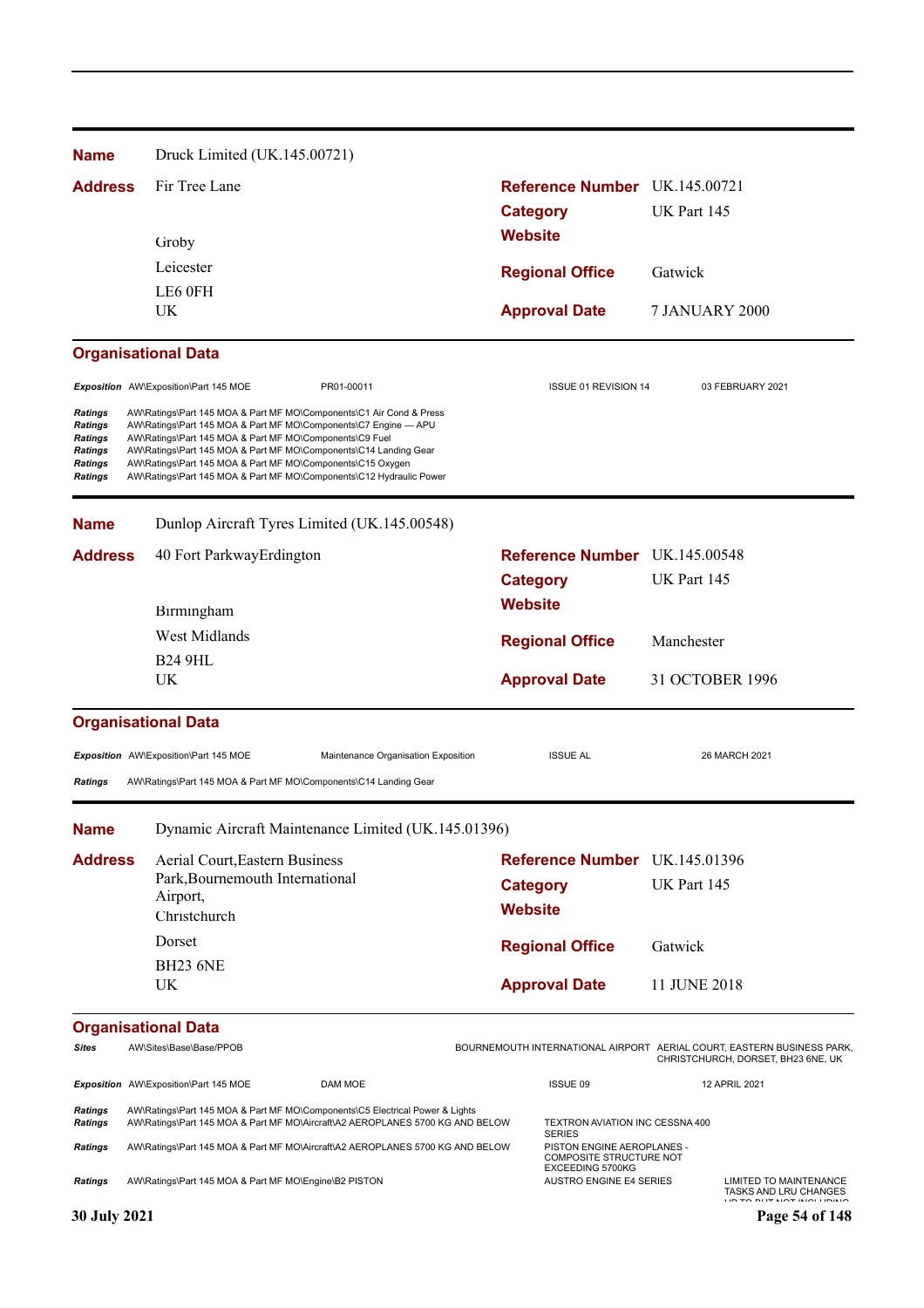**Name** Druck Limited (UK.145.00721)

**Address** Fir Tree Lane

Groby

Leicester

LE6 0FH

UK

**Reference Number** UK.145.00721

**Category** UK Part 145

**Website**

**Regional Office** Gatwick

**Approval Date** 7 JANUARY 2000

### Organisational Data

| | | | | |
|---|---|---|---|---|
| *Exposition* | AW\Exposition\Part 145 MOE | PR01-00011 | ISSUE 01 REVISION 14 | 03 FEBRUARY 2021 |
| *Ratings* | AW\Ratings\Part 145 MOA & Part MF MO\Components\C1 Air Cond & Press | | | |
| *Ratings* | AW\Ratings\Part 145 MOA & Part MF MO\Components\C7 Engine — APU | | | |
| *Ratings* | AW\Ratings\Part 145 MOA & Part MF MO\Components\C9 Fuel | | | |
| *Ratings* | AW\Ratings\Part 145 MOA & Part MF MO\Components\C14 Landing Gear | | | |
| *Ratings* | AW\Ratings\Part 145 MOA & Part MF MO\Components\C15 Oxygen | | | |
| *Ratings* | AW\Ratings\Part 145 MOA & Part MF MO\Components\C12 Hydraulic Power | | | |

**Name** Dunlop Aircraft Tyres Limited (UK.145.00548)

**Address** 40 Fort ParkwayErdington

Birmingham

West Midlands

B24 9HL

UK

**Reference Number** UK.145.00548

**Category** UK Part 145

**Website**

**Regional Office** Manchester

**Approval Date** 31 OCTOBER 1996

### Organisational Data

| | | | | |
|---|---|---|---|---|
| *Exposition* | AW\Exposition\Part 145 MOE | Maintenance Organisation Exposition | ISSUE AL | 26 MARCH 2021 |
| *Ratings* | AW\Ratings\Part 145 MOA & Part MF MO\Components\C14 Landing Gear | | | |

**Name** Dynamic Aircraft Maintenance Limited (UK.145.01396)

**Address** Aerial Court,Eastern Business Park,Bournemouth International Airport,

Christchurch

Dorset

BH23 6NE

UK

**Reference Number** UK.145.01396

**Category** UK Part 145

**Website**

**Regional Office** Gatwick

**Approval Date** 11 JUNE 2018

### Organisational Data

| | | | | |
|---|---|---|---|---|
| *Sites* | AW\Sites\Base\Base/PPOB | | BOURNEMOUTH INTERNATIONAL AIRPORT | AERIAL COURT, EASTERN BUSINESS PARK, CHRISTCHURCH, DORSET, BH23 6NE, UK |
| *Exposition* | AW\Exposition\Part 145 MOE | DAM MOE | ISSUE 09 | 12 APRIL 2021 |
| *Ratings* | AW\Ratings\Part 145 MOA & Part MF MO\Components\C5 Electrical Power & Lights | | | |
| *Ratings* | AW\Ratings\Part 145 MOA & Part MF MO\Aircraft\A2 AEROPLANES 5700 KG AND BELOW | | TEXTRON AVIATION INC CESSNA 400 SERIES | |
| *Ratings* | AW\Ratings\Part 145 MOA & Part MF MO\Aircraft\A2 AEROPLANES 5700 KG AND BELOW | | PISTON ENGINE AEROPLANES - COMPOSITE STRUCTURE NOT EXCEEDING 5700KG | |
| *Ratings* | AW\Ratings\Part 145 MOA & Part MF MO\Engine\B2 PISTON | | AUSTRO ENGINE E4 SERIES | LIMITED TO MAINTENANCE TASKS AND LRU CHANGES |

30 July 2021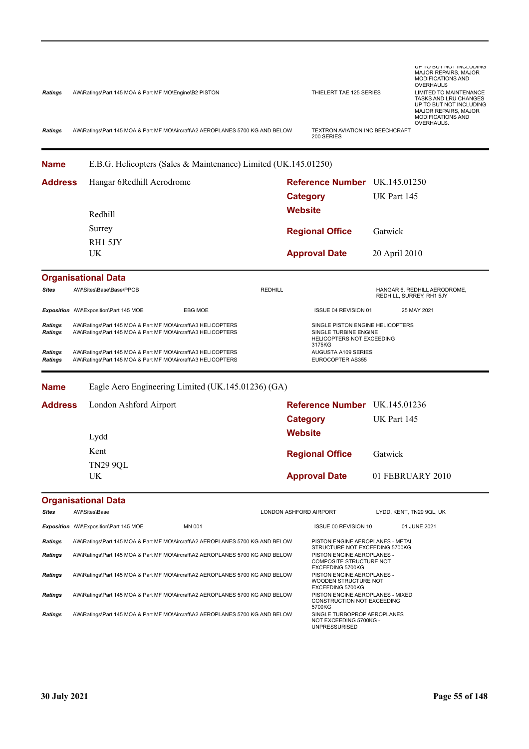| | | | |
|---|---|---|---|
| **Ratings** | AW\Ratings\Part 145 MOA & Part MF MO\Engine\B2 PISTON | THIELERT TAE 125 SERIES | UP TO BUT NOT INCLUDING MAJOR REPAIRS, MAJOR MODIFICATIONS AND OVERHAULS LIMITED TO MAINTENANCE TASKS AND LRU CHANGES UP TO BUT NOT INCLUDING MAJOR REPAIRS, MAJOR MODIFICATIONS AND OVERHAULS. |
| **Ratings** | AW\Ratings\Part 145 MOA & Part MF MO\Aircraft\A2 AEROPLANES 5700 KG AND BELOW | TEXTRON AVIATION INC BEECHCRAFT 200 SERIES | |

---

**Name** E.B.G. Helicopters (Sales & Maintenance) Limited (UK.145.01250)

**Address** Hangar 6Redhill Aerodrome
Redhill
Surrey
RH1 5JY
UK

**Reference Number** UK.145.01250
**Category** UK Part 145
**Website**
**Regional Office** Gatwick
**Approval Date** 20 April 2010

## Organisational Data

| | | | | |
|---|---|---|---|---|
| **Sites** | AW\Sites\Base\Base/PPOB | REDHILL | | HANGAR 6, REDHILL AERODROME, REDHILL, SURREY, RH1 5JY |
| **Exposition** | AW\Exposition\Part 145 MOE | EBG MOE | ISSUE 04 REVISION 01 | 25 MAY 2021 |
| **Ratings** | AW\Ratings\Part 145 MOA & Part MF MO\Aircraft\A3 HELICOPTERS | | SINGLE PISTON ENGINE HELICOPTERS | |
| **Ratings** | AW\Ratings\Part 145 MOA & Part MF MO\Aircraft\A3 HELICOPTERS | | SINGLE TURBINE ENGINE HELICOPTERS NOT EXCEEDING 3175KG | |
| **Ratings** | AW\Ratings\Part 145 MOA & Part MF MO\Aircraft\A3 HELICOPTERS | | AUGUSTA A109 SERIES | |
| **Ratings** | AW\Ratings\Part 145 MOA & Part MF MO\Aircraft\A3 HELICOPTERS | | EUROCOPTER AS355 | |

---

**Name** Eagle Aero Engineering Limited (UK.145.01236) (GA)

**Address** London Ashford Airport
Lydd
Kent
TN29 9QL
UK

**Reference Number** UK.145.01236
**Category** UK Part 145
**Website**
**Regional Office** Gatwick
**Approval Date** 01 FEBRUARY 2010

## Organisational Data

| | | | | |
|---|---|---|---|---|
| **Sites** | AW\Sites\Base | LONDON ASHFORD AIRPORT | | LYDD, KENT, TN29 9QL, UK |
| **Exposition** | AW\Exposition\Part 145 MOE | MN 001 | ISSUE 00 REVISION 10 | 01 JUNE 2021 |
| **Ratings** | AW\Ratings\Part 145 MOA & Part MF MO\Aircraft\A2 AEROPLANES 5700 KG AND BELOW | | PISTON ENGINE AEROPLANES - METAL STRUCTURE NOT EXCEEDING 5700KG | |
| **Ratings** | AW\Ratings\Part 145 MOA & Part MF MO\Aircraft\A2 AEROPLANES 5700 KG AND BELOW | | PISTON ENGINE AEROPLANES - COMPOSITE STRUCTURE NOT EXCEEDING 5700KG | |
| **Ratings** | AW\Ratings\Part 145 MOA & Part MF MO\Aircraft\A2 AEROPLANES 5700 KG AND BELOW | | PISTON ENGINE AEROPLANES - WOODEN STRUCTURE NOT EXCEEDING 5700KG | |
| **Ratings** | AW\Ratings\Part 145 MOA & Part MF MO\Aircraft\A2 AEROPLANES 5700 KG AND BELOW | | PISTON ENGINE AEROPLANES - MIXED CONSTRUCTION NOT EXCEEDING 5700KG | |
| **Ratings** | AW\Ratings\Part 145 MOA & Part MF MO\Aircraft\A2 AEROPLANES 5700 KG AND BELOW | | SINGLE TURBOPROP AEROPLANES NOT EXCEEDING 5700KG - UNPRESSURISED | |

30 July 2021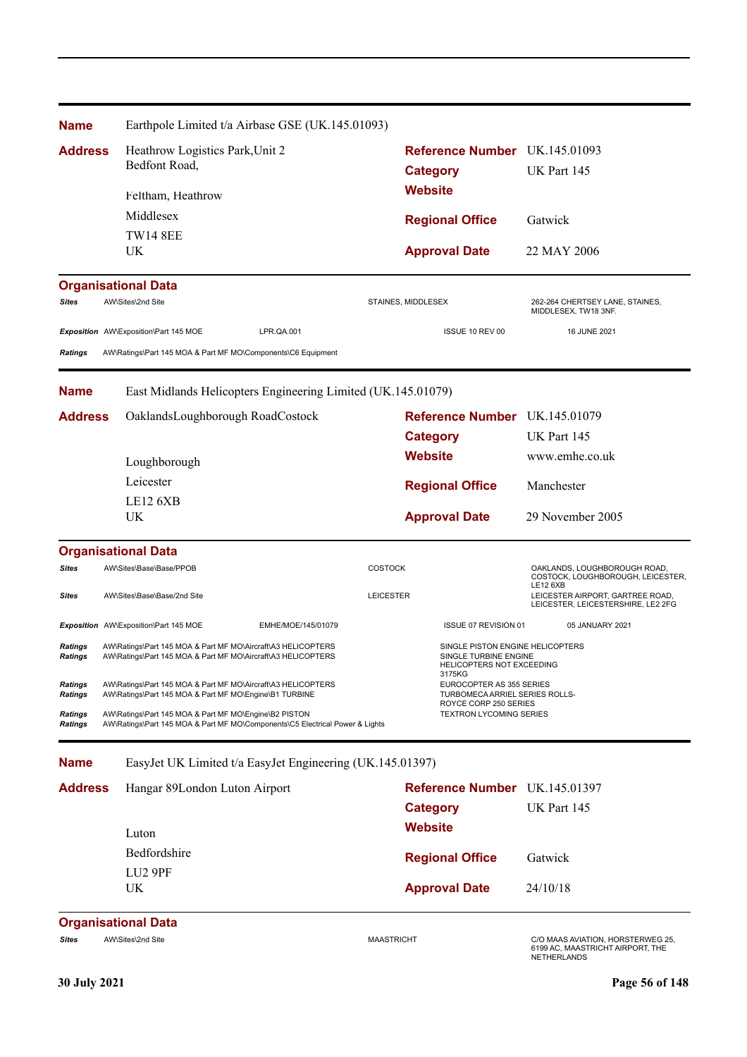**Name** Earthpole Limited t/a Airbase GSE (UK.145.01093)

**Address**
Heathrow Logistics Park,Unit 2
Bedfont Road,
Feltham, Heathrow
Middlesex
TW14 8EE
UK

**Reference Number** UK.145.01093
**Category** UK Part 145
**Website**
**Regional Office** Gatwick
**Approval Date** 22 MAY 2006

### Organisational Data

| | | | | |
|---|---|---|---|---|
| *Sites* | AW\Sites\2nd Site | | STAINES, MIDDLESEX | 262-264 CHERTSEY LANE, STAINES, MIDDLESEX, TW18 3NF. |
| *Exposition* | AW\Exposition\Part 145 MOE | LPR.QA.001 | ISSUE 10 REV 00 | 16 JUNE 2021 |
| *Ratings* | AW\Ratings\Part 145 MOA & Part MF MO\Components\C6 Equipment | | | |

---

**Name** East Midlands Helicopters Engineering Limited (UK.145.01079)

**Address**
OaklandsLoughborough RoadCostock
Loughborough
Leicester
LE12 6XB
UK

**Reference Number** UK.145.01079
**Category** UK Part 145
**Website** www.emhe.co.uk
**Regional Office** Manchester
**Approval Date** 29 November 2005

### Organisational Data

| | | | | |
|---|---|---|---|---|
| *Sites* | AW\Sites\Base\Base/PPOB | | COSTOCK | OAKLANDS, LOUGHBOROUGH ROAD, COSTOCK, LOUGHBOROUGH, LEICESTER, LE12 6XB |
| *Sites* | AW\Sites\Base\Base/2nd Site | | LEICESTER | LEICESTER AIRPORT, GARTREE ROAD, LEICESTER, LEICESTERSHIRE, LE2 2FG |
| *Exposition* | AW\Exposition\Part 145 MOE | EMHE/MOE/145/01079 | ISSUE 07 REVISION 01 | 05 JANUARY 2021 |
| *Ratings* | AW\Ratings\Part 145 MOA & Part MF MO\Aircraft\A3 HELICOPTERS | | SINGLE PISTON ENGINE HELICOPTERS | |
| *Ratings* | AW\Ratings\Part 145 MOA & Part MF MO\Aircraft\A3 HELICOPTERS | | SINGLE TURBINE ENGINE HELICOPTERS NOT EXCEEDING 3175KG | |
| *Ratings* | AW\Ratings\Part 145 MOA & Part MF MO\Aircraft\A3 HELICOPTERS | | EUROCOPTER AS 355 SERIES | |
| *Ratings* | AW\Ratings\Part 145 MOA & Part MF MO\Engine\B1 TURBINE | | TURBOMECA ARRIEL SERIES ROLLS-ROYCE CORP 250 SERIES | |
| *Ratings* | AW\Ratings\Part 145 MOA & Part MF MO\Engine\B2 PISTON | | TEXTRON LYCOMING SERIES | |
| *Ratings* | AW\Ratings\Part 145 MOA & Part MF MO\Components\C5 Electrical Power & Lights | | | |

---

**Name** EasyJet UK Limited t/a EasyJet Engineering (UK.145.01397)

**Address**
Hangar 89London Luton Airport
Luton
Bedfordshire
LU2 9PF
UK

**Reference Number** UK.145.01397
**Category** UK Part 145
**Website**
**Regional Office** Gatwick
**Approval Date** 24/10/18

### Organisational Data

| | | | |
|---|---|---|---|
| *Sites* | AW\Sites\2nd Site | MAASTRICHT | C/O MAAS AVIATION, HORSTERWEG 25, 6199 AC, MAASTRICHT AIRPORT, THE NETHERLANDS |

30 July 2021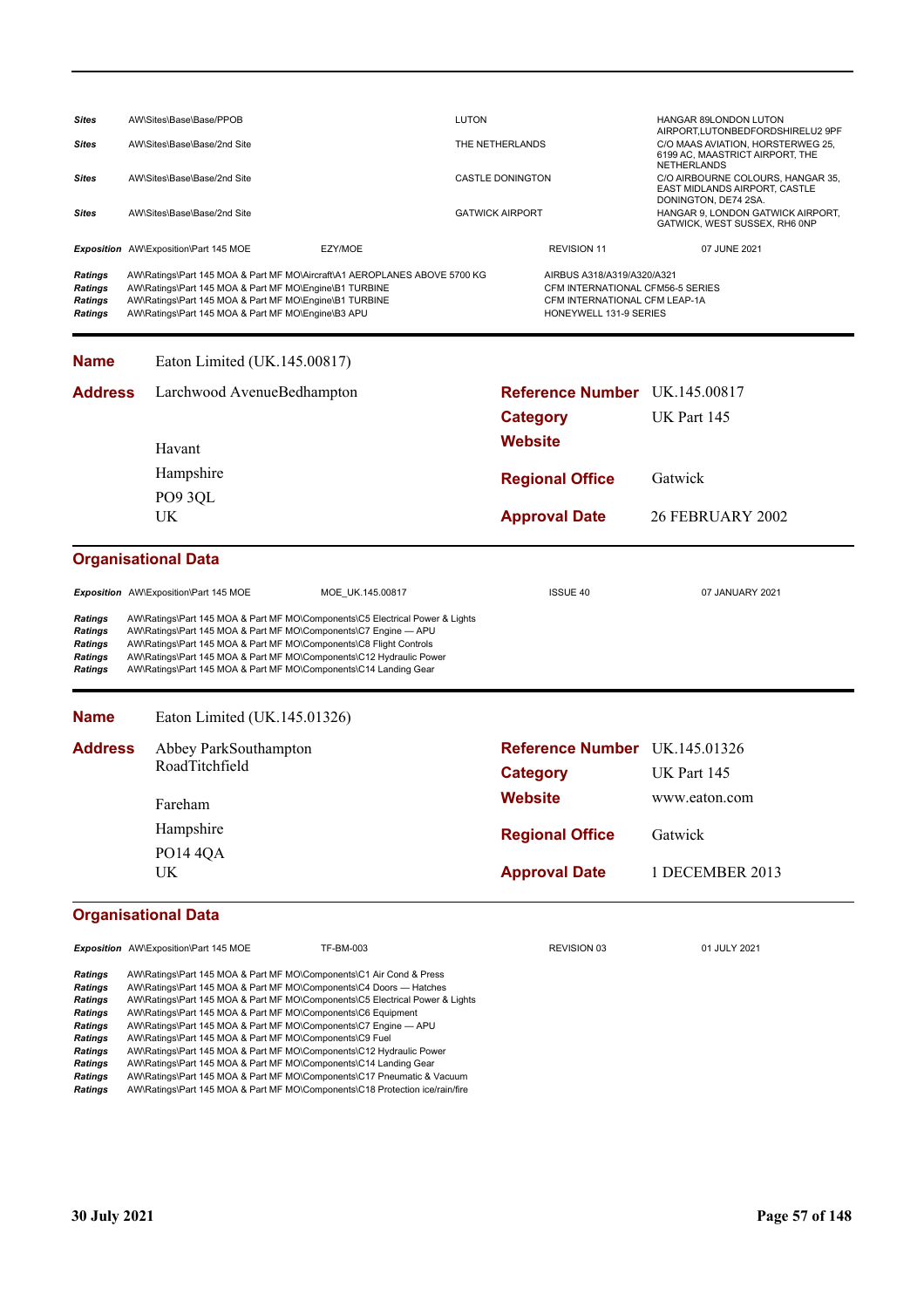| | | | |
|---|---|---|---|
| ***Sites*** | AW\Sites\Base\Base/PPOB | LUTON | HANGAR 89LONDON LUTON AIRPORT,LUTONBEDFORDSHIRELU2 9PF |
| ***Sites*** | AW\Sites\Base\Base/2nd Site | THE NETHERLANDS | C/O MAAS AVIATION, HORSTERWEG 25, 6199 AC, MAASTRICT AIRPORT, THE NETHERLANDS |
| ***Sites*** | AW\Sites\Base\Base/2nd Site | CASTLE DONINGTON | C/O AIRBOURNE COLOURS, HANGAR 35, EAST MIDLANDS AIRPORT, CASTLE DONINGTON, DE74 2SA. |
| ***Sites*** | AW\Sites\Base\Base/2nd Site | GATWICK AIRPORT | HANGAR 9, LONDON GATWICK AIRPORT, GATWICK, WEST SUSSEX, RH6 0NP |

| | | | | |
|---|---|---|---|---|
| ***Exposition*** | AW\Exposition\Part 145 MOE | EZY/MOE | REVISION 11 | 07 JUNE 2021 |

| | | |
|---|---|---|
| ***Ratings*** | AW\Ratings\Part 145 MOA & Part MF MO\Aircraft\A1 AEROPLANES ABOVE 5700 KG | AIRBUS A318/A319/A320/A321 |
| ***Ratings*** | AW\Ratings\Part 145 MOA & Part MF MO\Engine\B1 TURBINE | CFM INTERNATIONAL CFM56-5 SERIES |
| ***Ratings*** | AW\Ratings\Part 145 MOA & Part MF MO\Engine\B1 TURBINE | CFM INTERNATIONAL CFM LEAP-1A |
| ***Ratings*** | AW\Ratings\Part 145 MOA & Part MF MO\Engine\B3 APU | HONEYWELL 131-9 SERIES |

---

**Name** Eaton Limited (UK.145.00817)

**Address** Larchwood AvenueBedhampton
Havant
Hampshire
PO9 3QL
UK

**Reference Number** UK.145.00817
**Category** UK Part 145
**Website**
**Regional Office** Gatwick
**Approval Date** 26 FEBRUARY 2002

## Organisational Data

| | | | | |
|---|---|---|---|---|
| ***Exposition*** | AW\Exposition\Part 145 MOE | MOE_UK.145.00817 | ISSUE 40 | 07 JANUARY 2021 |

| | |
|---|---|
| ***Ratings*** | AW\Ratings\Part 145 MOA & Part MF MO\Components\C5 Electrical Power & Lights |
| ***Ratings*** | AW\Ratings\Part 145 MOA & Part MF MO\Components\C7 Engine — APU |
| ***Ratings*** | AW\Ratings\Part 145 MOA & Part MF MO\Components\C8 Flight Controls |
| ***Ratings*** | AW\Ratings\Part 145 MOA & Part MF MO\Components\C12 Hydraulic Power |
| ***Ratings*** | AW\Ratings\Part 145 MOA & Part MF MO\Components\C14 Landing Gear |

---

**Name** Eaton Limited (UK.145.01326)

**Address** Abbey ParkSouthampton RoadTitchfield
Fareham
Hampshire
PO14 4QA
UK

**Reference Number** UK.145.01326
**Category** UK Part 145
**Website** www.eaton.com
**Regional Office** Gatwick
**Approval Date** 1 DECEMBER 2013

## Organisational Data

| | | | | |
|---|---|---|---|---|
| ***Exposition*** | AW\Exposition\Part 145 MOE | TF-BM-003 | REVISION 03 | 01 JULY 2021 |

| | |
|---|---|
| ***Ratings*** | AW\Ratings\Part 145 MOA & Part MF MO\Components\C1 Air Cond & Press |
| ***Ratings*** | AW\Ratings\Part 145 MOA & Part MF MO\Components\C4 Doors — Hatches |
| ***Ratings*** | AW\Ratings\Part 145 MOA & Part MF MO\Components\C5 Electrical Power & Lights |
| ***Ratings*** | AW\Ratings\Part 145 MOA & Part MF MO\Components\C6 Equipment |
| ***Ratings*** | AW\Ratings\Part 145 MOA & Part MF MO\Components\C7 Engine — APU |
| ***Ratings*** | AW\Ratings\Part 145 MOA & Part MF MO\Components\C9 Fuel |
| ***Ratings*** | AW\Ratings\Part 145 MOA & Part MF MO\Components\C12 Hydraulic Power |
| ***Ratings*** | AW\Ratings\Part 145 MOA & Part MF MO\Components\C14 Landing Gear |
| ***Ratings*** | AW\Ratings\Part 145 MOA & Part MF MO\Components\C17 Pneumatic & Vacuum |
| ***Ratings*** | AW\Ratings\Part 145 MOA & Part MF MO\Components\C18 Protection ice/rain/fire |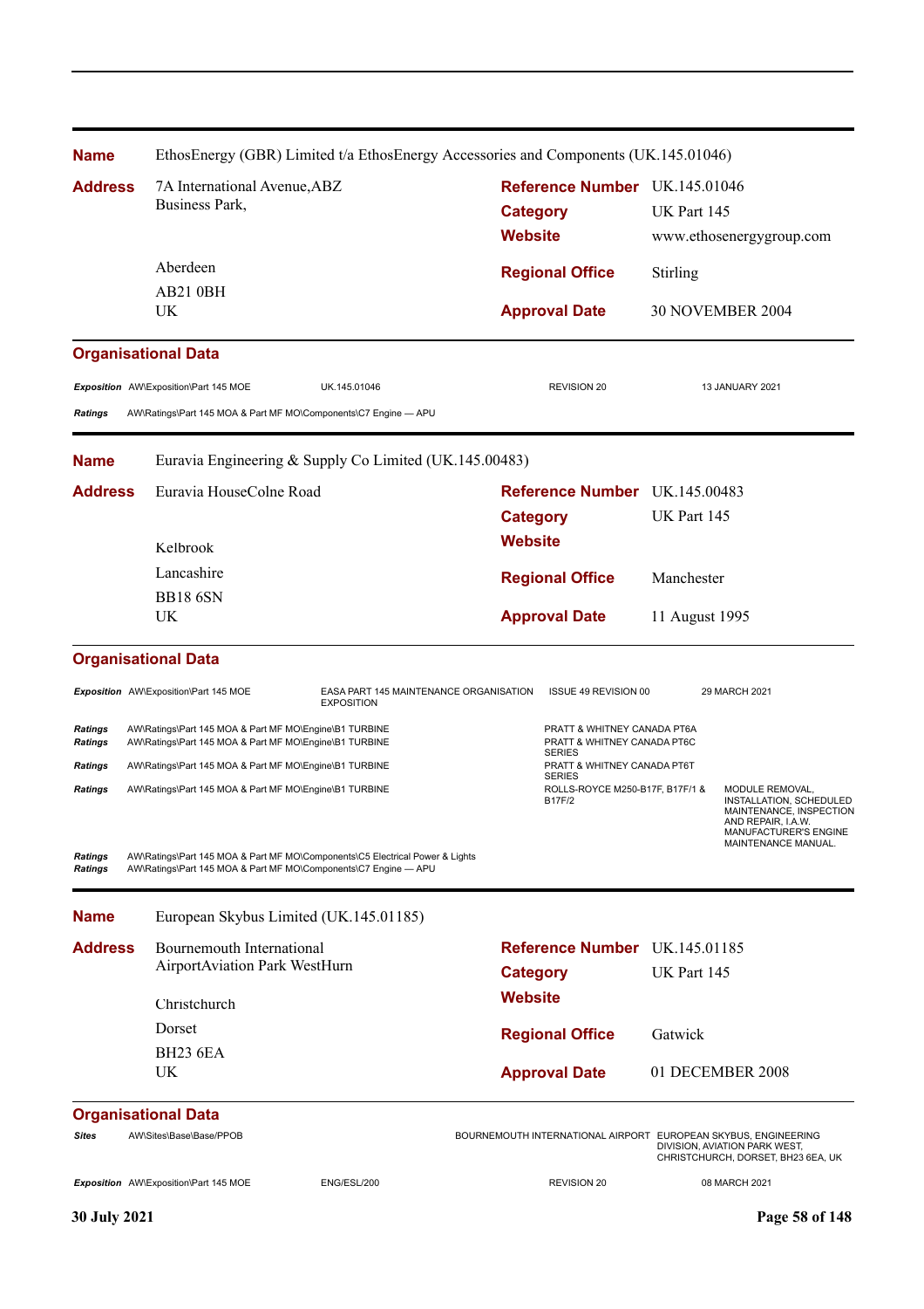**Name** EthosEnergy (GBR) Limited t/a EthosEnergy Accessories and Components (UK.145.01046)

**Address**
7A International Avenue,ABZ
Business Park,

Aberdeen
AB21 0BH
UK

**Reference Number** UK.145.01046
**Category** UK Part 145
**Website** www.ethosenergygroup.com
**Regional Office** Stirling
**Approval Date** 30 NOVEMBER 2004

**Organisational Data**

| | | | | |
|---|---|---|---|---|
| *Exposition* | AW\Exposition\Part 145 MOE | UK.145.01046 | REVISION 20 | 13 JANUARY 2021 |
| *Ratings* | AW\Ratings\Part 145 MOA & Part MF MO\Components\C7 Engine — APU | | | |

---

**Name** Euravia Engineering & Supply Co Limited (UK.145.00483)

**Address**
Euravia HouseColne Road

Kelbrook
Lancashire
BB18 6SN
UK

**Reference Number** UK.145.00483
**Category** UK Part 145
**Website**
**Regional Office** Manchester
**Approval Date** 11 August 1995

**Organisational Data**

| | | | | |
|---|---|---|---|---|
| *Exposition* | AW\Exposition\Part 145 MOE | EASA PART 145 MAINTENANCE ORGANISATION EXPOSITION | ISSUE 49 REVISION 00 | 29 MARCH 2021 |
| *Ratings* | AW\Ratings\Part 145 MOA & Part MF MO\Engine\B1 TURBINE | | PRATT & WHITNEY CANADA PT6A | |
| *Ratings* | AW\Ratings\Part 145 MOA & Part MF MO\Engine\B1 TURBINE | | PRATT & WHITNEY CANADA PT6C SERIES | |
| *Ratings* | AW\Ratings\Part 145 MOA & Part MF MO\Engine\B1 TURBINE | | PRATT & WHITNEY CANADA PT6T SERIES | |
| *Ratings* | AW\Ratings\Part 145 MOA & Part MF MO\Engine\B1 TURBINE | | ROLLS-ROYCE M250-B17F, B17F/1 & B17F/2 | MODULE REMOVAL, INSTALLATION, SCHEDULED MAINTENANCE, INSPECTION AND REPAIR, I.A.W. MANUFACTURER'S ENGINE MAINTENANCE MANUAL. |
| *Ratings* | AW\Ratings\Part 145 MOA & Part MF MO\Components\C5 Electrical Power & Lights | | | |
| *Ratings* | AW\Ratings\Part 145 MOA & Part MF MO\Components\C7 Engine — APU | | | |

---

**Name** European Skybus Limited (UK.145.01185)

**Address**
Bournemouth International
AirportAviation Park WestHurn

Christchurch
Dorset
BH23 6EA
UK

**Reference Number** UK.145.01185
**Category** UK Part 145
**Website**
**Regional Office** Gatwick
**Approval Date** 01 DECEMBER 2008

**Organisational Data**

| | | | | |
|---|---|---|---|---|
| *Sites* | AW\Sites\Base\Base/PPOB | | BOURNEMOUTH INTERNATIONAL AIRPORT | EUROPEAN SKYBUS, ENGINEERING DIVISION, AVIATION PARK WEST, CHRISTCHURCH, DORSET, BH23 6EA, UK |
| *Exposition* | AW\Exposition\Part 145 MOE | ENG/ESL/200 | REVISION 20 | 08 MARCH 2021 |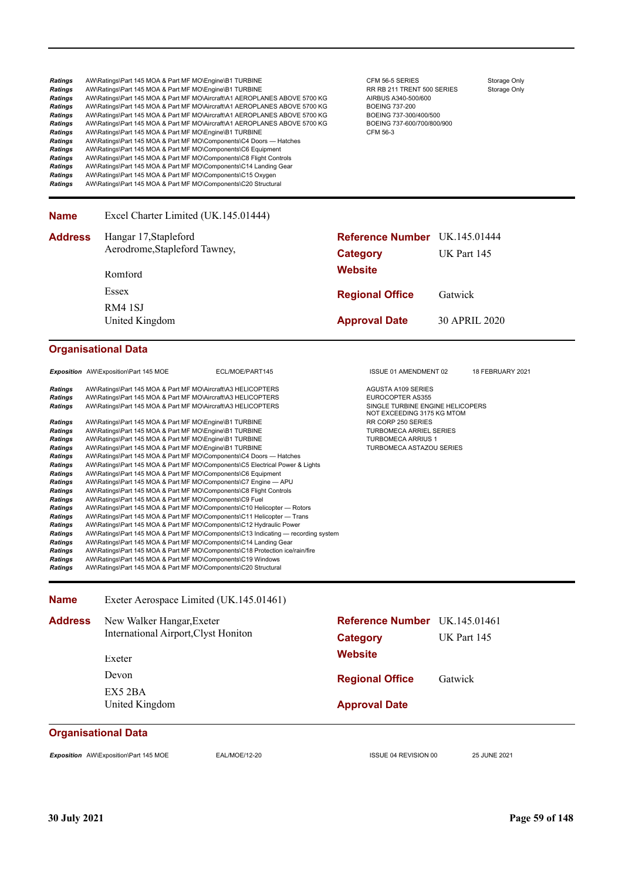| | | | |
|---|---|---|---|
| *Ratings* | AW\Ratings\Part 145 MOA & Part MF MO\Engine\B1 TURBINE | CFM 56-5 SERIES | Storage Only |
| *Ratings* | AW\Ratings\Part 145 MOA & Part MF MO\Engine\B1 TURBINE | RR RB 211 TRENT 500 SERIES | Storage Only |
| *Ratings* | AW\Ratings\Part 145 MOA & Part MF MO\Aircraft\A1 AEROPLANES ABOVE 5700 KG | AIRBUS A340-500/600 | |
| *Ratings* | AW\Ratings\Part 145 MOA & Part MF MO\Aircraft\A1 AEROPLANES ABOVE 5700 KG | BOEING 737-200 | |
| *Ratings* | AW\Ratings\Part 145 MOA & Part MF MO\Aircraft\A1 AEROPLANES ABOVE 5700 KG | BOEING 737-300/400/500 | |
| *Ratings* | AW\Ratings\Part 145 MOA & Part MF MO\Aircraft\A1 AEROPLANES ABOVE 5700 KG | BOEING 737-600/700/800/900 | |
| *Ratings* | AW\Ratings\Part 145 MOA & Part MF MO\Engine\B1 TURBINE | CFM 56-3 | |
| *Ratings* | AW\Ratings\Part 145 MOA & Part MF MO\Components\C4 Doors — Hatches | | |
| *Ratings* | AW\Ratings\Part 145 MOA & Part MF MO\Components\C6 Equipment | | |
| *Ratings* | AW\Ratings\Part 145 MOA & Part MF MO\Components\C8 Flight Controls | | |
| *Ratings* | AW\Ratings\Part 145 MOA & Part MF MO\Components\C14 Landing Gear | | |
| *Ratings* | AW\Ratings\Part 145 MOA & Part MF MO\Components\C15 Oxygen | | |
| *Ratings* | AW\Ratings\Part 145 MOA & Part MF MO\Components\C20 Structural | | |

**Name** Excel Charter Limited (UK.145.01444)

**Address**
Hangar 17,Stapleford Aerodrome,Stapleford Tawney,
Romford
Essex
RM4 1SJ
United Kingdom

**Reference Number** UK.145.01444
**Category** UK Part 145
**Website**
**Regional Office** Gatwick
**Approval Date** 30 APRIL 2020

## Organisational Data

| | | | | |
|---|---|---|---|---|
| *Exposition* | AW\Exposition\Part 145 MOE | ECL/MOE/PART145 | ISSUE 01 AMENDMENT 02 | 18 FEBRUARY 2021 |

| | | |
|---|---|---|
| *Ratings* | AW\Ratings\Part 145 MOA & Part MF MO\Aircraft\A3 HELICOPTERS | AGUSTA A109 SERIES |
| *Ratings* | AW\Ratings\Part 145 MOA & Part MF MO\Aircraft\A3 HELICOPTERS | EUROCOPTER AS355 |
| *Ratings* | AW\Ratings\Part 145 MOA & Part MF MO\Aircraft\A3 HELICOPTERS | SINGLE TURBINE ENGINE HELICOPERS NOT EXCEEDING 3175 KG MTOM |
| *Ratings* | AW\Ratings\Part 145 MOA & Part MF MO\Engine\B1 TURBINE | RR CORP 250 SERIES |
| *Ratings* | AW\Ratings\Part 145 MOA & Part MF MO\Engine\B1 TURBINE | TURBOMECA ARRIEL SERIES |
| *Ratings* | AW\Ratings\Part 145 MOA & Part MF MO\Engine\B1 TURBINE | TURBOMECA ARRIUS 1 |
| *Ratings* | AW\Ratings\Part 145 MOA & Part MF MO\Engine\B1 TURBINE | TURBOMECA ASTAZOU SERIES |
| *Ratings* | AW\Ratings\Part 145 MOA & Part MF MO\Components\C4 Doors — Hatches | |
| *Ratings* | AW\Ratings\Part 145 MOA & Part MF MO\Components\C5 Electrical Power & Lights | |
| *Ratings* | AW\Ratings\Part 145 MOA & Part MF MO\Components\C6 Equipment | |
| *Ratings* | AW\Ratings\Part 145 MOA & Part MF MO\Components\C7 Engine — APU | |
| *Ratings* | AW\Ratings\Part 145 MOA & Part MF MO\Components\C8 Flight Controls | |
| *Ratings* | AW\Ratings\Part 145 MOA & Part MF MO\Components\C9 Fuel | |
| *Ratings* | AW\Ratings\Part 145 MOA & Part MF MO\Components\C10 Helicopter — Rotors | |
| *Ratings* | AW\Ratings\Part 145 MOA & Part MF MO\Components\C11 Helicopter — Trans | |
| *Ratings* | AW\Ratings\Part 145 MOA & Part MF MO\Components\C12 Hydraulic Power | |
| *Ratings* | AW\Ratings\Part 145 MOA & Part MF MO\Components\C13 Indicating — recording system | |
| *Ratings* | AW\Ratings\Part 145 MOA & Part MF MO\Components\C14 Landing Gear | |
| *Ratings* | AW\Ratings\Part 145 MOA & Part MF MO\Components\C18 Protection ice/rain/fire | |
| *Ratings* | AW\Ratings\Part 145 MOA & Part MF MO\Components\C19 Windows | |
| *Ratings* | AW\Ratings\Part 145 MOA & Part MF MO\Components\C20 Structural | |

**Name** Exeter Aerospace Limited (UK.145.01461)

**Address**
New Walker Hangar,Exeter International Airport,Clyst Honiton
Exeter
Devon
EX5 2BA
United Kingdom

**Reference Number** UK.145.01461
**Category** UK Part 145
**Website**
**Regional Office** Gatwick
**Approval Date**

## Organisational Data

| | | | | |
|---|---|---|---|---|
| *Exposition* | AW\Exposition\Part 145 MOE | EAL/MOE/12-20 | ISSUE 04 REVISION 00 | 25 JUNE 2021 |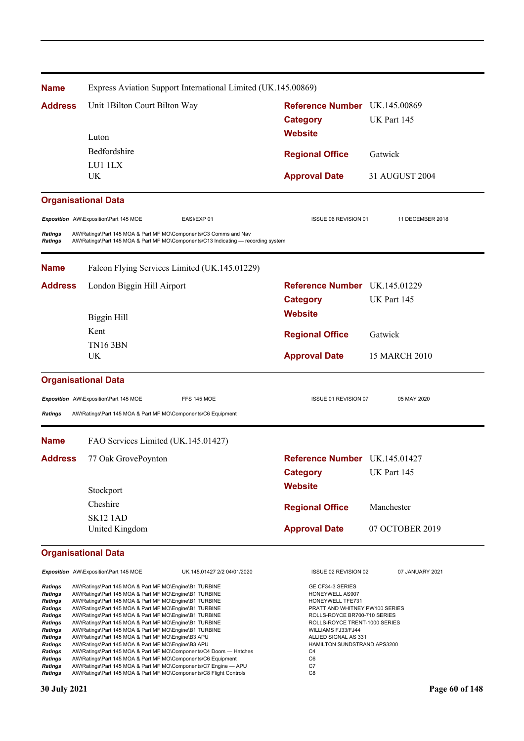**Name** Express Aviation Support International Limited (UK.145.00869)

**Address** Unit 1Bilton Court Bilton Way

Luton

Bedfordshire

LU1 1LX

UK

**Reference Number** UK.145.00869

**Category** UK Part 145

**Website**

**Regional Office** Gatwick

**Approval Date** 31 AUGUST 2004

### Organisational Data

| | | | | |
|---|---|---|---|---|
| ***Exposition*** | AW\Exposition\Part 145 MOE | EASI/EXP 01 | ISSUE 06 REVISION 01 | 11 DECEMBER 2018 |
| ***Ratings*** | AW\Ratings\Part 145 MOA & Part MF MO\Components\C3 Comms and Nav | | | |
| ***Ratings*** | AW\Ratings\Part 145 MOA & Part MF MO\Components\C13 Indicating — recording system | | | |

---

**Name** Falcon Flying Services Limited (UK.145.01229)

**Address** London Biggin Hill Airport

Biggin Hill

Kent

TN16 3BN

UK

**Reference Number** UK.145.01229

**Category** UK Part 145

**Website**

**Regional Office** Gatwick

**Approval Date** 15 MARCH 2010

### Organisational Data

| | | | | |
|---|---|---|---|---|
| ***Exposition*** | AW\Exposition\Part 145 MOE | FFS 145 MOE | ISSUE 01 REVISION 07 | 05 MAY 2020 |
| ***Ratings*** | AW\Ratings\Part 145 MOA & Part MF MO\Components\C6 Equipment | | | |

---

**Name** FAO Services Limited (UK.145.01427)

**Address** 77 Oak GrovePoynton

Stockport

Cheshire

SK12 1AD

United Kingdom

**Reference Number** UK.145.01427

**Category** UK Part 145

**Website**

**Regional Office** Manchester

**Approval Date** 07 OCTOBER 2019

### Organisational Data

| | | | | |
|---|---|---|---|---|
| ***Exposition*** | AW\Exposition\Part 145 MOE | UK.145.01427 2/2 04/01/2020 | ISSUE 02 REVISION 02 | 07 JANUARY 2021 |
| ***Ratings*** | AW\Ratings\Part 145 MOA & Part MF MO\Engine\B1 TURBINE | | GE CF34-3 SERIES | |
| ***Ratings*** | AW\Ratings\Part 145 MOA & Part MF MO\Engine\B1 TURBINE | | HONEYWELL AS907 | |
| ***Ratings*** | AW\Ratings\Part 145 MOA & Part MF MO\Engine\B1 TURBINE | | HONEYWELL TFE731 | |
| ***Ratings*** | AW\Ratings\Part 145 MOA & Part MF MO\Engine\B1 TURBINE | | PRATT AND WHITNEY PW100 SERIES | |
| ***Ratings*** | AW\Ratings\Part 145 MOA & Part MF MO\Engine\B1 TURBINE | | ROLLS-ROYCE BR700-710 SERIES | |
| ***Ratings*** | AW\Ratings\Part 145 MOA & Part MF MO\Engine\B1 TURBINE | | ROLLS-ROYCE TRENT-1000 SERIES | |
| ***Ratings*** | AW\Ratings\Part 145 MOA & Part MF MO\Engine\B1 TURBINE | | WILLIAMS FJ33/FJ44 | |
| ***Ratings*** | AW\Ratings\Part 145 MOA & Part MF MO\Engine\B3 APU | | ALLIED SIGNAL AS 331 | |
| ***Ratings*** | AW\Ratings\Part 145 MOA & Part MF MO\Engine\B3 APU | | HAMILTON SUNDSTRAND APS3200 | |
| ***Ratings*** | AW\Ratings\Part 145 MOA & Part MF MO\Components\C4 Doors — Hatches | | C4 | |
| ***Ratings*** | AW\Ratings\Part 145 MOA & Part MF MO\Components\C6 Equipment | | C6 | |
| ***Ratings*** | AW\Ratings\Part 145 MOA & Part MF MO\Components\C7 Engine — APU | | C7 | |
| ***Ratings*** | AW\Ratings\Part 145 MOA & Part MF MO\Components\C8 Flight Controls | | C8 | |

30 July 2021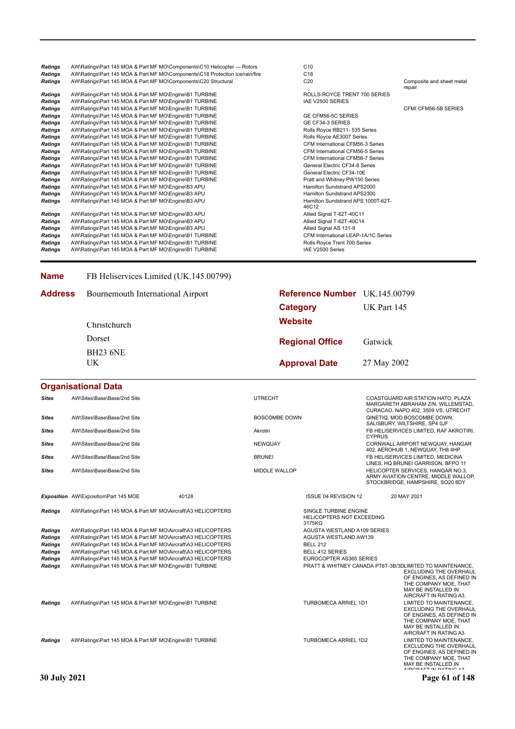| | | | |
|---|---|---|---|
| ***Ratings*** | AW\Ratings\Part 145 MOA & Part MF MO\Components\C10 Helicopter — Rotors | C10 | |
| ***Ratings*** | AW\Ratings\Part 145 MOA & Part MF MO\Components\C18 Protection ice/rain/fire | C18 | |
| ***Ratings*** | AW\Ratings\Part 145 MOA & Part MF MO\Components\C20 Structural | C20 | Composite and sheet metal repair |
| ***Ratings*** | AW\Ratings\Part 145 MOA & Part MF MO\Engine\B1 TURBINE | ROLLS-ROYCE TRENT 700 SERIES | |
| ***Ratings*** | AW\Ratings\Part 145 MOA & Part MF MO\Engine\B1 TURBINE | IAE V2500 SERIES | |
| ***Ratings*** | AW\Ratings\Part 145 MOA & Part MF MO\Engine\B1 TURBINE | | CFMI CFM56-5B SERIES |
| ***Ratings*** | AW\Ratings\Part 145 MOA & Part MF MO\Engine\B1 TURBINE | GE CFM56-5C SERIES | |
| ***Ratings*** | AW\Ratings\Part 145 MOA & Part MF MO\Engine\B1 TURBINE | GE CF34-3 SERIES | |
| ***Ratings*** | AW\Ratings\Part 145 MOA & Part MF MO\Engine\B1 TURBINE | Rolls Royce RB211- 535 Series | |
| ***Ratings*** | AW\Ratings\Part 145 MOA & Part MF MO\Engine\B1 TURBINE | Rolls Royce AE3007 Series | |
| ***Ratings*** | AW\Ratings\Part 145 MOA & Part MF MO\Engine\B1 TURBINE | CFM International CFM56-3 Series | |
| ***Ratings*** | AW\Ratings\Part 145 MOA & Part MF MO\Engine\B1 TURBINE | CFM International CFM56-5 Series | |
| ***Ratings*** | AW\Ratings\Part 145 MOA & Part MF MO\Engine\B1 TURBINE | CFM International CFM56-7 Series | |
| ***Ratings*** | AW\Ratings\Part 145 MOA & Part MF MO\Engine\B1 TURBINE | General Electric CF34-8 Series | |
| ***Ratings*** | AW\Ratings\Part 145 MOA & Part MF MO\Engine\B1 TURBINE | General Electric CF34-10E | |
| ***Ratings*** | AW\Ratings\Part 145 MOA & Part MF MO\Engine\B1 TURBINE | Pratt and Whitney PW150 Series | |
| ***Ratings*** | AW\Ratings\Part 145 MOA & Part MF MO\Engine\B3 APU | Hamilton Sundstrand APS2000 | |
| ***Ratings*** | AW\Ratings\Part 145 MOA & Part MF MO\Engine\B3 APU | Hamilton Sundstrand APS2300 | |
| ***Ratings*** | AW\Ratings\Part 145 MOA & Part MF MO\Engine\B3 APU | Hamilton Sundstrand APS 1000T-62T-46C12 | |
| ***Ratings*** | AW\Ratings\Part 145 MOA & Part MF MO\Engine\B3 APU | Allied Signal T-62T-40C11 | |
| ***Ratings*** | AW\Ratings\Part 145 MOA & Part MF MO\Engine\B3 APU | Allied Signal T-62T-40C14 | |
| ***Ratings*** | AW\Ratings\Part 145 MOA & Part MF MO\Engine\B3 APU | Allied Signal AS 131-9 | |
| ***Ratings*** | AW\Ratings\Part 145 MOA & Part MF MO\Engine\B1 TURBINE | CFM International LEAP-1A/1C Series | |
| ***Ratings*** | AW\Ratings\Part 145 MOA & Part MF MO\Engine\B1 TURBINE | Rolls Royce Trent 700 Series | |
| ***Ratings*** | AW\Ratings\Part 145 MOA & Part MF MO\Engine\B1 TURBINE | IAE V2500 Series | |

---

**Name** FB Heliservices Limited (UK.145.00799)

**Address** Bournemouth International Airport
Christchurch
Dorset
BH23 6NE
UK

**Reference Number** UK.145.00799
**Category** UK Part 145
**Website**
**Regional Office** Gatwick
**Approval Date** 27 May 2002

## Organisational Data

| | | | |
|---|---|---|---|
| ***Sites*** | AW\Sites\Base\Base/2nd Site | UTRECHT | COASTGUARD AIR STATION HATO, PLAZA MARGARETH ABRAHAM Z/N, WILLEMSTAD, CURACAO, NAPO 402, 3509 VS, UTRECHT |
| ***Sites*** | AW\Sites\Base\Base/2nd Site | BOSCOMBE DOWN | QINETIQ, MOD BOSCOMBE DOWN, SALISBURY, WILTSHIRE, SP4 0JF |
| ***Sites*** | AW\Sites\Base\Base/2nd Site | Akrotiri | FB HELISERVICES LIMITED, RAF AKROTIRI, CYPRUS |
| ***Sites*** | AW\Sites\Base\Base/2nd Site | NEWQUAY | CORNWALL AIRPORT NEWQUAY, HANGAR 402, AEROHUB 1, NEWQUAY, TH8 4HP |
| ***Sites*** | AW\Sites\Base\Base/2nd Site | BRUNEI | FB HELISERVICES LIMITED, MEDICINA LINES, HQ BRUNEI GARRISON, BFPO 11 |
| ***Sites*** | AW\Sites\Base\Base/2nd Site | MIDDLE WALLOP | HELICOPTER SERVICES, HANGAR NO.3, ARMY AVIATION CENTRE, MIDDLE WALLOP, STOCKBRIDGE, HAMPSHIRE, SO20 8DY |

| | | | | |
|---|---|---|---|---|
| ***Exposition*** | AW\Exposition\Part 145 MOE | 40128 | ISSUE 04 REVISION 12 | 20 MAY 2021 |

| | | | |
|---|---|---|---|
| ***Ratings*** | AW\Ratings\Part 145 MOA & Part MF MO\Aircraft\A3 HELICOPTERS | SINGLE TURBINE ENGINE HELICOPTERS NOT EXCEEDING 3175KG | |
| ***Ratings*** | AW\Ratings\Part 145 MOA & Part MF MO\Aircraft\A3 HELICOPTERS | AGUSTA WESTLAND A109 SERIES | |
| ***Ratings*** | AW\Ratings\Part 145 MOA & Part MF MO\Aircraft\A3 HELICOPTERS | AGUSTA WESTLAND AW139 | |
| ***Ratings*** | AW\Ratings\Part 145 MOA & Part MF MO\Aircraft\A3 HELICOPTERS | BELL 212 | |
| ***Ratings*** | AW\Ratings\Part 145 MOA & Part MF MO\Aircraft\A3 HELICOPTERS | BELL 412 SERIES | |
| ***Ratings*** | AW\Ratings\Part 145 MOA & Part MF MO\Aircraft\A3 HELICOPTERS | EUROCOPTER AS365 SERIES | |
| ***Ratings*** | AW\Ratings\Part 145 MOA & Part MF MO\Engine\B1 TURBINE | PRATT & WHITNEY CANADA PT6T-3B/3D | LIMITED TO MAINTENANCE, EXCLUDING THE OVERHAUL OF ENGINES, AS DEFINED IN THE COMPANY MOE, THAT MAY BE INSTALLED IN AIRCRAFT IN RATING A3. |
| ***Ratings*** | AW\Ratings\Part 145 MOA & Part MF MO\Engine\B1 TURBINE | TURBOMECA ARRIEL 1D1 | LIMITED TO MAINTENANCE, EXCLUDING THE OVERHAUL OF ENGINES, AS DEFINED IN THE COMPANY MOE, THAT MAY BE INSTALLED IN AIRCRAFT IN RATING A3. |
| ***Ratings*** | AW\Ratings\Part 145 MOA & Part MF MO\Engine\B1 TURBINE | TURBOMECA ARRIEL 1D2 | LIMITED TO MAINTENANCE, EXCLUDING THE OVERHAUL OF ENGINES, AS DEFINED IN THE COMPANY MOE, THAT MAY BE INSTALLED IN AIRCRAFT IN RATING A3. |

**30 July 2021**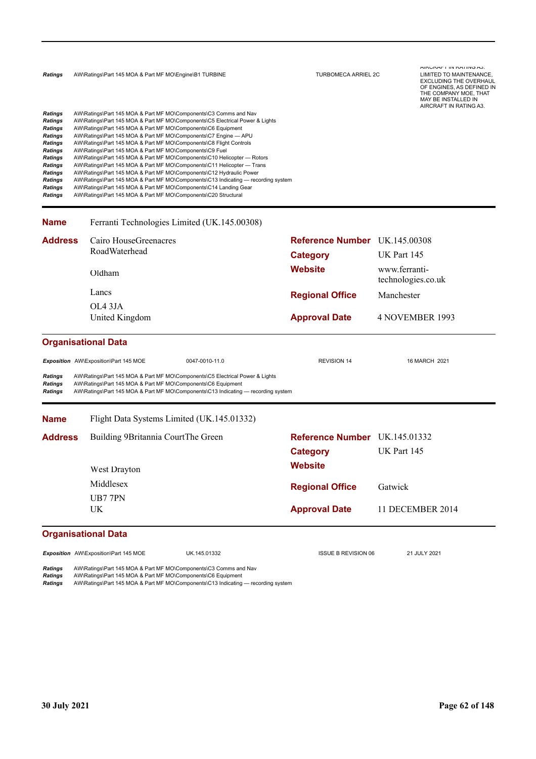| | | | |
|---|---|---|---|
| ***Ratings*** | AW\Ratings\Part 145 MOA & Part MF MO\Engine\B1 TURBINE | TURBOMECA ARRIEL 2C | AIRCRAFT IN RATING A3. LIMITED TO MAINTENANCE, EXCLUDING THE OVERHAUL OF ENGINES, AS DEFINED IN THE COMPANY MOE, THAT MAY BE INSTALLED IN AIRCRAFT IN RATING A3. |

***Ratings*** AW\Ratings\Part 145 MOA & Part MF MO\Components\C3 Comms and Nav
***Ratings*** AW\Ratings\Part 145 MOA & Part MF MO\Components\C5 Electrical Power & Lights
***Ratings*** AW\Ratings\Part 145 MOA & Part MF MO\Components\C6 Equipment
***Ratings*** AW\Ratings\Part 145 MOA & Part MF MO\Components\C7 Engine — APU
***Ratings*** AW\Ratings\Part 145 MOA & Part MF MO\Components\C8 Flight Controls
***Ratings*** AW\Ratings\Part 145 MOA & Part MF MO\Components\C9 Fuel
***Ratings*** AW\Ratings\Part 145 MOA & Part MF MO\Components\C10 Helicopter — Rotors
***Ratings*** AW\Ratings\Part 145 MOA & Part MF MO\Components\C11 Helicopter — Trans
***Ratings*** AW\Ratings\Part 145 MOA & Part MF MO\Components\C12 Hydraulic Power
***Ratings*** AW\Ratings\Part 145 MOA & Part MF MO\Components\C13 Indicating — recording system
***Ratings*** AW\Ratings\Part 145 MOA & Part MF MO\Components\C14 Landing Gear
***Ratings*** AW\Ratings\Part 145 MOA & Part MF MO\Components\C20 Structural

---

**Name** Ferranti Technologies Limited (UK.145.00308)

| **Address** | | | |
|---|---|---|---|
| | Cairo HouseGreenacres RoadWaterhead | **Reference Number** | UK.145.00308 |
| | | **Category** | UK Part 145 |
| | Oldham | **Website** | www.ferranti-technologies.co.uk |
| | Lancs | **Regional Office** | Manchester |
| | OL4 3JA | | |
| | United Kingdom | **Approval Date** | 4 NOVEMBER 1993 |

## Organisational Data

| | | | | |
|---|---|---|---|---|
| ***Exposition*** | AW\Exposition\Part 145 MOE | 0047-0010-11.0 | REVISION 14 | 16 MARCH 2021 |

***Ratings*** AW\Ratings\Part 145 MOA & Part MF MO\Components\C5 Electrical Power & Lights
***Ratings*** AW\Ratings\Part 145 MOA & Part MF MO\Components\C6 Equipment
***Ratings*** AW\Ratings\Part 145 MOA & Part MF MO\Components\C13 Indicating — recording system

---

**Name** Flight Data Systems Limited (UK.145.01332)

| **Address** | | | |
|---|---|---|---|
| | Building 9Britannia CourtThe Green | **Reference Number** | UK.145.01332 |
| | | **Category** | UK Part 145 |
| | West Drayton | **Website** | |
| | Middlesex | **Regional Office** | Gatwick |
| | UB7 7PN | | |
| | UK | **Approval Date** | 11 DECEMBER 2014 |

## Organisational Data

| | | | | |
|---|---|---|---|---|
| ***Exposition*** | AW\Exposition\Part 145 MOE | UK.145.01332 | ISSUE B REVISION 06 | 21 JULY 2021 |

***Ratings*** AW\Ratings\Part 145 MOA & Part MF MO\Components\C3 Comms and Nav
***Ratings*** AW\Ratings\Part 145 MOA & Part MF MO\Components\C6 Equipment
***Ratings*** AW\Ratings\Part 145 MOA & Part MF MO\Components\C13 Indicating — recording system

30 July 2021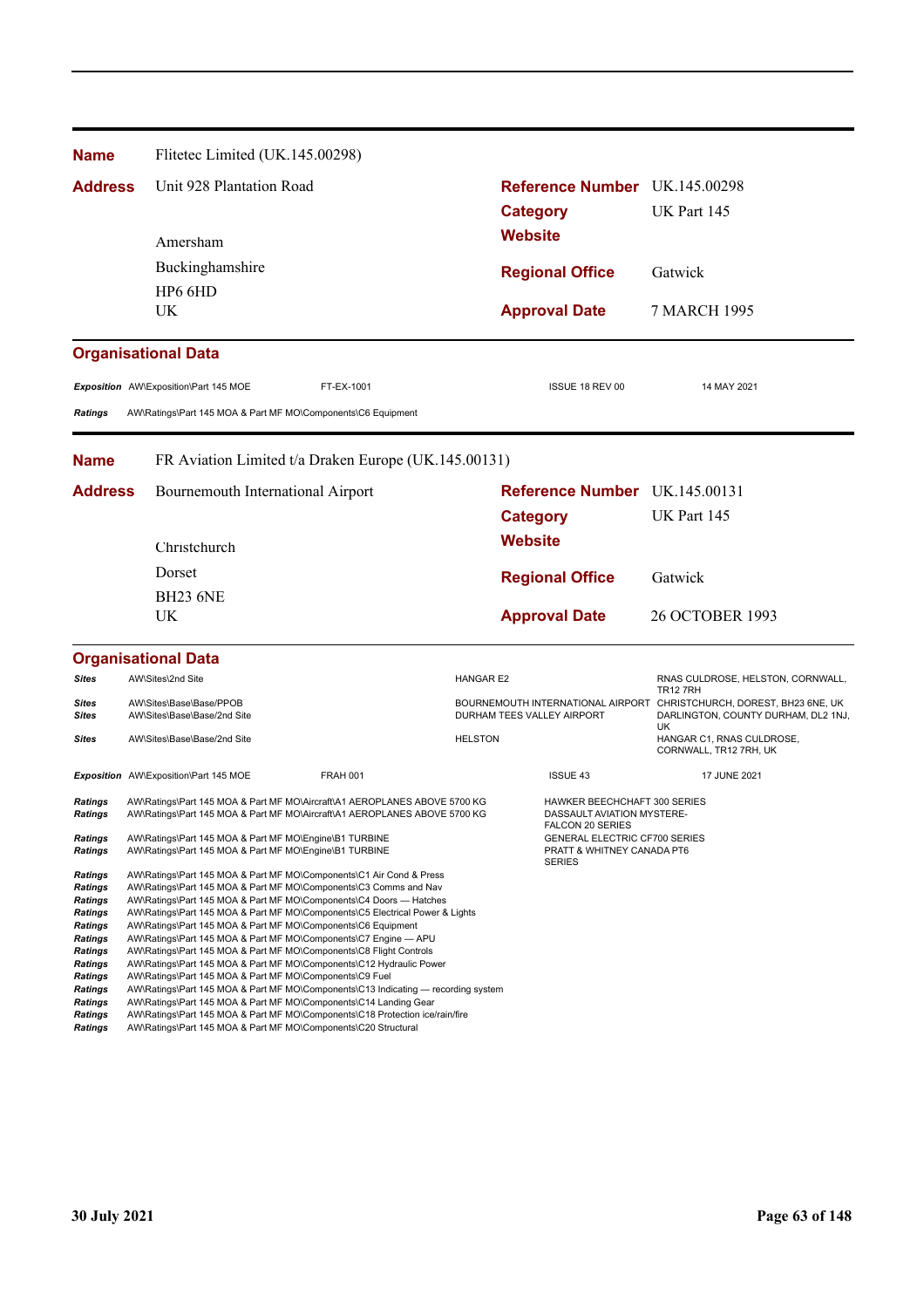**Name** Flitetec Limited (UK.145.00298)

**Address** Unit 928 Plantation Road
Amersham
Buckinghamshire
HP6 6HD
UK

**Reference Number** UK.145.00298
**Category** UK Part 145
**Website**
**Regional Office** Gatwick
**Approval Date** 7 MARCH 1995

### Organisational Data

| | | | | |
|---|---|---|---|---|
| *Exposition* | AW\Exposition\Part 145 MOE | FT-EX-1001 | ISSUE 18 REV 00 | 14 MAY 2021 |
| *Ratings* | AW\Ratings\Part 145 MOA & Part MF MO\Components\C6 Equipment | | | |

---

**Name** FR Aviation Limited t/a Draken Europe (UK.145.00131)

**Address** Bournemouth International Airport
Christchurch
Dorset
BH23 6NE
UK

**Reference Number** UK.145.00131
**Category** UK Part 145
**Website**
**Regional Office** Gatwick
**Approval Date** 26 OCTOBER 1993

### Organisational Data

| | | | |
|---|---|---|---|
| *Sites* | AW\Sites\2nd Site | HANGAR E2 | RNAS CULDROSE, HELSTON, CORNWALL, TR12 7RH |
| *Sites* | AW\Sites\Base\Base/PPOB | BOURNEMOUTH INTERNATIONAL AIRPORT | CHRISTCHURCH, DOREST, BH23 6NE, UK |
| *Sites* | AW\Sites\Base\Base/2nd Site | DURHAM TEES VALLEY AIRPORT | DARLINGTON, COUNTY DURHAM, DL2 1NJ, UK |
| *Sites* | AW\Sites\Base\Base/2nd Site | HELSTON | HANGAR C1, RNAS CULDROSE, CORNWALL, TR12 7RH, UK |

| | | | | |
|---|---|---|---|---|
| *Exposition* | AW\Exposition\Part 145 MOE | FRAH 001 | ISSUE 43 | 17 JUNE 2021 |

| | | |
|---|---|---|
| *Ratings* | AW\Ratings\Part 145 MOA & Part MF MO\Aircraft\A1 AEROPLANES ABOVE 5700 KG | HAWKER BEECHCHAFT 300 SERIES |
| *Ratings* | AW\Ratings\Part 145 MOA & Part MF MO\Aircraft\A1 AEROPLANES ABOVE 5700 KG | DASSAULT AVIATION MYSTERE-FALCON 20 SERIES |
| *Ratings* | AW\Ratings\Part 145 MOA & Part MF MO\Engine\B1 TURBINE | GENERAL ELECTRIC CF700 SERIES |
| *Ratings* | AW\Ratings\Part 145 MOA & Part MF MO\Engine\B1 TURBINE | PRATT & WHITNEY CANADA PT6 SERIES |
| *Ratings* | AW\Ratings\Part 145 MOA & Part MF MO\Components\C1 Air Cond & Press | |
| *Ratings* | AW\Ratings\Part 145 MOA & Part MF MO\Components\C3 Comms and Nav | |
| *Ratings* | AW\Ratings\Part 145 MOA & Part MF MO\Components\C4 Doors — Hatches | |
| *Ratings* | AW\Ratings\Part 145 MOA & Part MF MO\Components\C5 Electrical Power & Lights | |
| *Ratings* | AW\Ratings\Part 145 MOA & Part MF MO\Components\C6 Equipment | |
| *Ratings* | AW\Ratings\Part 145 MOA & Part MF MO\Components\C7 Engine — APU | |
| *Ratings* | AW\Ratings\Part 145 MOA & Part MF MO\Components\C8 Flight Controls | |
| *Ratings* | AW\Ratings\Part 145 MOA & Part MF MO\Components\C12 Hydraulic Power | |
| *Ratings* | AW\Ratings\Part 145 MOA & Part MF MO\Components\C9 Fuel | |
| *Ratings* | AW\Ratings\Part 145 MOA & Part MF MO\Components\C13 Indicating — recording system | |
| *Ratings* | AW\Ratings\Part 145 MOA & Part MF MO\Components\C14 Landing Gear | |
| *Ratings* | AW\Ratings\Part 145 MOA & Part MF MO\Components\C18 Protection ice/rain/fire | |
| *Ratings* | AW\Ratings\Part 145 MOA & Part MF MO\Components\C20 Structural | |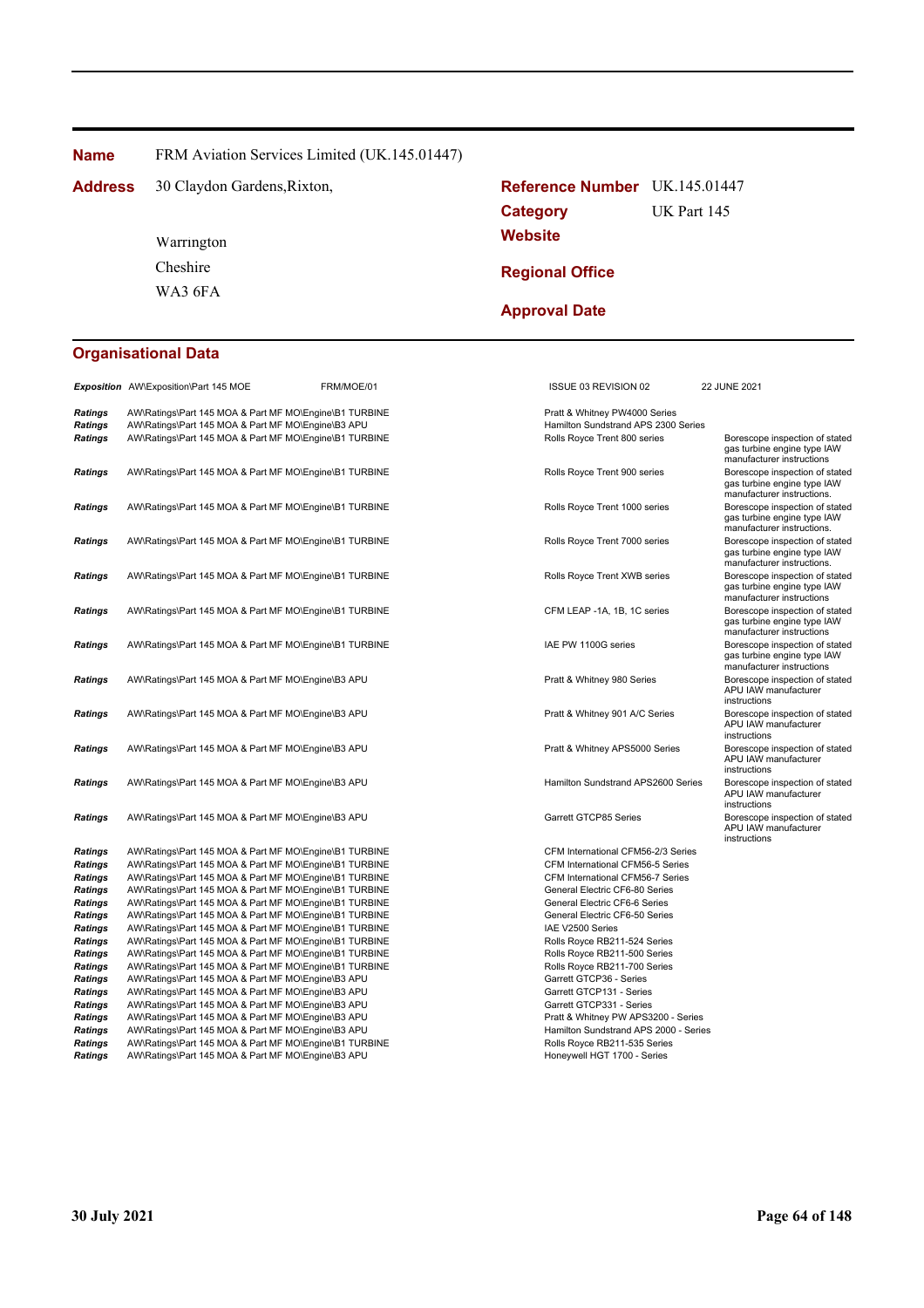**Name** FRM Aviation Services Limited (UK.145.01447)

**Address** 30 Claydon Gardens,Rixton,

Warrington
Cheshire
WA3 6FA

**Reference Number** UK.145.01447

**Category** UK Part 145

**Website**

**Regional Office**

**Approval Date**

## Organisational Data

| | | | | |
|---|---|---|---|---|
| ***Exposition*** | AW\Exposition\Part 145 MOE FRM/MOE/01 | ISSUE 03 REVISION 02 | 22 JUNE 2021 | |
| ***Ratings*** | AW\Ratings\Part 145 MOA & Part MF MO\Engine\B1 TURBINE | Pratt & Whitney PW4000 Series | | |
| ***Ratings*** | AW\Ratings\Part 145 MOA & Part MF MO\Engine\B3 APU | Hamilton Sundstrand APS 2300 Series | | |
| ***Ratings*** | AW\Ratings\Part 145 MOA & Part MF MO\Engine\B1 TURBINE | Rolls Royce Trent 800 series | Borescope inspection of stated gas turbine engine type IAW manufacturer instructions | |
| ***Ratings*** | AW\Ratings\Part 145 MOA & Part MF MO\Engine\B1 TURBINE | Rolls Royce Trent 900 series | Borescope inspection of stated gas turbine engine type IAW manufacturer instructions. | |
| ***Ratings*** | AW\Ratings\Part 145 MOA & Part MF MO\Engine\B1 TURBINE | Rolls Royce Trent 1000 series | Borescope inspection of stated gas turbine engine type IAW manufacturer instructions. | |
| ***Ratings*** | AW\Ratings\Part 145 MOA & Part MF MO\Engine\B1 TURBINE | Rolls Royce Trent 7000 series | Borescope inspection of stated gas turbine engine type IAW manufacturer instructions. | |
| ***Ratings*** | AW\Ratings\Part 145 MOA & Part MF MO\Engine\B1 TURBINE | Rolls Royce Trent XWB series | Borescope inspection of stated gas turbine engine type IAW manufacturer instructions | |
| ***Ratings*** | AW\Ratings\Part 145 MOA & Part MF MO\Engine\B1 TURBINE | CFM LEAP -1A, 1B, 1C series | Borescope inspection of stated gas turbine engine type IAW manufacturer instructions | |
| ***Ratings*** | AW\Ratings\Part 145 MOA & Part MF MO\Engine\B1 TURBINE | IAE PW 1100G series | Borescope inspection of stated gas turbine engine type IAW manufacturer instructions | |
| ***Ratings*** | AW\Ratings\Part 145 MOA & Part MF MO\Engine\B3 APU | Pratt & Whitney 980 Series | Borescope inspection of stated APU IAW manufacturer instructions | |
| ***Ratings*** | AW\Ratings\Part 145 MOA & Part MF MO\Engine\B3 APU | Pratt & Whitney 901 A/C Series | Borescope inspection of stated APU IAW manufacturer instructions | |
| ***Ratings*** | AW\Ratings\Part 145 MOA & Part MF MO\Engine\B3 APU | Pratt & Whitney APS5000 Series | Borescope inspection of stated APU IAW manufacturer instructions | |
| ***Ratings*** | AW\Ratings\Part 145 MOA & Part MF MO\Engine\B3 APU | Hamilton Sundstrand APS2600 Series | Borescope inspection of stated APU IAW manufacturer instructions | |
| ***Ratings*** | AW\Ratings\Part 145 MOA & Part MF MO\Engine\B3 APU | Garrett GTCP85 Series | Borescope inspection of stated APU IAW manufacturer instructions | |
| ***Ratings*** | AW\Ratings\Part 145 MOA & Part MF MO\Engine\B1 TURBINE | CFM International CFM56-2/3 Series | | |
| ***Ratings*** | AW\Ratings\Part 145 MOA & Part MF MO\Engine\B1 TURBINE | CFM International CFM56-5 Series | | |
| ***Ratings*** | AW\Ratings\Part 145 MOA & Part MF MO\Engine\B1 TURBINE | CFM International CFM56-7 Series | | |
| ***Ratings*** | AW\Ratings\Part 145 MOA & Part MF MO\Engine\B1 TURBINE | General Electric CF6-80 Series | | |
| ***Ratings*** | AW\Ratings\Part 145 MOA & Part MF MO\Engine\B1 TURBINE | General Electric CF6-6 Series | | |
| ***Ratings*** | AW\Ratings\Part 145 MOA & Part MF MO\Engine\B1 TURBINE | General Electric CF6-50 Series | | |
| ***Ratings*** | AW\Ratings\Part 145 MOA & Part MF MO\Engine\B1 TURBINE | IAE V2500 Series | | |
| ***Ratings*** | AW\Ratings\Part 145 MOA & Part MF MO\Engine\B1 TURBINE | Rolls Royce RB211-524 Series | | |
| ***Ratings*** | AW\Ratings\Part 145 MOA & Part MF MO\Engine\B1 TURBINE | Rolls Royce RB211-500 Series | | |
| ***Ratings*** | AW\Ratings\Part 145 MOA & Part MF MO\Engine\B1 TURBINE | Rolls Royce RB211-700 Series | | |
| ***Ratings*** | AW\Ratings\Part 145 MOA & Part MF MO\Engine\B3 APU | Garrett GTCP36 - Series | | |
| ***Ratings*** | AW\Ratings\Part 145 MOA & Part MF MO\Engine\B3 APU | Garrett GTCP131 - Series | | |
| ***Ratings*** | AW\Ratings\Part 145 MOA & Part MF MO\Engine\B3 APU | Garrett GTCP331 - Series | | |
| ***Ratings*** | AW\Ratings\Part 145 MOA & Part MF MO\Engine\B3 APU | Pratt & Whitney PW APS3200 - Series | | |
| ***Ratings*** | AW\Ratings\Part 145 MOA & Part MF MO\Engine\B3 APU | Hamilton Sundstrand APS 2000 - Series | | |
| ***Ratings*** | AW\Ratings\Part 145 MOA & Part MF MO\Engine\B1 TURBINE | Rolls Royce RB211-535 Series | | |
| ***Ratings*** | AW\Ratings\Part 145 MOA & Part MF MO\Engine\B3 APU | Honeywell HGT 1700 - Series | | |

**30 July 2021**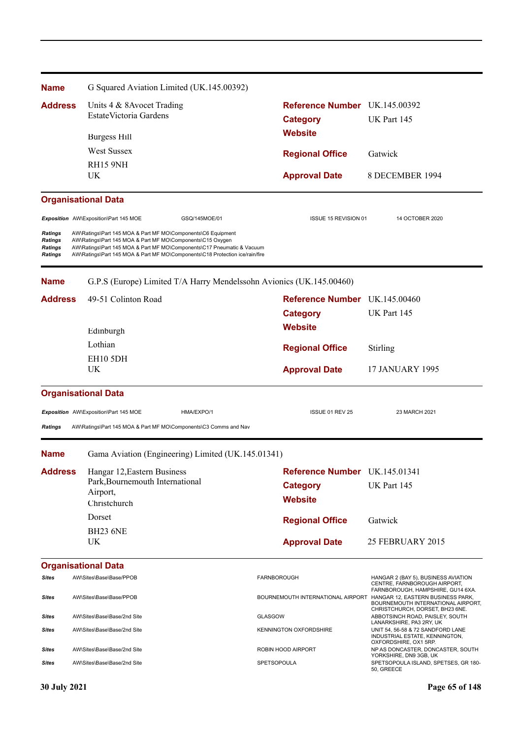| | | | |
|---|---|---|---|
| **Name** | G Squared Aviation Limited (UK.145.00392) | | |
| **Address** | Units 4 & 8Avocet Trading EstateVictoria Gardens<br><br>Burgess Hill<br>West Sussex<br>RH15 9NH<br>UK | **Reference Number**<br>**Category**<br>**Website**<br>**Regional Office**<br>**Approval Date** | UK.145.00392<br>UK Part 145<br><br>Gatwick<br>8 DECEMBER 1994 |

**Organisational Data**

| | | | | |
|---|---|---|---|---|
| *Exposition* | AW\Exposition\Part 145 MOE | GSQ/145MOE/01 | ISSUE 15 REVISION 01 | 14 OCTOBER 2020 |
| *Ratings* | AW\Ratings\Part 145 MOA & Part MF MO\Components\C6 Equipment | | | |
| *Ratings* | AW\Ratings\Part 145 MOA & Part MF MO\Components\C15 Oxygen | | | |
| *Ratings* | AW\Ratings\Part 145 MOA & Part MF MO\Components\C17 Pneumatic & Vacuum | | | |
| *Ratings* | AW\Ratings\Part 145 MOA & Part MF MO\Components\C18 Protection ice/rain/fire | | | |

---

| | | | |
|---|---|---|---|
| **Name** | G.P.S (Europe) Limited T/A Harry Mendelssohn Avionics (UK.145.00460) | | |
| **Address** | 49-51 Colinton Road<br><br>Edinburgh<br>Lothian<br>EH10 5DH<br>UK | **Reference Number**<br>**Category**<br>**Website**<br>**Regional Office**<br>**Approval Date** | UK.145.00460<br>UK Part 145<br><br>Stirling<br>17 JANUARY 1995 |

**Organisational Data**

| | | | | |
|---|---|---|---|---|
| *Exposition* | AW\Exposition\Part 145 MOE | HMA/EXPO/1 | ISSUE 01 REV 25 | 23 MARCH 2021 |
| *Ratings* | AW\Ratings\Part 145 MOA & Part MF MO\Components\C3 Comms and Nav | | | |

---

| | | | |
|---|---|---|---|
| **Name** | Gama Aviation (Engineering) Limited (UK.145.01341) | | |
| **Address** | Hangar 12,Eastern Business Park,Bournemouth International Airport,<br>Christchurch<br>Dorset<br>BH23 6NE<br>UK | **Reference Number**<br>**Category**<br>**Website**<br>**Regional Office**<br>**Approval Date** | UK.145.01341<br>UK Part 145<br><br>Gatwick<br>25 FEBRUARY 2015 |

**Organisational Data**

| | | | |
|---|---|---|---|
| *Sites* | AW\Sites\Base\Base/PPOB | FARNBOROUGH | HANGAR 2 (BAY 5), BUSINESS AVIATION CENTRE, FARNBOROUGH AIRPORT, FARNBOROUGH, HAMPSHIRE, GU14 6XA. |
| *Sites* | AW\Sites\Base\Base/PPOB | BOURNEMOUTH INTERNATIONAL AIRPORT | HANGAR 12, EASTERN BUSINESS PARK, BOURNEMOUTH INTERNATIONAL AIRPORT, CHRISTCHURCH, DORSET, BH23 6NE. |
| *Sites* | AW\Sites\Base\Base/2nd Site | GLASGOW | ABBOTSINCH ROAD, PAISLEY, SOUTH LANARKSHIRE, PA3 2RY, UK |
| *Sites* | AW\Sites\Base\Base/2nd Site | KENNINGTON OXFORDSHIRE | UNIT 54, 56-58 & 72 SANDFORD LANE INDUSTRIAL ESTATE, KENNINGTON, OXFORDSHIRE, OX1 5RP. |
| *Sites* | AW\Sites\Base\Base/2nd Site | ROBIN HOOD AIRPORT | NP AS DONCASTER, DONCASTER, SOUTH YORKSHIRE, DN9 3GB, UK |
| *Sites* | AW\Sites\Base\Base/2nd Site | SPETSOPOULA | SPETSOPOULA ISLAND, SPETSES, GR 180-50, GREECE |

30 July 2021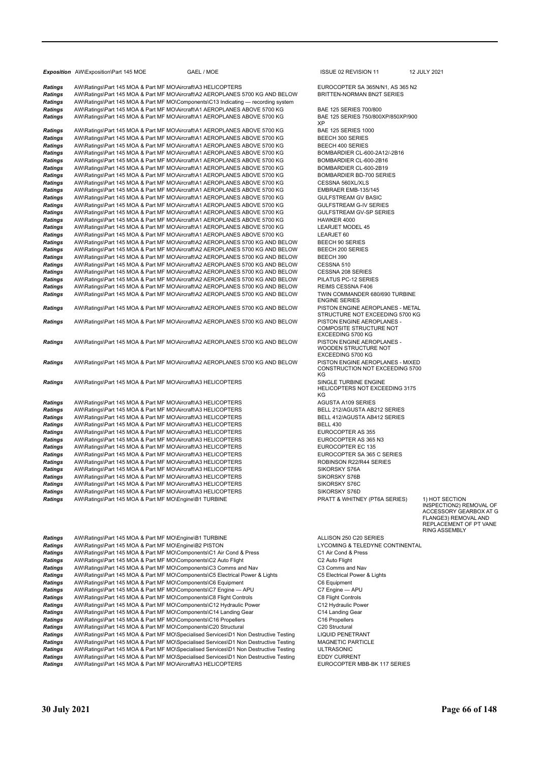| | | | | |
|---|---|---|---|---|
| ***Exposition*** | AW\Exposition\Part 145 MOE | GAEL / MOE | ISSUE 02 REVISION 11 | 12 JULY 2021 |
| ***Ratings*** | AW\Ratings\Part 145 MOA & Part MF MO\Aircraft\A3 HELICOPTERS | | EUROCOPTER SA 365N/N1, AS 365 N2 | |
| ***Ratings*** | AW\Ratings\Part 145 MOA & Part MF MO\Aircraft\A2 AEROPLANES 5700 KG AND BELOW | | BRITTEN-NORMAN BN2T SERIES | |
| ***Ratings*** | AW\Ratings\Part 145 MOA & Part MF MO\Components\C13 Indicating — recording system | | | |
| ***Ratings*** | AW\Ratings\Part 145 MOA & Part MF MO\Aircraft\A1 AEROPLANES ABOVE 5700 KG | | BAE 125 SERIES 700/800 | |
| ***Ratings*** | AW\Ratings\Part 145 MOA & Part MF MO\Aircraft\A1 AEROPLANES ABOVE 5700 KG | | BAE 125 SERIES 750/800XP/850XP/900 XP | |
| ***Ratings*** | AW\Ratings\Part 145 MOA & Part MF MO\Aircraft\A1 AEROPLANES ABOVE 5700 KG | | BAE 125 SERIES 1000 | |
| ***Ratings*** | AW\Ratings\Part 145 MOA & Part MF MO\Aircraft\A1 AEROPLANES ABOVE 5700 KG | | BEECH 300 SERIES | |
| ***Ratings*** | AW\Ratings\Part 145 MOA & Part MF MO\Aircraft\A1 AEROPLANES ABOVE 5700 KG | | BEECH 400 SERIES | |
| ***Ratings*** | AW\Ratings\Part 145 MOA & Part MF MO\Aircraft\A1 AEROPLANES ABOVE 5700 KG | | BOMBARDIER CL-600-2A12/-2B16 | |
| ***Ratings*** | AW\Ratings\Part 145 MOA & Part MF MO\Aircraft\A1 AEROPLANES ABOVE 5700 KG | | BOMBARDIER CL-600-2B16 | |
| ***Ratings*** | AW\Ratings\Part 145 MOA & Part MF MO\Aircraft\A1 AEROPLANES ABOVE 5700 KG | | BOMBARDIER CL-600-2B19 | |
| ***Ratings*** | AW\Ratings\Part 145 MOA & Part MF MO\Aircraft\A1 AEROPLANES ABOVE 5700 KG | | BOMBARDIER BD-700 SERIES | |
| ***Ratings*** | AW\Ratings\Part 145 MOA & Part MF MO\Aircraft\A1 AEROPLANES ABOVE 5700 KG | | CESSNA 560XL/XLS | |
| ***Ratings*** | AW\Ratings\Part 145 MOA & Part MF MO\Aircraft\A1 AEROPLANES ABOVE 5700 KG | | EMBRAER EMB-135/145 | |
| ***Ratings*** | AW\Ratings\Part 145 MOA & Part MF MO\Aircraft\A1 AEROPLANES ABOVE 5700 KG | | GULFSTREAM GV BASIC | |
| ***Ratings*** | AW\Ratings\Part 145 MOA & Part MF MO\Aircraft\A1 AEROPLANES ABOVE 5700 KG | | GULFSTREAM G-IV SERIES | |
| ***Ratings*** | AW\Ratings\Part 145 MOA & Part MF MO\Aircraft\A1 AEROPLANES ABOVE 5700 KG | | GULFSTREAM GV-SP SERIES | |
| ***Ratings*** | AW\Ratings\Part 145 MOA & Part MF MO\Aircraft\A1 AEROPLANES ABOVE 5700 KG | | HAWKER 4000 | |
| ***Ratings*** | AW\Ratings\Part 145 MOA & Part MF MO\Aircraft\A1 AEROPLANES ABOVE 5700 KG | | LEARJET MODEL 45 | |
| ***Ratings*** | AW\Ratings\Part 145 MOA & Part MF MO\Aircraft\A1 AEROPLANES ABOVE 5700 KG | | LEARJET 60 | |
| ***Ratings*** | AW\Ratings\Part 145 MOA & Part MF MO\Aircraft\A2 AEROPLANES 5700 KG AND BELOW | | BEECH 90 SERIES | |
| ***Ratings*** | AW\Ratings\Part 145 MOA & Part MF MO\Aircraft\A2 AEROPLANES 5700 KG AND BELOW | | BEECH 200 SERIES | |
| ***Ratings*** | AW\Ratings\Part 145 MOA & Part MF MO\Aircraft\A2 AEROPLANES 5700 KG AND BELOW | | BEECH 390 | |
| ***Ratings*** | AW\Ratings\Part 145 MOA & Part MF MO\Aircraft\A2 AEROPLANES 5700 KG AND BELOW | | CESSNA 510 | |
| ***Ratings*** | AW\Ratings\Part 145 MOA & Part MF MO\Aircraft\A2 AEROPLANES 5700 KG AND BELOW | | CESSNA 208 SERIES | |
| ***Ratings*** | AW\Ratings\Part 145 MOA & Part MF MO\Aircraft\A2 AEROPLANES 5700 KG AND BELOW | | PILATUS PC-12 SERIES | |
| ***Ratings*** | AW\Ratings\Part 145 MOA & Part MF MO\Aircraft\A2 AEROPLANES 5700 KG AND BELOW | | REIMS CESSNA F406 | |
| ***Ratings*** | AW\Ratings\Part 145 MOA & Part MF MO\Aircraft\A2 AEROPLANES 5700 KG AND BELOW | | TWIN COMMANDER 680/690 TURBINE ENGINE SERIES | |
| ***Ratings*** | AW\Ratings\Part 145 MOA & Part MF MO\Aircraft\A2 AEROPLANES 5700 KG AND BELOW | | PISTON ENGINE AEROPLANES - METAL STRUCTURE NOT EXCEEDING 5700 KG | |
| ***Ratings*** | AW\Ratings\Part 145 MOA & Part MF MO\Aircraft\A2 AEROPLANES 5700 KG AND BELOW | | PISTON ENGINE AEROPLANES - COMPOSITE STRUCTURE NOT EXCEEDING 5700 KG | |
| ***Ratings*** | AW\Ratings\Part 145 MOA & Part MF MO\Aircraft\A2 AEROPLANES 5700 KG AND BELOW | | PISTON ENGINE AEROPLANES - WOODEN STRUCTURE NOT EXCEEDING 5700 KG | |
| ***Ratings*** | AW\Ratings\Part 145 MOA & Part MF MO\Aircraft\A2 AEROPLANES 5700 KG AND BELOW | | PISTON ENGINE AEROPLANES - MIXED CONSTRUCTION NOT EXCEEDING 5700 KG | |
| ***Ratings*** | AW\Ratings\Part 145 MOA & Part MF MO\Aircraft\A3 HELICOPTERS | | SINGLE TURBINE ENGINE HELICOPTERS NOT EXCEEDING 3175 KG | |
| ***Ratings*** | AW\Ratings\Part 145 MOA & Part MF MO\Aircraft\A3 HELICOPTERS | | AGUSTA A109 SERIES | |
| ***Ratings*** | AW\Ratings\Part 145 MOA & Part MF MO\Aircraft\A3 HELICOPTERS | | BELL 212/AGUSTA AB212 SERIES | |
| ***Ratings*** | AW\Ratings\Part 145 MOA & Part MF MO\Aircraft\A3 HELICOPTERS | | BELL 412/AGUSTA AB412 SERIES | |
| ***Ratings*** | AW\Ratings\Part 145 MOA & Part MF MO\Aircraft\A3 HELICOPTERS | | BELL 430 | |
| ***Ratings*** | AW\Ratings\Part 145 MOA & Part MF MO\Aircraft\A3 HELICOPTERS | | EUROCOPTER AS 355 | |
| ***Ratings*** | AW\Ratings\Part 145 MOA & Part MF MO\Aircraft\A3 HELICOPTERS | | EUROCOPTER AS 365 N3 | |
| ***Ratings*** | AW\Ratings\Part 145 MOA & Part MF MO\Aircraft\A3 HELICOPTERS | | EUROCOPTER EC 135 | |
| ***Ratings*** | AW\Ratings\Part 145 MOA & Part MF MO\Aircraft\A3 HELICOPTERS | | EUROCOPTER SA 365 C SERIES | |
| ***Ratings*** | AW\Ratings\Part 145 MOA & Part MF MO\Aircraft\A3 HELICOPTERS | | ROBINSON R22/R44 SERIES | |
| ***Ratings*** | AW\Ratings\Part 145 MOA & Part MF MO\Aircraft\A3 HELICOPTERS | | SIKORSKY S76A | |
| ***Ratings*** | AW\Ratings\Part 145 MOA & Part MF MO\Aircraft\A3 HELICOPTERS | | SIKORSKY S76B | |
| ***Ratings*** | AW\Ratings\Part 145 MOA & Part MF MO\Aircraft\A3 HELICOPTERS | | SIKORSKY S76C | |
| ***Ratings*** | AW\Ratings\Part 145 MOA & Part MF MO\Aircraft\A3 HELICOPTERS | | SIKORSKY S76D | |
| ***Ratings*** | AW\Ratings\Part 145 MOA & Part MF MO\Engine\B1 TURBINE | | PRATT & WHITNEY (PT6A SERIES) | 1) HOT SECTION INSPECTION2) REMOVAL OF ACCESSORY GEARBOX AT G FLANGE3) REMOVAL AND REPLACEMENT OF PT VANE RING ASSEMBLY |
| ***Ratings*** | AW\Ratings\Part 145 MOA & Part MF MO\Engine\B1 TURBINE | | ALLISON 250 C20 SERIES | |
| ***Ratings*** | AW\Ratings\Part 145 MOA & Part MF MO\Engine\B2 PISTON | | LYCOMING & TELEDYNE CONTINENTAL | |
| ***Ratings*** | AW\Ratings\Part 145 MOA & Part MF MO\Components\C1 Air Cond & Press | | C1 Air Cond & Press | |
| ***Ratings*** | AW\Ratings\Part 145 MOA & Part MF MO\Components\C2 Auto Flight | | C2 Auto Flight | |
| ***Ratings*** | AW\Ratings\Part 145 MOA & Part MF MO\Components\C3 Comms and Nav | | C3 Comms and Nav | |
| ***Ratings*** | AW\Ratings\Part 145 MOA & Part MF MO\Components\C5 Electrical Power & Lights | | C5 Electrical Power & Lights | |
| ***Ratings*** | AW\Ratings\Part 145 MOA & Part MF MO\Components\C6 Equipment | | C6 Equipment | |
| ***Ratings*** | AW\Ratings\Part 145 MOA & Part MF MO\Components\C7 Engine — APU | | C7 Engine — APU | |
| ***Ratings*** | AW\Ratings\Part 145 MOA & Part MF MO\Components\C8 Flight Controls | | C8 Flight Controls | |
| ***Ratings*** | AW\Ratings\Part 145 MOA & Part MF MO\Components\C12 Hydraulic Power | | C12 Hydraulic Power | |
| ***Ratings*** | AW\Ratings\Part 145 MOA & Part MF MO\Components\C14 Landing Gear | | C14 Landing Gear | |
| ***Ratings*** | AW\Ratings\Part 145 MOA & Part MF MO\Components\C16 Propellers | | C16 Propellers | |
| ***Ratings*** | AW\Ratings\Part 145 MOA & Part MF MO\Components\C20 Structural | | C20 Structural | |
| ***Ratings*** | AW\Ratings\Part 145 MOA & Part MF MO\Specialised Services\D1 Non Destructive Testing | | LIQUID PENETRANT | |
| ***Ratings*** | AW\Ratings\Part 145 MOA & Part MF MO\Specialised Services\D1 Non Destructive Testing | | MAGNETIC PARTICLE | |
| ***Ratings*** | AW\Ratings\Part 145 MOA & Part MF MO\Specialised Services\D1 Non Destructive Testing | | ULTRASONIC | |
| ***Ratings*** | AW\Ratings\Part 145 MOA & Part MF MO\Specialised Services\D1 Non Destructive Testing | | EDDY CURRENT | |
| ***Ratings*** | AW\Ratings\Part 145 MOA & Part MF MO\Aircraft\A3 HELICOPTERS | | EUROCOPTER MBB-BK 117 SERIES | |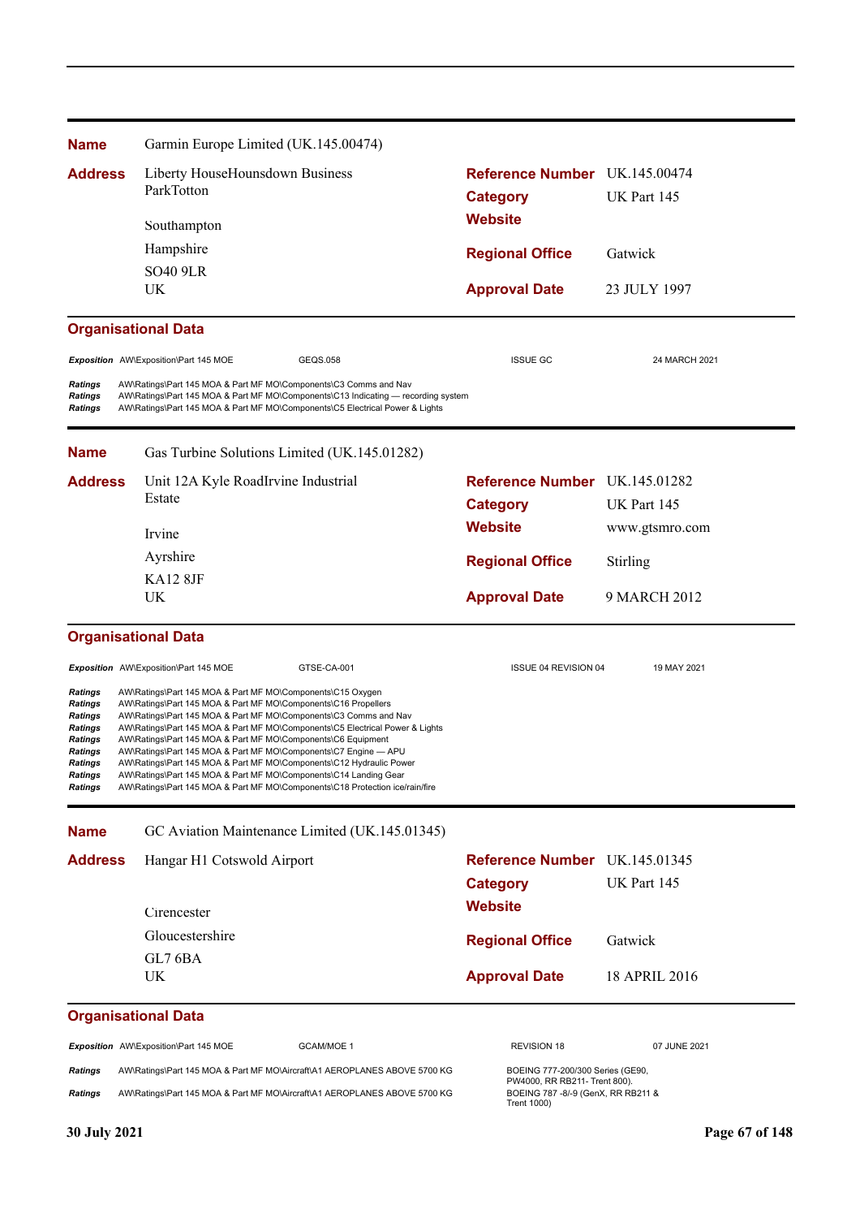**Name** Garmin Europe Limited (UK.145.00474)

**Address** Liberty HouseHounsdown Business ParkTotton

Southampton

Hampshire

SO40 9LR
UK

**Reference Number** UK.145.00474
**Category** UK Part 145
**Website**
**Regional Office** Gatwick
**Approval Date** 23 JULY 1997

**Organisational Data**

| | | | | |
|---|---|---|---|---|
| *Exposition* | AW\Exposition\Part 145 MOE | GEQS.058 | ISSUE GC | 24 MARCH 2021 |

| | |
|---|---|
| *Ratings* | AW\Ratings\Part 145 MOA & Part MF MO\Components\C3 Comms and Nav |
| *Ratings* | AW\Ratings\Part 145 MOA & Part MF MO\Components\C13 Indicating — recording system |
| *Ratings* | AW\Ratings\Part 145 MOA & Part MF MO\Components\C5 Electrical Power & Lights |

**Name** Gas Turbine Solutions Limited (UK.145.01282)

**Address** Unit 12A Kyle RoadIrvine Industrial Estate

Irvine

Ayrshire

KA12 8JF
UK

**Reference Number** UK.145.01282
**Category** UK Part 145
**Website** www.gtsmro.com
**Regional Office** Stirling
**Approval Date** 9 MARCH 2012

**Organisational Data**

| | | | | |
|---|---|---|---|---|
| *Exposition* | AW\Exposition\Part 145 MOE | GTSE-CA-001 | ISSUE 04 REVISION 04 | 19 MAY 2021 |

| | |
|---|---|
| *Ratings* | AW\Ratings\Part 145 MOA & Part MF MO\Components\C15 Oxygen |
| *Ratings* | AW\Ratings\Part 145 MOA & Part MF MO\Components\C16 Propellers |
| *Ratings* | AW\Ratings\Part 145 MOA & Part MF MO\Components\C3 Comms and Nav |
| *Ratings* | AW\Ratings\Part 145 MOA & Part MF MO\Components\C5 Electrical Power & Lights |
| *Ratings* | AW\Ratings\Part 145 MOA & Part MF MO\Components\C6 Equipment |
| *Ratings* | AW\Ratings\Part 145 MOA & Part MF MO\Components\C7 Engine — APU |
| *Ratings* | AW\Ratings\Part 145 MOA & Part MF MO\Components\C12 Hydraulic Power |
| *Ratings* | AW\Ratings\Part 145 MOA & Part MF MO\Components\C14 Landing Gear |
| *Ratings* | AW\Ratings\Part 145 MOA & Part MF MO\Components\C18 Protection ice/rain/fire |

**Name** GC Aviation Maintenance Limited (UK.145.01345)

**Address** Hangar H1 Cotswold Airport

Cirencester

Gloucestershire

GL7 6BA
UK

**Reference Number** UK.145.01345
**Category** UK Part 145
**Website**
**Regional Office** Gatwick
**Approval Date** 18 APRIL 2016

**Organisational Data**

| | | | | |
|---|---|---|---|---|
| *Exposition* | AW\Exposition\Part 145 MOE | GCAM/MOE 1 | REVISION 18 | 07 JUNE 2021 |

| | | |
|---|---|---|
| *Ratings* | AW\Ratings\Part 145 MOA & Part MF MO\Aircraft\A1 AEROPLANES ABOVE 5700 KG | BOEING 777-200/300 Series (GE90, PW4000, RR RB211- Trent 800). |
| *Ratings* | AW\Ratings\Part 145 MOA & Part MF MO\Aircraft\A1 AEROPLANES ABOVE 5700 KG | BOEING 787 -8/-9 (GenX, RR RB211 & Trent 1000) |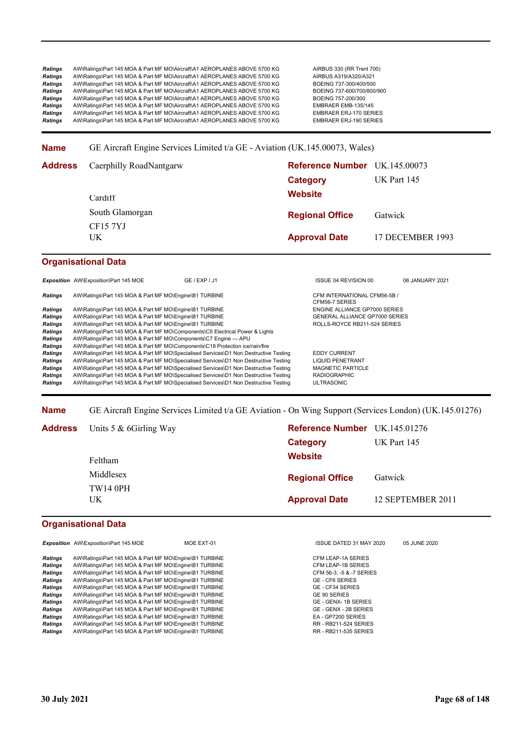| | | |
|---|---|---|
| *Ratings* | AW\Ratings\Part 145 MOA & Part MF MO\Aircraft\A1 AEROPLANES ABOVE 5700 KG | AIRBUS 330 (RR Trent 700) |
| *Ratings* | AW\Ratings\Part 145 MOA & Part MF MO\Aircraft\A1 AEROPLANES ABOVE 5700 KG | AIRBUS A319/A320/A321 |
| *Ratings* | AW\Ratings\Part 145 MOA & Part MF MO\Aircraft\A1 AEROPLANES ABOVE 5700 KG | BOEING 737-300/400/500 |
| *Ratings* | AW\Ratings\Part 145 MOA & Part MF MO\Aircraft\A1 AEROPLANES ABOVE 5700 KG | BOEING 737-600/700/800/900 |
| *Ratings* | AW\Ratings\Part 145 MOA & Part MF MO\Aircraft\A1 AEROPLANES ABOVE 5700 KG | BOEING 757-200/300 |
| *Ratings* | AW\Ratings\Part 145 MOA & Part MF MO\Aircraft\A1 AEROPLANES ABOVE 5700 KG | EMBRAER EMB-135/145 |
| *Ratings* | AW\Ratings\Part 145 MOA & Part MF MO\Aircraft\A1 AEROPLANES ABOVE 5700 KG | EMBRAER ERJ-170 SERIES |
| *Ratings* | AW\Ratings\Part 145 MOA & Part MF MO\Aircraft\A1 AEROPLANES ABOVE 5700 KG | EMBRAER ERJ-190 SERIES |

**Name** GE Aircraft Engine Services Limited t/a GE - Aviation (UK.145.00073, Wales)

**Address** Caerphilly RoadNantgarw
Cardiff
South Glamorgan
CF15 7YJ
UK

**Reference Number** UK.145.00073
**Category** UK Part 145
**Website**
**Regional Office** Gatwick
**Approval Date** 17 DECEMBER 1993

## Organisational Data

| | | | | |
|---|---|---|---|---|
| *Exposition* | AW\Exposition\Part 145 MOE | GE / EXP / J1 | ISSUE 04 REVISION 00 | 06 JANUARY 2021 |

| | | |
|---|---|---|
| *Ratings* | AW\Ratings\Part 145 MOA & Part MF MO\Engine\B1 TURBINE | CFM INTERNATIONAL CFM56-5B / CFM56-7 SERIES |
| *Ratings* | AW\Ratings\Part 145 MOA & Part MF MO\Engine\B1 TURBINE | ENGINE ALLIANCE GP7000 SERIES |
| *Ratings* | AW\Ratings\Part 145 MOA & Part MF MO\Engine\B1 TURBINE | GENERAL ALLIANCE GP7000 SERIES |
| *Ratings* | AW\Ratings\Part 145 MOA & Part MF MO\Engine\B1 TURBINE | ROLLS-ROYCE RB211-524 SERIES |
| *Ratings* | AW\Ratings\Part 145 MOA & Part MF MO\Components\C5 Electrical Power & Lights | |
| *Ratings* | AW\Ratings\Part 145 MOA & Part MF MO\Components\C7 Engine — APU | |
| *Ratings* | AW\Ratings\Part 145 MOA & Part MF MO\Components\C18 Protection ice/rain/fire | |
| *Ratings* | AW\Ratings\Part 145 MOA & Part MF MO\Specialised Services\D1 Non Destructive Testing | EDDY CURRENT |
| *Ratings* | AW\Ratings\Part 145 MOA & Part MF MO\Specialised Services\D1 Non Destructive Testing | LIQUID PENETRANT |
| *Ratings* | AW\Ratings\Part 145 MOA & Part MF MO\Specialised Services\D1 Non Destructive Testing | MAGNETIC PARTICLE |
| *Ratings* | AW\Ratings\Part 145 MOA & Part MF MO\Specialised Services\D1 Non Destructive Testing | RADIOGRAPHIC |
| *Ratings* | AW\Ratings\Part 145 MOA & Part MF MO\Specialised Services\D1 Non Destructive Testing | ULTRASONIC |

**Name** GE Aircraft Engine Services Limited t/a GE Aviation - On Wing Support (Services London) (UK.145.01276)

**Address** Units 5 & 6Girling Way
Feltham
Middlesex
TW14 0PH
UK

**Reference Number** UK.145.01276
**Category** UK Part 145
**Website**
**Regional Office** Gatwick
**Approval Date** 12 SEPTEMBER 2011

## Organisational Data

| | | | | |
|---|---|---|---|---|
| *Exposition* | AW\Exposition\Part 145 MOE | MOE EXT-01 | ISSUE DATED 31 MAY 2020 | 05 JUNE 2020 |

| | | |
|---|---|---|
| *Ratings* | AW\Ratings\Part 145 MOA & Part MF MO\Engine\B1 TURBINE | CFM LEAP-1A SERIES |
| *Ratings* | AW\Ratings\Part 145 MOA & Part MF MO\Engine\B1 TURBINE | CFM LEAP-1B SERIES |
| *Ratings* | AW\Ratings\Part 145 MOA & Part MF MO\Engine\B1 TURBINE | CFM 56-3, -5 & -7 SERIES |
| *Ratings* | AW\Ratings\Part 145 MOA & Part MF MO\Engine\B1 TURBINE | GE - CF6 SERIES |
| *Ratings* | AW\Ratings\Part 145 MOA & Part MF MO\Engine\B1 TURBINE | GE - CF34 SERIES |
| *Ratings* | AW\Ratings\Part 145 MOA & Part MF MO\Engine\B1 TURBINE | GE 90 SERIES |
| *Ratings* | AW\Ratings\Part 145 MOA & Part MF MO\Engine\B1 TURBINE | GE - GENX- 1B SERIES |
| *Ratings* | AW\Ratings\Part 145 MOA & Part MF MO\Engine\B1 TURBINE | GE - GENX - 2B SERIES |
| *Ratings* | AW\Ratings\Part 145 MOA & Part MF MO\Engine\B1 TURBINE | EA - GP7200 SERIES |
| *Ratings* | AW\Ratings\Part 145 MOA & Part MF MO\Engine\B1 TURBINE | RR - RB211-524 SERIES |
| *Ratings* | AW\Ratings\Part 145 MOA & Part MF MO\Engine\B1 TURBINE | RR - RB211-535 SERIES |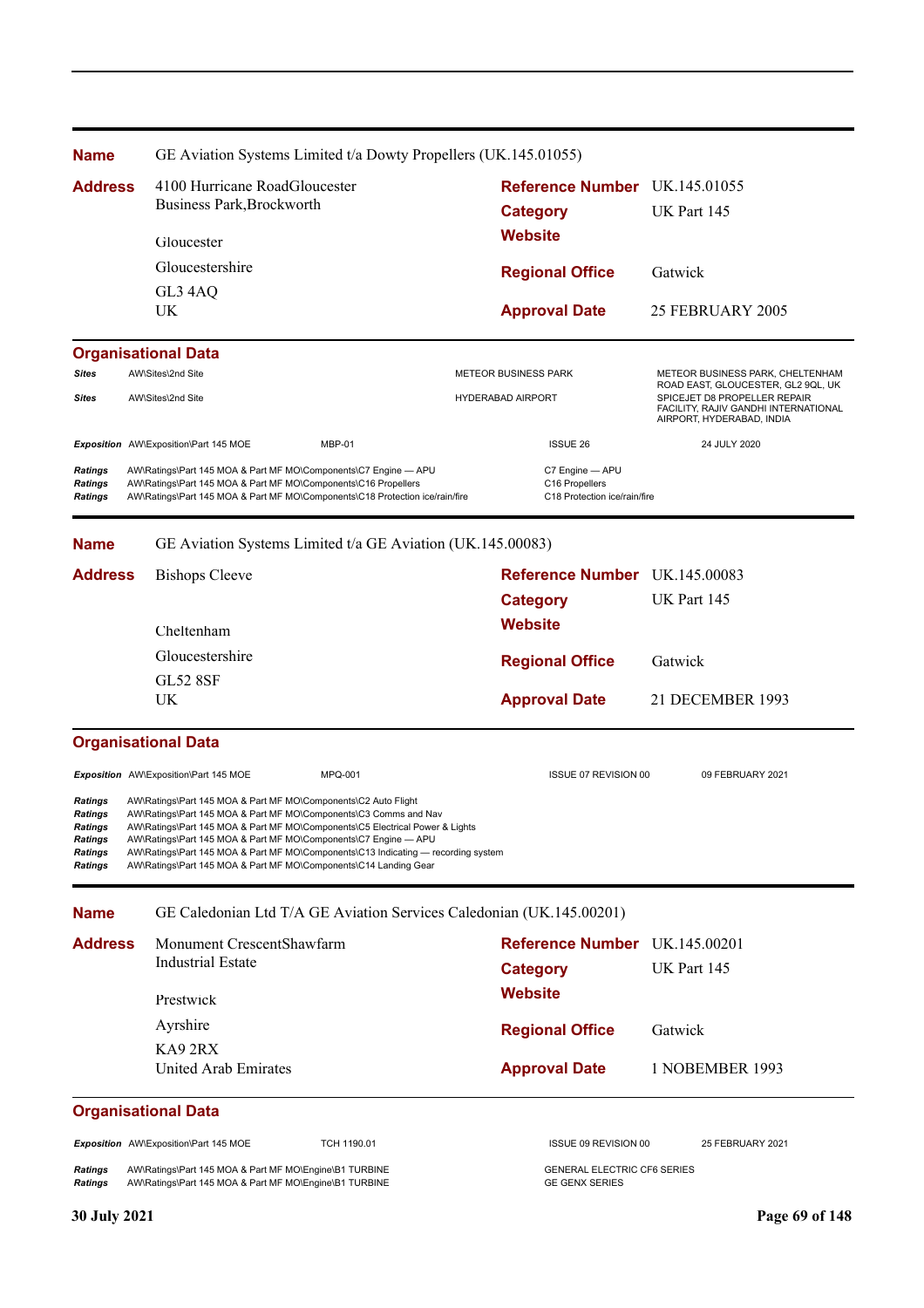**Name** GE Aviation Systems Limited t/a Dowty Propellers (UK.145.01055)

| | | | |
|---|---|---|---|
| **Address** | 4100 Hurricane RoadGloucester Business Park,Brockworth | **Reference Number** | UK.145.01055 |
| | | **Category** | UK Part 145 |
| | Gloucester | **Website** | |
| | Gloucestershire | **Regional Office** | Gatwick |
| | GL3 4AQ | | |
| | UK | **Approval Date** | 25 FEBRUARY 2005 |

### Organisational Data

| | | | | |
|---|---|---|---|---|
| *Sites* | AW\Sites\2nd Site | | METEOR BUSINESS PARK | METEOR BUSINESS PARK, CHELTENHAM ROAD EAST, GLOUCESTER, GL2 9QL, UK |
| *Sites* | AW\Sites\2nd Site | | HYDERABAD AIRPORT | SPICEJET D8 PROPELLER REPAIR FACILITY, RAJIV GANDHI INTERNATIONAL AIRPORT, HYDERABAD, INDIA |
| *Exposition* | AW\Exposition\Part 145 MOE | MBP-01 | ISSUE 26 | 24 JULY 2020 |
| *Ratings* | AW\Ratings\Part 145 MOA & Part MF MO\Components\C7 Engine — APU | | C7 Engine — APU | |
| *Ratings* | AW\Ratings\Part 145 MOA & Part MF MO\Components\C16 Propellers | | C16 Propellers | |
| *Ratings* | AW\Ratings\Part 145 MOA & Part MF MO\Components\C18 Protection ice/rain/fire | | C18 Protection ice/rain/fire | |

**Name** GE Aviation Systems Limited t/a GE Aviation (UK.145.00083)

| | | | |
|---|---|---|---|
| **Address** | Bishops Cleeve | **Reference Number** | UK.145.00083 |
| | | **Category** | UK Part 145 |
| | Cheltenham | **Website** | |
| | Gloucestershire | **Regional Office** | Gatwick |
| | GL52 8SF | | |
| | UK | **Approval Date** | 21 DECEMBER 1993 |

### Organisational Data

| | | | | |
|---|---|---|---|---|
| *Exposition* | AW\Exposition\Part 145 MOE | MPQ-001 | ISSUE 07 REVISION 00 | 09 FEBRUARY 2021 |
| *Ratings* | AW\Ratings\Part 145 MOA & Part MF MO\Components\C2 Auto Flight | | | |
| *Ratings* | AW\Ratings\Part 145 MOA & Part MF MO\Components\C3 Comms and Nav | | | |
| *Ratings* | AW\Ratings\Part 145 MOA & Part MF MO\Components\C5 Electrical Power & Lights | | | |
| *Ratings* | AW\Ratings\Part 145 MOA & Part MF MO\Components\C7 Engine — APU | | | |
| *Ratings* | AW\Ratings\Part 145 MOA & Part MF MO\Components\C13 Indicating — recording system | | | |
| *Ratings* | AW\Ratings\Part 145 MOA & Part MF MO\Components\C14 Landing Gear | | | |

**Name** GE Caledonian Ltd T/A GE Aviation Services Caledonian (UK.145.00201)

| | | | |
|---|---|---|---|
| **Address** | Monument CrescentShawfarm Industrial Estate | **Reference Number** | UK.145.00201 |
| | | **Category** | UK Part 145 |
| | Prestwick | **Website** | |
| | Ayrshire | **Regional Office** | Gatwick |
| | KA9 2RX | | |
| | United Arab Emirates | **Approval Date** | 1 NOBEMBER 1993 |

### Organisational Data

| | | | | |
|---|---|---|---|---|
| *Exposition* | AW\Exposition\Part 145 MOE | TCH 1190.01 | ISSUE 09 REVISION 00 | 25 FEBRUARY 2021 |
| *Ratings* | AW\Ratings\Part 145 MOA & Part MF MO\Engine\B1 TURBINE | | GENERAL ELECTRIC CF6 SERIES | |
| *Ratings* | AW\Ratings\Part 145 MOA & Part MF MO\Engine\B1 TURBINE | | GE GENX SERIES | |

**30 July 2021**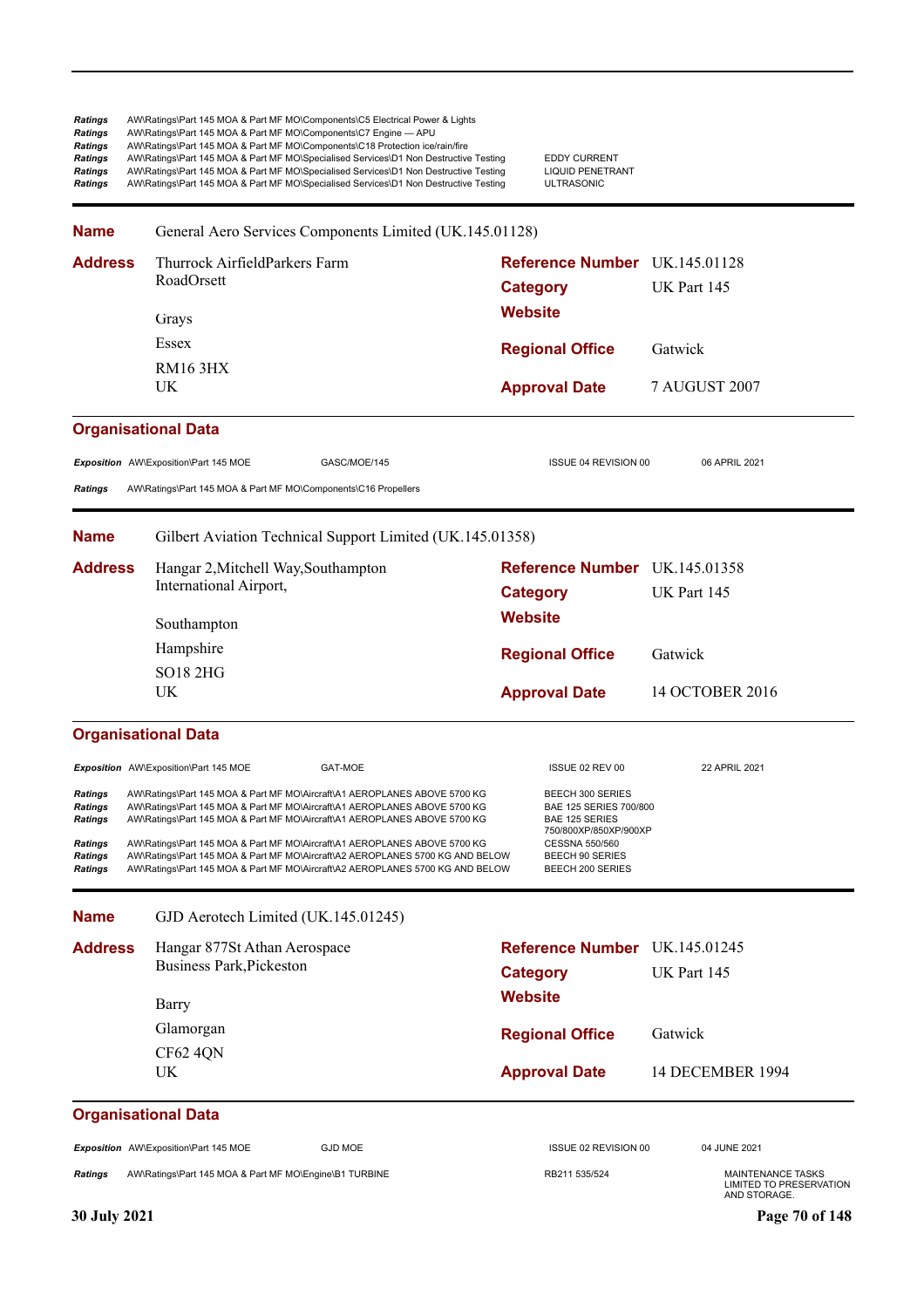| | | |
|---|---|---|
| *Ratings* | AW\Ratings\Part 145 MOA & Part MF MO\Components\C5 Electrical Power & Lights | |
| *Ratings* | AW\Ratings\Part 145 MOA & Part MF MO\Components\C7 Engine — APU | |
| *Ratings* | AW\Ratings\Part 145 MOA & Part MF MO\Components\C18 Protection ice/rain/fire | |
| *Ratings* | AW\Ratings\Part 145 MOA & Part MF MO\Specialised Services\D1 Non Destructive Testing | EDDY CURRENT |
| *Ratings* | AW\Ratings\Part 145 MOA & Part MF MO\Specialised Services\D1 Non Destructive Testing | LIQUID PENETRANT |
| *Ratings* | AW\Ratings\Part 145 MOA & Part MF MO\Specialised Services\D1 Non Destructive Testing | ULTRASONIC |

---

**Name** General Aero Services Components Limited (UK.145.01128)

**Address**
Thurrock AirfieldParkers Farm RoadOrsett
Grays
Essex
RM16 3HX
UK

**Reference Number** UK.145.01128
**Category** UK Part 145
**Website**
**Regional Office** Gatwick
**Approval Date** 7 AUGUST 2007

### Organisational Data

| | | | | |
|---|---|---|---|---|
| *Exposition* | AW\Exposition\Part 145 MOE | GASC/MOE/145 | ISSUE 04 REVISION 00 | 06 APRIL 2021 |
| *Ratings* | AW\Ratings\Part 145 MOA & Part MF MO\Components\C16 Propellers | | | |

---

**Name** Gilbert Aviation Technical Support Limited (UK.145.01358)

**Address**
Hangar 2,Mitchell Way,Southampton International Airport,
Southampton
Hampshire
SO18 2HG
UK

**Reference Number** UK.145.01358
**Category** UK Part 145
**Website**
**Regional Office** Gatwick
**Approval Date** 14 OCTOBER 2016

### Organisational Data

| | | | | |
|---|---|---|---|---|
| *Exposition* | AW\Exposition\Part 145 MOE | GAT-MOE | ISSUE 02 REV 00 | 22 APRIL 2021 |

| | | |
|---|---|---|
| *Ratings* | AW\Ratings\Part 145 MOA & Part MF MO\Aircraft\A1 AEROPLANES ABOVE 5700 KG | BEECH 300 SERIES |
| *Ratings* | AW\Ratings\Part 145 MOA & Part MF MO\Aircraft\A1 AEROPLANES ABOVE 5700 KG | BAE 125 SERIES 700/800 |
| *Ratings* | AW\Ratings\Part 145 MOA & Part MF MO\Aircraft\A1 AEROPLANES ABOVE 5700 KG | BAE 125 SERIES 750/800XP/850XP/900XP |
| *Ratings* | AW\Ratings\Part 145 MOA & Part MF MO\Aircraft\A1 AEROPLANES ABOVE 5700 KG | CESSNA 550/560 |
| *Ratings* | AW\Ratings\Part 145 MOA & Part MF MO\Aircraft\A2 AEROPLANES 5700 KG AND BELOW | BEECH 90 SERIES |
| *Ratings* | AW\Ratings\Part 145 MOA & Part MF MO\Aircraft\A2 AEROPLANES 5700 KG AND BELOW | BEECH 200 SERIES |

---

**Name** GJD Aerotech Limited (UK.145.01245)

**Address**
Hangar 877St Athan Aerospace Business Park,Pickeston
Barry
Glamorgan
CF62 4QN
UK

**Reference Number** UK.145.01245
**Category** UK Part 145
**Website**
**Regional Office** Gatwick
**Approval Date** 14 DECEMBER 1994

### Organisational Data

| | | | | |
|---|---|---|---|---|
| *Exposition* | AW\Exposition\Part 145 MOE | GJD MOE | ISSUE 02 REVISION 00 | 04 JUNE 2021 |
| *Ratings* | AW\Ratings\Part 145 MOA & Part MF MO\Engine\B1 TURBINE | | RB211 535/524 | MAINTENANCE TASKS LIMITED TO PRESERVATION AND STORAGE. |

30 July 2021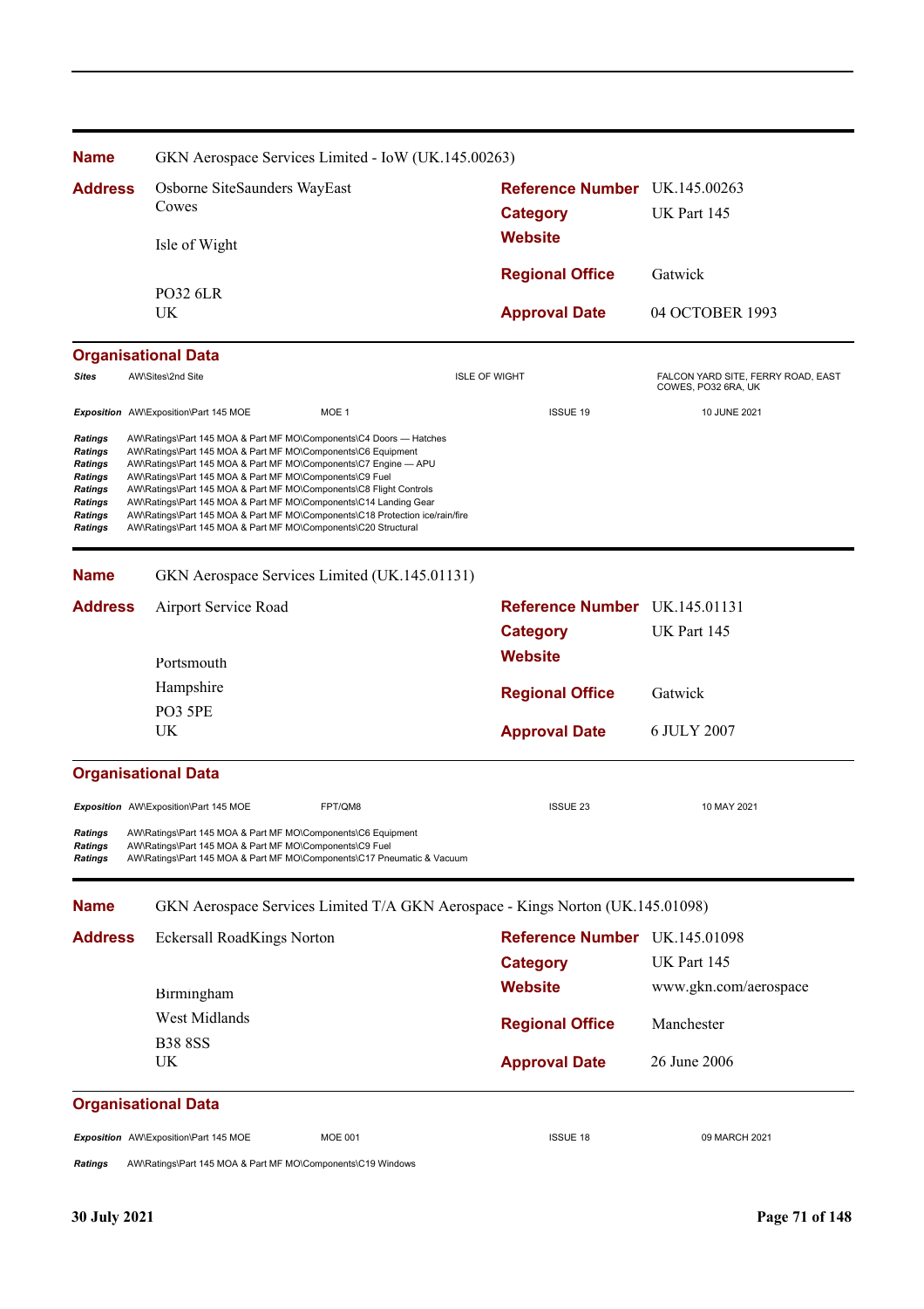**Name** GKN Aerospace Services Limited - IoW (UK.145.00263)

**Address** Osborne SiteSaunders WayEast
Cowes

Isle of Wight

PO32 6LR
UK

**Reference Number** UK.145.00263
**Category** UK Part 145
**Website**
**Regional Office** Gatwick
**Approval Date** 04 OCTOBER 1993

**Organisational Data**

| | | | | |
|---|---|---|---|---|
| *Sites* | AW\Sites\2nd Site | | ISLE OF WIGHT | FALCON YARD SITE, FERRY ROAD, EAST COWES, PO32 6RA, UK |
| *Exposition* | AW\Exposition\Part 145 MOE | MOE 1 | ISSUE 19 | 10 JUNE 2021 |

*Ratings* AW\Ratings\Part 145 MOA & Part MF MO\Components\C4 Doors — Hatches
*Ratings* AW\Ratings\Part 145 MOA & Part MF MO\Components\C6 Equipment
*Ratings* AW\Ratings\Part 145 MOA & Part MF MO\Components\C7 Engine — APU
*Ratings* AW\Ratings\Part 145 MOA & Part MF MO\Components\C9 Fuel
*Ratings* AW\Ratings\Part 145 MOA & Part MF MO\Components\C8 Flight Controls
*Ratings* AW\Ratings\Part 145 MOA & Part MF MO\Components\C14 Landing Gear
*Ratings* AW\Ratings\Part 145 MOA & Part MF MO\Components\C18 Protection ice/rain/fire
*Ratings* AW\Ratings\Part 145 MOA & Part MF MO\Components\C20 Structural

---

**Name** GKN Aerospace Services Limited (UK.145.01131)

**Address** Airport Service Road

Portsmouth
Hampshire
PO3 5PE
UK

**Reference Number** UK.145.01131
**Category** UK Part 145
**Website**
**Regional Office** Gatwick
**Approval Date** 6 JULY 2007

**Organisational Data**

| | | | | |
|---|---|---|---|---|
| *Exposition* | AW\Exposition\Part 145 MOE | FPT/QM8 | ISSUE 23 | 10 MAY 2021 |

*Ratings* AW\Ratings\Part 145 MOA & Part MF MO\Components\C6 Equipment
*Ratings* AW\Ratings\Part 145 MOA & Part MF MO\Components\C9 Fuel
*Ratings* AW\Ratings\Part 145 MOA & Part MF MO\Components\C17 Pneumatic & Vacuum

---

**Name** GKN Aerospace Services Limited T/A GKN Aerospace - Kings Norton (UK.145.01098)

**Address** Eckersall RoadKings Norton

Birmingham
West Midlands
B38 8SS
UK

**Reference Number** UK.145.01098
**Category** UK Part 145
**Website** www.gkn.com/aerospace
**Regional Office** Manchester
**Approval Date** 26 June 2006

**Organisational Data**

| | | | | |
|---|---|---|---|---|
| *Exposition* | AW\Exposition\Part 145 MOE | MOE 001 | ISSUE 18 | 09 MARCH 2021 |

*Ratings* AW\Ratings\Part 145 MOA & Part MF MO\Components\C19 Windows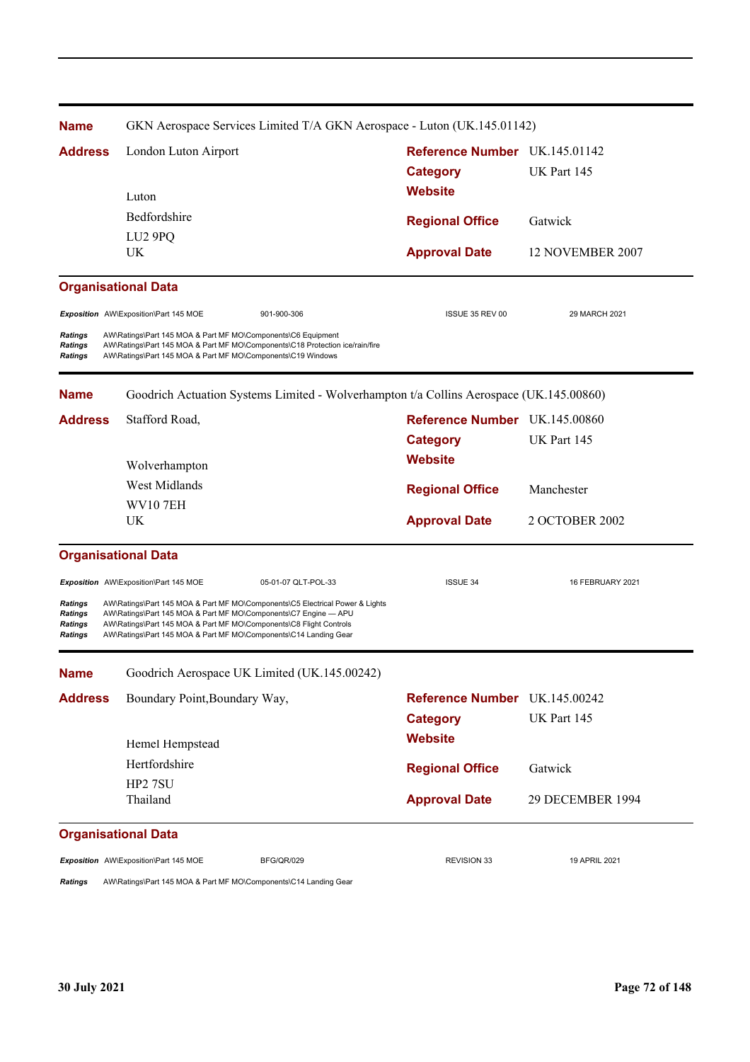| | |
|---|---|
| **Name** | GKN Aerospace Services Limited T/A GKN Aerospace - Luton (UK.145.01142) |
| **Address** | London Luton Airport<br><br>Luton<br>Bedfordshire<br>LU2 9PQ<br>UK |
| **Reference Number** | UK.145.01142 |
| **Category** | UK Part 145 |
| **Website** | |
| **Regional Office** | Gatwick |
| **Approval Date** | 12 NOVEMBER 2007 |

**Organisational Data**

| | | | | |
|---|---|---|---|---|
| *Exposition* | AW\Exposition\Part 145 MOE | 901-900-306 | ISSUE 35 REV 00 | 29 MARCH 2021 |

| | |
|---|---|
| *Ratings* | AW\Ratings\Part 145 MOA & Part MF MO\Components\C6 Equipment |
| *Ratings* | AW\Ratings\Part 145 MOA & Part MF MO\Components\C18 Protection ice/rain/fire |
| *Ratings* | AW\Ratings\Part 145 MOA & Part MF MO\Components\C19 Windows |

| | |
|---|---|
| **Name** | Goodrich Actuation Systems Limited - Wolverhampton t/a Collins Aerospace (UK.145.00860) |
| **Address** | Stafford Road,<br><br>Wolverhampton<br>West Midlands<br>WV10 7EH<br>UK |
| **Reference Number** | UK.145.00860 |
| **Category** | UK Part 145 |
| **Website** | |
| **Regional Office** | Manchester |
| **Approval Date** | 2 OCTOBER 2002 |

**Organisational Data**

| | | | | |
|---|---|---|---|---|
| *Exposition* | AW\Exposition\Part 145 MOE | 05-01-07 QLT-POL-33 | ISSUE 34 | 16 FEBRUARY 2021 |

| | |
|---|---|
| *Ratings* | AW\Ratings\Part 145 MOA & Part MF MO\Components\C5 Electrical Power & Lights |
| *Ratings* | AW\Ratings\Part 145 MOA & Part MF MO\Components\C7 Engine — APU |
| *Ratings* | AW\Ratings\Part 145 MOA & Part MF MO\Components\C8 Flight Controls |
| *Ratings* | AW\Ratings\Part 145 MOA & Part MF MO\Components\C14 Landing Gear |

| | |
|---|---|
| **Name** | Goodrich Aerospace UK Limited (UK.145.00242) |
| **Address** | Boundary Point,Boundary Way,<br><br>Hemel Hempstead<br>Hertfordshire<br>HP2 7SU<br>Thailand |
| **Reference Number** | UK.145.00242 |
| **Category** | UK Part 145 |
| **Website** | |
| **Regional Office** | Gatwick |
| **Approval Date** | 29 DECEMBER 1994 |

**Organisational Data**

| | | | | |
|---|---|---|---|---|
| *Exposition* | AW\Exposition\Part 145 MOE | BFG/QR/029 | REVISION 33 | 19 APRIL 2021 |

| | |
|---|---|
| *Ratings* | AW\Ratings\Part 145 MOA & Part MF MO\Components\C14 Landing Gear |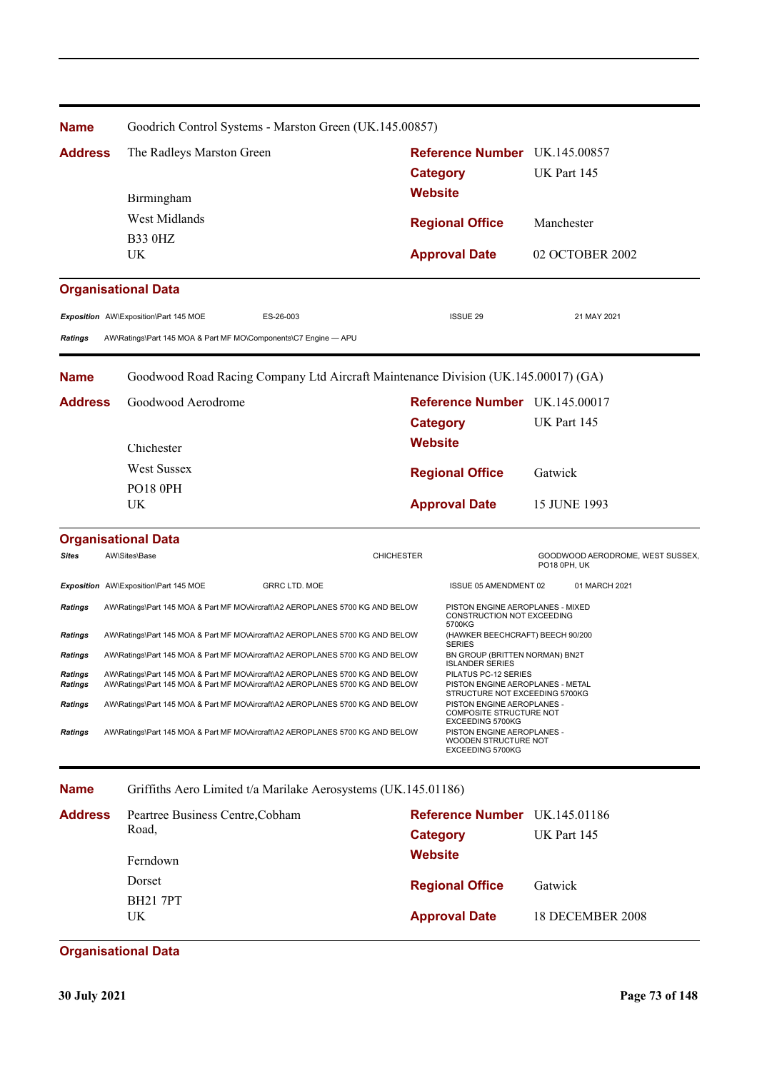| | | | |
|---|---|---|---|
| **Name** | Goodrich Control Systems - Marston Green (UK.145.00857) | | |
| **Address** | The Radleys Marston Green | **Reference Number** | UK.145.00857 |
| | | **Category** | UK Part 145 |
| | Birmingham | **Website** | |
| | West Midlands | **Regional Office** | Manchester |
| | B33 0HZ<br>UK | **Approval Date** | 02 OCTOBER 2002 |

**Organisational Data**

| | | | | |
|---|---|---|---|---|
| *Exposition* | AW\Exposition\Part 145 MOE | ES-26-003 | ISSUE 29 | 21 MAY 2021 |
| *Ratings* | AW\Ratings\Part 145 MOA & Part MF MO\Components\C7 Engine — APU | | | |

| | | | |
|---|---|---|---|
| **Name** | Goodwood Road Racing Company Ltd Aircraft Maintenance Division (UK.145.00017) (GA) | | |
| **Address** | Goodwood Aerodrome | **Reference Number** | UK.145.00017 |
| | | **Category** | UK Part 145 |
| | Chichester | **Website** | |
| | West Sussex | **Regional Office** | Gatwick |
| | PO18 0PH<br>UK | **Approval Date** | 15 JUNE 1993 |

**Organisational Data**

| | | | | |
|---|---|---|---|---|
| *Sites* | AW\Sites\Base | CHICHESTER | | GOODWOOD AERODROME, WEST SUSSEX, PO18 0PH, UK |
| *Exposition* | AW\Exposition\Part 145 MOE | GRRC LTD. MOE | ISSUE 05 AMENDMENT 02 | 01 MARCH 2021 |
| *Ratings* | AW\Ratings\Part 145 MOA & Part MF MO\Aircraft\A2 AEROPLANES 5700 KG AND BELOW | | PISTON ENGINE AEROPLANES - MIXED CONSTRUCTION NOT EXCEEDING 5700KG | |
| *Ratings* | AW\Ratings\Part 145 MOA & Part MF MO\Aircraft\A2 AEROPLANES 5700 KG AND BELOW | | (HAWKER BEECHCRAFT) BEECH 90/200 SERIES | |
| *Ratings* | AW\Ratings\Part 145 MOA & Part MF MO\Aircraft\A2 AEROPLANES 5700 KG AND BELOW | | BN GROUP (BRITTEN NORMAN) BN2T ISLANDER SERIES | |
| *Ratings* | AW\Ratings\Part 145 MOA & Part MF MO\Aircraft\A2 AEROPLANES 5700 KG AND BELOW | | PILATUS PC-12 SERIES | |
| *Ratings* | AW\Ratings\Part 145 MOA & Part MF MO\Aircraft\A2 AEROPLANES 5700 KG AND BELOW | | PISTON ENGINE AEROPLANES - METAL STRUCTURE NOT EXCEEDING 5700KG | |
| *Ratings* | AW\Ratings\Part 145 MOA & Part MF MO\Aircraft\A2 AEROPLANES 5700 KG AND BELOW | | PISTON ENGINE AEROPLANES - COMPOSITE STRUCTURE NOT EXCEEDING 5700KG | |
| *Ratings* | AW\Ratings\Part 145 MOA & Part MF MO\Aircraft\A2 AEROPLANES 5700 KG AND BELOW | | PISTON ENGINE AEROPLANES - WOODEN STRUCTURE NOT EXCEEDING 5700KG | |

| | | | |
|---|---|---|---|
| **Name** | Griffiths Aero Limited t/a Marilake Aerosystems (UK.145.01186) | | |
| **Address** | Peartree Business Centre,Cobham Road, | **Reference Number** | UK.145.01186 |
| | | **Category** | UK Part 145 |
| | Ferndown | **Website** | |
| | Dorset | **Regional Office** | Gatwick |
| | BH21 7PT<br>UK | **Approval Date** | 18 DECEMBER 2008 |

**Organisational Data**

**30 July 2021**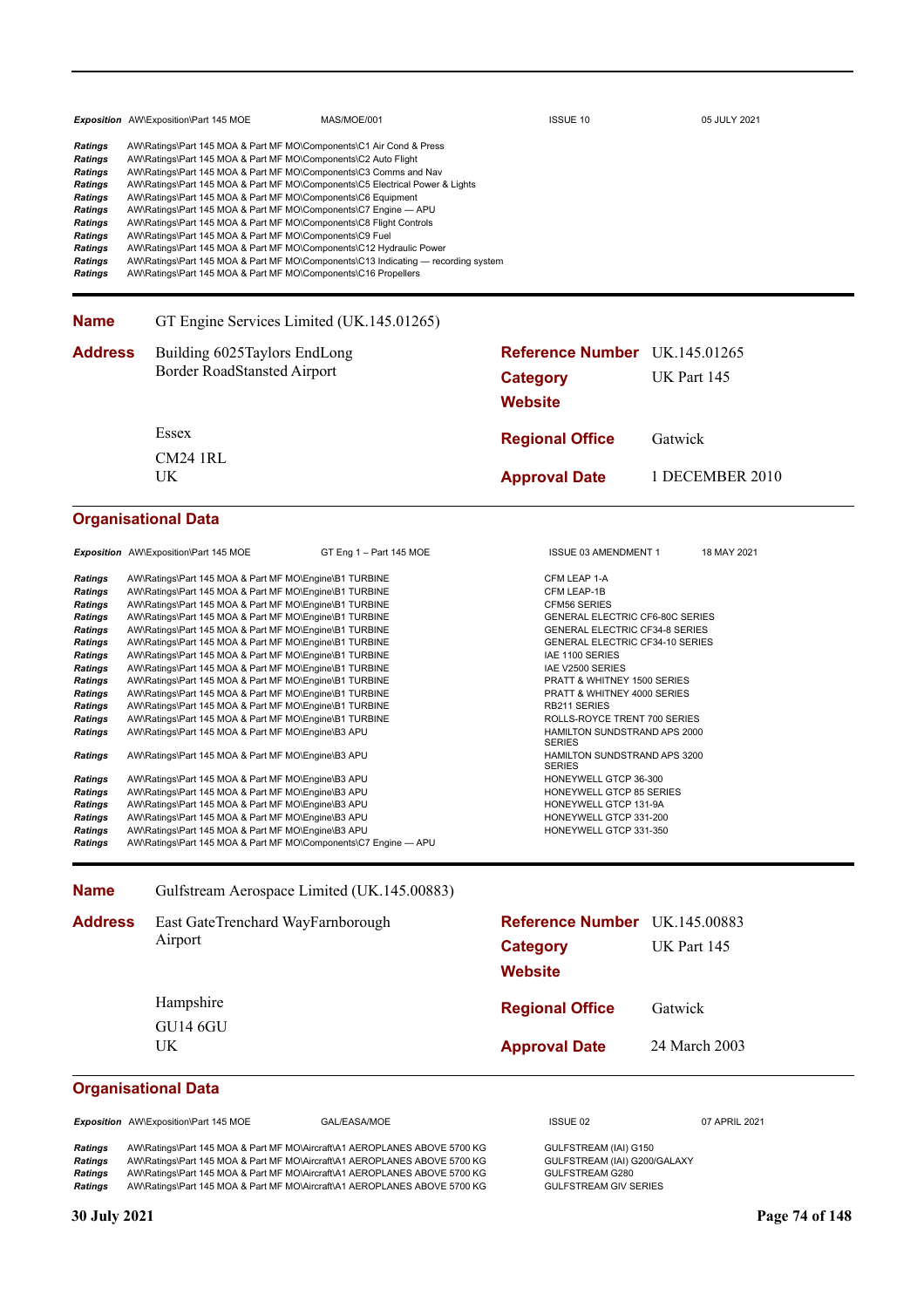| Exposition | AW\Exposition\Part 145 MOE | MAS/MOE/001 | ISSUE 10 | 05 JULY 2021 |
|---|---|---|---|---|
| Ratings | AW\Ratings\Part 145 MOA & Part MF MO\Components\C1 Air Cond & Press | | | |
| Ratings | AW\Ratings\Part 145 MOA & Part MF MO\Components\C2 Auto Flight | | | |
| Ratings | AW\Ratings\Part 145 MOA & Part MF MO\Components\C3 Comms and Nav | | | |
| Ratings | AW\Ratings\Part 145 MOA & Part MF MO\Components\C5 Electrical Power & Lights | | | |
| Ratings | AW\Ratings\Part 145 MOA & Part MF MO\Components\C6 Equipment | | | |
| Ratings | AW\Ratings\Part 145 MOA & Part MF MO\Components\C7 Engine — APU | | | |
| Ratings | AW\Ratings\Part 145 MOA & Part MF MO\Components\C8 Flight Controls | | | |
| Ratings | AW\Ratings\Part 145 MOA & Part MF MO\Components\C9 Fuel | | | |
| Ratings | AW\Ratings\Part 145 MOA & Part MF MO\Components\C12 Hydraulic Power | | | |
| Ratings | AW\Ratings\Part 145 MOA & Part MF MO\Components\C13 Indicating — recording system | | | |
| Ratings | AW\Ratings\Part 145 MOA & Part MF MO\Components\C16 Propellers | | | |

## Name GT Engine Services Limited (UK.145.01265)

**Address**
Building 6025Taylors EndLong Border RoadStansted Airport
Essex
CM24 1RL
UK

**Reference Number** UK.145.01265
**Category** UK Part 145
**Website**
**Regional Office** Gatwick
**Approval Date** 1 DECEMBER 2010

### Organisational Data

| Exposition | AW\Exposition\Part 145 MOE | GT Eng 1 – Part 145 MOE | ISSUE 03 AMENDMENT 1 | 18 MAY 2021 |
|---|---|---|---|---|
| Ratings | AW\Ratings\Part 145 MOA & Part MF MO\Engine\B1 TURBINE | | CFM LEAP 1-A | |
| Ratings | AW\Ratings\Part 145 MOA & Part MF MO\Engine\B1 TURBINE | | CFM LEAP-1B | |
| Ratings | AW\Ratings\Part 145 MOA & Part MF MO\Engine\B1 TURBINE | | CFM56 SERIES | |
| Ratings | AW\Ratings\Part 145 MOA & Part MF MO\Engine\B1 TURBINE | | GENERAL ELECTRIC CF6-80C SERIES | |
| Ratings | AW\Ratings\Part 145 MOA & Part MF MO\Engine\B1 TURBINE | | GENERAL ELECTRIC CF34-8 SERIES | |
| Ratings | AW\Ratings\Part 145 MOA & Part MF MO\Engine\B1 TURBINE | | GENERAL ELECTRIC CF34-10 SERIES | |
| Ratings | AW\Ratings\Part 145 MOA & Part MF MO\Engine\B1 TURBINE | | IAE 1100 SERIES | |
| Ratings | AW\Ratings\Part 145 MOA & Part MF MO\Engine\B1 TURBINE | | IAE V2500 SERIES | |
| Ratings | AW\Ratings\Part 145 MOA & Part MF MO\Engine\B1 TURBINE | | PRATT & WHITNEY 1500 SERIES | |
| Ratings | AW\Ratings\Part 145 MOA & Part MF MO\Engine\B1 TURBINE | | PRATT & WHITNEY 4000 SERIES | |
| Ratings | AW\Ratings\Part 145 MOA & Part MF MO\Engine\B1 TURBINE | | RB211 SERIES | |
| Ratings | AW\Ratings\Part 145 MOA & Part MF MO\Engine\B1 TURBINE | | ROLLS-ROYCE TRENT 700 SERIES | |
| Ratings | AW\Ratings\Part 145 MOA & Part MF MO\Engine\B3 APU | | HAMILTON SUNDSTRAND APS 2000 SERIES | |
| Ratings | AW\Ratings\Part 145 MOA & Part MF MO\Engine\B3 APU | | HAMILTON SUNDSTRAND APS 3200 SERIES | |
| Ratings | AW\Ratings\Part 145 MOA & Part MF MO\Engine\B3 APU | | HONEYWELL GTCP 36-300 | |
| Ratings | AW\Ratings\Part 145 MOA & Part MF MO\Engine\B3 APU | | HONEYWELL GTCP 85 SERIES | |
| Ratings | AW\Ratings\Part 145 MOA & Part MF MO\Engine\B3 APU | | HONEYWELL GTCP 131-9A | |
| Ratings | AW\Ratings\Part 145 MOA & Part MF MO\Engine\B3 APU | | HONEYWELL GTCP 331-200 | |
| Ratings | AW\Ratings\Part 145 MOA & Part MF MO\Engine\B3 APU | | HONEYWELL GTCP 331-350 | |
| Ratings | AW\Ratings\Part 145 MOA & Part MF MO\Components\C7 Engine — APU | | | |

## Name Gulfstream Aerospace Limited (UK.145.00883)

**Address**
East GateTrenchard WayFarnborough Airport
Hampshire
GU14 6GU
UK

**Reference Number** UK.145.00883
**Category** UK Part 145
**Website**
**Regional Office** Gatwick
**Approval Date** 24 March 2003

### Organisational Data

| Exposition | AW\Exposition\Part 145 MOE | GAL/EASA/MOE | ISSUE 02 | 07 APRIL 2021 |
|---|---|---|---|---|
| Ratings | AW\Ratings\Part 145 MOA & Part MF MO\Aircraft\A1 AEROPLANES ABOVE 5700 KG | | GULFSTREAM (IAI) G150 | |
| Ratings | AW\Ratings\Part 145 MOA & Part MF MO\Aircraft\A1 AEROPLANES ABOVE 5700 KG | | GULFSTREAM (IAI) G200/GALAXY | |
| Ratings | AW\Ratings\Part 145 MOA & Part MF MO\Aircraft\A1 AEROPLANES ABOVE 5700 KG | | GULFSTREAM G280 | |
| Ratings | AW\Ratings\Part 145 MOA & Part MF MO\Aircraft\A1 AEROPLANES ABOVE 5700 KG | | GULFSTREAM GIV SERIES | |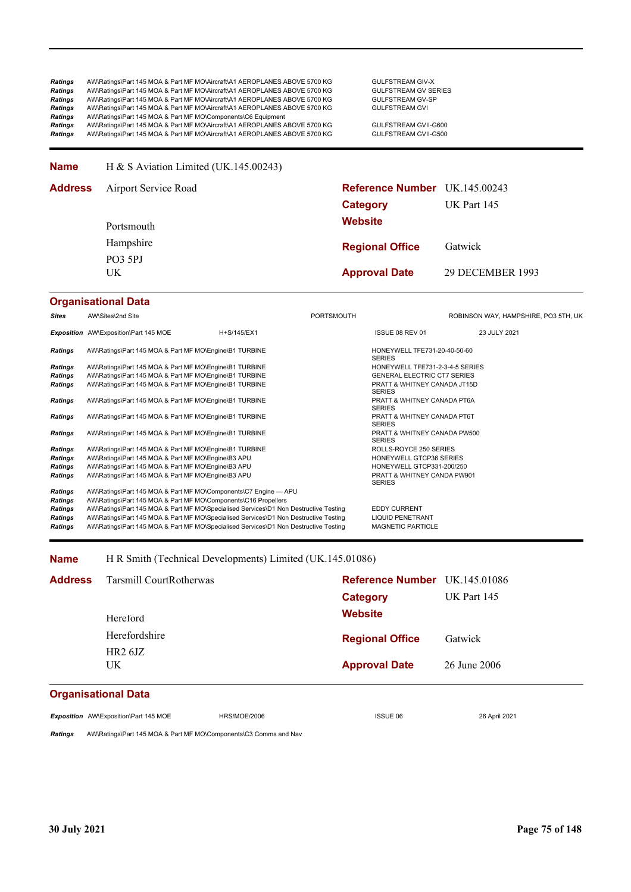| | | |
|---|---|---|
| *Ratings* | AW\Ratings\Part 145 MOA & Part MF MO\Aircraft\A1 AEROPLANES ABOVE 5700 KG | GULFSTREAM GIV-X |
| *Ratings* | AW\Ratings\Part 145 MOA & Part MF MO\Aircraft\A1 AEROPLANES ABOVE 5700 KG | GULFSTREAM GV SERIES |
| *Ratings* | AW\Ratings\Part 145 MOA & Part MF MO\Aircraft\A1 AEROPLANES ABOVE 5700 KG | GULFSTREAM GV-SP |
| *Ratings* | AW\Ratings\Part 145 MOA & Part MF MO\Aircraft\A1 AEROPLANES ABOVE 5700 KG | GULFSTREAM GVI |
| *Ratings* | AW\Ratings\Part 145 MOA & Part MF MO\Components\C6 Equipment | |
| *Ratings* | AW\Ratings\Part 145 MOA & Part MF MO\Aircraft\A1 AEROPLANES ABOVE 5700 KG | GULFSTREAM GVII-G600 |
| *Ratings* | AW\Ratings\Part 145 MOA & Part MF MO\Aircraft\A1 AEROPLANES ABOVE 5700 KG | GULFSTREAM GVII-G500 |

**Name** H & S Aviation Limited (UK.145.00243)

**Address** Airport Service Road
Portsmouth
Hampshire
PO3 5PJ
UK

**Reference Number** UK.145.00243
**Category** UK Part 145
**Website**
**Regional Office** Gatwick
**Approval Date** 29 DECEMBER 1993

## Organisational Data

| | | | | |
|---|---|---|---|---|
| *Sites* | AW\Sites\2nd Site | | PORTSMOUTH | ROBINSON WAY, HAMPSHIRE, PO3 5TH, UK |
| *Exposition* | AW\Exposition\Part 145 MOE | H+S/145/EX1 | ISSUE 08 REV 01 | 23 JULY 2021 |

| | | |
|---|---|---|
| *Ratings* | AW\Ratings\Part 145 MOA & Part MF MO\Engine\B1 TURBINE | HONEYWELL TFE731-20-40-50-60 SERIES |
| *Ratings* | AW\Ratings\Part 145 MOA & Part MF MO\Engine\B1 TURBINE | HONEYWELL TFE731-2-3-4-5 SERIES |
| *Ratings* | AW\Ratings\Part 145 MOA & Part MF MO\Engine\B1 TURBINE | GENERAL ELECTRIC CT7 SERIES |
| *Ratings* | AW\Ratings\Part 145 MOA & Part MF MO\Engine\B1 TURBINE | PRATT & WHITNEY CANADA JT15D SERIES |
| *Ratings* | AW\Ratings\Part 145 MOA & Part MF MO\Engine\B1 TURBINE | PRATT & WHITNEY CANADA PT6A SERIES |
| *Ratings* | AW\Ratings\Part 145 MOA & Part MF MO\Engine\B1 TURBINE | PRATT & WHITNEY CANADA PT6T SERIES |
| *Ratings* | AW\Ratings\Part 145 MOA & Part MF MO\Engine\B1 TURBINE | PRATT & WHITNEY CANADA PW500 SERIES |
| *Ratings* | AW\Ratings\Part 145 MOA & Part MF MO\Engine\B1 TURBINE | ROLLS-ROYCE 250 SERIES |
| *Ratings* | AW\Ratings\Part 145 MOA & Part MF MO\Engine\B3 APU | HONEYWELL GTCP36 SERIES |
| *Ratings* | AW\Ratings\Part 145 MOA & Part MF MO\Engine\B3 APU | HONEYWELL GTCP331-200/250 |
| *Ratings* | AW\Ratings\Part 145 MOA & Part MF MO\Engine\B3 APU | PRATT & WHITNEY CANDA PW901 SERIES |
| *Ratings* | AW\Ratings\Part 145 MOA & Part MF MO\Components\C7 Engine — APU | |
| *Ratings* | AW\Ratings\Part 145 MOA & Part MF MO\Components\C16 Propellers | |
| *Ratings* | AW\Ratings\Part 145 MOA & Part MF MO\Specialised Services\D1 Non Destructive Testing | EDDY CURRENT |
| *Ratings* | AW\Ratings\Part 145 MOA & Part MF MO\Specialised Services\D1 Non Destructive Testing | LIQUID PENETRANT |
| *Ratings* | AW\Ratings\Part 145 MOA & Part MF MO\Specialised Services\D1 Non Destructive Testing | MAGNETIC PARTICLE |

**Name** H R Smith (Technical Developments) Limited (UK.145.01086)

**Address** Tarsmill CourtRotherwas
Hereford
Herefordshire
HR2 6JZ
UK

**Reference Number** UK.145.01086
**Category** UK Part 145
**Website**
**Regional Office** Gatwick
**Approval Date** 26 June 2006

## Organisational Data

| | | | | |
|---|---|---|---|---|
| *Exposition* | AW\Exposition\Part 145 MOE | HRS/MOE/2006 | ISSUE 06 | 26 April 2021 |

| | | |
|---|---|---|
| *Ratings* | AW\Ratings\Part 145 MOA & Part MF MO\Components\C3 Comms and Nav | |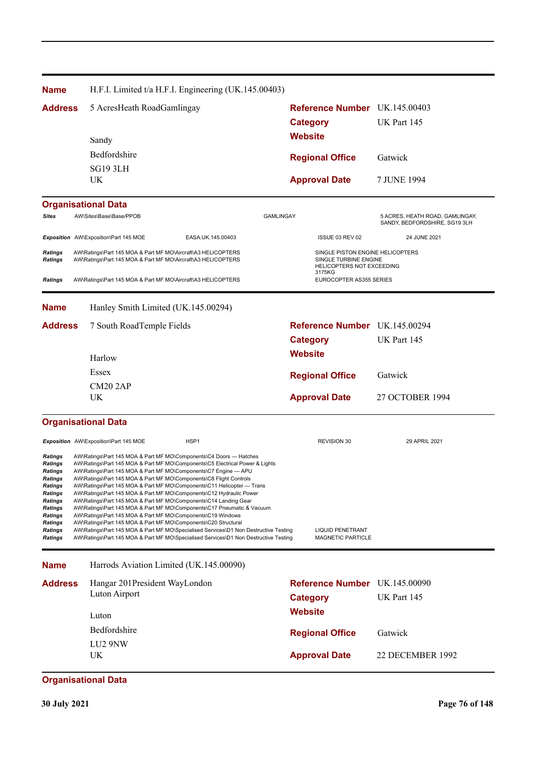| | | | |
|---|---|---|---|
| **Name** | H.F.I. Limited t/a H.F.I. Engineering (UK.145.00403) | | |
| **Address** | 5 AcresHeath RoadGamlingay | **Reference Number** | UK.145.00403 |
| | | **Category** | UK Part 145 |
| | Sandy | **Website** | |
| | Bedfordshire | **Regional Office** | Gatwick |
| | SG19 3LH | | |
| | UK | **Approval Date** | 7 JUNE 1994 |

**Organisational Data**

| | | | | |
|---|---|---|---|---|
| ***Sites*** | AW\Sites\Base\Base/PPOB | GAMLINGAY | | 5 ACRES, HEATH ROAD, GAMLINGAY, SANDY, BEDFORDSHIRE, SG19 3LH |
| ***Exposition*** | AW\Exposition\Part 145 MOE | EASA.UK.145.00403 | ISSUE 03 REV 02 | 24 JUNE 2021 |
| ***Ratings*** | AW\Ratings\Part 145 MOA & Part MF MO\Aircraft\A3 HELICOPTERS | | SINGLE PISTON ENGINE HELICOPTERS | |
| ***Ratings*** | AW\Ratings\Part 145 MOA & Part MF MO\Aircraft\A3 HELICOPTERS | | SINGLE TURBINE ENGINE HELICOPTERS NOT EXCEEDING 3175KG | |
| ***Ratings*** | AW\Ratings\Part 145 MOA & Part MF MO\Aircraft\A3 HELICOPTERS | | EUROCOPTER AS355 SERIES | |

| | | | |
|---|---|---|---|
| **Name** | Hanley Smith Limited (UK.145.00294) | | |
| **Address** | 7 South RoadTemple Fields | **Reference Number** | UK.145.00294 |
| | | **Category** | UK Part 145 |
| | Harlow | **Website** | |
| | Essex | **Regional Office** | Gatwick |
| | CM20 2AP | | |
| | UK | **Approval Date** | 27 OCTOBER 1994 |

**Organisational Data**

| | | | | |
|---|---|---|---|---|
| ***Exposition*** | AW\Exposition\Part 145 MOE | HSP1 | REVISION 30 | 29 APRIL 2021 |
| ***Ratings*** | AW\Ratings\Part 145 MOA & Part MF MO\Components\C4 Doors — Hatches | | | |
| ***Ratings*** | AW\Ratings\Part 145 MOA & Part MF MO\Components\C5 Electrical Power & Lights | | | |
| ***Ratings*** | AW\Ratings\Part 145 MOA & Part MF MO\Components\C7 Engine — APU | | | |
| ***Ratings*** | AW\Ratings\Part 145 MOA & Part MF MO\Components\C8 Flight Controls | | | |
| ***Ratings*** | AW\Ratings\Part 145 MOA & Part MF MO\Components\C11 Helicopter — Trans | | | |
| ***Ratings*** | AW\Ratings\Part 145 MOA & Part MF MO\Components\C12 Hydraulic Power | | | |
| ***Ratings*** | AW\Ratings\Part 145 MOA & Part MF MO\Components\C14 Landing Gear | | | |
| ***Ratings*** | AW\Ratings\Part 145 MOA & Part MF MO\Components\C17 Pneumatic & Vacuum | | | |
| ***Ratings*** | AW\Ratings\Part 145 MOA & Part MF MO\Components\C19 Windows | | | |
| ***Ratings*** | AW\Ratings\Part 145 MOA & Part MF MO\Components\C20 Structural | | | |
| ***Ratings*** | AW\Ratings\Part 145 MOA & Part MF MO\Specialised Services\D1 Non Destructive Testing | | LIQUID PENETRANT | |
| ***Ratings*** | AW\Ratings\Part 145 MOA & Part MF MO\Specialised Services\D1 Non Destructive Testing | | MAGNETIC PARTICLE | |

| | | | |
|---|---|---|---|
| **Name** | Harrods Aviation Limited (UK.145.00090) | | |
| **Address** | Hangar 201President WayLondon Luton Airport | **Reference Number** | UK.145.00090 |
| | | **Category** | UK Part 145 |
| | Luton | **Website** | |
| | Bedfordshire | **Regional Office** | Gatwick |
| | LU2 9NW | | |
| | UK | **Approval Date** | 22 DECEMBER 1992 |

**Organisational Data**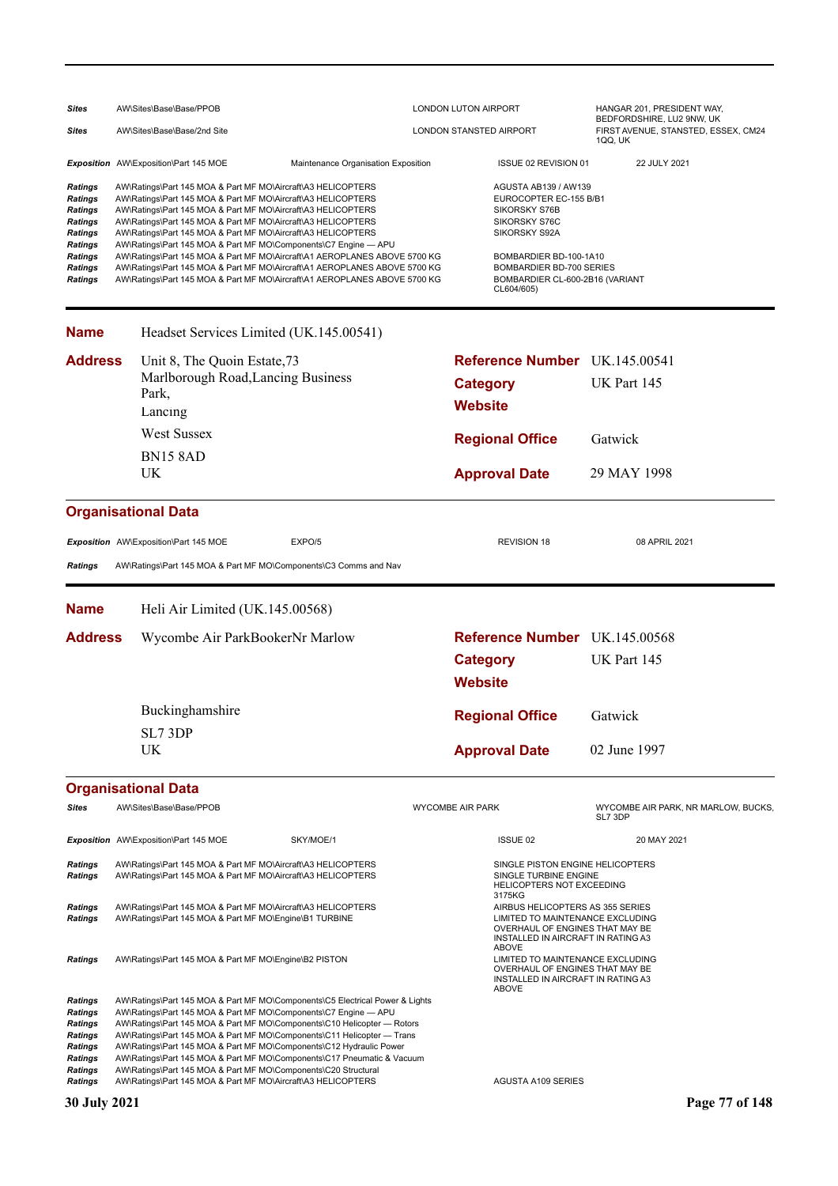| | | | |
|---|---|---|---|
| **Sites** | AW\Sites\Base\Base/PPOB | LONDON LUTON AIRPORT | HANGAR 201, PRESIDENT WAY, BEDFORDSHIRE, LU2 9NW, UK |
| **Sites** | AW\Sites\Base\Base/2nd Site | LONDON STANSTED AIRPORT | FIRST AVENUE, STANSTED, ESSEX, CM24 1QQ, UK |

| | | | | |
|---|---|---|---|---|
| **Exposition** | AW\Exposition\Part 145 MOE | Maintenance Organisation Exposition | ISSUE 02 REVISION 01 | 22 JULY 2021 |

| | | |
|---|---|---|
| **Ratings** | AW\Ratings\Part 145 MOA & Part MF MO\Aircraft\A3 HELICOPTERS | AGUSTA AB139 / AW139 |
| **Ratings** | AW\Ratings\Part 145 MOA & Part MF MO\Aircraft\A3 HELICOPTERS | EUROCOPTER EC-155 B/B1 |
| **Ratings** | AW\Ratings\Part 145 MOA & Part MF MO\Aircraft\A3 HELICOPTERS | SIKORSKY S76B |
| **Ratings** | AW\Ratings\Part 145 MOA & Part MF MO\Aircraft\A3 HELICOPTERS | SIKORSKY S76C |
| **Ratings** | AW\Ratings\Part 145 MOA & Part MF MO\Aircraft\A3 HELICOPTERS | SIKORSKY S92A |
| **Ratings** | AW\Ratings\Part 145 MOA & Part MF MO\Components\C7 Engine — APU | |
| **Ratings** | AW\Ratings\Part 145 MOA & Part MF MO\Aircraft\A1 AEROPLANES ABOVE 5700 KG | BOMBARDIER BD-100-1A10 |
| **Ratings** | AW\Ratings\Part 145 MOA & Part MF MO\Aircraft\A1 AEROPLANES ABOVE 5700 KG | BOMBARDIER BD-700 SERIES |
| **Ratings** | AW\Ratings\Part 145 MOA & Part MF MO\Aircraft\A1 AEROPLANES ABOVE 5700 KG | BOMBARDIER CL-600-2B16 (VARIANT CL604/605) |

---

**Name** Headset Services Limited (UK.145.00541)

**Address**
Unit 8, The Quoin Estate,73
Marlborough Road,Lancing Business Park,
Lancing
West Sussex
BN15 8AD
UK

**Reference Number** UK.145.00541
**Category** UK Part 145
**Website**
**Regional Office** Gatwick
**Approval Date** 29 MAY 1998

## Organisational Data

| | | | | |
|---|---|---|---|---|
| **Exposition** | AW\Exposition\Part 145 MOE | EXPO/5 | REVISION 18 | 08 APRIL 2021 |

| | |
|---|---|
| **Ratings** | AW\Ratings\Part 145 MOA & Part MF MO\Components\C3 Comms and Nav |

---

**Name** Heli Air Limited (UK.145.00568)

**Address**
Wycombe Air ParkBookerNr Marlow
Buckinghamshire
SL7 3DP
UK

**Reference Number** UK.145.00568
**Category** UK Part 145
**Website**
**Regional Office** Gatwick
**Approval Date** 02 June 1997

## Organisational Data

| | | | |
|---|---|---|---|
| **Sites** | AW\Sites\Base\Base/PPOB | WYCOMBE AIR PARK | WYCOMBE AIR PARK, NR MARLOW, BUCKS, SL7 3DP |

| | | | | |
|---|---|---|---|---|
| **Exposition** | AW\Exposition\Part 145 MOE | SKY/MOE/1 | ISSUE 02 | 20 MAY 2021 |

| | | |
|---|---|---|
| **Ratings** | AW\Ratings\Part 145 MOA & Part MF MO\Aircraft\A3 HELICOPTERS | SINGLE PISTON ENGINE HELICOPTERS |
| **Ratings** | AW\Ratings\Part 145 MOA & Part MF MO\Aircraft\A3 HELICOPTERS | SINGLE TURBINE ENGINE HELICOPTERS NOT EXCEEDING 3175KG |
| **Ratings** | AW\Ratings\Part 145 MOA & Part MF MO\Aircraft\A3 HELICOPTERS | AIRBUS HELICOPTERS AS 355 SERIES |
| **Ratings** | AW\Ratings\Part 145 MOA & Part MF MO\Engine\B1 TURBINE | LIMITED TO MAINTENANCE EXCLUDING OVERHAUL OF ENGINES THAT MAY BE INSTALLED IN AIRCRAFT IN RATING A3 ABOVE |
| **Ratings** | AW\Ratings\Part 145 MOA & Part MF MO\Engine\B2 PISTON | LIMITED TO MAINTENANCE EXCLUDING OVERHAUL OF ENGINES THAT MAY BE INSTALLED IN AIRCRAFT IN RATING A3 ABOVE |
| **Ratings** | AW\Ratings\Part 145 MOA & Part MF MO\Components\C5 Electrical Power & Lights | |
| **Ratings** | AW\Ratings\Part 145 MOA & Part MF MO\Components\C7 Engine — APU | |
| **Ratings** | AW\Ratings\Part 145 MOA & Part MF MO\Components\C10 Helicopter — Rotors | |
| **Ratings** | AW\Ratings\Part 145 MOA & Part MF MO\Components\C11 Helicopter — Trans | |
| **Ratings** | AW\Ratings\Part 145 MOA & Part MF MO\Components\C12 Hydraulic Power | |
| **Ratings** | AW\Ratings\Part 145 MOA & Part MF MO\Components\C17 Pneumatic & Vacuum | |
| **Ratings** | AW\Ratings\Part 145 MOA & Part MF MO\Components\C20 Structural | |
| **Ratings** | AW\Ratings\Part 145 MOA & Part MF MO\Aircraft\A3 HELICOPTERS | AGUSTA A109 SERIES |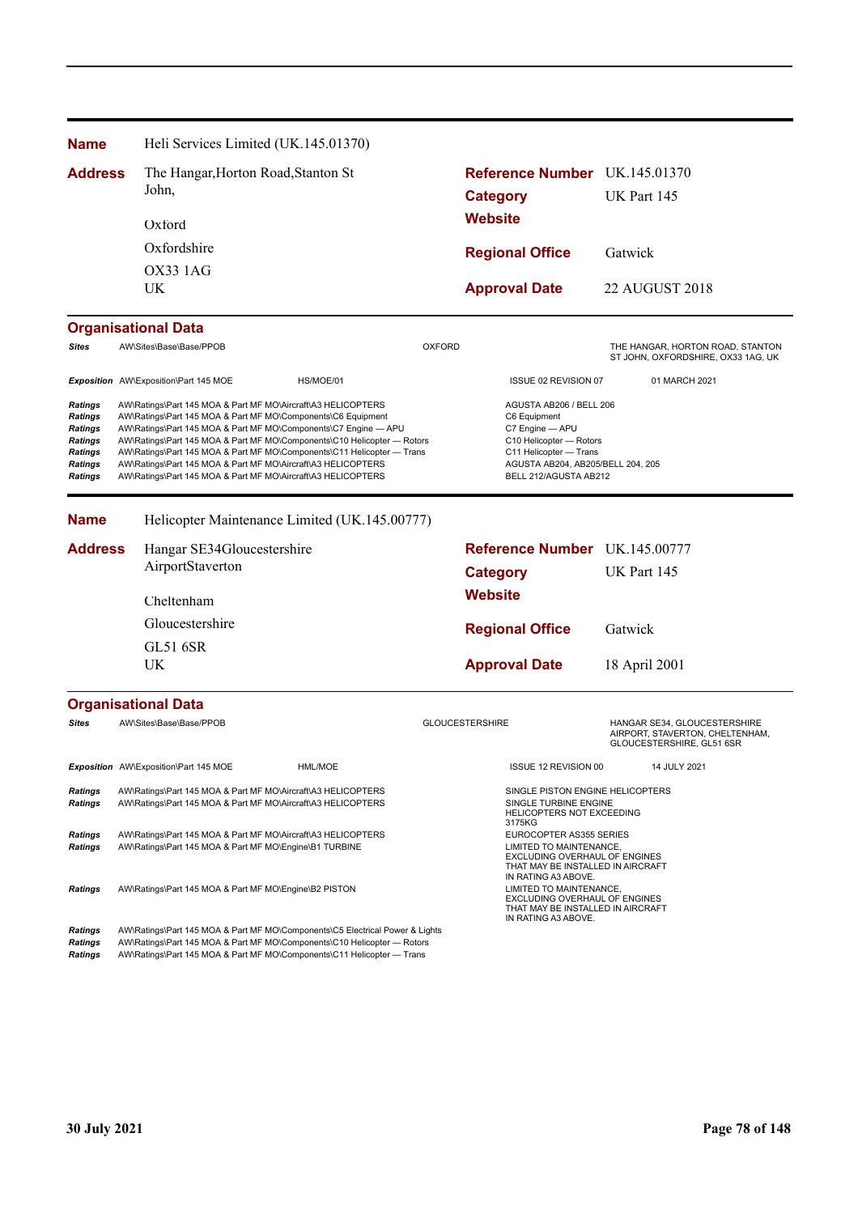| **Name** | Heli Services Limited (UK.145.01370) | | |
|---|---|---|---|
| **Address** | The Hangar,Horton Road,Stanton St John, Oxford, Oxfordshire, OX33 1AG, UK | **Reference Number** | UK.145.01370 |
| | | **Category** | UK Part 145 |
| | | **Website** | |
| | | **Regional Office** | Gatwick |
| | | **Approval Date** | 22 AUGUST 2018 |

**Organisational Data**

| | | | |
|---|---|---|---|
| ***Sites*** | AW\Sites\Base\Base/PPOB | OXFORD | THE HANGAR, HORTON ROAD, STANTON ST JOHN, OXFORDSHIRE, OX33 1AG, UK |
| ***Exposition*** | AW\Exposition\Part 145 MOE — HS/MOE/01 | ISSUE 02 REVISION 07 | 01 MARCH 2021 |
| ***Ratings*** | AW\Ratings\Part 145 MOA & Part MF MO\Aircraft\A3 HELICOPTERS | AGUSTA AB206 / BELL 206 | |
| ***Ratings*** | AW\Ratings\Part 145 MOA & Part MF MO\Components\C6 Equipment | C6 Equipment | |
| ***Ratings*** | AW\Ratings\Part 145 MOA & Part MF MO\Components\C7 Engine — APU | C7 Engine — APU | |
| ***Ratings*** | AW\Ratings\Part 145 MOA & Part MF MO\Components\C10 Helicopter — Rotors | C10 Helicopter — Rotors | |
| ***Ratings*** | AW\Ratings\Part 145 MOA & Part MF MO\Components\C11 Helicopter — Trans | C11 Helicopter — Trans | |
| ***Ratings*** | AW\Ratings\Part 145 MOA & Part MF MO\Aircraft\A3 HELICOPTERS | AGUSTA AB204, AB205/BELL 204, 205 | |
| ***Ratings*** | AW\Ratings\Part 145 MOA & Part MF MO\Aircraft\A3 HELICOPTERS | BELL 212/AGUSTA AB212 | |

| **Name** | Helicopter Maintenance Limited (UK.145.00777) | | |
|---|---|---|---|
| **Address** | Hangar SE34Gloucestershire AirportStaverton, Cheltenham, Gloucestershire, GL51 6SR, UK | **Reference Number** | UK.145.00777 |
| | | **Category** | UK Part 145 |
| | | **Website** | |
| | | **Regional Office** | Gatwick |
| | | **Approval Date** | 18 April 2001 |

**Organisational Data**

| | | | |
|---|---|---|---|
| ***Sites*** | AW\Sites\Base\Base/PPOB | GLOUCESTERSHIRE | HANGAR SE34, GLOUCESTERSHIRE AIRPORT, STAVERTON, CHELTENHAM, GLOUCESTERSHIRE, GL51 6SR |
| ***Exposition*** | AW\Exposition\Part 145 MOE — HML/MOE | ISSUE 12 REVISION 00 | 14 JULY 2021 |
| ***Ratings*** | AW\Ratings\Part 145 MOA & Part MF MO\Aircraft\A3 HELICOPTERS | SINGLE PISTON ENGINE HELICOPTERS | |
| ***Ratings*** | AW\Ratings\Part 145 MOA & Part MF MO\Aircraft\A3 HELICOPTERS | SINGLE TURBINE ENGINE HELICOPTERS NOT EXCEEDING 3175KG | |
| ***Ratings*** | AW\Ratings\Part 145 MOA & Part MF MO\Aircraft\A3 HELICOPTERS | EUROCOPTER AS355 SERIES | |
| ***Ratings*** | AW\Ratings\Part 145 MOA & Part MF MO\Engine\B1 TURBINE | LIMITED TO MAINTENANCE, EXCLUDING OVERHAUL OF ENGINES THAT MAY BE INSTALLED IN AIRCRAFT IN RATING A3 ABOVE. | |
| ***Ratings*** | AW\Ratings\Part 145 MOA & Part MF MO\Engine\B2 PISTON | LIMITED TO MAINTENANCE, EXCLUDING OVERHAUL OF ENGINES THAT MAY BE INSTALLED IN AIRCRAFT IN RATING A3 ABOVE. | |
| ***Ratings*** | AW\Ratings\Part 145 MOA & Part MF MO\Components\C5 Electrical Power & Lights | | |
| ***Ratings*** | AW\Ratings\Part 145 MOA & Part MF MO\Components\C10 Helicopter — Rotors | | |
| ***Ratings*** | AW\Ratings\Part 145 MOA & Part MF MO\Components\C11 Helicopter — Trans | | |

**30 July 2021**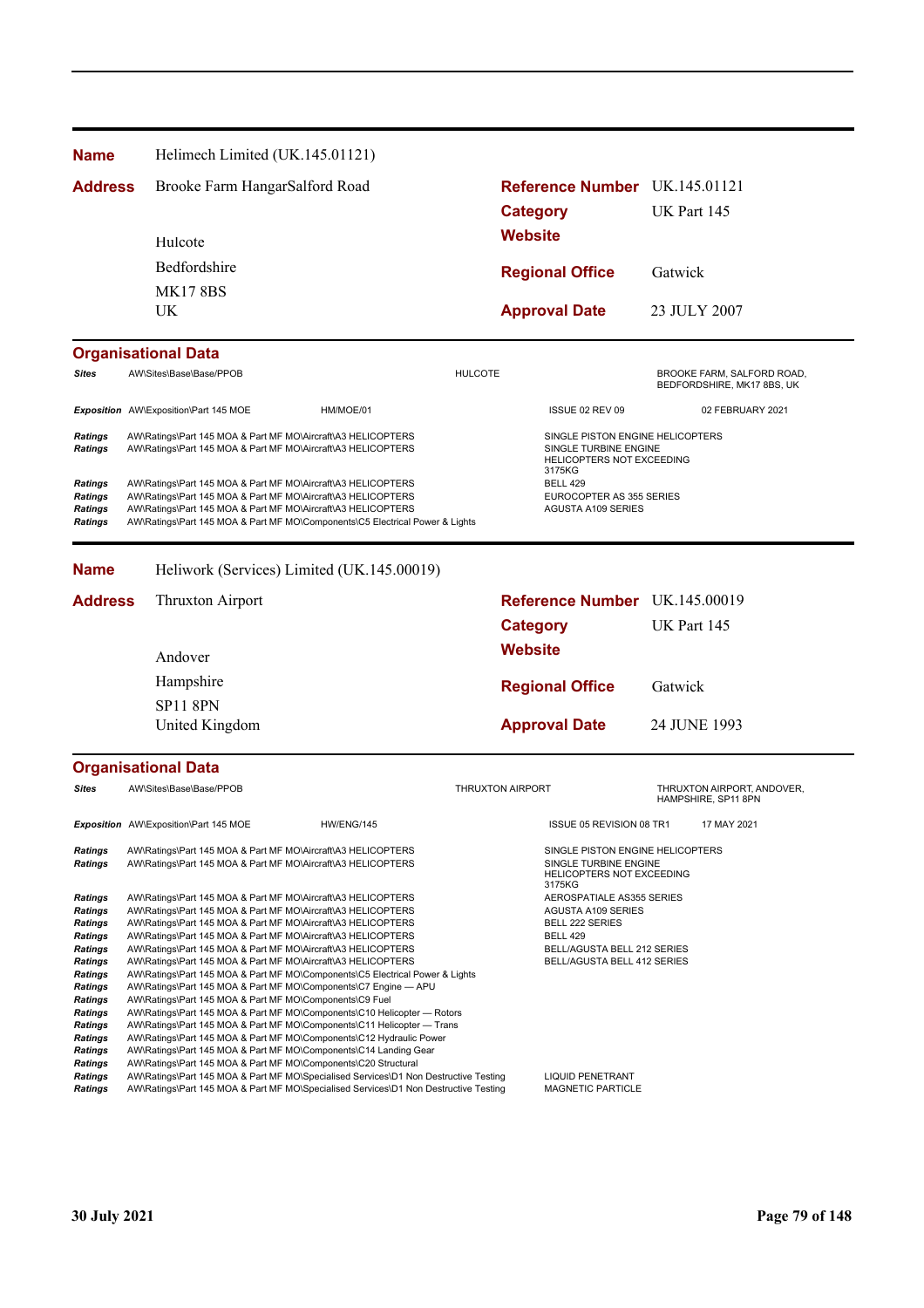| | | | |
|---|---|---|---|
| **Name** | Helimech Limited (UK.145.01121) | | |
| **Address** | Brooke Farm HangarSalford Road | **Reference Number** | UK.145.01121 |
| | | **Category** | UK Part 145 |
| | Hulcote | **Website** | |
| | Bedfordshire | **Regional Office** | Gatwick |
| | MK17 8BS | | |
| | UK | **Approval Date** | 23 JULY 2007 |

**Organisational Data**

| | | | | |
|---|---|---|---|---|
| *Sites* | AW\Sites\Base\Base/PPOB | | HULCOTE | BROOKE FARM, SALFORD ROAD, BEDFORDSHIRE, MK17 8BS, UK |
| *Exposition* | AW\Exposition\Part 145 MOE | HM/MOE/01 | ISSUE 02 REV 09 | 02 FEBRUARY 2021 |
| *Ratings* | AW\Ratings\Part 145 MOA & Part MF MO\Aircraft\A3 HELICOPTERS | | SINGLE PISTON ENGINE HELICOPTERS | |
| *Ratings* | AW\Ratings\Part 145 MOA & Part MF MO\Aircraft\A3 HELICOPTERS | | SINGLE TURBINE ENGINE HELICOPTERS NOT EXCEEDING 3175KG | |
| *Ratings* | AW\Ratings\Part 145 MOA & Part MF MO\Aircraft\A3 HELICOPTERS | | BELL 429 | |
| *Ratings* | AW\Ratings\Part 145 MOA & Part MF MO\Aircraft\A3 HELICOPTERS | | EUROCOPTER AS 355 SERIES | |
| *Ratings* | AW\Ratings\Part 145 MOA & Part MF MO\Aircraft\A3 HELICOPTERS | | AGUSTA A109 SERIES | |
| *Ratings* | AW\Ratings\Part 145 MOA & Part MF MO\Components\C5 Electrical Power & Lights | | | |

| | | | |
|---|---|---|---|
| **Name** | Heliwork (Services) Limited (UK.145.00019) | | |
| **Address** | Thruxton Airport | **Reference Number** | UK.145.00019 |
| | | **Category** | UK Part 145 |
| | Andover | **Website** | |
| | Hampshire | **Regional Office** | Gatwick |
| | SP11 8PN | | |
| | United Kingdom | **Approval Date** | 24 JUNE 1993 |

**Organisational Data**

| | | | | |
|---|---|---|---|---|
| *Sites* | AW\Sites\Base\Base/PPOB | | THRUXTON AIRPORT | THRUXTON AIRPORT, ANDOVER, HAMPSHIRE, SP11 8PN |
| *Exposition* | AW\Exposition\Part 145 MOE | HW/ENG/145 | ISSUE 05 REVISION 08 TR1 | 17 MAY 2021 |
| *Ratings* | AW\Ratings\Part 145 MOA & Part MF MO\Aircraft\A3 HELICOPTERS | | SINGLE PISTON ENGINE HELICOPTERS | |
| *Ratings* | AW\Ratings\Part 145 MOA & Part MF MO\Aircraft\A3 HELICOPTERS | | SINGLE TURBINE ENGINE HELICOPTERS NOT EXCEEDING 3175KG | |
| *Ratings* | AW\Ratings\Part 145 MOA & Part MF MO\Aircraft\A3 HELICOPTERS | | AEROSPATIALE AS355 SERIES | |
| *Ratings* | AW\Ratings\Part 145 MOA & Part MF MO\Aircraft\A3 HELICOPTERS | | AGUSTA A109 SERIES | |
| *Ratings* | AW\Ratings\Part 145 MOA & Part MF MO\Aircraft\A3 HELICOPTERS | | BELL 222 SERIES | |
| *Ratings* | AW\Ratings\Part 145 MOA & Part MF MO\Aircraft\A3 HELICOPTERS | | BELL 429 | |
| *Ratings* | AW\Ratings\Part 145 MOA & Part MF MO\Aircraft\A3 HELICOPTERS | | BELL/AGUSTA BELL 212 SERIES | |
| *Ratings* | AW\Ratings\Part 145 MOA & Part MF MO\Aircraft\A3 HELICOPTERS | | BELL/AGUSTA BELL 412 SERIES | |
| *Ratings* | AW\Ratings\Part 145 MOA & Part MF MO\Components\C5 Electrical Power & Lights | | | |
| *Ratings* | AW\Ratings\Part 145 MOA & Part MF MO\Components\C7 Engine — APU | | | |
| *Ratings* | AW\Ratings\Part 145 MOA & Part MF MO\Components\C9 Fuel | | | |
| *Ratings* | AW\Ratings\Part 145 MOA & Part MF MO\Components\C10 Helicopter — Rotors | | | |
| *Ratings* | AW\Ratings\Part 145 MOA & Part MF MO\Components\C11 Helicopter — Trans | | | |
| *Ratings* | AW\Ratings\Part 145 MOA & Part MF MO\Components\C12 Hydraulic Power | | | |
| *Ratings* | AW\Ratings\Part 145 MOA & Part MF MO\Components\C14 Landing Gear | | | |
| *Ratings* | AW\Ratings\Part 145 MOA & Part MF MO\Components\C20 Structural | | | |
| *Ratings* | AW\Ratings\Part 145 MOA & Part MF MO\Specialised Services\D1 Non Destructive Testing | | LIQUID PENETRANT | |
| *Ratings* | AW\Ratings\Part 145 MOA & Part MF MO\Specialised Services\D1 Non Destructive Testing | | MAGNETIC PARTICLE | |

30 July 2021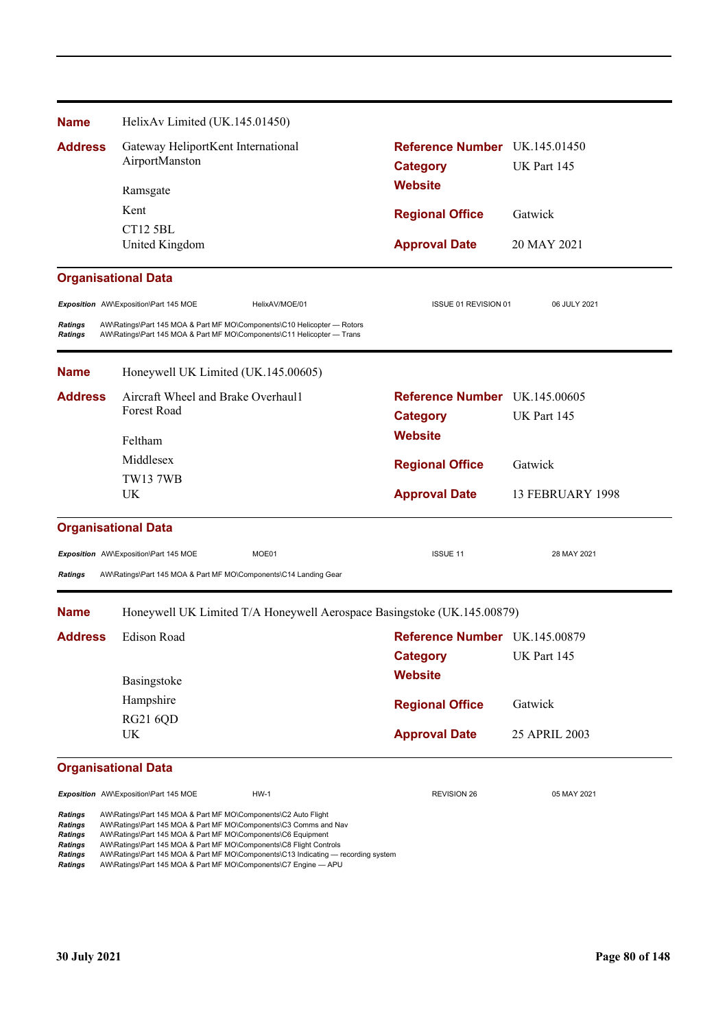**Name** HelixAv Limited (UK.145.01450)

**Address** Gateway HeliportKent International AirportManston
Ramsgate
Kent
CT12 5BL
United Kingdom

**Reference Number** UK.145.01450
**Category** UK Part 145
**Website**
**Regional Office** Gatwick
**Approval Date** 20 MAY 2021

### Organisational Data

| | | | | |
|---|---|---|---|---|
| *Exposition* | AW\Exposition\Part 145 MOE | HelixAV/MOE/01 | ISSUE 01 REVISION 01 | 06 JULY 2021 |

*Ratings* AW\Ratings\Part 145 MOA & Part MF MO\Components\C10 Helicopter — Rotors
*Ratings* AW\Ratings\Part 145 MOA & Part MF MO\Components\C11 Helicopter — Trans

---

**Name** Honeywell UK Limited (UK.145.00605)

**Address** Aircraft Wheel and Brake Overhaul1 Forest Road
Feltham
Middlesex
TW13 7WB
UK

**Reference Number** UK.145.00605
**Category** UK Part 145
**Website**
**Regional Office** Gatwick
**Approval Date** 13 FEBRUARY 1998

### Organisational Data

| | | | | |
|---|---|---|---|---|
| *Exposition* | AW\Exposition\Part 145 MOE | MOE01 | ISSUE 11 | 28 MAY 2021 |

*Ratings* AW\Ratings\Part 145 MOA & Part MF MO\Components\C14 Landing Gear

---

**Name** Honeywell UK Limited T/A Honeywell Aerospace Basingstoke (UK.145.00879)

**Address** Edison Road
Basingstoke
Hampshire
RG21 6QD
UK

**Reference Number** UK.145.00879
**Category** UK Part 145
**Website**
**Regional Office** Gatwick
**Approval Date** 25 APRIL 2003

### Organisational Data

| | | | | |
|---|---|---|---|---|
| *Exposition* | AW\Exposition\Part 145 MOE | HW-1 | REVISION 26 | 05 MAY 2021 |

*Ratings* AW\Ratings\Part 145 MOA & Part MF MO\Components\C2 Auto Flight
*Ratings* AW\Ratings\Part 145 MOA & Part MF MO\Components\C3 Comms and Nav
*Ratings* AW\Ratings\Part 145 MOA & Part MF MO\Components\C6 Equipment
*Ratings* AW\Ratings\Part 145 MOA & Part MF MO\Components\C8 Flight Controls
*Ratings* AW\Ratings\Part 145 MOA & Part MF MO\Components\C13 Indicating — recording system
*Ratings* AW\Ratings\Part 145 MOA & Part MF MO\Components\C7 Engine — APU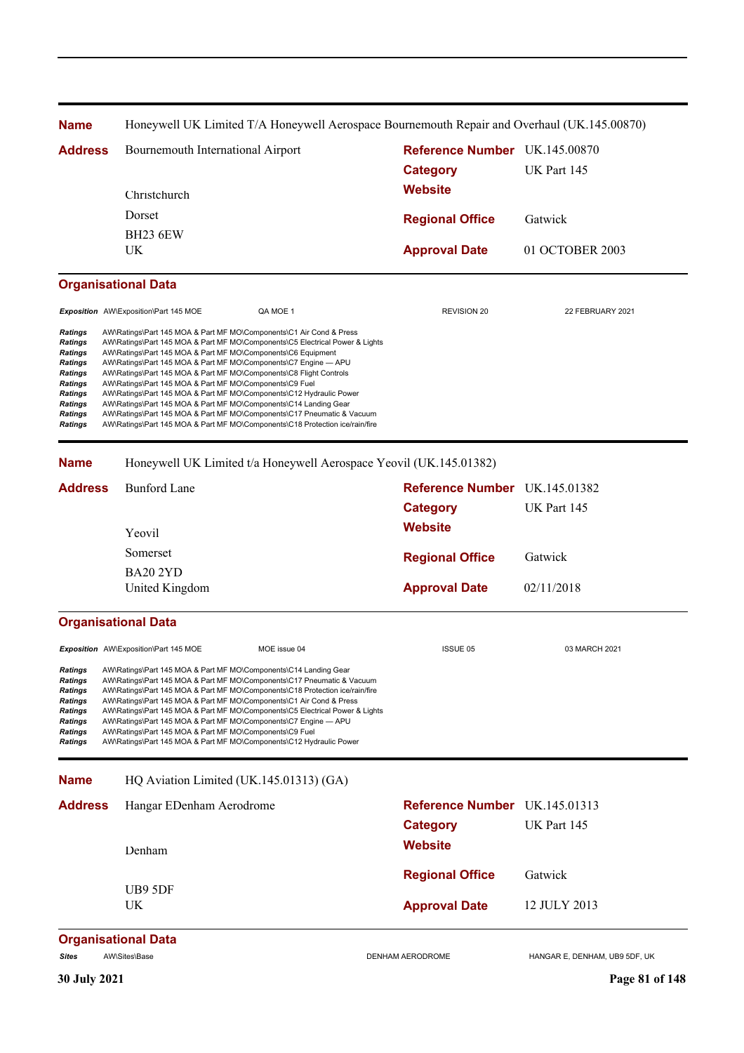**Name** Honeywell UK Limited T/A Honeywell Aerospace Bournemouth Repair and Overhaul (UK.145.00870)

| | | | |
|---|---|---|---|
| **Address** | Bournemouth International Airport | **Reference Number** | UK.145.00870 |
| | | **Category** | UK Part 145 |
| | Christchurch | **Website** | |
| | Dorset | **Regional Office** | Gatwick |
| | BH23 6EW | | |
| | UK | **Approval Date** | 01 OCTOBER 2003 |

**Organisational Data**

| | | | | |
|---|---|---|---|---|
| *Exposition* | AW\Exposition\Part 145 MOE | QA MOE 1 | REVISION 20 | 22 FEBRUARY 2021 |

| | |
|---|---|
| *Ratings* | AW\Ratings\Part 145 MOA & Part MF MO\Components\C1 Air Cond & Press |
| *Ratings* | AW\Ratings\Part 145 MOA & Part MF MO\Components\C5 Electrical Power & Lights |
| *Ratings* | AW\Ratings\Part 145 MOA & Part MF MO\Components\C6 Equipment |
| *Ratings* | AW\Ratings\Part 145 MOA & Part MF MO\Components\C7 Engine — APU |
| *Ratings* | AW\Ratings\Part 145 MOA & Part MF MO\Components\C8 Flight Controls |
| *Ratings* | AW\Ratings\Part 145 MOA & Part MF MO\Components\C9 Fuel |
| *Ratings* | AW\Ratings\Part 145 MOA & Part MF MO\Components\C12 Hydraulic Power |
| *Ratings* | AW\Ratings\Part 145 MOA & Part MF MO\Components\C14 Landing Gear |
| *Ratings* | AW\Ratings\Part 145 MOA & Part MF MO\Components\C17 Pneumatic & Vacuum |
| *Ratings* | AW\Ratings\Part 145 MOA & Part MF MO\Components\C18 Protection ice/rain/fire |

---

**Name** Honeywell UK Limited t/a Honeywell Aerospace Yeovil (UK.145.01382)

| | | | |
|---|---|---|---|
| **Address** | Bunford Lane | **Reference Number** | UK.145.01382 |
| | | **Category** | UK Part 145 |
| | Yeovil | **Website** | |
| | Somerset | **Regional Office** | Gatwick |
| | BA20 2YD | | |
| | United Kingdom | **Approval Date** | 02/11/2018 |

**Organisational Data**

| | | | | |
|---|---|---|---|---|
| *Exposition* | AW\Exposition\Part 145 MOE | MOE issue 04 | ISSUE 05 | 03 MARCH 2021 |

| | |
|---|---|
| *Ratings* | AW\Ratings\Part 145 MOA & Part MF MO\Components\C14 Landing Gear |
| *Ratings* | AW\Ratings\Part 145 MOA & Part MF MO\Components\C17 Pneumatic & Vacuum |
| *Ratings* | AW\Ratings\Part 145 MOA & Part MF MO\Components\C18 Protection ice/rain/fire |
| *Ratings* | AW\Ratings\Part 145 MOA & Part MF MO\Components\C1 Air Cond & Press |
| *Ratings* | AW\Ratings\Part 145 MOA & Part MF MO\Components\C5 Electrical Power & Lights |
| *Ratings* | AW\Ratings\Part 145 MOA & Part MF MO\Components\C7 Engine — APU |
| *Ratings* | AW\Ratings\Part 145 MOA & Part MF MO\Components\C9 Fuel |
| *Ratings* | AW\Ratings\Part 145 MOA & Part MF MO\Components\C12 Hydraulic Power |

---

**Name** HQ Aviation Limited (UK.145.01313) (GA)

| | | | |
|---|---|---|---|
| **Address** | Hangar EDenham Aerodrome | **Reference Number** | UK.145.01313 |
| | | **Category** | UK Part 145 |
| | Denham | **Website** | |
| | | **Regional Office** | Gatwick |
| | UB9 5DF | | |
| | UK | **Approval Date** | 12 JULY 2013 |

**Organisational Data**

| | | | |
|---|---|---|---|
| *Sites* | AW\Sites\Base | DENHAM AERODROME | HANGAR E, DENHAM, UB9 5DF, UK |

**30 July 2021**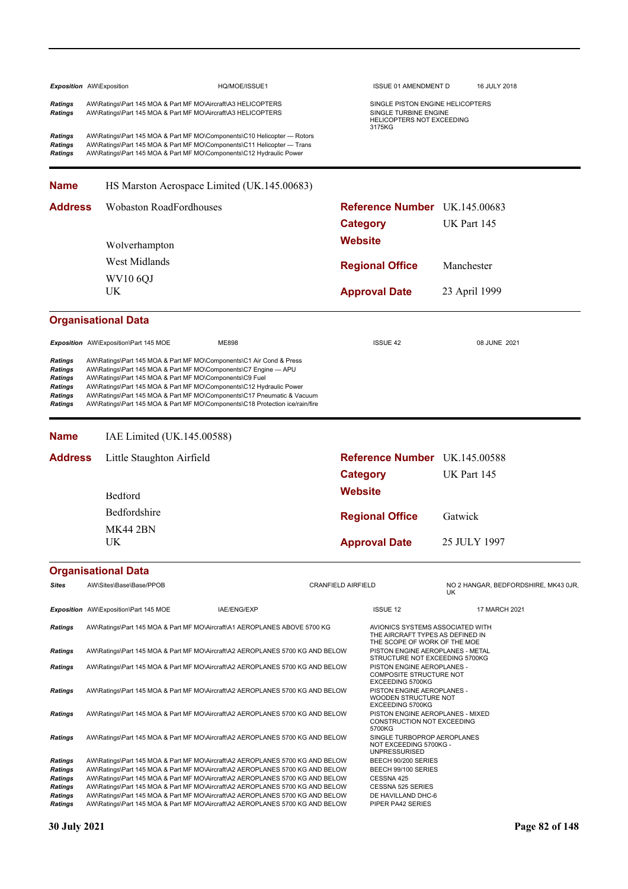| | | | | |
|---|---|---|---|---|
| ***Exposition*** | AW\Exposition | HQ/MOE/ISSUE1 | ISSUE 01 AMENDMENT D | 16 JULY 2018 |
| ***Ratings*** | AW\Ratings\Part 145 MOA & Part MF MO\Aircraft\A3 HELICOPTERS | | SINGLE PISTON ENGINE HELICOPTERS | |
| ***Ratings*** | AW\Ratings\Part 145 MOA & Part MF MO\Aircraft\A3 HELICOPTERS | | SINGLE TURBINE ENGINE HELICOPTERS NOT EXCEEDING 3175KG | |
| ***Ratings*** | AW\Ratings\Part 145 MOA & Part MF MO\Components\C10 Helicopter — Rotors | | | |
| ***Ratings*** | AW\Ratings\Part 145 MOA & Part MF MO\Components\C11 Helicopter — Trans | | | |
| ***Ratings*** | AW\Ratings\Part 145 MOA & Part MF MO\Components\C12 Hydraulic Power | | | |

---

**Name** HS Marston Aerospace Limited (UK.145.00683)

**Address** Wobaston RoadFordhouses
Wolverhampton
West Midlands
WV10 6QJ
UK

**Reference Number** UK.145.00683
**Category** UK Part 145
**Website**
**Regional Office** Manchester
**Approval Date** 23 April 1999

## Organisational Data

| | | | | |
|---|---|---|---|---|
| ***Exposition*** | AW\Exposition\Part 145 MOE | ME898 | ISSUE 42 | 08 JUNE 2021 |
| ***Ratings*** | AW\Ratings\Part 145 MOA & Part MF MO\Components\C1 Air Cond & Press | | | |
| ***Ratings*** | AW\Ratings\Part 145 MOA & Part MF MO\Components\C7 Engine — APU | | | |
| ***Ratings*** | AW\Ratings\Part 145 MOA & Part MF MO\Components\C9 Fuel | | | |
| ***Ratings*** | AW\Ratings\Part 145 MOA & Part MF MO\Components\C12 Hydraulic Power | | | |
| ***Ratings*** | AW\Ratings\Part 145 MOA & Part MF MO\Components\C17 Pneumatic & Vacuum | | | |
| ***Ratings*** | AW\Ratings\Part 145 MOA & Part MF MO\Components\C18 Protection ice/rain/fire | | | |

---

**Name** IAE Limited (UK.145.00588)

**Address** Little Staughton Airfield
Bedford
Bedfordshire
MK44 2BN
UK

**Reference Number** UK.145.00588
**Category** UK Part 145
**Website**
**Regional Office** Gatwick
**Approval Date** 25 JULY 1997

## Organisational Data

| | | | | |
|---|---|---|---|---|
| ***Sites*** | AW\Sites\Base\Base/PPOB | | CRANFIELD AIRFIELD | NO 2 HANGAR, BEDFORDSHIRE, MK43 0JR, UK |
| ***Exposition*** | AW\Exposition\Part 145 MOE | IAE/ENG/EXP | ISSUE 12 | 17 MARCH 2021 |
| ***Ratings*** | AW\Ratings\Part 145 MOA & Part MF MO\Aircraft\A1 AEROPLANES ABOVE 5700 KG | | AVIONICS SYSTEMS ASSOCIATED WITH THE AIRCRAFT TYPES AS DEFINED IN THE SCOPE OF WORK OF THE MOE | |
| ***Ratings*** | AW\Ratings\Part 145 MOA & Part MF MO\Aircraft\A2 AEROPLANES 5700 KG AND BELOW | | PISTON ENGINE AEROPLANES - METAL STRUCTURE NOT EXCEEDING 5700KG | |
| ***Ratings*** | AW\Ratings\Part 145 MOA & Part MF MO\Aircraft\A2 AEROPLANES 5700 KG AND BELOW | | PISTON ENGINE AEROPLANES - COMPOSITE STRUCTURE NOT EXCEEDING 5700KG | |
| ***Ratings*** | AW\Ratings\Part 145 MOA & Part MF MO\Aircraft\A2 AEROPLANES 5700 KG AND BELOW | | PISTON ENGINE AEROPLANES - WOODEN STRUCTURE NOT EXCEEDING 5700KG | |
| ***Ratings*** | AW\Ratings\Part 145 MOA & Part MF MO\Aircraft\A2 AEROPLANES 5700 KG AND BELOW | | PISTON ENGINE AEROPLANES - MIXED CONSTRUCTION NOT EXCEEDING 5700KG | |
| ***Ratings*** | AW\Ratings\Part 145 MOA & Part MF MO\Aircraft\A2 AEROPLANES 5700 KG AND BELOW | | SINGLE TURBOPROP AEROPLANES NOT EXCEEDING 5700KG - UNPRESSURISED | |
| ***Ratings*** | AW\Ratings\Part 145 MOA & Part MF MO\Aircraft\A2 AEROPLANES 5700 KG AND BELOW | | BEECH 90/200 SERIES | |
| ***Ratings*** | AW\Ratings\Part 145 MOA & Part MF MO\Aircraft\A2 AEROPLANES 5700 KG AND BELOW | | BEECH 99/100 SERIES | |
| ***Ratings*** | AW\Ratings\Part 145 MOA & Part MF MO\Aircraft\A2 AEROPLANES 5700 KG AND BELOW | | CESSNA 425 | |
| ***Ratings*** | AW\Ratings\Part 145 MOA & Part MF MO\Aircraft\A2 AEROPLANES 5700 KG AND BELOW | | CESSNA 525 SERIES | |
| ***Ratings*** | AW\Ratings\Part 145 MOA & Part MF MO\Aircraft\A2 AEROPLANES 5700 KG AND BELOW | | DE HAVILLAND DHC-6 | |
| ***Ratings*** | AW\Ratings\Part 145 MOA & Part MF MO\Aircraft\A2 AEROPLANES 5700 KG AND BELOW | | PIPER PA42 SERIES | |

**30 July 2021**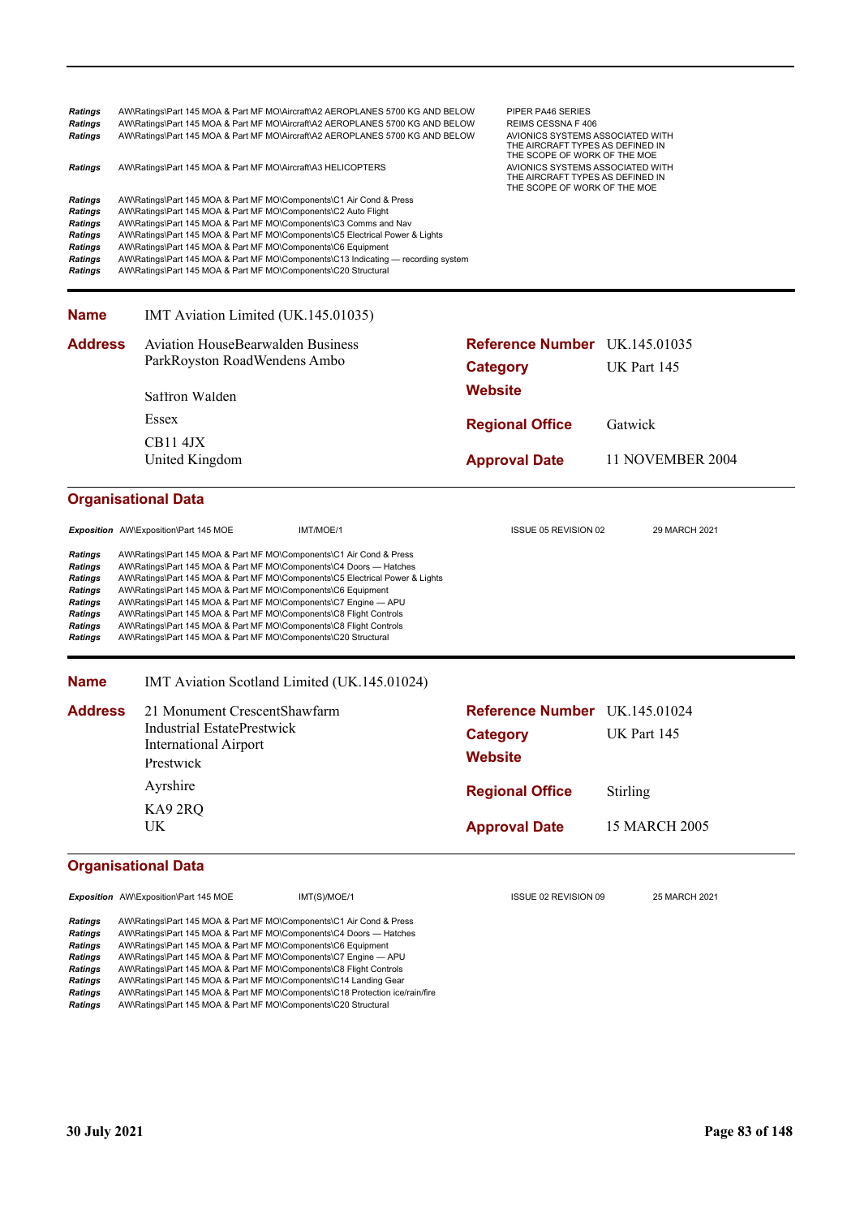| | | |
|---|---|---|
| *Ratings* | AW\Ratings\Part 145 MOA & Part MF MO\Aircraft\A2 AEROPLANES 5700 KG AND BELOW | PIPER PA46 SERIES |
| *Ratings* | AW\Ratings\Part 145 MOA & Part MF MO\Aircraft\A2 AEROPLANES 5700 KG AND BELOW | REIMS CESSNA F 406 |
| *Ratings* | AW\Ratings\Part 145 MOA & Part MF MO\Aircraft\A2 AEROPLANES 5700 KG AND BELOW | AVIONICS SYSTEMS ASSOCIATED WITH THE AIRCRAFT TYPES AS DEFINED IN THE SCOPE OF WORK OF THE MOE |
| *Ratings* | AW\Ratings\Part 145 MOA & Part MF MO\Aircraft\A3 HELICOPTERS | AVIONICS SYSTEMS ASSOCIATED WITH THE AIRCRAFT TYPES AS DEFINED IN THE SCOPE OF WORK OF THE MOE |
| *Ratings* | AW\Ratings\Part 145 MOA & Part MF MO\Components\C1 Air Cond & Press | |
| *Ratings* | AW\Ratings\Part 145 MOA & Part MF MO\Components\C2 Auto Flight | |
| *Ratings* | AW\Ratings\Part 145 MOA & Part MF MO\Components\C3 Comms and Nav | |
| *Ratings* | AW\Ratings\Part 145 MOA & Part MF MO\Components\C5 Electrical Power & Lights | |
| *Ratings* | AW\Ratings\Part 145 MOA & Part MF MO\Components\C6 Equipment | |
| *Ratings* | AW\Ratings\Part 145 MOA & Part MF MO\Components\C13 Indicating — recording system | |
| *Ratings* | AW\Ratings\Part 145 MOA & Part MF MO\Components\C20 Structural | |

**Name** IMT Aviation Limited (UK.145.01035)

**Address**
Aviation HouseBearwalden Business ParkRoyston RoadWendens Ambo
Saffron Walden
Essex
CB11 4JX
United Kingdom

**Reference Number** UK.145.01035
**Category** UK Part 145
**Website**
**Regional Office** Gatwick
**Approval Date** 11 NOVEMBER 2004

## Organisational Data

| | | | | |
|---|---|---|---|---|
| ***Exposition*** | AW\Exposition\Part 145 MOE | IMT/MOE/1 | ISSUE 05 REVISION 02 | 29 MARCH 2021 |

| | |
|---|---|
| *Ratings* | AW\Ratings\Part 145 MOA & Part MF MO\Components\C1 Air Cond & Press |
| *Ratings* | AW\Ratings\Part 145 MOA & Part MF MO\Components\C4 Doors — Hatches |
| *Ratings* | AW\Ratings\Part 145 MOA & Part MF MO\Components\C5 Electrical Power & Lights |
| *Ratings* | AW\Ratings\Part 145 MOA & Part MF MO\Components\C6 Equipment |
| *Ratings* | AW\Ratings\Part 145 MOA & Part MF MO\Components\C7 Engine — APU |
| *Ratings* | AW\Ratings\Part 145 MOA & Part MF MO\Components\C8 Flight Controls |
| *Ratings* | AW\Ratings\Part 145 MOA & Part MF MO\Components\C8 Flight Controls |
| *Ratings* | AW\Ratings\Part 145 MOA & Part MF MO\Components\C20 Structural |

**Name** IMT Aviation Scotland Limited (UK.145.01024)

**Address**
21 Monument CrescentShawfarm Industrial EstatePrestwick International Airport
Prestwick
Ayrshire
KA9 2RQ
UK

**Reference Number** UK.145.01024
**Category** UK Part 145
**Website**
**Regional Office** Stirling
**Approval Date** 15 MARCH 2005

## Organisational Data

| | | | | |
|---|---|---|---|---|
| ***Exposition*** | AW\Exposition\Part 145 MOE | IMT(S)/MOE/1 | ISSUE 02 REVISION 09 | 25 MARCH 2021 |

| | |
|---|---|
| *Ratings* | AW\Ratings\Part 145 MOA & Part MF MO\Components\C1 Air Cond & Press |
| *Ratings* | AW\Ratings\Part 145 MOA & Part MF MO\Components\C4 Doors — Hatches |
| *Ratings* | AW\Ratings\Part 145 MOA & Part MF MO\Components\C6 Equipment |
| *Ratings* | AW\Ratings\Part 145 MOA & Part MF MO\Components\C7 Engine — APU |
| *Ratings* | AW\Ratings\Part 145 MOA & Part MF MO\Components\C8 Flight Controls |
| *Ratings* | AW\Ratings\Part 145 MOA & Part MF MO\Components\C14 Landing Gear |
| *Ratings* | AW\Ratings\Part 145 MOA & Part MF MO\Components\C18 Protection ice/rain/fire |
| *Ratings* | AW\Ratings\Part 145 MOA & Part MF MO\Components\C20 Structural |

**30 July 2021**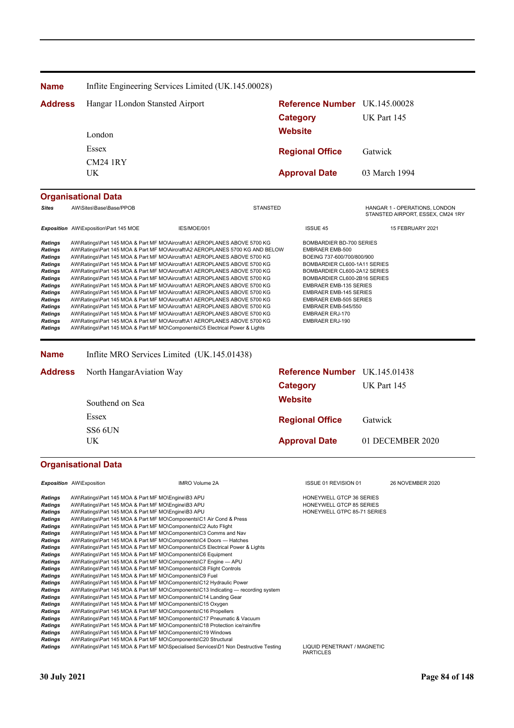| **Name** | Inflite Engineering Services Limited (UK.145.00028) | | |
|---|---|---|---|
| **Address** | Hangar 1London Stansted Airport | **Reference Number** | UK.145.00028 |
| | | **Category** | UK Part 145 |
| | London | **Website** | |
| | Essex | **Regional Office** | Gatwick |
| | CM24 1RY | | |
| | UK | **Approval Date** | 03 March 1994 |

### Organisational Data

| | | | | |
|---|---|---|---|---|
| ***Sites*** | AW\Sites\Base\Base/PPOB | STANSTED | | HANGAR 1 - OPERATIONS, LONDON STANSTED AIRPORT, ESSEX, CM24 1RY |
| ***Exposition*** | AW\Exposition\Part 145 MOE | IES/MOE/001 | ISSUE 45 | 15 FEBRUARY 2021 |

| | | |
|---|---|---|
| ***Ratings*** | AW\Ratings\Part 145 MOA & Part MF MO\Aircraft\A1 AEROPLANES ABOVE 5700 KG | BOMBARDIER BD-700 SERIES |
| ***Ratings*** | AW\Ratings\Part 145 MOA & Part MF MO\Aircraft\A2 AEROPLANES 5700 KG AND BELOW | EMBRAER EMB-500 |
| ***Ratings*** | AW\Ratings\Part 145 MOA & Part MF MO\Aircraft\A1 AEROPLANES ABOVE 5700 KG | BOEING 737-600/700/800/900 |
| ***Ratings*** | AW\Ratings\Part 145 MOA & Part MF MO\Aircraft\A1 AEROPLANES ABOVE 5700 KG | BOMBARDIER CL600-1A11 SERIES |
| ***Ratings*** | AW\Ratings\Part 145 MOA & Part MF MO\Aircraft\A1 AEROPLANES ABOVE 5700 KG | BOMBARDIER CL600-2A12 SERIES |
| ***Ratings*** | AW\Ratings\Part 145 MOA & Part MF MO\Aircraft\A1 AEROPLANES ABOVE 5700 KG | BOMBARDIER CL600-2B16 SERIES |
| ***Ratings*** | AW\Ratings\Part 145 MOA & Part MF MO\Aircraft\A1 AEROPLANES ABOVE 5700 KG | EMBRAER EMB-135 SERIES |
| ***Ratings*** | AW\Ratings\Part 145 MOA & Part MF MO\Aircraft\A1 AEROPLANES ABOVE 5700 KG | EMBRAER EMB-145 SERIES |
| ***Ratings*** | AW\Ratings\Part 145 MOA & Part MF MO\Aircraft\A1 AEROPLANES ABOVE 5700 KG | EMBRAER EMB-505 SERIES |
| ***Ratings*** | AW\Ratings\Part 145 MOA & Part MF MO\Aircraft\A1 AEROPLANES ABOVE 5700 KG | EMBRAER EMB-545/550 |
| ***Ratings*** | AW\Ratings\Part 145 MOA & Part MF MO\Aircraft\A1 AEROPLANES ABOVE 5700 KG | EMBRAER ERJ-170 |
| ***Ratings*** | AW\Ratings\Part 145 MOA & Part MF MO\Aircraft\A1 AEROPLANES ABOVE 5700 KG | EMBRAER ERJ-190 |
| ***Ratings*** | AW\Ratings\Part 145 MOA & Part MF MO\Components\C5 Electrical Power & Lights | |

| **Name** | Inflite MRO Services Limited (UK.145.01438) | | |
|---|---|---|---|
| **Address** | North HangarAviation Way | **Reference Number** | UK.145.01438 |
| | | **Category** | UK Part 145 |
| | Southend on Sea | **Website** | |
| | Essex | **Regional Office** | Gatwick |
| | SS6 6UN | | |
| | UK | **Approval Date** | 01 DECEMBER 2020 |

### Organisational Data

| | | | | |
|---|---|---|---|---|
| ***Exposition*** | AW\Exposition | IMRO Volume 2A | ISSUE 01 REVISION 01 | 26 NOVEMBER 2020 |

| | | |
|---|---|---|
| ***Ratings*** | AW\Ratings\Part 145 MOA & Part MF MO\Engine\B3 APU | HONEYWELL GTCP 36 SERIES |
| ***Ratings*** | AW\Ratings\Part 145 MOA & Part MF MO\Engine\B3 APU | HONEYWELL GTCP 85 SERIES |
| ***Ratings*** | AW\Ratings\Part 145 MOA & Part MF MO\Engine\B3 APU | HONEYWELL GTPC 85-71 SERIES |
| ***Ratings*** | AW\Ratings\Part 145 MOA & Part MF MO\Components\C1 Air Cond & Press | |
| ***Ratings*** | AW\Ratings\Part 145 MOA & Part MF MO\Components\C2 Auto Flight | |
| ***Ratings*** | AW\Ratings\Part 145 MOA & Part MF MO\Components\C3 Comms and Nav | |
| ***Ratings*** | AW\Ratings\Part 145 MOA & Part MF MO\Components\C4 Doors — Hatches | |
| ***Ratings*** | AW\Ratings\Part 145 MOA & Part MF MO\Components\C5 Electrical Power & Lights | |
| ***Ratings*** | AW\Ratings\Part 145 MOA & Part MF MO\Components\C6 Equipment | |
| ***Ratings*** | AW\Ratings\Part 145 MOA & Part MF MO\Components\C7 Engine — APU | |
| ***Ratings*** | AW\Ratings\Part 145 MOA & Part MF MO\Components\C8 Flight Controls | |
| ***Ratings*** | AW\Ratings\Part 145 MOA & Part MF MO\Components\C9 Fuel | |
| ***Ratings*** | AW\Ratings\Part 145 MOA & Part MF MO\Components\C12 Hydraulic Power | |
| ***Ratings*** | AW\Ratings\Part 145 MOA & Part MF MO\Components\C13 Indicating — recording system | |
| ***Ratings*** | AW\Ratings\Part 145 MOA & Part MF MO\Components\C14 Landing Gear | |
| ***Ratings*** | AW\Ratings\Part 145 MOA & Part MF MO\Components\C15 Oxygen | |
| ***Ratings*** | AW\Ratings\Part 145 MOA & Part MF MO\Components\C16 Propellers | |
| ***Ratings*** | AW\Ratings\Part 145 MOA & Part MF MO\Components\C17 Pneumatic & Vacuum | |
| ***Ratings*** | AW\Ratings\Part 145 MOA & Part MF MO\Components\C18 Protection ice/rain/fire | |
| ***Ratings*** | AW\Ratings\Part 145 MOA & Part MF MO\Components\C19 Windows | |
| ***Ratings*** | AW\Ratings\Part 145 MOA & Part MF MO\Components\C20 Structural | |
| ***Ratings*** | AW\Ratings\Part 145 MOA & Part MF MO\Specialised Services\D1 Non Destructive Testing | LIQUID PENETRANT / MAGNETIC PARTICLES |

**30 July 2021**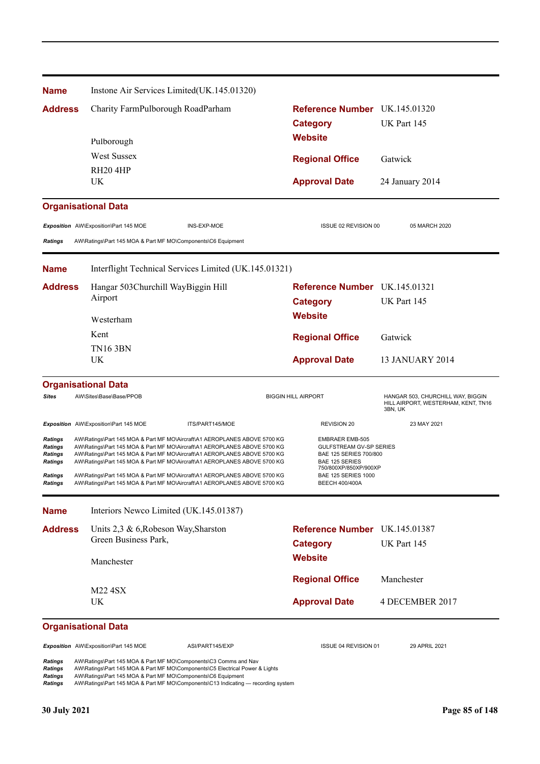**Name** Instone Air Services Limited(UK.145.01320)

**Address** Charity FarmPulborough RoadParham

Pulborough

West Sussex

RH20 4HP

UK

**Reference Number** UK.145.01320

**Category** UK Part 145

**Website**

**Regional Office** Gatwick

**Approval Date** 24 January 2014

**Organisational Data**

| | | | | |
|---|---|---|---|---|
| *Exposition* | AW\Exposition\Part 145 MOE | INS-EXP-MOE | ISSUE 02 REVISION 00 | 05 MARCH 2020 |
| *Ratings* | AW\Ratings\Part 145 MOA & Part MF MO\Components\C6 Equipment | | | |

---

**Name** Interflight Technical Services Limited (UK.145.01321)

**Address** Hangar 503Churchill WayBiggin Hill Airport

Westerham

Kent

TN16 3BN

UK

**Reference Number** UK.145.01321

**Category** UK Part 145

**Website**

**Regional Office** Gatwick

**Approval Date** 13 JANUARY 2014

**Organisational Data**

| | | | | |
|---|---|---|---|---|
| *Sites* | AW\Sites\Base\Base/PPOB | | BIGGIN HILL AIRPORT | HANGAR 503, CHURCHILL WAY, BIGGIN HILL AIRPORT, WESTERHAM, KENT, TN16 3BN, UK |
| *Exposition* | AW\Exposition\Part 145 MOE | ITS/PART145/MOE | REVISION 20 | 23 MAY 2021 |
| *Ratings* | AW\Ratings\Part 145 MOA & Part MF MO\Aircraft\A1 AEROPLANES ABOVE 5700 KG | | EMBRAER EMB-505 | |
| *Ratings* | AW\Ratings\Part 145 MOA & Part MF MO\Aircraft\A1 AEROPLANES ABOVE 5700 KG | | GULFSTREAM GV-SP SERIES | |
| *Ratings* | AW\Ratings\Part 145 MOA & Part MF MO\Aircraft\A1 AEROPLANES ABOVE 5700 KG | | BAE 125 SERIES 700/800 | |
| *Ratings* | AW\Ratings\Part 145 MOA & Part MF MO\Aircraft\A1 AEROPLANES ABOVE 5700 KG | | BAE 125 SERIES 750/800XP/850XP/900XP | |
| *Ratings* | AW\Ratings\Part 145 MOA & Part MF MO\Aircraft\A1 AEROPLANES ABOVE 5700 KG | | BAE 125 SERIES 1000 | |
| *Ratings* | AW\Ratings\Part 145 MOA & Part MF MO\Aircraft\A1 AEROPLANES ABOVE 5700 KG | | BEECH 400/400A | |

---

**Name** Interiors Newco Limited (UK.145.01387)

**Address** Units 2,3 & 6,Robeson Way,Sharston Green Business Park,

Manchester

M22 4SX

UK

**Reference Number** UK.145.01387

**Category** UK Part 145

**Website**

**Regional Office** Manchester

**Approval Date** 4 DECEMBER 2017

**Organisational Data**

| | | | | |
|---|---|---|---|---|
| *Exposition* | AW\Exposition\Part 145 MOE | ASI/PART145/EXP | ISSUE 04 REVISION 01 | 29 APRIL 2021 |
| *Ratings* | AW\Ratings\Part 145 MOA & Part MF MO\Components\C3 Comms and Nav | | | |
| *Ratings* | AW\Ratings\Part 145 MOA & Part MF MO\Components\C5 Electrical Power & Lights | | | |
| *Ratings* | AW\Ratings\Part 145 MOA & Part MF MO\Components\C6 Equipment | | | |
| *Ratings* | AW\Ratings\Part 145 MOA & Part MF MO\Components\C13 Indicating — recording system | | | |

**30 July 2021**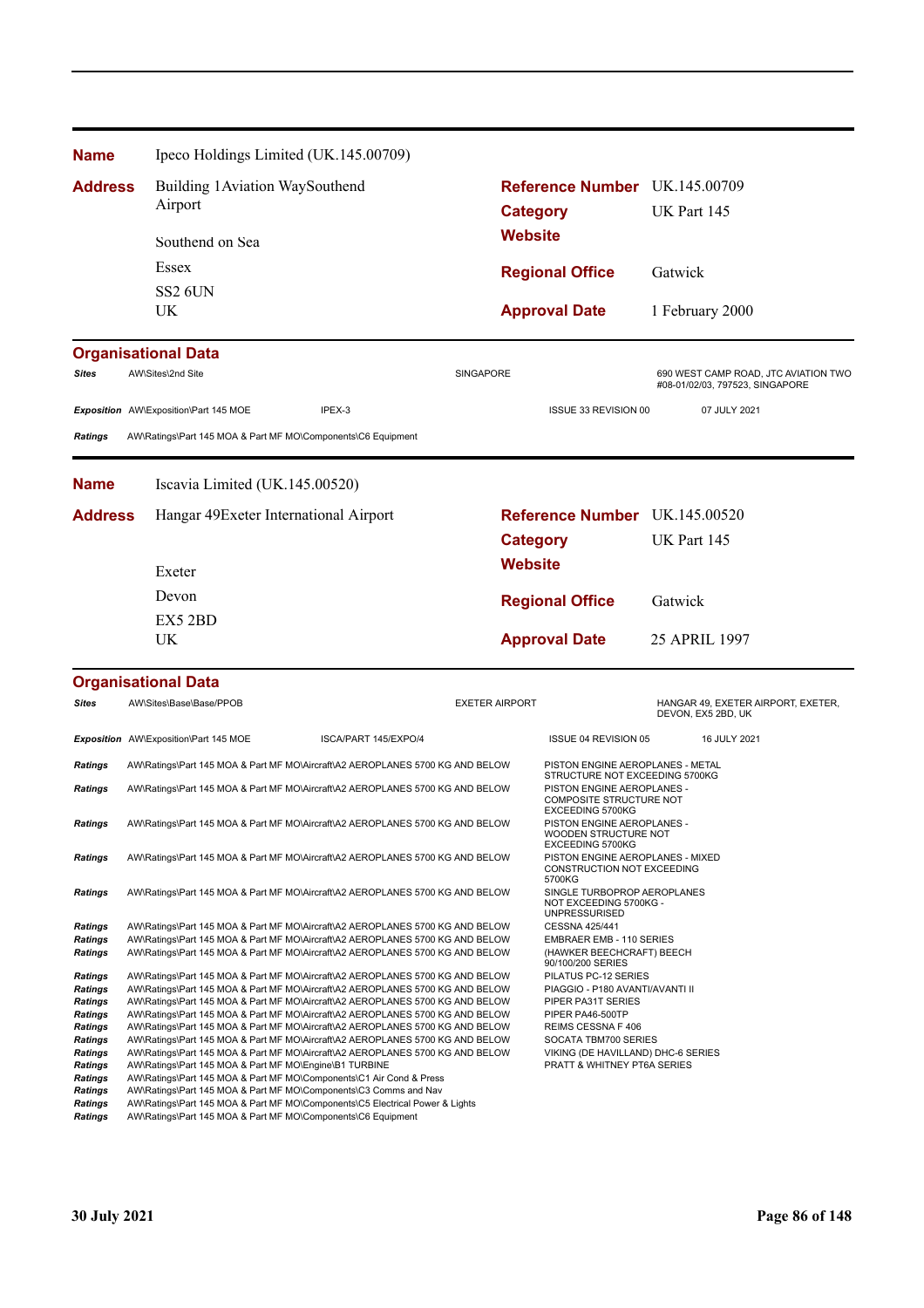| **Name** | Ipeco Holdings Limited (UK.145.00709) | | |
|---|---|---|---|
| **Address** | Building 1Aviation WaySouthend Airport<br>Southend on Sea<br>Essex<br>SS2 6UN<br>UK | **Reference Number** | UK.145.00709 |
| | | **Category** | UK Part 145 |
| | | **Website** | |
| | | **Regional Office** | Gatwick |
| | | **Approval Date** | 1 February 2000 |

**Organisational Data**

| | | | | |
|---|---|---|---|---|
| ***Sites*** | AW\Sites\2nd Site | | SINGAPORE | 690 WEST CAMP ROAD, JTC AVIATION TWO #08-01/02/03, 797523, SINGAPORE |
| ***Exposition*** | AW\Exposition\Part 145 MOE | IPEX-3 | ISSUE 33 REVISION 00 | 07 JULY 2021 |
| ***Ratings*** | AW\Ratings\Part 145 MOA & Part MF MO\Components\C6 Equipment | | | |

| **Name** | Iscavia Limited (UK.145.00520) | | |
|---|---|---|---|
| **Address** | Hangar 49Exeter International Airport<br>Exeter<br>Devon<br>EX5 2BD<br>UK | **Reference Number** | UK.145.00520 |
| | | **Category** | UK Part 145 |
| | | **Website** | |
| | | **Regional Office** | Gatwick |
| | | **Approval Date** | 25 APRIL 1997 |

**Organisational Data**

| | | | | |
|---|---|---|---|---|
| ***Sites*** | AW\Sites\Base\Base/PPOB | | EXETER AIRPORT | HANGAR 49, EXETER AIRPORT, EXETER, DEVON, EX5 2BD, UK |
| ***Exposition*** | AW\Exposition\Part 145 MOE | ISCA/PART 145/EXPO/4 | ISSUE 04 REVISION 05 | 16 JULY 2021 |

| | | |
|---|---|---|
| ***Ratings*** | AW\Ratings\Part 145 MOA & Part MF MO\Aircraft\A2 AEROPLANES 5700 KG AND BELOW | PISTON ENGINE AEROPLANES - METAL STRUCTURE NOT EXCEEDING 5700KG |
| ***Ratings*** | AW\Ratings\Part 145 MOA & Part MF MO\Aircraft\A2 AEROPLANES 5700 KG AND BELOW | PISTON ENGINE AEROPLANES - COMPOSITE STRUCTURE NOT EXCEEDING 5700KG |
| ***Ratings*** | AW\Ratings\Part 145 MOA & Part MF MO\Aircraft\A2 AEROPLANES 5700 KG AND BELOW | PISTON ENGINE AEROPLANES - WOODEN STRUCTURE NOT EXCEEDING 5700KG |
| ***Ratings*** | AW\Ratings\Part 145 MOA & Part MF MO\Aircraft\A2 AEROPLANES 5700 KG AND BELOW | PISTON ENGINE AEROPLANES - MIXED CONSTRUCTION NOT EXCEEDING 5700KG |
| ***Ratings*** | AW\Ratings\Part 145 MOA & Part MF MO\Aircraft\A2 AEROPLANES 5700 KG AND BELOW | SINGLE TURBOPROP AEROPLANES NOT EXCEEDING 5700KG - UNPRESSURISED |
| ***Ratings*** | AW\Ratings\Part 145 MOA & Part MF MO\Aircraft\A2 AEROPLANES 5700 KG AND BELOW | CESSNA 425/441 |
| ***Ratings*** | AW\Ratings\Part 145 MOA & Part MF MO\Aircraft\A2 AEROPLANES 5700 KG AND BELOW | EMBRAER EMB - 110 SERIES |
| ***Ratings*** | AW\Ratings\Part 145 MOA & Part MF MO\Aircraft\A2 AEROPLANES 5700 KG AND BELOW | (HAWKER BEECHCRAFT) BEECH 90/100/200 SERIES |
| ***Ratings*** | AW\Ratings\Part 145 MOA & Part MF MO\Aircraft\A2 AEROPLANES 5700 KG AND BELOW | PILATUS PC-12 SERIES |
| ***Ratings*** | AW\Ratings\Part 145 MOA & Part MF MO\Aircraft\A2 AEROPLANES 5700 KG AND BELOW | PIAGGIO - P180 AVANTI/AVANTI II |
| ***Ratings*** | AW\Ratings\Part 145 MOA & Part MF MO\Aircraft\A2 AEROPLANES 5700 KG AND BELOW | PIPER PA31T SERIES |
| ***Ratings*** | AW\Ratings\Part 145 MOA & Part MF MO\Aircraft\A2 AEROPLANES 5700 KG AND BELOW | PIPER PA46-500TP |
| ***Ratings*** | AW\Ratings\Part 145 MOA & Part MF MO\Aircraft\A2 AEROPLANES 5700 KG AND BELOW | REIMS CESSNA F 406 |
| ***Ratings*** | AW\Ratings\Part 145 MOA & Part MF MO\Aircraft\A2 AEROPLANES 5700 KG AND BELOW | SOCATA TBM700 SERIES |
| ***Ratings*** | AW\Ratings\Part 145 MOA & Part MF MO\Aircraft\A2 AEROPLANES 5700 KG AND BELOW | VIKING (DE HAVILLAND) DHC-6 SERIES |
| ***Ratings*** | AW\Ratings\Part 145 MOA & Part MF MO\Engine\B1 TURBINE | PRATT & WHITNEY PT6A SERIES |
| ***Ratings*** | AW\Ratings\Part 145 MOA & Part MF MO\Components\C1 Air Cond & Press | |
| ***Ratings*** | AW\Ratings\Part 145 MOA & Part MF MO\Components\C3 Comms and Nav | |
| ***Ratings*** | AW\Ratings\Part 145 MOA & Part MF MO\Components\C5 Electrical Power & Lights | |
| ***Ratings*** | AW\Ratings\Part 145 MOA & Part MF MO\Components\C6 Equipment | |

**30 July 2021**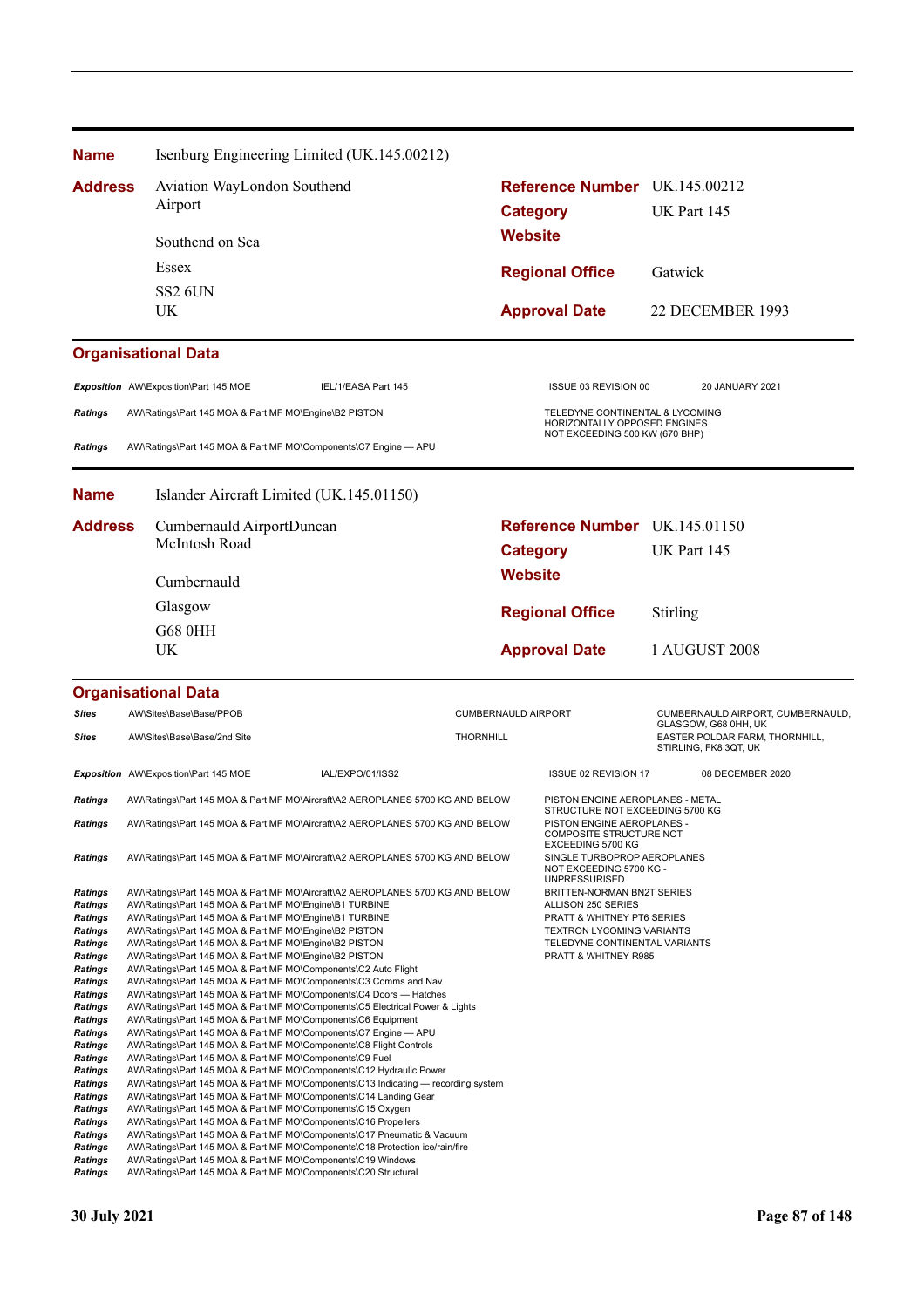**Name** Isenburg Engineering Limited (UK.145.00212)

**Address** Aviation WayLondon Southend Airport

Southend on Sea

Essex

SS2 6UN

UK

**Reference Number** UK.145.00212

**Category** UK Part 145

**Website**

**Regional Office** Gatwick

**Approval Date** 22 DECEMBER 1993

### Organisational Data

| | | | | |
|---|---|---|---|---|
| *Exposition* | AW\Exposition\Part 145 MOE | IEL/1/EASA Part 145 | ISSUE 03 REVISION 00 | 20 JANUARY 2021 |
| *Ratings* | AW\Ratings\Part 145 MOA & Part MF MO\Engine\B2 PISTON | | TELEDYNE CONTINENTAL & LYCOMING HORIZONTALLY OPPOSED ENGINES NOT EXCEEDING 500 KW (670 BHP) | |
| *Ratings* | AW\Ratings\Part 145 MOA & Part MF MO\Components\C7 Engine — APU | | | |

**Name** Islander Aircraft Limited (UK.145.01150)

**Address** Cumbernauld AirportDuncan McIntosh Road

Cumbernauld

Glasgow

G68 0HH

UK

**Reference Number** UK.145.01150

**Category** UK Part 145

**Website**

**Regional Office** Stirling

**Approval Date** 1 AUGUST 2008

### Organisational Data

| | | | |
|---|---|---|---|
| *Sites* | AW\Sites\Base\Base/PPOB | CUMBERNAULD AIRPORT | CUMBERNAULD AIRPORT, CUMBERNAULD, GLASGOW, G68 0HH, UK |
| *Sites* | AW\Sites\Base\Base/2nd Site | THORNHILL | EASTER POLDAR FARM, THORNHILL, STIRLING, FK8 3QT, UK |

| | | | | |
|---|---|---|---|---|
| *Exposition* | AW\Exposition\Part 145 MOE | IAL/EXPO/01/ISS2 | ISSUE 02 REVISION 17 | 08 DECEMBER 2020 |

| | | |
|---|---|---|
| *Ratings* | AW\Ratings\Part 145 MOA & Part MF MO\Aircraft\A2 AEROPLANES 5700 KG AND BELOW | PISTON ENGINE AEROPLANES - METAL STRUCTURE NOT EXCEEDING 5700 KG |
| *Ratings* | AW\Ratings\Part 145 MOA & Part MF MO\Aircraft\A2 AEROPLANES 5700 KG AND BELOW | PISTON ENGINE AEROPLANES - COMPOSITE STRUCTURE NOT EXCEEDING 5700 KG |
| *Ratings* | AW\Ratings\Part 145 MOA & Part MF MO\Aircraft\A2 AEROPLANES 5700 KG AND BELOW | SINGLE TURBOPROP AEROPLANES NOT EXCEEDING 5700 KG - UNPRESSURISED |
| *Ratings* | AW\Ratings\Part 145 MOA & Part MF MO\Aircraft\A2 AEROPLANES 5700 KG AND BELOW | BRITTEN-NORMAN BN2T SERIES |
| *Ratings* | AW\Ratings\Part 145 MOA & Part MF MO\Engine\B1 TURBINE | ALLISON 250 SERIES |
| *Ratings* | AW\Ratings\Part 145 MOA & Part MF MO\Engine\B1 TURBINE | PRATT & WHITNEY PT6 SERIES |
| *Ratings* | AW\Ratings\Part 145 MOA & Part MF MO\Engine\B2 PISTON | TEXTRON LYCOMING VARIANTS |
| *Ratings* | AW\Ratings\Part 145 MOA & Part MF MO\Engine\B2 PISTON | TELEDYNE CONTINENTAL VARIANTS |
| *Ratings* | AW\Ratings\Part 145 MOA & Part MF MO\Engine\B2 PISTON | PRATT & WHITNEY R985 |
| *Ratings* | AW\Ratings\Part 145 MOA & Part MF MO\Components\C2 Auto Flight | |
| *Ratings* | AW\Ratings\Part 145 MOA & Part MF MO\Components\C3 Comms and Nav | |
| *Ratings* | AW\Ratings\Part 145 MOA & Part MF MO\Components\C4 Doors — Hatches | |
| *Ratings* | AW\Ratings\Part 145 MOA & Part MF MO\Components\C5 Electrical Power & Lights | |
| *Ratings* | AW\Ratings\Part 145 MOA & Part MF MO\Components\C6 Equipment | |
| *Ratings* | AW\Ratings\Part 145 MOA & Part MF MO\Components\C7 Engine — APU | |
| *Ratings* | AW\Ratings\Part 145 MOA & Part MF MO\Components\C8 Flight Controls | |
| *Ratings* | AW\Ratings\Part 145 MOA & Part MF MO\Components\C9 Fuel | |
| *Ratings* | AW\Ratings\Part 145 MOA & Part MF MO\Components\C12 Hydraulic Power | |
| *Ratings* | AW\Ratings\Part 145 MOA & Part MF MO\Components\C13 Indicating — recording system | |
| *Ratings* | AW\Ratings\Part 145 MOA & Part MF MO\Components\C14 Landing Gear | |
| *Ratings* | AW\Ratings\Part 145 MOA & Part MF MO\Components\C15 Oxygen | |
| *Ratings* | AW\Ratings\Part 145 MOA & Part MF MO\Components\C16 Propellers | |
| *Ratings* | AW\Ratings\Part 145 MOA & Part MF MO\Components\C17 Pneumatic & Vacuum | |
| *Ratings* | AW\Ratings\Part 145 MOA & Part MF MO\Components\C18 Protection ice/rain/fire | |
| *Ratings* | AW\Ratings\Part 145 MOA & Part MF MO\Components\C19 Windows | |
| *Ratings* | AW\Ratings\Part 145 MOA & Part MF MO\Components\C20 Structural | |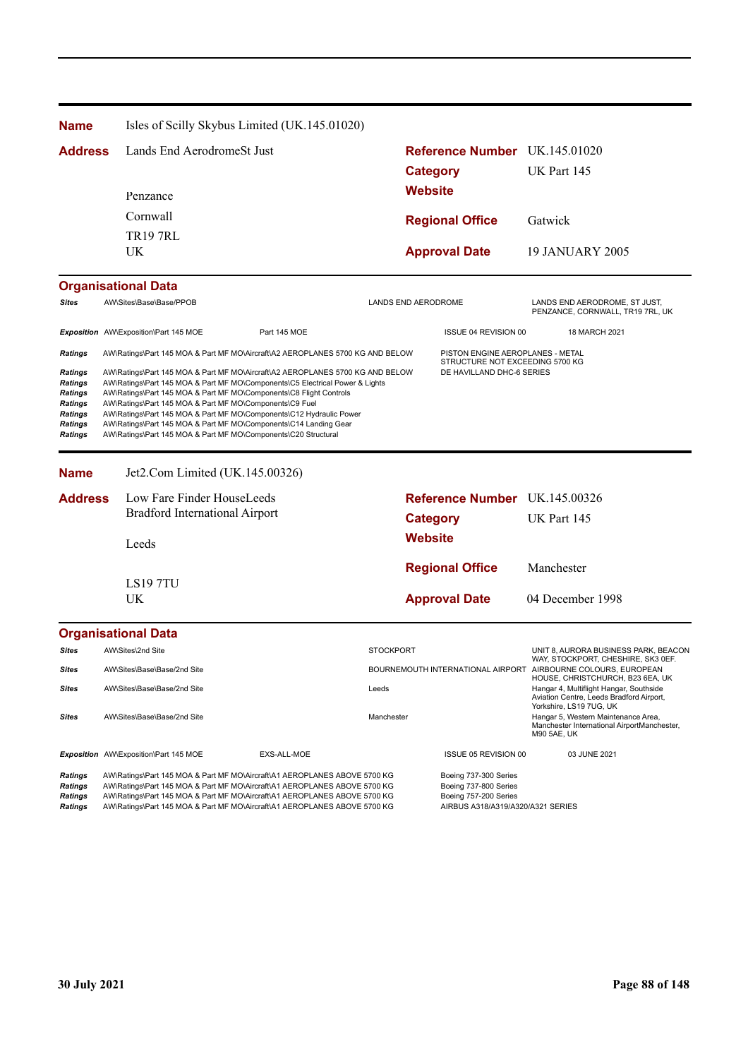**Name** Isles of Scilly Skybus Limited (UK.145.01020)

**Address** Lands End AerodromeSt Just

Penzance

Cornwall

TR19 7RL

UK

**Reference Number** UK.145.01020

**Category** UK Part 145

**Website**

**Regional Office** Gatwick

**Approval Date** 19 JANUARY 2005

### Organisational Data

| | | | | |
|---|---|---|---|---|
| *Sites* | AW\Sites\Base\Base/PPOB | | LANDS END AERODROME | LANDS END AERODROME, ST JUST, PENZANCE, CORNWALL, TR19 7RL, UK |
| *Exposition* | AW\Exposition\Part 145 MOE | Part 145 MOE | ISSUE 04 REVISION 00 | 18 MARCH 2021 |
| *Ratings* | AW\Ratings\Part 145 MOA & Part MF MO\Aircraft\A2 AEROPLANES 5700 KG AND BELOW | | PISTON ENGINE AEROPLANES - METAL STRUCTURE NOT EXCEEDING 5700 KG | |
| *Ratings* | AW\Ratings\Part 145 MOA & Part MF MO\Aircraft\A2 AEROPLANES 5700 KG AND BELOW | | DE HAVILLAND DHC-6 SERIES | |
| *Ratings* | AW\Ratings\Part 145 MOA & Part MF MO\Components\C5 Electrical Power & Lights | | | |
| *Ratings* | AW\Ratings\Part 145 MOA & Part MF MO\Components\C8 Flight Controls | | | |
| *Ratings* | AW\Ratings\Part 145 MOA & Part MF MO\Components\C9 Fuel | | | |
| *Ratings* | AW\Ratings\Part 145 MOA & Part MF MO\Components\C12 Hydraulic Power | | | |
| *Ratings* | AW\Ratings\Part 145 MOA & Part MF MO\Components\C14 Landing Gear | | | |
| *Ratings* | AW\Ratings\Part 145 MOA & Part MF MO\Components\C20 Structural | | | |

**Name** Jet2.Com Limited (UK.145.00326)

**Address** Low Fare Finder HouseLeeds Bradford International Airport

Leeds

LS19 7TU

UK

**Reference Number** UK.145.00326

**Category** UK Part 145

**Website**

**Regional Office** Manchester

**Approval Date** 04 December 1998

### Organisational Data

| | | | | |
|---|---|---|---|---|
| *Sites* | AW\Sites\2nd Site | | STOCKPORT | UNIT 8, AURORA BUSINESS PARK, BEACON WAY, STOCKPORT, CHESHIRE, SK3 0EF. |
| *Sites* | AW\Sites\Base\Base/2nd Site | | BOURNEMOUTH INTERNATIONAL AIRPORT | AIRBOURNE COLOURS, EUROPEAN HOUSE, CHRISTCHURCH, B23 6EA, UK |
| *Sites* | AW\Sites\Base\Base/2nd Site | | Leeds | Hangar 4, Multiflight Hangar, Southside Aviation Centre, Leeds Bradford Airport, Yorkshire, LS19 7UG, UK |
| *Sites* | AW\Sites\Base\Base/2nd Site | | Manchester | Hangar 5, Western Maintenance Area, Manchester International AirportManchester, M90 5AE, UK |
| *Exposition* | AW\Exposition\Part 145 MOE | EXS-ALL-MOE | ISSUE 05 REVISION 00 | 03 JUNE 2021 |
| *Ratings* | AW\Ratings\Part 145 MOA & Part MF MO\Aircraft\A1 AEROPLANES ABOVE 5700 KG | | Boeing 737-300 Series | |
| *Ratings* | AW\Ratings\Part 145 MOA & Part MF MO\Aircraft\A1 AEROPLANES ABOVE 5700 KG | | Boeing 737-800 Series | |
| *Ratings* | AW\Ratings\Part 145 MOA & Part MF MO\Aircraft\A1 AEROPLANES ABOVE 5700 KG | | Boeing 757-200 Series | |
| *Ratings* | AW\Ratings\Part 145 MOA & Part MF MO\Aircraft\A1 AEROPLANES ABOVE 5700 KG | | AIRBUS A318/A319/A320/A321 SERIES | |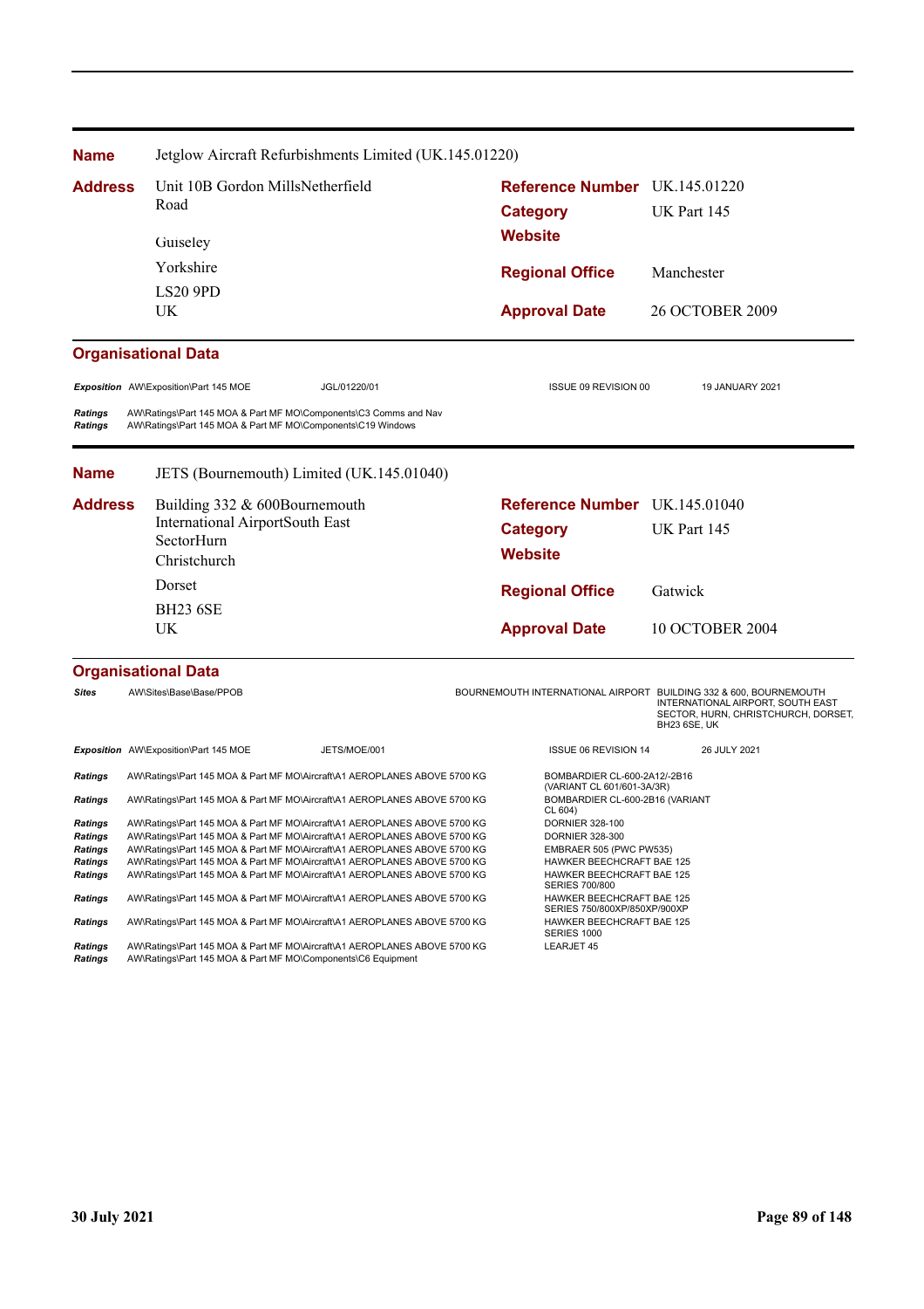**Name** Jetglow Aircraft Refurbishments Limited (UK.145.01220)

**Address**
Unit 10B Gordon MillsNetherfield Road
Guiseley
Yorkshire
LS20 9PD
UK

**Reference Number** UK.145.01220
**Category** UK Part 145
**Website**
**Regional Office** Manchester
**Approval Date** 26 OCTOBER 2009

### Organisational Data

| | | | | |
|---|---|---|---|---|
| *Exposition* | AW\Exposition\Part 145 MOE | JGL/01220/01 | ISSUE 09 REVISION 00 | 19 JANUARY 2021 |
| *Ratings* | AW\Ratings\Part 145 MOA & Part MF MO\Components\C3 Comms and Nav | | | |
| *Ratings* | AW\Ratings\Part 145 MOA & Part MF MO\Components\C19 Windows | | | |

**Name** JETS (Bournemouth) Limited (UK.145.01040)

**Address**
Building 332 & 600Bournemouth International AirportSouth East SectorHurn
Christchurch
Dorset
BH23 6SE
UK

**Reference Number** UK.145.01040
**Category** UK Part 145
**Website**
**Regional Office** Gatwick
**Approval Date** 10 OCTOBER 2004

### Organisational Data

| | | | | |
|---|---|---|---|---|
| *Sites* | AW\Sites\Base\Base/PPOB | | BOURNEMOUTH INTERNATIONAL AIRPORT | BUILDING 332 & 600, BOURNEMOUTH INTERNATIONAL AIRPORT, SOUTH EAST SECTOR, HURN, CHRISTCHURCH, DORSET, BH23 6SE, UK |
| *Exposition* | AW\Exposition\Part 145 MOE | JETS/MOE/001 | ISSUE 06 REVISION 14 | 26 JULY 2021 |

| | | |
|---|---|---|
| *Ratings* | AW\Ratings\Part 145 MOA & Part MF MO\Aircraft\A1 AEROPLANES ABOVE 5700 KG | BOMBARDIER CL-600-2A12/-2B16 (VARIANT CL 601/601-3A/3R) |
| *Ratings* | AW\Ratings\Part 145 MOA & Part MF MO\Aircraft\A1 AEROPLANES ABOVE 5700 KG | BOMBARDIER CL-600-2B16 (VARIANT CL 604) |
| *Ratings* | AW\Ratings\Part 145 MOA & Part MF MO\Aircraft\A1 AEROPLANES ABOVE 5700 KG | DORNIER 328-100 |
| *Ratings* | AW\Ratings\Part 145 MOA & Part MF MO\Aircraft\A1 AEROPLANES ABOVE 5700 KG | DORNIER 328-300 |
| *Ratings* | AW\Ratings\Part 145 MOA & Part MF MO\Aircraft\A1 AEROPLANES ABOVE 5700 KG | EMBRAER 505 (PWC PW535) |
| *Ratings* | AW\Ratings\Part 145 MOA & Part MF MO\Aircraft\A1 AEROPLANES ABOVE 5700 KG | HAWKER BEECHCRAFT BAE 125 |
| *Ratings* | AW\Ratings\Part 145 MOA & Part MF MO\Aircraft\A1 AEROPLANES ABOVE 5700 KG | HAWKER BEECHCRAFT BAE 125 SERIES 700/800 |
| *Ratings* | AW\Ratings\Part 145 MOA & Part MF MO\Aircraft\A1 AEROPLANES ABOVE 5700 KG | HAWKER BEECHCRAFT BAE 125 SERIES 750/800XP/850XP/900XP |
| *Ratings* | AW\Ratings\Part 145 MOA & Part MF MO\Aircraft\A1 AEROPLANES ABOVE 5700 KG | HAWKER BEECHCRAFT BAE 125 SERIES 1000 |
| *Ratings* | AW\Ratings\Part 145 MOA & Part MF MO\Aircraft\A1 AEROPLANES ABOVE 5700 KG | LEARJET 45 |
| *Ratings* | AW\Ratings\Part 145 MOA & Part MF MO\Components\C6 Equipment | |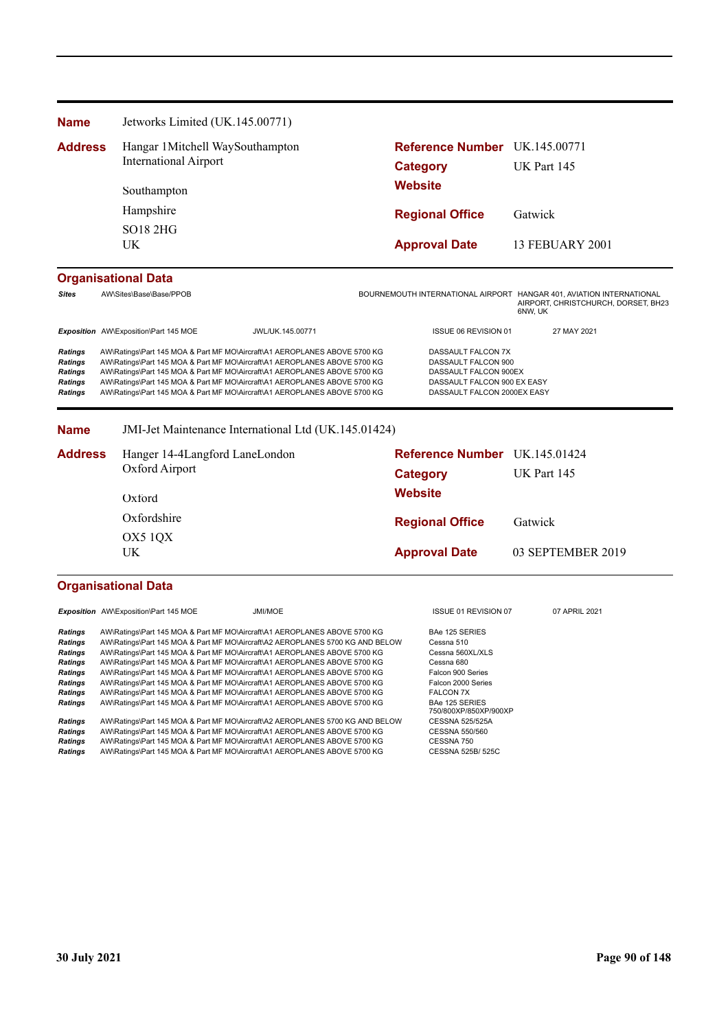**Name** Jetworks Limited (UK.145.00771)

**Address** Hangar 1Mitchell WaySouthampton International Airport

Southampton

Hampshire

SO18 2HG

UK

**Reference Number** UK.145.00771

**Category** UK Part 145

**Website**

**Regional Office** Gatwick

**Approval Date** 13 FEBUARY 2001

### Organisational Data

| | | | |
|---|---|---|---|
| *Sites* | AW\Sites\Base\Base/PPOB | BOURNEMOUTH INTERNATIONAL AIRPORT | HANGAR 401, AVIATION INTERNATIONAL AIRPORT, CHRISTCHURCH, DORSET, BH23 6NW, UK |

| | | | | |
|---|---|---|---|---|
| *Exposition* | AW\Exposition\Part 145 MOE | JWL/UK.145.00771 | ISSUE 06 REVISION 01 | 27 MAY 2021 |

| | | |
|---|---|---|
| *Ratings* | AW\Ratings\Part 145 MOA & Part MF MO\Aircraft\A1 AEROPLANES ABOVE 5700 KG | DASSAULT FALCON 7X |
| *Ratings* | AW\Ratings\Part 145 MOA & Part MF MO\Aircraft\A1 AEROPLANES ABOVE 5700 KG | DASSAULT FALCON 900 |
| *Ratings* | AW\Ratings\Part 145 MOA & Part MF MO\Aircraft\A1 AEROPLANES ABOVE 5700 KG | DASSAULT FALCON 900EX |
| *Ratings* | AW\Ratings\Part 145 MOA & Part MF MO\Aircraft\A1 AEROPLANES ABOVE 5700 KG | DASSAULT FALCON 900 EX EASY |
| *Ratings* | AW\Ratings\Part 145 MOA & Part MF MO\Aircraft\A1 AEROPLANES ABOVE 5700 KG | DASSAULT FALCON 2000EX EASY |

**Name** JMI-Jet Maintenance International Ltd (UK.145.01424)

**Address** Hanger 14-4Langford LaneLondon Oxford Airport

Oxford

Oxfordshire

OX5 1QX

UK

**Reference Number** UK.145.01424

**Category** UK Part 145

**Website**

**Regional Office** Gatwick

**Approval Date** 03 SEPTEMBER 2019

### Organisational Data

| | | | | |
|---|---|---|---|---|
| *Exposition* | AW\Exposition\Part 145 MOE | JMI/MOE | ISSUE 01 REVISION 07 | 07 APRIL 2021 |

| | | |
|---|---|---|
| *Ratings* | AW\Ratings\Part 145 MOA & Part MF MO\Aircraft\A1 AEROPLANES ABOVE 5700 KG | BAe 125 SERIES |
| *Ratings* | AW\Ratings\Part 145 MOA & Part MF MO\Aircraft\A2 AEROPLANES 5700 KG AND BELOW | Cessna 510 |
| *Ratings* | AW\Ratings\Part 145 MOA & Part MF MO\Aircraft\A1 AEROPLANES ABOVE 5700 KG | Cessna 560XL/XLS |
| *Ratings* | AW\Ratings\Part 145 MOA & Part MF MO\Aircraft\A1 AEROPLANES ABOVE 5700 KG | Cessna 680 |
| *Ratings* | AW\Ratings\Part 145 MOA & Part MF MO\Aircraft\A1 AEROPLANES ABOVE 5700 KG | Falcon 900 Series |
| *Ratings* | AW\Ratings\Part 145 MOA & Part MF MO\Aircraft\A1 AEROPLANES ABOVE 5700 KG | Falcon 2000 Series |
| *Ratings* | AW\Ratings\Part 145 MOA & Part MF MO\Aircraft\A1 AEROPLANES ABOVE 5700 KG | FALCON 7X |
| *Ratings* | AW\Ratings\Part 145 MOA & Part MF MO\Aircraft\A1 AEROPLANES ABOVE 5700 KG | BAe 125 SERIES 750/800XP/850XP/900XP |
| *Ratings* | AW\Ratings\Part 145 MOA & Part MF MO\Aircraft\A2 AEROPLANES 5700 KG AND BELOW | CESSNA 525/525A |
| *Ratings* | AW\Ratings\Part 145 MOA & Part MF MO\Aircraft\A1 AEROPLANES ABOVE 5700 KG | CESSNA 550/560 |
| *Ratings* | AW\Ratings\Part 145 MOA & Part MF MO\Aircraft\A1 AEROPLANES ABOVE 5700 KG | CESSNA 750 |
| *Ratings* | AW\Ratings\Part 145 MOA & Part MF MO\Aircraft\A1 AEROPLANES ABOVE 5700 KG | CESSNA 525B/ 525C |

**30 July 2021**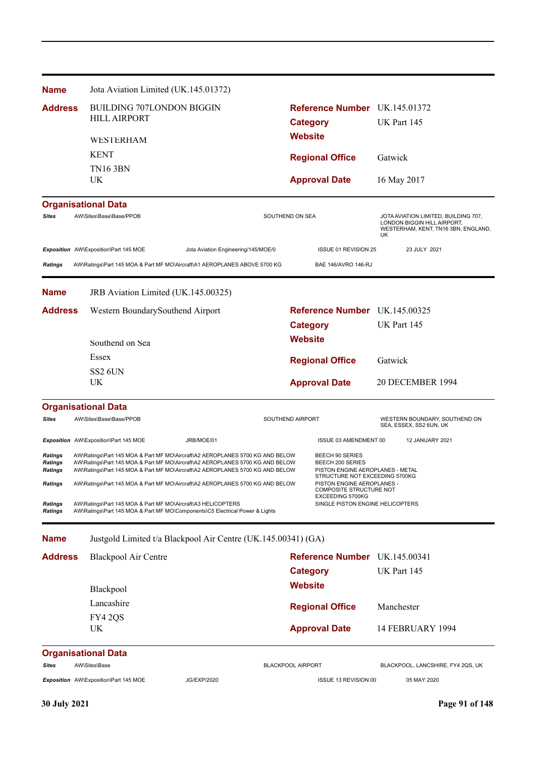**Name** Jota Aviation Limited (UK.145.01372)

| **Address** | | | |
|---|---|---|---|
| BUILDING 707LONDON BIGGIN HILL AIRPORT | | **Reference Number** | UK.145.01372 |
| | | **Category** | UK Part 145 |
| WESTERHAM | | **Website** | |
| KENT | | **Regional Office** | Gatwick |
| TN16 3BN | | | |
| UK | | **Approval Date** | 16 May 2017 |

**Organisational Data**

| | | | | |
|---|---|---|---|---|
| ***Sites*** | AW\Sites\Base\Base/PPOB | | SOUTHEND ON SEA | JOTA AVIATION LIMITED, BUILDING 707, LONDON BIGGIN HILL AIRPORT, WESTERHAM, KENT, TN16 3BN, ENGLAND, UK |
| ***Exposition*** | AW\Exposition\Part 145 MOE | Jota Aviation Engineering/145/MOE/0 | ISSUE 01 REVISION 25 | 23 JULY 2021 |
| ***Ratings*** | AW\Ratings\Part 145 MOA & Part MF MO\Aircraft\A1 AEROPLANES ABOVE 5700 KG | | BAE 146/AVRO 146-RJ | |

**Name** JRB Aviation Limited (UK.145.00325)

| **Address** | | | |
|---|---|---|---|
| Western BoundarySouthend Airport | | **Reference Number** | UK.145.00325 |
| | | **Category** | UK Part 145 |
| Southend on Sea | | **Website** | |
| Essex | | **Regional Office** | Gatwick |
| SS2 6UN | | | |
| UK | | **Approval Date** | 20 DECEMBER 1994 |

**Organisational Data**

| | | | | |
|---|---|---|---|---|
| ***Sites*** | AW\Sites\Base\Base/PPOB | | SOUTHEND AIRPORT | WESTERN BOUNDARY, SOUTHEND ON SEA, ESSEX, SS2 6UN, UK |
| ***Exposition*** | AW\Exposition\Part 145 MOE | JRB/MOE/01 | ISSUE 03 AMENDMENT 00 | 12 JANUARY 2021 |
| ***Ratings*** | AW\Ratings\Part 145 MOA & Part MF MO\Aircraft\A2 AEROPLANES 5700 KG AND BELOW | | BEECH 90 SERIES | |
| ***Ratings*** | AW\Ratings\Part 145 MOA & Part MF MO\Aircraft\A2 AEROPLANES 5700 KG AND BELOW | | BEECH 200 SERIES | |
| ***Ratings*** | AW\Ratings\Part 145 MOA & Part MF MO\Aircraft\A2 AEROPLANES 5700 KG AND BELOW | | PISTON ENGINE AEROPLANES - METAL STRUCTURE NOT EXCEEDING 5700KG | |
| ***Ratings*** | AW\Ratings\Part 145 MOA & Part MF MO\Aircraft\A2 AEROPLANES 5700 KG AND BELOW | | PISTON ENGINE AEROPLANES - COMPOSITE STRUCTURE NOT EXCEEDING 5700KG | |
| ***Ratings*** | AW\Ratings\Part 145 MOA & Part MF MO\Aircraft\A3 HELICOPTERS | | SINGLE PISTON ENGINE HELICOPTERS | |
| ***Ratings*** | AW\Ratings\Part 145 MOA & Part MF MO\Components\C5 Electrical Power & Lights | | | |

**Name** Justgold Limited t/a Blackpool Air Centre (UK.145.00341) (GA)

| **Address** | | | |
|---|---|---|---|
| Blackpool Air Centre | | **Reference Number** | UK.145.00341 |
| | | **Category** | UK Part 145 |
| Blackpool | | **Website** | |
| Lancashire | | **Regional Office** | Manchester |
| FY4 2QS | | | |
| UK | | **Approval Date** | 14 FEBRUARY 1994 |

**Organisational Data**

| | | | | |
|---|---|---|---|---|
| ***Sites*** | AW\Sites\Base | | BLACKPOOL AIRPORT | BLACKPOOL, LANCSHIRE, FY4 2QS, UK |
| ***Exposition*** | AW\Exposition\Part 145 MOE | JG/EXP/2020 | ISSUE 13 REVISION 00 | 05 MAY 2020 |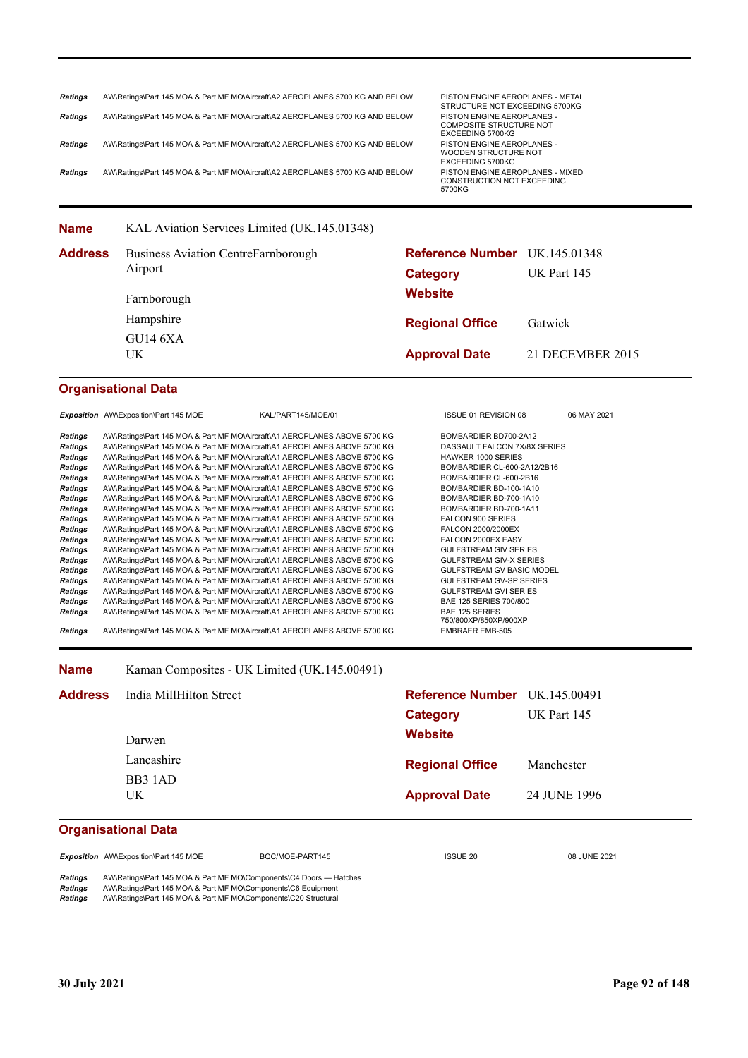| | | |
|---|---|---|
| *Ratings* | AW\Ratings\Part 145 MOA & Part MF MO\Aircraft\A2 AEROPLANES 5700 KG AND BELOW | PISTON ENGINE AEROPLANES - METAL STRUCTURE NOT EXCEEDING 5700KG |
| *Ratings* | AW\Ratings\Part 145 MOA & Part MF MO\Aircraft\A2 AEROPLANES 5700 KG AND BELOW | PISTON ENGINE AEROPLANES - COMPOSITE STRUCTURE NOT EXCEEDING 5700KG |
| *Ratings* | AW\Ratings\Part 145 MOA & Part MF MO\Aircraft\A2 AEROPLANES 5700 KG AND BELOW | PISTON ENGINE AEROPLANES - WOODEN STRUCTURE NOT EXCEEDING 5700KG |
| *Ratings* | AW\Ratings\Part 145 MOA & Part MF MO\Aircraft\A2 AEROPLANES 5700 KG AND BELOW | PISTON ENGINE AEROPLANES - MIXED CONSTRUCTION NOT EXCEEDING 5700KG |

**Name** KAL Aviation Services Limited (UK.145.01348)

**Address** Business Aviation CentreFarnborough Airport
Farnborough
Hampshire
GU14 6XA
UK

**Reference Number** UK.145.01348
**Category** UK Part 145
**Website**
**Regional Office** Gatwick
**Approval Date** 21 DECEMBER 2015

## Organisational Data

| | | | | |
|---|---|---|---|---|
| *Exposition* | AW\Exposition\Part 145 MOE | KAL/PART145/MOE/01 | ISSUE 01 REVISION 08 | 06 MAY 2021 |

| | | |
|---|---|---|
| *Ratings* | AW\Ratings\Part 145 MOA & Part MF MO\Aircraft\A1 AEROPLANES ABOVE 5700 KG | BOMBARDIER BD700-2A12 |
| *Ratings* | AW\Ratings\Part 145 MOA & Part MF MO\Aircraft\A1 AEROPLANES ABOVE 5700 KG | DASSAULT FALCON 7X/8X SERIES |
| *Ratings* | AW\Ratings\Part 145 MOA & Part MF MO\Aircraft\A1 AEROPLANES ABOVE 5700 KG | HAWKER 1000 SERIES |
| *Ratings* | AW\Ratings\Part 145 MOA & Part MF MO\Aircraft\A1 AEROPLANES ABOVE 5700 KG | BOMBARDIER CL-600-2A12/2B16 |
| *Ratings* | AW\Ratings\Part 145 MOA & Part MF MO\Aircraft\A1 AEROPLANES ABOVE 5700 KG | BOMBARDIER CL-600-2B16 |
| *Ratings* | AW\Ratings\Part 145 MOA & Part MF MO\Aircraft\A1 AEROPLANES ABOVE 5700 KG | BOMBARDIER BD-100-1A10 |
| *Ratings* | AW\Ratings\Part 145 MOA & Part MF MO\Aircraft\A1 AEROPLANES ABOVE 5700 KG | BOMBARDIER BD-700-1A10 |
| *Ratings* | AW\Ratings\Part 145 MOA & Part MF MO\Aircraft\A1 AEROPLANES ABOVE 5700 KG | BOMBARDIER BD-700-1A11 |
| *Ratings* | AW\Ratings\Part 145 MOA & Part MF MO\Aircraft\A1 AEROPLANES ABOVE 5700 KG | FALCON 900 SERIES |
| *Ratings* | AW\Ratings\Part 145 MOA & Part MF MO\Aircraft\A1 AEROPLANES ABOVE 5700 KG | FALCON 2000/2000EX |
| *Ratings* | AW\Ratings\Part 145 MOA & Part MF MO\Aircraft\A1 AEROPLANES ABOVE 5700 KG | FALCON 2000EX EASY |
| *Ratings* | AW\Ratings\Part 145 MOA & Part MF MO\Aircraft\A1 AEROPLANES ABOVE 5700 KG | GULFSTREAM GIV SERIES |
| *Ratings* | AW\Ratings\Part 145 MOA & Part MF MO\Aircraft\A1 AEROPLANES ABOVE 5700 KG | GULFSTREAM GIV-X SERIES |
| *Ratings* | AW\Ratings\Part 145 MOA & Part MF MO\Aircraft\A1 AEROPLANES ABOVE 5700 KG | GULFSTREAM GV BASIC MODEL |
| *Ratings* | AW\Ratings\Part 145 MOA & Part MF MO\Aircraft\A1 AEROPLANES ABOVE 5700 KG | GULFSTREAM GV-SP SERIES |
| *Ratings* | AW\Ratings\Part 145 MOA & Part MF MO\Aircraft\A1 AEROPLANES ABOVE 5700 KG | GULFSTREAM GVI SERIES |
| *Ratings* | AW\Ratings\Part 145 MOA & Part MF MO\Aircraft\A1 AEROPLANES ABOVE 5700 KG | BAE 125 SERIES 700/800 |
| *Ratings* | AW\Ratings\Part 145 MOA & Part MF MO\Aircraft\A1 AEROPLANES ABOVE 5700 KG | BAE 125 SERIES 750/800XP/850XP/900XP |
| *Ratings* | AW\Ratings\Part 145 MOA & Part MF MO\Aircraft\A1 AEROPLANES ABOVE 5700 KG | EMBRAER EMB-505 |

**Name** Kaman Composites - UK Limited (UK.145.00491)

**Address** India MillHilton Street
Darwen
Lancashire
BB3 1AD
UK

**Reference Number** UK.145.00491
**Category** UK Part 145
**Website**
**Regional Office** Manchester
**Approval Date** 24 JUNE 1996

## Organisational Data

| | | | | |
|---|---|---|---|---|
| *Exposition* | AW\Exposition\Part 145 MOE | BQC/MOE-PART145 | ISSUE 20 | 08 JUNE 2021 |

| | |
|---|---|
| *Ratings* | AW\Ratings\Part 145 MOA & Part MF MO\Components\C4 Doors — Hatches |
| *Ratings* | AW\Ratings\Part 145 MOA & Part MF MO\Components\C6 Equipment |
| *Ratings* | AW\Ratings\Part 145 MOA & Part MF MO\Components\C20 Structural |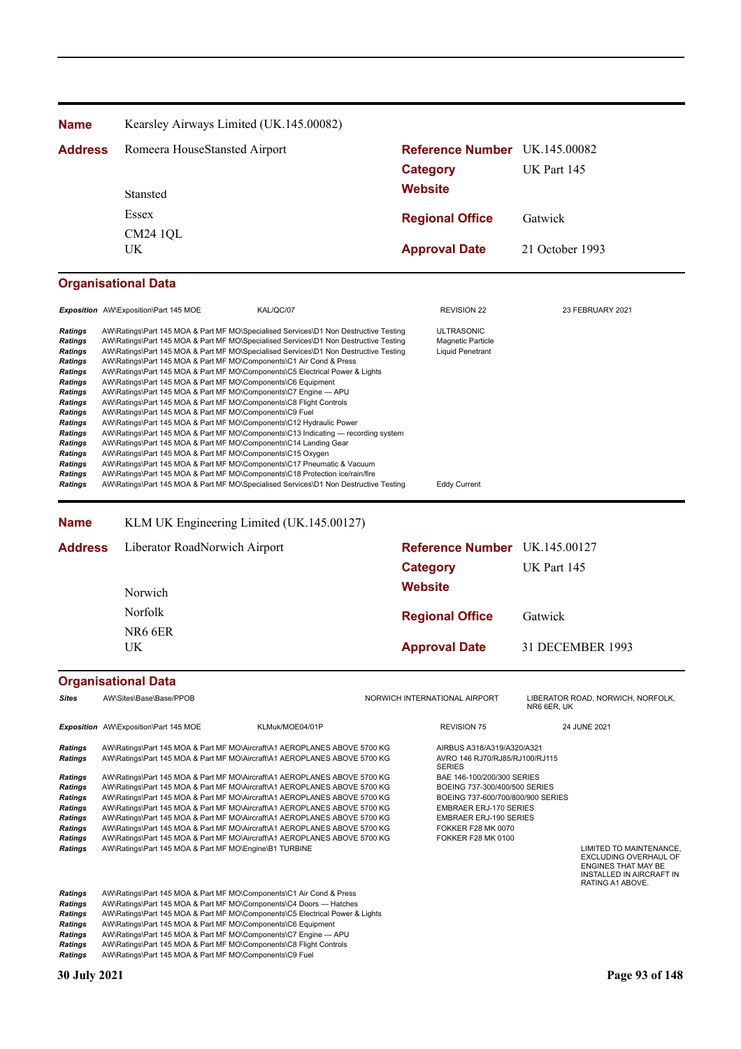| **Name** | Kearsley Airways Limited (UK.145.00082) | | |
|---|---|---|---|
| **Address** | Romeera HouseStansted Airport | **Reference Number** | UK.145.00082 |
| | | **Category** | UK Part 145 |
| | Stansted | **Website** | |
| | Essex | **Regional Office** | Gatwick |
| | CM24 1QL | | |
| | UK | **Approval Date** | 21 October 1993 |

### Organisational Data

| | | | | |
|---|---|---|---|---|
| *Exposition* | AW\Exposition\Part 145 MOE | KAL/QC/07 | REVISION 22 | 23 FEBRUARY 2021 |
| *Ratings* | AW\Ratings\Part 145 MOA & Part MF MO\Specialised Services\D1 Non Destructive Testing | | ULTRASONIC | |
| *Ratings* | AW\Ratings\Part 145 MOA & Part MF MO\Specialised Services\D1 Non Destructive Testing | | Magnetic Particle | |
| *Ratings* | AW\Ratings\Part 145 MOA & Part MF MO\Specialised Services\D1 Non Destructive Testing | | Liquid Penetrant | |
| *Ratings* | AW\Ratings\Part 145 MOA & Part MF MO\Components\C1 Air Cond & Press | | | |
| *Ratings* | AW\Ratings\Part 145 MOA & Part MF MO\Components\C5 Electrical Power & Lights | | | |
| *Ratings* | AW\Ratings\Part 145 MOA & Part MF MO\Components\C6 Equipment | | | |
| *Ratings* | AW\Ratings\Part 145 MOA & Part MF MO\Components\C7 Engine — APU | | | |
| *Ratings* | AW\Ratings\Part 145 MOA & Part MF MO\Components\C8 Flight Controls | | | |
| *Ratings* | AW\Ratings\Part 145 MOA & Part MF MO\Components\C9 Fuel | | | |
| *Ratings* | AW\Ratings\Part 145 MOA & Part MF MO\Components\C12 Hydraulic Power | | | |
| *Ratings* | AW\Ratings\Part 145 MOA & Part MF MO\Components\C13 Indicating — recording system | | | |
| *Ratings* | AW\Ratings\Part 145 MOA & Part MF MO\Components\C14 Landing Gear | | | |
| *Ratings* | AW\Ratings\Part 145 MOA & Part MF MO\Components\C15 Oxygen | | | |
| *Ratings* | AW\Ratings\Part 145 MOA & Part MF MO\Components\C17 Pneumatic & Vacuum | | | |
| *Ratings* | AW\Ratings\Part 145 MOA & Part MF MO\Components\C18 Protection ice/rain/fire | | | |
| *Ratings* | AW\Ratings\Part 145 MOA & Part MF MO\Specialised Services\D1 Non Destructive Testing | | Eddy Current | |

| **Name** | KLM UK Engineering Limited (UK.145.00127) | | |
|---|---|---|---|
| **Address** | Liberator RoadNorwich Airport | **Reference Number** | UK.145.00127 |
| | | **Category** | UK Part 145 |
| | Norwich | **Website** | |
| | Norfolk | **Regional Office** | Gatwick |
| | NR6 6ER | | |
| | UK | **Approval Date** | 31 DECEMBER 1993 |

### Organisational Data

| | | | | |
|---|---|---|---|---|
| *Sites* | AW\Sites\Base\Base/PPOB | | NORWICH INTERNATIONAL AIRPORT | LIBERATOR ROAD, NORWICH, NORFOLK, NR6 6ER, UK |
| *Exposition* | AW\Exposition\Part 145 MOE | KLMuk/MOE04/01P | REVISION 75 | 24 JUNE 2021 |
| *Ratings* | AW\Ratings\Part 145 MOA & Part MF MO\Aircraft\A1 AEROPLANES ABOVE 5700 KG | | AIRBUS A318/A319/A320/A321 | |
| *Ratings* | AW\Ratings\Part 145 MOA & Part MF MO\Aircraft\A1 AEROPLANES ABOVE 5700 KG | | AVRO 146 RJ70/RJ85/RJ100/RJ115 SERIES | |
| *Ratings* | AW\Ratings\Part 145 MOA & Part MF MO\Aircraft\A1 AEROPLANES ABOVE 5700 KG | | BAE 146-100/200/300 SERIES | |
| *Ratings* | AW\Ratings\Part 145 MOA & Part MF MO\Aircraft\A1 AEROPLANES ABOVE 5700 KG | | BOEING 737-300/400/500 SERIES | |
| *Ratings* | AW\Ratings\Part 145 MOA & Part MF MO\Aircraft\A1 AEROPLANES ABOVE 5700 KG | | BOEING 737-600/700/800/900 SERIES | |
| *Ratings* | AW\Ratings\Part 145 MOA & Part MF MO\Aircraft\A1 AEROPLANES ABOVE 5700 KG | | EMBRAER ERJ-170 SERIES | |
| *Ratings* | AW\Ratings\Part 145 MOA & Part MF MO\Aircraft\A1 AEROPLANES ABOVE 5700 KG | | EMBRAER ERJ-190 SERIES | |
| *Ratings* | AW\Ratings\Part 145 MOA & Part MF MO\Aircraft\A1 AEROPLANES ABOVE 5700 KG | | FOKKER F28 MK 0070 | |
| *Ratings* | AW\Ratings\Part 145 MOA & Part MF MO\Aircraft\A1 AEROPLANES ABOVE 5700 KG | | FOKKER F28 MK 0100 | |
| *Ratings* | AW\Ratings\Part 145 MOA & Part MF MO\Engine\B1 TURBINE | | | LIMITED TO MAINTENANCE, EXCLUDING OVERHAUL OF ENGINES THAT MAY BE INSTALLED IN AIRCRAFT IN RATING A1 ABOVE. |
| *Ratings* | AW\Ratings\Part 145 MOA & Part MF MO\Components\C1 Air Cond & Press | | | |
| *Ratings* | AW\Ratings\Part 145 MOA & Part MF MO\Components\C4 Doors — Hatches | | | |
| *Ratings* | AW\Ratings\Part 145 MOA & Part MF MO\Components\C5 Electrical Power & Lights | | | |
| *Ratings* | AW\Ratings\Part 145 MOA & Part MF MO\Components\C6 Equipment | | | |
| *Ratings* | AW\Ratings\Part 145 MOA & Part MF MO\Components\C7 Engine — APU | | | |
| *Ratings* | AW\Ratings\Part 145 MOA & Part MF MO\Components\C8 Flight Controls | | | |
| *Ratings* | AW\Ratings\Part 145 MOA & Part MF MO\Components\C9 Fuel | | | |

**30 July 2021**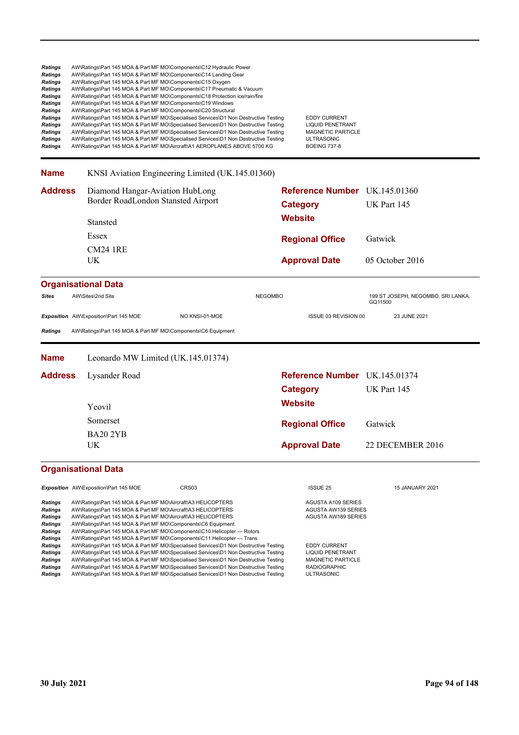| | | |
|---|---|---|
| *Ratings* | AW\Ratings\Part 145 MOA & Part MF MO\Components\C12 Hydraulic Power | |
| *Ratings* | AW\Ratings\Part 145 MOA & Part MF MO\Components\C14 Landing Gear | |
| *Ratings* | AW\Ratings\Part 145 MOA & Part MF MO\Components\C15 Oxygen | |
| *Ratings* | AW\Ratings\Part 145 MOA & Part MF MO\Components\C17 Pneumatic & Vacuum | |
| *Ratings* | AW\Ratings\Part 145 MOA & Part MF MO\Components\C18 Protection ice/rain/fire | |
| *Ratings* | AW\Ratings\Part 145 MOA & Part MF MO\Components\C19 Windows | |
| *Ratings* | AW\Ratings\Part 145 MOA & Part MF MO\Components\C20 Structural | |
| *Ratings* | AW\Ratings\Part 145 MOA & Part MF MO\Specialised Services\D1 Non Destructive Testing | EDDY CURRENT |
| *Ratings* | AW\Ratings\Part 145 MOA & Part MF MO\Specialised Services\D1 Non Destructive Testing | LIQUID PENETRANT |
| *Ratings* | AW\Ratings\Part 145 MOA & Part MF MO\Specialised Services\D1 Non Destructive Testing | MAGNETIC PARTICLE |
| *Ratings* | AW\Ratings\Part 145 MOA & Part MF MO\Specialised Services\D1 Non Destructive Testing | ULTRASONIC |
| *Ratings* | AW\Ratings\Part 145 MOA & Part MF MO\Aircraft\A1 AEROPLANES ABOVE 5700 KG | BOEING 737-8 |

---

**Name** KNSI Aviation Engineering Limited (UK.145.01360)

**Address**
Diamond Hangar-Aviation HubLong Border RoadLondon Stansted Airport
Stansted
Essex
CM24 1RE
UK

**Reference Number** UK.145.01360
**Category** UK Part 145
**Website**
**Regional Office** Gatwick
**Approval Date** 05 October 2016

## Organisational Data

| | | | | |
|---|---|---|---|---|
| *Sites* | AW\Sites\2nd Site | | NEGOMBO | 199 ST JOSEPH, NEGOMBO, SRI LANKA, GQ11500 |
| *Exposition* | AW\Exposition\Part 145 MOE | NO KNSI-01-MOE | ISSUE 03 REVISION 00 | 23 JUNE 2021 |
| *Ratings* | AW\Ratings\Part 145 MOA & Part MF MO\Components\C6 Equipment | | | |

---

**Name** Leonardo MW Limited (UK.145.01374)

**Address**
Lysander Road
Yeovil
Somerset
BA20 2YB
UK

**Reference Number** UK.145.01374
**Category** UK Part 145
**Website**
**Regional Office** Gatwick
**Approval Date** 22 DECEMBER 2016

## Organisational Data

| | | | | |
|---|---|---|---|---|
| *Exposition* | AW\Exposition\Part 145 MOE | CRS03 | ISSUE 25 | 15 JANUARY 2021 |

| | | |
|---|---|---|
| *Ratings* | AW\Ratings\Part 145 MOA & Part MF MO\Aircraft\A3 HELICOPTERS | AGUSTA A109 SERIES |
| *Ratings* | AW\Ratings\Part 145 MOA & Part MF MO\Aircraft\A3 HELICOPTERS | AGUSTA AW139 SERIES |
| *Ratings* | AW\Ratings\Part 145 MOA & Part MF MO\Aircraft\A3 HELICOPTERS | AGUSTA AW189 SERIES |
| *Ratings* | AW\Ratings\Part 145 MOA & Part MF MO\Components\C6 Equipment | |
| *Ratings* | AW\Ratings\Part 145 MOA & Part MF MO\Components\C10 Helicopter — Rotors | |
| *Ratings* | AW\Ratings\Part 145 MOA & Part MF MO\Components\C11 Helicopter — Trans | |
| *Ratings* | AW\Ratings\Part 145 MOA & Part MF MO\Specialised Services\D1 Non Destructive Testing | EDDY CURRENT |
| *Ratings* | AW\Ratings\Part 145 MOA & Part MF MO\Specialised Services\D1 Non Destructive Testing | LIQUID PENETRANT |
| *Ratings* | AW\Ratings\Part 145 MOA & Part MF MO\Specialised Services\D1 Non Destructive Testing | MAGNETIC PARTICLE |
| *Ratings* | AW\Ratings\Part 145 MOA & Part MF MO\Specialised Services\D1 Non Destructive Testing | RADIOGRAPHIC |
| *Ratings* | AW\Ratings\Part 145 MOA & Part MF MO\Specialised Services\D1 Non Destructive Testing | ULTRASONIC |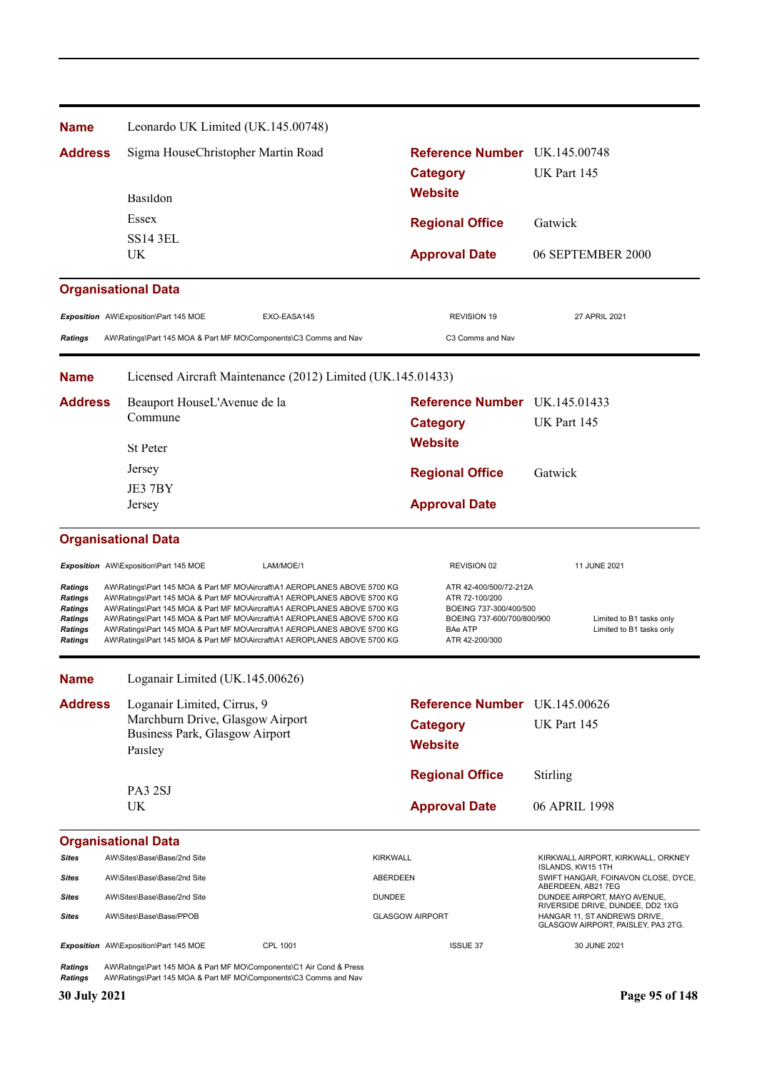**Name** Leonardo UK Limited (UK.145.00748)

**Address** Sigma HouseChristopher Martin Road
Basildon
Essex
SS14 3EL
UK

**Reference Number** UK.145.00748
**Category** UK Part 145
**Website**
**Regional Office** Gatwick
**Approval Date** 06 SEPTEMBER 2000

### Organisational Data

| | | | | |
|---|---|---|---|---|
| *Exposition* | AW\Exposition\Part 145 MOE | EXO-EASA145 | REVISION 19 | 27 APRIL 2021 |
| *Ratings* | AW\Ratings\Part 145 MOA & Part MF MO\Components\C3 Comms and Nav | | C3 Comms and Nav | |

**Name** Licensed Aircraft Maintenance (2012) Limited (UK.145.01433)

**Address** Beauport HouseL'Avenue de la Commune
St Peter
Jersey
JE3 7BY
Jersey

**Reference Number** UK.145.01433
**Category** UK Part 145
**Website**
**Regional Office** Gatwick
**Approval Date**

### Organisational Data

| | | | | |
|---|---|---|---|---|
| *Exposition* | AW\Exposition\Part 145 MOE | LAM/MOE/1 | REVISION 02 | 11 JUNE 2021 |
| *Ratings* | AW\Ratings\Part 145 MOA & Part MF MO\Aircraft\A1 AEROPLANES ABOVE 5700 KG | | ATR 42-400/500/72-212A | |
| *Ratings* | AW\Ratings\Part 145 MOA & Part MF MO\Aircraft\A1 AEROPLANES ABOVE 5700 KG | | ATR 72-100/200 | |
| *Ratings* | AW\Ratings\Part 145 MOA & Part MF MO\Aircraft\A1 AEROPLANES ABOVE 5700 KG | | BOEING 737-300/400/500 | |
| *Ratings* | AW\Ratings\Part 145 MOA & Part MF MO\Aircraft\A1 AEROPLANES ABOVE 5700 KG | | BOEING 737-600/700/800/900 | Limited to B1 tasks only |
| *Ratings* | AW\Ratings\Part 145 MOA & Part MF MO\Aircraft\A1 AEROPLANES ABOVE 5700 KG | | BAe ATP | Limited to B1 tasks only |
| *Ratings* | AW\Ratings\Part 145 MOA & Part MF MO\Aircraft\A1 AEROPLANES ABOVE 5700 KG | | ATR 42-200/300 | |

**Name** Loganair Limited (UK.145.00626)

**Address** Loganair Limited, Cirrus, 9 Marchburn Drive, Glasgow Airport Business Park, Glasgow Airport
Paisley
PA3 2SJ
UK

**Reference Number** UK.145.00626
**Category** UK Part 145
**Website**
**Regional Office** Stirling
**Approval Date** 06 APRIL 1998

### Organisational Data

| | | | |
|---|---|---|---|
| *Sites* | AW\Sites\Base\Base/2nd Site | KIRKWALL | KIRKWALL AIRPORT, KIRKWALL, ORKNEY ISLANDS, KW15 1TH |
| *Sites* | AW\Sites\Base\Base/2nd Site | ABERDEEN | SWIFT HANGAR, FOINAVON CLOSE, DYCE, ABERDEEN, AB21 7EG |
| *Sites* | AW\Sites\Base\Base/2nd Site | DUNDEE | DUNDEE AIRPORT, MAYO AVENUE, RIVERSIDE DRIVE, DUNDEE, DD2 1XG |
| *Sites* | AW\Sites\Base\Base/PPOB | GLASGOW AIRPORT | HANGAR 11, ST ANDREWS DRIVE, GLASGOW AIRPORT, PAISLEY, PA3 2TG. |

| | | | | |
|---|---|---|---|---|
| *Exposition* | AW\Exposition\Part 145 MOE | CPL 1001 | ISSUE 37 | 30 JUNE 2021 |
| *Ratings* | AW\Ratings\Part 145 MOA & Part MF MO\Components\C1 Air Cond & Press | | | |
| *Ratings* | AW\Ratings\Part 145 MOA & Part MF MO\Components\C3 Comms and Nav | | | |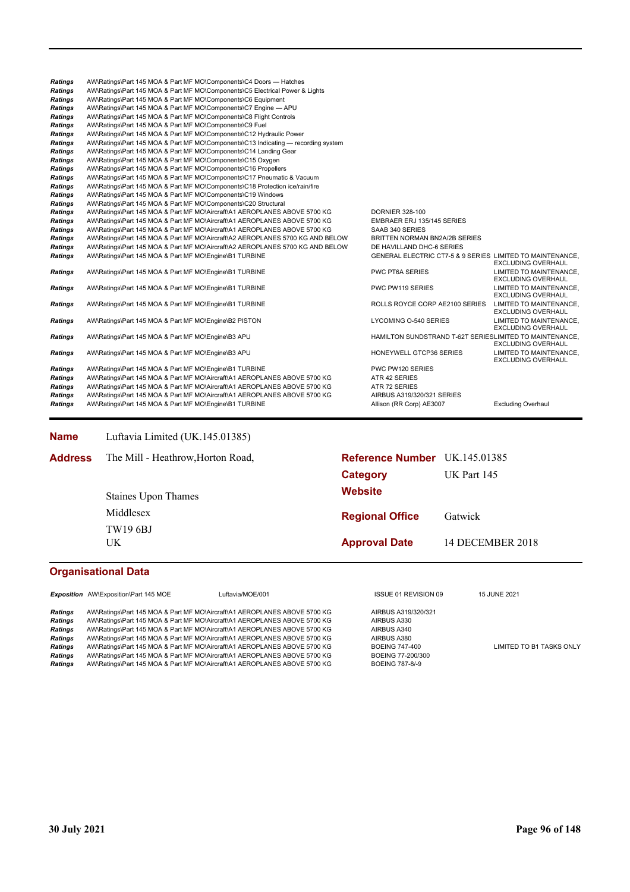| | | | |
|---|---|---|---|
| ***Ratings*** | AW\Ratings\Part 145 MOA & Part MF MO\Components\C4 Doors — Hatches | | |
| ***Ratings*** | AW\Ratings\Part 145 MOA & Part MF MO\Components\C5 Electrical Power & Lights | | |
| ***Ratings*** | AW\Ratings\Part 145 MOA & Part MF MO\Components\C6 Equipment | | |
| ***Ratings*** | AW\Ratings\Part 145 MOA & Part MF MO\Components\C7 Engine — APU | | |
| ***Ratings*** | AW\Ratings\Part 145 MOA & Part MF MO\Components\C8 Flight Controls | | |
| ***Ratings*** | AW\Ratings\Part 145 MOA & Part MF MO\Components\C9 Fuel | | |
| ***Ratings*** | AW\Ratings\Part 145 MOA & Part MF MO\Components\C12 Hydraulic Power | | |
| ***Ratings*** | AW\Ratings\Part 145 MOA & Part MF MO\Components\C13 Indicating — recording system | | |
| ***Ratings*** | AW\Ratings\Part 145 MOA & Part MF MO\Components\C14 Landing Gear | | |
| ***Ratings*** | AW\Ratings\Part 145 MOA & Part MF MO\Components\C15 Oxygen | | |
| ***Ratings*** | AW\Ratings\Part 145 MOA & Part MF MO\Components\C16 Propellers | | |
| ***Ratings*** | AW\Ratings\Part 145 MOA & Part MF MO\Components\C17 Pneumatic & Vacuum | | |
| ***Ratings*** | AW\Ratings\Part 145 MOA & Part MF MO\Components\C18 Protection ice/rain/fire | | |
| ***Ratings*** | AW\Ratings\Part 145 MOA & Part MF MO\Components\C19 Windows | | |
| ***Ratings*** | AW\Ratings\Part 145 MOA & Part MF MO\Components\C20 Structural | | |
| ***Ratings*** | AW\Ratings\Part 145 MOA & Part MF MO\Aircraft\A1 AEROPLANES ABOVE 5700 KG | DORNIER 328-100 | |
| ***Ratings*** | AW\Ratings\Part 145 MOA & Part MF MO\Aircraft\A1 AEROPLANES ABOVE 5700 KG | EMBRAER ERJ 135/145 SERIES | |
| ***Ratings*** | AW\Ratings\Part 145 MOA & Part MF MO\Aircraft\A1 AEROPLANES ABOVE 5700 KG | SAAB 340 SERIES | |
| ***Ratings*** | AW\Ratings\Part 145 MOA & Part MF MO\Aircraft\A2 AEROPLANES 5700 KG AND BELOW | BRITTEN NORMAN BN2A/2B SERIES | |
| ***Ratings*** | AW\Ratings\Part 145 MOA & Part MF MO\Aircraft\A2 AEROPLANES 5700 KG AND BELOW | DE HAVILLAND DHC-6 SERIES | |
| ***Ratings*** | AW\Ratings\Part 145 MOA & Part MF MO\Engine\B1 TURBINE | GENERAL ELECTRIC CT7-5 & 9 SERIES | LIMITED TO MAINTENANCE, EXCLUDING OVERHAUL |
| ***Ratings*** | AW\Ratings\Part 145 MOA & Part MF MO\Engine\B1 TURBINE | PWC PT6A SERIES | LIMITED TO MAINTENANCE, EXCLUDING OVERHAUL |
| ***Ratings*** | AW\Ratings\Part 145 MOA & Part MF MO\Engine\B1 TURBINE | PWC PW119 SERIES | LIMITED TO MAINTENANCE, EXCLUDING OVERHAUL |
| ***Ratings*** | AW\Ratings\Part 145 MOA & Part MF MO\Engine\B1 TURBINE | ROLLS ROYCE CORP AE2100 SERIES | LIMITED TO MAINTENANCE, EXCLUDING OVERHAUL |
| ***Ratings*** | AW\Ratings\Part 145 MOA & Part MF MO\Engine\B2 PISTON | LYCOMING O-540 SERIES | LIMITED TO MAINTENANCE, EXCLUDING OVERHAUL |
| ***Ratings*** | AW\Ratings\Part 145 MOA & Part MF MO\Engine\B3 APU | HAMILTON SUNDSTRAND T-62T SERIES | LIMITED TO MAINTENANCE, EXCLUDING OVERHAUL |
| ***Ratings*** | AW\Ratings\Part 145 MOA & Part MF MO\Engine\B3 APU | HONEYWELL GTCP36 SERIES | LIMITED TO MAINTENANCE, EXCLUDING OVERHAUL |
| ***Ratings*** | AW\Ratings\Part 145 MOA & Part MF MO\Engine\B1 TURBINE | PWC PW120 SERIES | |
| ***Ratings*** | AW\Ratings\Part 145 MOA & Part MF MO\Aircraft\A1 AEROPLANES ABOVE 5700 KG | ATR 42 SERIES | |
| ***Ratings*** | AW\Ratings\Part 145 MOA & Part MF MO\Aircraft\A1 AEROPLANES ABOVE 5700 KG | ATR 72 SERIES | |
| ***Ratings*** | AW\Ratings\Part 145 MOA & Part MF MO\Aircraft\A1 AEROPLANES ABOVE 5700 KG | AIRBUS A319/320/321 SERIES | |
| ***Ratings*** | AW\Ratings\Part 145 MOA & Part MF MO\Engine\B1 TURBINE | Allison (RR Corp) AE3007 | Excluding Overhaul |

**Name** Luftavia Limited (UK.145.01385)

**Address** The Mill - Heathrow,Horton Road,

Staines Upon Thames

Middlesex

TW19 6BJ

UK

**Reference Number** UK.145.01385

**Category** UK Part 145

**Website**

**Regional Office** Gatwick

**Approval Date** 14 DECEMBER 2018

## Organisational Data

| | | | | |
|---|---|---|---|---|
| ***Exposition*** | AW\Exposition\Part 145 MOE | Luftavia/MOE/001 | ISSUE 01 REVISION 09 | 15 JUNE 2021 |

| | | | |
|---|---|---|---|
| ***Ratings*** | AW\Ratings\Part 145 MOA & Part MF MO\Aircraft\A1 AEROPLANES ABOVE 5700 KG | AIRBUS A319/320/321 | |
| ***Ratings*** | AW\Ratings\Part 145 MOA & Part MF MO\Aircraft\A1 AEROPLANES ABOVE 5700 KG | AIRBUS A330 | |
| ***Ratings*** | AW\Ratings\Part 145 MOA & Part MF MO\Aircraft\A1 AEROPLANES ABOVE 5700 KG | AIRBUS A340 | |
| ***Ratings*** | AW\Ratings\Part 145 MOA & Part MF MO\Aircraft\A1 AEROPLANES ABOVE 5700 KG | AIRBUS A380 | |
| ***Ratings*** | AW\Ratings\Part 145 MOA & Part MF MO\Aircraft\A1 AEROPLANES ABOVE 5700 KG | BOEING 747-400 | LIMITED TO B1 TASKS ONLY |
| ***Ratings*** | AW\Ratings\Part 145 MOA & Part MF MO\Aircraft\A1 AEROPLANES ABOVE 5700 KG | BOEING 77-200/300 | |
| ***Ratings*** | AW\Ratings\Part 145 MOA & Part MF MO\Aircraft\A1 AEROPLANES ABOVE 5700 KG | BOEING 787-8/-9 | |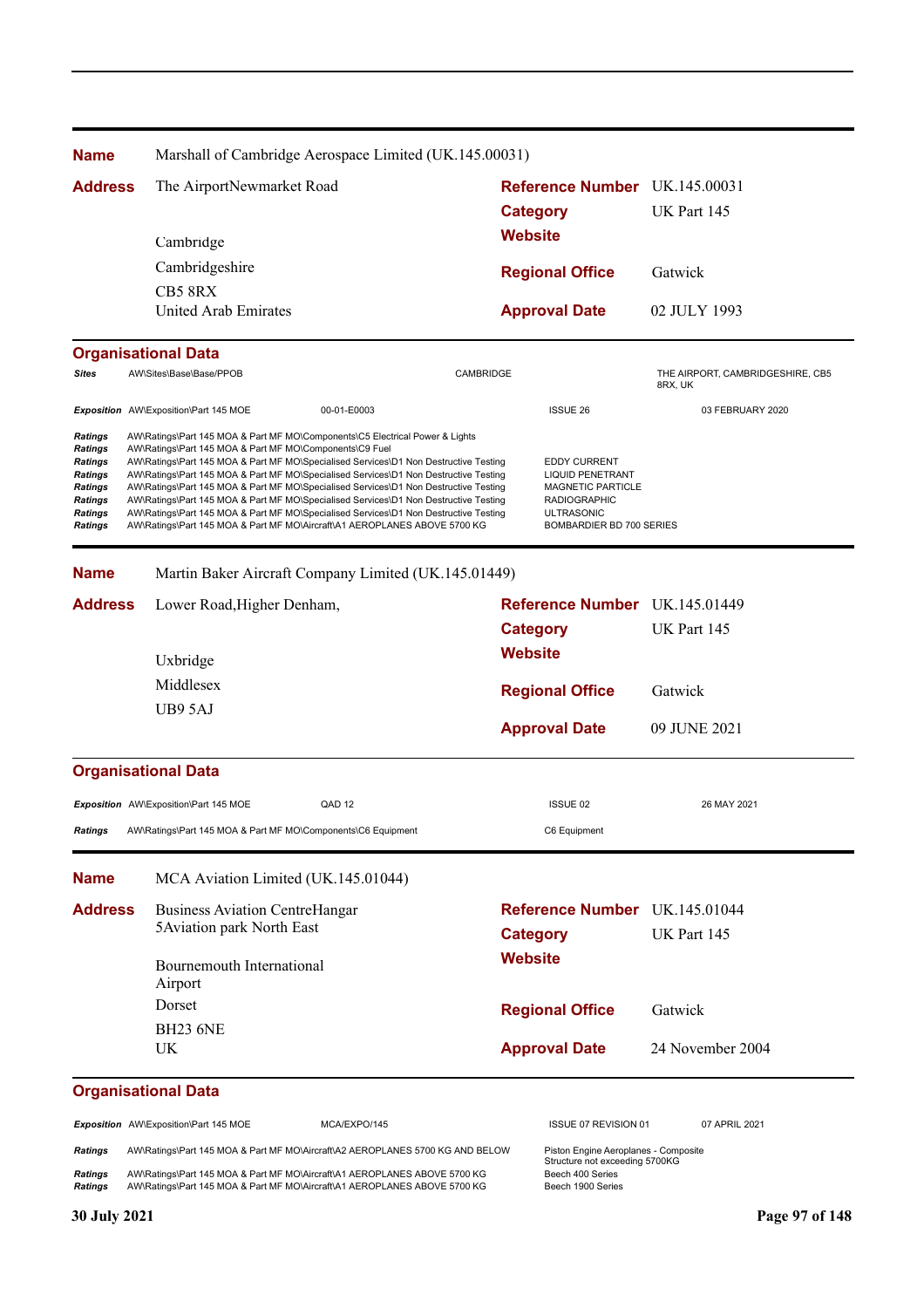**Name** Marshall of Cambridge Aerospace Limited (UK.145.00031)

**Address**
The AirportNewmarket Road

Cambridge
Cambridgeshire
CB5 8RX
United Arab Emirates

**Reference Number** UK.145.00031
**Category** UK Part 145
**Website**
**Regional Office** Gatwick
**Approval Date** 02 JULY 1993

### Organisational Data

| | | | |
|---|---|---|---|
| ***Sites*** | AW\Sites\Base\Base/PPOB | CAMBRIDGE | THE AIRPORT, CAMBRIDGESHIRE, CB5 8RX, UK |
| ***Exposition*** | AW\Exposition\Part 145 MOE 00-01-E0003 | ISSUE 26 | 03 FEBRUARY 2020 |

| | | |
|---|---|---|
| ***Ratings*** | AW\Ratings\Part 145 MOA & Part MF MO\Components\C5 Electrical Power & Lights | |
| ***Ratings*** | AW\Ratings\Part 145 MOA & Part MF MO\Components\C9 Fuel | |
| ***Ratings*** | AW\Ratings\Part 145 MOA & Part MF MO\Specialised Services\D1 Non Destructive Testing | EDDY CURRENT |
| ***Ratings*** | AW\Ratings\Part 145 MOA & Part MF MO\Specialised Services\D1 Non Destructive Testing | LIQUID PENETRANT |
| ***Ratings*** | AW\Ratings\Part 145 MOA & Part MF MO\Specialised Services\D1 Non Destructive Testing | MAGNETIC PARTICLE |
| ***Ratings*** | AW\Ratings\Part 145 MOA & Part MF MO\Specialised Services\D1 Non Destructive Testing | RADIOGRAPHIC |
| ***Ratings*** | AW\Ratings\Part 145 MOA & Part MF MO\Specialised Services\D1 Non Destructive Testing | ULTRASONIC |
| ***Ratings*** | AW\Ratings\Part 145 MOA & Part MF MO\Aircraft\A1 AEROPLANES ABOVE 5700 KG | BOMBARDIER BD 700 SERIES |

---

**Name** Martin Baker Aircraft Company Limited (UK.145.01449)

**Address**
Lower Road,Higher Denham,

Uxbridge
Middlesex
UB9 5AJ

**Reference Number** UK.145.01449
**Category** UK Part 145
**Website**
**Regional Office** Gatwick
**Approval Date** 09 JUNE 2021

### Organisational Data

| | | | |
|---|---|---|---|
| ***Exposition*** | AW\Exposition\Part 145 MOE QAD 12 | ISSUE 02 | 26 MAY 2021 |
| ***Ratings*** | AW\Ratings\Part 145 MOA & Part MF MO\Components\C6 Equipment | C6 Equipment | |

---

**Name** MCA Aviation Limited (UK.145.01044)

**Address**
Business Aviation CentreHangar
5Aviation park North East

Bournemouth International
Airport
Dorset
BH23 6NE
UK

**Reference Number** UK.145.01044
**Category** UK Part 145
**Website**
**Regional Office** Gatwick
**Approval Date** 24 November 2004

### Organisational Data

| | | | |
|---|---|---|---|
| ***Exposition*** | AW\Exposition\Part 145 MOE MCA/EXPO/145 | ISSUE 07 REVISION 01 | 07 APRIL 2021 |

| | | |
|---|---|---|
| ***Ratings*** | AW\Ratings\Part 145 MOA & Part MF MO\Aircraft\A2 AEROPLANES 5700 KG AND BELOW | Piston Engine Aeroplanes - Composite Structure not exceeding 5700KG |
| ***Ratings*** | AW\Ratings\Part 145 MOA & Part MF MO\Aircraft\A1 AEROPLANES ABOVE 5700 KG | Beech 400 Series |
| ***Ratings*** | AW\Ratings\Part 145 MOA & Part MF MO\Aircraft\A1 AEROPLANES ABOVE 5700 KG | Beech 1900 Series |

30 July 2021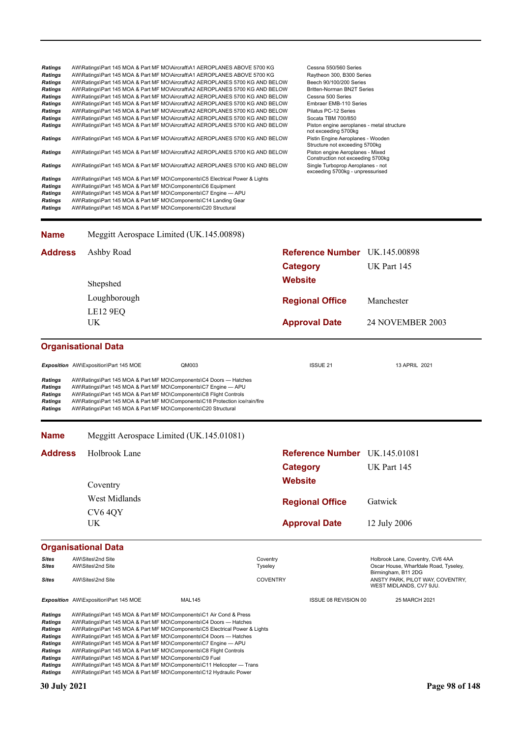| | | |
|---|---|---|
| ***Ratings*** | AW\Ratings\Part 145 MOA & Part MF MO\Aircraft\A1 AEROPLANES ABOVE 5700 KG | Cessna 550/560 Series |
| ***Ratings*** | AW\Ratings\Part 145 MOA & Part MF MO\Aircraft\A1 AEROPLANES ABOVE 5700 KG | Raytheon 300, B300 Series |
| ***Ratings*** | AW\Ratings\Part 145 MOA & Part MF MO\Aircraft\A2 AEROPLANES 5700 KG AND BELOW | Beech 90/100/200 Series |
| ***Ratings*** | AW\Ratings\Part 145 MOA & Part MF MO\Aircraft\A2 AEROPLANES 5700 KG AND BELOW | Britten-Norman BN2T Series |
| ***Ratings*** | AW\Ratings\Part 145 MOA & Part MF MO\Aircraft\A2 AEROPLANES 5700 KG AND BELOW | Cessna 500 Series |
| ***Ratings*** | AW\Ratings\Part 145 MOA & Part MF MO\Aircraft\A2 AEROPLANES 5700 KG AND BELOW | Embraer EMB-110 Series |
| ***Ratings*** | AW\Ratings\Part 145 MOA & Part MF MO\Aircraft\A2 AEROPLANES 5700 KG AND BELOW | Pilatus PC-12 Series |
| ***Ratings*** | AW\Ratings\Part 145 MOA & Part MF MO\Aircraft\A2 AEROPLANES 5700 KG AND BELOW | Socata TBM 700/850 |
| ***Ratings*** | AW\Ratings\Part 145 MOA & Part MF MO\Aircraft\A2 AEROPLANES 5700 KG AND BELOW | Piston engine aeroplanes - metal structure not exceeding 5700kg |
| ***Ratings*** | AW\Ratings\Part 145 MOA & Part MF MO\Aircraft\A2 AEROPLANES 5700 KG AND BELOW | Pistin Engine Aeroplanes - Wooden Structure not exceeding 5700kg |
| ***Ratings*** | AW\Ratings\Part 145 MOA & Part MF MO\Aircraft\A2 AEROPLANES 5700 KG AND BELOW | Piston engine Aeroplanes - Mixed Construction not exceeding 5700kg |
| ***Ratings*** | AW\Ratings\Part 145 MOA & Part MF MO\Aircraft\A2 AEROPLANES 5700 KG AND BELOW | Single Turboprop Aeroplanes - not exceeding 5700kg - unpressurised |
| ***Ratings*** | AW\Ratings\Part 145 MOA & Part MF MO\Components\C5 Electrical Power & Lights | |
| ***Ratings*** | AW\Ratings\Part 145 MOA & Part MF MO\Components\C6 Equipment | |
| ***Ratings*** | AW\Ratings\Part 145 MOA & Part MF MO\Components\C7 Engine — APU | |
| ***Ratings*** | AW\Ratings\Part 145 MOA & Part MF MO\Components\C14 Landing Gear | |
| ***Ratings*** | AW\Ratings\Part 145 MOA & Part MF MO\Components\C20 Structural | |

---

**Name** Meggitt Aerospace Limited (UK.145.00898)

**Address** Ashby Road
Shepshed
Loughborough
LE12 9EQ
UK

**Reference Number** UK.145.00898
**Category** UK Part 145
**Website**
**Regional Office** Manchester
**Approval Date** 24 NOVEMBER 2003

## Organisational Data

| | | | | |
|---|---|---|---|---|
| ***Exposition*** | AW\Exposition\Part 145 MOE | QM003 | ISSUE 21 | 13 APRIL 2021 |

| | |
|---|---|
| ***Ratings*** | AW\Ratings\Part 145 MOA & Part MF MO\Components\C4 Doors — Hatches |
| ***Ratings*** | AW\Ratings\Part 145 MOA & Part MF MO\Components\C7 Engine — APU |
| ***Ratings*** | AW\Ratings\Part 145 MOA & Part MF MO\Components\C8 Flight Controls |
| ***Ratings*** | AW\Ratings\Part 145 MOA & Part MF MO\Components\C18 Protection ice/rain/fire |
| ***Ratings*** | AW\Ratings\Part 145 MOA & Part MF MO\Components\C20 Structural |

---

**Name** Meggitt Aerospace Limited (UK.145.01081)

**Address** Holbrook Lane
Coventry
West Midlands
CV6 4QY
UK

**Reference Number** UK.145.01081
**Category** UK Part 145
**Website**
**Regional Office** Gatwick
**Approval Date** 12 July 2006

## Organisational Data

| | | | |
|---|---|---|---|
| ***Sites*** | AW\Sites\2nd Site | Coventry | Holbrook Lane, Coventry, CV6 4AA |
| ***Sites*** | AW\Sites\2nd Site | Tyseley | Oscar House, Wharfdale Road, Tyseley, Birmingham, B11 2DG |
| ***Sites*** | AW\Sites\2nd Site | COVENTRY | ANSTY PARK, PILOT WAY, COVENTRY, WEST MIDLANDS, CV7 9JU. |

| | | | | |
|---|---|---|---|---|
| ***Exposition*** | AW\Exposition\Part 145 MOE | MAL145 | ISSUE 08 REVISION 00 | 25 MARCH 2021 |

| | |
|---|---|
| ***Ratings*** | AW\Ratings\Part 145 MOA & Part MF MO\Components\C1 Air Cond & Press |
| ***Ratings*** | AW\Ratings\Part 145 MOA & Part MF MO\Components\C4 Doors — Hatches |
| ***Ratings*** | AW\Ratings\Part 145 MOA & Part MF MO\Components\C5 Electrical Power & Lights |
| ***Ratings*** | AW\Ratings\Part 145 MOA & Part MF MO\Components\C4 Doors — Hatches |
| ***Ratings*** | AW\Ratings\Part 145 MOA & Part MF MO\Components\C7 Engine — APU |
| ***Ratings*** | AW\Ratings\Part 145 MOA & Part MF MO\Components\C8 Flight Controls |
| ***Ratings*** | AW\Ratings\Part 145 MOA & Part MF MO\Components\C9 Fuel |
| ***Ratings*** | AW\Ratings\Part 145 MOA & Part MF MO\Components\C11 Helicopter — Trans |
| ***Ratings*** | AW\Ratings\Part 145 MOA & Part MF MO\Components\C12 Hydraulic Power |

**30 July 2021**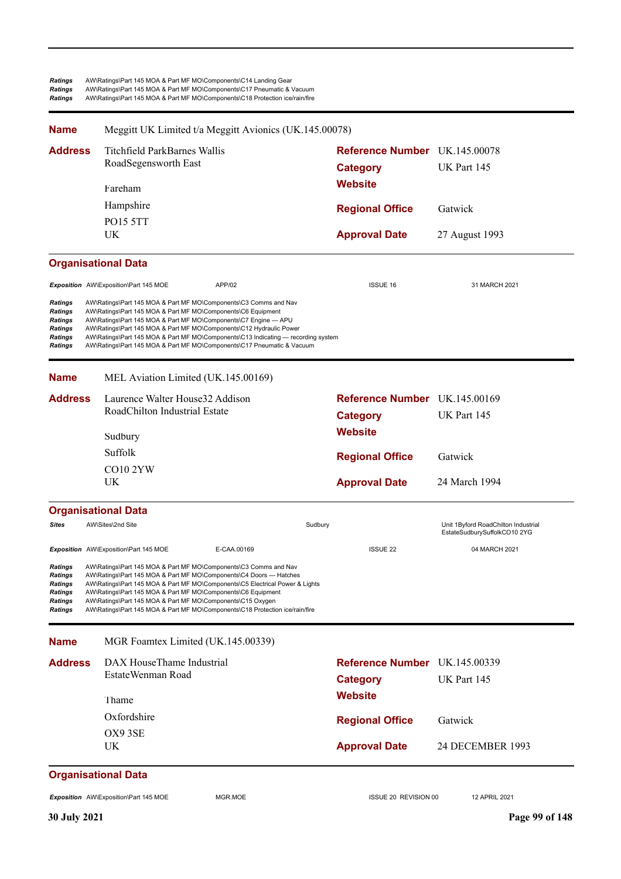| | |
|---|---|
| *Ratings* | AW\Ratings\Part 145 MOA & Part MF MO\Components\C14 Landing Gear |
| *Ratings* | AW\Ratings\Part 145 MOA & Part MF MO\Components\C17 Pneumatic & Vacuum |
| *Ratings* | AW\Ratings\Part 145 MOA & Part MF MO\Components\C18 Protection ice/rain/fire |

---

**Name** Meggitt UK Limited t/a Meggitt Avionics (UK.145.00078)

| | | | |
|---|---|---|---|
| **Address** | Titchfield ParkBarnes Wallis RoadSegensworth East | **Reference Number** | UK.145.00078 |
| | | **Category** | UK Part 145 |
| | Fareham | **Website** | |
| | Hampshire | **Regional Office** | Gatwick |
| | PO15 5TT | | |
| | UK | **Approval Date** | 27 August 1993 |

## Organisational Data

| | | | | |
|---|---|---|---|---|
| *Exposition* | AW\Exposition\Part 145 MOE | APP/02 | ISSUE 16 | 31 MARCH 2021 |

| | |
|---|---|
| *Ratings* | AW\Ratings\Part 145 MOA & Part MF MO\Components\C3 Comms and Nav |
| *Ratings* | AW\Ratings\Part 145 MOA & Part MF MO\Components\C6 Equipment |
| *Ratings* | AW\Ratings\Part 145 MOA & Part MF MO\Components\C7 Engine — APU |
| *Ratings* | AW\Ratings\Part 145 MOA & Part MF MO\Components\C12 Hydraulic Power |
| *Ratings* | AW\Ratings\Part 145 MOA & Part MF MO\Components\C13 Indicating — recording system |
| *Ratings* | AW\Ratings\Part 145 MOA & Part MF MO\Components\C17 Pneumatic & Vacuum |

---

**Name** MEL Aviation Limited (UK.145.00169)

| | | | |
|---|---|---|---|
| **Address** | Laurence Walter House32 Addison RoadChilton Industrial Estate | **Reference Number** | UK.145.00169 |
| | | **Category** | UK Part 145 |
| | Sudbury | **Website** | |
| | Suffolk | **Regional Office** | Gatwick |
| | CO10 2YW | | |
| | UK | **Approval Date** | 24 March 1994 |

## Organisational Data

| | | | | |
|---|---|---|---|---|
| *Sites* | AW\Sites\2nd Site | | Sudbury | Unit 1Byford RoadChilton Industrial EstateSudburySuffolkCO10 2YG |
| *Exposition* | AW\Exposition\Part 145 MOE | E-CAA.00169 | ISSUE 22 | 04 MARCH 2021 |

| | |
|---|---|
| *Ratings* | AW\Ratings\Part 145 MOA & Part MF MO\Components\C3 Comms and Nav |
| *Ratings* | AW\Ratings\Part 145 MOA & Part MF MO\Components\C4 Doors — Hatches |
| *Ratings* | AW\Ratings\Part 145 MOA & Part MF MO\Components\C5 Electrical Power & Lights |
| *Ratings* | AW\Ratings\Part 145 MOA & Part MF MO\Components\C6 Equipment |
| *Ratings* | AW\Ratings\Part 145 MOA & Part MF MO\Components\C15 Oxygen |
| *Ratings* | AW\Ratings\Part 145 MOA & Part MF MO\Components\C18 Protection ice/rain/fire |

---

**Name** MGR Foamtex Limited (UK.145.00339)

| | | | |
|---|---|---|---|
| **Address** | DAX HouseThame Industrial EstateWenman Road | **Reference Number** | UK.145.00339 |
| | | **Category** | UK Part 145 |
| | Thame | **Website** | |
| | Oxfordshire | **Regional Office** | Gatwick |
| | OX9 3SE | | |
| | UK | **Approval Date** | 24 DECEMBER 1993 |

## Organisational Data

| | | | | |
|---|---|---|---|---|
| *Exposition* | AW\Exposition\Part 145 MOE | MGR.MOE | ISSUE 20 REVISION 00 | 12 APRIL 2021 |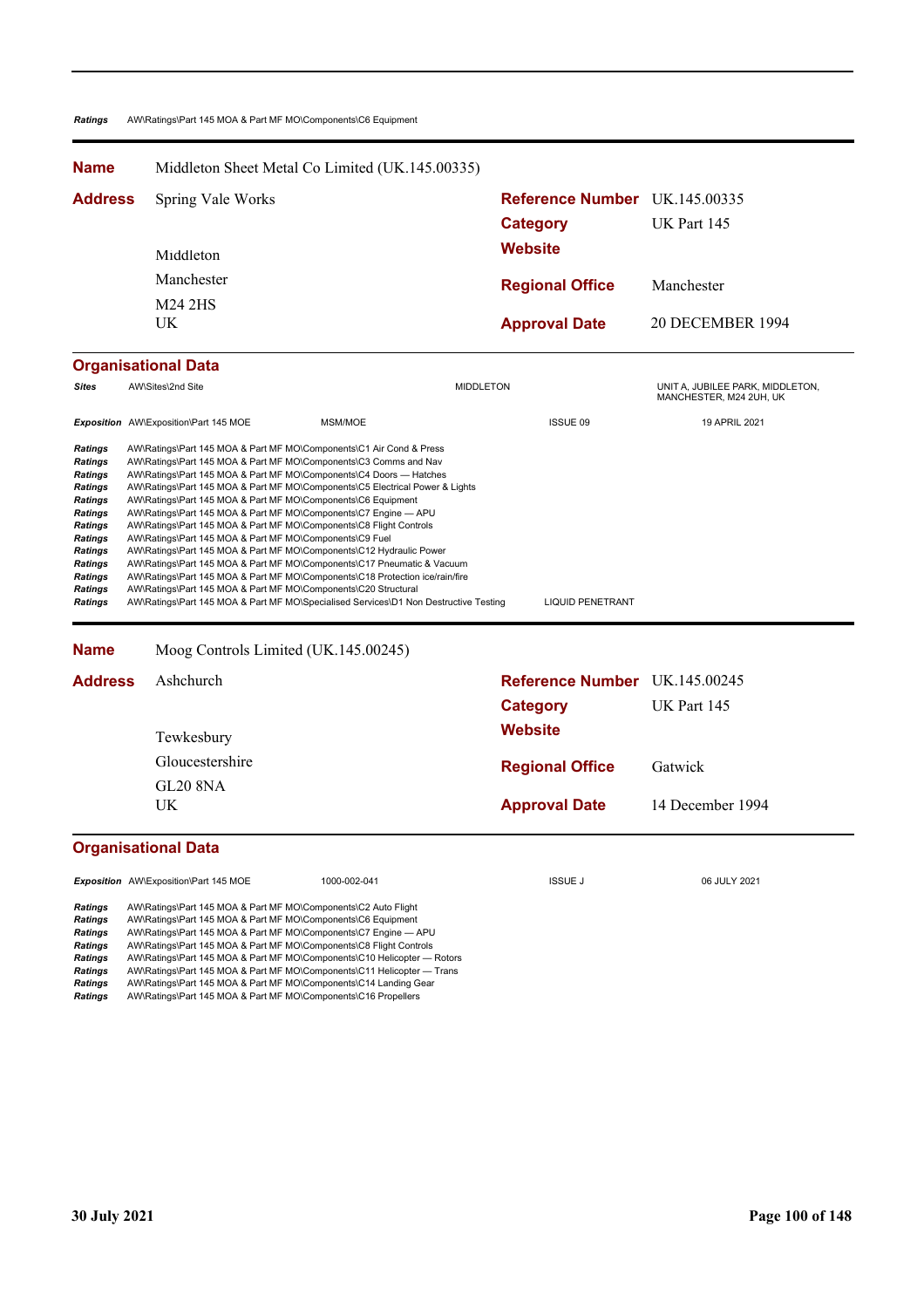| Ratings | AW\Ratings\Part 145 MOA & Part MF MO\Components\C6 Equipment |
|---|---|

## Name: Middleton Sheet Metal Co Limited (UK.145.00335)

| | | | |
|---|---|---|---|
| **Address** | Spring Vale Works | **Reference Number** | UK.145.00335 |
| | | **Category** | UK Part 145 |
| | Middleton | **Website** | |
| | Manchester | **Regional Office** | Manchester |
| | M24 2HS | | |
| | UK | **Approval Date** | 20 DECEMBER 1994 |

### Organisational Data

| | | | | |
|---|---|---|---|---|
| ***Sites*** | AW\Sites\2nd Site | | MIDDLETON | UNIT A, JUBILEE PARK, MIDDLETON, MANCHESTER, M24 2UH, UK |
| ***Exposition*** | AW\Exposition\Part 145 MOE | MSM/MOE | ISSUE 09 | 19 APRIL 2021 |

| | | |
|---|---|---|
| ***Ratings*** | AW\Ratings\Part 145 MOA & Part MF MO\Components\C1 Air Cond & Press | |
| ***Ratings*** | AW\Ratings\Part 145 MOA & Part MF MO\Components\C3 Comms and Nav | |
| ***Ratings*** | AW\Ratings\Part 145 MOA & Part MF MO\Components\C4 Doors — Hatches | |
| ***Ratings*** | AW\Ratings\Part 145 MOA & Part MF MO\Components\C5 Electrical Power & Lights | |
| ***Ratings*** | AW\Ratings\Part 145 MOA & Part MF MO\Components\C6 Equipment | |
| ***Ratings*** | AW\Ratings\Part 145 MOA & Part MF MO\Components\C7 Engine — APU | |
| ***Ratings*** | AW\Ratings\Part 145 MOA & Part MF MO\Components\C8 Flight Controls | |
| ***Ratings*** | AW\Ratings\Part 145 MOA & Part MF MO\Components\C9 Fuel | |
| ***Ratings*** | AW\Ratings\Part 145 MOA & Part MF MO\Components\C12 Hydraulic Power | |
| ***Ratings*** | AW\Ratings\Part 145 MOA & Part MF MO\Components\C17 Pneumatic & Vacuum | |
| ***Ratings*** | AW\Ratings\Part 145 MOA & Part MF MO\Components\C18 Protection ice/rain/fire | |
| ***Ratings*** | AW\Ratings\Part 145 MOA & Part MF MO\Components\C20 Structural | |
| ***Ratings*** | AW\Ratings\Part 145 MOA & Part MF MO\Specialised Services\D1 Non Destructive Testing | LIQUID PENETRANT |

## Name: Moog Controls Limited (UK.145.00245)

| | | | |
|---|---|---|---|
| **Address** | Ashchurch | **Reference Number** | UK.145.00245 |
| | | **Category** | UK Part 145 |
| | Tewkesbury | **Website** | |
| | Gloucestershire | **Regional Office** | Gatwick |
| | GL20 8NA | | |
| | UK | **Approval Date** | 14 December 1994 |

### Organisational Data

| | | | | |
|---|---|---|---|---|
| ***Exposition*** | AW\Exposition\Part 145 MOE | 1000-002-041 | ISSUE J | 06 JULY 2021 |

| | |
|---|---|
| ***Ratings*** | AW\Ratings\Part 145 MOA & Part MF MO\Components\C2 Auto Flight |
| ***Ratings*** | AW\Ratings\Part 145 MOA & Part MF MO\Components\C6 Equipment |
| ***Ratings*** | AW\Ratings\Part 145 MOA & Part MF MO\Components\C7 Engine — APU |
| ***Ratings*** | AW\Ratings\Part 145 MOA & Part MF MO\Components\C8 Flight Controls |
| ***Ratings*** | AW\Ratings\Part 145 MOA & Part MF MO\Components\C10 Helicopter — Rotors |
| ***Ratings*** | AW\Ratings\Part 145 MOA & Part MF MO\Components\C11 Helicopter — Trans |
| ***Ratings*** | AW\Ratings\Part 145 MOA & Part MF MO\Components\C14 Landing Gear |
| ***Ratings*** | AW\Ratings\Part 145 MOA & Part MF MO\Components\C16 Propellers |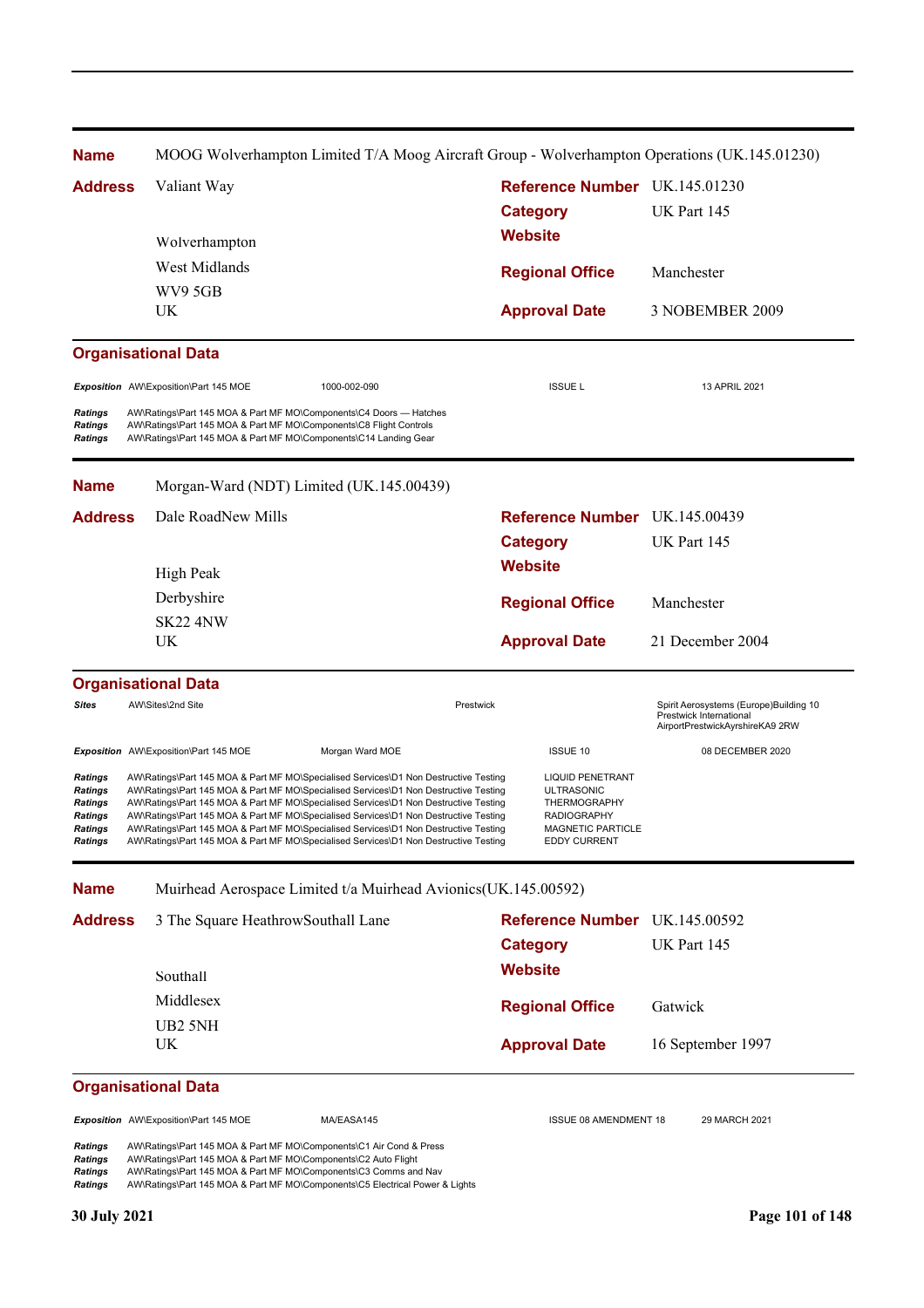**Name** MOOG Wolverhampton Limited T/A Moog Aircraft Group - Wolverhampton Operations (UK.145.01230)

**Address** Valiant Way

Wolverhampton
West Midlands
WV9 5GB
UK

**Reference Number** UK.145.01230
**Category** UK Part 145
**Website**
**Regional Office** Manchester
**Approval Date** 3 NOBEMBER 2009

**Organisational Data**

| | | | | |
|---|---|---|---|---|
| ***Exposition*** | AW\Exposition\Part 145 MOE | 1000-002-090 | ISSUE L | 13 APRIL 2021 |
| ***Ratings*** | AW\Ratings\Part 145 MOA & Part MF MO\Components\C4 Doors — Hatches | | | |
| ***Ratings*** | AW\Ratings\Part 145 MOA & Part MF MO\Components\C8 Flight Controls | | | |
| ***Ratings*** | AW\Ratings\Part 145 MOA & Part MF MO\Components\C14 Landing Gear | | | |

---

**Name** Morgan-Ward (NDT) Limited (UK.145.00439)

**Address** Dale RoadNew Mills

High Peak
Derbyshire
SK22 4NW
UK

**Reference Number** UK.145.00439
**Category** UK Part 145
**Website**
**Regional Office** Manchester
**Approval Date** 21 December 2004

**Organisational Data**

| | | | | |
|---|---|---|---|---|
| ***Sites*** | AW\Sites\2nd Site | Prestwick | | Spirit Aerosystems (Europe)Building 10 Prestwick International AirportPrestwickAyrshireKA9 2RW |
| ***Exposition*** | AW\Exposition\Part 145 MOE | Morgan Ward MOE | ISSUE 10 | 08 DECEMBER 2020 |
| ***Ratings*** | AW\Ratings\Part 145 MOA & Part MF MO\Specialised Services\D1 Non Destructive Testing | | LIQUID PENETRANT | |
| ***Ratings*** | AW\Ratings\Part 145 MOA & Part MF MO\Specialised Services\D1 Non Destructive Testing | | ULTRASONIC | |
| ***Ratings*** | AW\Ratings\Part 145 MOA & Part MF MO\Specialised Services\D1 Non Destructive Testing | | THERMOGRAPHY | |
| ***Ratings*** | AW\Ratings\Part 145 MOA & Part MF MO\Specialised Services\D1 Non Destructive Testing | | RADIOGRAPHY | |
| ***Ratings*** | AW\Ratings\Part 145 MOA & Part MF MO\Specialised Services\D1 Non Destructive Testing | | MAGNETIC PARTICLE | |
| ***Ratings*** | AW\Ratings\Part 145 MOA & Part MF MO\Specialised Services\D1 Non Destructive Testing | | EDDY CURRENT | |

---

**Name** Muirhead Aerospace Limited t/a Muirhead Avionics(UK.145.00592)

**Address** 3 The Square HeathrowSouthall Lane

Southall
Middlesex
UB2 5NH
UK

**Reference Number** UK.145.00592
**Category** UK Part 145
**Website**
**Regional Office** Gatwick
**Approval Date** 16 September 1997

**Organisational Data**

| | | | | |
|---|---|---|---|---|
| ***Exposition*** | AW\Exposition\Part 145 MOE | MA/EASA145 | ISSUE 08 AMENDMENT 18 | 29 MARCH 2021 |
| ***Ratings*** | AW\Ratings\Part 145 MOA & Part MF MO\Components\C1 Air Cond & Press | | | |
| ***Ratings*** | AW\Ratings\Part 145 MOA & Part MF MO\Components\C2 Auto Flight | | | |
| ***Ratings*** | AW\Ratings\Part 145 MOA & Part MF MO\Components\C3 Comms and Nav | | | |
| ***Ratings*** | AW\Ratings\Part 145 MOA & Part MF MO\Components\C5 Electrical Power & Lights | | | |

30 July 2021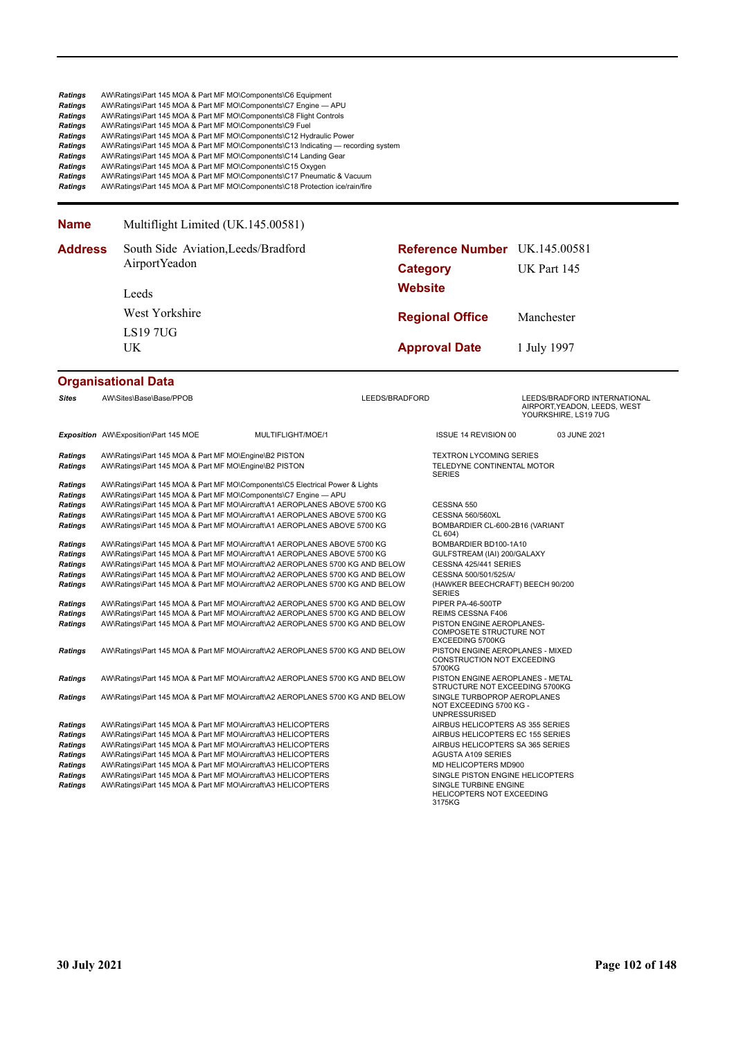| | |
|---|---|
| ***Ratings*** | AW\Ratings\Part 145 MOA & Part MF MO\Components\C6 Equipment |
| ***Ratings*** | AW\Ratings\Part 145 MOA & Part MF MO\Components\C7 Engine — APU |
| ***Ratings*** | AW\Ratings\Part 145 MOA & Part MF MO\Components\C8 Flight Controls |
| ***Ratings*** | AW\Ratings\Part 145 MOA & Part MF MO\Components\C9 Fuel |
| ***Ratings*** | AW\Ratings\Part 145 MOA & Part MF MO\Components\C12 Hydraulic Power |
| ***Ratings*** | AW\Ratings\Part 145 MOA & Part MF MO\Components\C13 Indicating — recording system |
| ***Ratings*** | AW\Ratings\Part 145 MOA & Part MF MO\Components\C14 Landing Gear |
| ***Ratings*** | AW\Ratings\Part 145 MOA & Part MF MO\Components\C15 Oxygen |
| ***Ratings*** | AW\Ratings\Part 145 MOA & Part MF MO\Components\C17 Pneumatic & Vacuum |
| ***Ratings*** | AW\Ratings\Part 145 MOA & Part MF MO\Components\C18 Protection ice/rain/fire |

**Name** Multiflight Limited (UK.145.00581)

| | | | |
|---|---|---|---|
| **Address** | South Side Aviation,Leeds/Bradford AirportYeadon<br>Leeds<br>West Yorkshire<br>LS19 7UG<br>UK | **Reference Number** | UK.145.00581 |
| | | **Category** | UK Part 145 |
| | | **Website** | |
| | | **Regional Office** | Manchester |
| | | **Approval Date** | 1 July 1997 |

## Organisational Data

| | | | |
|---|---|---|---|
| ***Sites*** | AW\Sites\Base\Base/PPOB | LEEDS/BRADFORD | LEEDS/BRADFORD INTERNATIONAL AIRPORT,YEADON, LEEDS, WEST YORKSHIRE, LS19 7UG |

| | | | | |
|---|---|---|---|---|
| ***Exposition*** | AW\Exposition\Part 145 MOE | MULTIFLIGHT/MOE/1 | ISSUE 14 REVISION 00 | 03 JUNE 2021 |

| | | |
|---|---|---|
| ***Ratings*** | AW\Ratings\Part 145 MOA & Part MF MO\Engine\B2 PISTON | TEXTRON LYCOMING SERIES |
| ***Ratings*** | AW\Ratings\Part 145 MOA & Part MF MO\Engine\B2 PISTON | TELEDYNE CONTINENTAL MOTOR SERIES |
| ***Ratings*** | AW\Ratings\Part 145 MOA & Part MF MO\Components\C5 Electrical Power & Lights | |
| ***Ratings*** | AW\Ratings\Part 145 MOA & Part MF MO\Components\C7 Engine — APU | |
| ***Ratings*** | AW\Ratings\Part 145 MOA & Part MF MO\Aircraft\A1 AEROPLANES ABOVE 5700 KG | CESSNA 550 |
| ***Ratings*** | AW\Ratings\Part 145 MOA & Part MF MO\Aircraft\A1 AEROPLANES ABOVE 5700 KG | CESSNA 560/560XL |
| ***Ratings*** | AW\Ratings\Part 145 MOA & Part MF MO\Aircraft\A1 AEROPLANES ABOVE 5700 KG | BOMBARDIER CL-600-2B16 (VARIANT CL 604) |
| ***Ratings*** | AW\Ratings\Part 145 MOA & Part MF MO\Aircraft\A1 AEROPLANES ABOVE 5700 KG | BOMBARDIER BD100-1A10 |
| ***Ratings*** | AW\Ratings\Part 145 MOA & Part MF MO\Aircraft\A1 AEROPLANES ABOVE 5700 KG | GULFSTREAM (IAI) 200/GALAXY |
| ***Ratings*** | AW\Ratings\Part 145 MOA & Part MF MO\Aircraft\A2 AEROPLANES 5700 KG AND BELOW | CESSNA 425/441 SERIES |
| ***Ratings*** | AW\Ratings\Part 145 MOA & Part MF MO\Aircraft\A2 AEROPLANES 5700 KG AND BELOW | CESSNA 500/501/525/A/ |
| ***Ratings*** | AW\Ratings\Part 145 MOA & Part MF MO\Aircraft\A2 AEROPLANES 5700 KG AND BELOW | (HAWKER BEECHCRAFT) BEECH 90/200 SERIES |
| ***Ratings*** | AW\Ratings\Part 145 MOA & Part MF MO\Aircraft\A2 AEROPLANES 5700 KG AND BELOW | PIPER PA-46-500TP |
| ***Ratings*** | AW\Ratings\Part 145 MOA & Part MF MO\Aircraft\A2 AEROPLANES 5700 KG AND BELOW | REIMS CESSNA F406 |
| ***Ratings*** | AW\Ratings\Part 145 MOA & Part MF MO\Aircraft\A2 AEROPLANES 5700 KG AND BELOW | PISTON ENGINE AEROPLANES-COMPOSETE STRUCTURE NOT EXCEEDING 5700KG |
| ***Ratings*** | AW\Ratings\Part 145 MOA & Part MF MO\Aircraft\A2 AEROPLANES 5700 KG AND BELOW | PISTON ENGINE AEROPLANES - MIXED CONSTRUCTION NOT EXCEEDING 5700KG |
| ***Ratings*** | AW\Ratings\Part 145 MOA & Part MF MO\Aircraft\A2 AEROPLANES 5700 KG AND BELOW | PISTON ENGINE AEROPLANES - METAL STRUCTURE NOT EXCEEDING 5700KG |
| ***Ratings*** | AW\Ratings\Part 145 MOA & Part MF MO\Aircraft\A2 AEROPLANES 5700 KG AND BELOW | SINGLE TURBOPROP AEROPLANES NOT EXCEEDING 5700 KG - UNPRESSURISED |
| ***Ratings*** | AW\Ratings\Part 145 MOA & Part MF MO\Aircraft\A3 HELICOPTERS | AIRBUS HELICOPTERS AS 355 SERIES |
| ***Ratings*** | AW\Ratings\Part 145 MOA & Part MF MO\Aircraft\A3 HELICOPTERS | AIRBUS HELICOPTERS EC 155 SERIES |
| ***Ratings*** | AW\Ratings\Part 145 MOA & Part MF MO\Aircraft\A3 HELICOPTERS | AIRBUS HELICOPTERS SA 365 SERIES |
| ***Ratings*** | AW\Ratings\Part 145 MOA & Part MF MO\Aircraft\A3 HELICOPTERS | AGUSTA A109 SERIES |
| ***Ratings*** | AW\Ratings\Part 145 MOA & Part MF MO\Aircraft\A3 HELICOPTERS | MD HELICOPTERS MD900 |
| ***Ratings*** | AW\Ratings\Part 145 MOA & Part MF MO\Aircraft\A3 HELICOPTERS | SINGLE PISTON ENGINE HELICOPTERS |
| ***Ratings*** | AW\Ratings\Part 145 MOA & Part MF MO\Aircraft\A3 HELICOPTERS | SINGLE TURBINE ENGINE HELICOPTERS NOT EXCEEDING 3175KG |

**30 July 2021**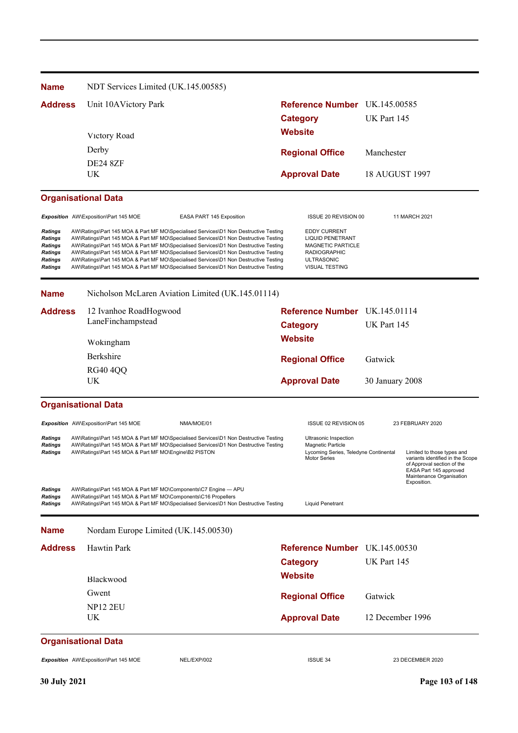**Name** NDT Services Limited (UK.145.00585)

| | | | |
|---|---|---|---|
| **Address** | Unit 10AVictory Park<br><br>Victory Road<br>Derby<br>DE24 8ZF<br>UK | **Reference Number** | UK.145.00585 |
| | | **Category** | UK Part 145 |
| | | **Website** | |
| | | **Regional Office** | Manchester |
| | | **Approval Date** | 18 AUGUST 1997 |

### Organisational Data

| | | | | |
|---|---|---|---|---|
| ***Exposition*** | AW\Exposition\Part 145 MOE | EASA PART 145 Exposition | ISSUE 20 REVISION 00 | 11 MARCH 2021 |

| | | | |
|---|---|---|---|
| ***Ratings*** | AW\Ratings\Part 145 MOA & Part MF MO\Specialised Services\D1 Non Destructive Testing | EDDY CURRENT | |
| ***Ratings*** | AW\Ratings\Part 145 MOA & Part MF MO\Specialised Services\D1 Non Destructive Testing | LIQUID PENETRANT | |
| ***Ratings*** | AW\Ratings\Part 145 MOA & Part MF MO\Specialised Services\D1 Non Destructive Testing | MAGNETIC PARTICLE | |
| ***Ratings*** | AW\Ratings\Part 145 MOA & Part MF MO\Specialised Services\D1 Non Destructive Testing | RADIOGRAPHIC | |
| ***Ratings*** | AW\Ratings\Part 145 MOA & Part MF MO\Specialised Services\D1 Non Destructive Testing | ULTRASONIC | |
| ***Ratings*** | AW\Ratings\Part 145 MOA & Part MF MO\Specialised Services\D1 Non Destructive Testing | VISUAL TESTING | |

**Name** Nicholson McLaren Aviation Limited (UK.145.01114)

| | | | |
|---|---|---|---|
| **Address** | 12 Ivanhoe RoadHogwood LaneFinchampstead<br><br>Wokingham<br>Berkshire<br>RG40 4QQ<br>UK | **Reference Number** | UK.145.01114 |
| | | **Category** | UK Part 145 |
| | | **Website** | |
| | | **Regional Office** | Gatwick |
| | | **Approval Date** | 30 January 2008 |

### Organisational Data

| | | | | |
|---|---|---|---|---|
| ***Exposition*** | AW\Exposition\Part 145 MOE | NMA/MOE/01 | ISSUE 02 REVISION 05 | 23 FEBRUARY 2020 |

| | | | |
|---|---|---|---|
| ***Ratings*** | AW\Ratings\Part 145 MOA & Part MF MO\Specialised Services\D1 Non Destructive Testing | Ultrasonic Inspection | |
| ***Ratings*** | AW\Ratings\Part 145 MOA & Part MF MO\Specialised Services\D1 Non Destructive Testing | Magnetic Particle | |
| ***Ratings*** | AW\Ratings\Part 145 MOA & Part MF MO\Engine\B2 PISTON | Lycoming Series, Teledyne Continental Motor Series | Limited to those types and variants identified in the Scope of Approval section of the EASA Part 145 approved Maintenance Organisation Exposition. |
| ***Ratings*** | AW\Ratings\Part 145 MOA & Part MF MO\Components\C7 Engine — APU | | |
| ***Ratings*** | AW\Ratings\Part 145 MOA & Part MF MO\Components\C16 Propellers | | |
| ***Ratings*** | AW\Ratings\Part 145 MOA & Part MF MO\Specialised Services\D1 Non Destructive Testing | Liquid Penetrant | |

**Name** Nordam Europe Limited (UK.145.00530)

| | | | |
|---|---|---|---|
| **Address** | Hawtin Park<br><br>Blackwood<br>Gwent<br>NP12 2EU<br>UK | **Reference Number** | UK.145.00530 |
| | | **Category** | UK Part 145 |
| | | **Website** | |
| | | **Regional Office** | Gatwick |
| | | **Approval Date** | 12 December 1996 |

### Organisational Data

| | | | | |
|---|---|---|---|---|
| ***Exposition*** | AW\Exposition\Part 145 MOE | NEL/EXP/002 | ISSUE 34 | 23 DECEMBER 2020 |

**30 July 2021**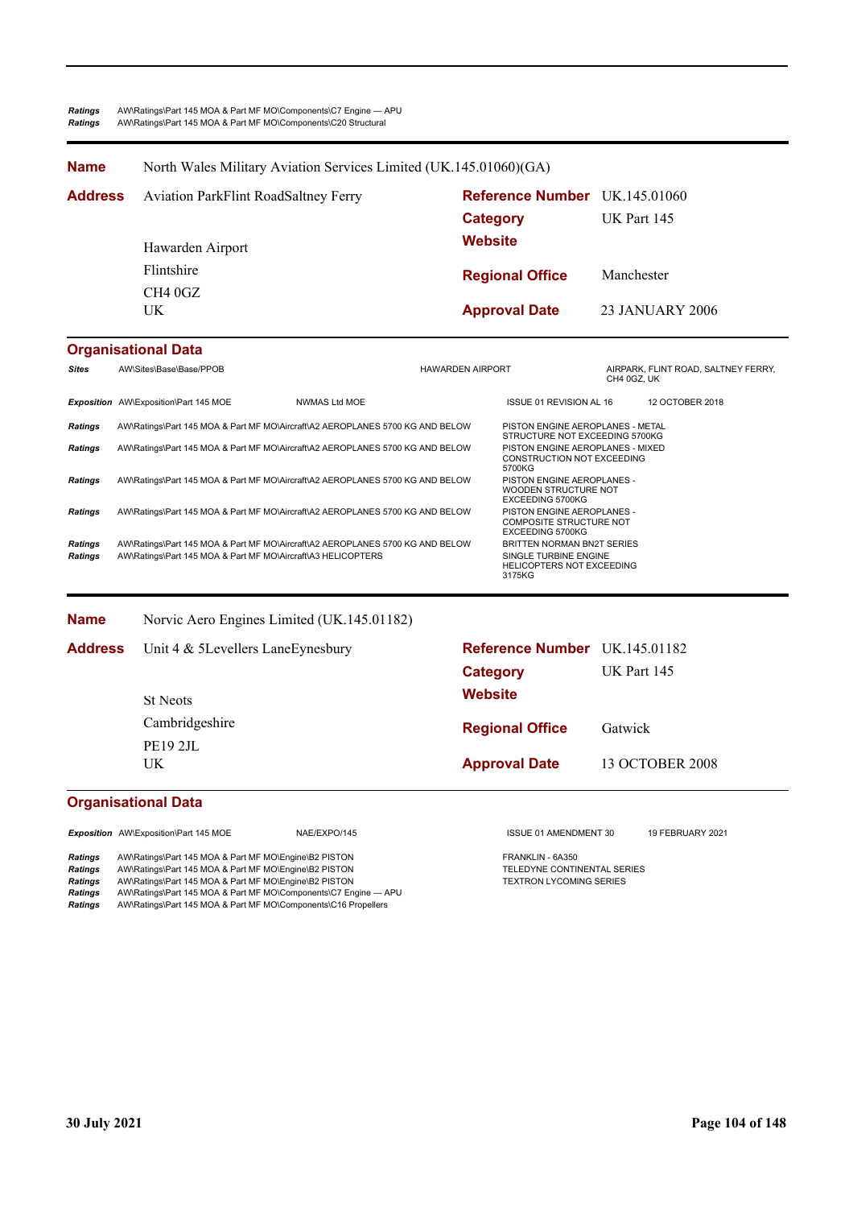| | |
|---|---|
| *Ratings* | AW\Ratings\Part 145 MOA & Part MF MO\Components\C7 Engine — APU |
| *Ratings* | AW\Ratings\Part 145 MOA & Part MF MO\Components\C20 Structural |

---

**Name** North Wales Military Aviation Services Limited (UK.145.01060)(GA)

**Address**
Aviation ParkFlint RoadSaltney Ferry

Hawarden Airport
Flintshire
CH4 0GZ
UK

**Reference Number** UK.145.01060
**Category** UK Part 145
**Website**
**Regional Office** Manchester
**Approval Date** 23 JANUARY 2006

## Organisational Data

| | | | |
|---|---|---|---|
| *Sites* | AW\Sites\Base\Base/PPOB | HAWARDEN AIRPORT | AIRPARK, FLINT ROAD, SALTNEY FERRY, CH4 0GZ, UK |
| *Exposition* | AW\Exposition\Part 145 MOE — NWMAS Ltd MOE | ISSUE 01 REVISION AL 16 | 12 OCTOBER 2018 |
| *Ratings* | AW\Ratings\Part 145 MOA & Part MF MO\Aircraft\A2 AEROPLANES 5700 KG AND BELOW | PISTON ENGINE AEROPLANES - METAL STRUCTURE NOT EXCEEDING 5700KG | |
| *Ratings* | AW\Ratings\Part 145 MOA & Part MF MO\Aircraft\A2 AEROPLANES 5700 KG AND BELOW | PISTON ENGINE AEROPLANES - MIXED CONSTRUCTION NOT EXCEEDING 5700KG | |
| *Ratings* | AW\Ratings\Part 145 MOA & Part MF MO\Aircraft\A2 AEROPLANES 5700 KG AND BELOW | PISTON ENGINE AEROPLANES - WOODEN STRUCTURE NOT EXCEEDING 5700KG | |
| *Ratings* | AW\Ratings\Part 145 MOA & Part MF MO\Aircraft\A2 AEROPLANES 5700 KG AND BELOW | PISTON ENGINE AEROPLANES - COMPOSITE STRUCTURE NOT EXCEEDING 5700KG | |
| *Ratings* | AW\Ratings\Part 145 MOA & Part MF MO\Aircraft\A2 AEROPLANES 5700 KG AND BELOW | BRITTEN NORMAN BN2T SERIES | |
| *Ratings* | AW\Ratings\Part 145 MOA & Part MF MO\Aircraft\A3 HELICOPTERS | SINGLE TURBINE ENGINE HELICOPTERS NOT EXCEEDING 3175KG | |

---

**Name** Norvic Aero Engines Limited (UK.145.01182)

**Address**
Unit 4 & 5Levellers LaneEynesbury

St Neots
Cambridgeshire
PE19 2JL
UK

**Reference Number** UK.145.01182
**Category** UK Part 145
**Website**
**Regional Office** Gatwick
**Approval Date** 13 OCTOBER 2008

## Organisational Data

| | | | |
|---|---|---|---|
| *Exposition* | AW\Exposition\Part 145 MOE — NAE/EXPO/145 | ISSUE 01 AMENDMENT 30 | 19 FEBRUARY 2021 |
| *Ratings* | AW\Ratings\Part 145 MOA & Part MF MO\Engine\B2 PISTON | FRANKLIN - 6A350 | |
| *Ratings* | AW\Ratings\Part 145 MOA & Part MF MO\Engine\B2 PISTON | TELEDYNE CONTINENTAL SERIES | |
| *Ratings* | AW\Ratings\Part 145 MOA & Part MF MO\Engine\B2 PISTON | TEXTRON LYCOMING SERIES | |
| *Ratings* | AW\Ratings\Part 145 MOA & Part MF MO\Components\C7 Engine — APU | | |
| *Ratings* | AW\Ratings\Part 145 MOA & Part MF MO\Components\C16 Propellers | | |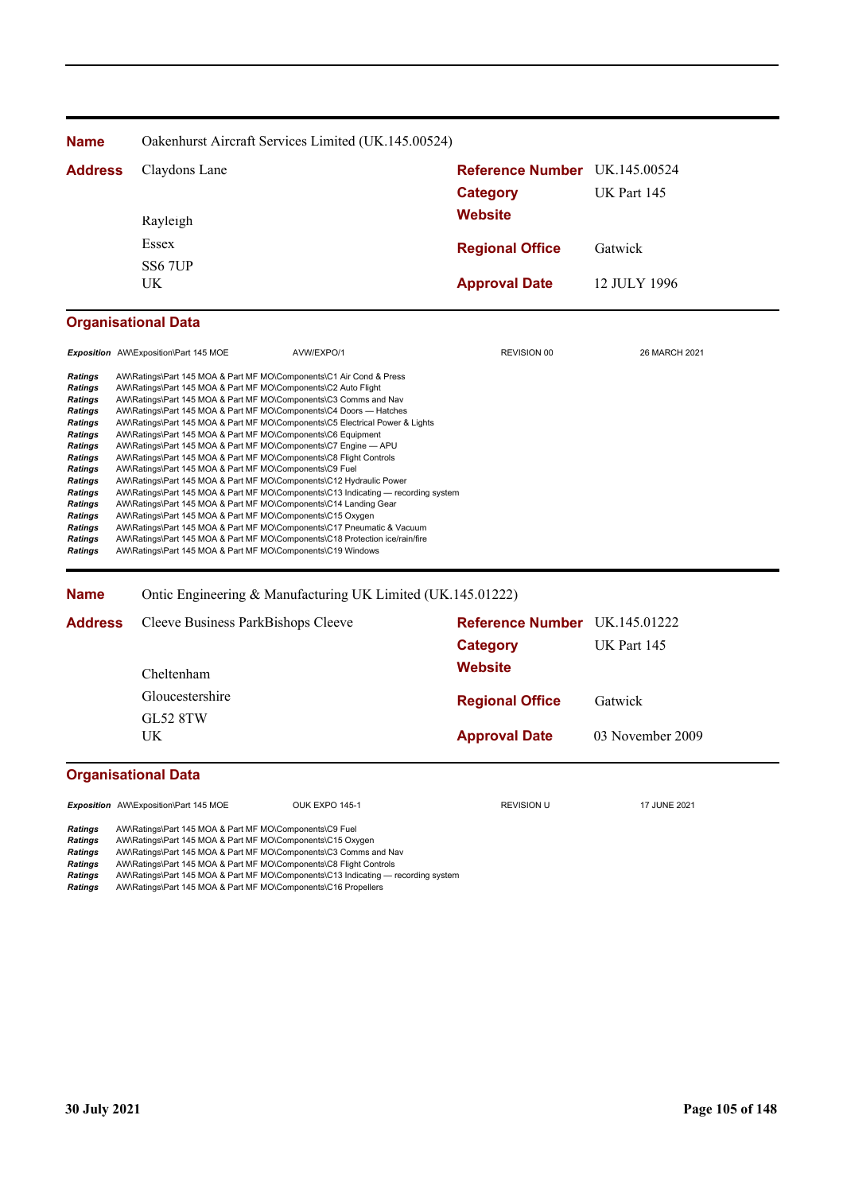| | | | |
|---|---|---|---|
| **Name** | Oakenhurst Aircraft Services Limited (UK.145.00524) | | |
| **Address** | Claydons Lane | **Reference Number** | UK.145.00524 |
| | | **Category** | UK Part 145 |
| | Rayleigh | **Website** | |
| | Essex | **Regional Office** | Gatwick |
| | SS6 7UP | | |
| | UK | **Approval Date** | 12 JULY 1996 |

### Organisational Data

| | | | | |
|---|---|---|---|---|
| *Exposition* | AW\Exposition\Part 145 MOE | AVW/EXPO/1 | REVISION 00 | 26 MARCH 2021 |

| | |
|---|---|
| *Ratings* | AW\Ratings\Part 145 MOA & Part MF MO\Components\C1 Air Cond & Press |
| *Ratings* | AW\Ratings\Part 145 MOA & Part MF MO\Components\C2 Auto Flight |
| *Ratings* | AW\Ratings\Part 145 MOA & Part MF MO\Components\C3 Comms and Nav |
| *Ratings* | AW\Ratings\Part 145 MOA & Part MF MO\Components\C4 Doors — Hatches |
| *Ratings* | AW\Ratings\Part 145 MOA & Part MF MO\Components\C5 Electrical Power & Lights |
| *Ratings* | AW\Ratings\Part 145 MOA & Part MF MO\Components\C6 Equipment |
| *Ratings* | AW\Ratings\Part 145 MOA & Part MF MO\Components\C7 Engine — APU |
| *Ratings* | AW\Ratings\Part 145 MOA & Part MF MO\Components\C8 Flight Controls |
| *Ratings* | AW\Ratings\Part 145 MOA & Part MF MO\Components\C9 Fuel |
| *Ratings* | AW\Ratings\Part 145 MOA & Part MF MO\Components\C12 Hydraulic Power |
| *Ratings* | AW\Ratings\Part 145 MOA & Part MF MO\Components\C13 Indicating — recording system |
| *Ratings* | AW\Ratings\Part 145 MOA & Part MF MO\Components\C14 Landing Gear |
| *Ratings* | AW\Ratings\Part 145 MOA & Part MF MO\Components\C15 Oxygen |
| *Ratings* | AW\Ratings\Part 145 MOA & Part MF MO\Components\C17 Pneumatic & Vacuum |
| *Ratings* | AW\Ratings\Part 145 MOA & Part MF MO\Components\C18 Protection ice/rain/fire |
| *Ratings* | AW\Ratings\Part 145 MOA & Part MF MO\Components\C19 Windows |

| | | | |
|---|---|---|---|
| **Name** | Ontic Engineering & Manufacturing UK Limited (UK.145.01222) | | |
| **Address** | Cleeve Business ParkBishops Cleeve | **Reference Number** | UK.145.01222 |
| | | **Category** | UK Part 145 |
| | Cheltenham | **Website** | |
| | Gloucestershire | **Regional Office** | Gatwick |
| | GL52 8TW | | |
| | UK | **Approval Date** | 03 November 2009 |

### Organisational Data

| | | | | |
|---|---|---|---|---|
| *Exposition* | AW\Exposition\Part 145 MOE | OUK EXPO 145-1 | REVISION U | 17 JUNE 2021 |

| | |
|---|---|
| *Ratings* | AW\Ratings\Part 145 MOA & Part MF MO\Components\C9 Fuel |
| *Ratings* | AW\Ratings\Part 145 MOA & Part MF MO\Components\C15 Oxygen |
| *Ratings* | AW\Ratings\Part 145 MOA & Part MF MO\Components\C3 Comms and Nav |
| *Ratings* | AW\Ratings\Part 145 MOA & Part MF MO\Components\C8 Flight Controls |
| *Ratings* | AW\Ratings\Part 145 MOA & Part MF MO\Components\C13 Indicating — recording system |
| *Ratings* | AW\Ratings\Part 145 MOA & Part MF MO\Components\C16 Propellers |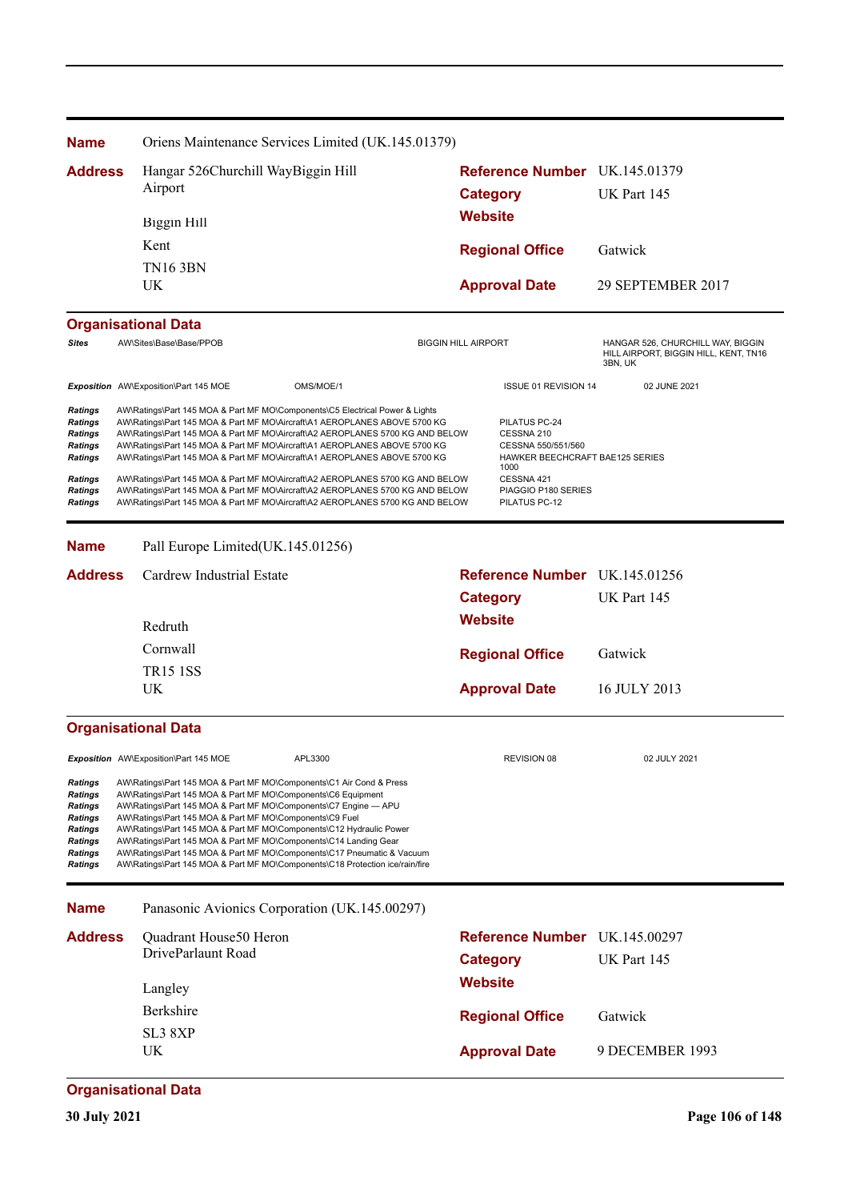| | |
|---|---|
| **Name** | Oriens Maintenance Services Limited (UK.145.01379) |

| **Address** | | | |
|---|---|---|---|
| Hangar 526Churchill WayBiggin Hill Airport | | **Reference Number** | UK.145.01379 |
| | | **Category** | UK Part 145 |
| Biggin Hill | | **Website** | |
| Kent | | **Regional Office** | Gatwick |
| TN16 3BN | | | |
| UK | | **Approval Date** | 29 SEPTEMBER 2017 |

**Organisational Data**

| | | | |
|---|---|---|---|
| ***Sites*** | AW\Sites\Base\Base/PPOB | BIGGIN HILL AIRPORT | HANGAR 526, CHURCHILL WAY, BIGGIN HILL AIRPORT, BIGGIN HILL, KENT, TN16 3BN, UK |

| | | | | |
|---|---|---|---|---|
| ***Exposition*** | AW\Exposition\Part 145 MOE | OMS/MOE/1 | ISSUE 01 REVISION 14 | 02 JUNE 2021 |

| | | |
|---|---|---|
| ***Ratings*** | AW\Ratings\Part 145 MOA & Part MF MO\Components\C5 Electrical Power & Lights | |
| ***Ratings*** | AW\Ratings\Part 145 MOA & Part MF MO\Aircraft\A1 AEROPLANES ABOVE 5700 KG | PILATUS PC-24 |
| ***Ratings*** | AW\Ratings\Part 145 MOA & Part MF MO\Aircraft\A2 AEROPLANES 5700 KG AND BELOW | CESSNA 210 |
| ***Ratings*** | AW\Ratings\Part 145 MOA & Part MF MO\Aircraft\A1 AEROPLANES ABOVE 5700 KG | CESSNA 550/551/560 |
| ***Ratings*** | AW\Ratings\Part 145 MOA & Part MF MO\Aircraft\A1 AEROPLANES ABOVE 5700 KG | HAWKER BEECHCRAFT BAE125 SERIES 1000 |
| ***Ratings*** | AW\Ratings\Part 145 MOA & Part MF MO\Aircraft\A2 AEROPLANES 5700 KG AND BELOW | CESSNA 421 |
| ***Ratings*** | AW\Ratings\Part 145 MOA & Part MF MO\Aircraft\A2 AEROPLANES 5700 KG AND BELOW | PIAGGIO P180 SERIES |
| ***Ratings*** | AW\Ratings\Part 145 MOA & Part MF MO\Aircraft\A2 AEROPLANES 5700 KG AND BELOW | PILATUS PC-12 |

| | |
|---|---|
| **Name** | Pall Europe Limited(UK.145.01256) |

| **Address** | | | |
|---|---|---|---|
| Cardrew Industrial Estate | | **Reference Number** | UK.145.01256 |
| | | **Category** | UK Part 145 |
| Redruth | | **Website** | |
| Cornwall | | **Regional Office** | Gatwick |
| TR15 1SS | | | |
| UK | | **Approval Date** | 16 JULY 2013 |

**Organisational Data**

| | | | | |
|---|---|---|---|---|
| ***Exposition*** | AW\Exposition\Part 145 MOE | APL3300 | REVISION 08 | 02 JULY 2021 |

| | |
|---|---|
| ***Ratings*** | AW\Ratings\Part 145 MOA & Part MF MO\Components\C1 Air Cond & Press |
| ***Ratings*** | AW\Ratings\Part 145 MOA & Part MF MO\Components\C6 Equipment |
| ***Ratings*** | AW\Ratings\Part 145 MOA & Part MF MO\Components\C7 Engine — APU |
| ***Ratings*** | AW\Ratings\Part 145 MOA & Part MF MO\Components\C9 Fuel |
| ***Ratings*** | AW\Ratings\Part 145 MOA & Part MF MO\Components\C12 Hydraulic Power |
| ***Ratings*** | AW\Ratings\Part 145 MOA & Part MF MO\Components\C14 Landing Gear |
| ***Ratings*** | AW\Ratings\Part 145 MOA & Part MF MO\Components\C17 Pneumatic & Vacuum |
| ***Ratings*** | AW\Ratings\Part 145 MOA & Part MF MO\Components\C18 Protection ice/rain/fire |

| | |
|---|---|
| **Name** | Panasonic Avionics Corporation (UK.145.00297) |

| **Address** | | | |
|---|---|---|---|
| Quadrant House50 Heron DriveParlaunt Road | | **Reference Number** | UK.145.00297 |
| | | **Category** | UK Part 145 |
| Langley | | **Website** | |
| Berkshire | | **Regional Office** | Gatwick |
| SL3 8XP | | | |
| UK | | **Approval Date** | 9 DECEMBER 1993 |

**Organisational Data**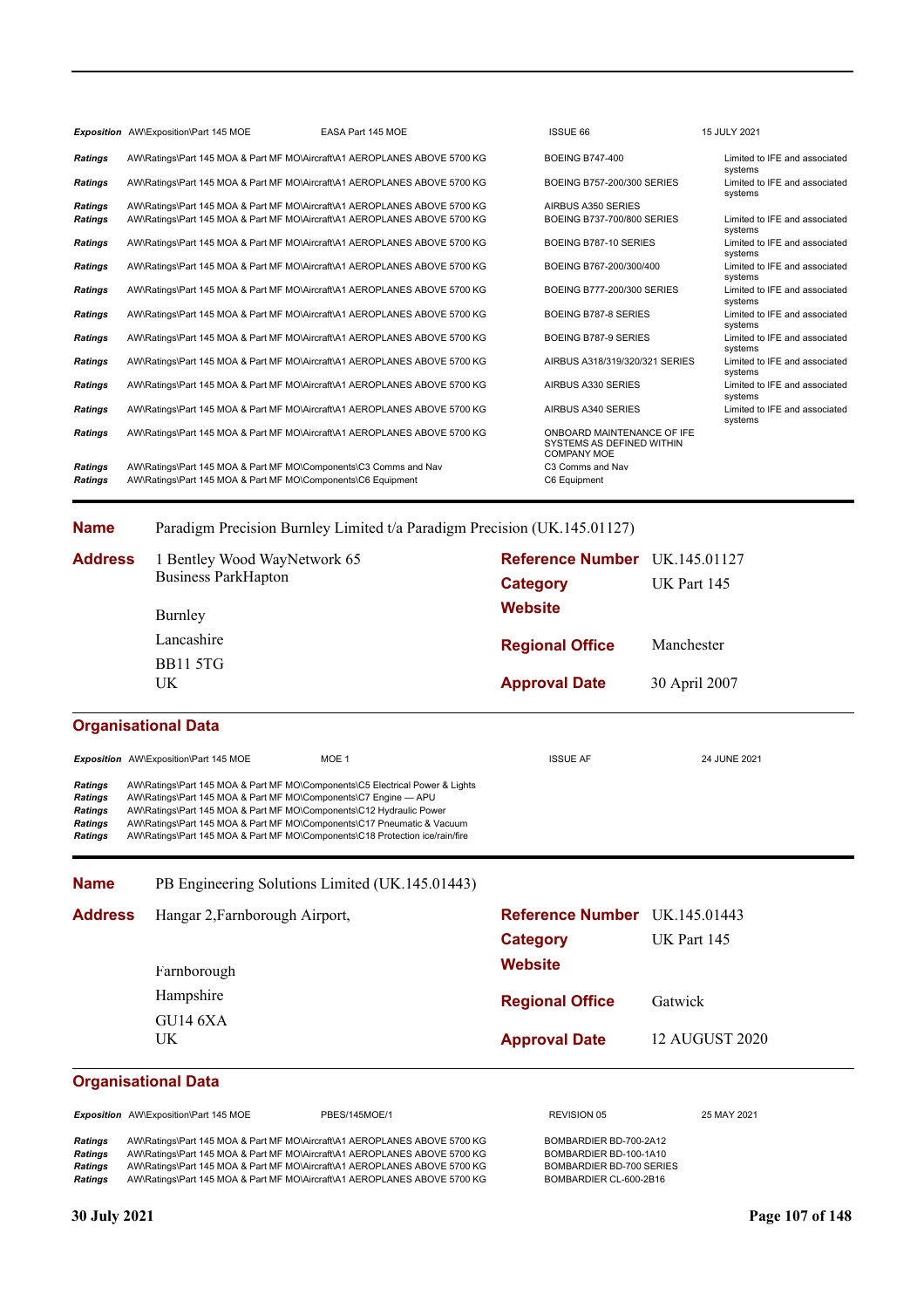| | | | | |
|---|---|---|---|---|
| ***Exposition*** | AW\Exposition\Part 145 MOE | EASA Part 145 MOE | ISSUE 66 | 15 JULY 2021 |
| ***Ratings*** | AW\Ratings\Part 145 MOA & Part MF MO\Aircraft\A1 AEROPLANES ABOVE 5700 KG | | BOEING B747-400 | Limited to IFE and associated systems |
| ***Ratings*** | AW\Ratings\Part 145 MOA & Part MF MO\Aircraft\A1 AEROPLANES ABOVE 5700 KG | | BOEING B757-200/300 SERIES | Limited to IFE and associated systems |
| ***Ratings*** | AW\Ratings\Part 145 MOA & Part MF MO\Aircraft\A1 AEROPLANES ABOVE 5700 KG | | AIRBUS A350 SERIES | |
| ***Ratings*** | AW\Ratings\Part 145 MOA & Part MF MO\Aircraft\A1 AEROPLANES ABOVE 5700 KG | | BOEING B737-700/800 SERIES | Limited to IFE and associated systems |
| ***Ratings*** | AW\Ratings\Part 145 MOA & Part MF MO\Aircraft\A1 AEROPLANES ABOVE 5700 KG | | BOEING B787-10 SERIES | Limited to IFE and associated systems |
| ***Ratings*** | AW\Ratings\Part 145 MOA & Part MF MO\Aircraft\A1 AEROPLANES ABOVE 5700 KG | | BOEING B767-200/300/400 | Limited to IFE and associated systems |
| ***Ratings*** | AW\Ratings\Part 145 MOA & Part MF MO\Aircraft\A1 AEROPLANES ABOVE 5700 KG | | BOEING B777-200/300 SERIES | Limited to IFE and associated systems |
| ***Ratings*** | AW\Ratings\Part 145 MOA & Part MF MO\Aircraft\A1 AEROPLANES ABOVE 5700 KG | | BOEING B787-8 SERIES | Limited to IFE and associated systems |
| ***Ratings*** | AW\Ratings\Part 145 MOA & Part MF MO\Aircraft\A1 AEROPLANES ABOVE 5700 KG | | BOEING B787-9 SERIES | Limited to IFE and associated systems |
| ***Ratings*** | AW\Ratings\Part 145 MOA & Part MF MO\Aircraft\A1 AEROPLANES ABOVE 5700 KG | | AIRBUS A318/319/320/321 SERIES | Limited to IFE and associated systems |
| ***Ratings*** | AW\Ratings\Part 145 MOA & Part MF MO\Aircraft\A1 AEROPLANES ABOVE 5700 KG | | AIRBUS A330 SERIES | Limited to IFE and associated systems |
| ***Ratings*** | AW\Ratings\Part 145 MOA & Part MF MO\Aircraft\A1 AEROPLANES ABOVE 5700 KG | | AIRBUS A340 SERIES | Limited to IFE and associated systems |
| ***Ratings*** | AW\Ratings\Part 145 MOA & Part MF MO\Aircraft\A1 AEROPLANES ABOVE 5700 KG | | ONBOARD MAINTENANCE OF IFE SYSTEMS AS DEFINED WITHIN COMPANY MOE | |
| ***Ratings*** | AW\Ratings\Part 145 MOA & Part MF MO\Components\C3 Comms and Nav | | C3 Comms and Nav | |
| ***Ratings*** | AW\Ratings\Part 145 MOA & Part MF MO\Components\C6 Equipment | | C6 Equipment | |

---

**Name** Paradigm Precision Burnley Limited t/a Paradigm Precision (UK.145.01127)

**Address**
1 Bentley Wood WayNetwork 65
Business ParkHapton
Burnley
Lancashire
BB11 5TG
UK

**Reference Number** UK.145.01127
**Category** UK Part 145
**Website**
**Regional Office** Manchester
**Approval Date** 30 April 2007

## Organisational Data

| | | | | |
|---|---|---|---|---|
| ***Exposition*** | AW\Exposition\Part 145 MOE | MOE 1 | ISSUE AF | 24 JUNE 2021 |
| ***Ratings*** | AW\Ratings\Part 145 MOA & Part MF MO\Components\C5 Electrical Power & Lights | | | |
| ***Ratings*** | AW\Ratings\Part 145 MOA & Part MF MO\Components\C7 Engine — APU | | | |
| ***Ratings*** | AW\Ratings\Part 145 MOA & Part MF MO\Components\C12 Hydraulic Power | | | |
| ***Ratings*** | AW\Ratings\Part 145 MOA & Part MF MO\Components\C17 Pneumatic & Vacuum | | | |
| ***Ratings*** | AW\Ratings\Part 145 MOA & Part MF MO\Components\C18 Protection ice/rain/fire | | | |

---

**Name** PB Engineering Solutions Limited (UK.145.01443)

**Address**
Hangar 2,Farnborough Airport,
Farnborough
Hampshire
GU14 6XA
UK

**Reference Number** UK.145.01443
**Category** UK Part 145
**Website**
**Regional Office** Gatwick
**Approval Date** 12 AUGUST 2020

## Organisational Data

| | | | | |
|---|---|---|---|---|
| ***Exposition*** | AW\Exposition\Part 145 MOE | PBES/145MOE/1 | REVISION 05 | 25 MAY 2021 |
| ***Ratings*** | AW\Ratings\Part 145 MOA & Part MF MO\Aircraft\A1 AEROPLANES ABOVE 5700 KG | | BOMBARDIER BD-700-2A12 | |
| ***Ratings*** | AW\Ratings\Part 145 MOA & Part MF MO\Aircraft\A1 AEROPLANES ABOVE 5700 KG | | BOMBARDIER BD-100-1A10 | |
| ***Ratings*** | AW\Ratings\Part 145 MOA & Part MF MO\Aircraft\A1 AEROPLANES ABOVE 5700 KG | | BOMBARDIER BD-700 SERIES | |
| ***Ratings*** | AW\Ratings\Part 145 MOA & Part MF MO\Aircraft\A1 AEROPLANES ABOVE 5700 KG | | BOMBARDIER CL-600-2B16 | |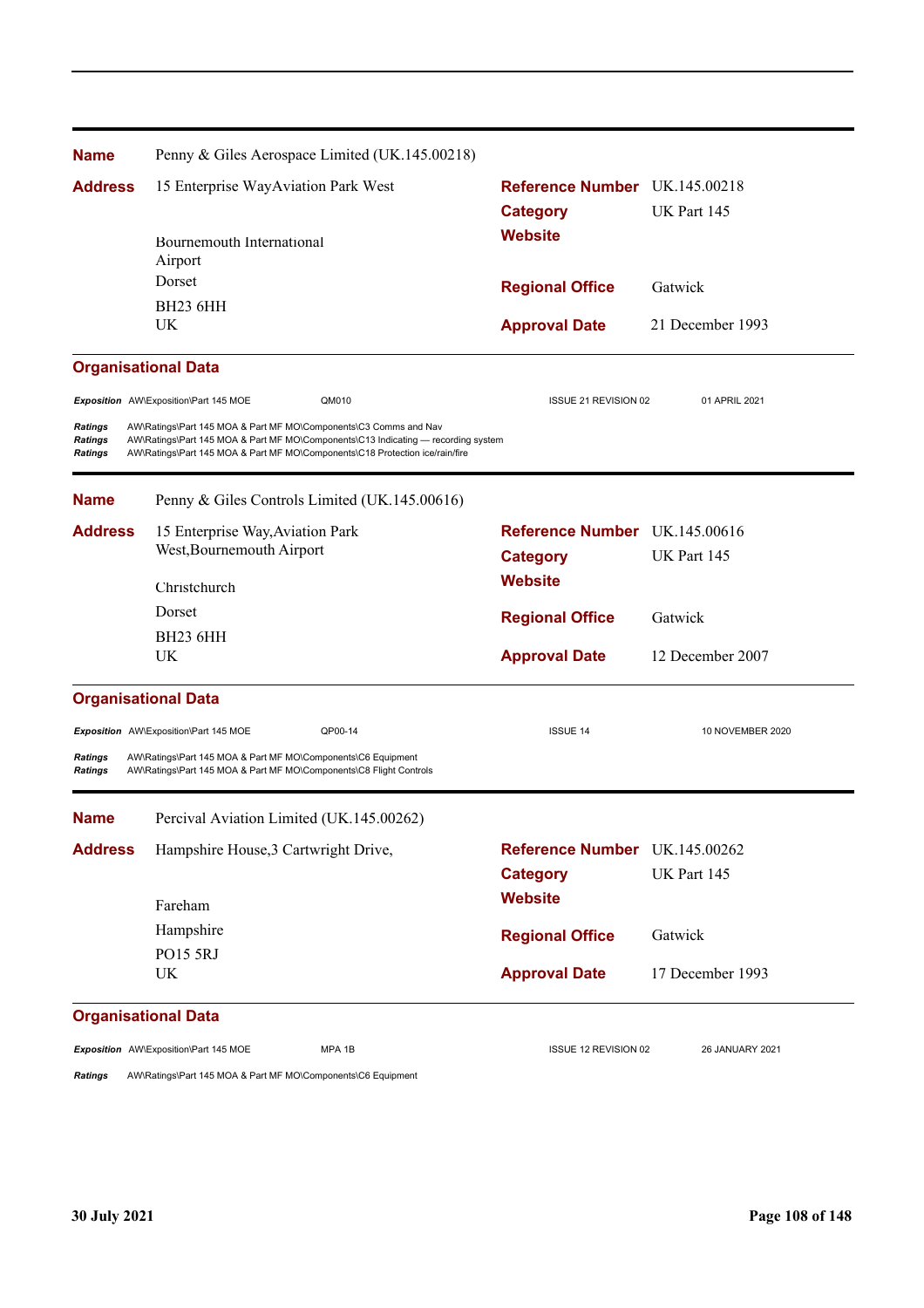| | |
|---|---|
| **Name** | Penny & Giles Aerospace Limited (UK.145.00218) |
| **Address** | 15 Enterprise WayAviation Park West<br>Bournemouth International Airport<br>Dorset<br>BH23 6HH<br>UK |
| **Reference Number** | UK.145.00218 |
| **Category** | UK Part 145 |
| **Website** | |
| **Regional Office** | Gatwick |
| **Approval Date** | 21 December 1993 |

**Organisational Data**

| | | | | |
|---|---|---|---|---|
| *Exposition* | AW\Exposition\Part 145 MOE | QM010 | ISSUE 21 REVISION 02 | 01 APRIL 2021 |

| | |
|---|---|
| *Ratings* | AW\Ratings\Part 145 MOA & Part MF MO\Components\C3 Comms and Nav |
| *Ratings* | AW\Ratings\Part 145 MOA & Part MF MO\Components\C13 Indicating — recording system |
| *Ratings* | AW\Ratings\Part 145 MOA & Part MF MO\Components\C18 Protection ice/rain/fire |

---

| | |
|---|---|
| **Name** | Penny & Giles Controls Limited (UK.145.00616) |
| **Address** | 15 Enterprise Way,Aviation Park West,Bournemouth Airport<br>Christchurch<br>Dorset<br>BH23 6HH<br>UK |
| **Reference Number** | UK.145.00616 |
| **Category** | UK Part 145 |
| **Website** | |
| **Regional Office** | Gatwick |
| **Approval Date** | 12 December 2007 |

**Organisational Data**

| | | | | |
|---|---|---|---|---|
| *Exposition* | AW\Exposition\Part 145 MOE | QP00-14 | ISSUE 14 | 10 NOVEMBER 2020 |

| | |
|---|---|
| *Ratings* | AW\Ratings\Part 145 MOA & Part MF MO\Components\C6 Equipment |
| *Ratings* | AW\Ratings\Part 145 MOA & Part MF MO\Components\C8 Flight Controls |

---

| | |
|---|---|
| **Name** | Percival Aviation Limited (UK.145.00262) |
| **Address** | Hampshire House,3 Cartwright Drive,<br>Fareham<br>Hampshire<br>PO15 5RJ<br>UK |
| **Reference Number** | UK.145.00262 |
| **Category** | UK Part 145 |
| **Website** | |
| **Regional Office** | Gatwick |
| **Approval Date** | 17 December 1993 |

**Organisational Data**

| | | | | |
|---|---|---|---|---|
| *Exposition* | AW\Exposition\Part 145 MOE | MPA 1B | ISSUE 12 REVISION 02 | 26 JANUARY 2021 |

| | |
|---|---|
| *Ratings* | AW\Ratings\Part 145 MOA & Part MF MO\Components\C6 Equipment |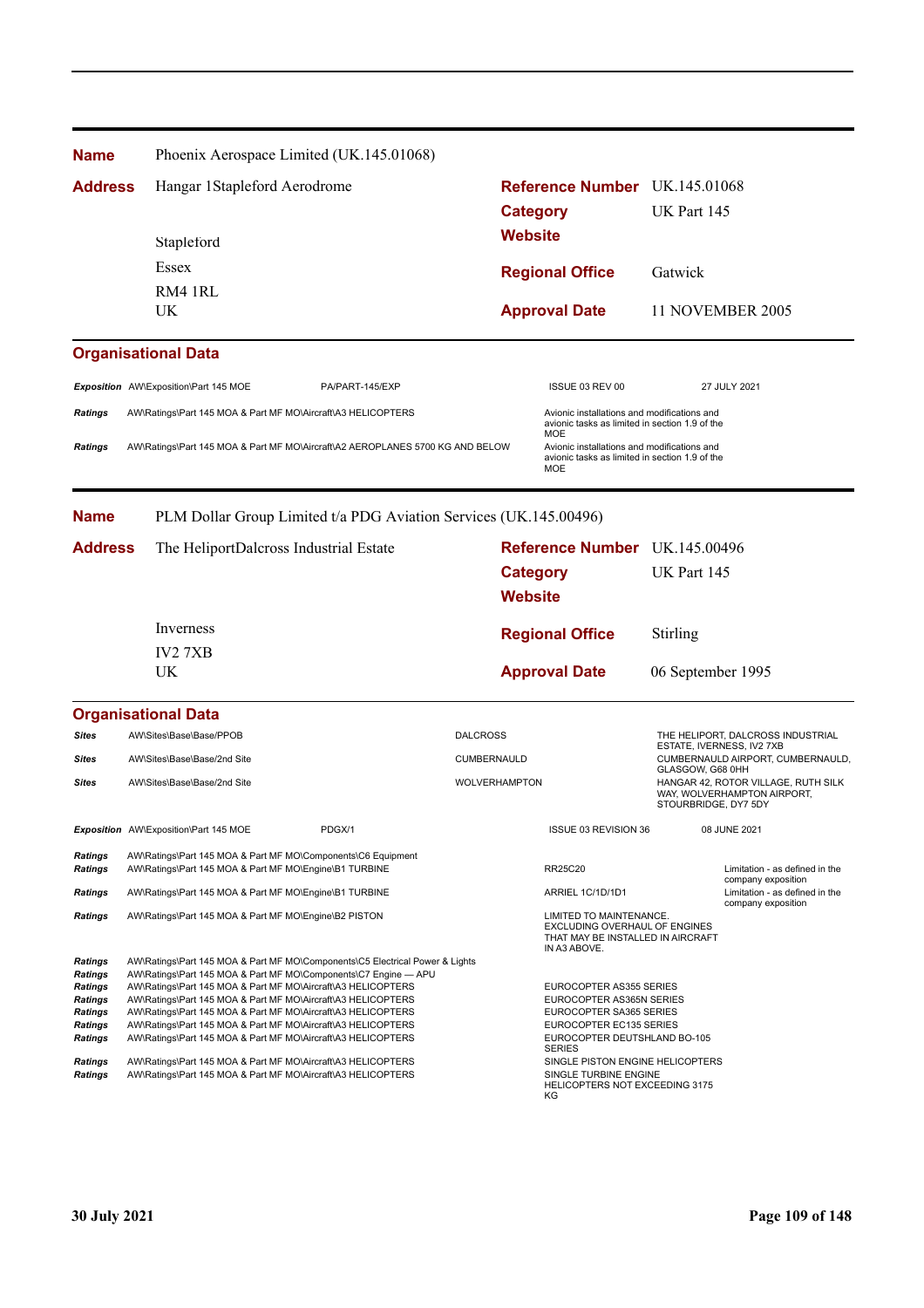| | |
|---|---|
| **Name** | Phoenix Aerospace Limited (UK.145.01068) |
| **Address** | Hangar 1Stapleford Aerodrome<br>Stapleford<br>Essex<br>RM4 1RL<br>UK |
| **Reference Number** | UK.145.01068 |
| **Category** | UK Part 145 |
| **Website** | |
| **Regional Office** | Gatwick |
| **Approval Date** | 11 NOVEMBER 2005 |

**Organisational Data**

| | | | | |
|---|---|---|---|---|
| *Exposition* | AW\Exposition\Part 145 MOE | PA/PART-145/EXP | ISSUE 03 REV 00 | 27 JULY 2021 |
| *Ratings* | AW\Ratings\Part 145 MOA & Part MF MO\Aircraft\A3 HELICOPTERS | | Avionic installations and modifications and avionic tasks as limited in section 1.9 of the MOE | |
| *Ratings* | AW\Ratings\Part 145 MOA & Part MF MO\Aircraft\A2 AEROPLANES 5700 KG AND BELOW | | Avionic installations and modifications and avionic tasks as limited in section 1.9 of the MOE | |

| | |
|---|---|
| **Name** | PLM Dollar Group Limited t/a PDG Aviation Services (UK.145.00496) |
| **Address** | The HeliportDalcross Industrial Estate<br>Inverness<br>IV2 7XB<br>UK |
| **Reference Number** | UK.145.00496 |
| **Category** | UK Part 145 |
| **Website** | |
| **Regional Office** | Stirling |
| **Approval Date** | 06 September 1995 |

**Organisational Data**

| | | | |
|---|---|---|---|
| *Sites* | AW\Sites\Base\Base/PPOB | DALCROSS | THE HELIPORT, DALCROSS INDUSTRIAL ESTATE, IVERNESS, IV2 7XB |
| *Sites* | AW\Sites\Base\Base/2nd Site | CUMBERNAULD | CUMBERNAULD AIRPORT, CUMBERNAULD, GLASGOW, G68 0HH |
| *Sites* | AW\Sites\Base\Base/2nd Site | WOLVERHAMPTON | HANGAR 42, ROTOR VILLAGE, RUTH SILK WAY, WOLVERHAMPTON AIRPORT, STOURBRIDGE, DY7 5DY |

| | | | | |
|---|---|---|---|---|
| *Exposition* | AW\Exposition\Part 145 MOE | PDGX/1 | ISSUE 03 REVISION 36 | 08 JUNE 2021 |

| | | | |
|---|---|---|---|
| *Ratings* | AW\Ratings\Part 145 MOA & Part MF MO\Components\C6 Equipment | | |
| *Ratings* | AW\Ratings\Part 145 MOA & Part MF MO\Engine\B1 TURBINE | RR25C20 | Limitation - as defined in the company exposition |
| *Ratings* | AW\Ratings\Part 145 MOA & Part MF MO\Engine\B1 TURBINE | ARRIEL 1C/1D/1D1 | Limitation - as defined in the company exposition |
| *Ratings* | AW\Ratings\Part 145 MOA & Part MF MO\Engine\B2 PISTON | LIMITED TO MAINTENANCE. EXCLUDING OVERHAUL OF ENGINES THAT MAY BE INSTALLED IN AIRCRAFT IN A3 ABOVE. | |
| *Ratings* | AW\Ratings\Part 145 MOA & Part MF MO\Components\C5 Electrical Power & Lights | | |
| *Ratings* | AW\Ratings\Part 145 MOA & Part MF MO\Components\C7 Engine — APU | | |
| *Ratings* | AW\Ratings\Part 145 MOA & Part MF MO\Aircraft\A3 HELICOPTERS | EUROCOPTER AS355 SERIES | |
| *Ratings* | AW\Ratings\Part 145 MOA & Part MF MO\Aircraft\A3 HELICOPTERS | EUROCOPTER AS365N SERIES | |
| *Ratings* | AW\Ratings\Part 145 MOA & Part MF MO\Aircraft\A3 HELICOPTERS | EUROCOPTER SA365 SERIES | |
| *Ratings* | AW\Ratings\Part 145 MOA & Part MF MO\Aircraft\A3 HELICOPTERS | EUROCOPTER EC135 SERIES | |
| *Ratings* | AW\Ratings\Part 145 MOA & Part MF MO\Aircraft\A3 HELICOPTERS | EUROCOPTER DEUTSHLAND BO-105 SERIES | |
| *Ratings* | AW\Ratings\Part 145 MOA & Part MF MO\Aircraft\A3 HELICOPTERS | SINGLE PISTON ENGINE HELICOPTERS | |
| *Ratings* | AW\Ratings\Part 145 MOA & Part MF MO\Aircraft\A3 HELICOPTERS | SINGLE TURBINE ENGINE HELICOPTERS NOT EXCEEDING 3175 KG | |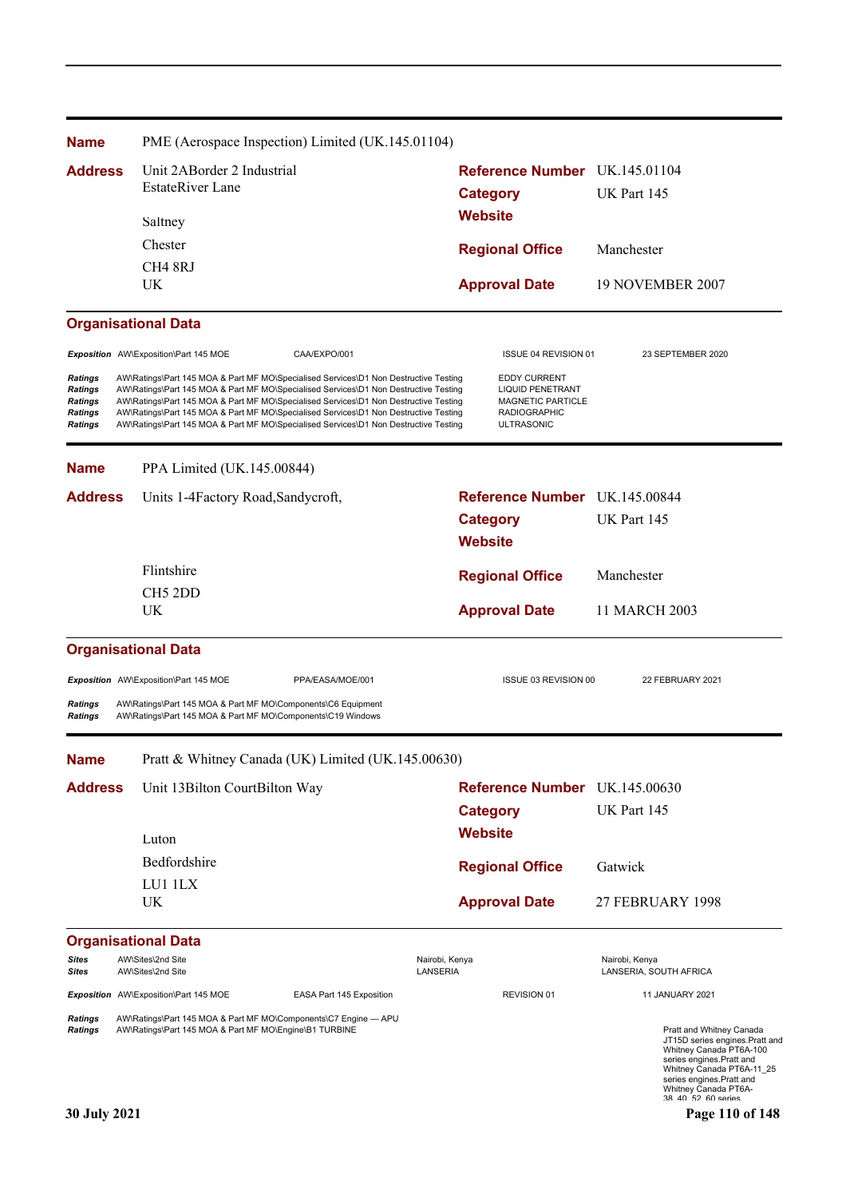**Name** PME (Aerospace Inspection) Limited (UK.145.01104)

**Address**
Unit 2ABorder 2 Industrial EstateRiver Lane
Saltney
Chester
CH4 8RJ
UK

**Reference Number** UK.145.01104
**Category** UK Part 145
**Website**
**Regional Office** Manchester
**Approval Date** 19 NOVEMBER 2007

### Organisational Data

| | | | | |
|---|---|---|---|---|
| *Exposition* | AW\Exposition\Part 145 MOE | CAA/EXPO/001 | ISSUE 04 REVISION 01 | 23 SEPTEMBER 2020 |

| | | |
|---|---|---|
| *Ratings* | AW\Ratings\Part 145 MOA & Part MF MO\Specialised Services\D1 Non Destructive Testing | EDDY CURRENT |
| *Ratings* | AW\Ratings\Part 145 MOA & Part MF MO\Specialised Services\D1 Non Destructive Testing | LIQUID PENETRANT |
| *Ratings* | AW\Ratings\Part 145 MOA & Part MF MO\Specialised Services\D1 Non Destructive Testing | MAGNETIC PARTICLE |
| *Ratings* | AW\Ratings\Part 145 MOA & Part MF MO\Specialised Services\D1 Non Destructive Testing | RADIOGRAPHIC |
| *Ratings* | AW\Ratings\Part 145 MOA & Part MF MO\Specialised Services\D1 Non Destructive Testing | ULTRASONIC |

---

**Name** PPA Limited (UK.145.00844)

**Address**
Units 1-4Factory Road,Sandycroft,
Flintshire
CH5 2DD
UK

**Reference Number** UK.145.00844
**Category** UK Part 145
**Website**
**Regional Office** Manchester
**Approval Date** 11 MARCH 2003

### Organisational Data

| | | | | |
|---|---|---|---|---|
| *Exposition* | AW\Exposition\Part 145 MOE | PPA/EASA/MOE/001 | ISSUE 03 REVISION 00 | 22 FEBRUARY 2021 |

| | |
|---|---|
| *Ratings* | AW\Ratings\Part 145 MOA & Part MF MO\Components\C6 Equipment |
| *Ratings* | AW\Ratings\Part 145 MOA & Part MF MO\Components\C19 Windows |

---

**Name** Pratt & Whitney Canada (UK) Limited (UK.145.00630)

**Address**
Unit 13Bilton CourtBilton Way
Luton
Bedfordshire
LU1 1LX
UK

**Reference Number** UK.145.00630
**Category** UK Part 145
**Website**
**Regional Office** Gatwick
**Approval Date** 27 FEBRUARY 1998

### Organisational Data

| | | | |
|---|---|---|---|
| *Sites* | AW\Sites\2nd Site | Nairobi, Kenya | Nairobi, Kenya |
| *Sites* | AW\Sites\2nd Site | LANSERIA | LANSERIA, SOUTH AFRICA |

| | | | | |
|---|---|---|---|---|
| *Exposition* | AW\Exposition\Part 145 MOE | EASA Part 145 Exposition | REVISION 01 | 11 JANUARY 2021 |

| | | |
|---|---|---|
| *Ratings* | AW\Ratings\Part 145 MOA & Part MF MO\Components\C7 Engine — APU | |
| *Ratings* | AW\Ratings\Part 145 MOA & Part MF MO\Engine\B1 TURBINE | Pratt and Whitney Canada JT15D series engines.Pratt and Whitney Canada PT6A-100 series engines.Pratt and Whitney Canada PT6A-11_25 series engines.Pratt and Whitney Canada PT6A-38_40_52_60 series |

30 July 2021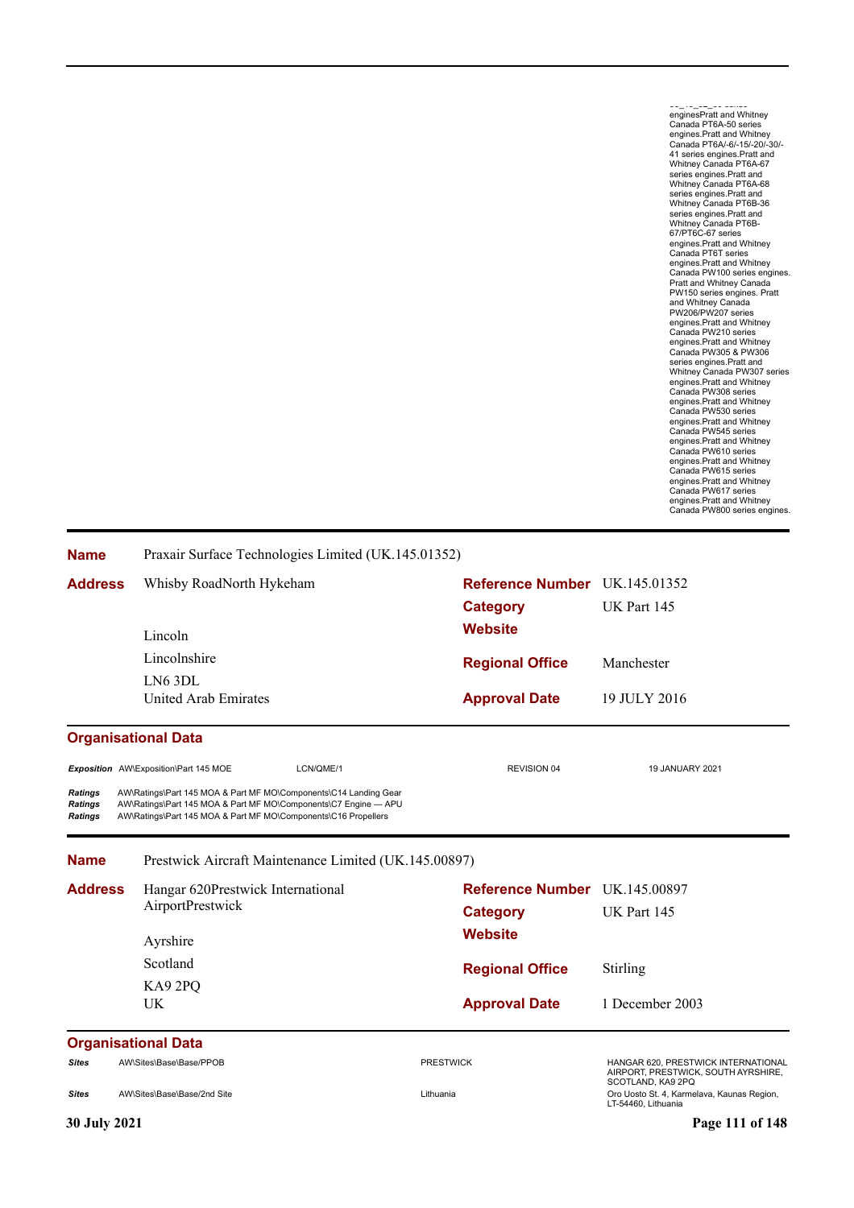enginesPratt and Whitney Canada PT6A-50 series engines.Pratt and Whitney Canada PT6A/-6/-15/-20/-30/-41 series engines.Pratt and Whitney Canada PT6A-67 series engines.Pratt and Whitney Canada PT6A-68 series engines.Pratt and Whitney Canada PT6B-36 series engines.Pratt and Whitney Canada PT6B-67/PT6C-67 series engines.Pratt and Whitney Canada PT6T series engines.Pratt and Whitney Canada PW100 series engines. Pratt and Whitney Canada PW150 series engines. Pratt and Whitney Canada PW206/PW207 series engines.Pratt and Whitney Canada PW210 series engines.Pratt and Whitney Canada PW305 & PW306 series engines.Pratt and Whitney Canada PW307 series engines.Pratt and Whitney Canada PW308 series engines.Pratt and Whitney Canada PW530 series engines.Pratt and Whitney Canada PW545 series engines.Pratt and Whitney Canada PW610 series engines.Pratt and Whitney Canada PW615 series engines.Pratt and Whitney Canada PW617 series engines.Pratt and Whitney Canada PW800 series engines.

---

**Name** Praxair Surface Technologies Limited (UK.145.01352)

**Address**
Whisby RoadNorth Hykeham
Lincoln
Lincolnshire
LN6 3DL
United Arab Emirates

**Reference Number** UK.145.01352
**Category** UK Part 145
**Website**
**Regional Office** Manchester
**Approval Date** 19 JULY 2016

### Organisational Data

| | | | | |
|---|---|---|---|---|
| ***Exposition*** | AW\Exposition\Part 145 MOE | LCN/QME/1 | REVISION 04 | 19 JANUARY 2021 |
| ***Ratings*** | AW\Ratings\Part 145 MOA & Part MF MO\Components\C14 Landing Gear | | | |
| ***Ratings*** | AW\Ratings\Part 145 MOA & Part MF MO\Components\C7 Engine — APU | | | |
| ***Ratings*** | AW\Ratings\Part 145 MOA & Part MF MO\Components\C16 Propellers | | | |

---

**Name** Prestwick Aircraft Maintenance Limited (UK.145.00897)

**Address**
Hangar 620Prestwick International AirportPrestwick
Ayrshire
Scotland
KA9 2PQ
UK

**Reference Number** UK.145.00897
**Category** UK Part 145
**Website**
**Regional Office** Stirling
**Approval Date** 1 December 2003

### Organisational Data

| | | | |
|---|---|---|---|
| ***Sites*** | AW\Sites\Base\Base/PPOB | PRESTWICK | HANGAR 620, PRESTWICK INTERNATIONAL AIRPORT, PRESTWICK, SOUTH AYRSHIRE, SCOTLAND, KA9 2PQ |
| ***Sites*** | AW\Sites\Base\Base/2nd Site | Lithuania | Oro Uosto St. 4, Karmelava, Kaunas Region, LT-54460, Lithuania |

30 July 2021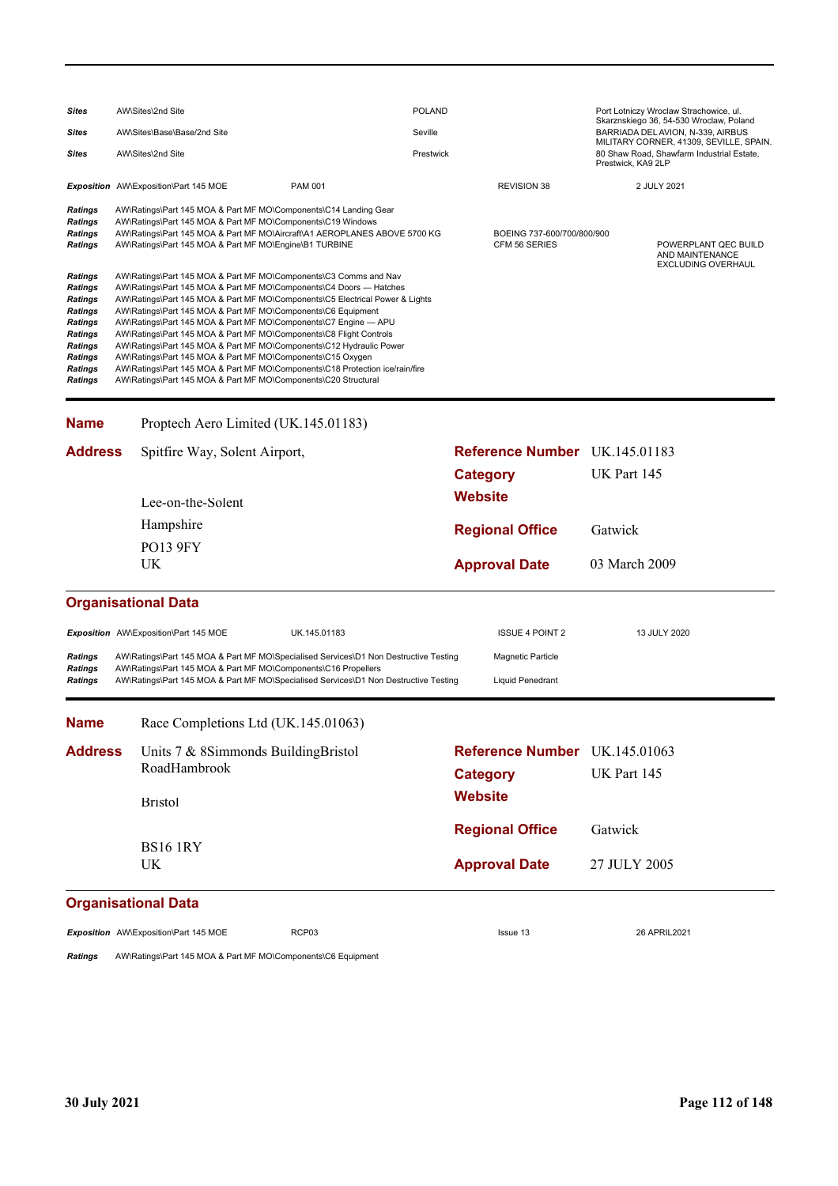| | | | | |
|---|---|---|---|---|
| ***Sites*** | AW\Sites\2nd Site | POLAND | | Port Lotniczy Wroclaw Strachowice, ul. Skarznskiego 36, 54-530 Wroclaw, Poland |
| ***Sites*** | AW\Sites\Base\Base/2nd Site | Seville | | BARRIADA DEL AVION, N-339, AIRBUS MILITARY CORNER, 41309, SEVILLE, SPAIN. |
| ***Sites*** | AW\Sites\2nd Site | Prestwick | | 80 Shaw Road, Shawfarm Industrial Estate, Prestwick, KA9 2LP |

| | | | | |
|---|---|---|---|---|
| ***Exposition*** | AW\Exposition\Part 145 MOE | PAM 001 | REVISION 38 | 2 JULY 2021 |

| | | | |
|---|---|---|---|
| ***Ratings*** | AW\Ratings\Part 145 MOA & Part MF MO\Components\C14 Landing Gear | | |
| ***Ratings*** | AW\Ratings\Part 145 MOA & Part MF MO\Components\C19 Windows | | |
| ***Ratings*** | AW\Ratings\Part 145 MOA & Part MF MO\Aircraft\A1 AEROPLANES ABOVE 5700 KG | BOEING 737-600/700/800/900 | |
| ***Ratings*** | AW\Ratings\Part 145 MOA & Part MF MO\Engine\B1 TURBINE | CFM 56 SERIES | POWERPLANT QEC BUILD AND MAINTENANCE EXCLUDING OVERHAUL |
| ***Ratings*** | AW\Ratings\Part 145 MOA & Part MF MO\Components\C3 Comms and Nav | | |
| ***Ratings*** | AW\Ratings\Part 145 MOA & Part MF MO\Components\C4 Doors — Hatches | | |
| ***Ratings*** | AW\Ratings\Part 145 MOA & Part MF MO\Components\C5 Electrical Power & Lights | | |
| ***Ratings*** | AW\Ratings\Part 145 MOA & Part MF MO\Components\C6 Equipment | | |
| ***Ratings*** | AW\Ratings\Part 145 MOA & Part MF MO\Components\C7 Engine — APU | | |
| ***Ratings*** | AW\Ratings\Part 145 MOA & Part MF MO\Components\C8 Flight Controls | | |
| ***Ratings*** | AW\Ratings\Part 145 MOA & Part MF MO\Components\C12 Hydraulic Power | | |
| ***Ratings*** | AW\Ratings\Part 145 MOA & Part MF MO\Components\C15 Oxygen | | |
| ***Ratings*** | AW\Ratings\Part 145 MOA & Part MF MO\Components\C18 Protection ice/rain/fire | | |
| ***Ratings*** | AW\Ratings\Part 145 MOA & Part MF MO\Components\C20 Structural | | |

---

**Name** Proptech Aero Limited (UK.145.01183)

**Address**
Spitfire Way, Solent Airport,
Lee-on-the-Solent
Hampshire
PO13 9FY
UK

**Reference Number** UK.145.01183
**Category** UK Part 145
**Website**
**Regional Office** Gatwick
**Approval Date** 03 March 2009

## Organisational Data

| | | | | |
|---|---|---|---|---|
| ***Exposition*** | AW\Exposition\Part 145 MOE | UK.145.01183 | ISSUE 4 POINT 2 | 13 JULY 2020 |

| | | |
|---|---|---|
| ***Ratings*** | AW\Ratings\Part 145 MOA & Part MF MO\Specialised Services\D1 Non Destructive Testing | Magnetic Particle |
| ***Ratings*** | AW\Ratings\Part 145 MOA & Part MF MO\Components\C16 Propellers | |
| ***Ratings*** | AW\Ratings\Part 145 MOA & Part MF MO\Specialised Services\D1 Non Destructive Testing | Liquid Penedrant |

---

**Name** Race Completions Ltd (UK.145.01063)

**Address**
Units 7 & 8Simmonds BuildingBristol RoadHambrook
Bristol
BS16 1RY
UK

**Reference Number** UK.145.01063
**Category** UK Part 145
**Website**
**Regional Office** Gatwick
**Approval Date** 27 JULY 2005

## Organisational Data

| | | | | |
|---|---|---|---|---|
| ***Exposition*** | AW\Exposition\Part 145 MOE | RCP03 | Issue 13 | 26 APRIL2021 |

| | |
|---|---|
| ***Ratings*** | AW\Ratings\Part 145 MOA & Part MF MO\Components\C6 Equipment |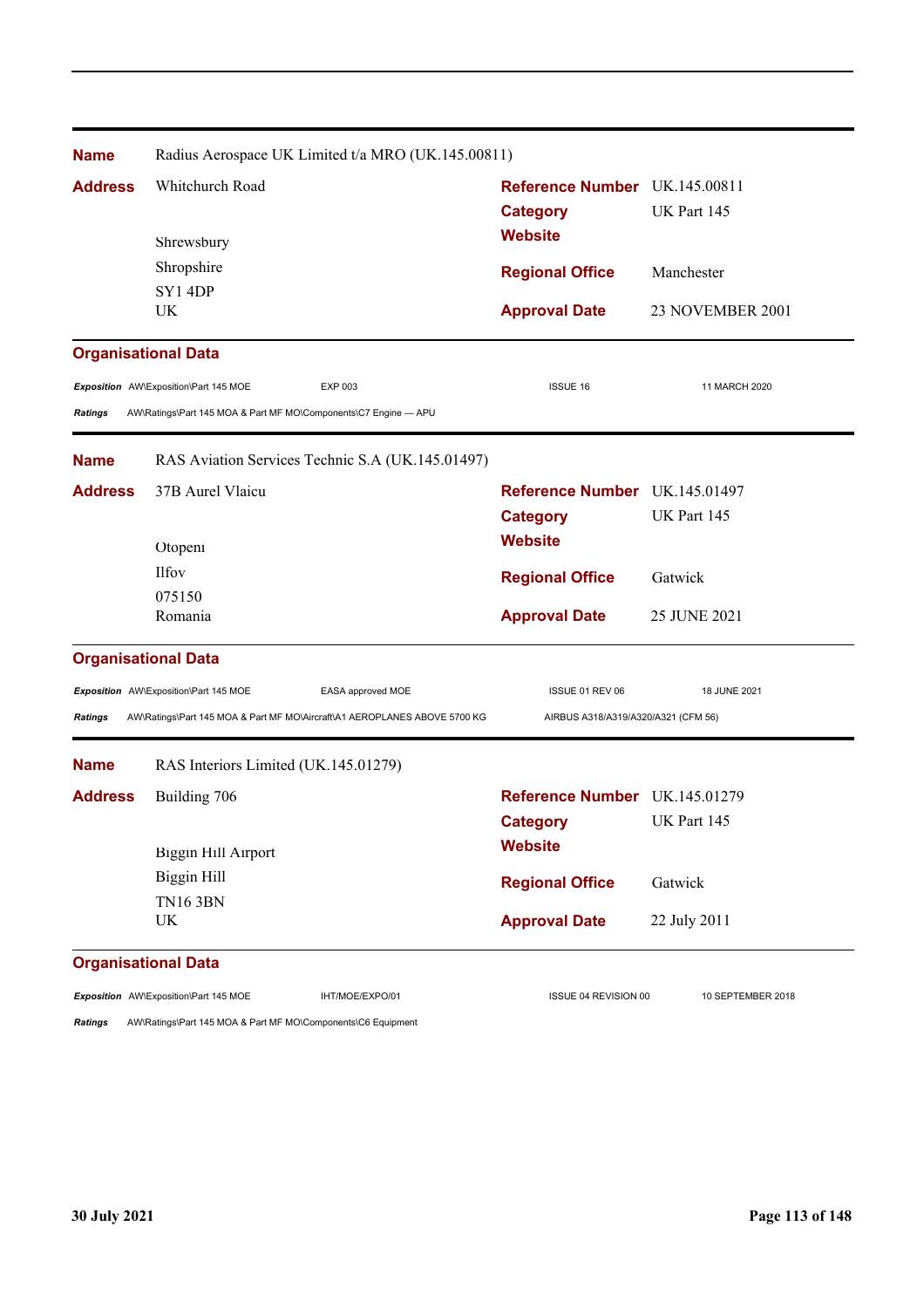| | |
|---|---|
| **Name** | Radius Aerospace UK Limited t/a MRO (UK.145.00811) |
| **Address** | Whitchurch Road<br>Shrewsbury<br>Shropshire<br>SY1 4DP<br>UK |
| **Reference Number** | UK.145.00811 |
| **Category** | UK Part 145 |
| **Website** | |
| **Regional Office** | Manchester |
| **Approval Date** | 23 NOVEMBER 2001 |

**Organisational Data**

| | | | | |
|---|---|---|---|---|
| ***Exposition*** | AW\Exposition\Part 145 MOE | EXP 003 | ISSUE 16 | 11 MARCH 2020 |
| ***Ratings*** | AW\Ratings\Part 145 MOA & Part MF MO\Components\C7 Engine — APU | | | |

| | |
|---|---|
| **Name** | RAS Aviation Services Technic S.A (UK.145.01497) |
| **Address** | 37B Aurel Vlaicu<br>Otopeni<br>Ilfov<br>075150<br>Romania |
| **Reference Number** | UK.145.01497 |
| **Category** | UK Part 145 |
| **Website** | |
| **Regional Office** | Gatwick |
| **Approval Date** | 25 JUNE 2021 |

**Organisational Data**

| | | | | |
|---|---|---|---|---|
| ***Exposition*** | AW\Exposition\Part 145 MOE | EASA approved MOE | ISSUE 01 REV 06 | 18 JUNE 2021 |
| ***Ratings*** | AW\Ratings\Part 145 MOA & Part MF MO\Aircraft\A1 AEROPLANES ABOVE 5700 KG | | AIRBUS A318/A319/A320/A321 (CFM 56) | |

| | |
|---|---|
| **Name** | RAS Interiors Limited (UK.145.01279) |
| **Address** | Building 706<br>Biggin Hill Airport<br>Biggin Hill<br>TN16 3BN<br>UK |
| **Reference Number** | UK.145.01279 |
| **Category** | UK Part 145 |
| **Website** | |
| **Regional Office** | Gatwick |
| **Approval Date** | 22 July 2011 |

**Organisational Data**

| | | | | |
|---|---|---|---|---|
| ***Exposition*** | AW\Exposition\Part 145 MOE | IHT/MOE/EXPO/01 | ISSUE 04 REVISION 00 | 10 SEPTEMBER 2018 |
| ***Ratings*** | AW\Ratings\Part 145 MOA & Part MF MO\Components\C6 Equipment | | | |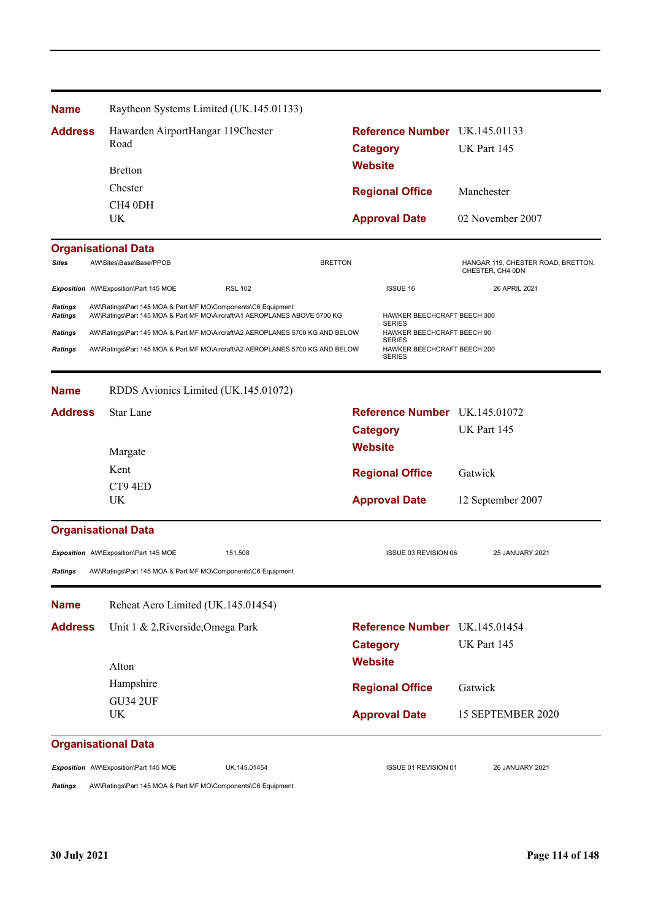**Name** Raytheon Systems Limited (UK.145.01133)

**Address** Hawarden AirportHangar 119Chester Road
Bretton
Chester
CH4 0DH
UK

**Reference Number** UK.145.01133
**Category** UK Part 145
**Website**
**Regional Office** Manchester
**Approval Date** 02 November 2007

**Organisational Data**

| | | | | |
|---|---|---|---|---|
| *Sites* | AW\Sites\Base\Base/PPOB | BRETTON | | HANGAR 119, CHESTER ROAD, BRETTON, CHESTER, CH4 0DN |
| *Exposition* | AW\Exposition\Part 145 MOE | RSL 102 | ISSUE 16 | 26 APRIL 2021 |
| *Ratings* | AW\Ratings\Part 145 MOA & Part MF MO\Components\C6 Equipment | | | |
| *Ratings* | AW\Ratings\Part 145 MOA & Part MF MO\Aircraft\A1 AEROPLANES ABOVE 5700 KG | | HAWKER BEECHCRAFT BEECH 300 SERIES | |
| *Ratings* | AW\Ratings\Part 145 MOA & Part MF MO\Aircraft\A2 AEROPLANES 5700 KG AND BELOW | | HAWKER BEECHCRAFT BEECH 90 SERIES | |
| *Ratings* | AW\Ratings\Part 145 MOA & Part MF MO\Aircraft\A2 AEROPLANES 5700 KG AND BELOW | | HAWKER BEECHCRAFT BEECH 200 SERIES | |

**Name** RDDS Avionics Limited (UK.145.01072)

**Address** Star Lane
Margate
Kent
CT9 4ED
UK

**Reference Number** UK.145.01072
**Category** UK Part 145
**Website**
**Regional Office** Gatwick
**Approval Date** 12 September 2007

**Organisational Data**

| | | | | |
|---|---|---|---|---|
| *Exposition* | AW\Exposition\Part 145 MOE | 151.508 | ISSUE 03 REVISION 06 | 25 JANUARY 2021 |
| *Ratings* | AW\Ratings\Part 145 MOA & Part MF MO\Components\C6 Equipment | | | |

**Name** Reheat Aero Limited (UK.145.01454)

**Address** Unit 1 & 2,Riverside,Omega Park
Alton
Hampshire
GU34 2UF
UK

**Reference Number** UK.145.01454
**Category** UK Part 145
**Website**
**Regional Office** Gatwick
**Approval Date** 15 SEPTEMBER 2020

**Organisational Data**

| | | | | |
|---|---|---|---|---|
| *Exposition* | AW\Exposition\Part 145 MOE | UK.145.01454 | ISSUE 01 REVISION 01 | 26 JANUARY 2021 |
| *Ratings* | AW\Ratings\Part 145 MOA & Part MF MO\Components\C6 Equipment | | | |

**30 July 2021**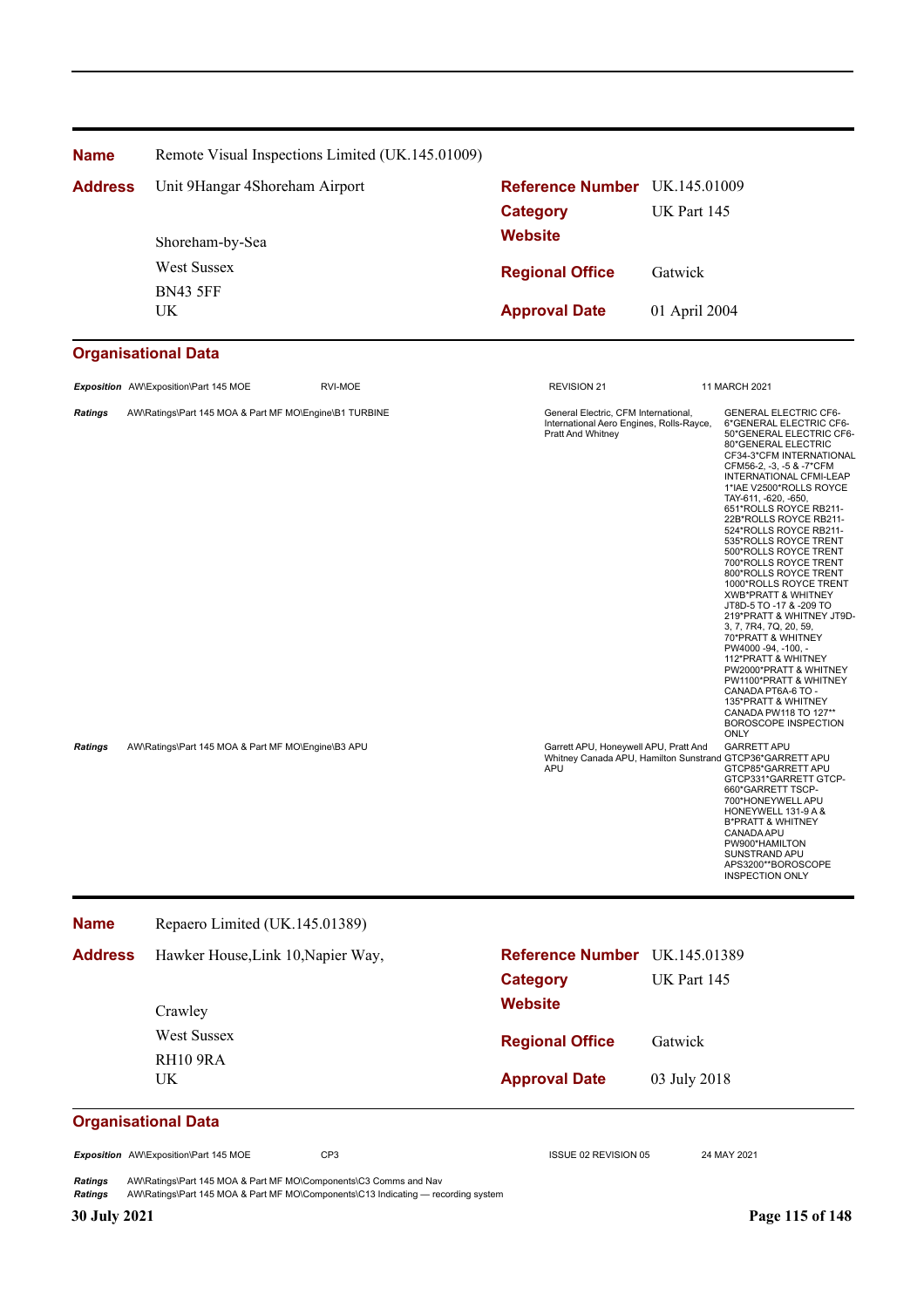**Name** Remote Visual Inspections Limited (UK.145.01009)

**Address** Unit 9Hangar 4Shoreham Airport

Shoreham-by-Sea

West Sussex

BN43 5FF

UK

**Reference Number** UK.145.01009

**Category** UK Part 145

**Website**

**Regional Office** Gatwick

**Approval Date** 01 April 2004

## Organisational Data

| | | | | |
|---|---|---|---|---|
| ***Exposition*** | AW\Exposition\Part 145 MOE | RVI-MOE | REVISION 21 | 11 MARCH 2021 |
| ***Ratings*** | AW\Ratings\Part 145 MOA & Part MF MO\Engine\B1 TURBINE | | General Electric, CFM International, International Aero Engines, Rolls-Rayce, Pratt And Whitney | GENERAL ELECTRIC CF6-6*GENERAL ELECTRIC CF6-50*GENERAL ELECTRIC CF6-80*GENERAL ELECTRIC CF34-3*CFM INTERNATIONAL CFM56-2, -3, -5 & -7*CFM INTERNATIONAL CFMI-LEAP 1*IAE V2500*ROLLS ROYCE TAY-611, -620, -650, 651*ROLLS ROYCE RB211-22B*ROLLS ROYCE RB211-524*ROLLS ROYCE RB211-535*ROLLS ROYCE TRENT 500*ROLLS ROYCE TRENT 700*ROLLS ROYCE TRENT 800*ROLLS ROYCE TRENT 1000*ROLLS ROYCE TRENT XWB*PRATT & WHITNEY JT8D-5 TO -17 & -209 TO 219*PRATT & WHITNEY JT9D-3, 7, 7R4, 7Q, 20, 59, 70*PRATT & WHITNEY PW4000 -94, -100, -112*PRATT & WHITNEY PW2000*PRATT & WHITNEY PW1100*PRATT & WHITNEY CANADA PT6A-6 TO -135*PRATT & WHITNEY CANADA PW118 TO 127** BOROSCOPE INSPECTION ONLY |
| ***Ratings*** | AW\Ratings\Part 145 MOA & Part MF MO\Engine\B3 APU | | Garrett APU, Honeywell APU, Pratt And Whitney Canada APU, Hamilton Sunstrand APU | GARRETT APU GTCP36*GARRETT APU GTCP85*GARRETT APU GTCP331*GARRETT GTCP-660*GARRETT TSCP-700*HONEYWELL APU HONEYWELL 131-9 A & B*PRATT & WHITNEY CANADA APU PW900*HAMILTON SUNSTRAND APU APS3200**BOROSCOPE INSPECTION ONLY |

**Name** Repaero Limited (UK.145.01389)

**Address** Hawker House,Link 10,Napier Way,

Crawley

West Sussex

RH10 9RA

UK

**Reference Number** UK.145.01389

**Category** UK Part 145

**Website**

**Regional Office** Gatwick

**Approval Date** 03 July 2018

## Organisational Data

| | | | | |
|---|---|---|---|---|
| ***Exposition*** | AW\Exposition\Part 145 MOE | CP3 | ISSUE 02 REVISION 05 | 24 MAY 2021 |
| ***Ratings*** | AW\Ratings\Part 145 MOA & Part MF MO\Components\C3 Comms and Nav | | | |
| ***Ratings*** | AW\Ratings\Part 145 MOA & Part MF MO\Components\C13 Indicating — recording system | | | |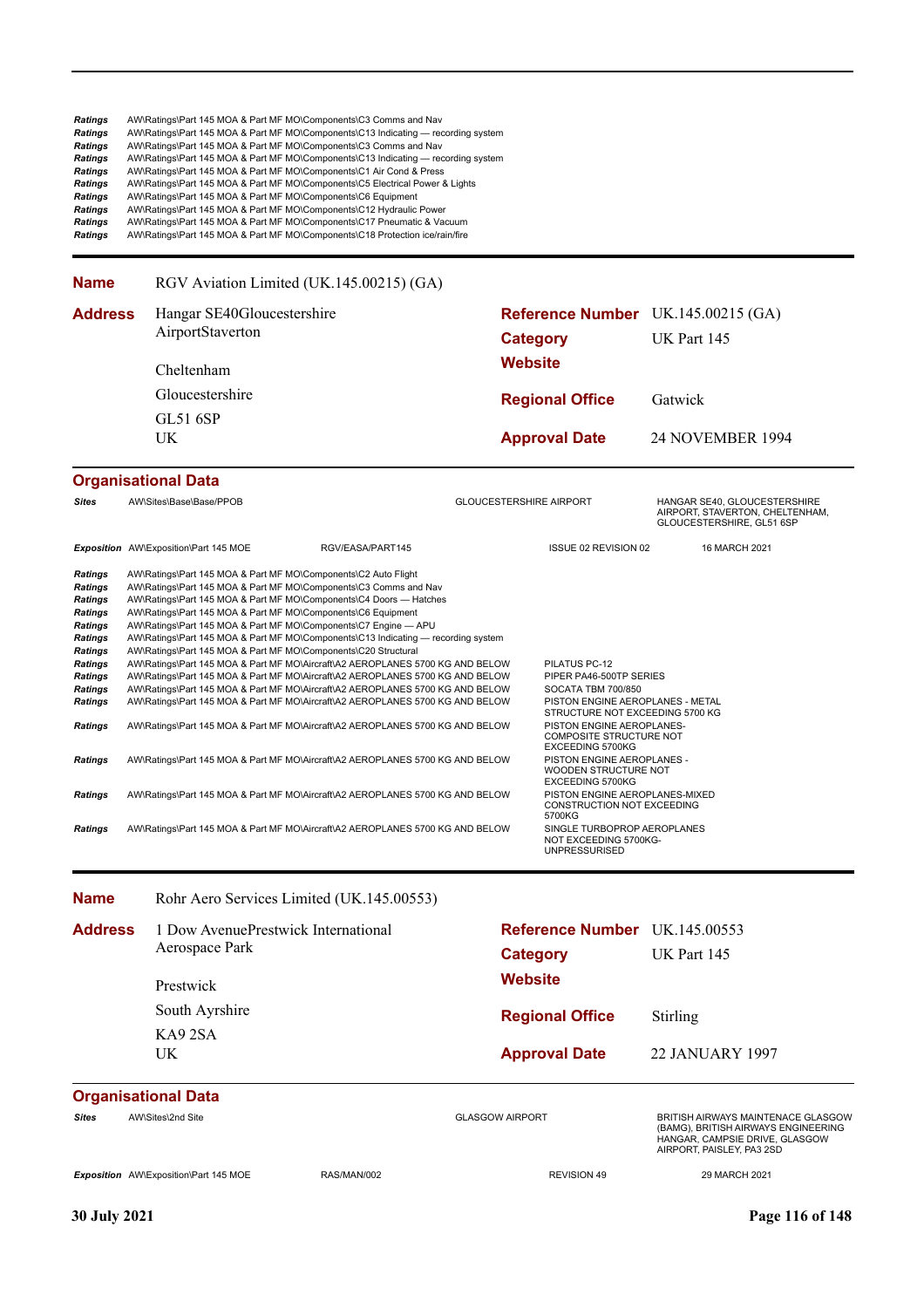| | |
|---|---|
| **Ratings** | AW\Ratings\Part 145 MOA & Part MF MO\Components\C3 Comms and Nav |
| **Ratings** | AW\Ratings\Part 145 MOA & Part MF MO\Components\C13 Indicating — recording system |
| **Ratings** | AW\Ratings\Part 145 MOA & Part MF MO\Components\C3 Comms and Nav |
| **Ratings** | AW\Ratings\Part 145 MOA & Part MF MO\Components\C13 Indicating — recording system |
| **Ratings** | AW\Ratings\Part 145 MOA & Part MF MO\Components\C1 Air Cond & Press |
| **Ratings** | AW\Ratings\Part 145 MOA & Part MF MO\Components\C5 Electrical Power & Lights |
| **Ratings** | AW\Ratings\Part 145 MOA & Part MF MO\Components\C6 Equipment |
| **Ratings** | AW\Ratings\Part 145 MOA & Part MF MO\Components\C12 Hydraulic Power |
| **Ratings** | AW\Ratings\Part 145 MOA & Part MF MO\Components\C17 Pneumatic & Vacuum |
| **Ratings** | AW\Ratings\Part 145 MOA & Part MF MO\Components\C18 Protection ice/rain/fire |

---

**Name** RGV Aviation Limited (UK.145.00215) (GA)

**Address**
Hangar SE40Gloucestershire AirportStaverton
Cheltenham
Gloucestershire
GL51 6SP
UK

**Reference Number** UK.145.00215 (GA)
**Category** UK Part 145
**Website**
**Regional Office** Gatwick
**Approval Date** 24 NOVEMBER 1994

## Organisational Data

| | | | | |
|---|---|---|---|---|
| **Sites** | AW\Sites\Base\Base/PPOB | | GLOUCESTERSHIRE AIRPORT | HANGAR SE40, GLOUCESTERSHIRE AIRPORT, STAVERTON, CHELTENHAM, GLOUCESTERSHIRE, GL51 6SP |
| **Exposition** | AW\Exposition\Part 145 MOE | RGV/EASA/PART145 | ISSUE 02 REVISION 02 | 16 MARCH 2021 |

| | | |
|---|---|---|
| **Ratings** | AW\Ratings\Part 145 MOA & Part MF MO\Components\C2 Auto Flight | |
| **Ratings** | AW\Ratings\Part 145 MOA & Part MF MO\Components\C3 Comms and Nav | |
| **Ratings** | AW\Ratings\Part 145 MOA & Part MF MO\Components\C4 Doors — Hatches | |
| **Ratings** | AW\Ratings\Part 145 MOA & Part MF MO\Components\C6 Equipment | |
| **Ratings** | AW\Ratings\Part 145 MOA & Part MF MO\Components\C7 Engine — APU | |
| **Ratings** | AW\Ratings\Part 145 MOA & Part MF MO\Components\C13 Indicating — recording system | |
| **Ratings** | AW\Ratings\Part 145 MOA & Part MF MO\Components\C20 Structural | |
| **Ratings** | AW\Ratings\Part 145 MOA & Part MF MO\Aircraft\A2 AEROPLANES 5700 KG AND BELOW | PILATUS PC-12 |
| **Ratings** | AW\Ratings\Part 145 MOA & Part MF MO\Aircraft\A2 AEROPLANES 5700 KG AND BELOW | PIPER PA46-500TP SERIES |
| **Ratings** | AW\Ratings\Part 145 MOA & Part MF MO\Aircraft\A2 AEROPLANES 5700 KG AND BELOW | SOCATA TBM 700/850 |
| **Ratings** | AW\Ratings\Part 145 MOA & Part MF MO\Aircraft\A2 AEROPLANES 5700 KG AND BELOW | PISTON ENGINE AEROPLANES - METAL STRUCTURE NOT EXCEEDING 5700 KG |
| **Ratings** | AW\Ratings\Part 145 MOA & Part MF MO\Aircraft\A2 AEROPLANES 5700 KG AND BELOW | PISTON ENGINE AEROPLANES-COMPOSITE STRUCTURE NOT EXCEEDING 5700KG |
| **Ratings** | AW\Ratings\Part 145 MOA & Part MF MO\Aircraft\A2 AEROPLANES 5700 KG AND BELOW | PISTON ENGINE AEROPLANES - WOODEN STRUCTURE NOT EXCEEDING 5700KG |
| **Ratings** | AW\Ratings\Part 145 MOA & Part MF MO\Aircraft\A2 AEROPLANES 5700 KG AND BELOW | PISTON ENGINE AEROPLANES-MIXED CONSTRUCTION NOT EXCEEDING 5700KG |
| **Ratings** | AW\Ratings\Part 145 MOA & Part MF MO\Aircraft\A2 AEROPLANES 5700 KG AND BELOW | SINGLE TURBOPROP AEROPLANES NOT EXCEEDING 5700KG-UNPRESSURISED |

---

**Name** Rohr Aero Services Limited (UK.145.00553)

**Address**
1 Dow AvenuePrestwick International Aerospace Park
Prestwick
South Ayrshire
KA9 2SA
UK

**Reference Number** UK.145.00553
**Category** UK Part 145
**Website**
**Regional Office** Stirling
**Approval Date** 22 JANUARY 1997

## Organisational Data

| | | | | |
|---|---|---|---|---|
| **Sites** | AW\Sites\2nd Site | | GLASGOW AIRPORT | BRITISH AIRWAYS MAINTENACE GLASGOW (BAMG), BRITISH AIRWAYS ENGINEERING HANGAR, CAMPSIE DRIVE, GLASGOW AIRPORT, PAISLEY, PA3 2SD |
| **Exposition** | AW\Exposition\Part 145 MOE | RAS/MAN/002 | REVISION 49 | 29 MARCH 2021 |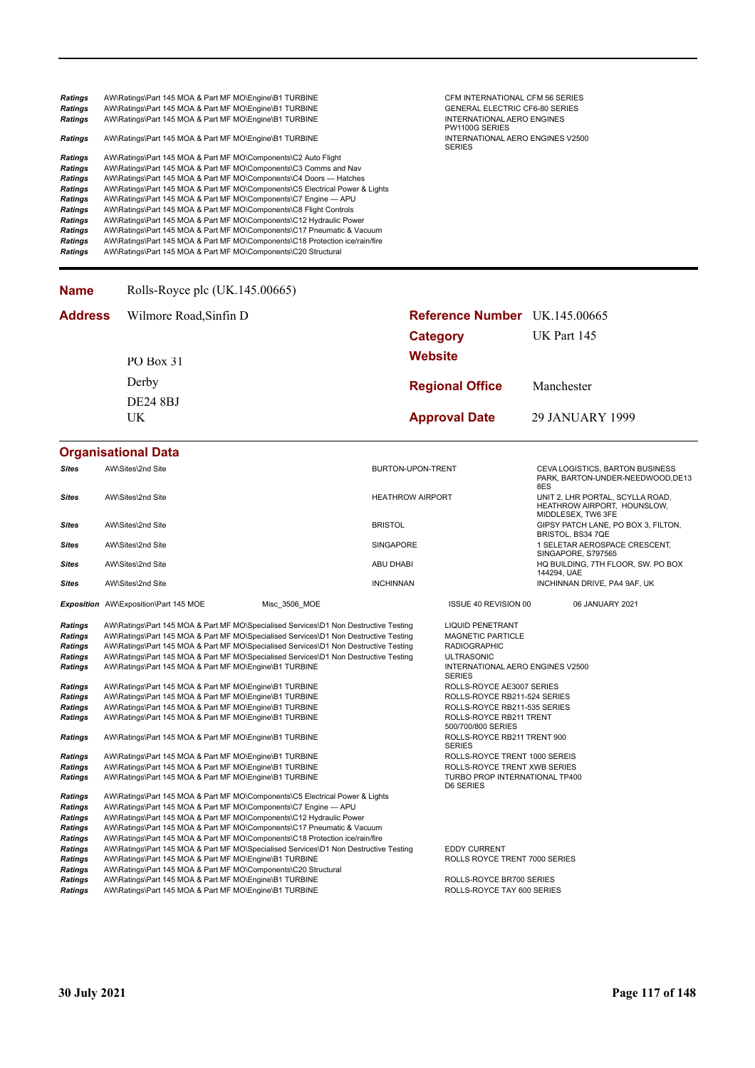| | | |
|---|---|---|
| ***Ratings*** | AW\Ratings\Part 145 MOA & Part MF MO\Engine\B1 TURBINE | CFM INTERNATIONAL CFM 56 SERIES |
| ***Ratings*** | AW\Ratings\Part 145 MOA & Part MF MO\Engine\B1 TURBINE | GENERAL ELECTRIC CF6-80 SERIES |
| ***Ratings*** | AW\Ratings\Part 145 MOA & Part MF MO\Engine\B1 TURBINE | INTERNATIONAL AERO ENGINES PW1100G SERIES |
| ***Ratings*** | AW\Ratings\Part 145 MOA & Part MF MO\Engine\B1 TURBINE | INTERNATIONAL AERO ENGINES V2500 SERIES |
| ***Ratings*** | AW\Ratings\Part 145 MOA & Part MF MO\Components\C2 Auto Flight | |
| ***Ratings*** | AW\Ratings\Part 145 MOA & Part MF MO\Components\C3 Comms and Nav | |
| ***Ratings*** | AW\Ratings\Part 145 MOA & Part MF MO\Components\C4 Doors — Hatches | |
| ***Ratings*** | AW\Ratings\Part 145 MOA & Part MF MO\Components\C5 Electrical Power & Lights | |
| ***Ratings*** | AW\Ratings\Part 145 MOA & Part MF MO\Components\C7 Engine — APU | |
| ***Ratings*** | AW\Ratings\Part 145 MOA & Part MF MO\Components\C8 Flight Controls | |
| ***Ratings*** | AW\Ratings\Part 145 MOA & Part MF MO\Components\C12 Hydraulic Power | |
| ***Ratings*** | AW\Ratings\Part 145 MOA & Part MF MO\Components\C17 Pneumatic & Vacuum | |
| ***Ratings*** | AW\Ratings\Part 145 MOA & Part MF MO\Components\C18 Protection ice/rain/fire | |
| ***Ratings*** | AW\Ratings\Part 145 MOA & Part MF MO\Components\C20 Structural | |

**Name** Rolls-Royce plc (UK.145.00665)

**Address** Wilmore Road,Sinfin D
PO Box 31
Derby
DE24 8BJ
UK

**Reference Number** UK.145.00665
**Category** UK Part 145
**Website**
**Regional Office** Manchester
**Approval Date** 29 JANUARY 1999

## Organisational Data

| | | | |
|---|---|---|---|
| ***Sites*** | AW\Sites\2nd Site | BURTON-UPON-TRENT | CEVA LOGISTICS, BARTON BUSINESS PARK, BARTON-UNDER-NEEDWOOD,DE13 8ES |
| ***Sites*** | AW\Sites\2nd Site | HEATHROW AIRPORT | UNIT 2, LHR PORTAL, SCYLLA ROAD, HEATHROW AIRPORT, HOUNSLOW, MIDDLESEX, TW6 3FE |
| ***Sites*** | AW\Sites\2nd Site | BRISTOL | GIPSY PATCH LANE, PO BOX 3, FILTON, BRISTOL, BS34 7QE |
| ***Sites*** | AW\Sites\2nd Site | SINGAPORE | 1 SELETAR AEROSPACE CRESCENT, SINGAPORE, S797565 |
| ***Sites*** | AW\Sites\2nd Site | ABU DHABI | HQ BUILDING, 7TH FLOOR, SW. PO BOX 144294, UAE |
| ***Sites*** | AW\Sites\2nd Site | INCHINNAN | INCHINNAN DRIVE, PA4 9AF, UK |

| | | | | |
|---|---|---|---|---|
| ***Exposition*** | AW\Exposition\Part 145 MOE | Misc_3506_MOE | ISSUE 40 REVISION 00 | 06 JANUARY 2021 |

| | | |
|---|---|---|
| ***Ratings*** | AW\Ratings\Part 145 MOA & Part MF MO\Specialised Services\D1 Non Destructive Testing | LIQUID PENETRANT |
| ***Ratings*** | AW\Ratings\Part 145 MOA & Part MF MO\Specialised Services\D1 Non Destructive Testing | MAGNETIC PARTICLE |
| ***Ratings*** | AW\Ratings\Part 145 MOA & Part MF MO\Specialised Services\D1 Non Destructive Testing | RADIOGRAPHIC |
| ***Ratings*** | AW\Ratings\Part 145 MOA & Part MF MO\Specialised Services\D1 Non Destructive Testing | ULTRASONIC |
| ***Ratings*** | AW\Ratings\Part 145 MOA & Part MF MO\Engine\B1 TURBINE | INTERNATIONAL AERO ENGINES V2500 SERIES |
| ***Ratings*** | AW\Ratings\Part 145 MOA & Part MF MO\Engine\B1 TURBINE | ROLLS-ROYCE AE3007 SERIES |
| ***Ratings*** | AW\Ratings\Part 145 MOA & Part MF MO\Engine\B1 TURBINE | ROLLS-ROYCE RB211-524 SERIES |
| ***Ratings*** | AW\Ratings\Part 145 MOA & Part MF MO\Engine\B1 TURBINE | ROLLS-ROYCE RB211-535 SERIES |
| ***Ratings*** | AW\Ratings\Part 145 MOA & Part MF MO\Engine\B1 TURBINE | ROLLS-ROYCE RB211 TRENT 500/700/800 SERIES |
| ***Ratings*** | AW\Ratings\Part 145 MOA & Part MF MO\Engine\B1 TURBINE | ROLLS-ROYCE RB211 TRENT 900 SERIES |
| ***Ratings*** | AW\Ratings\Part 145 MOA & Part MF MO\Engine\B1 TURBINE | ROLLS-ROYCE TRENT 1000 SEREIS |
| ***Ratings*** | AW\Ratings\Part 145 MOA & Part MF MO\Engine\B1 TURBINE | ROLLS-ROYCE TRENT XWB SERIES |
| ***Ratings*** | AW\Ratings\Part 145 MOA & Part MF MO\Engine\B1 TURBINE | TURBO PROP INTERNATIONAL TP400 D6 SERIES |
| ***Ratings*** | AW\Ratings\Part 145 MOA & Part MF MO\Components\C5 Electrical Power & Lights | |
| ***Ratings*** | AW\Ratings\Part 145 MOA & Part MF MO\Components\C7 Engine — APU | |
| ***Ratings*** | AW\Ratings\Part 145 MOA & Part MF MO\Components\C12 Hydraulic Power | |
| ***Ratings*** | AW\Ratings\Part 145 MOA & Part MF MO\Components\C17 Pneumatic & Vacuum | |
| ***Ratings*** | AW\Ratings\Part 145 MOA & Part MF MO\Components\C18 Protection ice/rain/fire | |
| ***Ratings*** | AW\Ratings\Part 145 MOA & Part MF MO\Specialised Services\D1 Non Destructive Testing | EDDY CURRENT |
| ***Ratings*** | AW\Ratings\Part 145 MOA & Part MF MO\Engine\B1 TURBINE | ROLLS ROYCE TRENT 7000 SERIES |
| ***Ratings*** | AW\Ratings\Part 145 MOA & Part MF MO\Components\C20 Structural | |
| ***Ratings*** | AW\Ratings\Part 145 MOA & Part MF MO\Engine\B1 TURBINE | ROLLS-ROYCE BR700 SERIES |
| ***Ratings*** | AW\Ratings\Part 145 MOA & Part MF MO\Engine\B1 TURBINE | ROLLS-ROYCE TAY 600 SERIES |

30 July 2021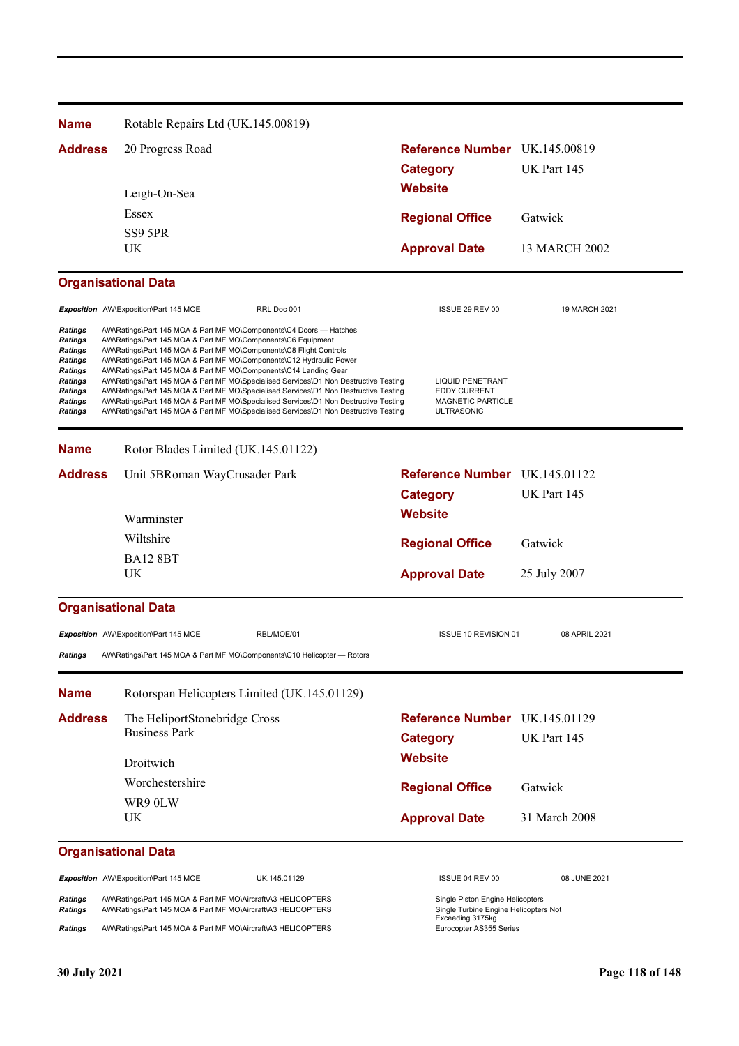**Name** Rotable Repairs Ltd (UK.145.00819)

**Address** 20 Progress Road

Leigh-On-Sea
Essex
SS9 5PR
UK

**Reference Number** UK.145.00819
**Category** UK Part 145
**Website**
**Regional Office** Gatwick
**Approval Date** 13 MARCH 2002

### Organisational Data

| | | | | |
|---|---|---|---|---|
| *Exposition* | AW\Exposition\Part 145 MOE | RRL Doc 001 | ISSUE 29 REV 00 | 19 MARCH 2021 |

| | | |
|---|---|---|
| *Ratings* | AW\Ratings\Part 145 MOA & Part MF MO\Components\C4 Doors — Hatches | |
| *Ratings* | AW\Ratings\Part 145 MOA & Part MF MO\Components\C6 Equipment | |
| *Ratings* | AW\Ratings\Part 145 MOA & Part MF MO\Components\C8 Flight Controls | |
| *Ratings* | AW\Ratings\Part 145 MOA & Part MF MO\Components\C12 Hydraulic Power | |
| *Ratings* | AW\Ratings\Part 145 MOA & Part MF MO\Components\C14 Landing Gear | |
| *Ratings* | AW\Ratings\Part 145 MOA & Part MF MO\Specialised Services\D1 Non Destructive Testing | LIQUID PENETRANT |
| *Ratings* | AW\Ratings\Part 145 MOA & Part MF MO\Specialised Services\D1 Non Destructive Testing | EDDY CURRENT |
| *Ratings* | AW\Ratings\Part 145 MOA & Part MF MO\Specialised Services\D1 Non Destructive Testing | MAGNETIC PARTICLE |
| *Ratings* | AW\Ratings\Part 145 MOA & Part MF MO\Specialised Services\D1 Non Destructive Testing | ULTRASONIC |

---

**Name** Rotor Blades Limited (UK.145.01122)

**Address** Unit 5BRoman WayCrusader Park

Warminster
Wiltshire
BA12 8BT
UK

**Reference Number** UK.145.01122
**Category** UK Part 145
**Website**
**Regional Office** Gatwick
**Approval Date** 25 July 2007

### Organisational Data

| | | | | |
|---|---|---|---|---|
| *Exposition* | AW\Exposition\Part 145 MOE | RBL/MOE/01 | ISSUE 10 REVISION 01 | 08 APRIL 2021 |

| | |
|---|---|
| *Ratings* | AW\Ratings\Part 145 MOA & Part MF MO\Components\C10 Helicopter — Rotors |

---

**Name** Rotorspan Helicopters Limited (UK.145.01129)

**Address** The HeliportStonebridge Cross Business Park

Droitwich
Worchestershire
WR9 0LW
UK

**Reference Number** UK.145.01129
**Category** UK Part 145
**Website**
**Regional Office** Gatwick
**Approval Date** 31 March 2008

### Organisational Data

| | | | | |
|---|---|---|---|---|
| *Exposition* | AW\Exposition\Part 145 MOE | UK.145.01129 | ISSUE 04 REV 00 | 08 JUNE 2021 |

| | | |
|---|---|---|
| *Ratings* | AW\Ratings\Part 145 MOA & Part MF MO\Aircraft\A3 HELICOPTERS | Single Piston Engine Helicopters |
| *Ratings* | AW\Ratings\Part 145 MOA & Part MF MO\Aircraft\A3 HELICOPTERS | Single Turbine Engine Helicopters Not Exceeding 3175kg |
| *Ratings* | AW\Ratings\Part 145 MOA & Part MF MO\Aircraft\A3 HELICOPTERS | Eurocopter AS355 Series |

30 July 2021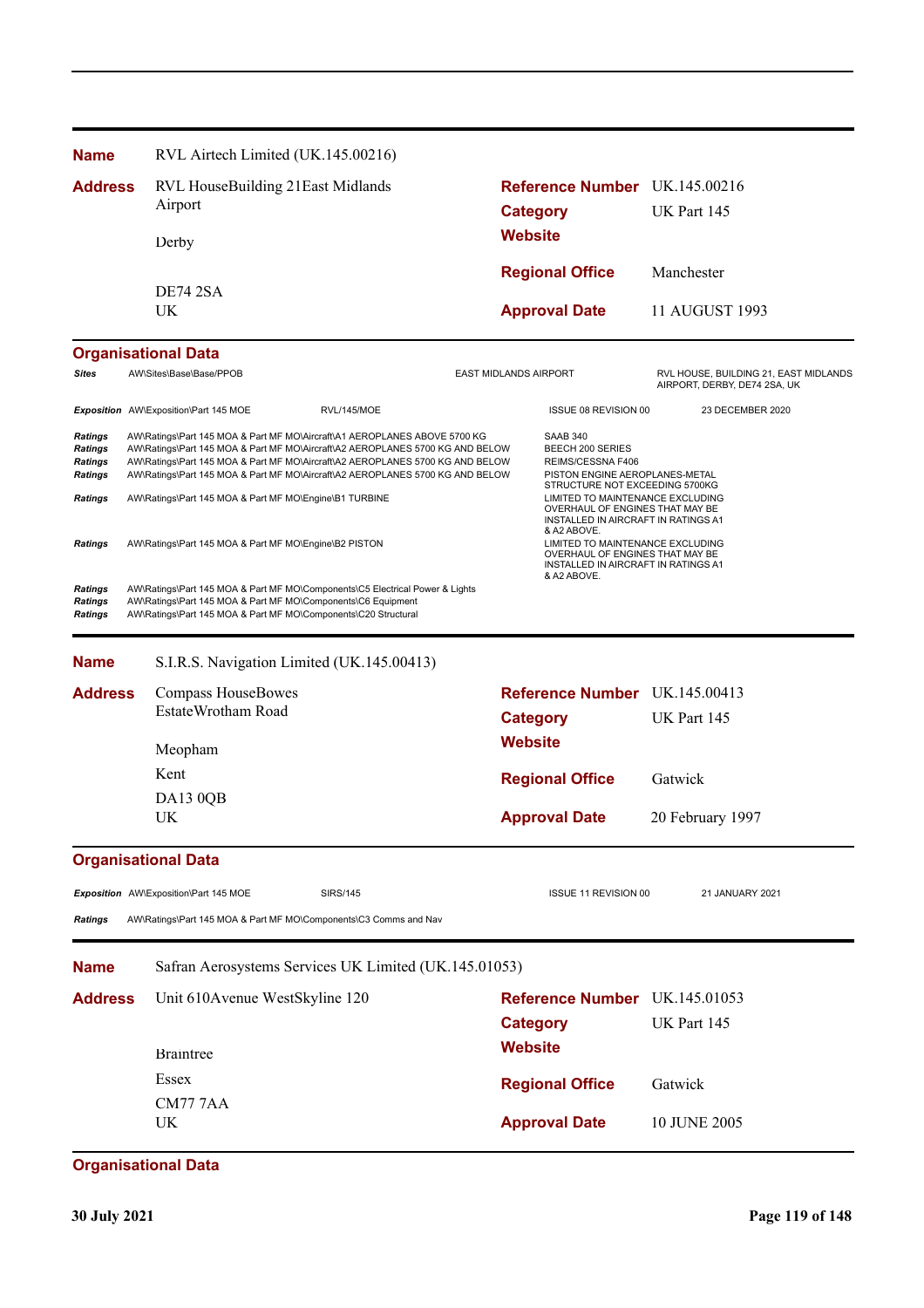**Name** RVL Airtech Limited (UK.145.00216)

**Address** RVL HouseBuilding 21East Midlands Airport

Derby

DE74 2SA
UK

**Reference Number** UK.145.00216
**Category** UK Part 145
**Website**
**Regional Office** Manchester
**Approval Date** 11 AUGUST 1993

## Organisational Data

| | | | |
|---|---|---|---|
| *Sites* | AW\Sites\Base\Base/PPOB | EAST MIDLANDS AIRPORT | RVL HOUSE, BUILDING 21, EAST MIDLANDS AIRPORT, DERBY, DE74 2SA, UK |

| | | | | |
|---|---|---|---|---|
| *Exposition* | AW\Exposition\Part 145 MOE | RVL/145/MOE | ISSUE 08 REVISION 00 | 23 DECEMBER 2020 |

| | | |
|---|---|---|
| *Ratings* | AW\Ratings\Part 145 MOA & Part MF MO\Aircraft\A1 AEROPLANES ABOVE 5700 KG | SAAB 340 |
| *Ratings* | AW\Ratings\Part 145 MOA & Part MF MO\Aircraft\A2 AEROPLANES 5700 KG AND BELOW | BEECH 200 SERIES |
| *Ratings* | AW\Ratings\Part 145 MOA & Part MF MO\Aircraft\A2 AEROPLANES 5700 KG AND BELOW | REIMS/CESSNA F406 |
| *Ratings* | AW\Ratings\Part 145 MOA & Part MF MO\Aircraft\A2 AEROPLANES 5700 KG AND BELOW | PISTON ENGINE AEROPLANES-METAL STRUCTURE NOT EXCEEDING 5700KG |
| *Ratings* | AW\Ratings\Part 145 MOA & Part MF MO\Engine\B1 TURBINE | LIMITED TO MAINTENANCE EXCLUDING OVERHAUL OF ENGINES THAT MAY BE INSTALLED IN AIRCRAFT IN RATINGS A1 & A2 ABOVE. |
| *Ratings* | AW\Ratings\Part 145 MOA & Part MF MO\Engine\B2 PISTON | LIMITED TO MAINTENANCE EXCLUDING OVERHAUL OF ENGINES THAT MAY BE INSTALLED IN AIRCRAFT IN RATINGS A1 & A2 ABOVE. |
| *Ratings* | AW\Ratings\Part 145 MOA & Part MF MO\Components\C5 Electrical Power & Lights | |
| *Ratings* | AW\Ratings\Part 145 MOA & Part MF MO\Components\C6 Equipment | |
| *Ratings* | AW\Ratings\Part 145 MOA & Part MF MO\Components\C20 Structural | |

---

**Name** S.I.R.S. Navigation Limited (UK.145.00413)

**Address** Compass HouseBowes EstateWrotham Road

Meopham

Kent

DA13 0QB
UK

**Reference Number** UK.145.00413
**Category** UK Part 145
**Website**
**Regional Office** Gatwick
**Approval Date** 20 February 1997

## Organisational Data

| | | | | |
|---|---|---|---|---|
| *Exposition* | AW\Exposition\Part 145 MOE | SIRS/145 | ISSUE 11 REVISION 00 | 21 JANUARY 2021 |

| | |
|---|---|
| *Ratings* | AW\Ratings\Part 145 MOA & Part MF MO\Components\C3 Comms and Nav |

---

**Name** Safran Aerosystems Services UK Limited (UK.145.01053)

**Address** Unit 610Avenue WestSkyline 120

Braintree

Essex

CM77 7AA
UK

**Reference Number** UK.145.01053
**Category** UK Part 145
**Website**
**Regional Office** Gatwick
**Approval Date** 10 JUNE 2005

## Organisational Data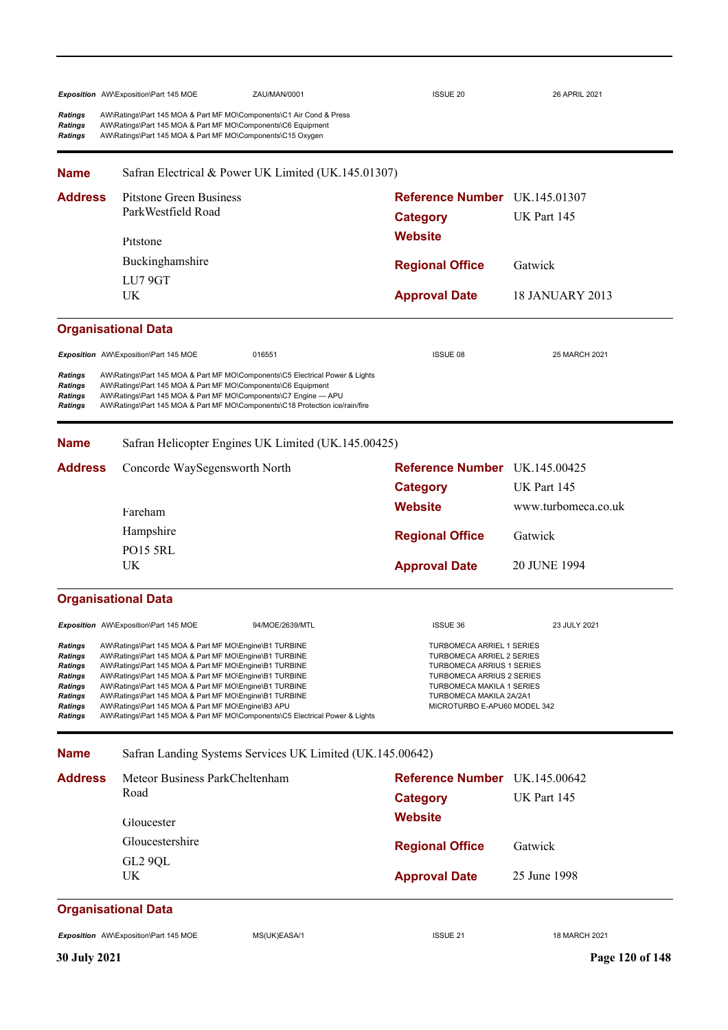| | | | | |
|---|---|---|---|---|
| ***Exposition*** | AW\Exposition\Part 145 MOE | ZAU/MAN/0001 | ISSUE 20 | 26 APRIL 2021 |

| | |
|---|---|
| ***Ratings*** | AW\Ratings\Part 145 MOA & Part MF MO\Components\C1 Air Cond & Press |
| ***Ratings*** | AW\Ratings\Part 145 MOA & Part MF MO\Components\C6 Equipment |
| ***Ratings*** | AW\Ratings\Part 145 MOA & Part MF MO\Components\C15 Oxygen |

---

**Name** Safran Electrical & Power UK Limited (UK.145.01307)

**Address**
Pitstone Green Business ParkWestfield Road
Pitstone
Buckinghamshire
LU7 9GT
UK

**Reference Number** UK.145.01307
**Category** UK Part 145
**Website**
**Regional Office** Gatwick
**Approval Date** 18 JANUARY 2013

## Organisational Data

| | | | | |
|---|---|---|---|---|
| ***Exposition*** | AW\Exposition\Part 145 MOE | 016551 | ISSUE 08 | 25 MARCH 2021 |

| | |
|---|---|
| ***Ratings*** | AW\Ratings\Part 145 MOA & Part MF MO\Components\C5 Electrical Power & Lights |
| ***Ratings*** | AW\Ratings\Part 145 MOA & Part MF MO\Components\C6 Equipment |
| ***Ratings*** | AW\Ratings\Part 145 MOA & Part MF MO\Components\C7 Engine — APU |
| ***Ratings*** | AW\Ratings\Part 145 MOA & Part MF MO\Components\C18 Protection ice/rain/fire |

---

**Name** Safran Helicopter Engines UK Limited (UK.145.00425)

**Address**
Concorde WaySegensworth North
Fareham
Hampshire
PO15 5RL
UK

**Reference Number** UK.145.00425
**Category** UK Part 145
**Website** www.turbomeca.co.uk
**Regional Office** Gatwick
**Approval Date** 20 JUNE 1994

## Organisational Data

| | | | | |
|---|---|---|---|---|
| ***Exposition*** | AW\Exposition\Part 145 MOE | 94/MOE/2639/MTL | ISSUE 36 | 23 JULY 2021 |

| | | |
|---|---|---|
| ***Ratings*** | AW\Ratings\Part 145 MOA & Part MF MO\Engine\B1 TURBINE | TURBOMECA ARRIEL 1 SERIES |
| ***Ratings*** | AW\Ratings\Part 145 MOA & Part MF MO\Engine\B1 TURBINE | TURBOMECA ARRIEL 2 SERIES |
| ***Ratings*** | AW\Ratings\Part 145 MOA & Part MF MO\Engine\B1 TURBINE | TURBOMECA ARRIUS 1 SERIES |
| ***Ratings*** | AW\Ratings\Part 145 MOA & Part MF MO\Engine\B1 TURBINE | TURBOMECA ARRIUS 2 SERIES |
| ***Ratings*** | AW\Ratings\Part 145 MOA & Part MF MO\Engine\B1 TURBINE | TURBOMECA MAKILA 1 SERIES |
| ***Ratings*** | AW\Ratings\Part 145 MOA & Part MF MO\Engine\B1 TURBINE | TURBOMECA MAKILA 2A/2A1 |
| ***Ratings*** | AW\Ratings\Part 145 MOA & Part MF MO\Engine\B3 APU | MICROTURBO E-APU60 MODEL 342 |
| ***Ratings*** | AW\Ratings\Part 145 MOA & Part MF MO\Components\C5 Electrical Power & Lights | |

---

**Name** Safran Landing Systems Services UK Limited (UK.145.00642)

**Address**
Meteor Business ParkCheltenham Road
Gloucester
Gloucestershire
GL2 9QL
UK

**Reference Number** UK.145.00642
**Category** UK Part 145
**Website**
**Regional Office** Gatwick
**Approval Date** 25 June 1998

## Organisational Data

| | | | | |
|---|---|---|---|---|
| ***Exposition*** | AW\Exposition\Part 145 MOE | MS(UK)EASA/1 | ISSUE 21 | 18 MARCH 2021 |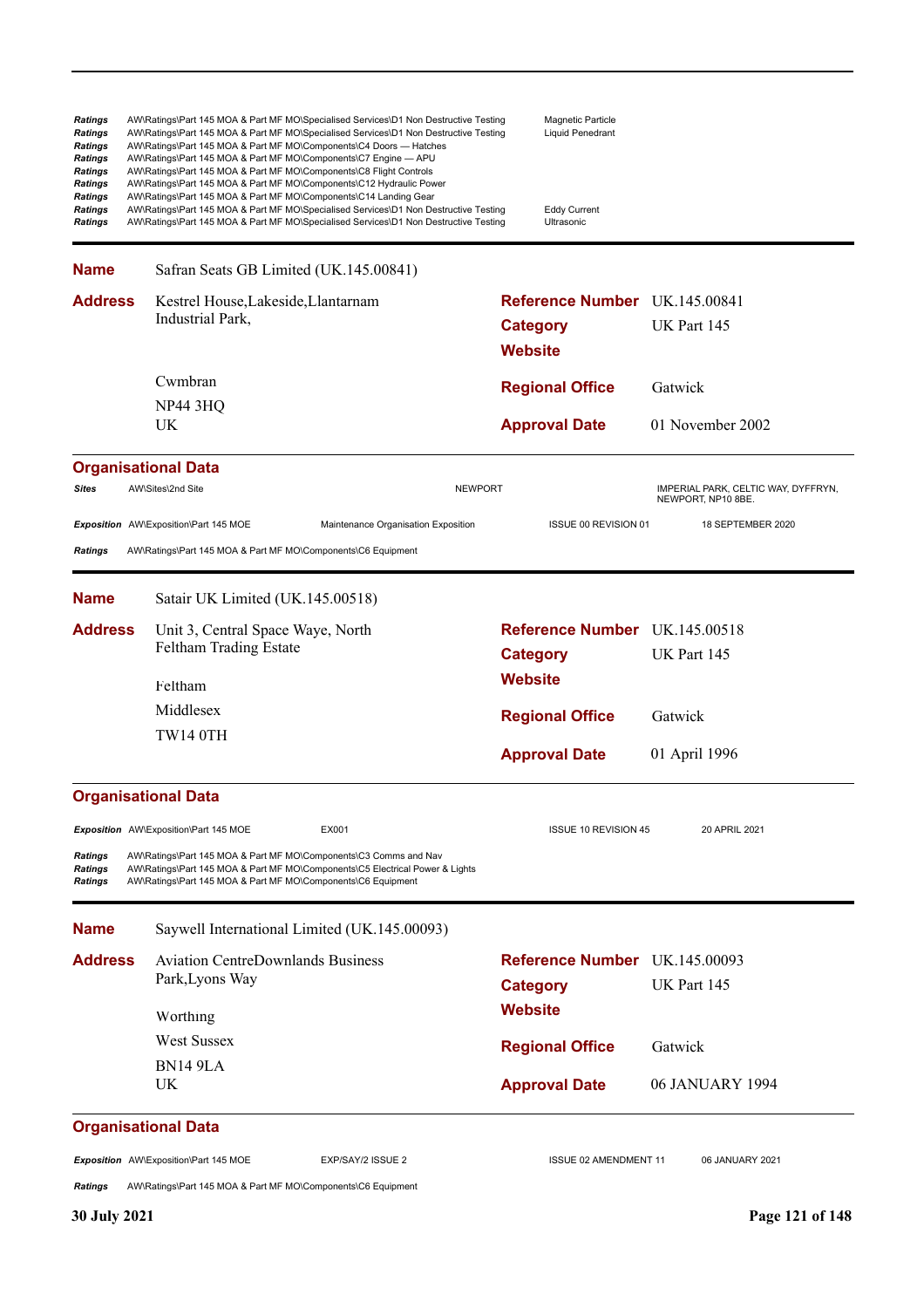| | | |
|---|---|---|
| *Ratings* | AW\Ratings\Part 145 MOA & Part MF MO\Specialised Services\D1 Non Destructive Testing | Magnetic Particle |
| *Ratings* | AW\Ratings\Part 145 MOA & Part MF MO\Specialised Services\D1 Non Destructive Testing | Liquid Penedrant |
| *Ratings* | AW\Ratings\Part 145 MOA & Part MF MO\Components\C4 Doors — Hatches | |
| *Ratings* | AW\Ratings\Part 145 MOA & Part MF MO\Components\C7 Engine — APU | |
| *Ratings* | AW\Ratings\Part 145 MOA & Part MF MO\Components\C8 Flight Controls | |
| *Ratings* | AW\Ratings\Part 145 MOA & Part MF MO\Components\C12 Hydraulic Power | |
| *Ratings* | AW\Ratings\Part 145 MOA & Part MF MO\Components\C14 Landing Gear | |
| *Ratings* | AW\Ratings\Part 145 MOA & Part MF MO\Specialised Services\D1 Non Destructive Testing | Eddy Current |
| *Ratings* | AW\Ratings\Part 145 MOA & Part MF MO\Specialised Services\D1 Non Destructive Testing | Ultrasonic |

---

**Name** Safran Seats GB Limited (UK.145.00841)

| | | | |
|---|---|---|---|
| **Address** | Kestrel House,Lakeside,Llantarnam Industrial Park, | **Reference Number** | UK.145.00841 |
| | | **Category** | UK Part 145 |
| | | **Website** | |
| | Cwmbran | **Regional Office** | Gatwick |
| | NP44 3HQ<br>UK | **Approval Date** | 01 November 2002 |

### Organisational Data

| | | | |
|---|---|---|---|
| *Sites* | AW\Sites\2nd Site | NEWPORT | IMPERIAL PARK, CELTIC WAY, DYFFRYN, NEWPORT, NP10 8BE. |

| | | | | |
|---|---|---|---|---|
| *Exposition* | AW\Exposition\Part 145 MOE | Maintenance Organisation Exposition | ISSUE 00 REVISION 01 | 18 SEPTEMBER 2020 |

*Ratings* AW\Ratings\Part 145 MOA & Part MF MO\Components\C6 Equipment

---

**Name** Satair UK Limited (UK.145.00518)

| | | | |
|---|---|---|---|
| **Address** | Unit 3, Central Space Waye, North Feltham Trading Estate | **Reference Number** | UK.145.00518 |
| | | **Category** | UK Part 145 |
| | Feltham | **Website** | |
| | Middlesex | **Regional Office** | Gatwick |
| | TW14 0TH | **Approval Date** | 01 April 1996 |

### Organisational Data

| | | | | |
|---|---|---|---|---|
| *Exposition* | AW\Exposition\Part 145 MOE | EX001 | ISSUE 10 REVISION 45 | 20 APRIL 2021 |

*Ratings* AW\Ratings\Part 145 MOA & Part MF MO\Components\C3 Comms and Nav
*Ratings* AW\Ratings\Part 145 MOA & Part MF MO\Components\C5 Electrical Power & Lights
*Ratings* AW\Ratings\Part 145 MOA & Part MF MO\Components\C6 Equipment

---

**Name** Saywell International Limited (UK.145.00093)

| | | | |
|---|---|---|---|
| **Address** | Aviation CentreDownlands Business Park,Lyons Way | **Reference Number** | UK.145.00093 |
| | | **Category** | UK Part 145 |
| | Worthing | **Website** | |
| | West Sussex | **Regional Office** | Gatwick |
| | BN14 9LA<br>UK | **Approval Date** | 06 JANUARY 1994 |

### Organisational Data

| | | | | |
|---|---|---|---|---|
| *Exposition* | AW\Exposition\Part 145 MOE | EXP/SAY/2 ISSUE 2 | ISSUE 02 AMENDMENT 11 | 06 JANUARY 2021 |

*Ratings* AW\Ratings\Part 145 MOA & Part MF MO\Components\C6 Equipment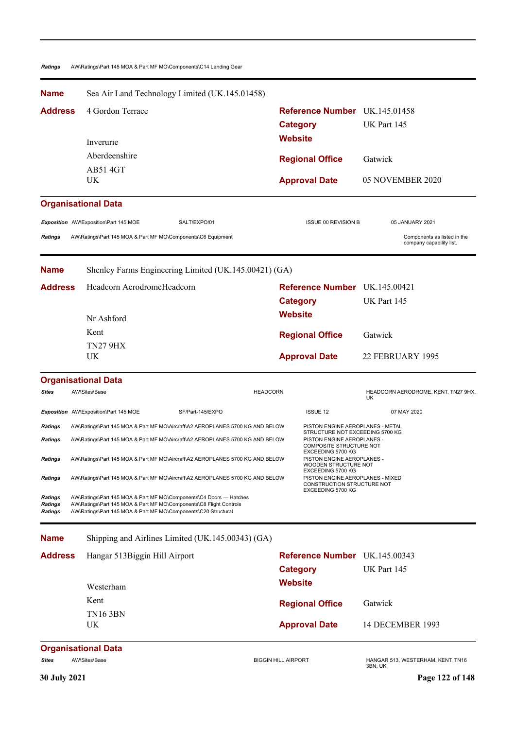| | | | |
|---|---|---|---|
| *Ratings* | AW\Ratings\Part 145 MOA & Part MF MO\Components\C14 Landing Gear | | |

**Name** Sea Air Land Technology Limited (UK.145.01458)

| | | | |
|---|---|---|---|
| **Address** | 4 Gordon Terrace | **Reference Number** | UK.145.01458 |
| | | **Category** | UK Part 145 |
| | Inverurie | **Website** | |
| | Aberdeenshire | **Regional Office** | Gatwick |
| | AB51 4GT | | |
| | UK | **Approval Date** | 05 NOVEMBER 2020 |

**Organisational Data**

| | | | | | |
|---|---|---|---|---|---|
| *Exposition* | AW\Exposition\Part 145 MOE | SALT/EXPO/01 | | ISSUE 00 REVISION B | 05 JANUARY 2021 |
| *Ratings* | AW\Ratings\Part 145 MOA & Part MF MO\Components\C6 Equipment | | | | Components as listed in the company capability list. |

**Name** Shenley Farms Engineering Limited (UK.145.00421) (GA)

| | | | |
|---|---|---|---|
| **Address** | Headcorn AerodromeHeadcorn | **Reference Number** | UK.145.00421 |
| | | **Category** | UK Part 145 |
| | Nr Ashford | **Website** | |
| | Kent | **Regional Office** | Gatwick |
| | TN27 9HX | | |
| | UK | **Approval Date** | 22 FEBRUARY 1995 |

**Organisational Data**

| | | | | |
|---|---|---|---|---|
| *Sites* | AW\Sites\Base | HEADCORN | | HEADCORN AERODROME, KENT, TN27 9HX, UK |
| *Exposition* | AW\Exposition\Part 145 MOE | SF/Part-145/EXPO | ISSUE 12 | 07 MAY 2020 |
| *Ratings* | AW\Ratings\Part 145 MOA & Part MF MO\Aircraft\A2 AEROPLANES 5700 KG AND BELOW | | PISTON ENGINE AEROPLANES - METAL STRUCTURE NOT EXCEEDING 5700 KG | |
| *Ratings* | AW\Ratings\Part 145 MOA & Part MF MO\Aircraft\A2 AEROPLANES 5700 KG AND BELOW | | PISTON ENGINE AEROPLANES - COMPOSITE STRUCTURE NOT EXCEEDING 5700 KG | |
| *Ratings* | AW\Ratings\Part 145 MOA & Part MF MO\Aircraft\A2 AEROPLANES 5700 KG AND BELOW | | PISTON ENGINE AEROPLANES - WOODEN STRUCTURE NOT EXCEEDING 5700 KG | |
| *Ratings* | AW\Ratings\Part 145 MOA & Part MF MO\Aircraft\A2 AEROPLANES 5700 KG AND BELOW | | PISTON ENGINE AEROPLANES - MIXED CONSTRUCTION STRUCTURE NOT EXCEEDING 5700 KG | |
| *Ratings* | AW\Ratings\Part 145 MOA & Part MF MO\Components\C4 Doors — Hatches | | | |
| *Ratings* | AW\Ratings\Part 145 MOA & Part MF MO\Components\C8 Flight Controls | | | |
| *Ratings* | AW\Ratings\Part 145 MOA & Part MF MO\Components\C20 Structural | | | |

**Name** Shipping and Airlines Limited (UK.145.00343) (GA)

| | | | |
|---|---|---|---|
| **Address** | Hangar 513Biggin Hill Airport | **Reference Number** | UK.145.00343 |
| | | **Category** | UK Part 145 |
| | Westerham | **Website** | |
| | Kent | **Regional Office** | Gatwick |
| | TN16 3BN | | |
| | UK | **Approval Date** | 14 DECEMBER 1993 |

**Organisational Data**

| | | | |
|---|---|---|---|
| *Sites* | AW\Sites\Base | BIGGIN HILL AIRPORT | HANGAR 513, WESTERHAM, KENT, TN16 3BN, UK |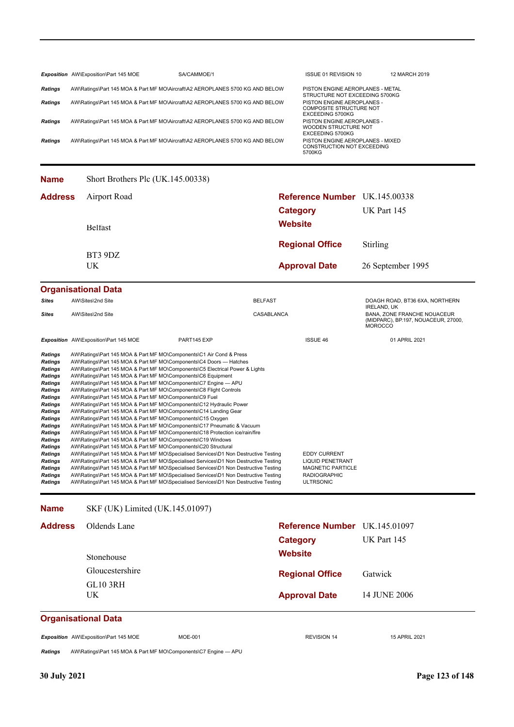| | | | | |
|---|---|---|---|---|
| *Exposition* | AW\Exposition\Part 145 MOE | SA/CAMMOE/1 | ISSUE 01 REVISION 10 | 12 MARCH 2019 |
| *Ratings* | AW\Ratings\Part 145 MOA & Part MF MO\Aircraft\A2 AEROPLANES 5700 KG AND BELOW | | PISTON ENGINE AEROPLANES - METAL STRUCTURE NOT EXCEEDING 5700KG | |
| *Ratings* | AW\Ratings\Part 145 MOA & Part MF MO\Aircraft\A2 AEROPLANES 5700 KG AND BELOW | | PISTON ENGINE AEROPLANES - COMPOSITE STRUCTURE NOT EXCEEDING 5700KG | |
| *Ratings* | AW\Ratings\Part 145 MOA & Part MF MO\Aircraft\A2 AEROPLANES 5700 KG AND BELOW | | PISTON ENGINE AEROPLANES - WOODEN STRUCTURE NOT EXCEEDING 5700KG | |
| *Ratings* | AW\Ratings\Part 145 MOA & Part MF MO\Aircraft\A2 AEROPLANES 5700 KG AND BELOW | | PISTON ENGINE AEROPLANES - MIXED CONSTRUCTION NOT EXCEEDING 5700KG | |

---

**Name** Short Brothers Plc (UK.145.00338)

**Address**
Airport Road

Belfast

BT3 9DZ
UK

**Reference Number** UK.145.00338
**Category** UK Part 145
**Website**
**Regional Office** Stirling
**Approval Date** 26 September 1995

## Organisational Data

| | | | | |
|---|---|---|---|---|
| *Sites* | AW\Sites\2nd Site | BELFAST | | DOAGH ROAD, BT36 6XA, NORTHERN IRELAND, UK |
| *Sites* | AW\Sites\2nd Site | CASABLANCA | | BANA, ZONE FRANCHE NOUACEUR (MIDPARC), BP.197, NOUACEUR, 27000, MOROCCO |
| *Exposition* | AW\Exposition\Part 145 MOE | PART145 EXP | ISSUE 46 | 01 APRIL 2021 |

| | | |
|---|---|---|
| *Ratings* | AW\Ratings\Part 145 MOA & Part MF MO\Components\C1 Air Cond & Press | |
| *Ratings* | AW\Ratings\Part 145 MOA & Part MF MO\Components\C4 Doors — Hatches | |
| *Ratings* | AW\Ratings\Part 145 MOA & Part MF MO\Components\C5 Electrical Power & Lights | |
| *Ratings* | AW\Ratings\Part 145 MOA & Part MF MO\Components\C6 Equipment | |
| *Ratings* | AW\Ratings\Part 145 MOA & Part MF MO\Components\C7 Engine — APU | |
| *Ratings* | AW\Ratings\Part 145 MOA & Part MF MO\Components\C8 Flight Controls | |
| *Ratings* | AW\Ratings\Part 145 MOA & Part MF MO\Components\C9 Fuel | |
| *Ratings* | AW\Ratings\Part 145 MOA & Part MF MO\Components\C12 Hydraulic Power | |
| *Ratings* | AW\Ratings\Part 145 MOA & Part MF MO\Components\C14 Landing Gear | |
| *Ratings* | AW\Ratings\Part 145 MOA & Part MF MO\Components\C15 Oxygen | |
| *Ratings* | AW\Ratings\Part 145 MOA & Part MF MO\Components\C17 Pneumatic & Vacuum | |
| *Ratings* | AW\Ratings\Part 145 MOA & Part MF MO\Components\C18 Protection ice/rain/fire | |
| *Ratings* | AW\Ratings\Part 145 MOA & Part MF MO\Components\C19 Windows | |
| *Ratings* | AW\Ratings\Part 145 MOA & Part MF MO\Components\C20 Structural | |
| *Ratings* | AW\Ratings\Part 145 MOA & Part MF MO\Specialised Services\D1 Non Destructive Testing | EDDY CURRENT |
| *Ratings* | AW\Ratings\Part 145 MOA & Part MF MO\Specialised Services\D1 Non Destructive Testing | LIQUID PENETRANT |
| *Ratings* | AW\Ratings\Part 145 MOA & Part MF MO\Specialised Services\D1 Non Destructive Testing | MAGNETIC PARTICLE |
| *Ratings* | AW\Ratings\Part 145 MOA & Part MF MO\Specialised Services\D1 Non Destructive Testing | RADIOGRAPHIC |
| *Ratings* | AW\Ratings\Part 145 MOA & Part MF MO\Specialised Services\D1 Non Destructive Testing | ULTRSONIC |

---

**Name** SKF (UK) Limited (UK.145.01097)

**Address**
Oldends Lane

Stonehouse
Gloucestershire
GL10 3RH
UK

**Reference Number** UK.145.01097
**Category** UK Part 145
**Website**
**Regional Office** Gatwick
**Approval Date** 14 JUNE 2006

## Organisational Data

| | | | | |
|---|---|---|---|---|
| *Exposition* | AW\Exposition\Part 145 MOE | MOE-001 | REVISION 14 | 15 APRIL 2021 |
| *Ratings* | AW\Ratings\Part 145 MOA & Part MF MO\Components\C7 Engine — APU | | | |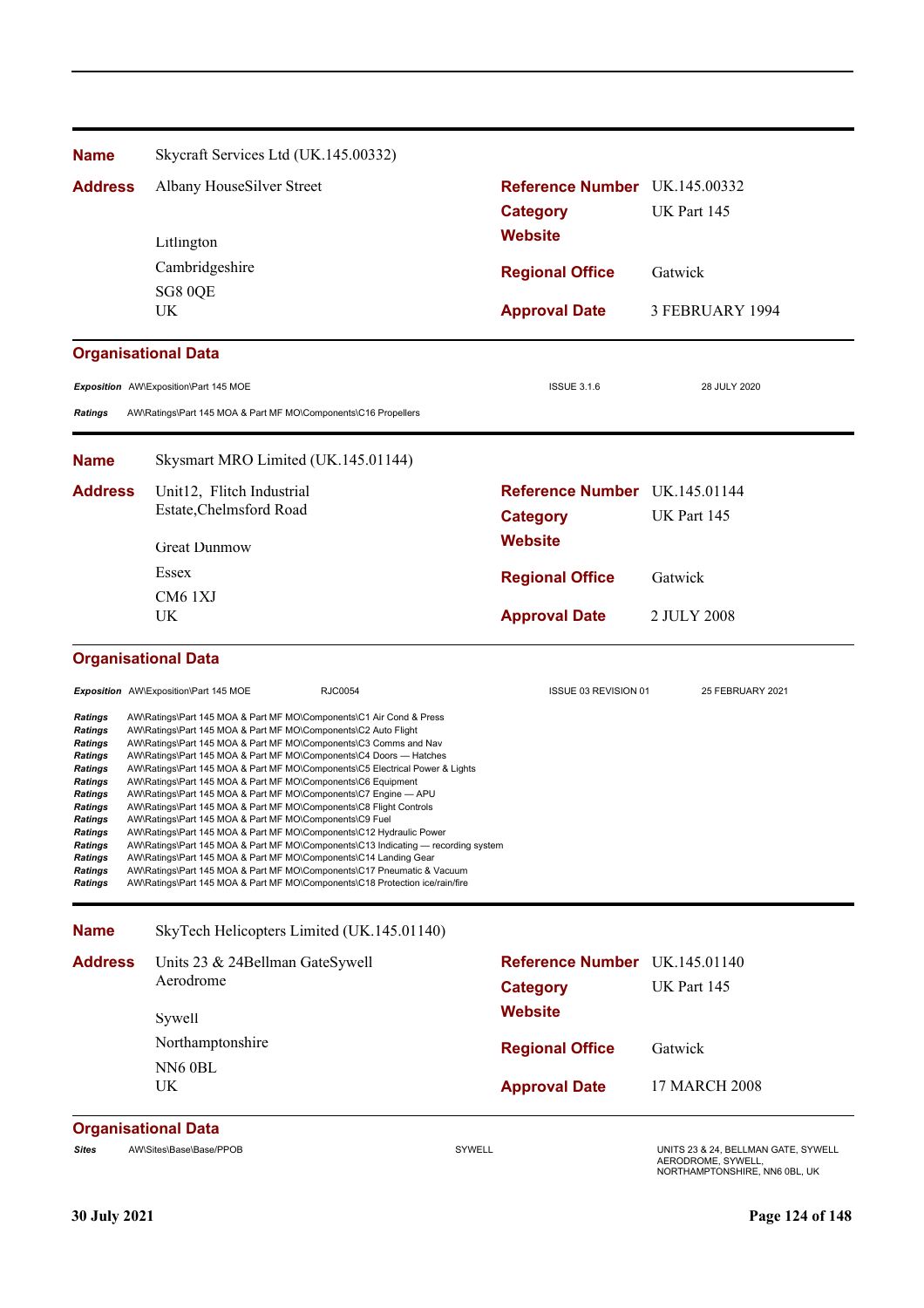| **Name** | Skycraft Services Ltd (UK.145.00332) | | |
|---|---|---|---|
| **Address** | Albany HouseSilver Street | **Reference Number** | UK.145.00332 |
| | | **Category** | UK Part 145 |
| | Litlington | **Website** | |
| | Cambridgeshire | **Regional Office** | Gatwick |
| | SG8 0QE | | |
| | UK | **Approval Date** | 3 FEBRUARY 1994 |

**Organisational Data**

| | | | | |
|---|---|---|---|---|
| *Exposition* | AW\Exposition\Part 145 MOE | | ISSUE 3.1.6 | 28 JULY 2020 |
| *Ratings* | AW\Ratings\Part 145 MOA & Part MF MO\Components\C16 Propellers | | | |

| **Name** | Skysmart MRO Limited (UK.145.01144) | | |
|---|---|---|---|
| **Address** | Unit12, Flitch Industrial Estate,Chelmsford Road | **Reference Number** | UK.145.01144 |
| | | **Category** | UK Part 145 |
| | Great Dunmow | **Website** | |
| | Essex | **Regional Office** | Gatwick |
| | CM6 1XJ | | |
| | UK | **Approval Date** | 2 JULY 2008 |

**Organisational Data**

| | | | | |
|---|---|---|---|---|
| *Exposition* | AW\Exposition\Part 145 MOE | RJC0054 | ISSUE 03 REVISION 01 | 25 FEBRUARY 2021 |
| *Ratings* | AW\Ratings\Part 145 MOA & Part MF MO\Components\C1 Air Cond & Press | | | |
| *Ratings* | AW\Ratings\Part 145 MOA & Part MF MO\Components\C2 Auto Flight | | | |
| *Ratings* | AW\Ratings\Part 145 MOA & Part MF MO\Components\C3 Comms and Nav | | | |
| *Ratings* | AW\Ratings\Part 145 MOA & Part MF MO\Components\C4 Doors — Hatches | | | |
| *Ratings* | AW\Ratings\Part 145 MOA & Part MF MO\Components\C5 Electrical Power & Lights | | | |
| *Ratings* | AW\Ratings\Part 145 MOA & Part MF MO\Components\C6 Equipment | | | |
| *Ratings* | AW\Ratings\Part 145 MOA & Part MF MO\Components\C7 Engine — APU | | | |
| *Ratings* | AW\Ratings\Part 145 MOA & Part MF MO\Components\C8 Flight Controls | | | |
| *Ratings* | AW\Ratings\Part 145 MOA & Part MF MO\Components\C9 Fuel | | | |
| *Ratings* | AW\Ratings\Part 145 MOA & Part MF MO\Components\C12 Hydraulic Power | | | |
| *Ratings* | AW\Ratings\Part 145 MOA & Part MF MO\Components\C13 Indicating — recording system | | | |
| *Ratings* | AW\Ratings\Part 145 MOA & Part MF MO\Components\C14 Landing Gear | | | |
| *Ratings* | AW\Ratings\Part 145 MOA & Part MF MO\Components\C17 Pneumatic & Vacuum | | | |
| *Ratings* | AW\Ratings\Part 145 MOA & Part MF MO\Components\C18 Protection ice/rain/fire | | | |

| **Name** | SkyTech Helicopters Limited (UK.145.01140) | | |
|---|---|---|---|
| **Address** | Units 23 & 24Bellman GateSywell Aerodrome | **Reference Number** | UK.145.01140 |
| | | **Category** | UK Part 145 |
| | Sywell | **Website** | |
| | Northamptonshire | **Regional Office** | Gatwick |
| | NN6 0BL | | |
| | UK | **Approval Date** | 17 MARCH 2008 |

**Organisational Data**

| | | | |
|---|---|---|---|
| *Sites* | AW\Sites\Base\Base/PPOB | SYWELL | UNITS 23 & 24, BELLMAN GATE, SYWELL AERODROME, SYWELL, NORTHAMPTONSHIRE, NN6 0BL, UK |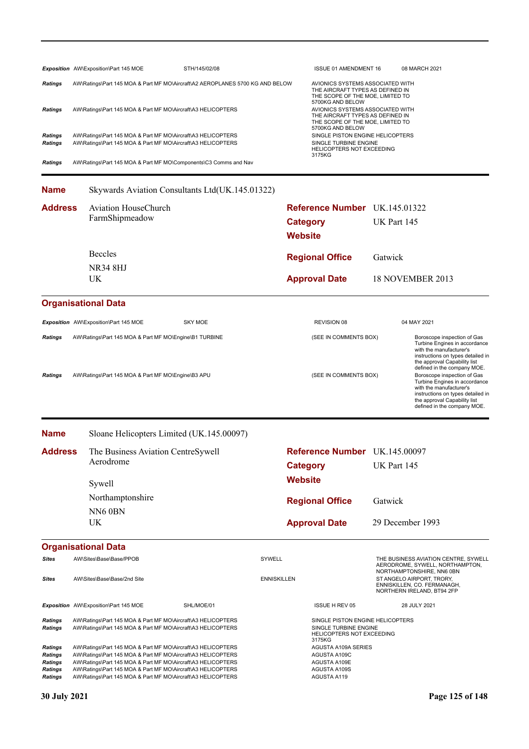| | | | | |
|---|---|---|---|---|
| ***Exposition*** | AW\Exposition\Part 145 MOE | STH/145/02/08 | ISSUE 01 AMENDMENT 16 | 08 MARCH 2021 |
| ***Ratings*** | AW\Ratings\Part 145 MOA & Part MF MO\Aircraft\A2 AEROPLANES 5700 KG AND BELOW | | AVIONICS SYSTEMS ASSOCIATED WITH THE AIRCRAFT TYPES AS DEFINED IN THE SCOPE OF THE MOE, LIMITED TO 5700KG AND BELOW | |
| ***Ratings*** | AW\Ratings\Part 145 MOA & Part MF MO\Aircraft\A3 HELICOPTERS | | AVIONICS SYSTEMS ASSOCIATED WITH THE AIRCRAFT TYPES AS DEFINED IN THE SCOPE OF THE MOE, LIMITED TO 5700KG AND BELOW | |
| ***Ratings*** | AW\Ratings\Part 145 MOA & Part MF MO\Aircraft\A3 HELICOPTERS | | SINGLE PISTON ENGINE HELICOPTERS | |
| ***Ratings*** | AW\Ratings\Part 145 MOA & Part MF MO\Aircraft\A3 HELICOPTERS | | SINGLE TURBINE ENGINE HELICOPTERS NOT EXCEEDING 3175KG | |
| ***Ratings*** | AW\Ratings\Part 145 MOA & Part MF MO\Components\C3 Comms and Nav | | | |

---

**Name** Skywards Aviation Consultants Ltd(UK.145.01322)

**Address** Aviation HouseChurch FarmShipmeadow

Beccles

NR34 8HJ

UK

**Reference Number** UK.145.01322

**Category** UK Part 145

**Website**

**Regional Office** Gatwick

**Approval Date** 18 NOVEMBER 2013

## Organisational Data

| | | | | |
|---|---|---|---|---|
| ***Exposition*** | AW\Exposition\Part 145 MOE | SKY MOE | REVISION 08 | 04 MAY 2021 |
| ***Ratings*** | AW\Ratings\Part 145 MOA & Part MF MO\Engine\B1 TURBINE | | (SEE IN COMMENTS BOX) | Boroscope inspection of Gas Turbine Engines in accordance with the manufacturer's instructions on types detailed in the approval Capability list defined in the company MOE. |
| ***Ratings*** | AW\Ratings\Part 145 MOA & Part MF MO\Engine\B3 APU | | (SEE IN COMMENTS BOX) | Boroscope inspection of Gas Turbine Engines in accordance with the manufacturer's instructions on types detailed in the approval Capability list defined in the company MOE. |

---

**Name** Sloane Helicopters Limited (UK.145.00097)

**Address** The Business Aviation CentreSywell Aerodrome

Sywell

Northamptonshire

NN6 0BN

UK

**Reference Number** UK.145.00097

**Category** UK Part 145

**Website**

**Regional Office** Gatwick

**Approval Date** 29 December 1993

## Organisational Data

| | | | |
|---|---|---|---|
| ***Sites*** | AW\Sites\Base\Base/PPOB | SYWELL | THE BUSINESS AVIATION CENTRE, SYWELL AERODROME, SYWELL, NORTHAMPTON, NORTHAMPTONSHIRE, NN6 0BN |
| ***Sites*** | AW\Sites\Base\Base/2nd Site | ENNISKILLEN | ST ANGELO AIRPORT, TRORY, ENNISKILLEN, CO. FERMANAGH, NORTHERN IRELAND, BT94 2FP |

| | | | | |
|---|---|---|---|---|
| ***Exposition*** | AW\Exposition\Part 145 MOE | SHL/MOE/01 | ISSUE H REV 05 | 28 JULY 2021 |
| ***Ratings*** | AW\Ratings\Part 145 MOA & Part MF MO\Aircraft\A3 HELICOPTERS | | SINGLE PISTON ENGINE HELICOPTERS | |
| ***Ratings*** | AW\Ratings\Part 145 MOA & Part MF MO\Aircraft\A3 HELICOPTERS | | SINGLE TURBINE ENGINE HELICOPTERS NOT EXCEEDING 3175KG | |
| ***Ratings*** | AW\Ratings\Part 145 MOA & Part MF MO\Aircraft\A3 HELICOPTERS | | AGUSTA A109A SERIES | |
| ***Ratings*** | AW\Ratings\Part 145 MOA & Part MF MO\Aircraft\A3 HELICOPTERS | | AGUSTA A109C | |
| ***Ratings*** | AW\Ratings\Part 145 MOA & Part MF MO\Aircraft\A3 HELICOPTERS | | AGUSTA A109E | |
| ***Ratings*** | AW\Ratings\Part 145 MOA & Part MF MO\Aircraft\A3 HELICOPTERS | | AGUSTA A109S | |
| ***Ratings*** | AW\Ratings\Part 145 MOA & Part MF MO\Aircraft\A3 HELICOPTERS | | AGUSTA A119 | |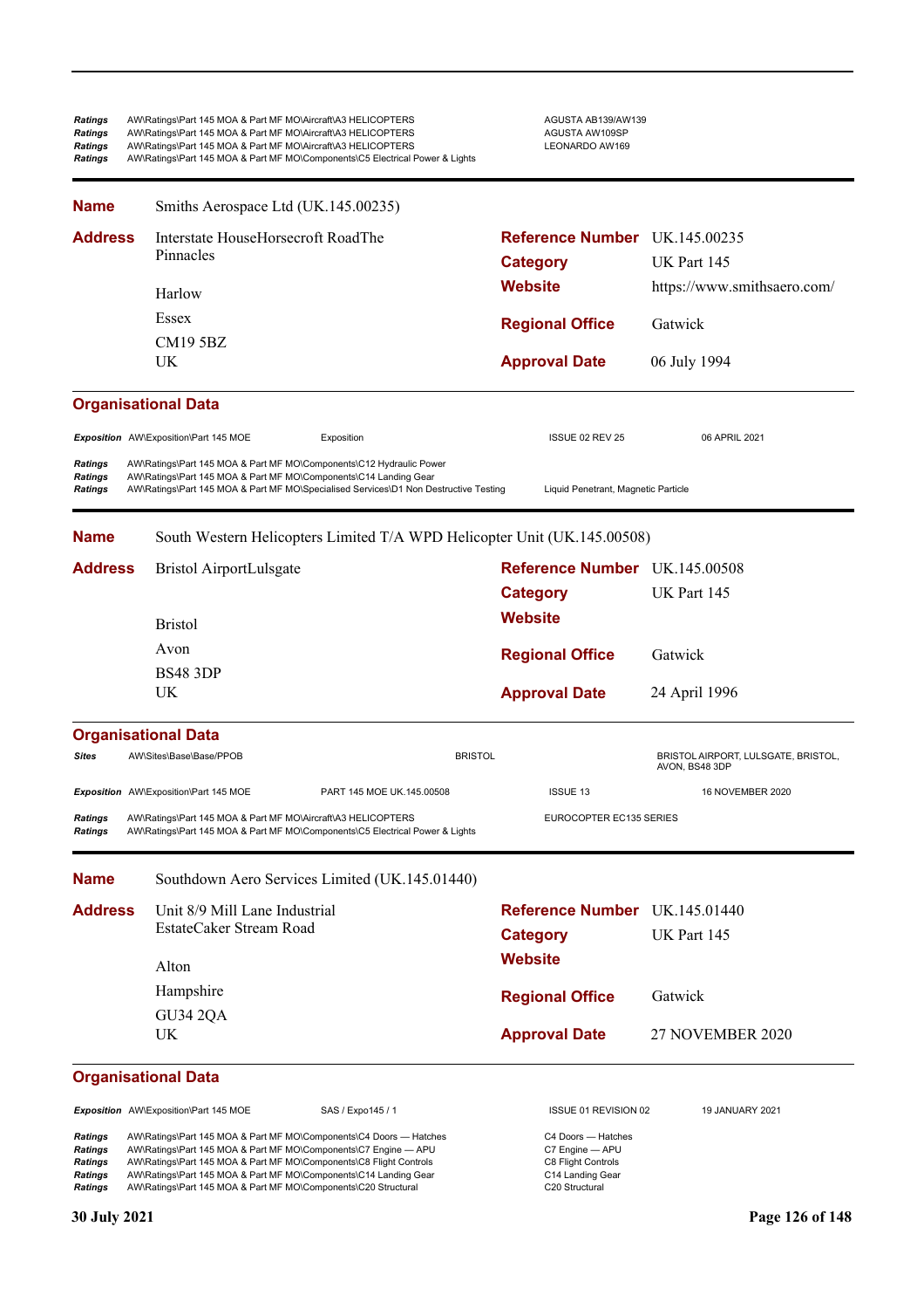| | | |
|---|---|---|
| ***Ratings*** | AW\Ratings\Part 145 MOA & Part MF MO\Aircraft\A3 HELICOPTERS | AGUSTA AB139/AW139 |
| ***Ratings*** | AW\Ratings\Part 145 MOA & Part MF MO\Aircraft\A3 HELICOPTERS | AGUSTA AW109SP |
| ***Ratings*** | AW\Ratings\Part 145 MOA & Part MF MO\Aircraft\A3 HELICOPTERS | LEONARDO AW169 |
| ***Ratings*** | AW\Ratings\Part 145 MOA & Part MF MO\Components\C5 Electrical Power & Lights | |

---

**Name** Smiths Aerospace Ltd (UK.145.00235)

**Address**
Interstate HouseHorsecroft RoadThe Pinnacles
Harlow
Essex
CM19 5BZ
UK

**Reference Number** UK.145.00235
**Category** UK Part 145
**Website** https://www.smithsaero.com/
**Regional Office** Gatwick
**Approval Date** 06 July 1994

### Organisational Data

| | | | | |
|---|---|---|---|---|
| ***Exposition*** | AW\Exposition\Part 145 MOE | Exposition | ISSUE 02 REV 25 | 06 APRIL 2021 |

| | | |
|---|---|---|
| ***Ratings*** | AW\Ratings\Part 145 MOA & Part MF MO\Components\C12 Hydraulic Power | |
| ***Ratings*** | AW\Ratings\Part 145 MOA & Part MF MO\Components\C14 Landing Gear | |
| ***Ratings*** | AW\Ratings\Part 145 MOA & Part MF MO\Specialised Services\D1 Non Destructive Testing | Liquid Penetrant, Magnetic Particle |

---

**Name** South Western Helicopters Limited T/A WPD Helicopter Unit (UK.145.00508)

**Address**
Bristol AirportLulsgate
Bristol
Avon
BS48 3DP
UK

**Reference Number** UK.145.00508
**Category** UK Part 145
**Website**
**Regional Office** Gatwick
**Approval Date** 24 April 1996

### Organisational Data

| | | | |
|---|---|---|---|
| ***Sites*** | AW\Sites\Base\Base/PPOB | BRISTOL | BRISTOL AIRPORT, LULSGATE, BRISTOL, AVON, BS48 3DP |

| | | | | |
|---|---|---|---|---|
| ***Exposition*** | AW\Exposition\Part 145 MOE | PART 145 MOE UK.145.00508 | ISSUE 13 | 16 NOVEMBER 2020 |

| | | |
|---|---|---|
| ***Ratings*** | AW\Ratings\Part 145 MOA & Part MF MO\Aircraft\A3 HELICOPTERS | EUROCOPTER EC135 SERIES |
| ***Ratings*** | AW\Ratings\Part 145 MOA & Part MF MO\Components\C5 Electrical Power & Lights | |

---

**Name** Southdown Aero Services Limited (UK.145.01440)

**Address**
Unit 8/9 Mill Lane Industrial EstateCaker Stream Road
Alton
Hampshire
GU34 2QA
UK

**Reference Number** UK.145.01440
**Category** UK Part 145
**Website**
**Regional Office** Gatwick
**Approval Date** 27 NOVEMBER 2020

### Organisational Data

| | | | | |
|---|---|---|---|---|
| ***Exposition*** | AW\Exposition\Part 145 MOE | SAS / Expo145 / 1 | ISSUE 01 REVISION 02 | 19 JANUARY 2021 |

| | | |
|---|---|---|
| ***Ratings*** | AW\Ratings\Part 145 MOA & Part MF MO\Components\C4 Doors — Hatches | C4 Doors — Hatches |
| ***Ratings*** | AW\Ratings\Part 145 MOA & Part MF MO\Components\C7 Engine — APU | C7 Engine — APU |
| ***Ratings*** | AW\Ratings\Part 145 MOA & Part MF MO\Components\C8 Flight Controls | C8 Flight Controls |
| ***Ratings*** | AW\Ratings\Part 145 MOA & Part MF MO\Components\C14 Landing Gear | C14 Landing Gear |
| ***Ratings*** | AW\Ratings\Part 145 MOA & Part MF MO\Components\C20 Structural | C20 Structural |

30 July 2021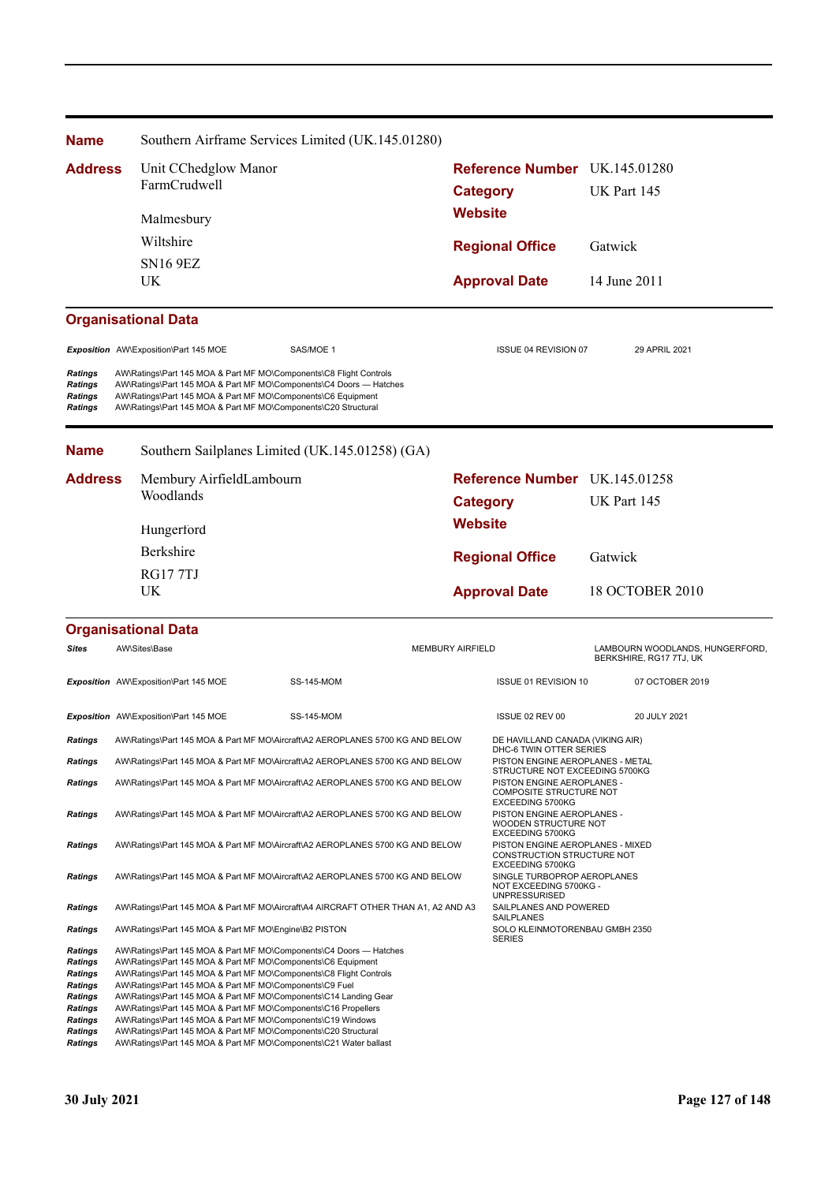**Name** Southern Airframe Services Limited (UK.145.01280)

**Address** Unit CChedglow Manor FarmCrudwell
Malmesbury
Wiltshire
SN16 9EZ
UK

**Reference Number** UK.145.01280
**Category** UK Part 145
**Website**
**Regional Office** Gatwick
**Approval Date** 14 June 2011

### Organisational Data

| | | | | |
|---|---|---|---|---|
| *Exposition* | AW\Exposition\Part 145 MOE | SAS/MOE 1 | ISSUE 04 REVISION 07 | 29 APRIL 2021 |

| | |
|---|---|
| *Ratings* | AW\Ratings\Part 145 MOA & Part MF MO\Components\C8 Flight Controls |
| *Ratings* | AW\Ratings\Part 145 MOA & Part MF MO\Components\C4 Doors — Hatches |
| *Ratings* | AW\Ratings\Part 145 MOA & Part MF MO\Components\C6 Equipment |
| *Ratings* | AW\Ratings\Part 145 MOA & Part MF MO\Components\C20 Structural |

---

**Name** Southern Sailplanes Limited (UK.145.01258) (GA)

**Address** Membury AirfieldLambourn Woodlands
Hungerford
Berkshire
RG17 7TJ
UK

**Reference Number** UK.145.01258
**Category** UK Part 145
**Website**
**Regional Office** Gatwick
**Approval Date** 18 OCTOBER 2010

### Organisational Data

| | | | | |
|---|---|---|---|---|
| *Sites* | AW\Sites\Base | MEMBURY AIRFIELD | | LAMBOURN WOODLANDS, HUNGERFORD, BERKSHIRE, RG17 7TJ, UK |
| *Exposition* | AW\Exposition\Part 145 MOE | SS-145-MOM | ISSUE 01 REVISION 10 | 07 OCTOBER 2019 |
| *Exposition* | AW\Exposition\Part 145 MOE | SS-145-MOM | ISSUE 02 REV 00 | 20 JULY 2021 |

| | | |
|---|---|---|
| *Ratings* | AW\Ratings\Part 145 MOA & Part MF MO\Aircraft\A2 AEROPLANES 5700 KG AND BELOW | DE HAVILLAND CANADA (VIKING AIR) DHC-6 TWIN OTTER SERIES |
| *Ratings* | AW\Ratings\Part 145 MOA & Part MF MO\Aircraft\A2 AEROPLANES 5700 KG AND BELOW | PISTON ENGINE AEROPLANES - METAL STRUCTURE NOT EXCEEDING 5700KG |
| *Ratings* | AW\Ratings\Part 145 MOA & Part MF MO\Aircraft\A2 AEROPLANES 5700 KG AND BELOW | PISTON ENGINE AEROPLANES - COMPOSITE STRUCTURE NOT EXCEEDING 5700KG |
| *Ratings* | AW\Ratings\Part 145 MOA & Part MF MO\Aircraft\A2 AEROPLANES 5700 KG AND BELOW | PISTON ENGINE AEROPLANES - WOODEN STRUCTURE NOT EXCEEDING 5700KG |
| *Ratings* | AW\Ratings\Part 145 MOA & Part MF MO\Aircraft\A2 AEROPLANES 5700 KG AND BELOW | PISTON ENGINE AEROPLANES - MIXED CONSTRUCTION STRUCTURE NOT EXCEEDING 5700KG |
| *Ratings* | AW\Ratings\Part 145 MOA & Part MF MO\Aircraft\A2 AEROPLANES 5700 KG AND BELOW | SINGLE TURBOPROP AEROPLANES NOT EXCEEDING 5700KG - UNPRESSURISED |
| *Ratings* | AW\Ratings\Part 145 MOA & Part MF MO\Aircraft\A4 AIRCRAFT OTHER THAN A1, A2 AND A3 | SAILPLANES AND POWERED SAILPLANES |
| *Ratings* | AW\Ratings\Part 145 MOA & Part MF MO\Engine\B2 PISTON | SOLO KLEINMOTORENBAU GMBH 2350 SERIES |
| *Ratings* | AW\Ratings\Part 145 MOA & Part MF MO\Components\C4 Doors — Hatches | |
| *Ratings* | AW\Ratings\Part 145 MOA & Part MF MO\Components\C6 Equipment | |
| *Ratings* | AW\Ratings\Part 145 MOA & Part MF MO\Components\C8 Flight Controls | |
| *Ratings* | AW\Ratings\Part 145 MOA & Part MF MO\Components\C9 Fuel | |
| *Ratings* | AW\Ratings\Part 145 MOA & Part MF MO\Components\C14 Landing Gear | |
| *Ratings* | AW\Ratings\Part 145 MOA & Part MF MO\Components\C16 Propellers | |
| *Ratings* | AW\Ratings\Part 145 MOA & Part MF MO\Components\C19 Windows | |
| *Ratings* | AW\Ratings\Part 145 MOA & Part MF MO\Components\C20 Structural | |
| *Ratings* | AW\Ratings\Part 145 MOA & Part MF MO\Components\C21 Water ballast | |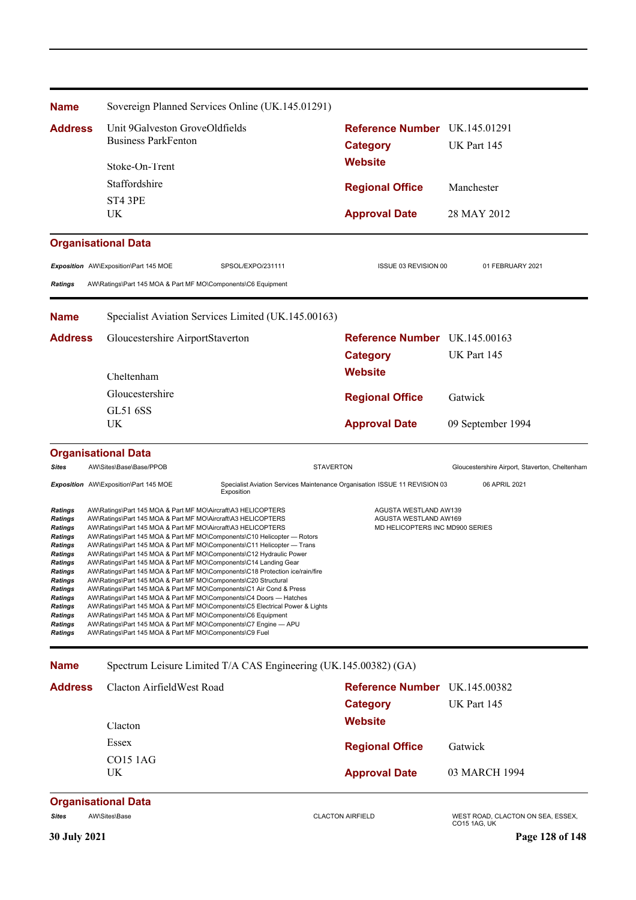**Name** Sovereign Planned Services Online (UK.145.01291)

**Address** Unit 9Galveston GroveOldfields Business ParkFenton

Stoke-On-Trent

Staffordshire

ST4 3PE

UK

**Reference Number** UK.145.01291

**Category** UK Part 145

**Website**

**Regional Office** Manchester

**Approval Date** 28 MAY 2012

## Organisational Data

| | | | | |
|---|---|---|---|---|
| *Exposition* | AW\Exposition\Part 145 MOE | SPSOL/EXPO/231111 | ISSUE 03 REVISION 00 | 01 FEBRUARY 2021 |
| *Ratings* | AW\Ratings\Part 145 MOA & Part MF MO\Components\C6 Equipment | | | |

---

**Name** Specialist Aviation Services Limited (UK.145.00163)

**Address** Gloucestershire AirportStaverton

Cheltenham

Gloucestershire

GL51 6SS

UK

**Reference Number** UK.145.00163

**Category** UK Part 145

**Website**

**Regional Office** Gatwick

**Approval Date** 09 September 1994

## Organisational Data

| | | | |
|---|---|---|---|
| *Sites* | AW\Sites\Base\Base/PPOB | STAVERTON | Gloucestershire Airport, Staverton, Cheltenham |
| *Exposition* | AW\Exposition\Part 145 MOE | Specialist Aviation Services Maintenance Organisation Exposition ISSUE 11 REVISION 03 | 06 APRIL 2021 |

| | | |
|---|---|---|
| *Ratings* | AW\Ratings\Part 145 MOA & Part MF MO\Aircraft\A3 HELICOPTERS | AGUSTA WESTLAND AW139 |
| *Ratings* | AW\Ratings\Part 145 MOA & Part MF MO\Aircraft\A3 HELICOPTERS | AGUSTA WESTLAND AW169 |
| *Ratings* | AW\Ratings\Part 145 MOA & Part MF MO\Aircraft\A3 HELICOPTERS | MD HELICOPTERS INC MD900 SERIES |
| *Ratings* | AW\Ratings\Part 145 MOA & Part MF MO\Components\C10 Helicopter — Rotors | |
| *Ratings* | AW\Ratings\Part 145 MOA & Part MF MO\Components\C11 Helicopter — Trans | |
| *Ratings* | AW\Ratings\Part 145 MOA & Part MF MO\Components\C12 Hydraulic Power | |
| *Ratings* | AW\Ratings\Part 145 MOA & Part MF MO\Components\C14 Landing Gear | |
| *Ratings* | AW\Ratings\Part 145 MOA & Part MF MO\Components\C18 Protection ice/rain/fire | |
| *Ratings* | AW\Ratings\Part 145 MOA & Part MF MO\Components\C20 Structural | |
| *Ratings* | AW\Ratings\Part 145 MOA & Part MF MO\Components\C1 Air Cond & Press | |
| *Ratings* | AW\Ratings\Part 145 MOA & Part MF MO\Components\C4 Doors — Hatches | |
| *Ratings* | AW\Ratings\Part 145 MOA & Part MF MO\Components\C5 Electrical Power & Lights | |
| *Ratings* | AW\Ratings\Part 145 MOA & Part MF MO\Components\C6 Equipment | |
| *Ratings* | AW\Ratings\Part 145 MOA & Part MF MO\Components\C7 Engine — APU | |
| *Ratings* | AW\Ratings\Part 145 MOA & Part MF MO\Components\C9 Fuel | |

---

**Name** Spectrum Leisure Limited T/A CAS Engineering (UK.145.00382) (GA)

**Address** Clacton AirfieldWest Road

Clacton

Essex

CO15 1AG

UK

**Reference Number** UK.145.00382

**Category** UK Part 145

**Website**

**Regional Office** Gatwick

**Approval Date** 03 MARCH 1994

## Organisational Data

| | | | |
|---|---|---|---|
| *Sites* | AW\Sites\Base | CLACTON AIRFIELD | WEST ROAD, CLACTON ON SEA, ESSEX, CO15 1AG, UK |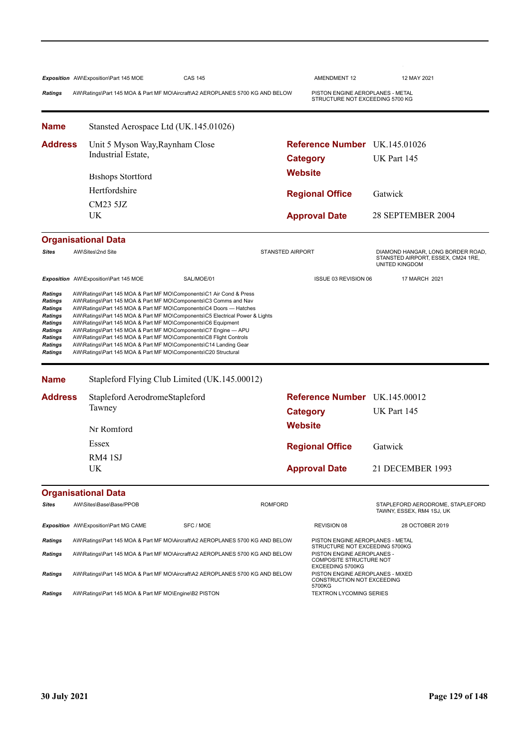| | | | | |
|---|---|---|---|---|
| ***Exposition*** | AW\Exposition\Part 145 MOE | CAS 145 | AMENDMENT 12 | 12 MAY 2021 |
| ***Ratings*** | AW\Ratings\Part 145 MOA & Part MF MO\Aircraft\A2 AEROPLANES 5700 KG AND BELOW | | PISTON ENGINE AEROPLANES - METAL STRUCTURE NOT EXCEEDING 5700 KG | |

## Name Stansted Aerospace Ltd (UK.145.01026)

**Address**
Unit 5 Myson Way,Raynham Close Industrial Estate,
Bishops Stortford
Hertfordshire
CM23 5JZ
UK

**Reference Number** UK.145.01026
**Category** UK Part 145
**Website**
**Regional Office** Gatwick
**Approval Date** 28 SEPTEMBER 2004

### Organisational Data

| | | | | |
|---|---|---|---|---|
| ***Sites*** | AW\Sites\2nd Site | | STANSTED AIRPORT | DIAMOND HANGAR, LONG BORDER ROAD, STANSTED AIRPORT, ESSEX, CM24 1RE, UNITED KINGDOM |
| ***Exposition*** | AW\Exposition\Part 145 MOE | SAL/MOE/01 | ISSUE 03 REVISION 06 | 17 MARCH 2021 |
| ***Ratings*** | AW\Ratings\Part 145 MOA & Part MF MO\Components\C1 Air Cond & Press | | | |
| ***Ratings*** | AW\Ratings\Part 145 MOA & Part MF MO\Components\C3 Comms and Nav | | | |
| ***Ratings*** | AW\Ratings\Part 145 MOA & Part MF MO\Components\C4 Doors — Hatches | | | |
| ***Ratings*** | AW\Ratings\Part 145 MOA & Part MF MO\Components\C5 Electrical Power & Lights | | | |
| ***Ratings*** | AW\Ratings\Part 145 MOA & Part MF MO\Components\C6 Equipment | | | |
| ***Ratings*** | AW\Ratings\Part 145 MOA & Part MF MO\Components\C7 Engine — APU | | | |
| ***Ratings*** | AW\Ratings\Part 145 MOA & Part MF MO\Components\C8 Flight Controls | | | |
| ***Ratings*** | AW\Ratings\Part 145 MOA & Part MF MO\Components\C14 Landing Gear | | | |
| ***Ratings*** | AW\Ratings\Part 145 MOA & Part MF MO\Components\C20 Structural | | | |

## Name Stapleford Flying Club Limited (UK.145.00012)

**Address**
Stapleford AerodromeStapleford Tawney
Nr Romford
Essex
RM4 1SJ
UK

**Reference Number** UK.145.00012
**Category** UK Part 145
**Website**
**Regional Office** Gatwick
**Approval Date** 21 DECEMBER 1993

### Organisational Data

| | | | | |
|---|---|---|---|---|
| ***Sites*** | AW\Sites\Base\Base/PPOB | | ROMFORD | STAPLEFORD AERODROME, STAPLEFORD TAWNY, ESSEX, RM4 1SJ, UK |
| ***Exposition*** | AW\Exposition\Part MG CAME | SFC / MOE | REVISION 08 | 28 OCTOBER 2019 |
| ***Ratings*** | AW\Ratings\Part 145 MOA & Part MF MO\Aircraft\A2 AEROPLANES 5700 KG AND BELOW | | PISTON ENGINE AEROPLANES - METAL STRUCTURE NOT EXCEEDING 5700KG | |
| ***Ratings*** | AW\Ratings\Part 145 MOA & Part MF MO\Aircraft\A2 AEROPLANES 5700 KG AND BELOW | | PISTON ENGINE AEROPLANES - COMPOSITE STRUCTURE NOT EXCEEDING 5700KG | |
| ***Ratings*** | AW\Ratings\Part 145 MOA & Part MF MO\Aircraft\A2 AEROPLANES 5700 KG AND BELOW | | PISTON ENGINE AEROPLANES - MIXED CONSTRUCTION NOT EXCEEDING 5700KG | |
| ***Ratings*** | AW\Ratings\Part 145 MOA & Part MF MO\Engine\B2 PISTON | | TEXTRON LYCOMING SERIES | |

**30 July 2021**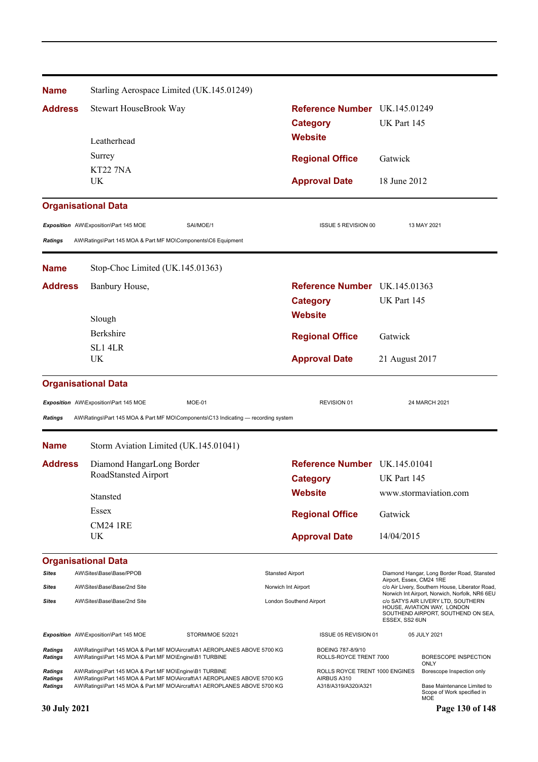**Name** Starling Aerospace Limited (UK.145.01249)

**Address** Stewart HouseBrook Way

Leatherhead

Surrey

KT22 7NA

UK

**Reference Number** UK.145.01249

**Category** UK Part 145

**Website**

**Regional Office** Gatwick

**Approval Date** 18 June 2012

### Organisational Data

| | | | | |
|---|---|---|---|---|
| *Exposition* | AW\Exposition\Part 145 MOE | SAI/MOE/1 | ISSUE 5 REVISION 00 | 13 MAY 2021 |
| *Ratings* | AW\Ratings\Part 145 MOA & Part MF MO\Components\C6 Equipment | | | |

---

**Name** Stop-Choc Limited (UK.145.01363)

**Address** Banbury House,

Slough

Berkshire

SL1 4LR

UK

**Reference Number** UK.145.01363

**Category** UK Part 145

**Website**

**Regional Office** Gatwick

**Approval Date** 21 August 2017

### Organisational Data

| | | | | |
|---|---|---|---|---|
| *Exposition* | AW\Exposition\Part 145 MOE | MOE-01 | REVISION 01 | 24 MARCH 2021 |
| *Ratings* | AW\Ratings\Part 145 MOA & Part MF MO\Components\C13 Indicating — recording system | | | |

---

**Name** Storm Aviation Limited (UK.145.01041)

**Address** Diamond HangarLong Border RoadStansted Airport

Stansted

Essex

CM24 1RE

UK

**Reference Number** UK.145.01041

**Category** UK Part 145

**Website** www.stormaviation.com

**Regional Office** Gatwick

**Approval Date** 14/04/2015

### Organisational Data

| | | | |
|---|---|---|---|
| *Sites* | AW\Sites\Base\Base/PPOB | Stansted Airport | Diamond Hangar, Long Border Road, Stansted Airport, Essex, CM24 1RE |
| *Sites* | AW\Sites\Base\Base/2nd Site | Norwich Int Airport | c/o Air Livery, Southern House, Liberator Road, Norwich Int Airport, Norwich, Norfolk, NR6 6EU |
| *Sites* | AW\Sites\Base\Base/2nd Site | London Southend Airport | c/o SATYS AIR LIVERY LTD, SOUTHERN HOUSE, AVIATION WAY, LONDON SOUTHEND AIRPORT, SOUTHEND ON SEA, ESSEX, SS2 6UN |

| | | | | |
|---|---|---|---|---|
| *Exposition* | AW\Exposition\Part 145 MOE | STORM/MOE 5/2021 | ISSUE 05 REVISION 01 | 05 JULY 2021 |

| | | | |
|---|---|---|---|
| *Ratings* | AW\Ratings\Part 145 MOA & Part MF MO\Aircraft\A1 AEROPLANES ABOVE 5700 KG | BOEING 787-8/9/10 | |
| *Ratings* | AW\Ratings\Part 145 MOA & Part MF MO\Engine\B1 TURBINE | ROLLS-ROYCE TRENT 7000 | BORESCOPE INSPECTION ONLY |
| *Ratings* | AW\Ratings\Part 145 MOA & Part MF MO\Engine\B1 TURBINE | ROLLS ROYCE TRENT 1000 ENGINES | Borescope Inspection only |
| *Ratings* | AW\Ratings\Part 145 MOA & Part MF MO\Aircraft\A1 AEROPLANES ABOVE 5700 KG | AIRBUS A310 | |
| *Ratings* | AW\Ratings\Part 145 MOA & Part MF MO\Aircraft\A1 AEROPLANES ABOVE 5700 KG | A318/A319/A320/A321 | Base Maintenance Limited to Scope of Work specified in MOE |

30 July 2021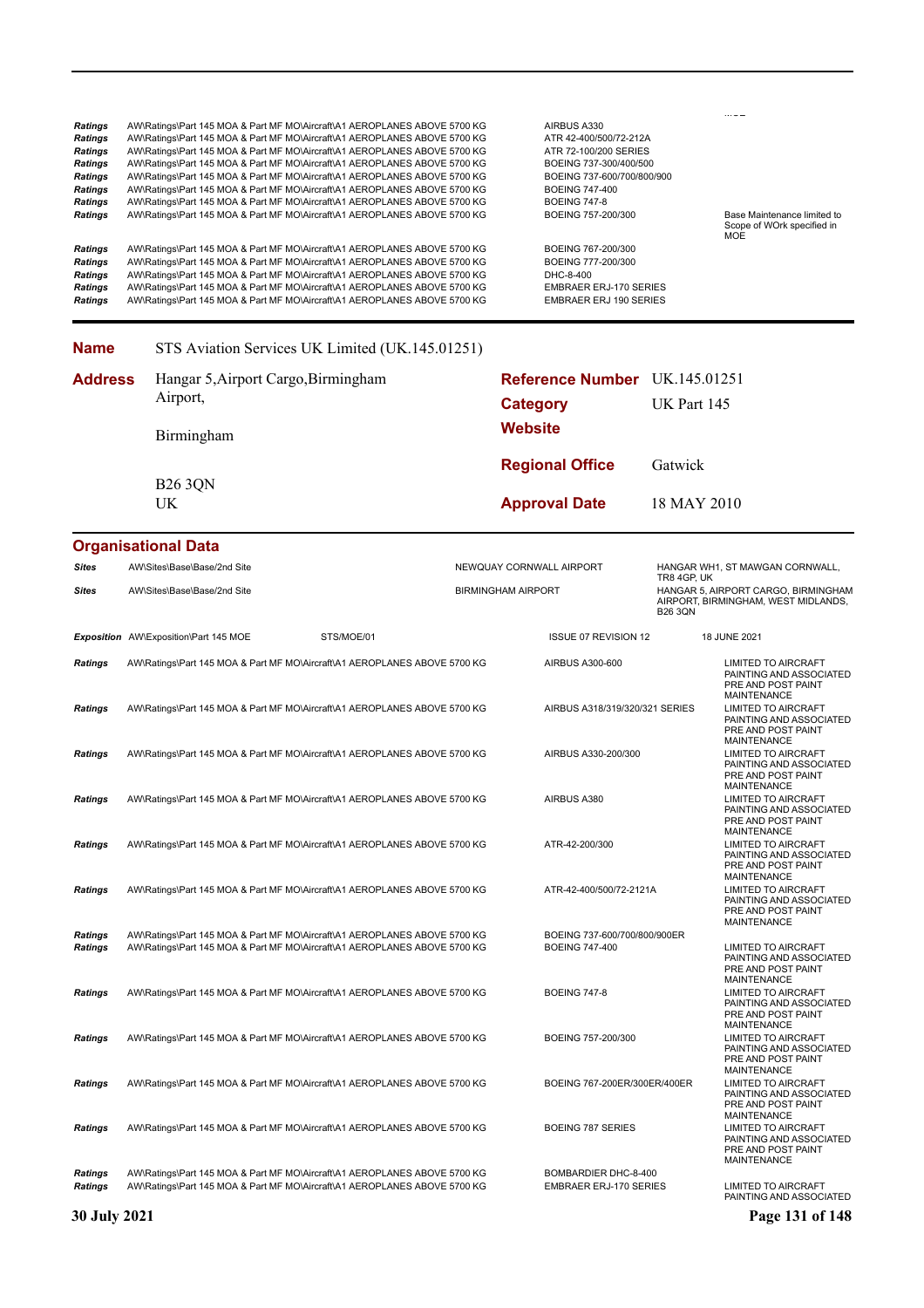| | | | |
|---|---|---|---|
| *Ratings* | AW\Ratings\Part 145 MOA & Part MF MO\Aircraft\A1 AEROPLANES ABOVE 5700 KG | AIRBUS A330 | |
| *Ratings* | AW\Ratings\Part 145 MOA & Part MF MO\Aircraft\A1 AEROPLANES ABOVE 5700 KG | ATR 42-400/500/72-212A | |
| *Ratings* | AW\Ratings\Part 145 MOA & Part MF MO\Aircraft\A1 AEROPLANES ABOVE 5700 KG | ATR 72-100/200 SERIES | |
| *Ratings* | AW\Ratings\Part 145 MOA & Part MF MO\Aircraft\A1 AEROPLANES ABOVE 5700 KG | BOEING 737-300/400/500 | |
| *Ratings* | AW\Ratings\Part 145 MOA & Part MF MO\Aircraft\A1 AEROPLANES ABOVE 5700 KG | BOEING 737-600/700/800/900 | |
| *Ratings* | AW\Ratings\Part 145 MOA & Part MF MO\Aircraft\A1 AEROPLANES ABOVE 5700 KG | BOEING 747-400 | |
| *Ratings* | AW\Ratings\Part 145 MOA & Part MF MO\Aircraft\A1 AEROPLANES ABOVE 5700 KG | BOEING 747-8 | |
| *Ratings* | AW\Ratings\Part 145 MOA & Part MF MO\Aircraft\A1 AEROPLANES ABOVE 5700 KG | BOEING 757-200/300 | Base Maintenance limited to Scope of WOrk specified in MOE |
| *Ratings* | AW\Ratings\Part 145 MOA & Part MF MO\Aircraft\A1 AEROPLANES ABOVE 5700 KG | BOEING 767-200/300 | |
| *Ratings* | AW\Ratings\Part 145 MOA & Part MF MO\Aircraft\A1 AEROPLANES ABOVE 5700 KG | BOEING 777-200/300 | |
| *Ratings* | AW\Ratings\Part 145 MOA & Part MF MO\Aircraft\A1 AEROPLANES ABOVE 5700 KG | DHC-8-400 | |
| *Ratings* | AW\Ratings\Part 145 MOA & Part MF MO\Aircraft\A1 AEROPLANES ABOVE 5700 KG | EMBRAER ERJ-170 SERIES | |
| *Ratings* | AW\Ratings\Part 145 MOA & Part MF MO\Aircraft\A1 AEROPLANES ABOVE 5700 KG | EMBRAER ERJ 190 SERIES | |

**Name** STS Aviation Services UK Limited (UK.145.01251)

**Address** Hangar 5,Airport Cargo,Birmingham Airport,

Birmingham

B26 3QN
UK

**Reference Number** UK.145.01251

**Category** UK Part 145

**Website**

**Regional Office** Gatwick

**Approval Date** 18 MAY 2010

## Organisational Data

| | | | |
|---|---|---|---|
| *Sites* | AW\Sites\Base\Base/2nd Site | NEWQUAY CORNWALL AIRPORT | HANGAR WH1, ST MAWGAN CORNWALL, TR8 4GP, UK |
| *Sites* | AW\Sites\Base\Base/2nd Site | BIRMINGHAM AIRPORT | HANGAR 5, AIRPORT CARGO, BIRMINGHAM AIRPORT, BIRMINGHAM, WEST MIDLANDS, B26 3QN |

| | | | | |
|---|---|---|---|---|
| *Exposition* | AW\Exposition\Part 145 MOE | STS/MOE/01 | ISSUE 07 REVISION 12 | 18 JUNE 2021 |

| | | | |
|---|---|---|---|
| *Ratings* | AW\Ratings\Part 145 MOA & Part MF MO\Aircraft\A1 AEROPLANES ABOVE 5700 KG | AIRBUS A300-600 | LIMITED TO AIRCRAFT PAINTING AND ASSOCIATED PRE AND POST PAINT MAINTENANCE |
| *Ratings* | AW\Ratings\Part 145 MOA & Part MF MO\Aircraft\A1 AEROPLANES ABOVE 5700 KG | AIRBUS A318/319/320/321 SERIES | LIMITED TO AIRCRAFT PAINTING AND ASSOCIATED PRE AND POST PAINT MAINTENANCE |
| *Ratings* | AW\Ratings\Part 145 MOA & Part MF MO\Aircraft\A1 AEROPLANES ABOVE 5700 KG | AIRBUS A330-200/300 | LIMITED TO AIRCRAFT PAINTING AND ASSOCIATED PRE AND POST PAINT MAINTENANCE |
| *Ratings* | AW\Ratings\Part 145 MOA & Part MF MO\Aircraft\A1 AEROPLANES ABOVE 5700 KG | AIRBUS A380 | LIMITED TO AIRCRAFT PAINTING AND ASSOCIATED PRE AND POST PAINT MAINTENANCE |
| *Ratings* | AW\Ratings\Part 145 MOA & Part MF MO\Aircraft\A1 AEROPLANES ABOVE 5700 KG | ATR-42-200/300 | LIMITED TO AIRCRAFT PAINTING AND ASSOCIATED PRE AND POST PAINT MAINTENANCE |
| *Ratings* | AW\Ratings\Part 145 MOA & Part MF MO\Aircraft\A1 AEROPLANES ABOVE 5700 KG | ATR-42-400/500/72-2121A | LIMITED TO AIRCRAFT PAINTING AND ASSOCIATED PRE AND POST PAINT MAINTENANCE |
| *Ratings* | AW\Ratings\Part 145 MOA & Part MF MO\Aircraft\A1 AEROPLANES ABOVE 5700 KG | BOEING 737-600/700/800/900ER | |
| *Ratings* | AW\Ratings\Part 145 MOA & Part MF MO\Aircraft\A1 AEROPLANES ABOVE 5700 KG | BOEING 747-400 | LIMITED TO AIRCRAFT PAINTING AND ASSOCIATED PRE AND POST PAINT MAINTENANCE |
| *Ratings* | AW\Ratings\Part 145 MOA & Part MF MO\Aircraft\A1 AEROPLANES ABOVE 5700 KG | BOEING 747-8 | LIMITED TO AIRCRAFT PAINTING AND ASSOCIATED PRE AND POST PAINT MAINTENANCE |
| *Ratings* | AW\Ratings\Part 145 MOA & Part MF MO\Aircraft\A1 AEROPLANES ABOVE 5700 KG | BOEING 757-200/300 | LIMITED TO AIRCRAFT PAINTING AND ASSOCIATED PRE AND POST PAINT MAINTENANCE |
| *Ratings* | AW\Ratings\Part 145 MOA & Part MF MO\Aircraft\A1 AEROPLANES ABOVE 5700 KG | BOEING 767-200ER/300ER/400ER | LIMITED TO AIRCRAFT PAINTING AND ASSOCIATED PRE AND POST PAINT MAINTENANCE |
| *Ratings* | AW\Ratings\Part 145 MOA & Part MF MO\Aircraft\A1 AEROPLANES ABOVE 5700 KG | BOEING 787 SERIES | LIMITED TO AIRCRAFT PAINTING AND ASSOCIATED PRE AND POST PAINT MAINTENANCE |
| *Ratings* | AW\Ratings\Part 145 MOA & Part MF MO\Aircraft\A1 AEROPLANES ABOVE 5700 KG | BOMBARDIER DHC-8-400 | |
| *Ratings* | AW\Ratings\Part 145 MOA & Part MF MO\Aircraft\A1 AEROPLANES ABOVE 5700 KG | EMBRAER ERJ-170 SERIES | LIMITED TO AIRCRAFT PAINTING AND ASSOCIATED |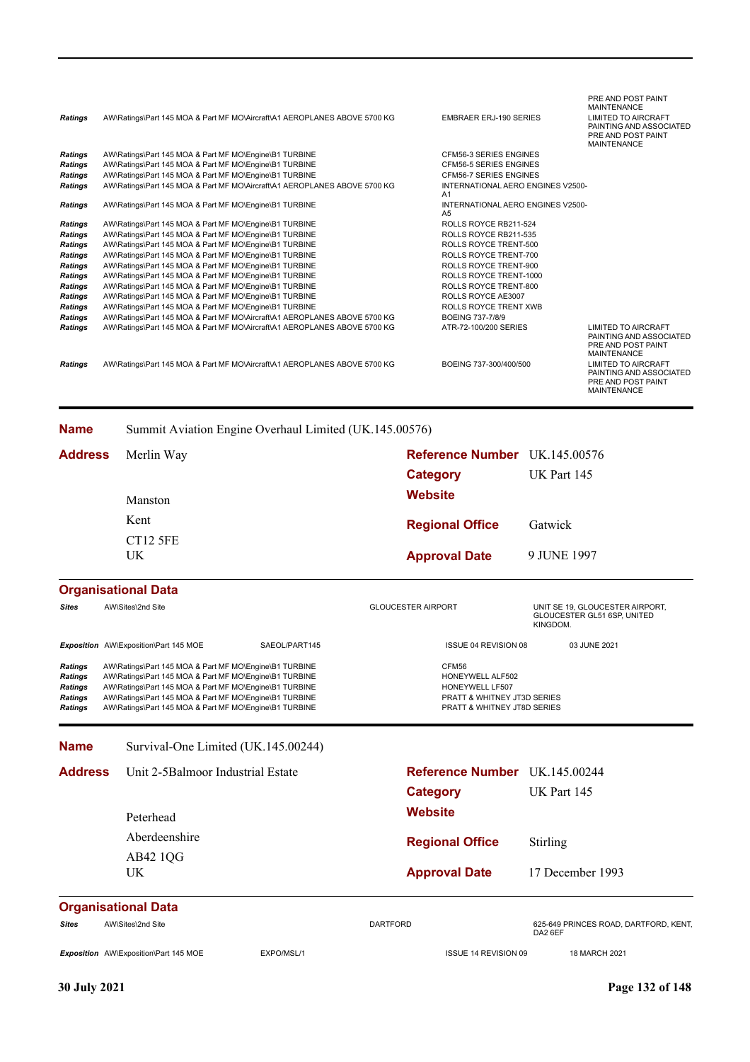| | | | |
|---|---|---|---|
| | | | PRE AND POST PAINT MAINTENANCE |
| *Ratings* | AW\Ratings\Part 145 MOA & Part MF MO\Aircraft\A1 AEROPLANES ABOVE 5700 KG | EMBRAER ERJ-190 SERIES | LIMITED TO AIRCRAFT PAINTING AND ASSOCIATED PRE AND POST PAINT MAINTENANCE |
| *Ratings* | AW\Ratings\Part 145 MOA & Part MF MO\Engine\B1 TURBINE | CFM56-3 SERIES ENGINES | |
| *Ratings* | AW\Ratings\Part 145 MOA & Part MF MO\Engine\B1 TURBINE | CFM56-5 SERIES ENGINES | |
| *Ratings* | AW\Ratings\Part 145 MOA & Part MF MO\Engine\B1 TURBINE | CFM56-7 SERIES ENGINES | |
| *Ratings* | AW\Ratings\Part 145 MOA & Part MF MO\Aircraft\A1 AEROPLANES ABOVE 5700 KG | INTERNATIONAL AERO ENGINES V2500-A1 | |
| *Ratings* | AW\Ratings\Part 145 MOA & Part MF MO\Engine\B1 TURBINE | INTERNATIONAL AERO ENGINES V2500-A5 | |
| *Ratings* | AW\Ratings\Part 145 MOA & Part MF MO\Engine\B1 TURBINE | ROLLS ROYCE RB211-524 | |
| *Ratings* | AW\Ratings\Part 145 MOA & Part MF MO\Engine\B1 TURBINE | ROLLS ROYCE RB211-535 | |
| *Ratings* | AW\Ratings\Part 145 MOA & Part MF MO\Engine\B1 TURBINE | ROLLS ROYCE TRENT-500 | |
| *Ratings* | AW\Ratings\Part 145 MOA & Part MF MO\Engine\B1 TURBINE | ROLLS ROYCE TRENT-700 | |
| *Ratings* | AW\Ratings\Part 145 MOA & Part MF MO\Engine\B1 TURBINE | ROLLS ROYCE TRENT-900 | |
| *Ratings* | AW\Ratings\Part 145 MOA & Part MF MO\Engine\B1 TURBINE | ROLLS ROYCE TRENT-1000 | |
| *Ratings* | AW\Ratings\Part 145 MOA & Part MF MO\Engine\B1 TURBINE | ROLLS ROYCE TRENT-800 | |
| *Ratings* | AW\Ratings\Part 145 MOA & Part MF MO\Engine\B1 TURBINE | ROLLS ROYCE AE3007 | |
| *Ratings* | AW\Ratings\Part 145 MOA & Part MF MO\Engine\B1 TURBINE | ROLLS ROYCE TRENT XWB | |
| *Ratings* | AW\Ratings\Part 145 MOA & Part MF MO\Aircraft\A1 AEROPLANES ABOVE 5700 KG | BOEING 737-7/8/9 | |
| *Ratings* | AW\Ratings\Part 145 MOA & Part MF MO\Aircraft\A1 AEROPLANES ABOVE 5700 KG | ATR-72-100/200 SERIES | LIMITED TO AIRCRAFT PAINTING AND ASSOCIATED PRE AND POST PAINT MAINTENANCE |
| *Ratings* | AW\Ratings\Part 145 MOA & Part MF MO\Aircraft\A1 AEROPLANES ABOVE 5700 KG | BOEING 737-300/400/500 | LIMITED TO AIRCRAFT PAINTING AND ASSOCIATED PRE AND POST PAINT MAINTENANCE |

---

**Name** Summit Aviation Engine Overhaul Limited (UK.145.00576)

**Address** Merlin Way
Manston
Kent
CT12 5FE
UK

**Reference Number** UK.145.00576
**Category** UK Part 145
**Website**
**Regional Office** Gatwick
**Approval Date** 9 JUNE 1997

### Organisational Data

| | | | | |
|---|---|---|---|---|
| *Sites* | AW\Sites\2nd Site | | GLOUCESTER AIRPORT | UNIT SE 19, GLOUCESTER AIRPORT, GLOUCESTER GL51 6SP, UNITED KINGDOM. |
| *Exposition* | AW\Exposition\Part 145 MOE | SAEOL/PART145 | ISSUE 04 REVISION 08 | 03 JUNE 2021 |

| | | |
|---|---|---|
| *Ratings* | AW\Ratings\Part 145 MOA & Part MF MO\Engine\B1 TURBINE | CFM56 |
| *Ratings* | AW\Ratings\Part 145 MOA & Part MF MO\Engine\B1 TURBINE | HONEYWELL ALF502 |
| *Ratings* | AW\Ratings\Part 145 MOA & Part MF MO\Engine\B1 TURBINE | HONEYWELL LF507 |
| *Ratings* | AW\Ratings\Part 145 MOA & Part MF MO\Engine\B1 TURBINE | PRATT & WHITNEY JT3D SERIES |
| *Ratings* | AW\Ratings\Part 145 MOA & Part MF MO\Engine\B1 TURBINE | PRATT & WHITNEY JT8D SERIES |

---

**Name** Survival-One Limited (UK.145.00244)

**Address** Unit 2-5Balmoor Industrial Estate
Peterhead
Aberdeenshire
AB42 1QG
UK

**Reference Number** UK.145.00244
**Category** UK Part 145
**Website**
**Regional Office** Stirling
**Approval Date** 17 December 1993

### Organisational Data

| | | | | |
|---|---|---|---|---|
| *Sites* | AW\Sites\2nd Site | | DARTFORD | 625-649 PRINCES ROAD, DARTFORD, KENT, DA2 6EF |
| *Exposition* | AW\Exposition\Part 145 MOE | EXPO/MSL/1 | ISSUE 14 REVISION 09 | 18 MARCH 2021 |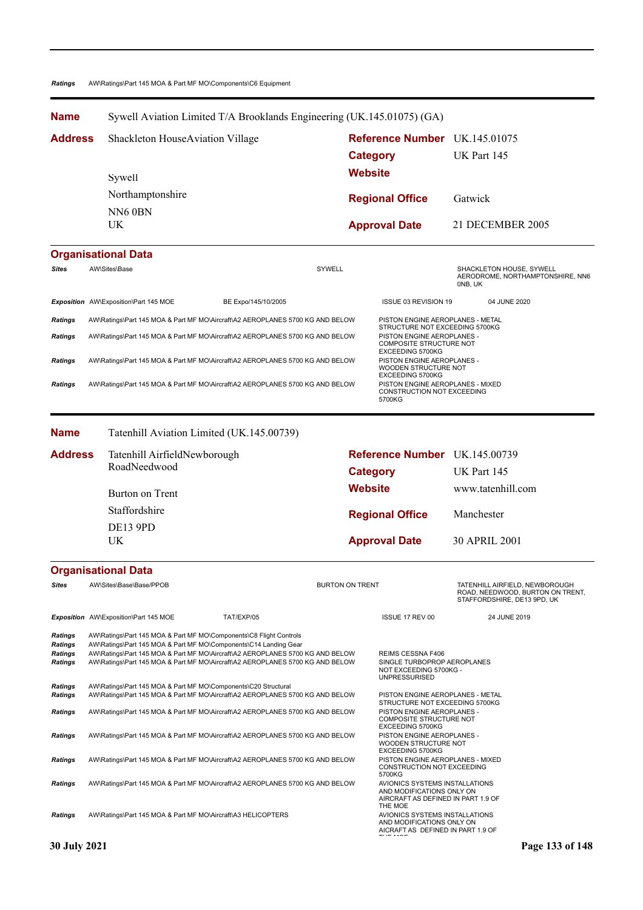**Ratings** AW\Ratings\Part 145 MOA & Part MF MO\Components\C6 Equipment

---

**Name** Sywell Aviation Limited T/A Brooklands Engineering (UK.145.01075) (GA)

| | | | |
|---|---|---|---|
| **Address** | Shackleton HouseAviation Village | **Reference Number** | UK.145.01075 |
| | | **Category** | UK Part 145 |
| | Sywell | **Website** | |
| | Northamptonshire | **Regional Office** | Gatwick |
| | NN6 0BN | | |
| | UK | **Approval Date** | 21 DECEMBER 2005 |

## Organisational Data

| | | | | |
|---|---|---|---|---|
| ***Sites*** | AW\Sites\Base | SYWELL | | SHACKLETON HOUSE, SYWELL AERODROME, NORTHAMPTONSHIRE, NN6 0NB, UK |
| ***Exposition*** | AW\Exposition\Part 145 MOE | BE Expo/145/10/2005 | ISSUE 03 REVISION 19 | 04 JUNE 2020 |

| | | |
|---|---|---|
| ***Ratings*** | AW\Ratings\Part 145 MOA & Part MF MO\Aircraft\A2 AEROPLANES 5700 KG AND BELOW | PISTON ENGINE AEROPLANES - METAL STRUCTURE NOT EXCEEDING 5700KG |
| ***Ratings*** | AW\Ratings\Part 145 MOA & Part MF MO\Aircraft\A2 AEROPLANES 5700 KG AND BELOW | PISTON ENGINE AEROPLANES - COMPOSITE STRUCTURE NOT EXCEEDING 5700KG |
| ***Ratings*** | AW\Ratings\Part 145 MOA & Part MF MO\Aircraft\A2 AEROPLANES 5700 KG AND BELOW | PISTON ENGINE AEROPLANES - WOODEN STRUCTURE NOT EXCEEDING 5700KG |
| ***Ratings*** | AW\Ratings\Part 145 MOA & Part MF MO\Aircraft\A2 AEROPLANES 5700 KG AND BELOW | PISTON ENGINE AEROPLANES - MIXED CONSTRUCTION NOT EXCEEDING 5700KG |

---

**Name** Tatenhill Aviation Limited (UK.145.00739)

| | | | |
|---|---|---|---|
| **Address** | Tatenhill AirfieldNewborough RoadNeedwood | **Reference Number** | UK.145.00739 |
| | | **Category** | UK Part 145 |
| | Burton on Trent | **Website** | www.tatenhill.com |
| | Staffordshire | **Regional Office** | Manchester |
| | DE13 9PD | | |
| | UK | **Approval Date** | 30 APRIL 2001 |

## Organisational Data

| | | | | |
|---|---|---|---|---|
| ***Sites*** | AW\Sites\Base\Base/PPOB | BURTON ON TRENT | | TATENHILL AIRFIELD, NEWBOROUGH ROAD, NEEDWOOD, BURTON ON TRENT, STAFFORDSHIRE, DE13 9PD, UK |
| ***Exposition*** | AW\Exposition\Part 145 MOE | TAT/EXP/05 | ISSUE 17 REV 00 | 24 JUNE 2019 |

| | | |
|---|---|---|
| ***Ratings*** | AW\Ratings\Part 145 MOA & Part MF MO\Components\C8 Flight Controls | |
| ***Ratings*** | AW\Ratings\Part 145 MOA & Part MF MO\Components\C14 Landing Gear | |
| ***Ratings*** | AW\Ratings\Part 145 MOA & Part MF MO\Aircraft\A2 AEROPLANES 5700 KG AND BELOW | REIMS CESSNA F406 |
| ***Ratings*** | AW\Ratings\Part 145 MOA & Part MF MO\Aircraft\A2 AEROPLANES 5700 KG AND BELOW | SINGLE TURBOPROP AEROPLANES NOT EXCEEDING 5700KG - UNPRESSURISED |
| ***Ratings*** | AW\Ratings\Part 145 MOA & Part MF MO\Components\C20 Structural | |
| ***Ratings*** | AW\Ratings\Part 145 MOA & Part MF MO\Aircraft\A2 AEROPLANES 5700 KG AND BELOW | PISTON ENGINE AEROPLANES - METAL STRUCTURE NOT EXCEEDING 5700KG |
| ***Ratings*** | AW\Ratings\Part 145 MOA & Part MF MO\Aircraft\A2 AEROPLANES 5700 KG AND BELOW | PISTON ENGINE AEROPLANES - COMPOSITE STRUCTURE NOT EXCEEDING 5700KG |
| ***Ratings*** | AW\Ratings\Part 145 MOA & Part MF MO\Aircraft\A2 AEROPLANES 5700 KG AND BELOW | PISTON ENGINE AEROPLANES - WOODEN STRUCTURE NOT EXCEEDING 5700KG |
| ***Ratings*** | AW\Ratings\Part 145 MOA & Part MF MO\Aircraft\A2 AEROPLANES 5700 KG AND BELOW | PISTON ENGINE AEROPLANES - MIXED CONSTRUCTION NOT EXCEEDING 5700KG |
| ***Ratings*** | AW\Ratings\Part 145 MOA & Part MF MO\Aircraft\A2 AEROPLANES 5700 KG AND BELOW | AVIONICS SYSTEMS INSTALLATIONS AND MODIFICATIONS ONLY ON AIRCRAFT AS DEFINED IN PART 1.9 OF THE MOE |
| ***Ratings*** | AW\Ratings\Part 145 MOA & Part MF MO\Aircraft\A3 HELICOPTERS | AVIONICS SYSTEMS INSTALLATIONS AND MODIFICATIONS ONLY ON AICRAFT AS DEFINED IN PART 1.9 OF THE MOE |

**30 July 2021**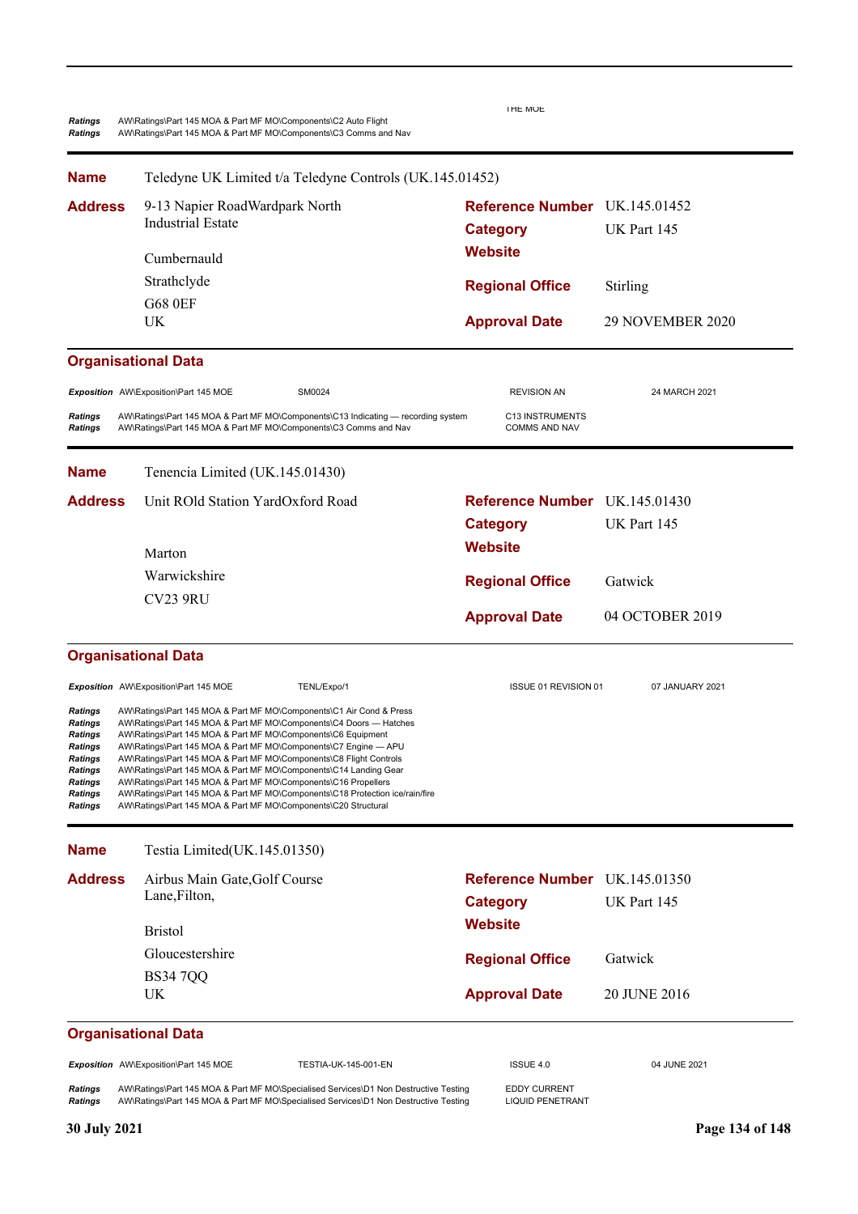THE MOE

| | | |
|---|---|---|
| *Ratings* | AW\Ratings\Part 145 MOA & Part MF MO\Components\C2 Auto Flight | |
| *Ratings* | AW\Ratings\Part 145 MOA & Part MF MO\Components\C3 Comms and Nav | |

---

**Name** Teledyne UK Limited t/a Teledyne Controls (UK.145.01452)

**Address**
9-13 Napier RoadWardpark North Industrial Estate
Cumbernauld
Strathclyde
G68 0EF
UK

**Reference Number** UK.145.01452
**Category** UK Part 145
**Website**
**Regional Office** Stirling
**Approval Date** 29 NOVEMBER 2020

### Organisational Data

| | | | | |
|---|---|---|---|---|
| *Exposition* | AW\Exposition\Part 145 MOE | SM0024 | REVISION AN | 24 MARCH 2021 |
| *Ratings* | AW\Ratings\Part 145 MOA & Part MF MO\Components\C13 Indicating — recording system | | C13 INSTRUMENTS | |
| *Ratings* | AW\Ratings\Part 145 MOA & Part MF MO\Components\C3 Comms and Nav | | COMMS AND NAV | |

---

**Name** Tenencia Limited (UK.145.01430)

**Address**
Unit ROld Station YardOxford Road
Marton
Warwickshire
CV23 9RU

**Reference Number** UK.145.01430
**Category** UK Part 145
**Website**
**Regional Office** Gatwick
**Approval Date** 04 OCTOBER 2019

### Organisational Data

| | | | | |
|---|---|---|---|---|
| *Exposition* | AW\Exposition\Part 145 MOE | TENL/Expo/1 | ISSUE 01 REVISION 01 | 07 JANUARY 2021 |
| *Ratings* | AW\Ratings\Part 145 MOA & Part MF MO\Components\C1 Air Cond & Press | | | |
| *Ratings* | AW\Ratings\Part 145 MOA & Part MF MO\Components\C4 Doors — Hatches | | | |
| *Ratings* | AW\Ratings\Part 145 MOA & Part MF MO\Components\C6 Equipment | | | |
| *Ratings* | AW\Ratings\Part 145 MOA & Part MF MO\Components\C7 Engine — APU | | | |
| *Ratings* | AW\Ratings\Part 145 MOA & Part MF MO\Components\C8 Flight Controls | | | |
| *Ratings* | AW\Ratings\Part 145 MOA & Part MF MO\Components\C14 Landing Gear | | | |
| *Ratings* | AW\Ratings\Part 145 MOA & Part MF MO\Components\C16 Propellers | | | |
| *Ratings* | AW\Ratings\Part 145 MOA & Part MF MO\Components\C18 Protection ice/rain/fire | | | |
| *Ratings* | AW\Ratings\Part 145 MOA & Part MF MO\Components\C20 Structural | | | |

---

**Name** Testia Limited(UK.145.01350)

**Address**
Airbus Main Gate,Golf Course Lane,Filton,
Bristol
Gloucestershire
BS34 7QQ
UK

**Reference Number** UK.145.01350
**Category** UK Part 145
**Website**
**Regional Office** Gatwick
**Approval Date** 20 JUNE 2016

### Organisational Data

| | | | | |
|---|---|---|---|---|
| *Exposition* | AW\Exposition\Part 145 MOE | TESTIA-UK-145-001-EN | ISSUE 4.0 | 04 JUNE 2021 |
| *Ratings* | AW\Ratings\Part 145 MOA & Part MF MO\Specialised Services\D1 Non Destructive Testing | | EDDY CURRENT | |
| *Ratings* | AW\Ratings\Part 145 MOA & Part MF MO\Specialised Services\D1 Non Destructive Testing | | LIQUID PENETRANT | |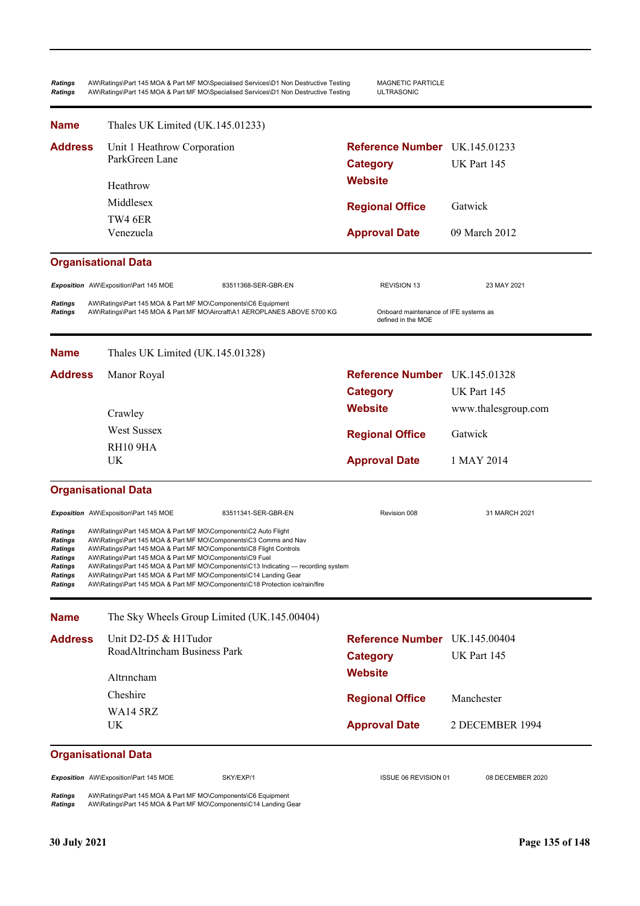| | | |
|---|---|---|
| *Ratings* | AW\Ratings\Part 145 MOA & Part MF MO\Specialised Services\D1 Non Destructive Testing | MAGNETIC PARTICLE |
| *Ratings* | AW\Ratings\Part 145 MOA & Part MF MO\Specialised Services\D1 Non Destructive Testing | ULTRASONIC |

---

**Name** Thales UK Limited (UK.145.01233)

**Address**
Unit 1 Heathrow Corporation
ParkGreen Lane

Heathrow
Middlesex
TW4 6ER
Venezuela

**Reference Number** UK.145.01233
**Category** UK Part 145
**Website**
**Regional Office** Gatwick
**Approval Date** 09 March 2012

### Organisational Data

| | | | | |
|---|---|---|---|---|
| *Exposition* | AW\Exposition\Part 145 MOE | 83511368-SER-GBR-EN | REVISION 13 | 23 MAY 2021 |

| | | |
|---|---|---|
| *Ratings* | AW\Ratings\Part 145 MOA & Part MF MO\Components\C6 Equipment | |
| *Ratings* | AW\Ratings\Part 145 MOA & Part MF MO\Aircraft\A1 AEROPLANES ABOVE 5700 KG | Onboard maintenance of IFE systems as defined in the MOE |

---

**Name** Thales UK Limited (UK.145.01328)

**Address**
Manor Royal

Crawley
West Sussex
RH10 9HA
UK

**Reference Number** UK.145.01328
**Category** UK Part 145
**Website** www.thalesgroup.com
**Regional Office** Gatwick
**Approval Date** 1 MAY 2014

### Organisational Data

| | | | | |
|---|---|---|---|---|
| *Exposition* | AW\Exposition\Part 145 MOE | 83511341-SER-GBR-EN | Revision 008 | 31 MARCH 2021 |

| | |
|---|---|
| *Ratings* | AW\Ratings\Part 145 MOA & Part MF MO\Components\C2 Auto Flight |
| *Ratings* | AW\Ratings\Part 145 MOA & Part MF MO\Components\C3 Comms and Nav |
| *Ratings* | AW\Ratings\Part 145 MOA & Part MF MO\Components\C8 Flight Controls |
| *Ratings* | AW\Ratings\Part 145 MOA & Part MF MO\Components\C9 Fuel |
| *Ratings* | AW\Ratings\Part 145 MOA & Part MF MO\Components\C13 Indicating — recording system |
| *Ratings* | AW\Ratings\Part 145 MOA & Part MF MO\Components\C14 Landing Gear |
| *Ratings* | AW\Ratings\Part 145 MOA & Part MF MO\Components\C18 Protection ice/rain/fire |

---

**Name** The Sky Wheels Group Limited (UK.145.00404)

**Address**
Unit D2-D5 & H1Tudor
RoadAltrincham Business Park

Altrincham
Cheshire
WA14 5RZ
UK

**Reference Number** UK.145.00404
**Category** UK Part 145
**Website**
**Regional Office** Manchester
**Approval Date** 2 DECEMBER 1994

### Organisational Data

| | | | | |
|---|---|---|---|---|
| *Exposition* | AW\Exposition\Part 145 MOE | SKY/EXP/1 | ISSUE 06 REVISION 01 | 08 DECEMBER 2020 |

| | |
|---|---|
| *Ratings* | AW\Ratings\Part 145 MOA & Part MF MO\Components\C6 Equipment |
| *Ratings* | AW\Ratings\Part 145 MOA & Part MF MO\Components\C14 Landing Gear |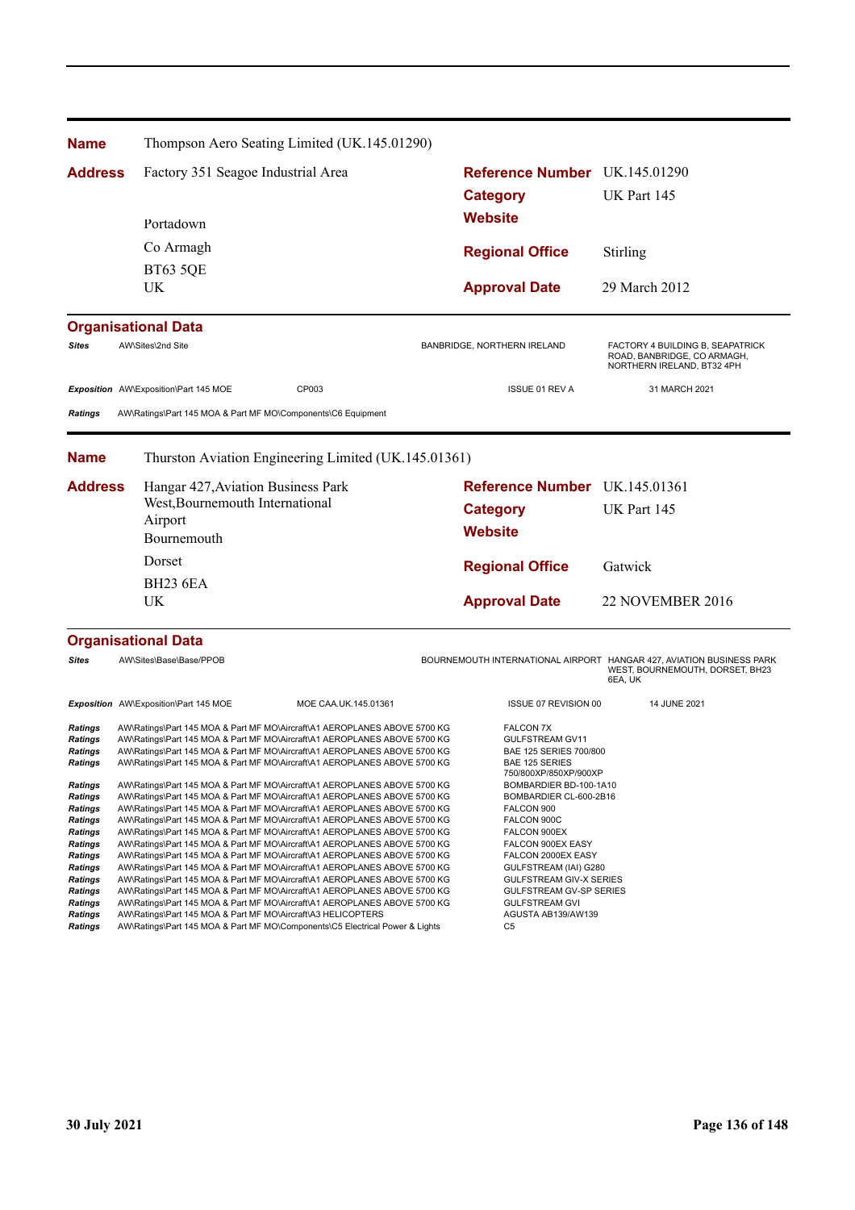| | |
|---|---|
| **Name** | Thompson Aero Seating Limited (UK.145.01290) |
| **Address** | Factory 351 Seagoe Industrial Area<br>Portadown<br>Co Armagh<br>BT63 5QE<br>UK |
| **Reference Number** | UK.145.01290 |
| **Category** | UK Part 145 |
| **Website** | |
| **Regional Office** | Stirling |
| **Approval Date** | 29 March 2012 |

**Organisational Data**

| | | | | |
|---|---|---|---|---|
| *Sites* | AW\Sites\2nd Site | | BANBRIDGE, NORTHERN IRELAND | FACTORY 4 BUILDING B, SEAPATRICK ROAD, BANBRIDGE, CO ARMAGH, NORTHERN IRELAND, BT32 4PH |
| *Exposition* | AW\Exposition\Part 145 MOE | CP003 | ISSUE 01 REV A | 31 MARCH 2021 |
| *Ratings* | AW\Ratings\Part 145 MOA & Part MF MO\Components\C6 Equipment | | | |

| | |
|---|---|
| **Name** | Thurston Aviation Engineering Limited (UK.145.01361) |
| **Address** | Hangar 427,Aviation Business Park West,Bournemouth International Airport<br>Bournemouth<br>Dorset<br>BH23 6EA<br>UK |
| **Reference Number** | UK.145.01361 |
| **Category** | UK Part 145 |
| **Website** | |
| **Regional Office** | Gatwick |
| **Approval Date** | 22 NOVEMBER 2016 |

**Organisational Data**

| | | | | |
|---|---|---|---|---|
| *Sites* | AW\Sites\Base\Base/PPOB | | BOURNEMOUTH INTERNATIONAL AIRPORT | HANGAR 427, AVIATION BUSINESS PARK WEST, BOURNEMOUTH, DORSET, BH23 6EA, UK |
| *Exposition* | AW\Exposition\Part 145 MOE | MOE CAA.UK.145.01361 | ISSUE 07 REVISION 00 | 14 JUNE 2021 |

| | | |
|---|---|---|
| *Ratings* | AW\Ratings\Part 145 MOA & Part MF MO\Aircraft\A1 AEROPLANES ABOVE 5700 KG | FALCON 7X |
| *Ratings* | AW\Ratings\Part 145 MOA & Part MF MO\Aircraft\A1 AEROPLANES ABOVE 5700 KG | GULFSTREAM GV11 |
| *Ratings* | AW\Ratings\Part 145 MOA & Part MF MO\Aircraft\A1 AEROPLANES ABOVE 5700 KG | BAE 125 SERIES 700/800 |
| *Ratings* | AW\Ratings\Part 145 MOA & Part MF MO\Aircraft\A1 AEROPLANES ABOVE 5700 KG | BAE 125 SERIES 750/800XP/850XP/900XP |
| *Ratings* | AW\Ratings\Part 145 MOA & Part MF MO\Aircraft\A1 AEROPLANES ABOVE 5700 KG | BOMBARDIER BD-100-1A10 |
| *Ratings* | AW\Ratings\Part 145 MOA & Part MF MO\Aircraft\A1 AEROPLANES ABOVE 5700 KG | BOMBARDIER CL-600-2B16 |
| *Ratings* | AW\Ratings\Part 145 MOA & Part MF MO\Aircraft\A1 AEROPLANES ABOVE 5700 KG | FALCON 900 |
| *Ratings* | AW\Ratings\Part 145 MOA & Part MF MO\Aircraft\A1 AEROPLANES ABOVE 5700 KG | FALCON 900C |
| *Ratings* | AW\Ratings\Part 145 MOA & Part MF MO\Aircraft\A1 AEROPLANES ABOVE 5700 KG | FALCON 900EX |
| *Ratings* | AW\Ratings\Part 145 MOA & Part MF MO\Aircraft\A1 AEROPLANES ABOVE 5700 KG | FALCON 900EX EASY |
| *Ratings* | AW\Ratings\Part 145 MOA & Part MF MO\Aircraft\A1 AEROPLANES ABOVE 5700 KG | FALCON 2000EX EASY |
| *Ratings* | AW\Ratings\Part 145 MOA & Part MF MO\Aircraft\A1 AEROPLANES ABOVE 5700 KG | GULFSTREAM (IAI) G280 |
| *Ratings* | AW\Ratings\Part 145 MOA & Part MF MO\Aircraft\A1 AEROPLANES ABOVE 5700 KG | GULFSTREAM GIV-X SERIES |
| *Ratings* | AW\Ratings\Part 145 MOA & Part MF MO\Aircraft\A1 AEROPLANES ABOVE 5700 KG | GULFSTREAM GV-SP SERIES |
| *Ratings* | AW\Ratings\Part 145 MOA & Part MF MO\Aircraft\A1 AEROPLANES ABOVE 5700 KG | GULFSTREAM GVI |
| *Ratings* | AW\Ratings\Part 145 MOA & Part MF MO\Aircraft\A3 HELICOPTERS | AGUSTA AB139/AW139 |
| *Ratings* | AW\Ratings\Part 145 MOA & Part MF MO\Components\C5 Electrical Power & Lights | C5 |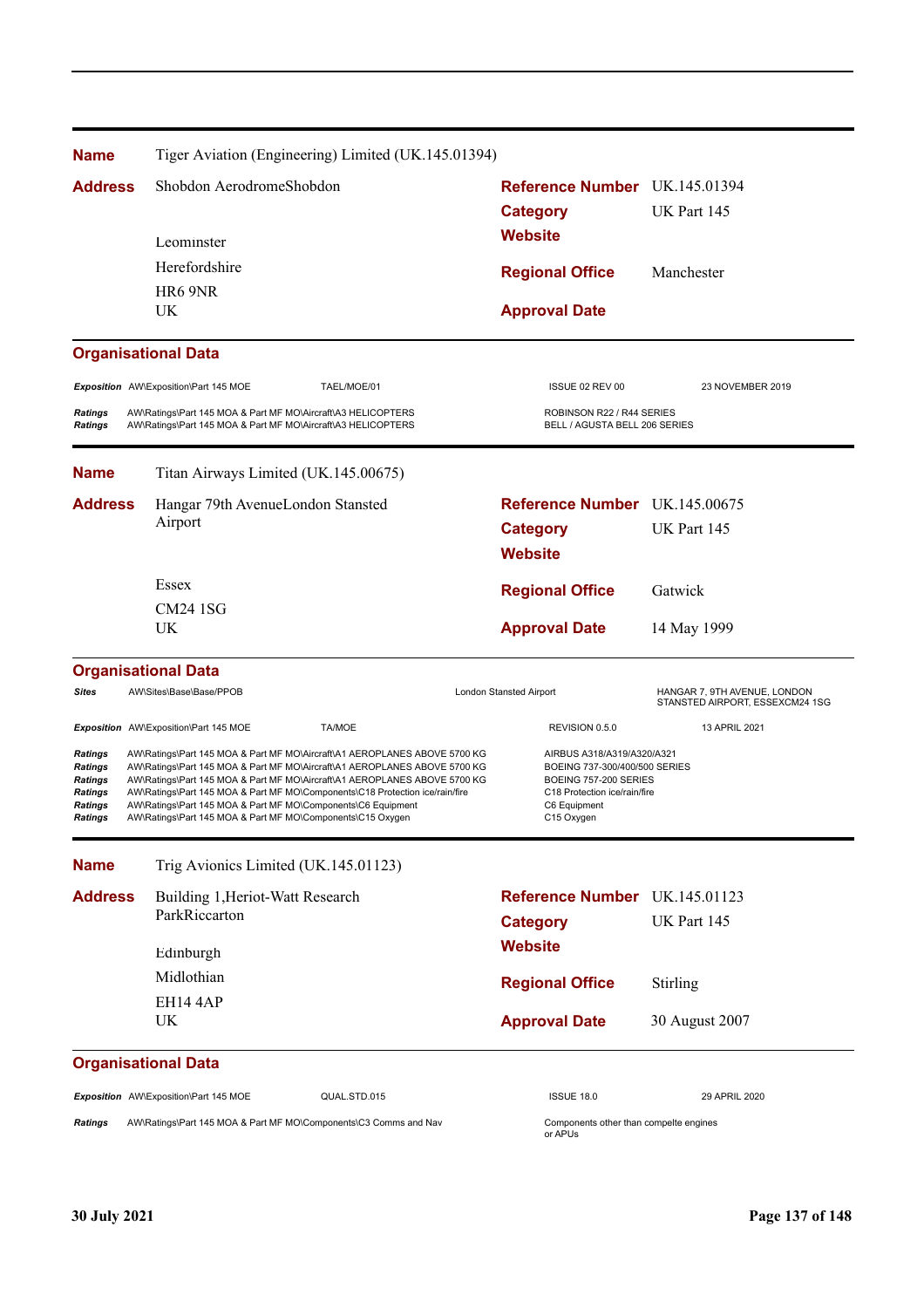**Name** Tiger Aviation (Engineering) Limited (UK.145.01394)

**Address** Shobdon AerodromeShobdon

Leominster
Herefordshire
HR6 9NR
UK

**Reference Number** UK.145.01394
**Category** UK Part 145
**Website**
**Regional Office** Manchester
**Approval Date**

**Organisational Data**

| | | | | |
|---|---|---|---|---|
| *Exposition* | AW\Exposition\Part 145 MOE | TAEL/MOE/01 | ISSUE 02 REV 00 | 23 NOVEMBER 2019 |
| *Ratings* | AW\Ratings\Part 145 MOA & Part MF MO\Aircraft\A3 HELICOPTERS | | ROBINSON R22 / R44 SERIES | |
| *Ratings* | AW\Ratings\Part 145 MOA & Part MF MO\Aircraft\A3 HELICOPTERS | | BELL / AGUSTA BELL 206 SERIES | |

---

**Name** Titan Airways Limited (UK.145.00675)

**Address** Hangar 79th AvenueLondon Stansted Airport

Essex
CM24 1SG
UK

**Reference Number** UK.145.00675
**Category** UK Part 145
**Website**
**Regional Office** Gatwick
**Approval Date** 14 May 1999

**Organisational Data**

| | | | | |
|---|---|---|---|---|
| *Sites* | AW\Sites\Base\Base/PPOB | | London Stansted Airport | HANGAR 7, 9TH AVENUE, LONDON STANSTED AIRPORT, ESSEXCM24 1SG |
| *Exposition* | AW\Exposition\Part 145 MOE | TA/MOE | REVISION 0.5.0 | 13 APRIL 2021 |
| *Ratings* | AW\Ratings\Part 145 MOA & Part MF MO\Aircraft\A1 AEROPLANES ABOVE 5700 KG | | AIRBUS A318/A319/A320/A321 | |
| *Ratings* | AW\Ratings\Part 145 MOA & Part MF MO\Aircraft\A1 AEROPLANES ABOVE 5700 KG | | BOEING 737-300/400/500 SERIES | |
| *Ratings* | AW\Ratings\Part 145 MOA & Part MF MO\Aircraft\A1 AEROPLANES ABOVE 5700 KG | | BOEING 757-200 SERIES | |
| *Ratings* | AW\Ratings\Part 145 MOA & Part MF MO\Components\C18 Protection ice/rain/fire | | C18 Protection ice/rain/fire | |
| *Ratings* | AW\Ratings\Part 145 MOA & Part MF MO\Components\C6 Equipment | | C6 Equipment | |
| *Ratings* | AW\Ratings\Part 145 MOA & Part MF MO\Components\C15 Oxygen | | C15 Oxygen | |

---

**Name** Trig Avionics Limited (UK.145.01123)

**Address** Building 1,Heriot-Watt Research ParkRiccarton

Edinburgh
Midlothian
EH14 4AP
UK

**Reference Number** UK.145.01123
**Category** UK Part 145
**Website**
**Regional Office** Stirling
**Approval Date** 30 August 2007

**Organisational Data**

| | | | | |
|---|---|---|---|---|
| *Exposition* | AW\Exposition\Part 145 MOE | QUAL.STD.015 | ISSUE 18.0 | 29 APRIL 2020 |
| *Ratings* | AW\Ratings\Part 145 MOA & Part MF MO\Components\C3 Comms and Nav | | Components other than compelte engines or APUs | |

30 July 2021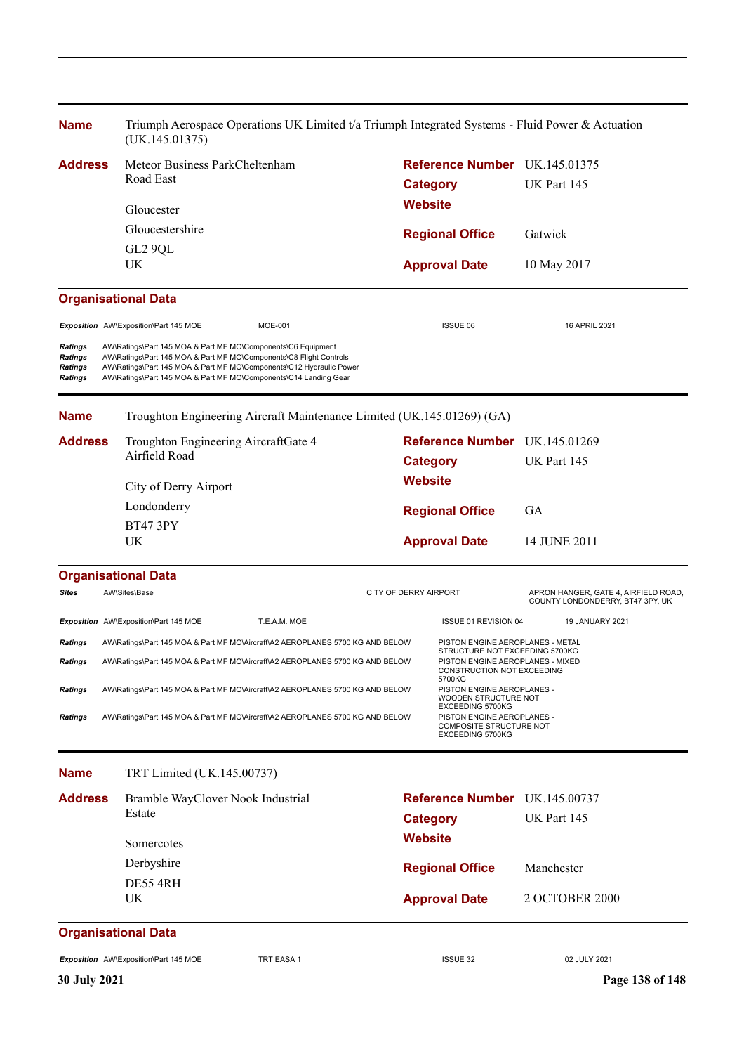| | |
|---|---|
| **Name** | Triumph Aerospace Operations UK Limited t/a Triumph Integrated Systems - Fluid Power & Actuation (UK.145.01375) |

| | | | |
|---|---|---|---|
| **Address** | Meteor Business ParkCheltenham Road East | **Reference Number** | UK.145.01375 |
| | | **Category** | UK Part 145 |
| | Gloucester | **Website** | |
| | Gloucestershire | **Regional Office** | Gatwick |
| | GL2 9QL | | |
| | UK | **Approval Date** | 10 May 2017 |

**Organisational Data**

| | | | | |
|---|---|---|---|---|
| *Exposition* | AW\Exposition\Part 145 MOE | MOE-001 | ISSUE 06 | 16 APRIL 2021 |

| | |
|---|---|
| *Ratings* | AW\Ratings\Part 145 MOA & Part MF MO\Components\C6 Equipment |
| *Ratings* | AW\Ratings\Part 145 MOA & Part MF MO\Components\C8 Flight Controls |
| *Ratings* | AW\Ratings\Part 145 MOA & Part MF MO\Components\C12 Hydraulic Power |
| *Ratings* | AW\Ratings\Part 145 MOA & Part MF MO\Components\C14 Landing Gear |

| | |
|---|---|
| **Name** | Troughton Engineering Aircraft Maintenance Limited (UK.145.01269) (GA) |

| | | | |
|---|---|---|---|
| **Address** | Troughton Engineering AircraftGate 4 Airfield Road | **Reference Number** | UK.145.01269 |
| | | **Category** | UK Part 145 |
| | City of Derry Airport | **Website** | |
| | Londonderry | **Regional Office** | GA |
| | BT47 3PY | | |
| | UK | **Approval Date** | 14 JUNE 2011 |

**Organisational Data**

| | | | |
|---|---|---|---|
| *Sites* | AW\Sites\Base | CITY OF DERRY AIRPORT | APRON HANGER, GATE 4, AIRFIELD ROAD, COUNTY LONDONDERRY, BT47 3PY, UK |

| | | | | |
|---|---|---|---|---|
| *Exposition* | AW\Exposition\Part 145 MOE | T.E.A.M. MOE | ISSUE 01 REVISION 04 | 19 JANUARY 2021 |

| | | |
|---|---|---|
| *Ratings* | AW\Ratings\Part 145 MOA & Part MF MO\Aircraft\A2 AEROPLANES 5700 KG AND BELOW | PISTON ENGINE AEROPLANES - METAL STRUCTURE NOT EXCEEDING 5700KG |
| *Ratings* | AW\Ratings\Part 145 MOA & Part MF MO\Aircraft\A2 AEROPLANES 5700 KG AND BELOW | PISTON ENGINE AEROPLANES - MIXED CONSTRUCTION NOT EXCEEDING 5700KG |
| *Ratings* | AW\Ratings\Part 145 MOA & Part MF MO\Aircraft\A2 AEROPLANES 5700 KG AND BELOW | PISTON ENGINE AEROPLANES - WOODEN STRUCTURE NOT EXCEEDING 5700KG |
| *Ratings* | AW\Ratings\Part 145 MOA & Part MF MO\Aircraft\A2 AEROPLANES 5700 KG AND BELOW | PISTON ENGINE AEROPLANES - COMPOSITE STRUCTURE NOT EXCEEDING 5700KG |

| | |
|---|---|
| **Name** | TRT Limited (UK.145.00737) |

| | | | |
|---|---|---|---|
| **Address** | Bramble WayClover Nook Industrial Estate | **Reference Number** | UK.145.00737 |
| | | **Category** | UK Part 145 |
| | Somercotes | **Website** | |
| | Derbyshire | **Regional Office** | Manchester |
| | DE55 4RH | | |
| | UK | **Approval Date** | 2 OCTOBER 2000 |

**Organisational Data**

| | | | | |
|---|---|---|---|---|
| *Exposition* | AW\Exposition\Part 145 MOE | TRT EASA 1 | ISSUE 32 | 02 JULY 2021 |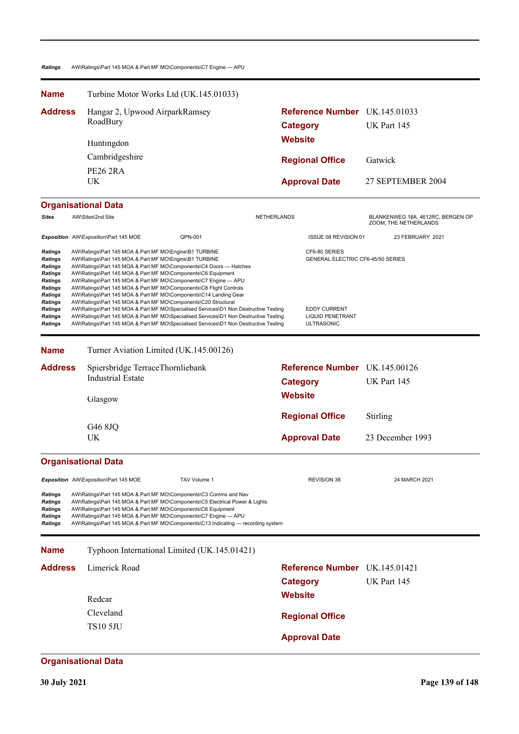*Ratings* AW\Ratings\Part 145 MOA & Part MF MO\Components\C7 Engine — APU

---

**Name** Turbine Motor Works Ltd (UK.145.01033)

**Address** Hangar 2, Upwood AirparkRamsey RoadBury
Huntingdon
Cambridgeshire
PE26 2RA
UK

**Reference Number** UK.145.01033
**Category** UK Part 145
**Website**
**Regional Office** Gatwick
**Approval Date** 27 SEPTEMBER 2004

### Organisational Data

| | | | |
|---|---|---|---|
| *Sites* | AW\Sites\2nd Site | NETHERLANDS | BLANKENWEG 18A, 4612RC, BERGEN OP ZOOM, THE NETHERLANDS |

| | | | | |
|---|---|---|---|---|
| *Exposition* | AW\Exposition\Part 145 MOE | QPN-001 | ISSUE 08 REVISION 01 | 23 FEBRUARY 2021 |

| | | |
|---|---|---|
| *Ratings* | AW\Ratings\Part 145 MOA & Part MF MO\Engine\B1 TURBINE | CF6-80 SERIES |
| *Ratings* | AW\Ratings\Part 145 MOA & Part MF MO\Engine\B1 TURBINE | GENERAL ELECTRIC CF6-45/50 SERIES |
| *Ratings* | AW\Ratings\Part 145 MOA & Part MF MO\Components\C4 Doors — Hatches | |
| *Ratings* | AW\Ratings\Part 145 MOA & Part MF MO\Components\C6 Equipment | |
| *Ratings* | AW\Ratings\Part 145 MOA & Part MF MO\Components\C7 Engine — APU | |
| *Ratings* | AW\Ratings\Part 145 MOA & Part MF MO\Components\C8 Flight Controls | |
| *Ratings* | AW\Ratings\Part 145 MOA & Part MF MO\Components\C14 Landing Gear | |
| *Ratings* | AW\Ratings\Part 145 MOA & Part MF MO\Components\C20 Structural | |
| *Ratings* | AW\Ratings\Part 145 MOA & Part MF MO\Specialised Services\D1 Non Destructive Testing | EDDY CURRENT |
| *Ratings* | AW\Ratings\Part 145 MOA & Part MF MO\Specialised Services\D1 Non Destructive Testing | LIQUID PENETRANT |
| *Ratings* | AW\Ratings\Part 145 MOA & Part MF MO\Specialised Services\D1 Non Destructive Testing | ULTRASONIC |

---

**Name** Turner Aviation Limited (UK.145.00126)

**Address** Spiersbridge TerraceThornliebank Industrial Estate
Glasgow
G46 8JQ
UK

**Reference Number** UK.145.00126
**Category** UK Part 145
**Website**
**Regional Office** Stirling
**Approval Date** 23 December 1993

### Organisational Data

| | | | | |
|---|---|---|---|---|
| *Exposition* | AW\Exposition\Part 145 MOE | TAV Volume 1 | REVISION 38 | 24 MARCH 2021 |

| | |
|---|---|
| *Ratings* | AW\Ratings\Part 145 MOA & Part MF MO\Components\C3 Comms and Nav |
| *Ratings* | AW\Ratings\Part 145 MOA & Part MF MO\Components\C5 Electrical Power & Lights |
| *Ratings* | AW\Ratings\Part 145 MOA & Part MF MO\Components\C6 Equipment |
| *Ratings* | AW\Ratings\Part 145 MOA & Part MF MO\Components\C7 Engine — APU |
| *Ratings* | AW\Ratings\Part 145 MOA & Part MF MO\Components\C13 Indicating — recording system |

---

**Name** Typhoon International Limited (UK.145.01421)

**Address** Limerick Road
Redcar
Cleveland
TS10 5JU

**Reference Number** UK.145.01421
**Category** UK Part 145
**Website**
**Regional Office**
**Approval Date**

### Organisational Data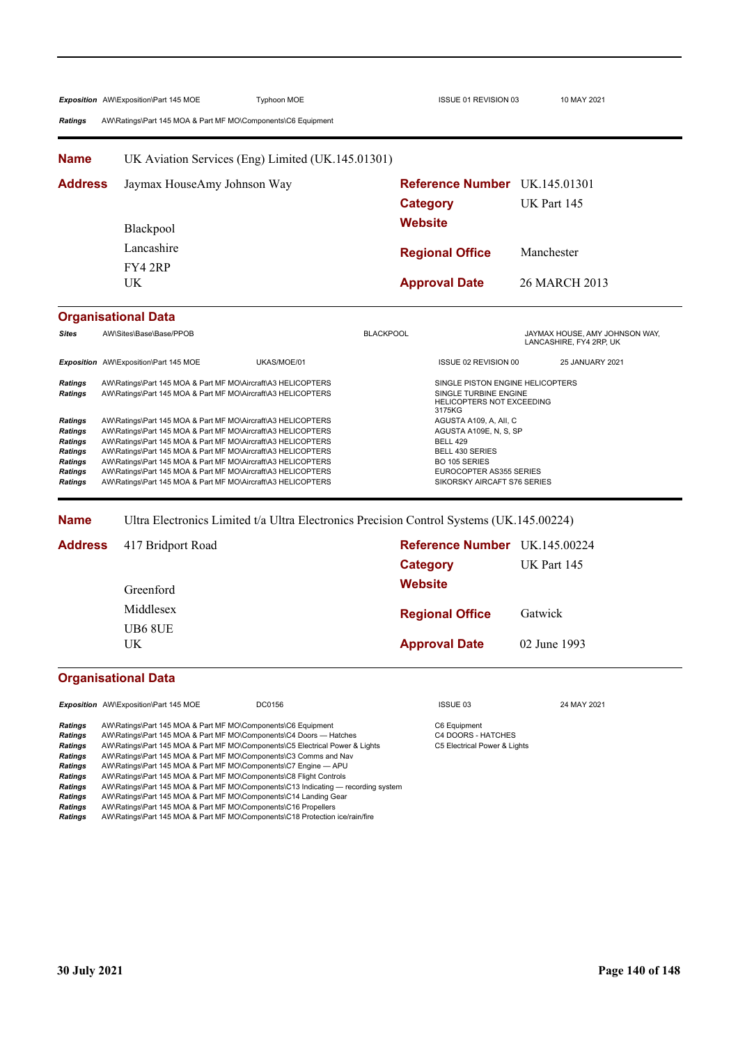| | | | | |
|---|---|---|---|---|
| ***Exposition*** | AW\Exposition\Part 145 MOE | Typhoon MOE | ISSUE 01 REVISION 03 | 10 MAY 2021 |
| ***Ratings*** | AW\Ratings\Part 145 MOA & Part MF MO\Components\C6 Equipment | | | |

## Name UK Aviation Services (Eng) Limited (UK.145.01301)

**Address** Jaymax HouseAmy Johnson Way
Blackpool
Lancashire
FY4 2RP
UK

**Reference Number** UK.145.01301
**Category** UK Part 145
**Website**
**Regional Office** Manchester
**Approval Date** 26 MARCH 2013

### Organisational Data

| | | | | |
|---|---|---|---|---|
| ***Sites*** | AW\Sites\Base\Base/PPOB | | BLACKPOOL | JAYMAX HOUSE, AMY JOHNSON WAY, LANCASHIRE, FY4 2RP, UK |
| ***Exposition*** | AW\Exposition\Part 145 MOE | UKAS/MOE/01 | ISSUE 02 REVISION 00 | 25 JANUARY 2021 |
| ***Ratings*** | AW\Ratings\Part 145 MOA & Part MF MO\Aircraft\A3 HELICOPTERS | | SINGLE PISTON ENGINE HELICOPTERS | |
| ***Ratings*** | AW\Ratings\Part 145 MOA & Part MF MO\Aircraft\A3 HELICOPTERS | | SINGLE TURBINE ENGINE HELICOPTERS NOT EXCEEDING 3175KG | |
| ***Ratings*** | AW\Ratings\Part 145 MOA & Part MF MO\Aircraft\A3 HELICOPTERS | | AGUSTA A109, A, AII, C | |
| ***Ratings*** | AW\Ratings\Part 145 MOA & Part MF MO\Aircraft\A3 HELICOPTERS | | AGUSTA A109E, N, S, SP | |
| ***Ratings*** | AW\Ratings\Part 145 MOA & Part MF MO\Aircraft\A3 HELICOPTERS | | BELL 429 | |
| ***Ratings*** | AW\Ratings\Part 145 MOA & Part MF MO\Aircraft\A3 HELICOPTERS | | BELL 430 SERIES | |
| ***Ratings*** | AW\Ratings\Part 145 MOA & Part MF MO\Aircraft\A3 HELICOPTERS | | BO 105 SERIES | |
| ***Ratings*** | AW\Ratings\Part 145 MOA & Part MF MO\Aircraft\A3 HELICOPTERS | | EUROCOPTER AS355 SERIES | |
| ***Ratings*** | AW\Ratings\Part 145 MOA & Part MF MO\Aircraft\A3 HELICOPTERS | | SIKORSKY AIRCAFT S76 SERIES | |

## Name Ultra Electronics Limited t/a Ultra Electronics Precision Control Systems (UK.145.00224)

**Address** 417 Bridport Road
Greenford
Middlesex
UB6 8UE
UK

**Reference Number** UK.145.00224
**Category** UK Part 145
**Website**
**Regional Office** Gatwick
**Approval Date** 02 June 1993

### Organisational Data

| | | | | |
|---|---|---|---|---|
| ***Exposition*** | AW\Exposition\Part 145 MOE | DC0156 | ISSUE 03 | 24 MAY 2021 |
| ***Ratings*** | AW\Ratings\Part 145 MOA & Part MF MO\Components\C6 Equipment | | C6 Equipment | |
| ***Ratings*** | AW\Ratings\Part 145 MOA & Part MF MO\Components\C4 Doors — Hatches | | C4 DOORS - HATCHES | |
| ***Ratings*** | AW\Ratings\Part 145 MOA & Part MF MO\Components\C5 Electrical Power & Lights | | C5 Electrical Power & Lights | |
| ***Ratings*** | AW\Ratings\Part 145 MOA & Part MF MO\Components\C3 Comms and Nav | | | |
| ***Ratings*** | AW\Ratings\Part 145 MOA & Part MF MO\Components\C7 Engine — APU | | | |
| ***Ratings*** | AW\Ratings\Part 145 MOA & Part MF MO\Components\C8 Flight Controls | | | |
| ***Ratings*** | AW\Ratings\Part 145 MOA & Part MF MO\Components\C13 Indicating — recording system | | | |
| ***Ratings*** | AW\Ratings\Part 145 MOA & Part MF MO\Components\C14 Landing Gear | | | |
| ***Ratings*** | AW\Ratings\Part 145 MOA & Part MF MO\Components\C16 Propellers | | | |
| ***Ratings*** | AW\Ratings\Part 145 MOA & Part MF MO\Components\C18 Protection ice/rain/fire | | | |

**30 July 2021**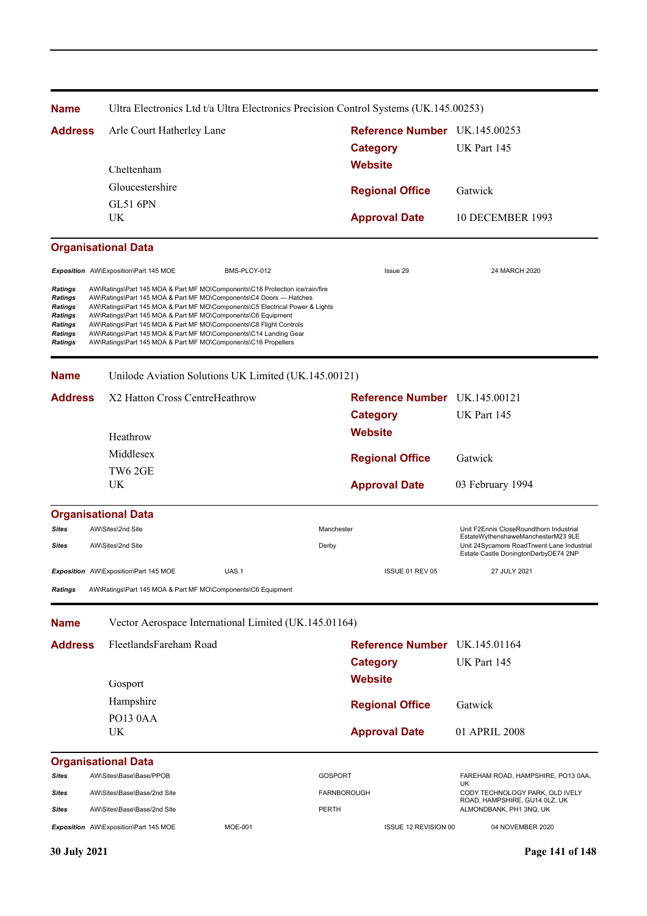| | | | |
|---|---|---|---|
| **Name** | Ultra Electronics Ltd t/a Ultra Electronics Precision Control Systems (UK.145.00253) | | |
| **Address** | Arle Court Hatherley Lane | **Reference Number** | UK.145.00253 |
| | | **Category** | UK Part 145 |
| | Cheltenham | **Website** | |
| | Gloucestershire | **Regional Office** | Gatwick |
| | GL51 6PN | | |
| | UK | **Approval Date** | 10 DECEMBER 1993 |

**Organisational Data**

| | | | | |
|---|---|---|---|---|
| *Exposition* | AW\Exposition\Part 145 MOE | BMS-PLCY-012 | Issue 29 | 24 MARCH 2020 |
| *Ratings* | AW\Ratings\Part 145 MOA & Part MF MO\Components\C18 Protection ice/rain/fire | | | |
| *Ratings* | AW\Ratings\Part 145 MOA & Part MF MO\Components\C4 Doors — Hatches | | | |
| *Ratings* | AW\Ratings\Part 145 MOA & Part MF MO\Components\C5 Electrical Power & Lights | | | |
| *Ratings* | AW\Ratings\Part 145 MOA & Part MF MO\Components\C6 Equipment | | | |
| *Ratings* | AW\Ratings\Part 145 MOA & Part MF MO\Components\C8 Flight Controls | | | |
| *Ratings* | AW\Ratings\Part 145 MOA & Part MF MO\Components\C14 Landing Gear | | | |
| *Ratings* | AW\Ratings\Part 145 MOA & Part MF MO\Components\C16 Propellers | | | |

| | | | |
|---|---|---|---|
| **Name** | Unilode Aviation Solutions UK Limited (UK.145.00121) | | |
| **Address** | X2 Hatton Cross CentreHeathrow | **Reference Number** | UK.145.00121 |
| | | **Category** | UK Part 145 |
| | Heathrow | **Website** | |
| | Middlesex | **Regional Office** | Gatwick |
| | TW6 2GE | | |
| | UK | **Approval Date** | 03 February 1994 |

**Organisational Data**

| | | | | |
|---|---|---|---|---|
| *Sites* | AW\Sites\2nd Site | | Manchester | Unit F2Ennis CloseRoundthorn Industrial EstateWythenshaweManchesterM23 9LE |
| *Sites* | AW\Sites\2nd Site | | Derby | Unit 24Sycamore RoadTrwent Lane Industrial Estate Castle DoningtonDerbyDE74 2NP |
| *Exposition* | AW\Exposition\Part 145 MOE | UAS 1 | ISSUE 01 REV 05 | 27 JULY 2021 |
| *Ratings* | AW\Ratings\Part 145 MOA & Part MF MO\Components\C6 Equipment | | | |

| | | | |
|---|---|---|---|
| **Name** | Vector Aerospace International Limited (UK.145.01164) | | |
| **Address** | FleetlandsFareham Road | **Reference Number** | UK.145.01164 |
| | | **Category** | UK Part 145 |
| | Gosport | **Website** | |
| | Hampshire | **Regional Office** | Gatwick |
| | PO13 0AA | | |
| | UK | **Approval Date** | 01 APRIL 2008 |

**Organisational Data**

| | | | | |
|---|---|---|---|---|
| *Sites* | AW\Sites\Base\Base/PPOB | | GOSPORT | FAREHAM ROAD, HAMPSHIRE, PO13 0AA, UK |
| *Sites* | AW\Sites\Base\Base/2nd Site | | FARNBOROUGH | CODY TECHNOLOGY PARK, OLD IVELY ROAD, HAMPSHIRE, GU14 0LZ, UK |
| *Sites* | AW\Sites\Base\Base/2nd Site | | PERTH | ALMONDBANK, PH1 3NQ, UK |
| *Exposition* | AW\Exposition\Part 145 MOE | MOE-001 | ISSUE 12 REVISION 00 | 04 NOVEMBER 2020 |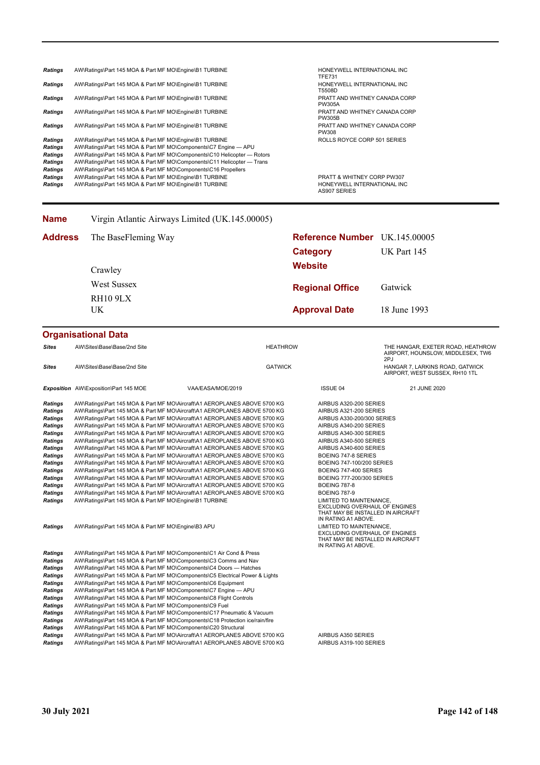| | | |
|---|---|---|
| *Ratings* | AW\Ratings\Part 145 MOA & Part MF MO\Engine\B1 TURBINE | HONEYWELL INTERNATIONAL INC TFE731 |
| *Ratings* | AW\Ratings\Part 145 MOA & Part MF MO\Engine\B1 TURBINE | HONEYWELL INTERNATIONAL INC T5508D |
| *Ratings* | AW\Ratings\Part 145 MOA & Part MF MO\Engine\B1 TURBINE | PRATT AND WHITNEY CANADA CORP PW305A |
| *Ratings* | AW\Ratings\Part 145 MOA & Part MF MO\Engine\B1 TURBINE | PRATT AND WHITNEY CANADA CORP PW305B |
| *Ratings* | AW\Ratings\Part 145 MOA & Part MF MO\Engine\B1 TURBINE | PRATT AND WHITNEY CANADA CORP PW308 |
| *Ratings* | AW\Ratings\Part 145 MOA & Part MF MO\Engine\B1 TURBINE | ROLLS ROYCE CORP 501 SERIES |
| *Ratings* | AW\Ratings\Part 145 MOA & Part MF MO\Components\C7 Engine — APU | |
| *Ratings* | AW\Ratings\Part 145 MOA & Part MF MO\Components\C10 Helicopter — Rotors | |
| *Ratings* | AW\Ratings\Part 145 MOA & Part MF MO\Components\C11 Helicopter — Trans | |
| *Ratings* | AW\Ratings\Part 145 MOA & Part MF MO\Components\C16 Propellers | |
| *Ratings* | AW\Ratings\Part 145 MOA & Part MF MO\Engine\B1 TURBINE | PRATT & WHITNEY CORP PW307 |
| *Ratings* | AW\Ratings\Part 145 MOA & Part MF MO\Engine\B1 TURBINE | HONEYWELL INTERNATIONAL INC AS907 SERIES |

## Name Virgin Atlantic Airways Limited (UK.145.00005)

**Address**
The BaseFleming Way

Crawley
West Sussex
RH10 9LX
UK

**Reference Number** UK.145.00005
**Category** UK Part 145
**Website**
**Regional Office** Gatwick
**Approval Date** 18 June 1993

### Organisational Data

| | | | | |
|---|---|---|---|---|
| *Sites* | AW\Sites\Base\Base/2nd Site | HEATHROW | | THE HANGAR, EXETER ROAD, HEATHROW AIRPORT, HOUNSLOW, MIDDLESEX, TW6 2PJ |
| *Sites* | AW\Sites\Base\Base/2nd Site | GATWICK | | HANGAR 7, LARKINS ROAD, GATWICK AIRPORT, WEST SUSSEX, RH10 1TL |
| *Exposition* | AW\Exposition\Part 145 MOE | VAA/EASA/MOE/2019 | ISSUE 04 | 21 JUNE 2020 |

| | | |
|---|---|---|
| *Ratings* | AW\Ratings\Part 145 MOA & Part MF MO\Aircraft\A1 AEROPLANES ABOVE 5700 KG | AIRBUS A320-200 SERIES |
| *Ratings* | AW\Ratings\Part 145 MOA & Part MF MO\Aircraft\A1 AEROPLANES ABOVE 5700 KG | AIRBUS A321-200 SERIES |
| *Ratings* | AW\Ratings\Part 145 MOA & Part MF MO\Aircraft\A1 AEROPLANES ABOVE 5700 KG | AIRBUS A330-200/300 SERIES |
| *Ratings* | AW\Ratings\Part 145 MOA & Part MF MO\Aircraft\A1 AEROPLANES ABOVE 5700 KG | AIRBUS A340-200 SERIES |
| *Ratings* | AW\Ratings\Part 145 MOA & Part MF MO\Aircraft\A1 AEROPLANES ABOVE 5700 KG | AIRBUS A340-300 SERIES |
| *Ratings* | AW\Ratings\Part 145 MOA & Part MF MO\Aircraft\A1 AEROPLANES ABOVE 5700 KG | AIRBUS A340-500 SERIES |
| *Ratings* | AW\Ratings\Part 145 MOA & Part MF MO\Aircraft\A1 AEROPLANES ABOVE 5700 KG | AIRBUS A340-600 SERIES |
| *Ratings* | AW\Ratings\Part 145 MOA & Part MF MO\Aircraft\A1 AEROPLANES ABOVE 5700 KG | BOEING 747-8 SERIES |
| *Ratings* | AW\Ratings\Part 145 MOA & Part MF MO\Aircraft\A1 AEROPLANES ABOVE 5700 KG | BOEING 747-100/200 SERIES |
| *Ratings* | AW\Ratings\Part 145 MOA & Part MF MO\Aircraft\A1 AEROPLANES ABOVE 5700 KG | BOEING 747-400 SERIES |
| *Ratings* | AW\Ratings\Part 145 MOA & Part MF MO\Aircraft\A1 AEROPLANES ABOVE 5700 KG | BOEING 777-200/300 SERIES |
| *Ratings* | AW\Ratings\Part 145 MOA & Part MF MO\Aircraft\A1 AEROPLANES ABOVE 5700 KG | BOEING 787-8 |
| *Ratings* | AW\Ratings\Part 145 MOA & Part MF MO\Aircraft\A1 AEROPLANES ABOVE 5700 KG | BOEING 787-9 |
| *Ratings* | AW\Ratings\Part 145 MOA & Part MF MO\Engine\B1 TURBINE | LIMITED TO MAINTENANCE, EXCLUDING OVERHAUL OF ENGINES THAT MAY BE INSTALLED IN AIRCRAFT IN RATING A1 ABOVE. |
| *Ratings* | AW\Ratings\Part 145 MOA & Part MF MO\Engine\B3 APU | LIMITED TO MAINTENANCE, EXCLUDING OVERHAUL OF ENGINES THAT MAY BE INSTALLED IN AIRCRAFT IN RATING A1 ABOVE. |
| *Ratings* | AW\Ratings\Part 145 MOA & Part MF MO\Components\C1 Air Cond & Press | |
| *Ratings* | AW\Ratings\Part 145 MOA & Part MF MO\Components\C3 Comms and Nav | |
| *Ratings* | AW\Ratings\Part 145 MOA & Part MF MO\Components\C4 Doors — Hatches | |
| *Ratings* | AW\Ratings\Part 145 MOA & Part MF MO\Components\C5 Electrical Power & Lights | |
| *Ratings* | AW\Ratings\Part 145 MOA & Part MF MO\Components\C6 Equipment | |
| *Ratings* | AW\Ratings\Part 145 MOA & Part MF MO\Components\C7 Engine — APU | |
| *Ratings* | AW\Ratings\Part 145 MOA & Part MF MO\Components\C8 Flight Controls | |
| *Ratings* | AW\Ratings\Part 145 MOA & Part MF MO\Components\C9 Fuel | |
| *Ratings* | AW\Ratings\Part 145 MOA & Part MF MO\Components\C17 Pneumatic & Vacuum | |
| *Ratings* | AW\Ratings\Part 145 MOA & Part MF MO\Components\C18 Protection ice/rain/fire | |
| *Ratings* | AW\Ratings\Part 145 MOA & Part MF MO\Components\C20 Structural | |
| *Ratings* | AW\Ratings\Part 145 MOA & Part MF MO\Aircraft\A1 AEROPLANES ABOVE 5700 KG | AIRBUS A350 SERIES |
| *Ratings* | AW\Ratings\Part 145 MOA & Part MF MO\Aircraft\A1 AEROPLANES ABOVE 5700 KG | AIRBUS A319-100 SERIES |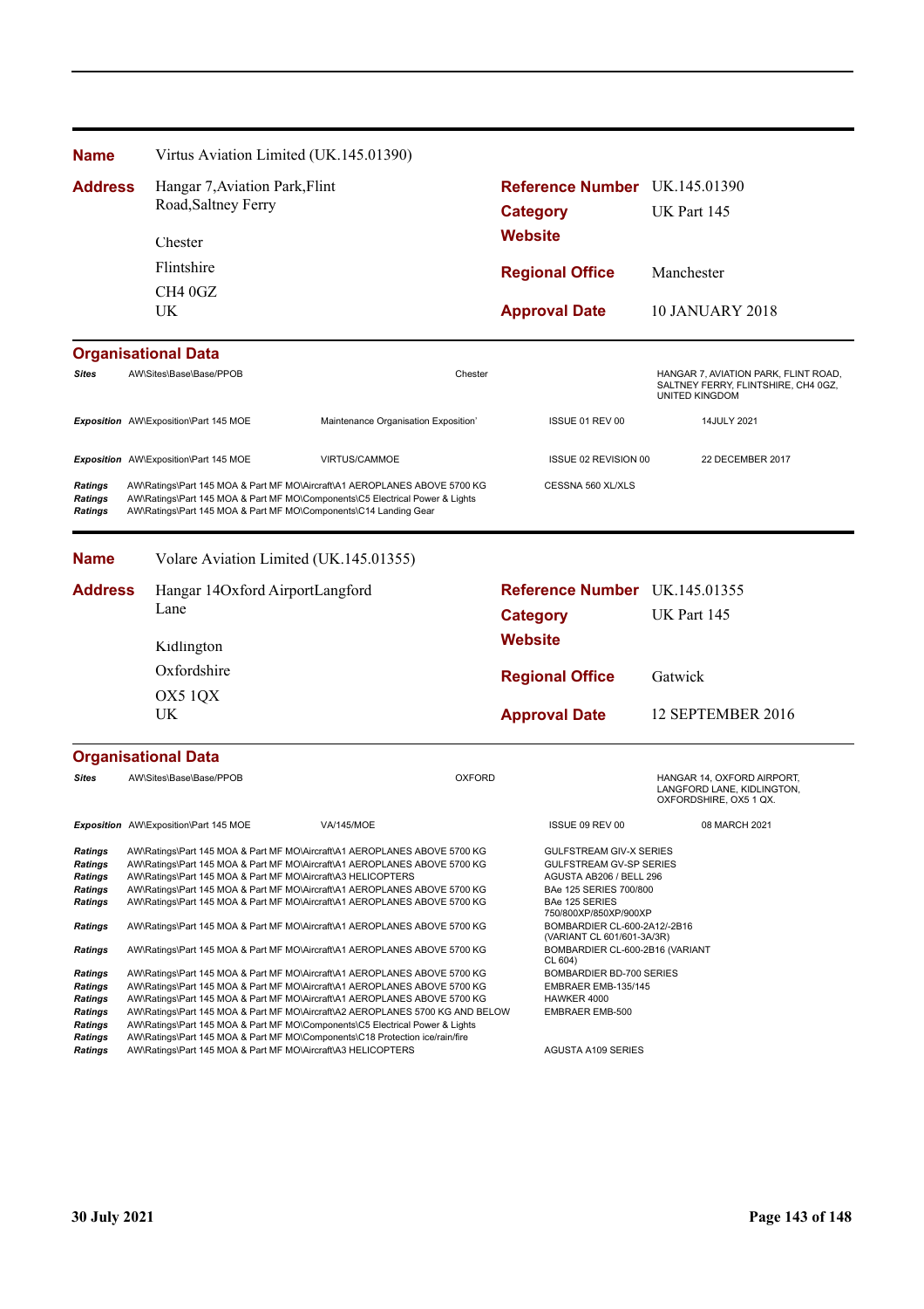| | |
|---|---|
| **Name** | Virtus Aviation Limited (UK.145.01390) |
| **Address** | Hangar 7,Aviation Park,Flint Road,Saltney Ferry<br>Chester<br>Flintshire<br>CH4 0GZ<br>UK |
| **Reference Number** | UK.145.01390 |
| **Category** | UK Part 145 |
| **Website** | |
| **Regional Office** | Manchester |
| **Approval Date** | 10 JANUARY 2018 |

**Organisational Data**

| | | | | |
|---|---|---|---|---|
| ***Sites*** | AW\Sites\Base\Base/PPOB | Chester | | HANGAR 7, AVIATION PARK, FLINT ROAD, SALTNEY FERRY, FLINTSHIRE, CH4 0GZ, UNITED KINGDOM |
| ***Exposition*** | AW\Exposition\Part 145 MOE | Maintenance Organisation Exposition' | ISSUE 01 REV 00 | 14JULY 2021 |
| ***Exposition*** | AW\Exposition\Part 145 MOE | VIRTUS/CAMMOE | ISSUE 02 REVISION 00 | 22 DECEMBER 2017 |

| | | |
|---|---|---|
| ***Ratings*** | AW\Ratings\Part 145 MOA & Part MF MO\Aircraft\A1 AEROPLANES ABOVE 5700 KG | CESSNA 560 XL/XLS |
| ***Ratings*** | AW\Ratings\Part 145 MOA & Part MF MO\Components\C5 Electrical Power & Lights | |
| ***Ratings*** | AW\Ratings\Part 145 MOA & Part MF MO\Components\C14 Landing Gear | |

| | |
|---|---|
| **Name** | Volare Aviation Limited (UK.145.01355) |
| **Address** | Hangar 14Oxford AirportLangford Lane<br>Kidlington<br>Oxfordshire<br>OX5 1QX<br>UK |
| **Reference Number** | UK.145.01355 |
| **Category** | UK Part 145 |
| **Website** | |
| **Regional Office** | Gatwick |
| **Approval Date** | 12 SEPTEMBER 2016 |

**Organisational Data**

| | | | | |
|---|---|---|---|---|
| ***Sites*** | AW\Sites\Base\Base/PPOB | OXFORD | | HANGAR 14, OXFORD AIRPORT, LANGFORD LANE, KIDLINGTON, OXFORDSHIRE, OX5 1 QX. |
| ***Exposition*** | AW\Exposition\Part 145 MOE | VA/145/MOE | ISSUE 09 REV 00 | 08 MARCH 2021 |

| | | |
|---|---|---|
| ***Ratings*** | AW\Ratings\Part 145 MOA & Part MF MO\Aircraft\A1 AEROPLANES ABOVE 5700 KG | GULFSTREAM GIV-X SERIES |
| ***Ratings*** | AW\Ratings\Part 145 MOA & Part MF MO\Aircraft\A1 AEROPLANES ABOVE 5700 KG | GULFSTREAM GV-SP SERIES |
| ***Ratings*** | AW\Ratings\Part 145 MOA & Part MF MO\Aircraft\A3 HELICOPTERS | AGUSTA AB206 / BELL 296 |
| ***Ratings*** | AW\Ratings\Part 145 MOA & Part MF MO\Aircraft\A1 AEROPLANES ABOVE 5700 KG | BAe 125 SERIES 700/800 |
| ***Ratings*** | AW\Ratings\Part 145 MOA & Part MF MO\Aircraft\A1 AEROPLANES ABOVE 5700 KG | BAe 125 SERIES 750/800XP/850XP/900XP |
| ***Ratings*** | AW\Ratings\Part 145 MOA & Part MF MO\Aircraft\A1 AEROPLANES ABOVE 5700 KG | BOMBARDIER CL-600-2A12/-2B16 (VARIANT CL 601/601-3A/3R) |
| ***Ratings*** | AW\Ratings\Part 145 MOA & Part MF MO\Aircraft\A1 AEROPLANES ABOVE 5700 KG | BOMBARDIER CL-600-2B16 (VARIANT CL 604) |
| ***Ratings*** | AW\Ratings\Part 145 MOA & Part MF MO\Aircraft\A1 AEROPLANES ABOVE 5700 KG | BOMBARDIER BD-700 SERIES |
| ***Ratings*** | AW\Ratings\Part 145 MOA & Part MF MO\Aircraft\A1 AEROPLANES ABOVE 5700 KG | EMBRAER EMB-135/145 |
| ***Ratings*** | AW\Ratings\Part 145 MOA & Part MF MO\Aircraft\A1 AEROPLANES ABOVE 5700 KG | HAWKER 4000 |
| ***Ratings*** | AW\Ratings\Part 145 MOA & Part MF MO\Aircraft\A2 AEROPLANES 5700 KG AND BELOW | EMBRAER EMB-500 |
| ***Ratings*** | AW\Ratings\Part 145 MOA & Part MF MO\Components\C5 Electrical Power & Lights | |
| ***Ratings*** | AW\Ratings\Part 145 MOA & Part MF MO\Components\C18 Protection ice/rain/fire | |
| ***Ratings*** | AW\Ratings\Part 145 MOA & Part MF MO\Aircraft\A3 HELICOPTERS | AGUSTA A109 SERIES |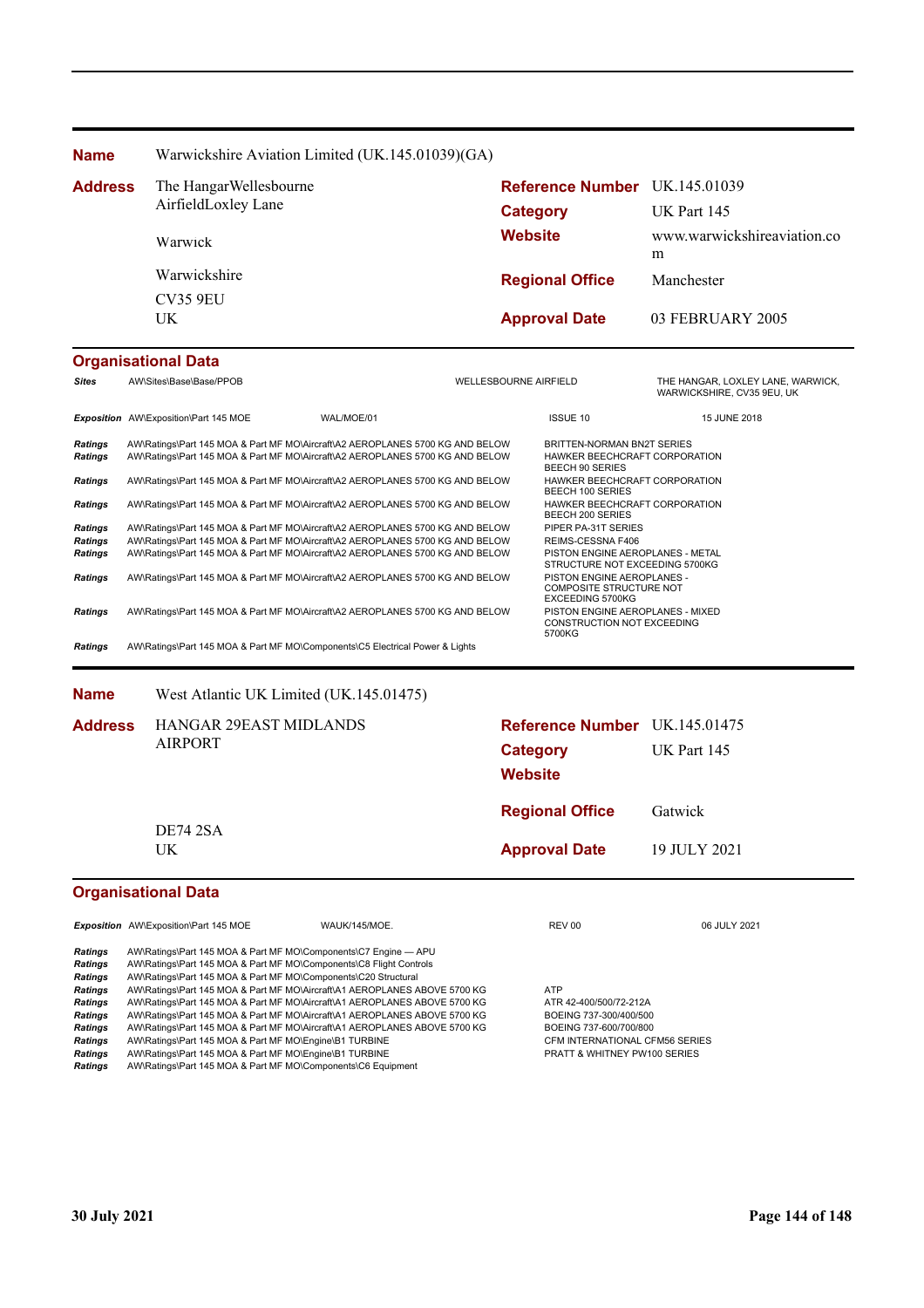**Name** Warwickshire Aviation Limited (UK.145.01039)(GA)

| | | | |
|---|---|---|---|
| **Address** | The HangarWellesbourne AirfieldLoxley Lane | **Reference Number** | UK.145.01039 |
| | | **Category** | UK Part 145 |
| | Warwick | **Website** | www.warwickshireaviation.com |
| | Warwickshire | **Regional Office** | Manchester |
| | CV35 9EU UK | **Approval Date** | 03 FEBRUARY 2005 |

## Organisational Data

| | | | | |
|---|---|---|---|---|
| *Sites* | AW\Sites\Base\Base/PPOB | | WELLESBOURNE AIRFIELD | THE HANGAR, LOXLEY LANE, WARWICK, WARWICKSHIRE, CV35 9EU, UK |
| *Exposition* | AW\Exposition\Part 145 MOE | WAL/MOE/01 | ISSUE 10 | 15 JUNE 2018 |

| | | |
|---|---|---|
| *Ratings* | AW\Ratings\Part 145 MOA & Part MF MO\Aircraft\A2 AEROPLANES 5700 KG AND BELOW | BRITTEN-NORMAN BN2T SERIES |
| *Ratings* | AW\Ratings\Part 145 MOA & Part MF MO\Aircraft\A2 AEROPLANES 5700 KG AND BELOW | HAWKER BEECHCRAFT CORPORATION BEECH 90 SERIES |
| *Ratings* | AW\Ratings\Part 145 MOA & Part MF MO\Aircraft\A2 AEROPLANES 5700 KG AND BELOW | HAWKER BEECHCRAFT CORPORATION BEECH 100 SERIES |
| *Ratings* | AW\Ratings\Part 145 MOA & Part MF MO\Aircraft\A2 AEROPLANES 5700 KG AND BELOW | HAWKER BEECHCRAFT CORPORATION BEECH 200 SERIES |
| *Ratings* | AW\Ratings\Part 145 MOA & Part MF MO\Aircraft\A2 AEROPLANES 5700 KG AND BELOW | PIPER PA-31T SERIES |
| *Ratings* | AW\Ratings\Part 145 MOA & Part MF MO\Aircraft\A2 AEROPLANES 5700 KG AND BELOW | REIMS-CESSNA F406 |
| *Ratings* | AW\Ratings\Part 145 MOA & Part MF MO\Aircraft\A2 AEROPLANES 5700 KG AND BELOW | PISTON ENGINE AEROPLANES - METAL STRUCTURE NOT EXCEEDING 5700KG |
| *Ratings* | AW\Ratings\Part 145 MOA & Part MF MO\Aircraft\A2 AEROPLANES 5700 KG AND BELOW | PISTON ENGINE AEROPLANES - COMPOSITE STRUCTURE NOT EXCEEDING 5700KG |
| *Ratings* | AW\Ratings\Part 145 MOA & Part MF MO\Aircraft\A2 AEROPLANES 5700 KG AND BELOW | PISTON ENGINE AEROPLANES - MIXED CONSTRUCTION NOT EXCEEDING 5700KG |
| *Ratings* | AW\Ratings\Part 145 MOA & Part MF MO\Components\C5 Electrical Power & Lights | |

**Name** West Atlantic UK Limited (UK.145.01475)

| | | | |
|---|---|---|---|
| **Address** | HANGAR 29EAST MIDLANDS AIRPORT | **Reference Number** | UK.145.01475 |
| | | **Category** | UK Part 145 |
| | | **Website** | |
| | | **Regional Office** | Gatwick |
| | DE74 2SA UK | **Approval Date** | 19 JULY 2021 |

## Organisational Data

| | | | | |
|---|---|---|---|---|
| *Exposition* | AW\Exposition\Part 145 MOE | WAUK/145/MOE. | REV 00 | 06 JULY 2021 |

| | | |
|---|---|---|
| *Ratings* | AW\Ratings\Part 145 MOA & Part MF MO\Components\C7 Engine — APU | |
| *Ratings* | AW\Ratings\Part 145 MOA & Part MF MO\Components\C8 Flight Controls | |
| *Ratings* | AW\Ratings\Part 145 MOA & Part MF MO\Components\C20 Structural | |
| *Ratings* | AW\Ratings\Part 145 MOA & Part MF MO\Aircraft\A1 AEROPLANES ABOVE 5700 KG | ATP |
| *Ratings* | AW\Ratings\Part 145 MOA & Part MF MO\Aircraft\A1 AEROPLANES ABOVE 5700 KG | ATR 42-400/500/72-212A |
| *Ratings* | AW\Ratings\Part 145 MOA & Part MF MO\Aircraft\A1 AEROPLANES ABOVE 5700 KG | BOEING 737-300/400/500 |
| *Ratings* | AW\Ratings\Part 145 MOA & Part MF MO\Aircraft\A1 AEROPLANES ABOVE 5700 KG | BOEING 737-600/700/800 |
| *Ratings* | AW\Ratings\Part 145 MOA & Part MF MO\Engine\B1 TURBINE | CFM INTERNATIONAL CFM56 SERIES |
| *Ratings* | AW\Ratings\Part 145 MOA & Part MF MO\Engine\B1 TURBINE | PRATT & WHITNEY PW100 SERIES |
| *Ratings* | AW\Ratings\Part 145 MOA & Part MF MO\Components\C6 Equipment | |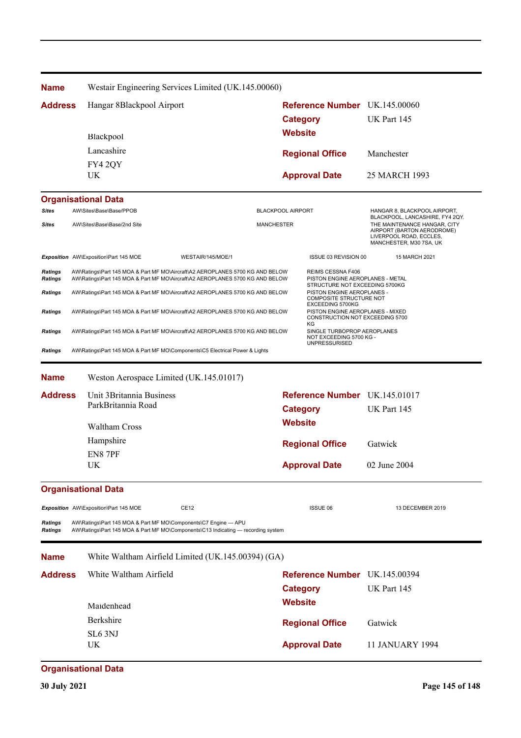**Name** Westair Engineering Services Limited (UK.145.00060)

**Address** Hangar 8Blackpool Airport

Blackpool

Lancashire

FY4 2QY

UK

**Reference Number** UK.145.00060

**Category** UK Part 145

**Website**

**Regional Office** Manchester

**Approval Date** 25 MARCH 1993

**Organisational Data**

| | | | |
|---|---|---|---|
| *Sites* | AW\Sites\Base\Base/PPOB | BLACKPOOL AIRPORT | HANGAR 8, BLACKPOOL AIRPORT, BLACKPOOL, LANCASHIRE, FY4 2QY. |
| *Sites* | AW\Sites\Base\Base/2nd Site | MANCHESTER | THE MAINTENANCE HANGAR, CITY AIRPORT (BARTON AERODROME) LIVERPOOL ROAD, ECCLES, MANCHESTER, M30 7SA, UK |

| | | | | |
|---|---|---|---|---|
| *Exposition* | AW\Exposition\Part 145 MOE | WESTAIR/145/MOE/1 | ISSUE 03 REVISION 00 | 15 MARCH 2021 |

| | | |
|---|---|---|
| *Ratings* | AW\Ratings\Part 145 MOA & Part MF MO\Aircraft\A2 AEROPLANES 5700 KG AND BELOW | REIMS CESSNA F406 |
| *Ratings* | AW\Ratings\Part 145 MOA & Part MF MO\Aircraft\A2 AEROPLANES 5700 KG AND BELOW | PISTON ENGINE AEROPLANES - METAL STRUCTURE NOT EXCEEDING 5700KG |
| *Ratings* | AW\Ratings\Part 145 MOA & Part MF MO\Aircraft\A2 AEROPLANES 5700 KG AND BELOW | PISTON ENGINE AEROPLANES - COMPOSITE STRUCTURE NOT EXCEEDING 5700KG |
| *Ratings* | AW\Ratings\Part 145 MOA & Part MF MO\Aircraft\A2 AEROPLANES 5700 KG AND BELOW | PISTON ENGINE AEROPLANES - MIXED CONSTRUCTION NOT EXCEEDING 5700 KG |
| *Ratings* | AW\Ratings\Part 145 MOA & Part MF MO\Aircraft\A2 AEROPLANES 5700 KG AND BELOW | SINGLE TURBOPROP AEROPLANES NOT EXCEEDING 5700 KG - UNPRESSURISED |
| *Ratings* | AW\Ratings\Part 145 MOA & Part MF MO\Components\C5 Electrical Power & Lights | |

**Name** Weston Aerospace Limited (UK.145.01017)

**Address** Unit 3Britannia Business ParkBritannia Road

Waltham Cross

Hampshire

EN8 7PF

UK

**Reference Number** UK.145.01017

**Category** UK Part 145

**Website**

**Regional Office** Gatwick

**Approval Date** 02 June 2004

**Organisational Data**

| | | | | |
|---|---|---|---|---|
| *Exposition* | AW\Exposition\Part 145 MOE | CE12 | ISSUE 06 | 13 DECEMBER 2019 |

| | |
|---|---|
| *Ratings* | AW\Ratings\Part 145 MOA & Part MF MO\Components\C7 Engine — APU |
| *Ratings* | AW\Ratings\Part 145 MOA & Part MF MO\Components\C13 Indicating — recording system |

**Name** White Waltham Airfield Limited (UK.145.00394) (GA)

**Address** White Waltham Airfield

Maidenhead

Berkshire

SL6 3NJ

UK

**Reference Number** UK.145.00394

**Category** UK Part 145

**Website**

**Regional Office** Gatwick

**Approval Date** 11 JANUARY 1994

**Organisational Data**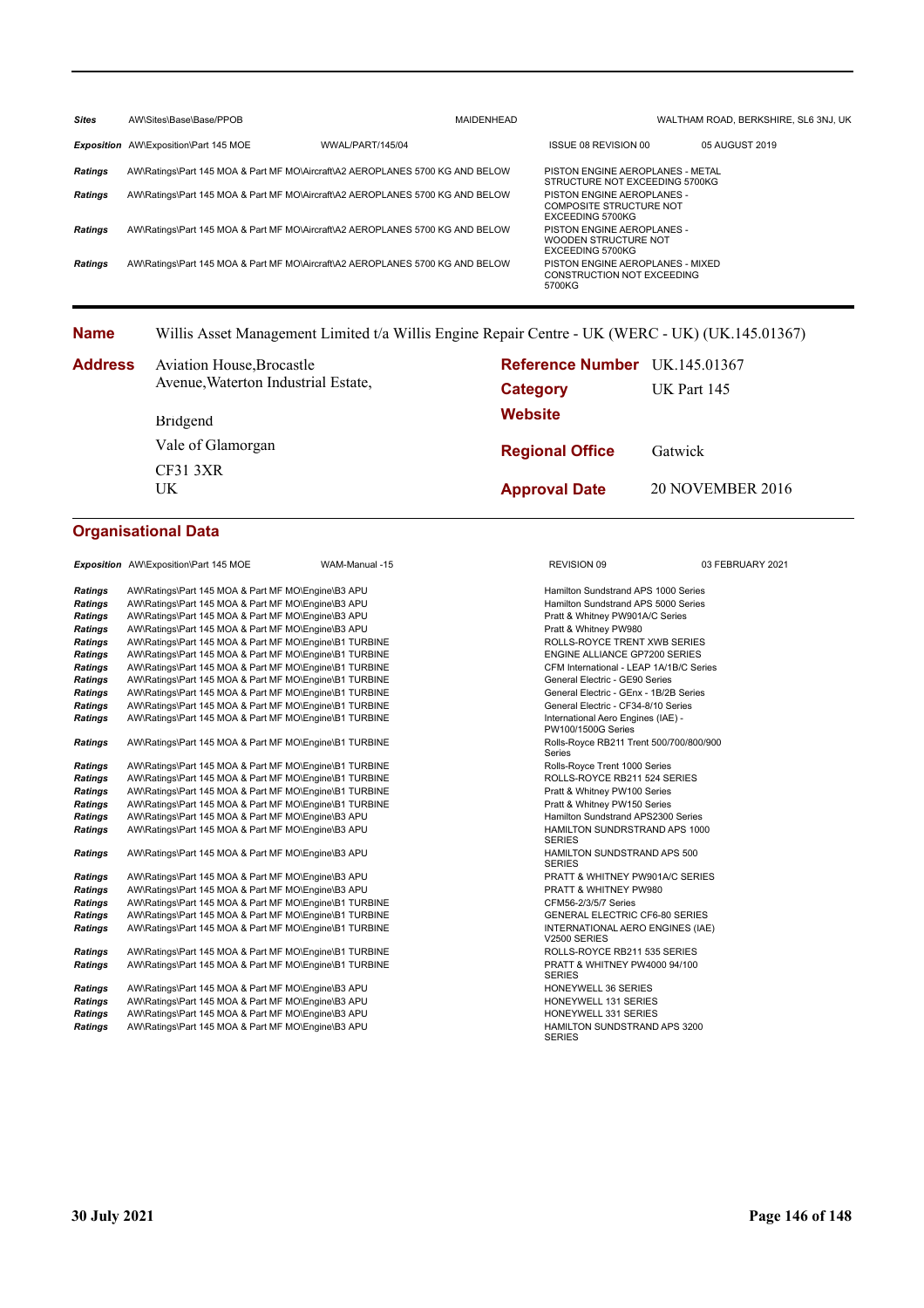| | | | | |
|---|---|---|---|---|
| ***Sites*** | AW\Sites\Base\Base/PPOB | MAIDENHEAD | WALTHAM ROAD, BERKSHIRE, SL6 3NJ, UK | |
| ***Exposition*** | AW\Exposition\Part 145 MOE | WWAL/PART/145/04 | ISSUE 08 REVISION 00 | 05 AUGUST 2019 |
| ***Ratings*** | AW\Ratings\Part 145 MOA & Part MF MO\Aircraft\A2 AEROPLANES 5700 KG AND BELOW | | PISTON ENGINE AEROPLANES - METAL STRUCTURE NOT EXCEEDING 5700KG | |
| ***Ratings*** | AW\Ratings\Part 145 MOA & Part MF MO\Aircraft\A2 AEROPLANES 5700 KG AND BELOW | | PISTON ENGINE AEROPLANES - COMPOSITE STRUCTURE NOT EXCEEDING 5700KG | |
| ***Ratings*** | AW\Ratings\Part 145 MOA & Part MF MO\Aircraft\A2 AEROPLANES 5700 KG AND BELOW | | PISTON ENGINE AEROPLANES - WOODEN STRUCTURE NOT EXCEEDING 5700KG | |
| ***Ratings*** | AW\Ratings\Part 145 MOA & Part MF MO\Aircraft\A2 AEROPLANES 5700 KG AND BELOW | | PISTON ENGINE AEROPLANES - MIXED CONSTRUCTION NOT EXCEEDING 5700KG | |

**Name** Willis Asset Management Limited t/a Willis Engine Repair Centre - UK (WERC - UK) (UK.145.01367)

**Address**
Aviation House,Brocastle Avenue,Waterton Industrial Estate,
Bridgend
Vale of Glamorgan
CF31 3XR
UK

**Reference Number** UK.145.01367
**Category** UK Part 145
**Website**
**Regional Office** Gatwick
**Approval Date** 20 NOVEMBER 2016

## Organisational Data

| | | | | |
|---|---|---|---|---|
| ***Exposition*** | AW\Exposition\Part 145 MOE | WAM-Manual -15 | REVISION 09 | 03 FEBRUARY 2021 |
| ***Ratings*** | AW\Ratings\Part 145 MOA & Part MF MO\Engine\B3 APU | | Hamilton Sundstrand APS 1000 Series | |
| ***Ratings*** | AW\Ratings\Part 145 MOA & Part MF MO\Engine\B3 APU | | Hamilton Sundstrand APS 5000 Series | |
| ***Ratings*** | AW\Ratings\Part 145 MOA & Part MF MO\Engine\B3 APU | | Pratt & Whitney PW901A/C Series | |
| ***Ratings*** | AW\Ratings\Part 145 MOA & Part MF MO\Engine\B3 APU | | Pratt & Whitney PW980 | |
| ***Ratings*** | AW\Ratings\Part 145 MOA & Part MF MO\Engine\B1 TURBINE | | ROLLS-ROYCE TRENT XWB SERIES | |
| ***Ratings*** | AW\Ratings\Part 145 MOA & Part MF MO\Engine\B1 TURBINE | | ENGINE ALLIANCE GP7200 SERIES | |
| ***Ratings*** | AW\Ratings\Part 145 MOA & Part MF MO\Engine\B1 TURBINE | | CFM International - LEAP 1A/1B/C Series | |
| ***Ratings*** | AW\Ratings\Part 145 MOA & Part MF MO\Engine\B1 TURBINE | | General Electric - GE90 Series | |
| ***Ratings*** | AW\Ratings\Part 145 MOA & Part MF MO\Engine\B1 TURBINE | | General Electric - GEnx - 1B/2B Series | |
| ***Ratings*** | AW\Ratings\Part 145 MOA & Part MF MO\Engine\B1 TURBINE | | General Electric - CF34-8/10 Series | |
| ***Ratings*** | AW\Ratings\Part 145 MOA & Part MF MO\Engine\B1 TURBINE | | International Aero Engines (IAE) - PW100/1500G Series | |
| ***Ratings*** | AW\Ratings\Part 145 MOA & Part MF MO\Engine\B1 TURBINE | | Rolls-Royce RB211 Trent 500/700/800/900 Series | |
| ***Ratings*** | AW\Ratings\Part 145 MOA & Part MF MO\Engine\B1 TURBINE | | Rolls-Royce Trent 1000 Series | |
| ***Ratings*** | AW\Ratings\Part 145 MOA & Part MF MO\Engine\B1 TURBINE | | ROLLS-ROYCE RB211 524 SERIES | |
| ***Ratings*** | AW\Ratings\Part 145 MOA & Part MF MO\Engine\B1 TURBINE | | Pratt & Whitney PW100 Series | |
| ***Ratings*** | AW\Ratings\Part 145 MOA & Part MF MO\Engine\B1 TURBINE | | Pratt & Whitney PW150 Series | |
| ***Ratings*** | AW\Ratings\Part 145 MOA & Part MF MO\Engine\B3 APU | | Hamilton Sundstrand APS2300 Series | |
| ***Ratings*** | AW\Ratings\Part 145 MOA & Part MF MO\Engine\B3 APU | | HAMILTON SUNDRSTRAND APS 1000 SERIES | |
| ***Ratings*** | AW\Ratings\Part 145 MOA & Part MF MO\Engine\B3 APU | | HAMILTON SUNDSTRAND APS 500 SERIES | |
| ***Ratings*** | AW\Ratings\Part 145 MOA & Part MF MO\Engine\B3 APU | | PRATT & WHITNEY PW901A/C SERIES | |
| ***Ratings*** | AW\Ratings\Part 145 MOA & Part MF MO\Engine\B3 APU | | PRATT & WHITNEY PW980 | |
| ***Ratings*** | AW\Ratings\Part 145 MOA & Part MF MO\Engine\B1 TURBINE | | CFM56-2/3/5/7 Series | |
| ***Ratings*** | AW\Ratings\Part 145 MOA & Part MF MO\Engine\B1 TURBINE | | GENERAL ELECTRIC CF6-80 SERIES | |
| ***Ratings*** | AW\Ratings\Part 145 MOA & Part MF MO\Engine\B1 TURBINE | | INTERNATIONAL AERO ENGINES (IAE) V2500 SERIES | |
| ***Ratings*** | AW\Ratings\Part 145 MOA & Part MF MO\Engine\B1 TURBINE | | ROLLS-ROYCE RB211 535 SERIES | |
| ***Ratings*** | AW\Ratings\Part 145 MOA & Part MF MO\Engine\B1 TURBINE | | PRATT & WHITNEY PW4000 94/100 SERIES | |
| ***Ratings*** | AW\Ratings\Part 145 MOA & Part MF MO\Engine\B3 APU | | HONEYWELL 36 SERIES | |
| ***Ratings*** | AW\Ratings\Part 145 MOA & Part MF MO\Engine\B3 APU | | HONEYWELL 131 SERIES | |
| ***Ratings*** | AW\Ratings\Part 145 MOA & Part MF MO\Engine\B3 APU | | HONEYWELL 331 SERIES | |
| ***Ratings*** | AW\Ratings\Part 145 MOA & Part MF MO\Engine\B3 APU | | HAMILTON SUNDSTRAND APS 3200 SERIES | |

**30 July 2021**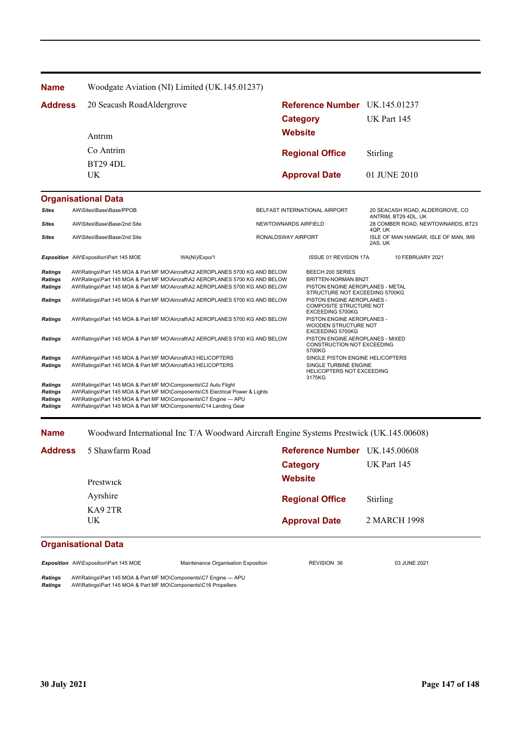**Name** Woodgate Aviation (NI) Limited (UK.145.01237)

**Address** 20 Seacash RoadAldergrove

Antrim

Co Antrim

BT29 4DL

UK

**Reference Number** UK.145.01237

**Category** UK Part 145

**Website**

**Regional Office** Stirling

**Approval Date** 01 JUNE 2010

**Organisational Data**

| | | | |
|---|---|---|---|
| *Sites* | AW\Sites\Base\Base/PPOB | BELFAST INTERNATIONAL AIRPORT | 20 SEACASH ROAD, ALDERGROVE, CO ANTRIM, BT29 4DL, UK |
| *Sites* | AW\Sites\Base\Base/2nd Site | NEWTOWNARDS AIRFIELD | 28 COMBER ROAD, NEWTOWNARDS, BT23 4QP, UK |
| *Sites* | AW\Sites\Base\Base/2nd Site | RONALDSWAY AIRPORT | ISLE OF MAN HANGAR, ISLE OF MAN, IM9 2AS, UK |

| | | | | |
|---|---|---|---|---|
| *Exposition* | AW\Exposition\Part 145 MOE | WA(NI)/Expo/1 | ISSUE 01 REVISION 17A | 10 FEBRUARY 2021 |

| | | |
|---|---|---|
| *Ratings* | AW\Ratings\Part 145 MOA & Part MF MO\Aircraft\A2 AEROPLANES 5700 KG AND BELOW | BEECH 200 SERIES |
| *Ratings* | AW\Ratings\Part 145 MOA & Part MF MO\Aircraft\A2 AEROPLANES 5700 KG AND BELOW | BRITTEN-NORMAN BN2T |
| *Ratings* | AW\Ratings\Part 145 MOA & Part MF MO\Aircraft\A2 AEROPLANES 5700 KG AND BELOW | PISTON ENGINE AEROPLANES - METAL STRUCTURE NOT EXCEEDING 5700KG |
| *Ratings* | AW\Ratings\Part 145 MOA & Part MF MO\Aircraft\A2 AEROPLANES 5700 KG AND BELOW | PISTON ENGINE AEROPLANES - COMPOSITE STRUCTURE NOT EXCEEDING 5700KG |
| *Ratings* | AW\Ratings\Part 145 MOA & Part MF MO\Aircraft\A2 AEROPLANES 5700 KG AND BELOW | PISTON ENGINE AEROPLANES - WOODEN STRUCTURE NOT EXCEEDING 5700KG |
| *Ratings* | AW\Ratings\Part 145 MOA & Part MF MO\Aircraft\A2 AEROPLANES 5700 KG AND BELOW | PISTON ENGINE AEROPLANES - MIXED CONSTRUCTION NOT EXCEEDING 5700KG |
| *Ratings* | AW\Ratings\Part 145 MOA & Part MF MO\Aircraft\A3 HELICOPTERS | SINGLE PISTON ENGINE HELICOPTERS |
| *Ratings* | AW\Ratings\Part 145 MOA & Part MF MO\Aircraft\A3 HELICOPTERS | SINGLE TURBINE ENGINE HELICOPTERS NOT EXCEEDING 3175KG |
| *Ratings* | AW\Ratings\Part 145 MOA & Part MF MO\Components\C2 Auto Flight | |
| *Ratings* | AW\Ratings\Part 145 MOA & Part MF MO\Components\C5 Electrical Power & Lights | |
| *Ratings* | AW\Ratings\Part 145 MOA & Part MF MO\Components\C7 Engine — APU | |
| *Ratings* | AW\Ratings\Part 145 MOA & Part MF MO\Components\C14 Landing Gear | |

**Name** Woodward International Inc T/A Woodward Aircraft Engine Systems Prestwick (UK.145.00608)

**Address** 5 Shawfarm Road

Prestwick

Ayrshire

KA9 2TR

UK

**Reference Number** UK.145.00608

**Category** UK Part 145

**Website**

**Regional Office** Stirling

**Approval Date** 2 MARCH 1998

**Organisational Data**

| | | | | |
|---|---|---|---|---|
| *Exposition* | AW\Exposition\Part 145 MOE | Maintenance Organisation Exposition | REVISION 36 | 03 JUNE 2021 |

| | |
|---|---|
| *Ratings* | AW\Ratings\Part 145 MOA & Part MF MO\Components\C7 Engine — APU |
| *Ratings* | AW\Ratings\Part 145 MOA & Part MF MO\Components\C16 Propellers |

30 July 2021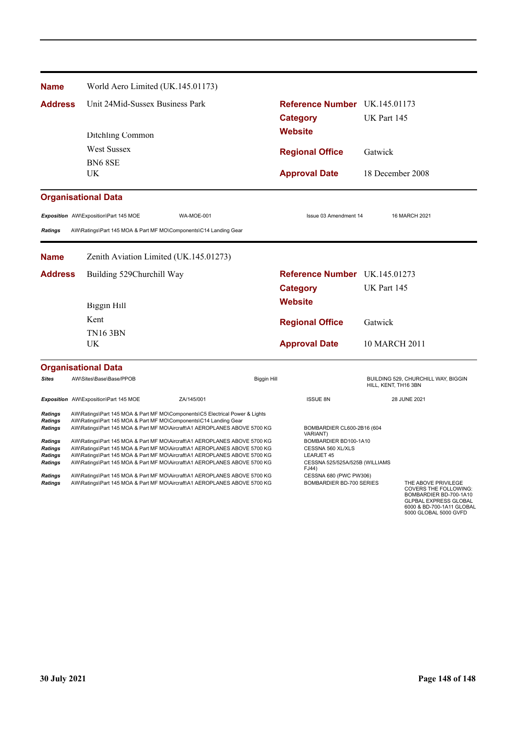**Name** World Aero Limited (UK.145.01173)

| | | | |
|---|---|---|---|
| **Address** | Unit 24Mid-Sussex Business Park | **Reference Number** | UK.145.01173 |
| | | **Category** | UK Part 145 |
| | Ditchling Common | **Website** | |
| | West Sussex | **Regional Office** | Gatwick |
| | BN6 8SE | | |
| | UK | **Approval Date** | 18 December 2008 |

**Organisational Data**

| | | | | |
|---|---|---|---|---|
| *Exposition* | AW\Exposition\Part 145 MOE | WA-MOE-001 | Issue 03 Amendment 14 | 16 MARCH 2021 |
| *Ratings* | AW\Ratings\Part 145 MOA & Part MF MO\Components\C14 Landing Gear | | | |

**Name** Zenith Aviation Limited (UK.145.01273)

| | | | |
|---|---|---|---|
| **Address** | Building 529Churchill Way | **Reference Number** | UK.145.01273 |
| | | **Category** | UK Part 145 |
| | Biggin Hill | **Website** | |
| | Kent | **Regional Office** | Gatwick |
| | TN16 3BN | | |
| | UK | **Approval Date** | 10 MARCH 2011 |

**Organisational Data**

| | | | |
|---|---|---|---|
| *Sites* | AW\Sites\Base\Base/PPOB | Biggin Hill | BUILDING 529, CHURCHILL WAY, BIGGIN HILL, KENT, TH16 3BN |
| *Exposition* | AW\Exposition\Part 145 MOE ZA/145/001 | ISSUE 8N | 28 JUNE 2021 |
| *Ratings* | AW\Ratings\Part 145 MOA & Part MF MO\Components\C5 Electrical Power & Lights | | |
| *Ratings* | AW\Ratings\Part 145 MOA & Part MF MO\Components\C14 Landing Gear | | |
| *Ratings* | AW\Ratings\Part 145 MOA & Part MF MO\Aircraft\A1 AEROPLANES ABOVE 5700 KG | BOMBARDIER CL600-2B16 (604 VARIANT) | |
| *Ratings* | AW\Ratings\Part 145 MOA & Part MF MO\Aircraft\A1 AEROPLANES ABOVE 5700 KG | BOMBARDIER BD100-1A10 | |
| *Ratings* | AW\Ratings\Part 145 MOA & Part MF MO\Aircraft\A1 AEROPLANES ABOVE 5700 KG | CESSNA 560 XL/XLS | |
| *Ratings* | AW\Ratings\Part 145 MOA & Part MF MO\Aircraft\A1 AEROPLANES ABOVE 5700 KG | LEARJET 45 | |
| *Ratings* | AW\Ratings\Part 145 MOA & Part MF MO\Aircraft\A1 AEROPLANES ABOVE 5700 KG | CESSNA 525/525A/525B (WILLIAMS FJ44) | |
| *Ratings* | AW\Ratings\Part 145 MOA & Part MF MO\Aircraft\A1 AEROPLANES ABOVE 5700 KG | CESSNA 680 (PWC PW306) | |
| *Ratings* | AW\Ratings\Part 145 MOA & Part MF MO\Aircraft\A1 AEROPLANES ABOVE 5700 KG | BOMBARDIER BD-700 SERIES | THE ABOVE PRIVILEGE COVERS THE FOLLOWING: BOMBARDIER BD-700-1A10 GLPBAL EXPRESS GLOBAL 6000 & BD-700-1A11 GLOBAL 5000 GLOBAL 5000 GVFD |

30 July 2021